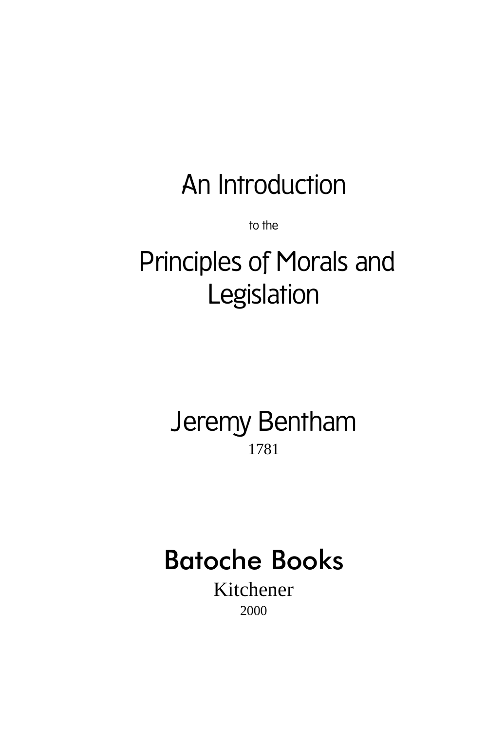# An Introduction

to the

# Principles of Morals and Legislation

## Jeremy Bentham

1781

## Batoche Books

Kitchener

2000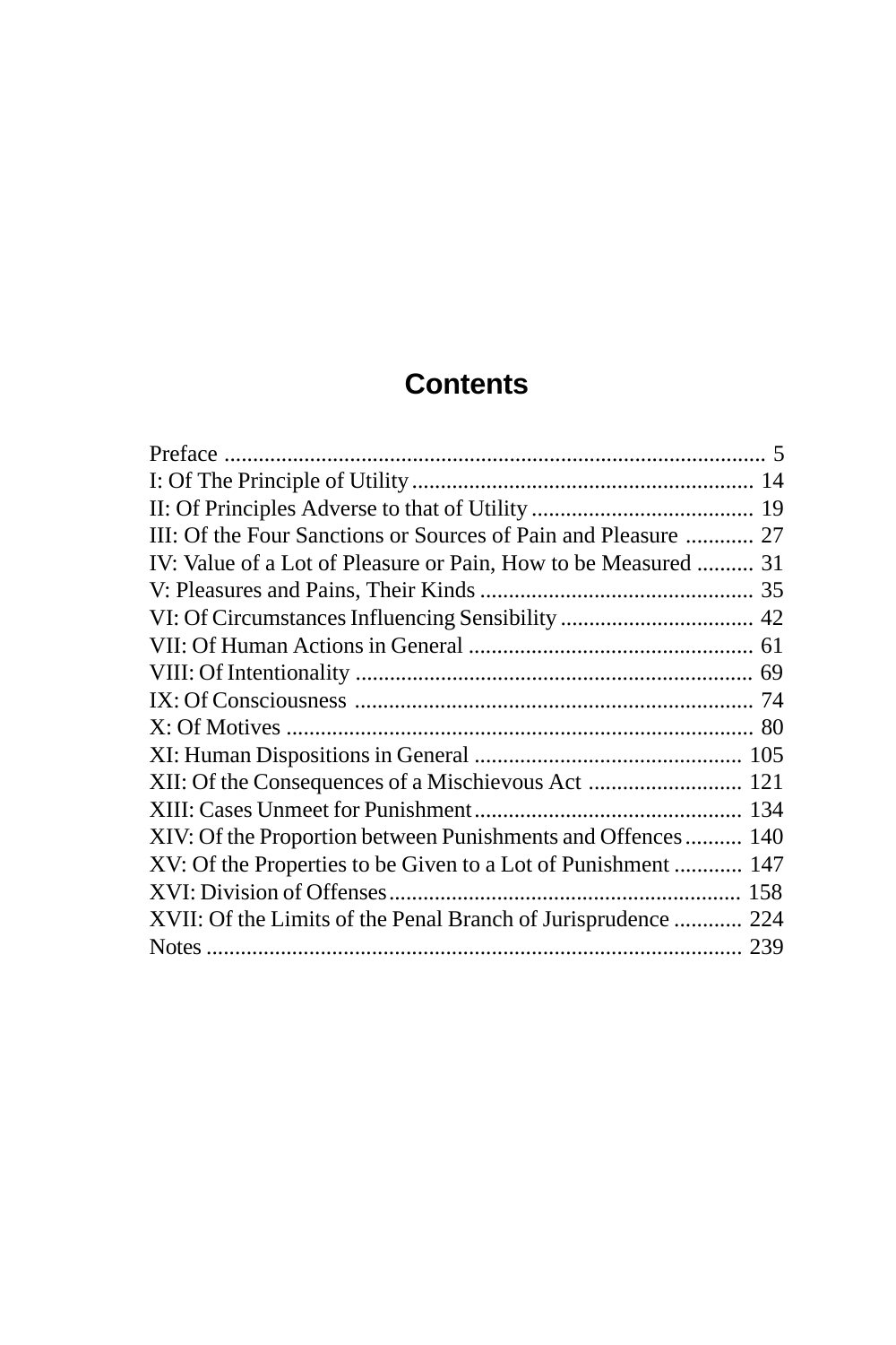# Contents

Preface ............................................................................................ 5
I: Of The Principle of Utility ........................................................... 14
II: Of Principles Adverse to that of Utility ...................................... 19
III: Of the Four Sanctions or Sources of Pain and Pleasure ............ 27
IV: Value of a Lot of Pleasure or Pain, How to be Measured .......... 31
V: Pleasures and Pains, Their Kinds ............................................... 35
VI: Of Circumstances Influencing Sensibility .................................. 42
VII: Of Human Actions in General .................................................. 61
VIII: Of Intentionality ..................................................................... 69
IX: Of Consciousness ..................................................................... 74
X: Of Motives ................................................................................ 80
XI: Human Dispositions in General ............................................... 105
XII: Of the Consequences of a Mischievous Act ........................... 121
XIII: Cases Unmeet for Punishment ............................................... 134
XIV: Of the Proportion between Punishments and Offences .......... 140
XV: Of the Properties to be Given to a Lot of Punishment ............ 147
XVI: Division of Offenses ............................................................. 158
XVII: Of the Limits of the Penal Branch of Jurisprudence ............ 224
Notes ............................................................................................ 239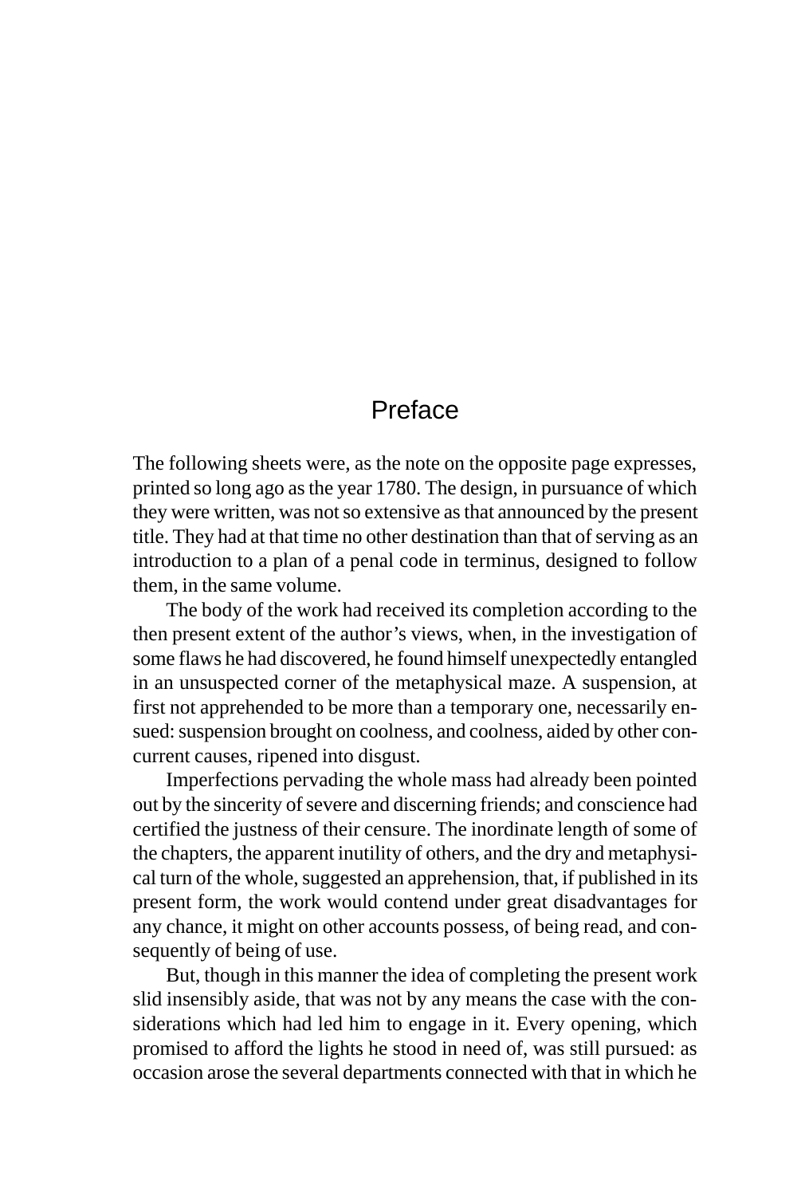# Preface

The following sheets were, as the note on the opposite page expresses, printed so long ago as the year 1780. The design, in pursuance of which they were written, was not so extensive as that announced by the present title. They had at that time no other destination than that of serving as an introduction to a plan of a penal code in terminus, designed to follow them, in the same volume.

The body of the work had received its completion according to the then present extent of the author's views, when, in the investigation of some flaws he had discovered, he found himself unexpectedly entangled in an unsuspected corner of the metaphysical maze. A suspension, at first not apprehended to be more than a temporary one, necessarily ensued: suspension brought on coolness, and coolness, aided by other concurrent causes, ripened into disgust.

Imperfections pervading the whole mass had already been pointed out by the sincerity of severe and discerning friends; and conscience had certified the justness of their censure. The inordinate length of some of the chapters, the apparent inutility of others, and the dry and metaphysical turn of the whole, suggested an apprehension, that, if published in its present form, the work would contend under great disadvantages for any chance, it might on other accounts possess, of being read, and consequently of being of use.

But, though in this manner the idea of completing the present work slid insensibly aside, that was not by any means the case with the considerations which had led him to engage in it. Every opening, which promised to afford the lights he stood in need of, was still pursued: as occasion arose the several departments connected with that in which he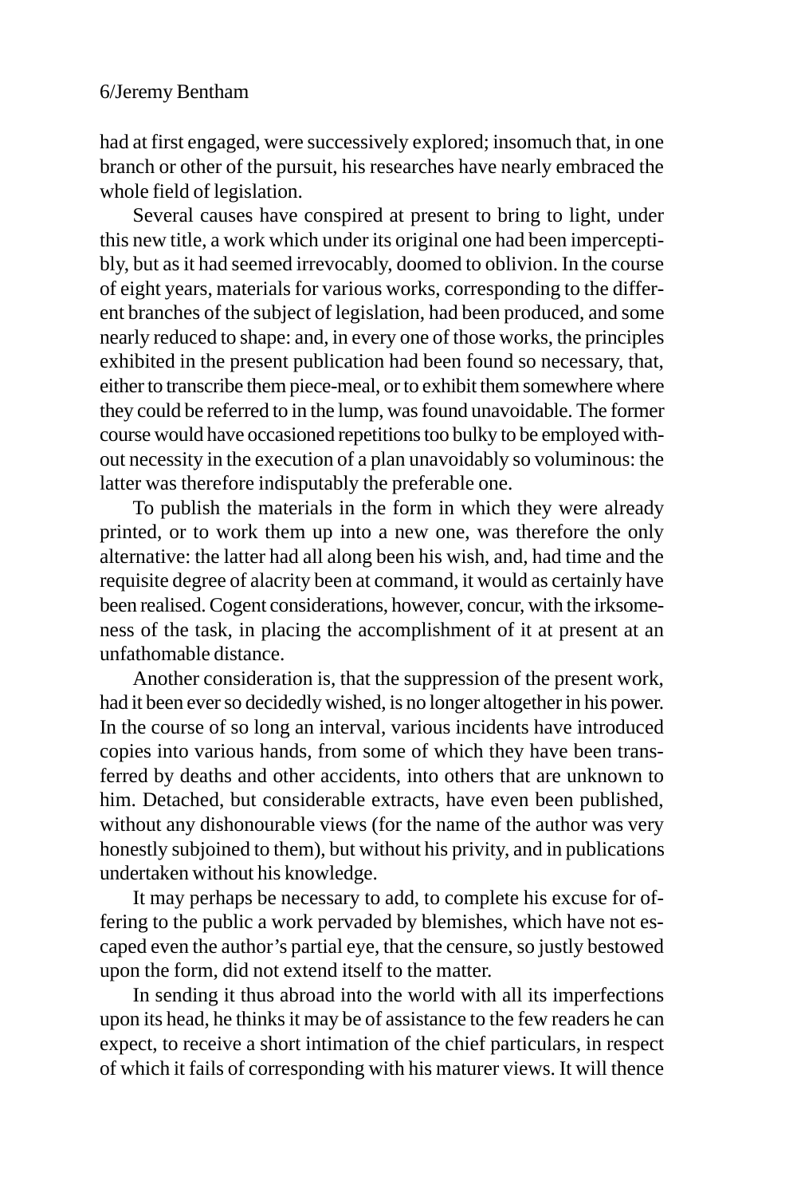had at first engaged, were successively explored; insomuch that, in one branch or other of the pursuit, his researches have nearly embraced the whole field of legislation.

Several causes have conspired at present to bring to light, under this new title, a work which under its original one had been imperceptibly, but as it had seemed irrevocably, doomed to oblivion. In the course of eight years, materials for various works, corresponding to the different branches of the subject of legislation, had been produced, and some nearly reduced to shape: and, in every one of those works, the principles exhibited in the present publication had been found so necessary, that, either to transcribe them piece-meal, or to exhibit them somewhere where they could be referred to in the lump, was found unavoidable. The former course would have occasioned repetitions too bulky to be employed without necessity in the execution of a plan unavoidably so voluminous: the latter was therefore indisputably the preferable one.

To publish the materials in the form in which they were already printed, or to work them up into a new one, was therefore the only alternative: the latter had all along been his wish, and, had time and the requisite degree of alacrity been at command, it would as certainly have been realised. Cogent considerations, however, concur, with the irksomeness of the task, in placing the accomplishment of it at present at an unfathomable distance.

Another consideration is, that the suppression of the present work, had it been ever so decidedly wished, is no longer altogether in his power. In the course of so long an interval, various incidents have introduced copies into various hands, from some of which they have been transferred by deaths and other accidents, into others that are unknown to him. Detached, but considerable extracts, have even been published, without any dishonourable views (for the name of the author was very honestly subjoined to them), but without his privity, and in publications undertaken without his knowledge.

It may perhaps be necessary to add, to complete his excuse for offering to the public a work pervaded by blemishes, which have not escaped even the author's partial eye, that the censure, so justly bestowed upon the form, did not extend itself to the matter.

In sending it thus abroad into the world with all its imperfections upon its head, he thinks it may be of assistance to the few readers he can expect, to receive a short intimation of the chief particulars, in respect of which it fails of corresponding with his maturer views. It will thence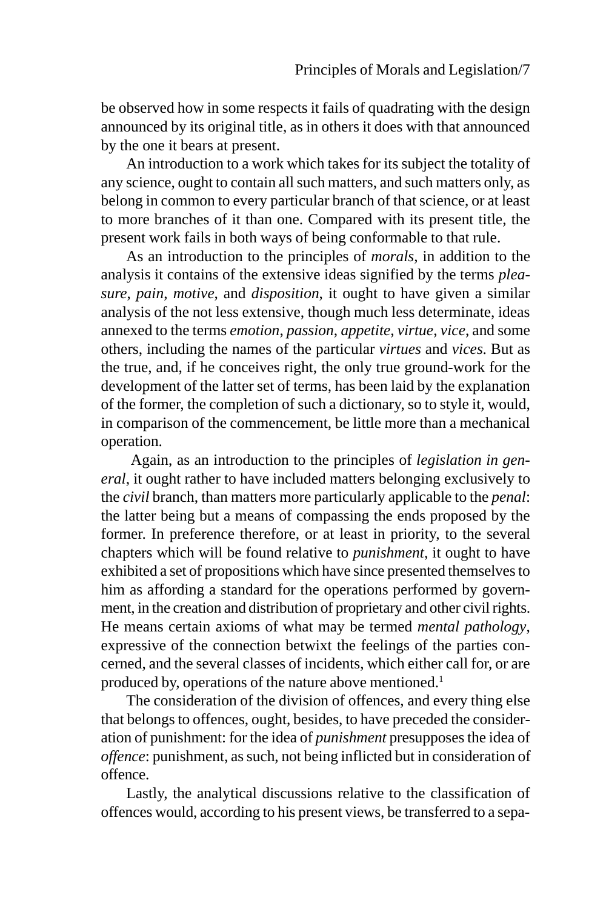be observed how in some respects it fails of quadrating with the design announced by its original title, as in others it does with that announced by the one it bears at present.

An introduction to a work which takes for its subject the totality of any science, ought to contain all such matters, and such matters only, as belong in common to every particular branch of that science, or at least to more branches of it than one. Compared with its present title, the present work fails in both ways of being conformable to that rule.

As an introduction to the principles of *morals*, in addition to the analysis it contains of the extensive ideas signified by the terms *pleasure*, *pain*, *motive*, and *disposition*, it ought to have given a similar analysis of the not less extensive, though much less determinate, ideas annexed to the terms *emotion*, *passion*, *appetite*, *virtue*, *vice*, and some others, including the names of the particular *virtues* and *vices*. But as the true, and, if he conceives right, the only true ground-work for the development of the latter set of terms, has been laid by the explanation of the former, the completion of such a dictionary, so to style it, would, in comparison of the commencement, be little more than a mechanical operation.

Again, as an introduction to the principles of *legislation in general*, it ought rather to have included matters belonging exclusively to the *civil* branch, than matters more particularly applicable to the *penal*: the latter being but a means of compassing the ends proposed by the former. In preference therefore, or at least in priority, to the several chapters which will be found relative to *punishment*, it ought to have exhibited a set of propositions which have since presented themselves to him as affording a standard for the operations performed by government, in the creation and distribution of proprietary and other civil rights. He means certain axioms of what may be termed *mental pathology*, expressive of the connection betwixt the feelings of the parties concerned, and the several classes of incidents, which either call for, or are produced by, operations of the nature above mentioned.[1]

The consideration of the division of offences, and every thing else that belongs to offences, ought, besides, to have preceded the consideration of punishment: for the idea of *punishment* presupposes the idea of *offence*: punishment, as such, not being inflicted but in consideration of offence.

Lastly, the analytical discussions relative to the classification of offences would, according to his present views, be transferred to a sepa-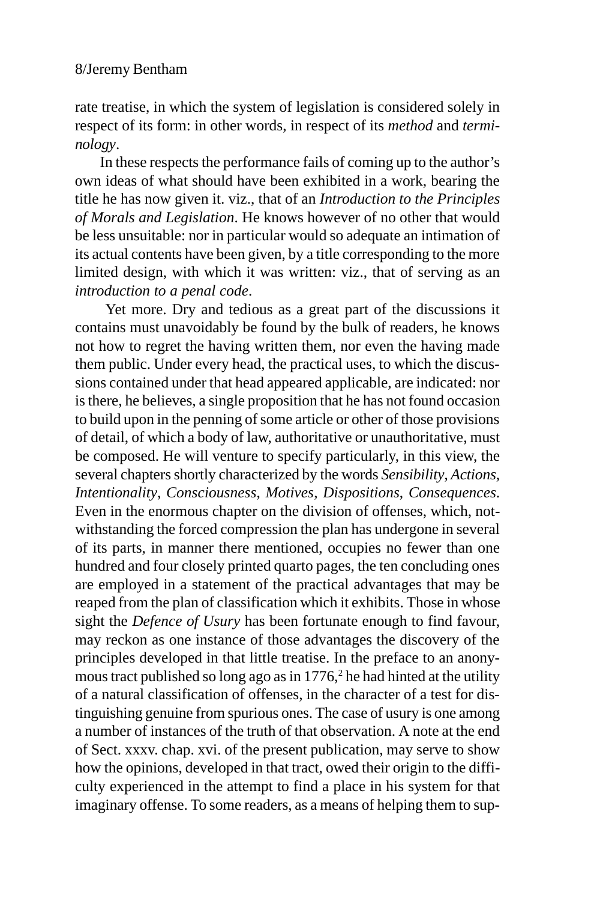rate treatise, in which the system of legislation is considered solely in respect of its form: in other words, in respect of its *method* and *terminology*.

In these respects the performance fails of coming up to the author's own ideas of what should have been exhibited in a work, bearing the title he has now given it. viz., that of an *Introduction to the Principles of Morals and Legislation*. He knows however of no other that would be less unsuitable: nor in particular would so adequate an intimation of its actual contents have been given, by a title corresponding to the more limited design, with which it was written: viz., that of serving as an *introduction to a penal code*.

Yet more. Dry and tedious as a great part of the discussions it contains must unavoidably be found by the bulk of readers, he knows not how to regret the having written them, nor even the having made them public. Under every head, the practical uses, to which the discussions contained under that head appeared applicable, are indicated: nor is there, he believes, a single proposition that he has not found occasion to build upon in the penning of some article or other of those provisions of detail, of which a body of law, authoritative or unauthoritative, must be composed. He will venture to specify particularly, in this view, the several chapters shortly characterized by the words *Sensibility*, *Actions*, *Intentionality*, *Consciousness*, *Motives*, *Dispositions*, *Consequences*. Even in the enormous chapter on the division of offenses, which, notwithstanding the forced compression the plan has undergone in several of its parts, in manner there mentioned, occupies no fewer than one hundred and four closely printed quarto pages, the ten concluding ones are employed in a statement of the practical advantages that may be reaped from the plan of classification which it exhibits. Those in whose sight the *Defence of Usury* has been fortunate enough to find favour, may reckon as one instance of those advantages the discovery of the principles developed in that little treatise. In the preface to an anonymous tract published so long ago as in 1776,[2] he had hinted at the utility of a natural classification of offenses, in the character of a test for distinguishing genuine from spurious ones. The case of usury is one among a number of instances of the truth of that observation. A note at the end of Sect. xxxv. chap. xvi. of the present publication, may serve to show how the opinions, developed in that tract, owed their origin to the difficulty experienced in the attempt to find a place in his system for that imaginary offense. To some readers, as a means of helping them to sup-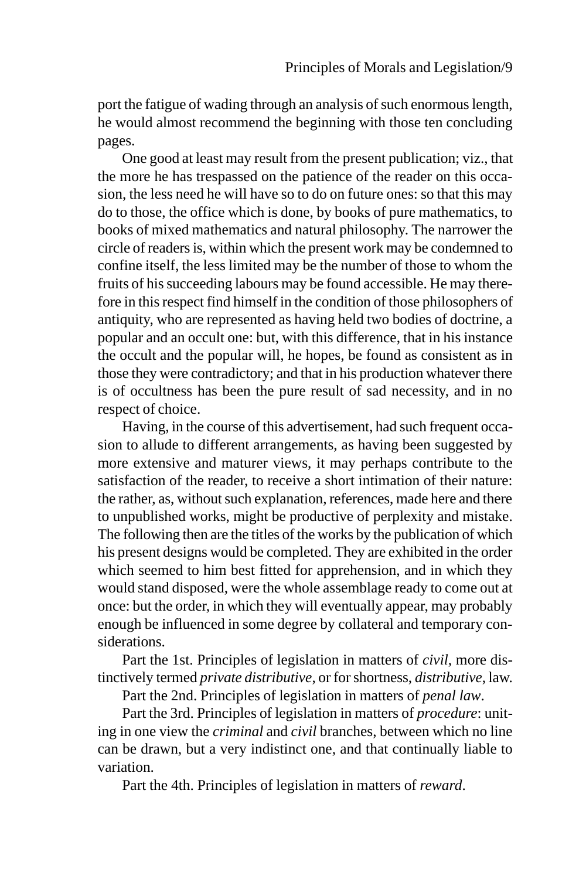port the fatigue of wading through an analysis of such enormous length, he would almost recommend the beginning with those ten concluding pages.

One good at least may result from the present publication; viz., that the more he has trespassed on the patience of the reader on this occasion, the less need he will have so to do on future ones: so that this may do to those, the office which is done, by books of pure mathematics, to books of mixed mathematics and natural philosophy. The narrower the circle of readers is, within which the present work may be condemned to confine itself, the less limited may be the number of those to whom the fruits of his succeeding labours may be found accessible. He may therefore in this respect find himself in the condition of those philosophers of antiquity, who are represented as having held two bodies of doctrine, a popular and an occult one: but, with this difference, that in his instance the occult and the popular will, he hopes, be found as consistent as in those they were contradictory; and that in his production whatever there is of occultness has been the pure result of sad necessity, and in no respect of choice.

Having, in the course of this advertisement, had such frequent occasion to allude to different arrangements, as having been suggested by more extensive and maturer views, it may perhaps contribute to the satisfaction of the reader, to receive a short intimation of their nature: the rather, as, without such explanation, references, made here and there to unpublished works, might be productive of perplexity and mistake. The following then are the titles of the works by the publication of which his present designs would be completed. They are exhibited in the order which seemed to him best fitted for apprehension, and in which they would stand disposed, were the whole assemblage ready to come out at once: but the order, in which they will eventually appear, may probably enough be influenced in some degree by collateral and temporary considerations.

Part the 1st. Principles of legislation in matters of *civil*, more distinctively termed *private distributive*, or for shortness, *distributive*, law.

Part the 2nd. Principles of legislation in matters of *penal law*.

Part the 3rd. Principles of legislation in matters of *procedure*: uniting in one view the *criminal* and *civil* branches, between which no line can be drawn, but a very indistinct one, and that continually liable to variation.

Part the 4th. Principles of legislation in matters of *reward*.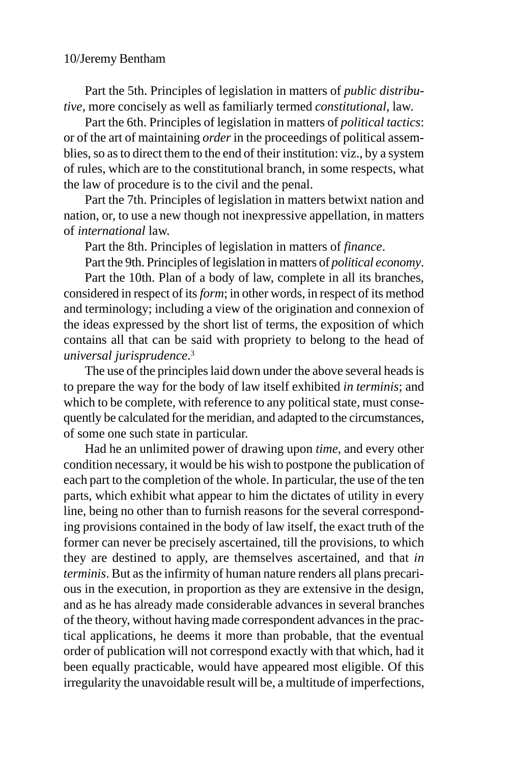Part the 5th. Principles of legislation in matters of *public distributive*, more concisely as well as familiarly termed *constitutional*, law.

Part the 6th. Principles of legislation in matters of *political tactics*: or of the art of maintaining *order* in the proceedings of political assemblies, so as to direct them to the end of their institution: viz., by a system of rules, which are to the constitutional branch, in some respects, what the law of procedure is to the civil and the penal.

Part the 7th. Principles of legislation in matters betwixt nation and nation, or, to use a new though not inexpressive appellation, in matters of *international* law.

Part the 8th. Principles of legislation in matters of *finance*.

Part the 9th. Principles of legislation in matters of *political economy*.

Part the 10th. Plan of a body of law, complete in all its branches, considered in respect of its *form*; in other words, in respect of its method and terminology; including a view of the origination and connexion of the ideas expressed by the short list of terms, the exposition of which contains all that can be said with propriety to belong to the head of *universal jurisprudence*.[3]

The use of the principles laid down under the above several heads is to prepare the way for the body of law itself exhibited *in terminis*; and which to be complete, with reference to any political state, must consequently be calculated for the meridian, and adapted to the circumstances, of some one such state in particular.

Had he an unlimited power of drawing upon *time*, and every other condition necessary, it would be his wish to postpone the publication of each part to the completion of the whole. In particular, the use of the ten parts, which exhibit what appear to him the dictates of utility in every line, being no other than to furnish reasons for the several corresponding provisions contained in the body of law itself, the exact truth of the former can never be precisely ascertained, till the provisions, to which they are destined to apply, are themselves ascertained, and that *in terminis*. But as the infirmity of human nature renders all plans precarious in the execution, in proportion as they are extensive in the design, and as he has already made considerable advances in several branches of the theory, without having made correspondent advances in the practical applications, he deems it more than probable, that the eventual order of publication will not correspond exactly with that which, had it been equally practicable, would have appeared most eligible. Of this irregularity the unavoidable result will be, a multitude of imperfections,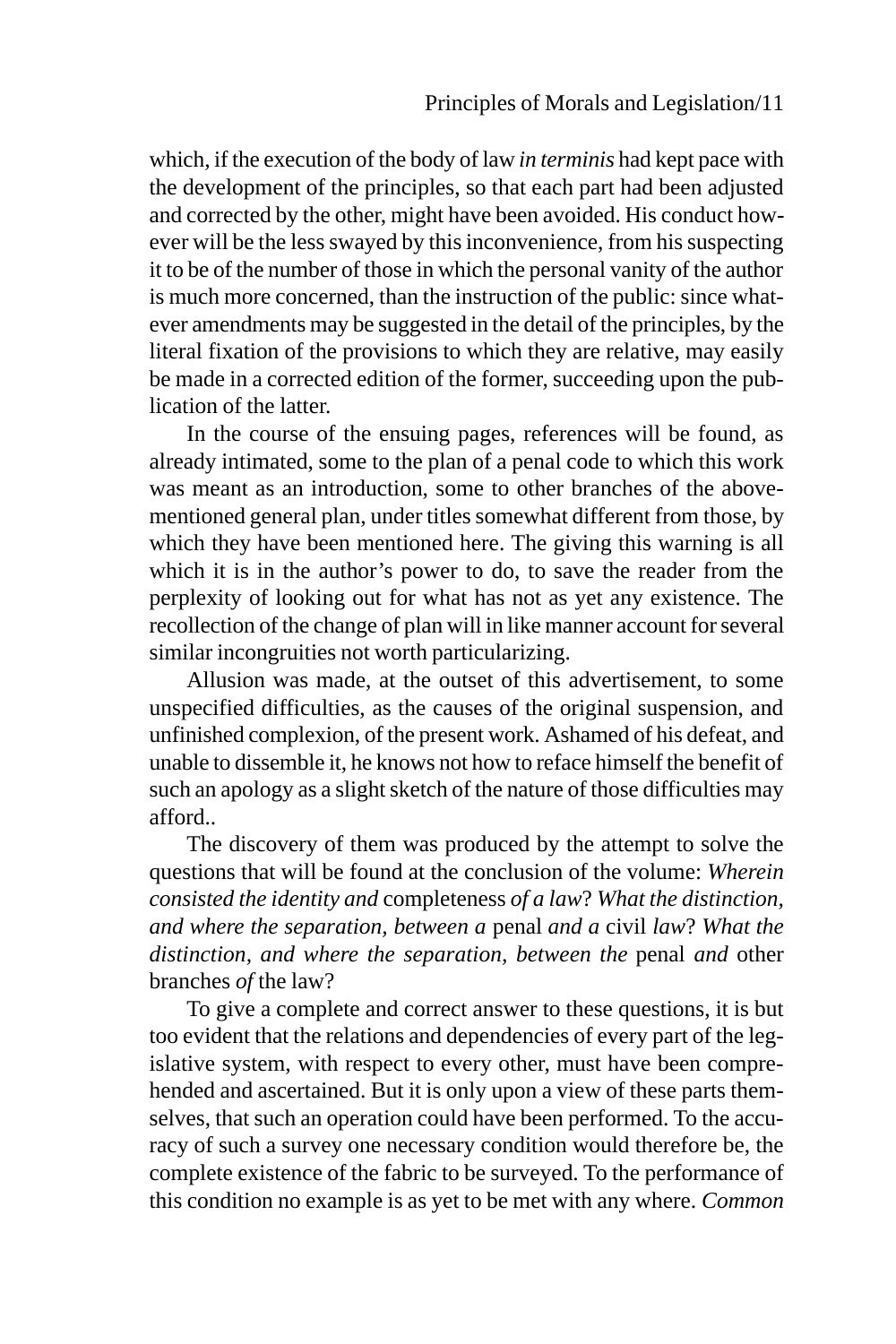which, if the execution of the body of law *in terminis* had kept pace with the development of the principles, so that each part had been adjusted and corrected by the other, might have been avoided. His conduct however will be the less swayed by this inconvenience, from his suspecting it to be of the number of those in which the personal vanity of the author is much more concerned, than the instruction of the public: since whatever amendments may be suggested in the detail of the principles, by the literal fixation of the provisions to which they are relative, may easily be made in a corrected edition of the former, succeeding upon the publication of the latter.

In the course of the ensuing pages, references will be found, as already intimated, some to the plan of a penal code to which this work was meant as an introduction, some to other branches of the above-mentioned general plan, under titles somewhat different from those, by which they have been mentioned here. The giving this warning is all which it is in the author's power to do, to save the reader from the perplexity of looking out for what has not as yet any existence. The recollection of the change of plan will in like manner account for several similar incongruities not worth particularizing.

Allusion was made, at the outset of this advertisement, to some unspecified difficulties, as the causes of the original suspension, and unfinished complexion, of the present work. Ashamed of his defeat, and unable to dissemble it, he knows not how to reface himself the benefit of such an apology as a slight sketch of the nature of those difficulties may afford..

The discovery of them was produced by the attempt to solve the questions that will be found at the conclusion of the volume: *Wherein consisted the identity and* completeness *of a law*? *What the distinction, and where the separation, between a* penal *and a* civil *law*? *What the distinction, and where the separation, between the* penal *and* other branches *of* the law?

To give a complete and correct answer to these questions, it is but too evident that the relations and dependencies of every part of the legislative system, with respect to every other, must have been comprehended and ascertained. But it is only upon a view of these parts themselves, that such an operation could have been performed. To the accuracy of such a survey one necessary condition would therefore be, the complete existence of the fabric to be surveyed. To the performance of this condition no example is as yet to be met with any where. *Common*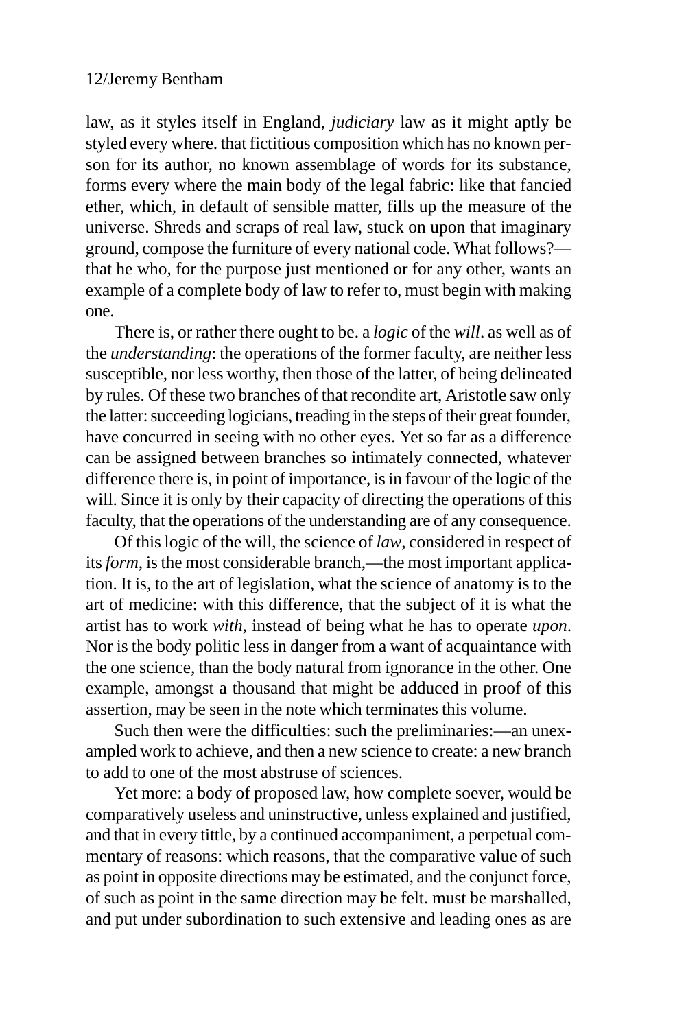law, as it styles itself in England, *judiciary* law as it might aptly be styled every where. that fictitious composition which has no known person for its author, no known assemblage of words for its substance, forms every where the main body of the legal fabric: like that fancied ether, which, in default of sensible matter, fills up the measure of the universe. Shreds and scraps of real law, stuck on upon that imaginary ground, compose the furniture of every national code. What follows?—that he who, for the purpose just mentioned or for any other, wants an example of a complete body of law to refer to, must begin with making one.

There is, or rather there ought to be. a *logic* of the *will*. as well as of the *understanding*: the operations of the former faculty, are neither less susceptible, nor less worthy, then those of the latter, of being delineated by rules. Of these two branches of that recondite art, Aristotle saw only the latter: succeeding logicians, treading in the steps of their great founder, have concurred in seeing with no other eyes. Yet so far as a difference can be assigned between branches so intimately connected, whatever difference there is, in point of importance, is in favour of the logic of the will. Since it is only by their capacity of directing the operations of this faculty, that the operations of the understanding are of any consequence.

Of this logic of the will, the science of *law*, considered in respect of its *form*, is the most considerable branch,—the most important application. It is, to the art of legislation, what the science of anatomy is to the art of medicine: with this difference, that the subject of it is what the artist has to work *with*, instead of being what he has to operate *upon*. Nor is the body politic less in danger from a want of acquaintance with the one science, than the body natural from ignorance in the other. One example, amongst a thousand that might be adduced in proof of this assertion, may be seen in the note which terminates this volume.

Such then were the difficulties: such the preliminaries:—an unexampled work to achieve, and then a new science to create: a new branch to add to one of the most abstruse of sciences.

Yet more: a body of proposed law, how complete soever, would be comparatively useless and uninstructive, unless explained and justified, and that in every tittle, by a continued accompaniment, a perpetual commentary of reasons: which reasons, that the comparative value of such as point in opposite directions may be estimated, and the conjunct force, of such as point in the same direction may be felt. must be marshalled, and put under subordination to such extensive and leading ones as are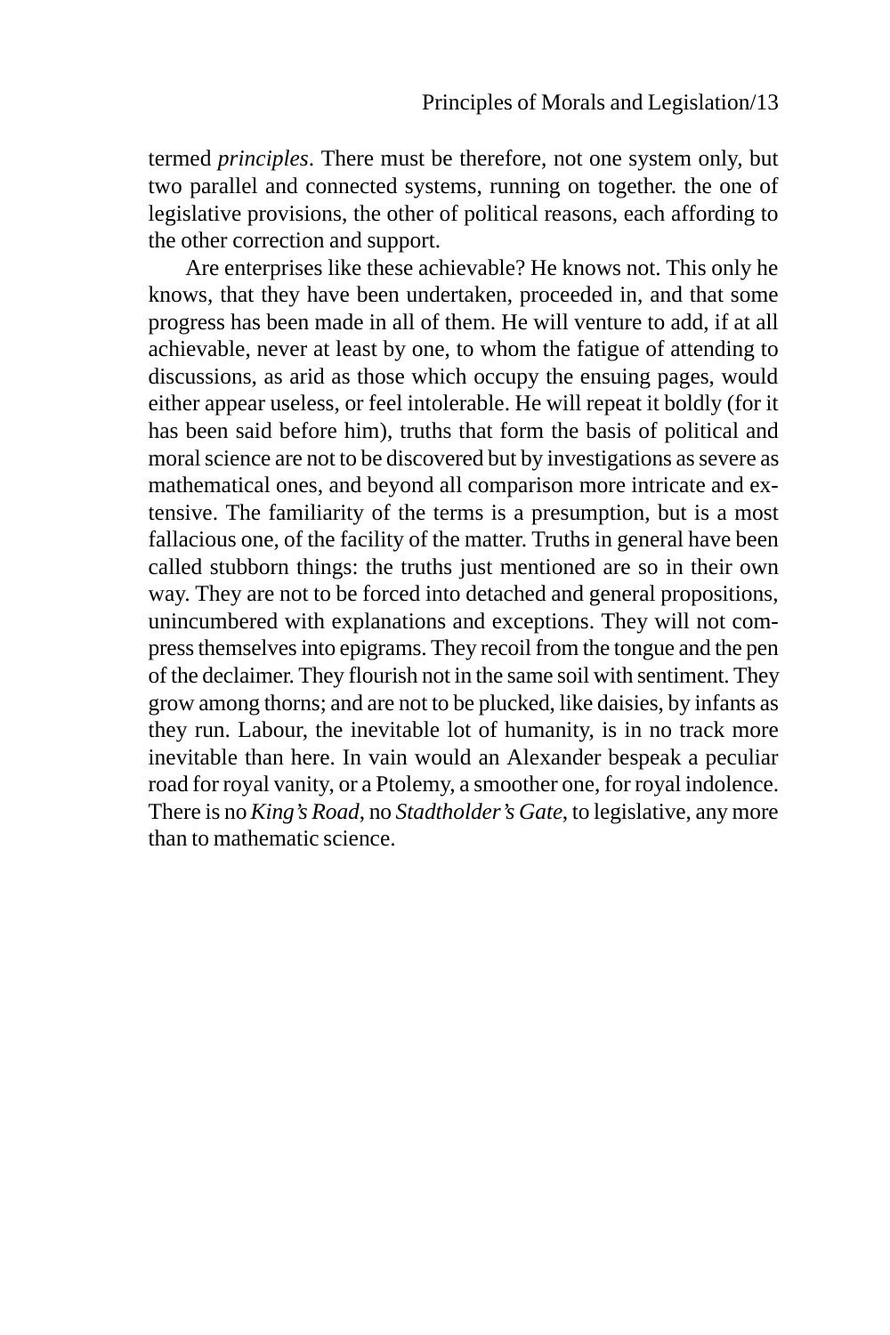termed *principles*. There must be therefore, not one system only, but two parallel and connected systems, running on together. the one of legislative provisions, the other of political reasons, each affording to the other correction and support.

Are enterprises like these achievable? He knows not. This only he knows, that they have been undertaken, proceeded in, and that some progress has been made in all of them. He will venture to add, if at all achievable, never at least by one, to whom the fatigue of attending to discussions, as arid as those which occupy the ensuing pages, would either appear useless, or feel intolerable. He will repeat it boldly (for it has been said before him), truths that form the basis of political and moral science are not to be discovered but by investigations as severe as mathematical ones, and beyond all comparison more intricate and extensive. The familiarity of the terms is a presumption, but is a most fallacious one, of the facility of the matter. Truths in general have been called stubborn things: the truths just mentioned are so in their own way. They are not to be forced into detached and general propositions, unincumbered with explanations and exceptions. They will not compress themselves into epigrams. They recoil from the tongue and the pen of the declaimer. They flourish not in the same soil with sentiment. They grow among thorns; and are not to be plucked, like daisies, by infants as they run. Labour, the inevitable lot of humanity, is in no track more inevitable than here. In vain would an Alexander bespeak a peculiar road for royal vanity, or a Ptolemy, a smoother one, for royal indolence. There is no *King's Road*, no *Stadtholder's Gate*, to legislative, any more than to mathematic science.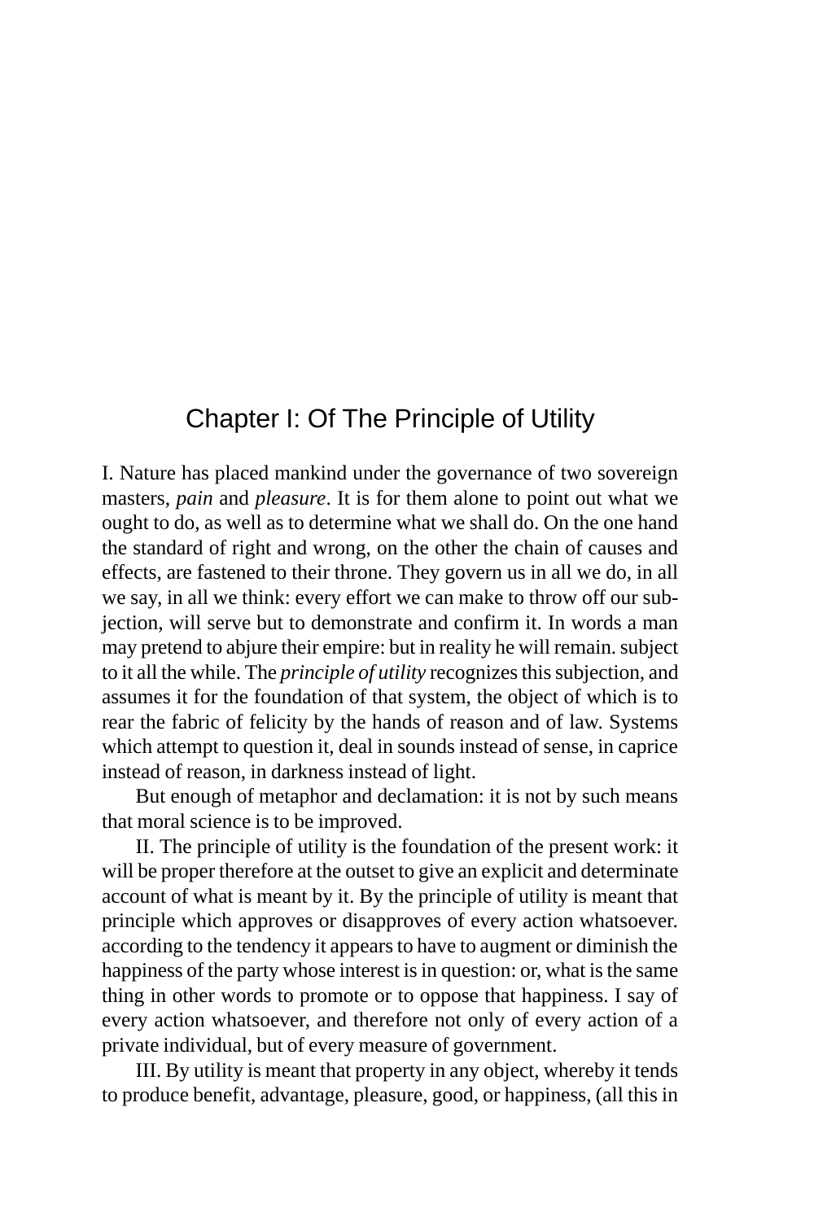# Chapter I: Of The Principle of Utility

I. Nature has placed mankind under the governance of two sovereign masters, *pain* and *pleasure*. It is for them alone to point out what we ought to do, as well as to determine what we shall do. On the one hand the standard of right and wrong, on the other the chain of causes and effects, are fastened to their throne. They govern us in all we do, in all we say, in all we think: every effort we can make to throw off our subjection, will serve but to demonstrate and confirm it. In words a man may pretend to abjure their empire: but in reality he will remain. subject to it all the while. The *principle of utility* recognizes this subjection, and assumes it for the foundation of that system, the object of which is to rear the fabric of felicity by the hands of reason and of law. Systems which attempt to question it, deal in sounds instead of sense, in caprice instead of reason, in darkness instead of light.

But enough of metaphor and declamation: it is not by such means that moral science is to be improved.

II. The principle of utility is the foundation of the present work: it will be proper therefore at the outset to give an explicit and determinate account of what is meant by it. By the principle of utility is meant that principle which approves or disapproves of every action whatsoever. according to the tendency it appears to have to augment or diminish the happiness of the party whose interest is in question: or, what is the same thing in other words to promote or to oppose that happiness. I say of every action whatsoever, and therefore not only of every action of a private individual, but of every measure of government.

III. By utility is meant that property in any object, whereby it tends to produce benefit, advantage, pleasure, good, or happiness, (all this in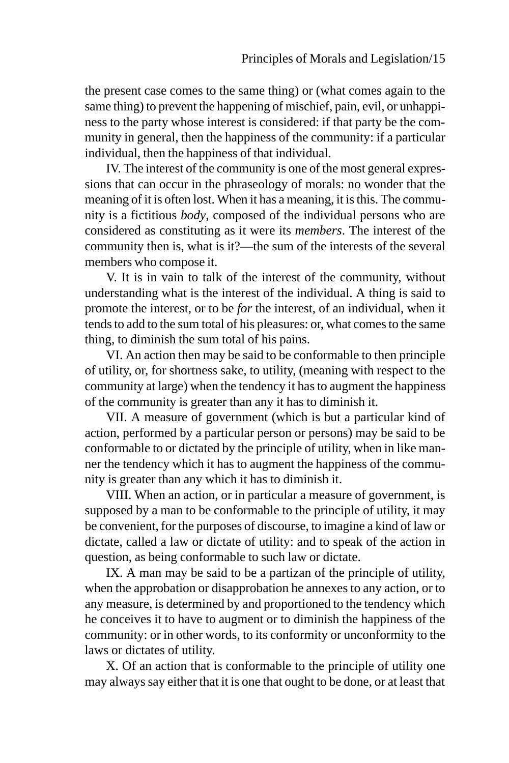the present case comes to the same thing) or (what comes again to the same thing) to prevent the happening of mischief, pain, evil, or unhappiness to the party whose interest is considered: if that party be the community in general, then the happiness of the community: if a particular individual, then the happiness of that individual.

IV. The interest of the community is one of the most general expressions that can occur in the phraseology of morals: no wonder that the meaning of it is often lost. When it has a meaning, it is this. The community is a fictitious *body*, composed of the individual persons who are considered as constituting as it were its *members*. The interest of the community then is, what is it?—the sum of the interests of the several members who compose it.

V. It is in vain to talk of the interest of the community, without understanding what is the interest of the individual. A thing is said to promote the interest, or to be *for* the interest, of an individual, when it tends to add to the sum total of his pleasures: or, what comes to the same thing, to diminish the sum total of his pains.

VI. An action then may be said to be conformable to then principle of utility, or, for shortness sake, to utility, (meaning with respect to the community at large) when the tendency it has to augment the happiness of the community is greater than any it has to diminish it.

VII. A measure of government (which is but a particular kind of action, performed by a particular person or persons) may be said to be conformable to or dictated by the principle of utility, when in like manner the tendency which it has to augment the happiness of the community is greater than any which it has to diminish it.

VIII. When an action, or in particular a measure of government, is supposed by a man to be conformable to the principle of utility, it may be convenient, for the purposes of discourse, to imagine a kind of law or dictate, called a law or dictate of utility: and to speak of the action in question, as being conformable to such law or dictate.

IX. A man may be said to be a partizan of the principle of utility, when the approbation or disapprobation he annexes to any action, or to any measure, is determined by and proportioned to the tendency which he conceives it to have to augment or to diminish the happiness of the community: or in other words, to its conformity or unconformity to the laws or dictates of utility.

X. Of an action that is conformable to the principle of utility one may always say either that it is one that ought to be done, or at least that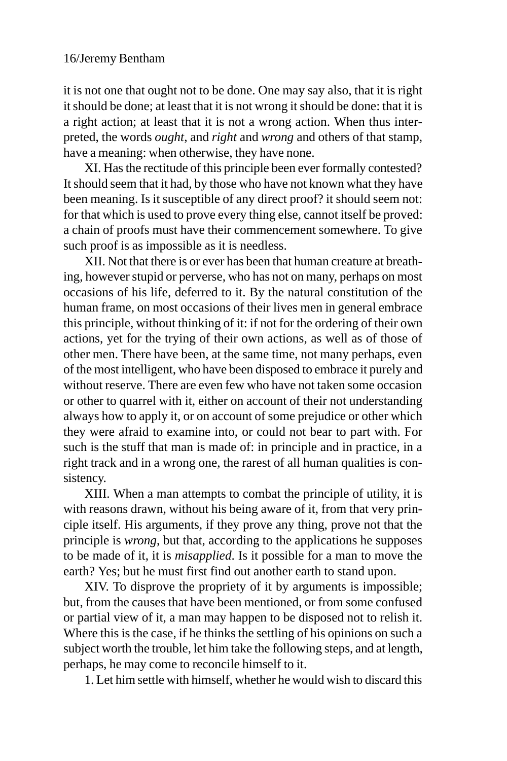it is not one that ought not to be done. One may say also, that it is right it should be done; at least that it is not wrong it should be done: that it is a right action; at least that it is not a wrong action. When thus interpreted, the words *ought*, and *right* and *wrong* and others of that stamp, have a meaning: when otherwise, they have none.

XI. Has the rectitude of this principle been ever formally contested? It should seem that it had, by those who have not known what they have been meaning. Is it susceptible of any direct proof? it should seem not: for that which is used to prove every thing else, cannot itself be proved: a chain of proofs must have their commencement somewhere. To give such proof is as impossible as it is needless.

XII. Not that there is or ever has been that human creature at breathing, however stupid or perverse, who has not on many, perhaps on most occasions of his life, deferred to it. By the natural constitution of the human frame, on most occasions of their lives men in general embrace this principle, without thinking of it: if not for the ordering of their own actions, yet for the trying of their own actions, as well as of those of other men. There have been, at the same time, not many perhaps, even of the most intelligent, who have been disposed to embrace it purely and without reserve. There are even few who have not taken some occasion or other to quarrel with it, either on account of their not understanding always how to apply it, or on account of some prejudice or other which they were afraid to examine into, or could not bear to part with. For such is the stuff that man is made of: in principle and in practice, in a right track and in a wrong one, the rarest of all human qualities is consistency.

XIII. When a man attempts to combat the principle of utility, it is with reasons drawn, without his being aware of it, from that very principle itself. His arguments, if they prove any thing, prove not that the principle is *wrong*, but that, according to the applications he supposes to be made of it, it is *misapplied*. Is it possible for a man to move the earth? Yes; but he must first find out another earth to stand upon.

XIV. To disprove the propriety of it by arguments is impossible; but, from the causes that have been mentioned, or from some confused or partial view of it, a man may happen to be disposed not to relish it. Where this is the case, if he thinks the settling of his opinions on such a subject worth the trouble, let him take the following steps, and at length, perhaps, he may come to reconcile himself to it.

1. Let him settle with himself, whether he would wish to discard this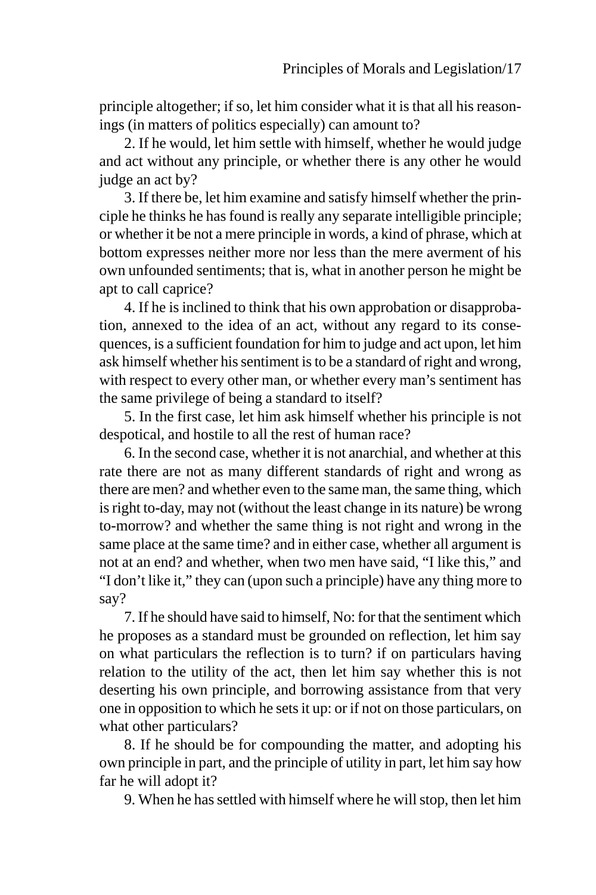principle altogether; if so, let him consider what it is that all his reasonings (in matters of politics especially) can amount to?

2. If he would, let him settle with himself, whether he would judge and act without any principle, or whether there is any other he would judge an act by?

3. If there be, let him examine and satisfy himself whether the principle he thinks he has found is really any separate intelligible principle; or whether it be not a mere principle in words, a kind of phrase, which at bottom expresses neither more nor less than the mere averment of his own unfounded sentiments; that is, what in another person he might be apt to call caprice?

4. If he is inclined to think that his own approbation or disapprobation, annexed to the idea of an act, without any regard to its consequences, is a sufficient foundation for him to judge and act upon, let him ask himself whether his sentiment is to be a standard of right and wrong, with respect to every other man, or whether every man's sentiment has the same privilege of being a standard to itself?

5. In the first case, let him ask himself whether his principle is not despotical, and hostile to all the rest of human race?

6. In the second case, whether it is not anarchial, and whether at this rate there are not as many different standards of right and wrong as there are men? and whether even to the same man, the same thing, which is right to-day, may not (without the least change in its nature) be wrong to-morrow? and whether the same thing is not right and wrong in the same place at the same time? and in either case, whether all argument is not at an end? and whether, when two men have said, "I like this," and "I don't like it," they can (upon such a principle) have any thing more to say?

7. If he should have said to himself, No: for that the sentiment which he proposes as a standard must be grounded on reflection, let him say on what particulars the reflection is to turn? if on particulars having relation to the utility of the act, then let him say whether this is not deserting his own principle, and borrowing assistance from that very one in opposition to which he sets it up: or if not on those particulars, on what other particulars?

8. If he should be for compounding the matter, and adopting his own principle in part, and the principle of utility in part, let him say how far he will adopt it?

9. When he has settled with himself where he will stop, then let him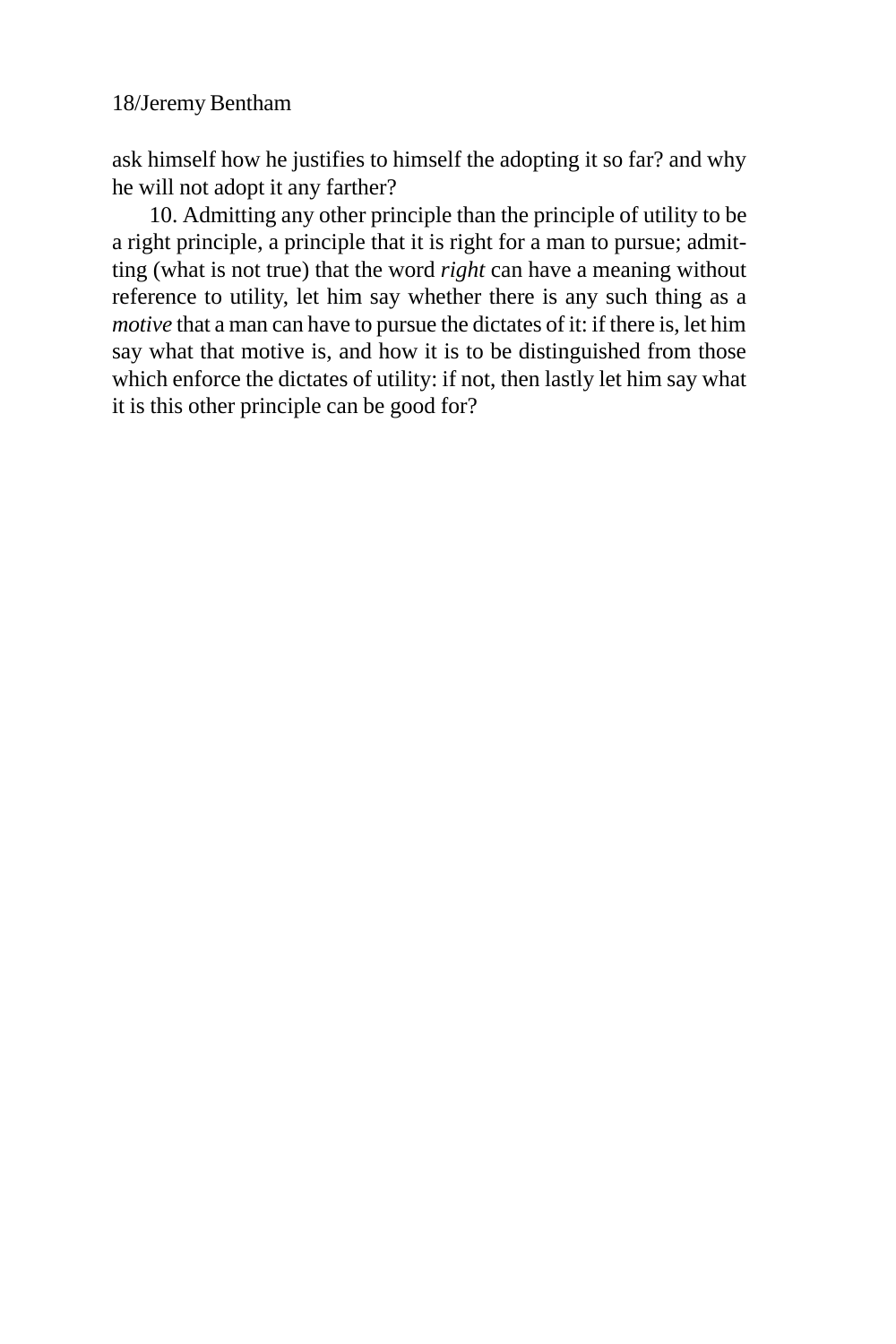ask himself how he justifies to himself the adopting it so far? and why he will not adopt it any farther?

10. Admitting any other principle than the principle of utility to be a right principle, a principle that it is right for a man to pursue; admitting (what is not true) that the word *right* can have a meaning without reference to utility, let him say whether there is any such thing as a *motive* that a man can have to pursue the dictates of it: if there is, let him say what that motive is, and how it is to be distinguished from those which enforce the dictates of utility: if not, then lastly let him say what it is this other principle can be good for?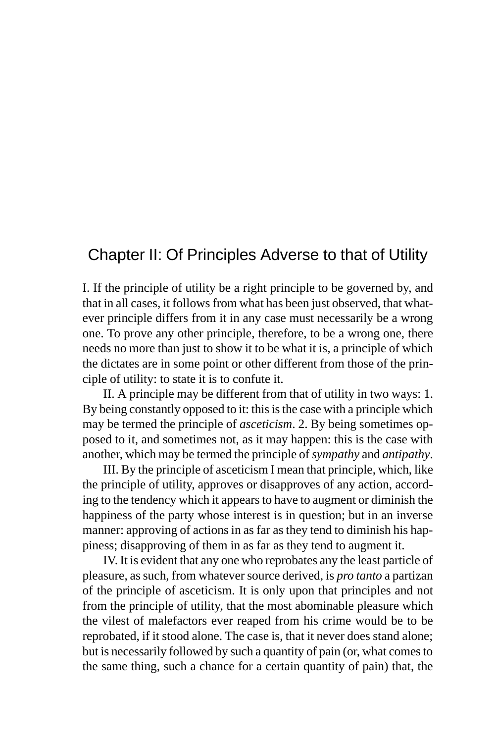# Chapter II: Of Principles Adverse to that of Utility

I. If the principle of utility be a right principle to be governed by, and that in all cases, it follows from what has been just observed, that whatever principle differs from it in any case must necessarily be a wrong one. To prove any other principle, therefore, to be a wrong one, there needs no more than just to show it to be what it is, a principle of which the dictates are in some point or other different from those of the principle of utility: to state it is to confute it.

II. A principle may be different from that of utility in two ways: 1. By being constantly opposed to it: this is the case with a principle which may be termed the principle of *asceticism*. 2. By being sometimes opposed to it, and sometimes not, as it may happen: this is the case with another, which may be termed the principle of *sympathy* and *antipathy*.

III. By the principle of asceticism I mean that principle, which, like the principle of utility, approves or disapproves of any action, according to the tendency which it appears to have to augment or diminish the happiness of the party whose interest is in question; but in an inverse manner: approving of actions in as far as they tend to diminish his happiness; disapproving of them in as far as they tend to augment it.

IV. It is evident that any one who reprobates any the least particle of pleasure, as such, from whatever source derived, is *pro tanto* a partizan of the principle of asceticism. It is only upon that principles and not from the principle of utility, that the most abominable pleasure which the vilest of malefactors ever reaped from his crime would be to be reprobated, if it stood alone. The case is, that it never does stand alone; but is necessarily followed by such a quantity of pain (or, what comes to the same thing, such a chance for a certain quantity of pain) that, the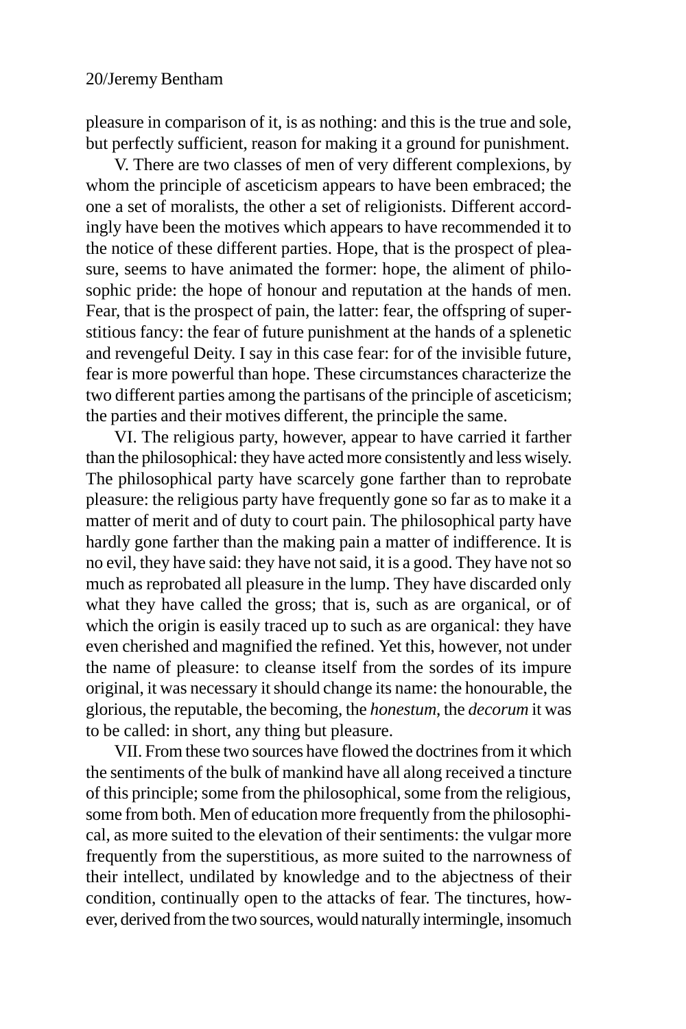pleasure in comparison of it, is as nothing: and this is the true and sole, but perfectly sufficient, reason for making it a ground for punishment.

V. There are two classes of men of very different complexions, by whom the principle of asceticism appears to have been embraced; the one a set of moralists, the other a set of religionists. Different accordingly have been the motives which appears to have recommended it to the notice of these different parties. Hope, that is the prospect of pleasure, seems to have animated the former: hope, the aliment of philosophic pride: the hope of honour and reputation at the hands of men. Fear, that is the prospect of pain, the latter: fear, the offspring of superstitious fancy: the fear of future punishment at the hands of a splenetic and revengeful Deity. I say in this case fear: for of the invisible future, fear is more powerful than hope. These circumstances characterize the two different parties among the partisans of the principle of asceticism; the parties and their motives different, the principle the same.

VI. The religious party, however, appear to have carried it farther than the philosophical: they have acted more consistently and less wisely. The philosophical party have scarcely gone farther than to reprobate pleasure: the religious party have frequently gone so far as to make it a matter of merit and of duty to court pain. The philosophical party have hardly gone farther than the making pain a matter of indifference. It is no evil, they have said: they have not said, it is a good. They have not so much as reprobated all pleasure in the lump. They have discarded only what they have called the gross; that is, such as are organical, or of which the origin is easily traced up to such as are organical: they have even cherished and magnified the refined. Yet this, however, not under the name of pleasure: to cleanse itself from the sordes of its impure original, it was necessary it should change its name: the honourable, the glorious, the reputable, the becoming, the *honestum*, the *decorum* it was to be called: in short, any thing but pleasure.

VII. From these two sources have flowed the doctrines from it which the sentiments of the bulk of mankind have all along received a tincture of this principle; some from the philosophical, some from the religious, some from both. Men of education more frequently from the philosophical, as more suited to the elevation of their sentiments: the vulgar more frequently from the superstitious, as more suited to the narrowness of their intellect, undilated by knowledge and to the abjectness of their condition, continually open to the attacks of fear. The tinctures, however, derived from the two sources, would naturally intermingle, insomuch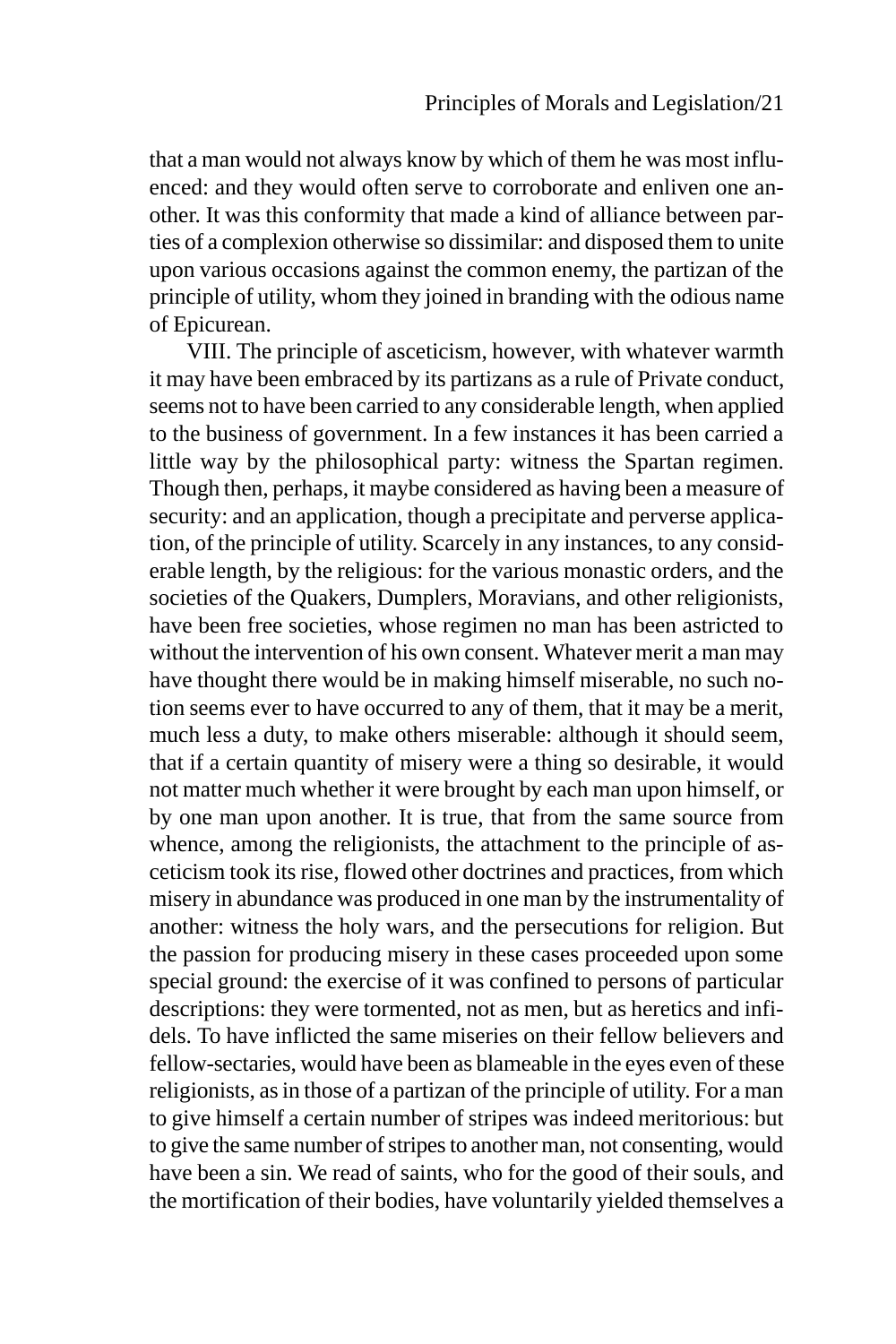that a man would not always know by which of them he was most influenced: and they would often serve to corroborate and enliven one another. It was this conformity that made a kind of alliance between parties of a complexion otherwise so dissimilar: and disposed them to unite upon various occasions against the common enemy, the partizan of the principle of utility, whom they joined in branding with the odious name of Epicurean.

VIII. The principle of asceticism, however, with whatever warmth it may have been embraced by its partizans as a rule of Private conduct, seems not to have been carried to any considerable length, when applied to the business of government. In a few instances it has been carried a little way by the philosophical party: witness the Spartan regimen. Though then, perhaps, it maybe considered as having been a measure of security: and an application, though a precipitate and perverse application, of the principle of utility. Scarcely in any instances, to any considerable length, by the religious: for the various monastic orders, and the societies of the Quakers, Dumplers, Moravians, and other religionists, have been free societies, whose regimen no man has been astricted to without the intervention of his own consent. Whatever merit a man may have thought there would be in making himself miserable, no such notion seems ever to have occurred to any of them, that it may be a merit, much less a duty, to make others miserable: although it should seem, that if a certain quantity of misery were a thing so desirable, it would not matter much whether it were brought by each man upon himself, or by one man upon another. It is true, that from the same source from whence, among the religionists, the attachment to the principle of asceticism took its rise, flowed other doctrines and practices, from which misery in abundance was produced in one man by the instrumentality of another: witness the holy wars, and the persecutions for religion. But the passion for producing misery in these cases proceeded upon some special ground: the exercise of it was confined to persons of particular descriptions: they were tormented, not as men, but as heretics and infidels. To have inflicted the same miseries on their fellow believers and fellow-sectaries, would have been as blameable in the eyes even of these religionists, as in those of a partizan of the principle of utility. For a man to give himself a certain number of stripes was indeed meritorious: but to give the same number of stripes to another man, not consenting, would have been a sin. We read of saints, who for the good of their souls, and the mortification of their bodies, have voluntarily yielded themselves a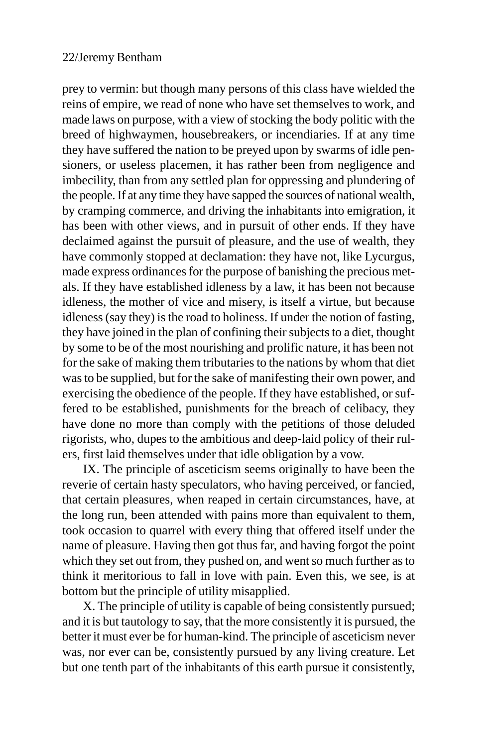prey to vermin: but though many persons of this class have wielded the reins of empire, we read of none who have set themselves to work, and made laws on purpose, with a view of stocking the body politic with the breed of highwaymen, housebreakers, or incendiaries. If at any time they have suffered the nation to be preyed upon by swarms of idle pensioners, or useless placemen, it has rather been from negligence and imbecility, than from any settled plan for oppressing and plundering of the people. If at any time they have sapped the sources of national wealth, by cramping commerce, and driving the inhabitants into emigration, it has been with other views, and in pursuit of other ends. If they have declaimed against the pursuit of pleasure, and the use of wealth, they have commonly stopped at declamation: they have not, like Lycurgus, made express ordinances for the purpose of banishing the precious metals. If they have established idleness by a law, it has been not because idleness, the mother of vice and misery, is itself a virtue, but because idleness (say they) is the road to holiness. If under the notion of fasting, they have joined in the plan of confining their subjects to a diet, thought by some to be of the most nourishing and prolific nature, it has been not for the sake of making them tributaries to the nations by whom that diet was to be supplied, but for the sake of manifesting their own power, and exercising the obedience of the people. If they have established, or suffered to be established, punishments for the breach of celibacy, they have done no more than comply with the petitions of those deluded rigorists, who, dupes to the ambitious and deep-laid policy of their rulers, first laid themselves under that idle obligation by a vow.

IX. The principle of asceticism seems originally to have been the reverie of certain hasty speculators, who having perceived, or fancied, that certain pleasures, when reaped in certain circumstances, have, at the long run, been attended with pains more than equivalent to them, took occasion to quarrel with every thing that offered itself under the name of pleasure. Having then got thus far, and having forgot the point which they set out from, they pushed on, and went so much further as to think it meritorious to fall in love with pain. Even this, we see, is at bottom but the principle of utility misapplied.

X. The principle of utility is capable of being consistently pursued; and it is but tautology to say, that the more consistently it is pursued, the better it must ever be for human-kind. The principle of asceticism never was, nor ever can be, consistently pursued by any living creature. Let but one tenth part of the inhabitants of this earth pursue it consistently,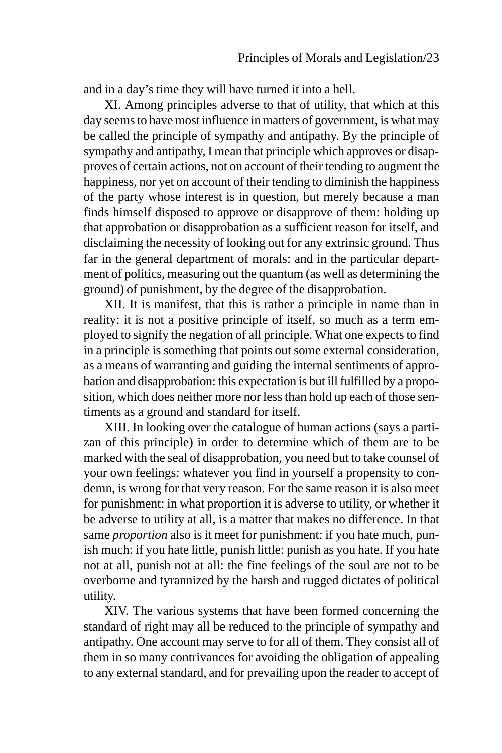and in a day's time they will have turned it into a hell.

XI. Among principles adverse to that of utility, that which at this day seems to have most influence in matters of government, is what may be called the principle of sympathy and antipathy. By the principle of sympathy and antipathy, I mean that principle which approves or disapproves of certain actions, not on account of their tending to augment the happiness, nor yet on account of their tending to diminish the happiness of the party whose interest is in question, but merely because a man finds himself disposed to approve or disapprove of them: holding up that approbation or disapprobation as a sufficient reason for itself, and disclaiming the necessity of looking out for any extrinsic ground. Thus far in the general department of morals: and in the particular department of politics, measuring out the quantum (as well as determining the ground) of punishment, by the degree of the disapprobation.

XII. It is manifest, that this is rather a principle in name than in reality: it is not a positive principle of itself, so much as a term employed to signify the negation of all principle. What one expects to find in a principle is something that points out some external consideration, as a means of warranting and guiding the internal sentiments of approbation and disapprobation: this expectation is but ill fulfilled by a proposition, which does neither more nor less than hold up each of those sentiments as a ground and standard for itself.

XIII. In looking over the catalogue of human actions (says a partizan of this principle) in order to determine which of them are to be marked with the seal of disapprobation, you need but to take counsel of your own feelings: whatever you find in yourself a propensity to condemn, is wrong for that very reason. For the same reason it is also meet for punishment: in what proportion it is adverse to utility, or whether it be adverse to utility at all, is a matter that makes no difference. In that same *proportion* also is it meet for punishment: if you hate much, punish much: if you hate little, punish little: punish as you hate. If you hate not at all, punish not at all: the fine feelings of the soul are not to be overborne and tyrannized by the harsh and rugged dictates of political utility.

XIV. The various systems that have been formed concerning the standard of right may all be reduced to the principle of sympathy and antipathy. One account may serve to for all of them. They consist all of them in so many contrivances for avoiding the obligation of appealing to any external standard, and for prevailing upon the reader to accept of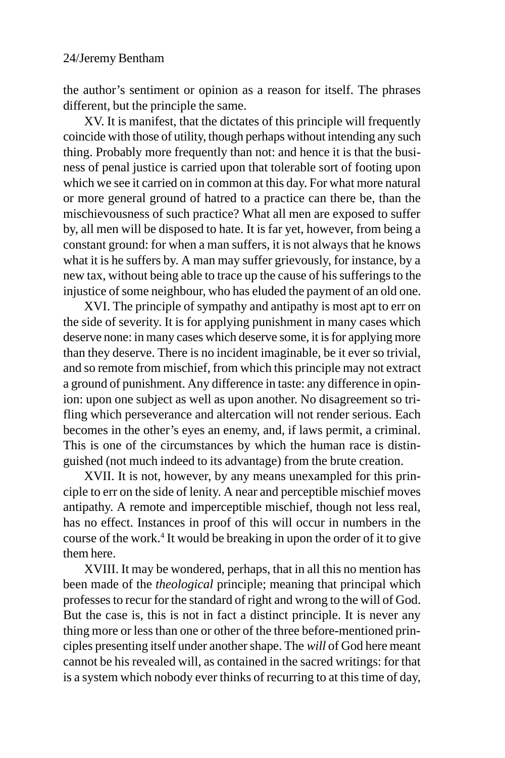the author's sentiment or opinion as a reason for itself. The phrases different, but the principle the same.

XV. It is manifest, that the dictates of this principle will frequently coincide with those of utility, though perhaps without intending any such thing. Probably more frequently than not: and hence it is that the business of penal justice is carried upon that tolerable sort of footing upon which we see it carried on in common at this day. For what more natural or more general ground of hatred to a practice can there be, than the mischievousness of such practice? What all men are exposed to suffer by, all men will be disposed to hate. It is far yet, however, from being a constant ground: for when a man suffers, it is not always that he knows what it is he suffers by. A man may suffer grievously, for instance, by a new tax, without being able to trace up the cause of his sufferings to the injustice of some neighbour, who has eluded the payment of an old one.

XVI. The principle of sympathy and antipathy is most apt to err on the side of severity. It is for applying punishment in many cases which deserve none: in many cases which deserve some, it is for applying more than they deserve. There is no incident imaginable, be it ever so trivial, and so remote from mischief, from which this principle may not extract a ground of punishment. Any difference in taste: any difference in opinion: upon one subject as well as upon another. No disagreement so trifling which perseverance and altercation will not render serious. Each becomes in the other's eyes an enemy, and, if laws permit, a criminal. This is one of the circumstances by which the human race is distinguished (not much indeed to its advantage) from the brute creation.

XVII. It is not, however, by any means unexampled for this principle to err on the side of lenity. A near and perceptible mischief moves antipathy. A remote and imperceptible mischief, though not less real, has no effect. Instances in proof of this will occur in numbers in the course of the work.[4] It would be breaking in upon the order of it to give them here.

XVIII. It may be wondered, perhaps, that in all this no mention has been made of the *theological* principle; meaning that principal which professes to recur for the standard of right and wrong to the will of God. But the case is, this is not in fact a distinct principle. It is never any thing more or less than one or other of the three before-mentioned principles presenting itself under another shape. The *will* of God here meant cannot be his revealed will, as contained in the sacred writings: for that is a system which nobody ever thinks of recurring to at this time of day,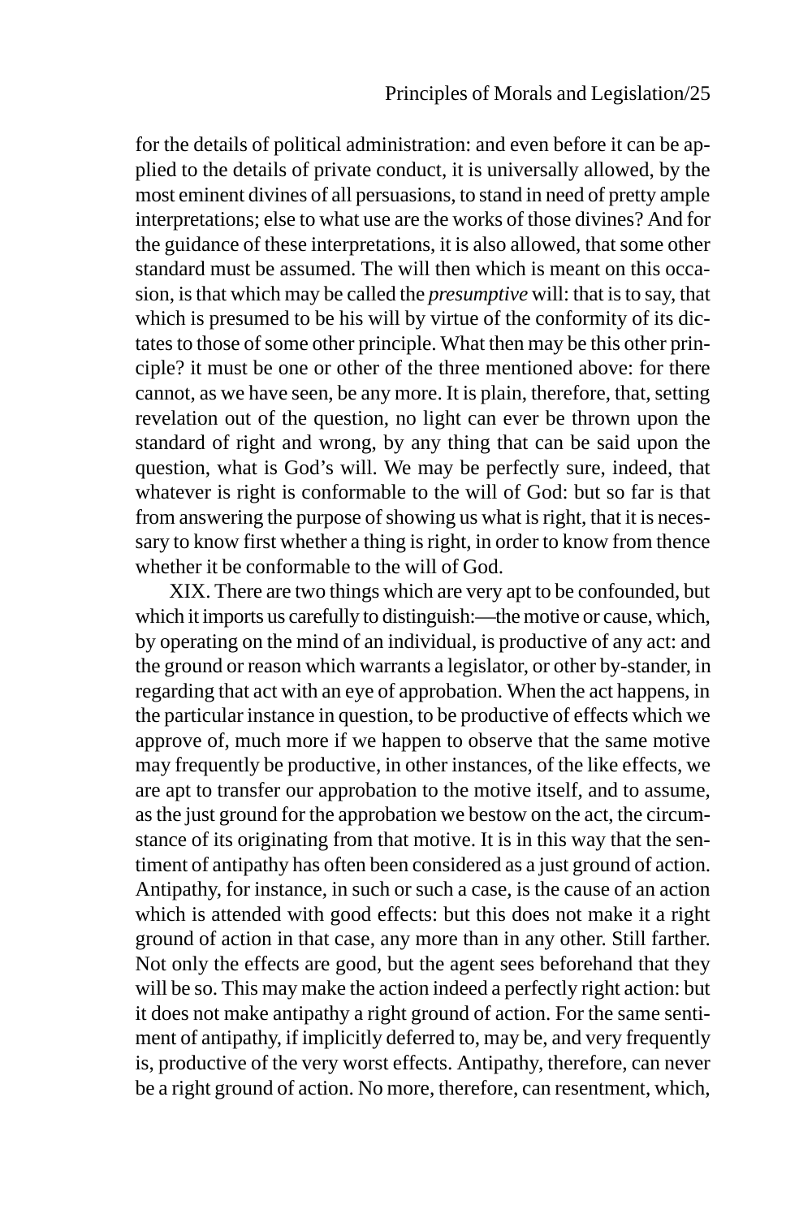for the details of political administration: and even before it can be applied to the details of private conduct, it is universally allowed, by the most eminent divines of all persuasions, to stand in need of pretty ample interpretations; else to what use are the works of those divines? And for the guidance of these interpretations, it is also allowed, that some other standard must be assumed. The will then which is meant on this occasion, is that which may be called the *presumptive* will: that is to say, that which is presumed to be his will by virtue of the conformity of its dictates to those of some other principle. What then may be this other principle? it must be one or other of the three mentioned above: for there cannot, as we have seen, be any more. It is plain, therefore, that, setting revelation out of the question, no light can ever be thrown upon the standard of right and wrong, by any thing that can be said upon the question, what is God's will. We may be perfectly sure, indeed, that whatever is right is conformable to the will of God: but so far is that from answering the purpose of showing us what is right, that it is necessary to know first whether a thing is right, in order to know from thence whether it be conformable to the will of God.

XIX. There are two things which are very apt to be confounded, but which it imports us carefully to distinguish:—the motive or cause, which, by operating on the mind of an individual, is productive of any act: and the ground or reason which warrants a legislator, or other by-stander, in regarding that act with an eye of approbation. When the act happens, in the particular instance in question, to be productive of effects which we approve of, much more if we happen to observe that the same motive may frequently be productive, in other instances, of the like effects, we are apt to transfer our approbation to the motive itself, and to assume, as the just ground for the approbation we bestow on the act, the circumstance of its originating from that motive. It is in this way that the sentiment of antipathy has often been considered as a just ground of action. Antipathy, for instance, in such or such a case, is the cause of an action which is attended with good effects: but this does not make it a right ground of action in that case, any more than in any other. Still farther. Not only the effects are good, but the agent sees beforehand that they will be so. This may make the action indeed a perfectly right action: but it does not make antipathy a right ground of action. For the same sentiment of antipathy, if implicitly deferred to, may be, and very frequently is, productive of the very worst effects. Antipathy, therefore, can never be a right ground of action. No more, therefore, can resentment, which,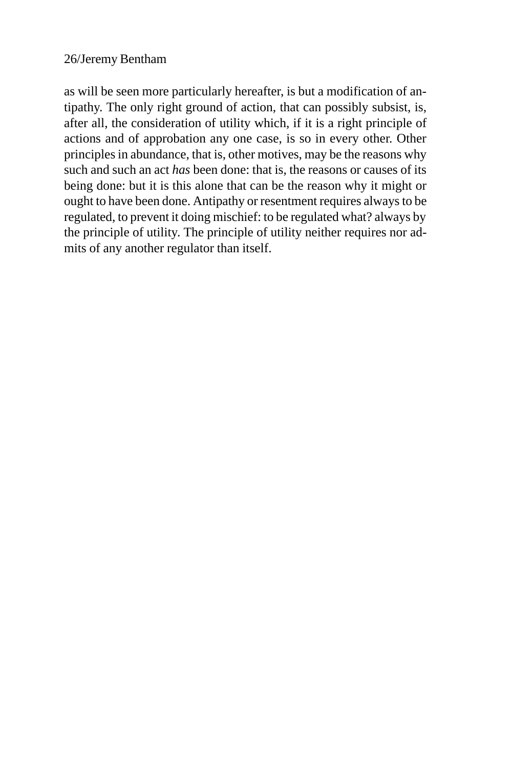as will be seen more particularly hereafter, is but a modification of antipathy. The only right ground of action, that can possibly subsist, is, after all, the consideration of utility which, if it is a right principle of actions and of approbation any one case, is so in every other. Other principles in abundance, that is, other motives, may be the reasons why such and such an act *has* been done: that is, the reasons or causes of its being done: but it is this alone that can be the reason why it might or ought to have been done. Antipathy or resentment requires always to be regulated, to prevent it doing mischief: to be regulated what? always by the principle of utility. The principle of utility neither requires nor admits of any another regulator than itself.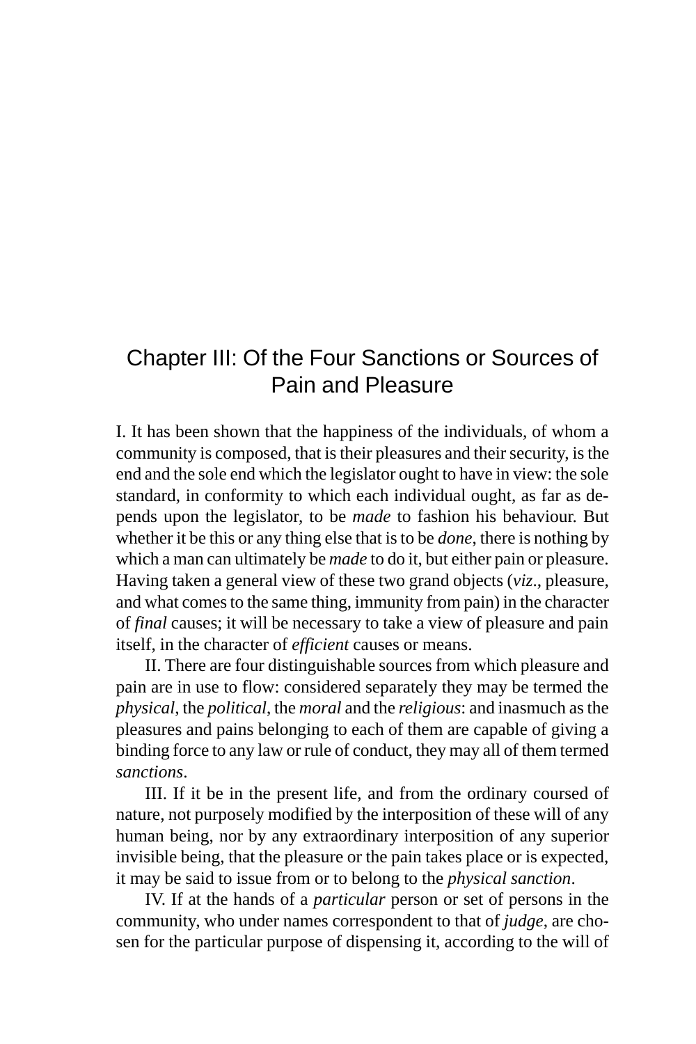# Chapter III: Of the Four Sanctions or Sources of Pain and Pleasure

I. It has been shown that the happiness of the individuals, of whom a community is composed, that is their pleasures and their security, is the end and the sole end which the legislator ought to have in view: the sole standard, in conformity to which each individual ought, as far as depends upon the legislator, to be *made* to fashion his behaviour. But whether it be this or any thing else that is to be *done*, there is nothing by which a man can ultimately be *made* to do it, but either pain or pleasure. Having taken a general view of these two grand objects (*viz*., pleasure, and what comes to the same thing, immunity from pain) in the character of *final* causes; it will be necessary to take a view of pleasure and pain itself, in the character of *efficient* causes or means.

II. There are four distinguishable sources from which pleasure and pain are in use to flow: considered separately they may be termed the *physical*, the *political*, the *moral* and the *religious*: and inasmuch as the pleasures and pains belonging to each of them are capable of giving a binding force to any law or rule of conduct, they may all of them termed *sanctions*.

III. If it be in the present life, and from the ordinary coursed of nature, not purposely modified by the interposition of these will of any human being, nor by any extraordinary interposition of any superior invisible being, that the pleasure or the pain takes place or is expected, it may be said to issue from or to belong to the *physical sanction*.

IV. If at the hands of a *particular* person or set of persons in the community, who under names correspondent to that of *judge*, are chosen for the particular purpose of dispensing it, according to the will of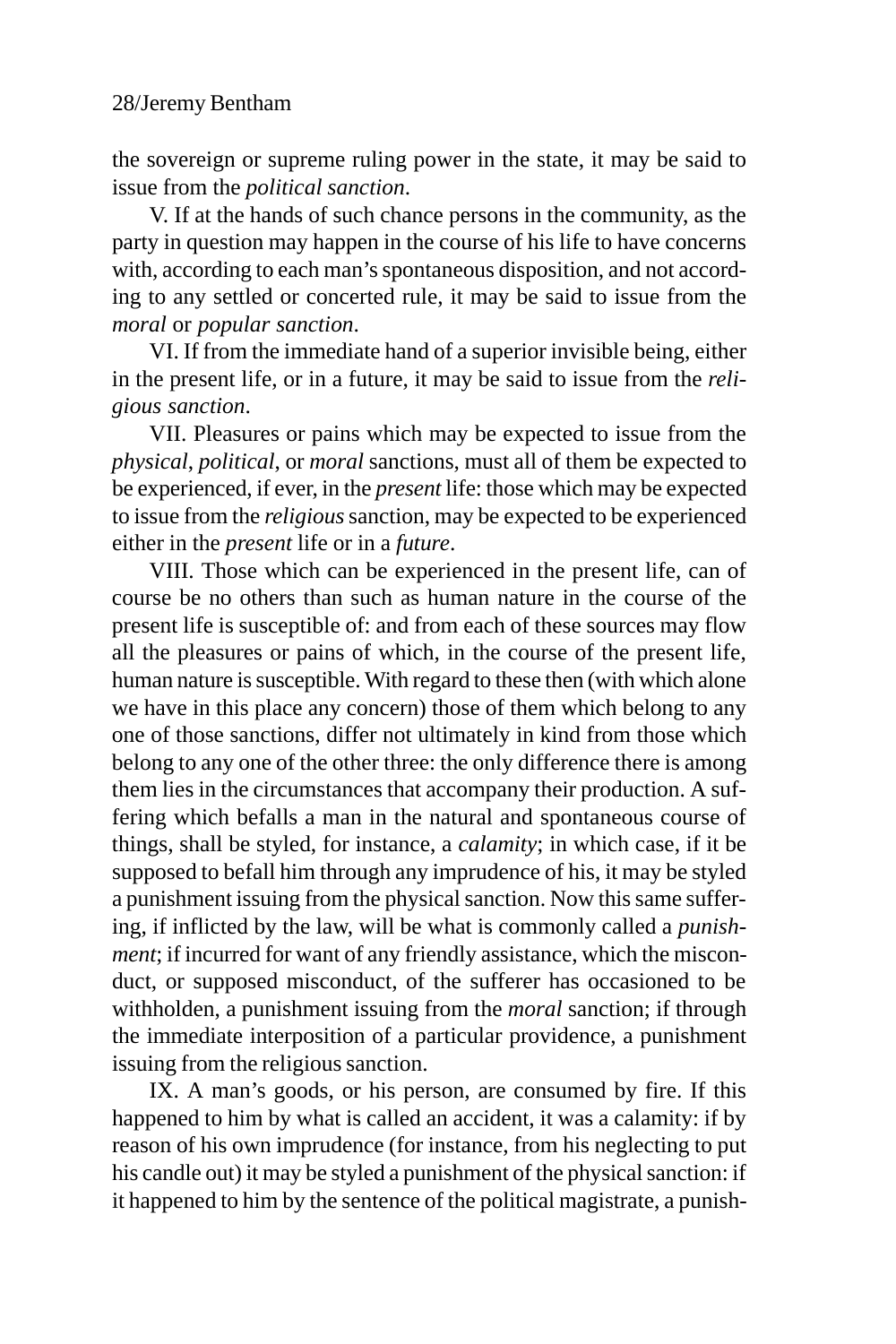the sovereign or supreme ruling power in the state, it may be said to issue from the *political sanction*.

V. If at the hands of such chance persons in the community, as the party in question may happen in the course of his life to have concerns with, according to each man's spontaneous disposition, and not according to any settled or concerted rule, it may be said to issue from the *moral* or *popular sanction*.

VI. If from the immediate hand of a superior invisible being, either in the present life, or in a future, it may be said to issue from the *religious sanction*.

VII. Pleasures or pains which may be expected to issue from the *physical*, *political*, or *moral* sanctions, must all of them be expected to be experienced, if ever, in the *present* life: those which may be expected to issue from the *religious* sanction, may be expected to be experienced either in the *present* life or in a *future*.

VIII. Those which can be experienced in the present life, can of course be no others than such as human nature in the course of the present life is susceptible of: and from each of these sources may flow all the pleasures or pains of which, in the course of the present life, human nature is susceptible. With regard to these then (with which alone we have in this place any concern) those of them which belong to any one of those sanctions, differ not ultimately in kind from those which belong to any one of the other three: the only difference there is among them lies in the circumstances that accompany their production. A suffering which befalls a man in the natural and spontaneous course of things, shall be styled, for instance, a *calamity*; in which case, if it be supposed to befall him through any imprudence of his, it may be styled a punishment issuing from the physical sanction. Now this same suffering, if inflicted by the law, will be what is commonly called a *punishment*; if incurred for want of any friendly assistance, which the misconduct, or supposed misconduct, of the sufferer has occasioned to be withholden, a punishment issuing from the *moral* sanction; if through the immediate interposition of a particular providence, a punishment issuing from the religious sanction.

IX. A man's goods, or his person, are consumed by fire. If this happened to him by what is called an accident, it was a calamity: if by reason of his own imprudence (for instance, from his neglecting to put his candle out) it may be styled a punishment of the physical sanction: if it happened to him by the sentence of the political magistrate, a punish-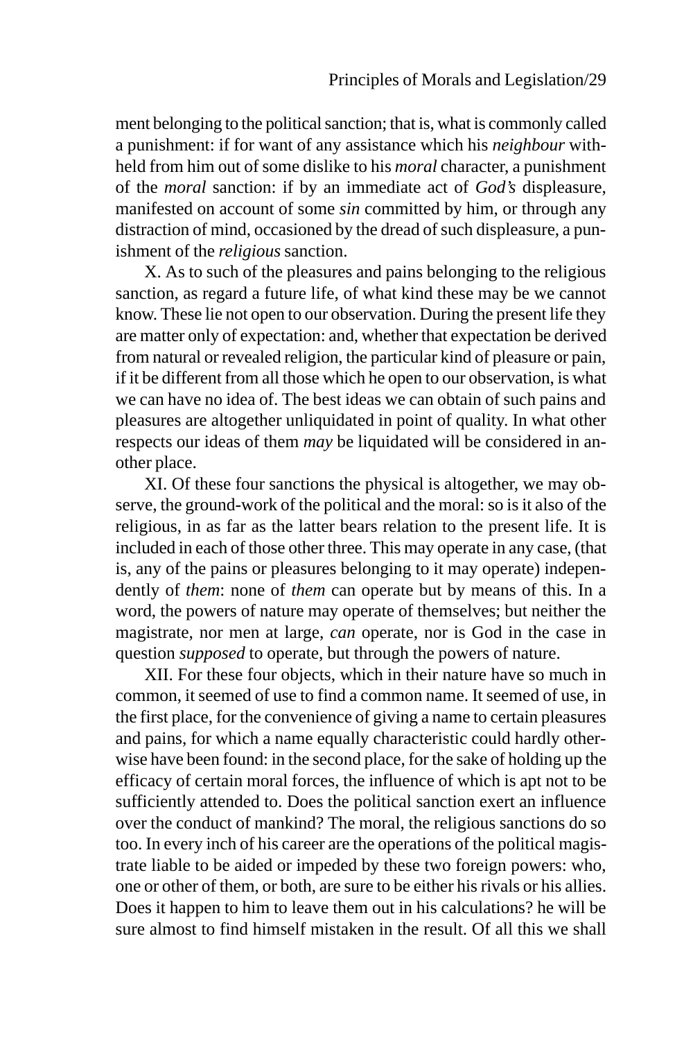ment belonging to the political sanction; that is, what is commonly called a punishment: if for want of any assistance which his *neighbour* withheld from him out of some dislike to his *moral* character, a punishment of the *moral* sanction: if by an immediate act of *God's* displeasure, manifested on account of some *sin* committed by him, or through any distraction of mind, occasioned by the dread of such displeasure, a punishment of the *religious* sanction.

X. As to such of the pleasures and pains belonging to the religious sanction, as regard a future life, of what kind these may be we cannot know. These lie not open to our observation. During the present life they are matter only of expectation: and, whether that expectation be derived from natural or revealed religion, the particular kind of pleasure or pain, if it be different from all those which he open to our observation, is what we can have no idea of. The best ideas we can obtain of such pains and pleasures are altogether unliquidated in point of quality. In what other respects our ideas of them *may* be liquidated will be considered in another place.

XI. Of these four sanctions the physical is altogether, we may observe, the ground-work of the political and the moral: so is it also of the religious, in as far as the latter bears relation to the present life. It is included in each of those other three. This may operate in any case, (that is, any of the pains or pleasures belonging to it may operate) independently of *them*: none of *them* can operate but by means of this. In a word, the powers of nature may operate of themselves; but neither the magistrate, nor men at large, *can* operate, nor is God in the case in question *supposed* to operate, but through the powers of nature.

XII. For these four objects, which in their nature have so much in common, it seemed of use to find a common name. It seemed of use, in the first place, for the convenience of giving a name to certain pleasures and pains, for which a name equally characteristic could hardly otherwise have been found: in the second place, for the sake of holding up the efficacy of certain moral forces, the influence of which is apt not to be sufficiently attended to. Does the political sanction exert an influence over the conduct of mankind? The moral, the religious sanctions do so too. In every inch of his career are the operations of the political magistrate liable to be aided or impeded by these two foreign powers: who, one or other of them, or both, are sure to be either his rivals or his allies. Does it happen to him to leave them out in his calculations? he will be sure almost to find himself mistaken in the result. Of all this we shall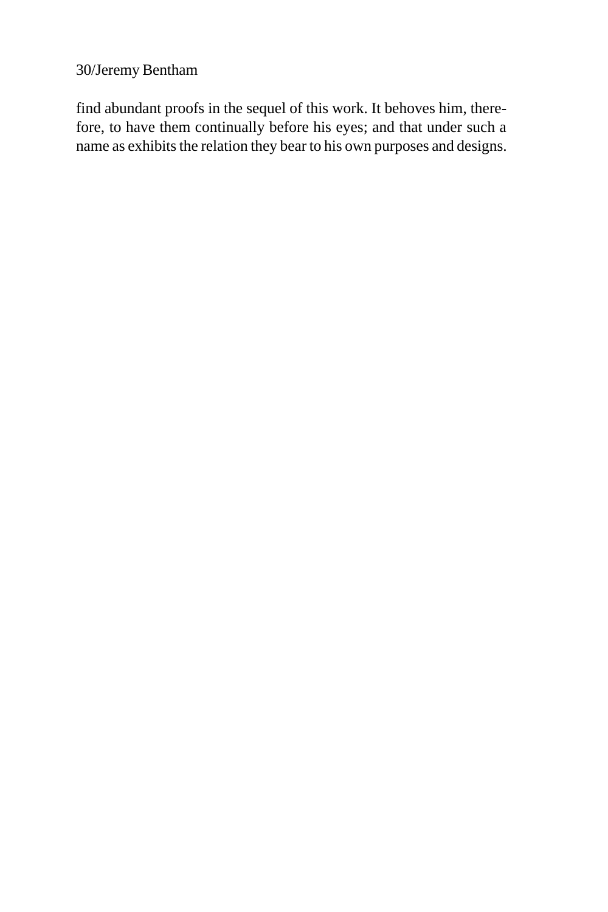find abundant proofs in the sequel of this work. It behoves him, therefore, to have them continually before his eyes; and that under such a name as exhibits the relation they bear to his own purposes and designs.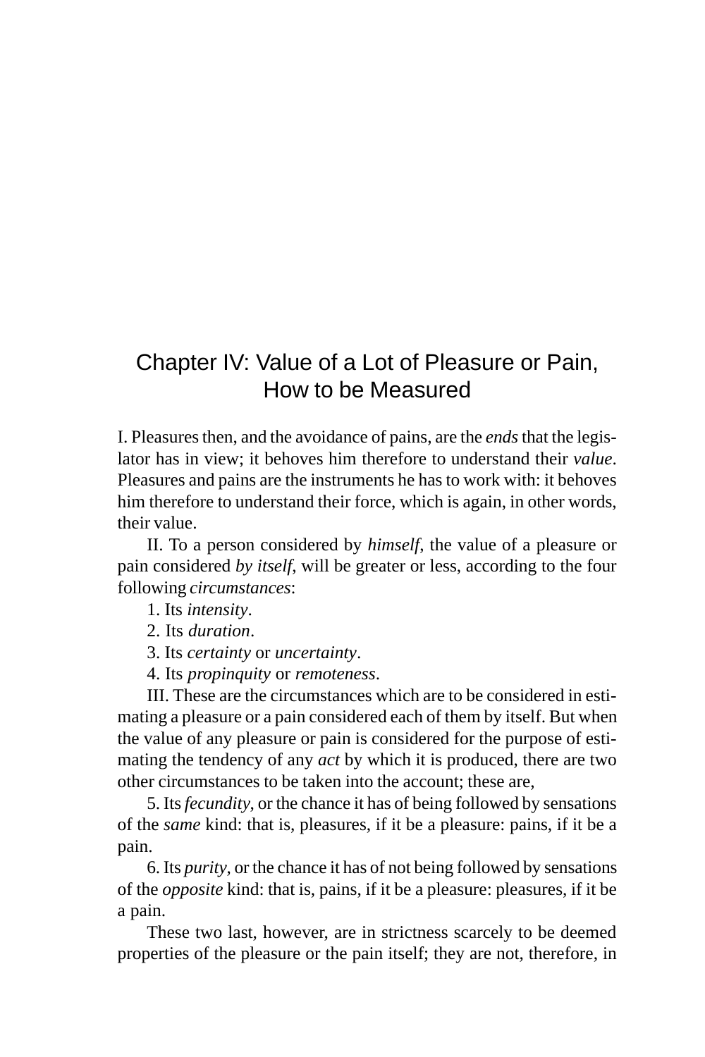# Chapter IV: Value of a Lot of Pleasure or Pain, How to be Measured

I. Pleasures then, and the avoidance of pains, are the *ends* that the legislator has in view; it behoves him therefore to understand their *value*. Pleasures and pains are the instruments he has to work with: it behoves him therefore to understand their force, which is again, in other words, their value.

II. To a person considered by *himself*, the value of a pleasure or pain considered *by itself*, will be greater or less, according to the four following *circumstances*:

1. Its *intensity*.
2. Its *duration*.
3. Its *certainty* or *uncertainty*.
4. Its *propinquity* or *remoteness*.

III. These are the circumstances which are to be considered in estimating a pleasure or a pain considered each of them by itself. But when the value of any pleasure or pain is considered for the purpose of estimating the tendency of any *act* by which it is produced, there are two other circumstances to be taken into the account; these are,

5. Its *fecundity*, or the chance it has of being followed by sensations of the *same* kind: that is, pleasures, if it be a pleasure: pains, if it be a pain.

6. Its *purity*, or the chance it has of not being followed by sensations of the *opposite* kind: that is, pains, if it be a pleasure: pleasures, if it be a pain.

These two last, however, are in strictness scarcely to be deemed properties of the pleasure or the pain itself; they are not, therefore, in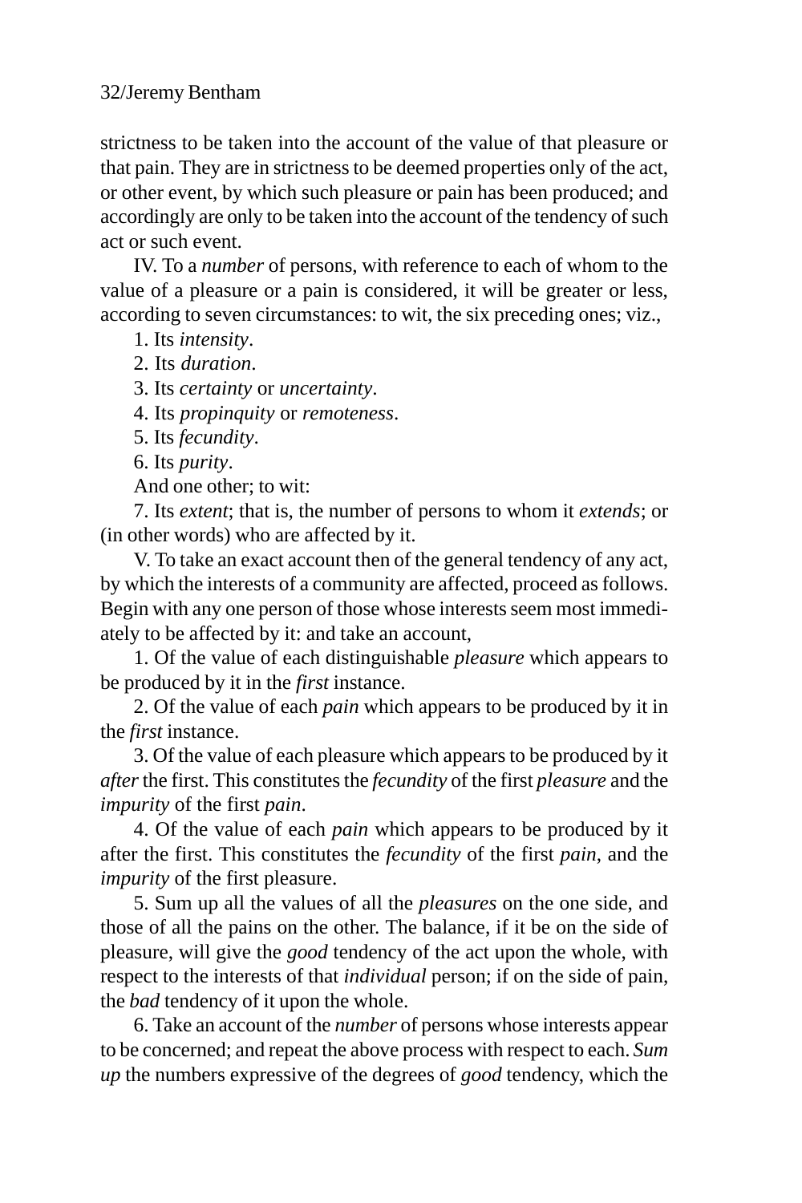strictness to be taken into the account of the value of that pleasure or that pain. They are in strictness to be deemed properties only of the act, or other event, by which such pleasure or pain has been produced; and accordingly are only to be taken into the account of the tendency of such act or such event.

IV. To a *number* of persons, with reference to each of whom to the value of a pleasure or a pain is considered, it will be greater or less, according to seven circumstances: to wit, the six preceding ones; viz.,

1. Its *intensity*.
2. Its *duration*.
3. Its *certainty* or *uncertainty*.
4. Its *propinquity* or *remoteness*.
5. Its *fecundity*.
6. Its *purity*.

And one other; to wit:

7. Its *extent*; that is, the number of persons to whom it *extends*; or (in other words) who are affected by it.

V. To take an exact account then of the general tendency of any act, by which the interests of a community are affected, proceed as follows. Begin with any one person of those whose interests seem most immediately to be affected by it: and take an account,

1. Of the value of each distinguishable *pleasure* which appears to be produced by it in the *first* instance.

2. Of the value of each *pain* which appears to be produced by it in the *first* instance.

3. Of the value of each pleasure which appears to be produced by it *after* the first. This constitutes the *fecundity* of the first *pleasure* and the *impurity* of the first *pain*.

4. Of the value of each *pain* which appears to be produced by it after the first. This constitutes the *fecundity* of the first *pain*, and the *impurity* of the first pleasure.

5. Sum up all the values of all the *pleasures* on the one side, and those of all the pains on the other. The balance, if it be on the side of pleasure, will give the *good* tendency of the act upon the whole, with respect to the interests of that *individual* person; if on the side of pain, the *bad* tendency of it upon the whole.

6. Take an account of the *number* of persons whose interests appear to be concerned; and repeat the above process with respect to each. *Sum up* the numbers expressive of the degrees of *good* tendency, which the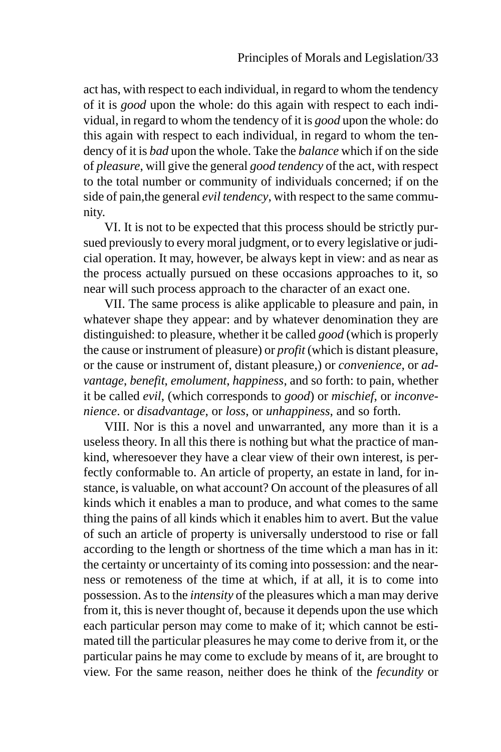act has, with respect to each individual, in regard to whom the tendency of it is *good* upon the whole: do this again with respect to each individual, in regard to whom the tendency of it is *good* upon the whole: do this again with respect to each individual, in regard to whom the tendency of it is *bad* upon the whole. Take the *balance* which if on the side of *pleasure*, will give the general *good tendency* of the act, with respect to the total number or community of individuals concerned; if on the side of pain,the general *evil tendency*, with respect to the same community.

VI. It is not to be expected that this process should be strictly pursued previously to every moral judgment, or to every legislative or judicial operation. It may, however, be always kept in view: and as near as the process actually pursued on these occasions approaches to it, so near will such process approach to the character of an exact one.

VII. The same process is alike applicable to pleasure and pain, in whatever shape they appear: and by whatever denomination they are distinguished: to pleasure, whether it be called *good* (which is properly the cause or instrument of pleasure) or *profit* (which is distant pleasure, or the cause or instrument of, distant pleasure,) or *convenience*, or *advantage*, *benefit*, *emolument*, *happiness*, and so forth: to pain, whether it be called *evil*, (which corresponds to *good*) or *mischief*, or *inconvenience*. or *disadvantage*, or *loss*, or *unhappiness*, and so forth.

VIII. Nor is this a novel and unwarranted, any more than it is a useless theory. In all this there is nothing but what the practice of mankind, wheresoever they have a clear view of their own interest, is perfectly conformable to. An article of property, an estate in land, for instance, is valuable, on what account? On account of the pleasures of all kinds which it enables a man to produce, and what comes to the same thing the pains of all kinds which it enables him to avert. But the value of such an article of property is universally understood to rise or fall according to the length or shortness of the time which a man has in it: the certainty or uncertainty of its coming into possession: and the nearness or remoteness of the time at which, if at all, it is to come into possession. As to the *intensity* of the pleasures which a man may derive from it, this is never thought of, because it depends upon the use which each particular person may come to make of it; which cannot be estimated till the particular pleasures he may come to derive from it, or the particular pains he may come to exclude by means of it, are brought to view. For the same reason, neither does he think of the *fecundity* or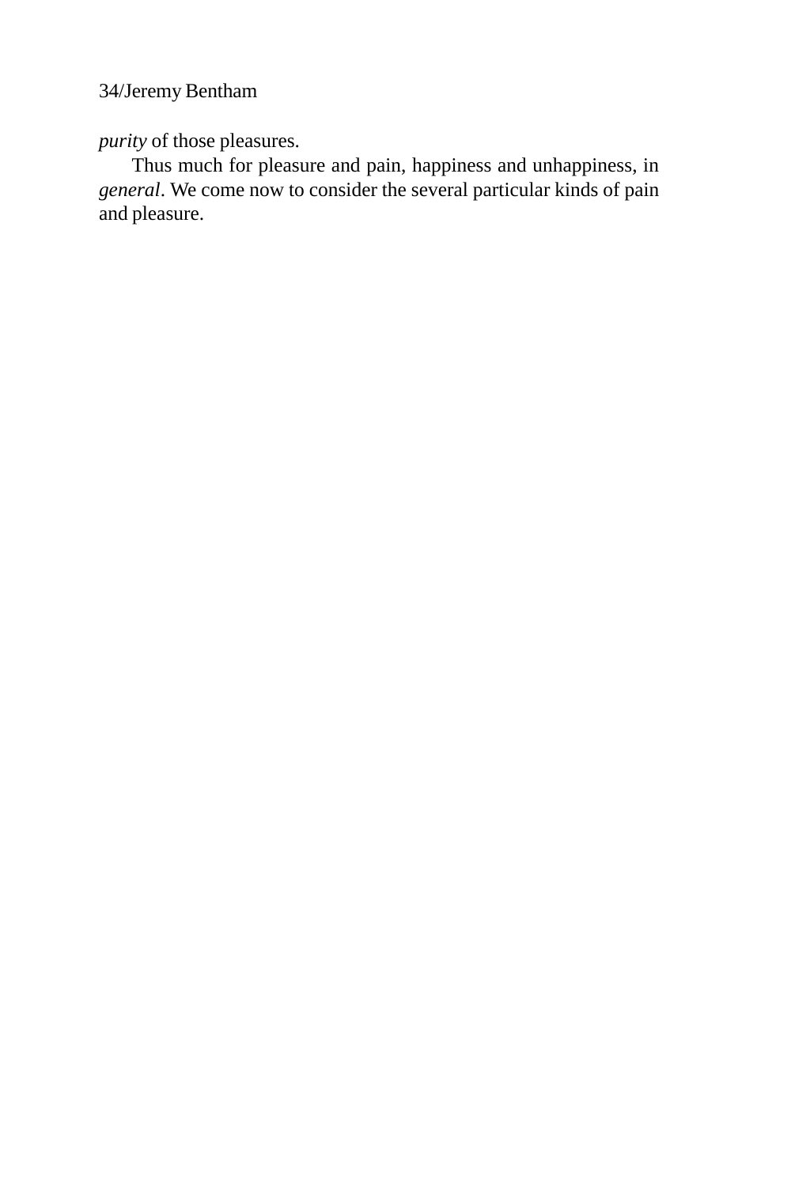*purity* of those pleasures.

Thus much for pleasure and pain, happiness and unhappiness, in *general*. We come now to consider the several particular kinds of pain and pleasure.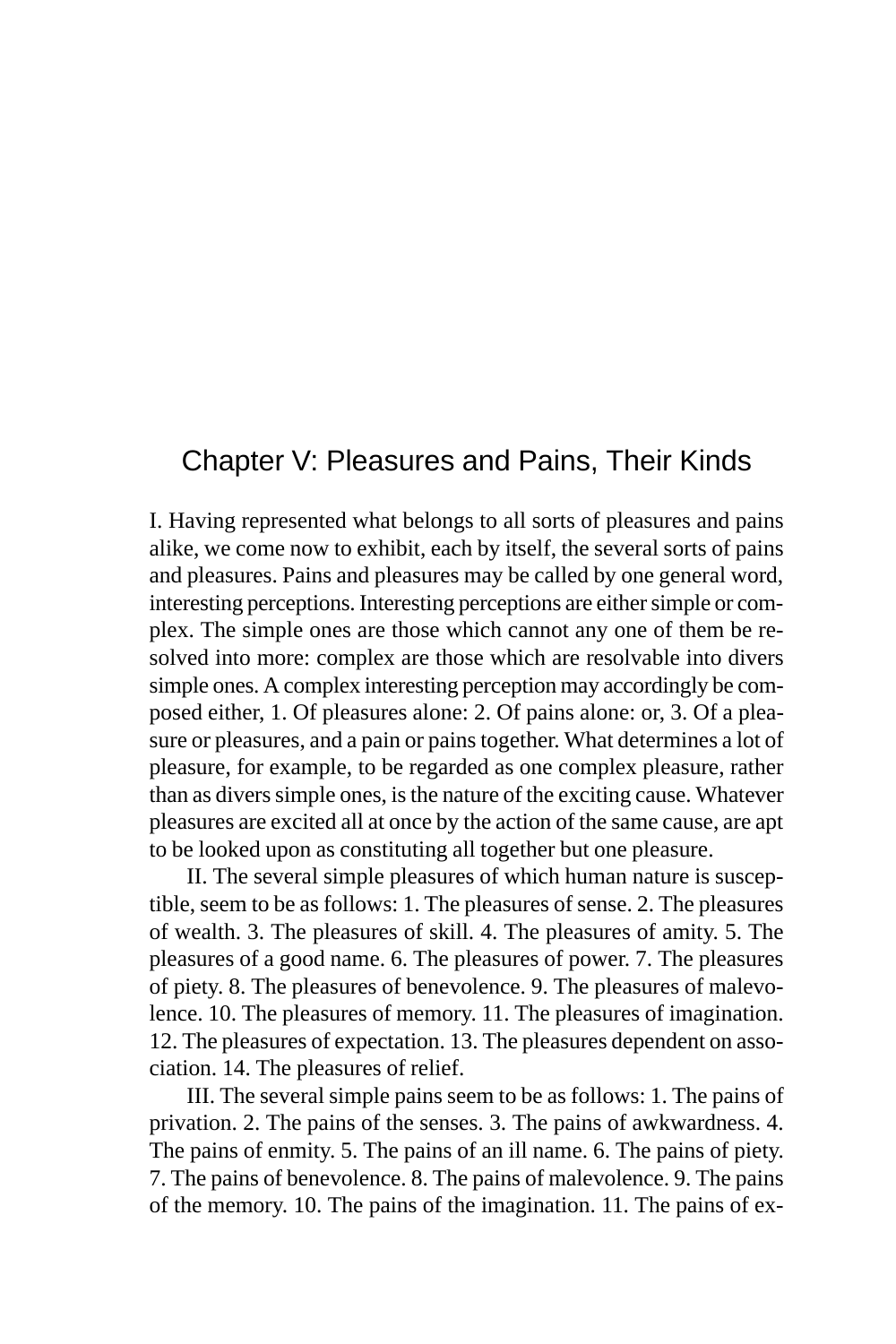# Chapter V: Pleasures and Pains, Their Kinds

I. Having represented what belongs to all sorts of pleasures and pains alike, we come now to exhibit, each by itself, the several sorts of pains and pleasures. Pains and pleasures may be called by one general word, interesting perceptions. Interesting perceptions are either simple or complex. The simple ones are those which cannot any one of them be resolved into more: complex are those which are resolvable into divers simple ones. A complex interesting perception may accordingly be composed either, 1. Of pleasures alone: 2. Of pains alone: or, 3. Of a pleasure or pleasures, and a pain or pains together. What determines a lot of pleasure, for example, to be regarded as one complex pleasure, rather than as divers simple ones, is the nature of the exciting cause. Whatever pleasures are excited all at once by the action of the same cause, are apt to be looked upon as constituting all together but one pleasure.

II. The several simple pleasures of which human nature is susceptible, seem to be as follows: 1. The pleasures of sense. 2. The pleasures of wealth. 3. The pleasures of skill. 4. The pleasures of amity. 5. The pleasures of a good name. 6. The pleasures of power. 7. The pleasures of piety. 8. The pleasures of benevolence. 9. The pleasures of malevolence. 10. The pleasures of memory. 11. The pleasures of imagination. 12. The pleasures of expectation. 13. The pleasures dependent on association. 14. The pleasures of relief.

III. The several simple pains seem to be as follows: 1. The pains of privation. 2. The pains of the senses. 3. The pains of awkwardness. 4. The pains of enmity. 5. The pains of an ill name. 6. The pains of piety. 7. The pains of benevolence. 8. The pains of malevolence. 9. The pains of the memory. 10. The pains of the imagination. 11. The pains of ex-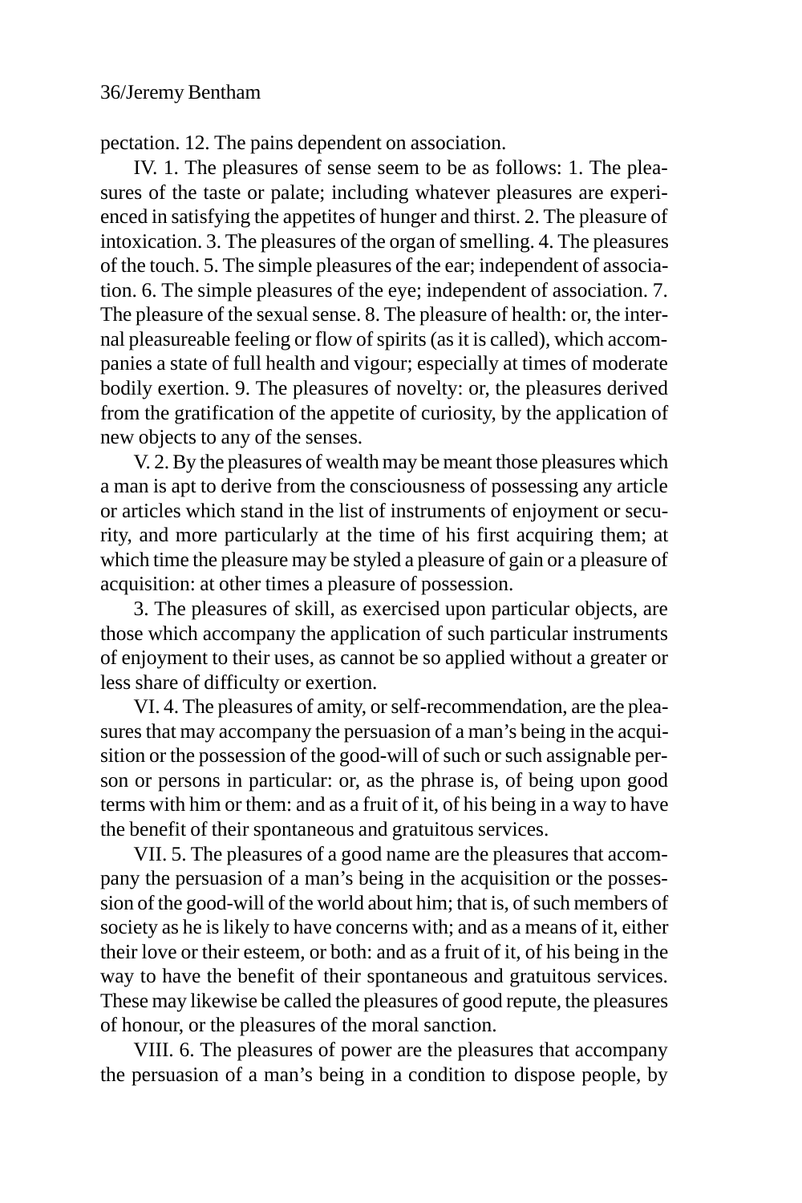pectation. 12. The pains dependent on association.

IV. 1. The pleasures of sense seem to be as follows: 1. The pleasures of the taste or palate; including whatever pleasures are experienced in satisfying the appetites of hunger and thirst. 2. The pleasure of intoxication. 3. The pleasures of the organ of smelling. 4. The pleasures of the touch. 5. The simple pleasures of the ear; independent of association. 6. The simple pleasures of the eye; independent of association. 7. The pleasure of the sexual sense. 8. The pleasure of health: or, the internal pleasureable feeling or flow of spirits (as it is called), which accompanies a state of full health and vigour; especially at times of moderate bodily exertion. 9. The pleasures of novelty: or, the pleasures derived from the gratification of the appetite of curiosity, by the application of new objects to any of the senses.

V. 2. By the pleasures of wealth may be meant those pleasures which a man is apt to derive from the consciousness of possessing any article or articles which stand in the list of instruments of enjoyment or security, and more particularly at the time of his first acquiring them; at which time the pleasure may be styled a pleasure of gain or a pleasure of acquisition: at other times a pleasure of possession.

3. The pleasures of skill, as exercised upon particular objects, are those which accompany the application of such particular instruments of enjoyment to their uses, as cannot be so applied without a greater or less share of difficulty or exertion.

VI. 4. The pleasures of amity, or self-recommendation, are the pleasures that may accompany the persuasion of a man's being in the acquisition or the possession of the good-will of such or such assignable person or persons in particular: or, as the phrase is, of being upon good terms with him or them: and as a fruit of it, of his being in a way to have the benefit of their spontaneous and gratuitous services.

VII. 5. The pleasures of a good name are the pleasures that accompany the persuasion of a man's being in the acquisition or the possession of the good-will of the world about him; that is, of such members of society as he is likely to have concerns with; and as a means of it, either their love or their esteem, or both: and as a fruit of it, of his being in the way to have the benefit of their spontaneous and gratuitous services. These may likewise be called the pleasures of good repute, the pleasures of honour, or the pleasures of the moral sanction.

VIII. 6. The pleasures of power are the pleasures that accompany the persuasion of a man's being in a condition to dispose people, by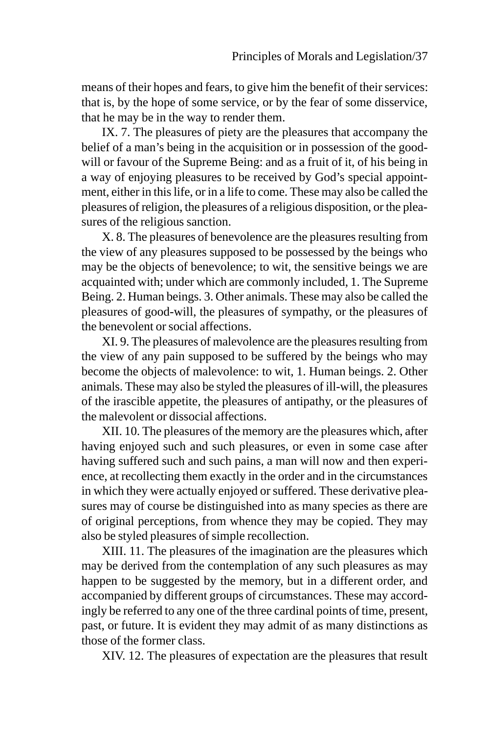means of their hopes and fears, to give him the benefit of their services: that is, by the hope of some service, or by the fear of some disservice, that he may be in the way to render them.

IX. 7. The pleasures of piety are the pleasures that accompany the belief of a man's being in the acquisition or in possession of the goodwill or favour of the Supreme Being: and as a fruit of it, of his being in a way of enjoying pleasures to be received by God's special appointment, either in this life, or in a life to come. These may also be called the pleasures of religion, the pleasures of a religious disposition, or the pleasures of the religious sanction.

X. 8. The pleasures of benevolence are the pleasures resulting from the view of any pleasures supposed to be possessed by the beings who may be the objects of benevolence; to wit, the sensitive beings we are acquainted with; under which are commonly included, 1. The Supreme Being. 2. Human beings. 3. Other animals. These may also be called the pleasures of good-will, the pleasures of sympathy, or the pleasures of the benevolent or social affections.

XI. 9. The pleasures of malevolence are the pleasures resulting from the view of any pain supposed to be suffered by the beings who may become the objects of malevolence: to wit, 1. Human beings. 2. Other animals. These may also be styled the pleasures of ill-will, the pleasures of the irascible appetite, the pleasures of antipathy, or the pleasures of the malevolent or dissocial affections.

XII. 10. The pleasures of the memory are the pleasures which, after having enjoyed such and such pleasures, or even in some case after having suffered such and such pains, a man will now and then experience, at recollecting them exactly in the order and in the circumstances in which they were actually enjoyed or suffered. These derivative pleasures may of course be distinguished into as many species as there are of original perceptions, from whence they may be copied. They may also be styled pleasures of simple recollection.

XIII. 11. The pleasures of the imagination are the pleasures which may be derived from the contemplation of any such pleasures as may happen to be suggested by the memory, but in a different order, and accompanied by different groups of circumstances. These may accordingly be referred to any one of the three cardinal points of time, present, past, or future. It is evident they may admit of as many distinctions as those of the former class.

XIV. 12. The pleasures of expectation are the pleasures that result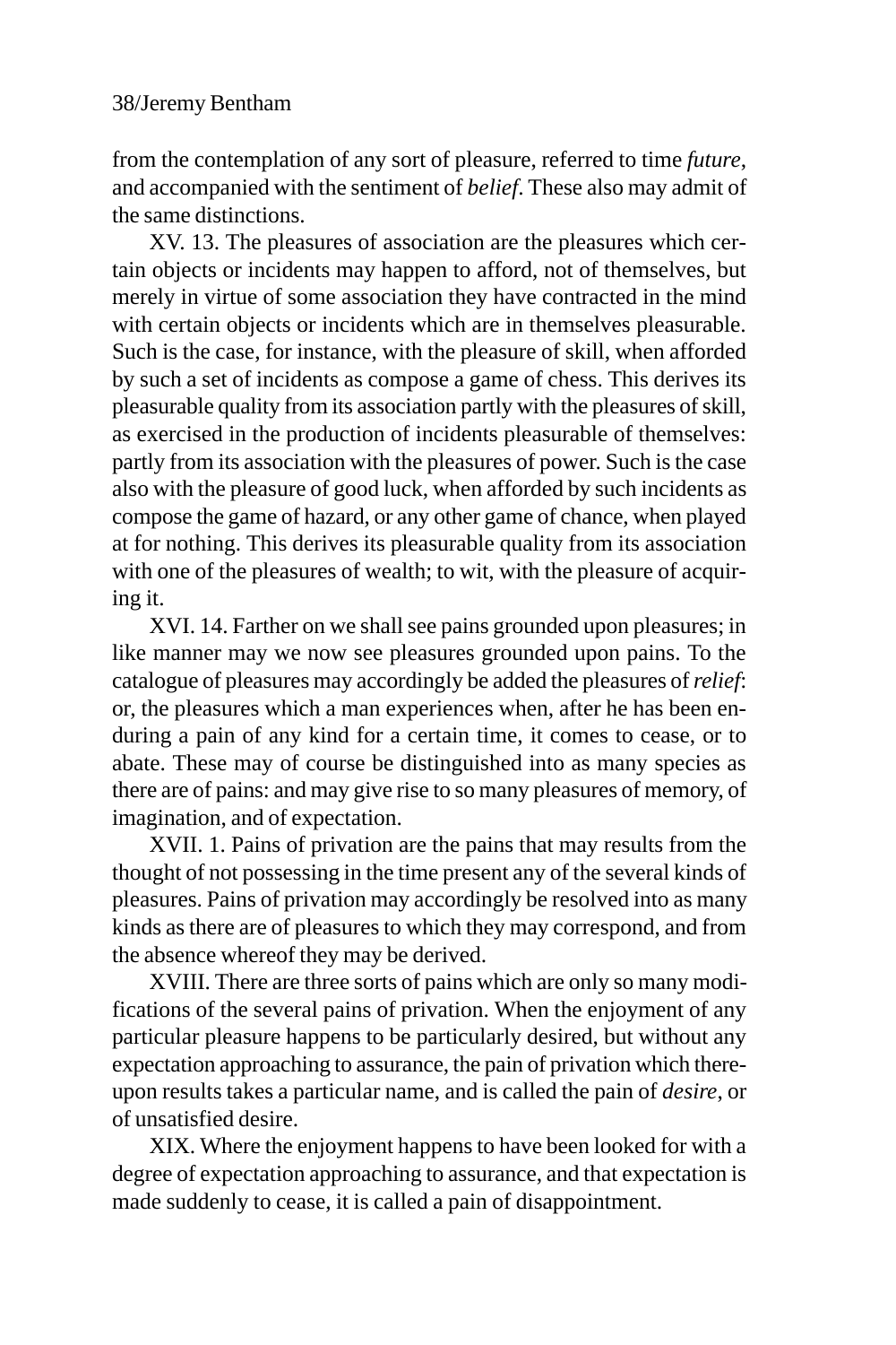from the contemplation of any sort of pleasure, referred to time *future*, and accompanied with the sentiment of *belief*. These also may admit of the same distinctions.

XV. 13. The pleasures of association are the pleasures which certain objects or incidents may happen to afford, not of themselves, but merely in virtue of some association they have contracted in the mind with certain objects or incidents which are in themselves pleasurable. Such is the case, for instance, with the pleasure of skill, when afforded by such a set of incidents as compose a game of chess. This derives its pleasurable quality from its association partly with the pleasures of skill, as exercised in the production of incidents pleasurable of themselves: partly from its association with the pleasures of power. Such is the case also with the pleasure of good luck, when afforded by such incidents as compose the game of hazard, or any other game of chance, when played at for nothing. This derives its pleasurable quality from its association with one of the pleasures of wealth; to wit, with the pleasure of acquiring it.

XVI. 14. Farther on we shall see pains grounded upon pleasures; in like manner may we now see pleasures grounded upon pains. To the catalogue of pleasures may accordingly be added the pleasures of *relief*: or, the pleasures which a man experiences when, after he has been enduring a pain of any kind for a certain time, it comes to cease, or to abate. These may of course be distinguished into as many species as there are of pains: and may give rise to so many pleasures of memory, of imagination, and of expectation.

XVII. 1. Pains of privation are the pains that may results from the thought of not possessing in the time present any of the several kinds of pleasures. Pains of privation may accordingly be resolved into as many kinds as there are of pleasures to which they may correspond, and from the absence whereof they may be derived.

XVIII. There are three sorts of pains which are only so many modifications of the several pains of privation. When the enjoyment of any particular pleasure happens to be particularly desired, but without any expectation approaching to assurance, the pain of privation which thereupon results takes a particular name, and is called the pain of *desire*, or of unsatisfied desire.

XIX. Where the enjoyment happens to have been looked for with a degree of expectation approaching to assurance, and that expectation is made suddenly to cease, it is called a pain of disappointment.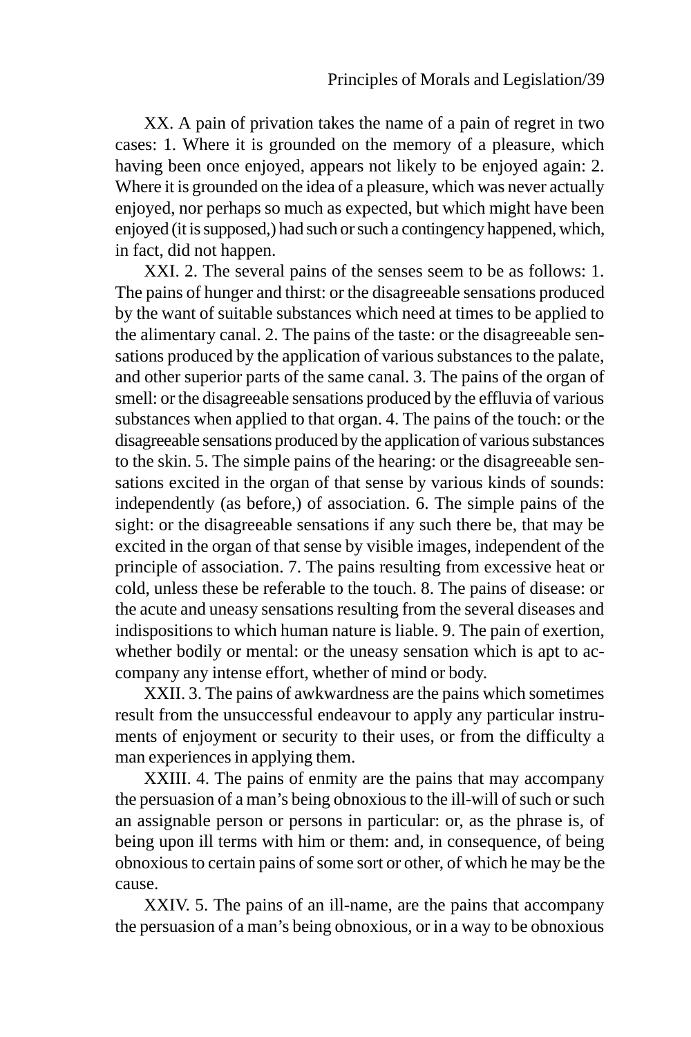XX. A pain of privation takes the name of a pain of regret in two cases: 1. Where it is grounded on the memory of a pleasure, which having been once enjoyed, appears not likely to be enjoyed again: 2. Where it is grounded on the idea of a pleasure, which was never actually enjoyed, nor perhaps so much as expected, but which might have been enjoyed (it is supposed,) had such or such a contingency happened, which, in fact, did not happen.

XXI. 2. The several pains of the senses seem to be as follows: 1. The pains of hunger and thirst: or the disagreeable sensations produced by the want of suitable substances which need at times to be applied to the alimentary canal. 2. The pains of the taste: or the disagreeable sensations produced by the application of various substances to the palate, and other superior parts of the same canal. 3. The pains of the organ of smell: or the disagreeable sensations produced by the effluvia of various substances when applied to that organ. 4. The pains of the touch: or the disagreeable sensations produced by the application of various substances to the skin. 5. The simple pains of the hearing: or the disagreeable sensations excited in the organ of that sense by various kinds of sounds: independently (as before,) of association. 6. The simple pains of the sight: or the disagreeable sensations if any such there be, that may be excited in the organ of that sense by visible images, independent of the principle of association. 7. The pains resulting from excessive heat or cold, unless these be referable to the touch. 8. The pains of disease: or the acute and uneasy sensations resulting from the several diseases and indispositions to which human nature is liable. 9. The pain of exertion, whether bodily or mental: or the uneasy sensation which is apt to accompany any intense effort, whether of mind or body.

XXII. 3. The pains of awkwardness are the pains which sometimes result from the unsuccessful endeavour to apply any particular instruments of enjoyment or security to their uses, or from the difficulty a man experiences in applying them.

XXIII. 4. The pains of enmity are the pains that may accompany the persuasion of a man's being obnoxious to the ill-will of such or such an assignable person or persons in particular: or, as the phrase is, of being upon ill terms with him or them: and, in consequence, of being obnoxious to certain pains of some sort or other, of which he may be the cause.

XXIV. 5. The pains of an ill-name, are the pains that accompany the persuasion of a man's being obnoxious, or in a way to be obnoxious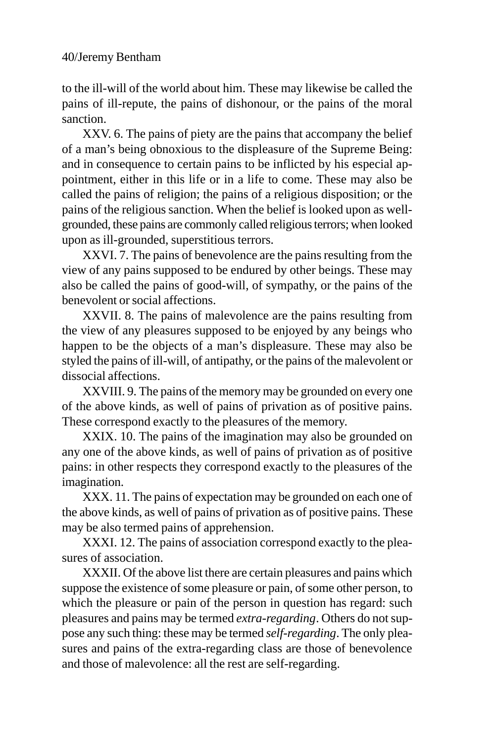to the ill-will of the world about him. These may likewise be called the pains of ill-repute, the pains of dishonour, or the pains of the moral sanction.

XXV. 6. The pains of piety are the pains that accompany the belief of a man's being obnoxious to the displeasure of the Supreme Being: and in consequence to certain pains to be inflicted by his especial appointment, either in this life or in a life to come. These may also be called the pains of religion; the pains of a religious disposition; or the pains of the religious sanction. When the belief is looked upon as well-grounded, these pains are commonly called religious terrors; when looked upon as ill-grounded, superstitious terrors.

XXVI. 7. The pains of benevolence are the pains resulting from the view of any pains supposed to be endured by other beings. These may also be called the pains of good-will, of sympathy, or the pains of the benevolent or social affections.

XXVII. 8. The pains of malevolence are the pains resulting from the view of any pleasures supposed to be enjoyed by any beings who happen to be the objects of a man's displeasure. These may also be styled the pains of ill-will, of antipathy, or the pains of the malevolent or dissocial affections.

XXVIII. 9. The pains of the memory may be grounded on every one of the above kinds, as well of pains of privation as of positive pains. These correspond exactly to the pleasures of the memory.

XXIX. 10. The pains of the imagination may also be grounded on any one of the above kinds, as well of pains of privation as of positive pains: in other respects they correspond exactly to the pleasures of the imagination.

XXX. 11. The pains of expectation may be grounded on each one of the above kinds, as well of pains of privation as of positive pains. These may be also termed pains of apprehension.

XXXI. 12. The pains of association correspond exactly to the pleasures of association.

XXXII. Of the above list there are certain pleasures and pains which suppose the existence of some pleasure or pain, of some other person, to which the pleasure or pain of the person in question has regard: such pleasures and pains may be termed *extra-regarding*. Others do not suppose any such thing: these may be termed *self-regarding*. The only pleasures and pains of the extra-regarding class are those of benevolence and those of malevolence: all the rest are self-regarding.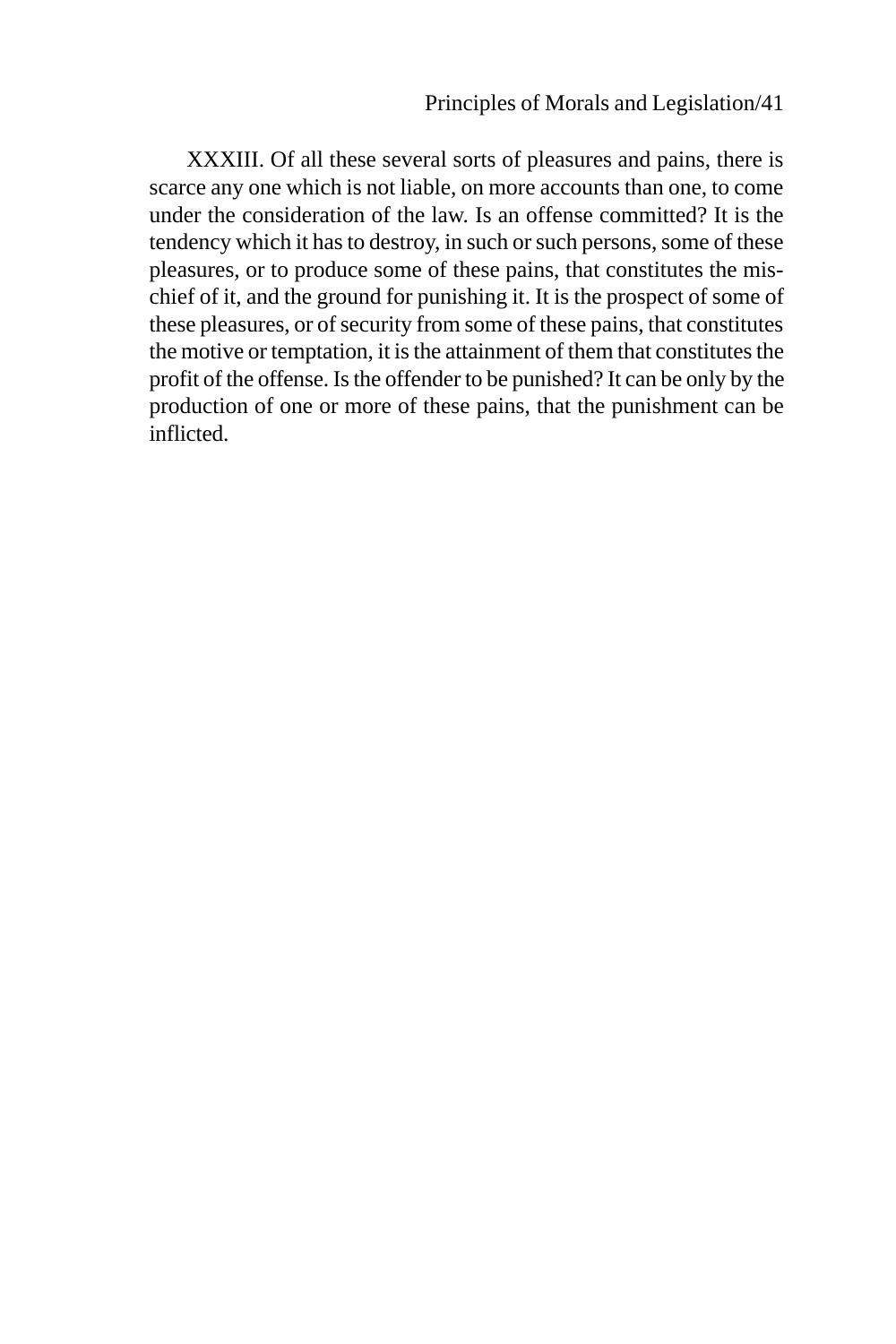XXXIII. Of all these several sorts of pleasures and pains, there is scarce any one which is not liable, on more accounts than one, to come under the consideration of the law. Is an offense committed? It is the tendency which it has to destroy, in such or such persons, some of these pleasures, or to produce some of these pains, that constitutes the mischief of it, and the ground for punishing it. It is the prospect of some of these pleasures, or of security from some of these pains, that constitutes the motive or temptation, it is the attainment of them that constitutes the profit of the offense. Is the offender to be punished? It can be only by the production of one or more of these pains, that the punishment can be inflicted.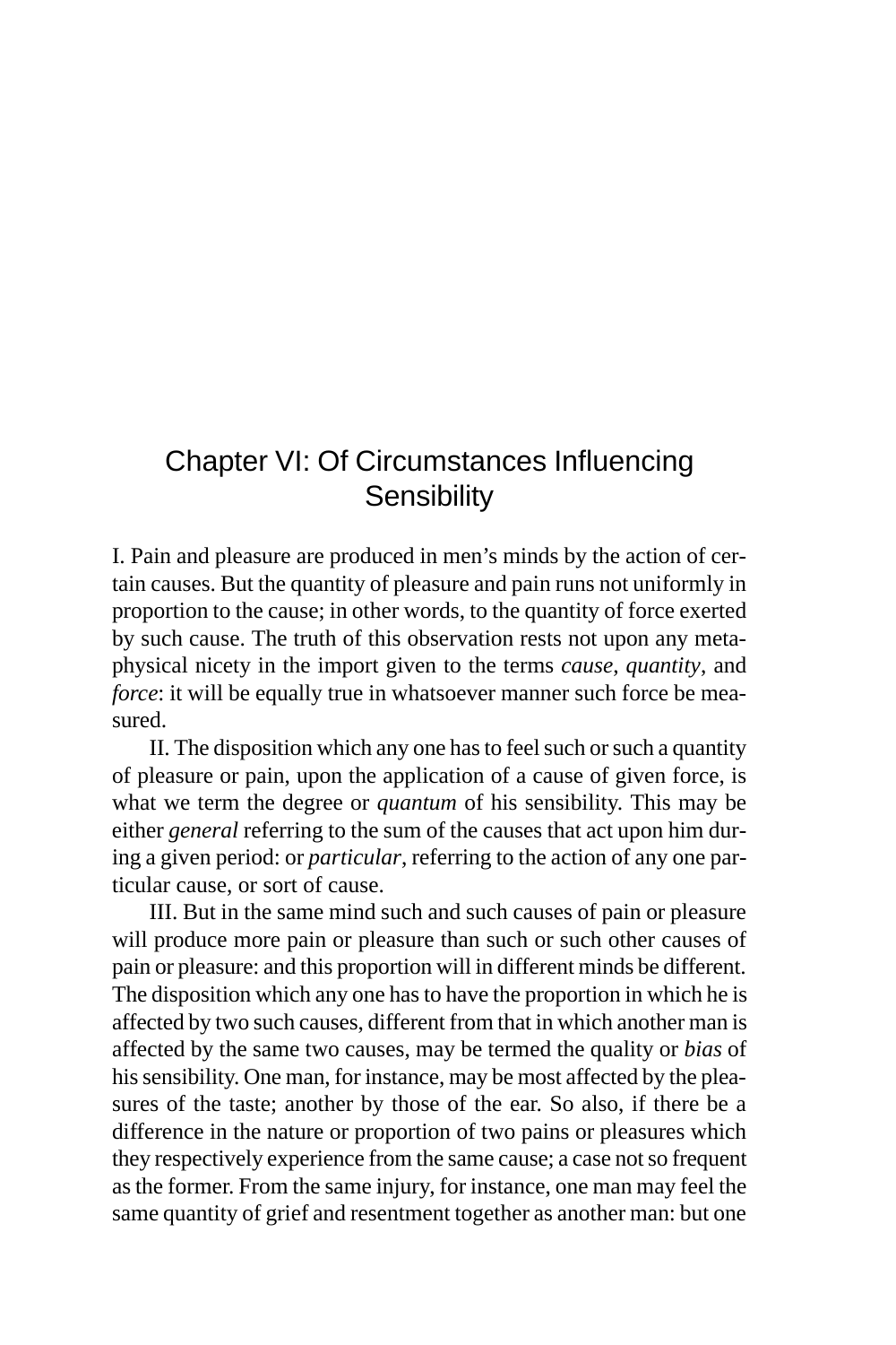# Chapter VI: Of Circumstances Influencing Sensibility

I. Pain and pleasure are produced in men's minds by the action of certain causes. But the quantity of pleasure and pain runs not uniformly in proportion to the cause; in other words, to the quantity of force exerted by such cause. The truth of this observation rests not upon any metaphysical nicety in the import given to the terms *cause*, *quantity*, and *force*: it will be equally true in whatsoever manner such force be measured.

II. The disposition which any one has to feel such or such a quantity of pleasure or pain, upon the application of a cause of given force, is what we term the degree or *quantum* of his sensibility. This may be either *general* referring to the sum of the causes that act upon him during a given period: or *particular*, referring to the action of any one particular cause, or sort of cause.

III. But in the same mind such and such causes of pain or pleasure will produce more pain or pleasure than such or such other causes of pain or pleasure: and this proportion will in different minds be different. The disposition which any one has to have the proportion in which he is affected by two such causes, different from that in which another man is affected by the same two causes, may be termed the quality or *bias* of his sensibility. One man, for instance, may be most affected by the pleasures of the taste; another by those of the ear. So also, if there be a difference in the nature or proportion of two pains or pleasures which they respectively experience from the same cause; a case not so frequent as the former. From the same injury, for instance, one man may feel the same quantity of grief and resentment together as another man: but one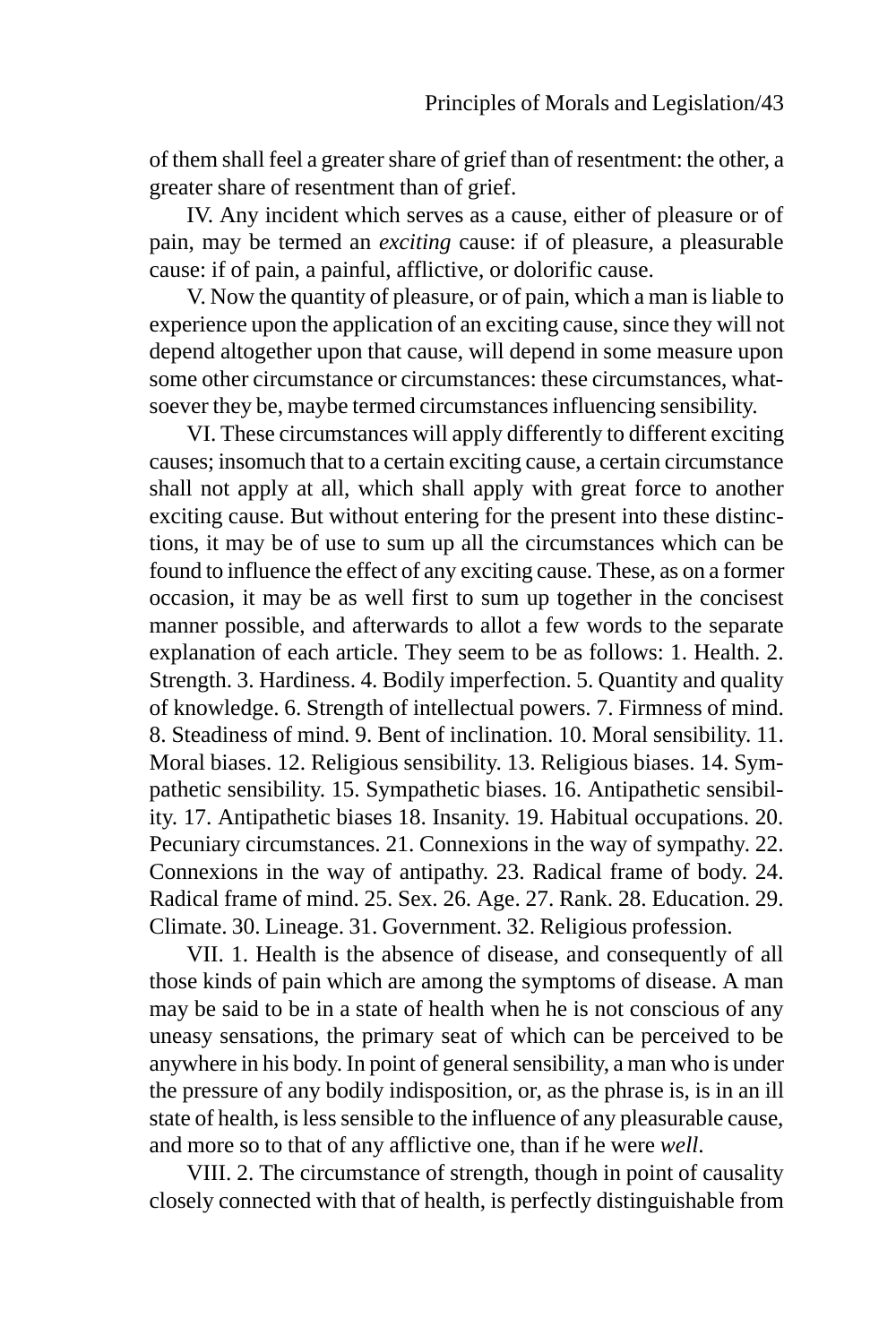of them shall feel a greater share of grief than of resentment: the other, a greater share of resentment than of grief.

IV. Any incident which serves as a cause, either of pleasure or of pain, may be termed an *exciting* cause: if of pleasure, a pleasurable cause: if of pain, a painful, afflictive, or dolorific cause.

V. Now the quantity of pleasure, or of pain, which a man is liable to experience upon the application of an exciting cause, since they will not depend altogether upon that cause, will depend in some measure upon some other circumstance or circumstances: these circumstances, whatsoever they be, maybe termed circumstances influencing sensibility.

VI. These circumstances will apply differently to different exciting causes; insomuch that to a certain exciting cause, a certain circumstance shall not apply at all, which shall apply with great force to another exciting cause. But without entering for the present into these distinctions, it may be of use to sum up all the circumstances which can be found to influence the effect of any exciting cause. These, as on a former occasion, it may be as well first to sum up together in the concisest manner possible, and afterwards to allot a few words to the separate explanation of each article. They seem to be as follows: 1. Health. 2. Strength. 3. Hardiness. 4. Bodily imperfection. 5. Quantity and quality of knowledge. 6. Strength of intellectual powers. 7. Firmness of mind. 8. Steadiness of mind. 9. Bent of inclination. 10. Moral sensibility. 11. Moral biases. 12. Religious sensibility. 13. Religious biases. 14. Sympathetic sensibility. 15. Sympathetic biases. 16. Antipathetic sensibility. 17. Antipathetic biases 18. Insanity. 19. Habitual occupations. 20. Pecuniary circumstances. 21. Connexions in the way of sympathy. 22. Connexions in the way of antipathy. 23. Radical frame of body. 24. Radical frame of mind. 25. Sex. 26. Age. 27. Rank. 28. Education. 29. Climate. 30. Lineage. 31. Government. 32. Religious profession.

VII. 1. Health is the absence of disease, and consequently of all those kinds of pain which are among the symptoms of disease. A man may be said to be in a state of health when he is not conscious of any uneasy sensations, the primary seat of which can be perceived to be anywhere in his body. In point of general sensibility, a man who is under the pressure of any bodily indisposition, or, as the phrase is, is in an ill state of health, is less sensible to the influence of any pleasurable cause, and more so to that of any afflictive one, than if he were *well*.

VIII. 2. The circumstance of strength, though in point of causality closely connected with that of health, is perfectly distinguishable from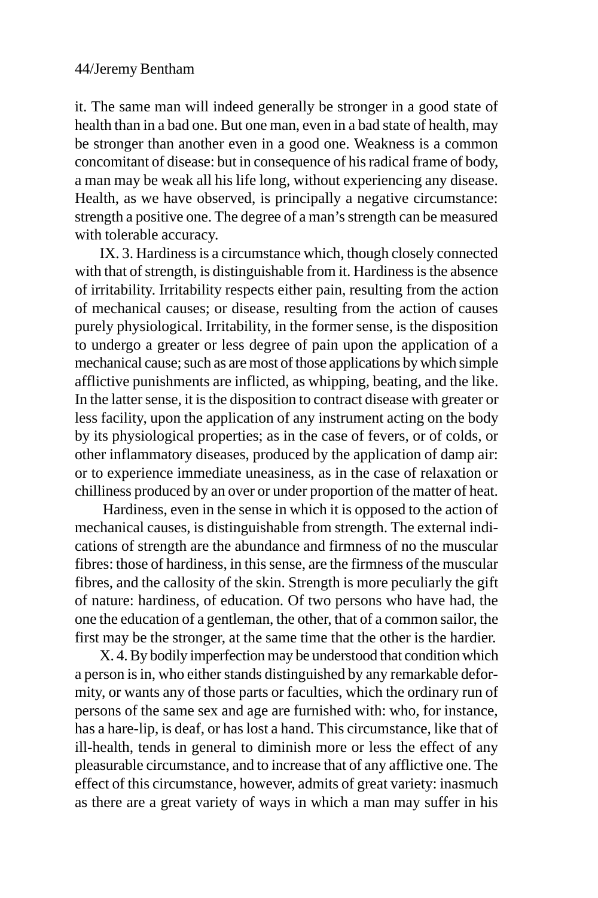it. The same man will indeed generally be stronger in a good state of health than in a bad one. But one man, even in a bad state of health, may be stronger than another even in a good one. Weakness is a common concomitant of disease: but in consequence of his radical frame of body, a man may be weak all his life long, without experiencing any disease. Health, as we have observed, is principally a negative circumstance: strength a positive one. The degree of a man's strength can be measured with tolerable accuracy.

IX. 3. Hardiness is a circumstance which, though closely connected with that of strength, is distinguishable from it. Hardiness is the absence of irritability. Irritability respects either pain, resulting from the action of mechanical causes; or disease, resulting from the action of causes purely physiological. Irritability, in the former sense, is the disposition to undergo a greater or less degree of pain upon the application of a mechanical cause; such as are most of those applications by which simple afflictive punishments are inflicted, as whipping, beating, and the like. In the latter sense, it is the disposition to contract disease with greater or less facility, upon the application of any instrument acting on the body by its physiological properties; as in the case of fevers, or of colds, or other inflammatory diseases, produced by the application of damp air: or to experience immediate uneasiness, as in the case of relaxation or chilliness produced by an over or under proportion of the matter of heat.

Hardiness, even in the sense in which it is opposed to the action of mechanical causes, is distinguishable from strength. The external indications of strength are the abundance and firmness of no the muscular fibres: those of hardiness, in this sense, are the firmness of the muscular fibres, and the callosity of the skin. Strength is more peculiarly the gift of nature: hardiness, of education. Of two persons who have had, the one the education of a gentleman, the other, that of a common sailor, the first may be the stronger, at the same time that the other is the hardier.

X. 4. By bodily imperfection may be understood that condition which a person is in, who either stands distinguished by any remarkable deformity, or wants any of those parts or faculties, which the ordinary run of persons of the same sex and age are furnished with: who, for instance, has a hare-lip, is deaf, or has lost a hand. This circumstance, like that of ill-health, tends in general to diminish more or less the effect of any pleasurable circumstance, and to increase that of any afflictive one. The effect of this circumstance, however, admits of great variety: inasmuch as there are a great variety of ways in which a man may suffer in his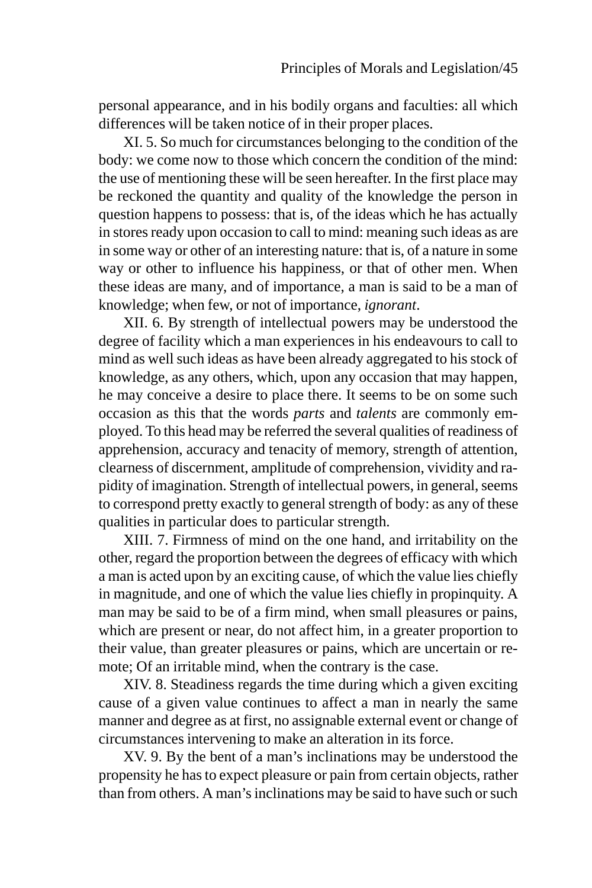personal appearance, and in his bodily organs and faculties: all which differences will be taken notice of in their proper places.

XI. 5. So much for circumstances belonging to the condition of the body: we come now to those which concern the condition of the mind: the use of mentioning these will be seen hereafter. In the first place may be reckoned the quantity and quality of the knowledge the person in question happens to possess: that is, of the ideas which he has actually in stores ready upon occasion to call to mind: meaning such ideas as are in some way or other of an interesting nature: that is, of a nature in some way or other to influence his happiness, or that of other men. When these ideas are many, and of importance, a man is said to be a man of knowledge; when few, or not of importance, *ignorant*.

XII. 6. By strength of intellectual powers may be understood the degree of facility which a man experiences in his endeavours to call to mind as well such ideas as have been already aggregated to his stock of knowledge, as any others, which, upon any occasion that may happen, he may conceive a desire to place there. It seems to be on some such occasion as this that the words *parts* and *talents* are commonly employed. To this head may be referred the several qualities of readiness of apprehension, accuracy and tenacity of memory, strength of attention, clearness of discernment, amplitude of comprehension, vividity and rapidity of imagination. Strength of intellectual powers, in general, seems to correspond pretty exactly to general strength of body: as any of these qualities in particular does to particular strength.

XIII. 7. Firmness of mind on the one hand, and irritability on the other, regard the proportion between the degrees of efficacy with which a man is acted upon by an exciting cause, of which the value lies chiefly in magnitude, and one of which the value lies chiefly in propinquity. A man may be said to be of a firm mind, when small pleasures or pains, which are present or near, do not affect him, in a greater proportion to their value, than greater pleasures or pains, which are uncertain or remote; Of an irritable mind, when the contrary is the case.

XIV. 8. Steadiness regards the time during which a given exciting cause of a given value continues to affect a man in nearly the same manner and degree as at first, no assignable external event or change of circumstances intervening to make an alteration in its force.

XV. 9. By the bent of a man's inclinations may be understood the propensity he has to expect pleasure or pain from certain objects, rather than from others. A man's inclinations may be said to have such or such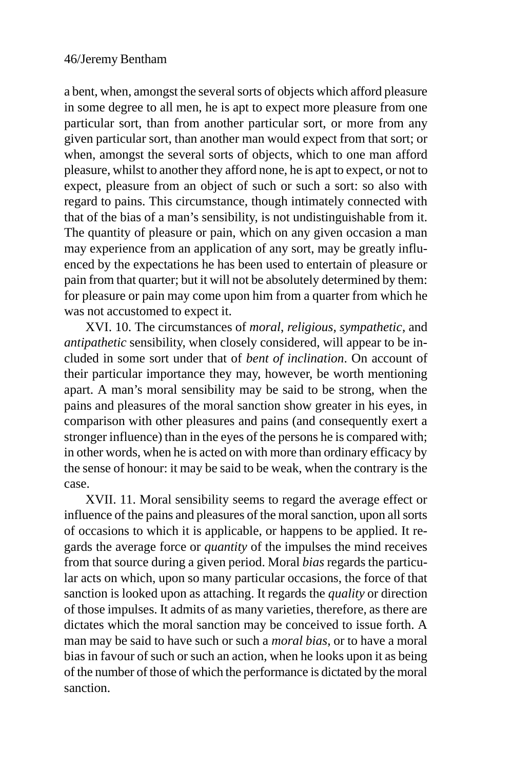a bent, when, amongst the several sorts of objects which afford pleasure in some degree to all men, he is apt to expect more pleasure from one particular sort, than from another particular sort, or more from any given particular sort, than another man would expect from that sort; or when, amongst the several sorts of objects, which to one man afford pleasure, whilst to another they afford none, he is apt to expect, or not to expect, pleasure from an object of such or such a sort: so also with regard to pains. This circumstance, though intimately connected with that of the bias of a man's sensibility, is not undistinguishable from it. The quantity of pleasure or pain, which on any given occasion a man may experience from an application of any sort, may be greatly influenced by the expectations he has been used to entertain of pleasure or pain from that quarter; but it will not be absolutely determined by them: for pleasure or pain may come upon him from a quarter from which he was not accustomed to expect it.

XVI. 10. The circumstances of *moral*, *religious*, *sympathetic*, and *antipathetic* sensibility, when closely considered, will appear to be included in some sort under that of *bent of inclination*. On account of their particular importance they may, however, be worth mentioning apart. A man's moral sensibility may be said to be strong, when the pains and pleasures of the moral sanction show greater in his eyes, in comparison with other pleasures and pains (and consequently exert a stronger influence) than in the eyes of the persons he is compared with; in other words, when he is acted on with more than ordinary efficacy by the sense of honour: it may be said to be weak, when the contrary is the case.

XVII. 11. Moral sensibility seems to regard the average effect or influence of the pains and pleasures of the moral sanction, upon all sorts of occasions to which it is applicable, or happens to be applied. It regards the average force or *quantity* of the impulses the mind receives from that source during a given period. Moral *bias* regards the particular acts on which, upon so many particular occasions, the force of that sanction is looked upon as attaching. It regards the *quality* or direction of those impulses. It admits of as many varieties, therefore, as there are dictates which the moral sanction may be conceived to issue forth. A man may be said to have such or such a *moral bias*, or to have a moral bias in favour of such or such an action, when he looks upon it as being of the number of those of which the performance is dictated by the moral sanction.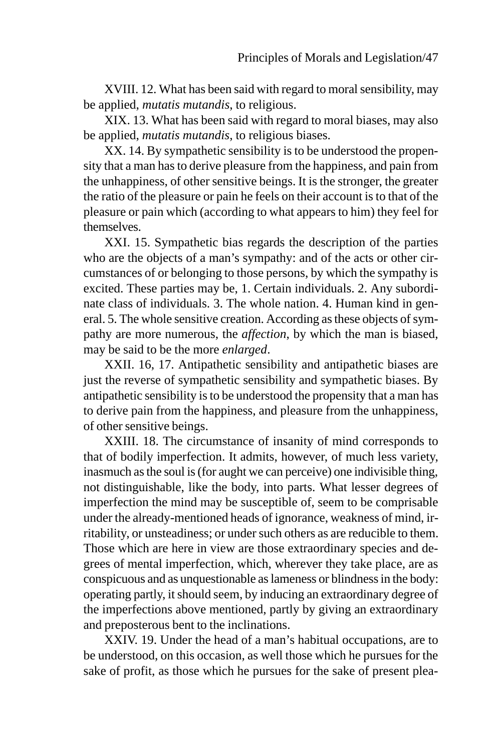XVIII. 12. What has been said with regard to moral sensibility, may be applied, *mutatis mutandis*, to religious.

XIX. 13. What has been said with regard to moral biases, may also be applied, *mutatis mutandis*, to religious biases.

XX. 14. By sympathetic sensibility is to be understood the propensity that a man has to derive pleasure from the happiness, and pain from the unhappiness, of other sensitive beings. It is the stronger, the greater the ratio of the pleasure or pain he feels on their account is to that of the pleasure or pain which (according to what appears to him) they feel for themselves.

XXI. 15. Sympathetic bias regards the description of the parties who are the objects of a man's sympathy: and of the acts or other circumstances of or belonging to those persons, by which the sympathy is excited. These parties may be, 1. Certain individuals. 2. Any subordinate class of individuals. 3. The whole nation. 4. Human kind in general. 5. The whole sensitive creation. According as these objects of sympathy are more numerous, the *affection*, by which the man is biased, may be said to be the more *enlarged*.

XXII. 16, 17. Antipathetic sensibility and antipathetic biases are just the reverse of sympathetic sensibility and sympathetic biases. By antipathetic sensibility is to be understood the propensity that a man has to derive pain from the happiness, and pleasure from the unhappiness, of other sensitive beings.

XXIII. 18. The circumstance of insanity of mind corresponds to that of bodily imperfection. It admits, however, of much less variety, inasmuch as the soul is (for aught we can perceive) one indivisible thing, not distinguishable, like the body, into parts. What lesser degrees of imperfection the mind may be susceptible of, seem to be comprisable under the already-mentioned heads of ignorance, weakness of mind, irritability, or unsteadiness; or under such others as are reducible to them. Those which are here in view are those extraordinary species and degrees of mental imperfection, which, wherever they take place, are as conspicuous and as unquestionable as lameness or blindness in the body: operating partly, it should seem, by inducing an extraordinary degree of the imperfections above mentioned, partly by giving an extraordinary and preposterous bent to the inclinations.

XXIV. 19. Under the head of a man's habitual occupations, are to be understood, on this occasion, as well those which he pursues for the sake of profit, as those which he pursues for the sake of present plea-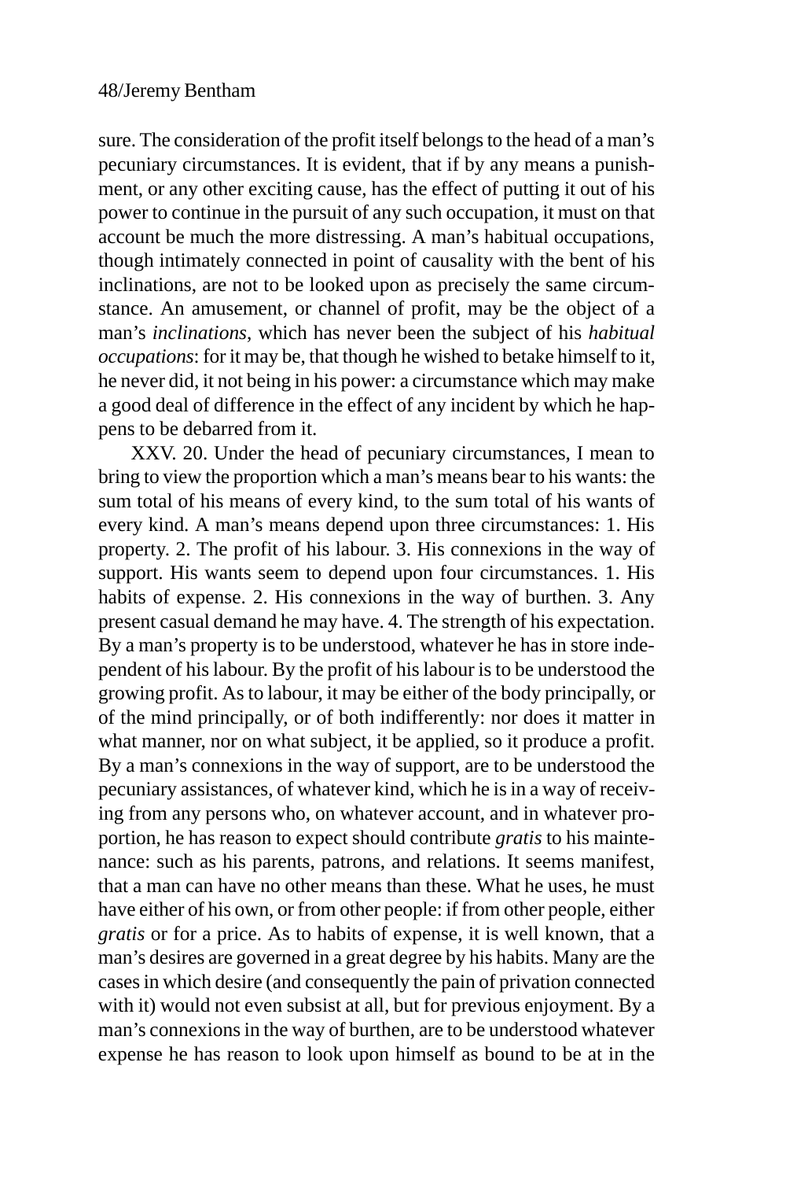sure. The consideration of the profit itself belongs to the head of a man's pecuniary circumstances. It is evident, that if by any means a punishment, or any other exciting cause, has the effect of putting it out of his power to continue in the pursuit of any such occupation, it must on that account be much the more distressing. A man's habitual occupations, though intimately connected in point of causality with the bent of his inclinations, are not to be looked upon as precisely the same circumstance. An amusement, or channel of profit, may be the object of a man's *inclinations*, which has never been the subject of his *habitual occupations*: for it may be, that though he wished to betake himself to it, he never did, it not being in his power: a circumstance which may make a good deal of difference in the effect of any incident by which he happens to be debarred from it.

XXV. 20. Under the head of pecuniary circumstances, I mean to bring to view the proportion which a man's means bear to his wants: the sum total of his means of every kind, to the sum total of his wants of every kind. A man's means depend upon three circumstances: 1. His property. 2. The profit of his labour. 3. His connexions in the way of support. His wants seem to depend upon four circumstances. 1. His habits of expense. 2. His connexions in the way of burthen. 3. Any present casual demand he may have. 4. The strength of his expectation. By a man's property is to be understood, whatever he has in store independent of his labour. By the profit of his labour is to be understood the growing profit. As to labour, it may be either of the body principally, or of the mind principally, or of both indifferently: nor does it matter in what manner, nor on what subject, it be applied, so it produce a profit. By a man's connexions in the way of support, are to be understood the pecuniary assistances, of whatever kind, which he is in a way of receiving from any persons who, on whatever account, and in whatever proportion, he has reason to expect should contribute *gratis* to his maintenance: such as his parents, patrons, and relations. It seems manifest, that a man can have no other means than these. What he uses, he must have either of his own, or from other people: if from other people, either *gratis* or for a price. As to habits of expense, it is well known, that a man's desires are governed in a great degree by his habits. Many are the cases in which desire (and consequently the pain of privation connected with it) would not even subsist at all, but for previous enjoyment. By a man's connexions in the way of burthen, are to be understood whatever expense he has reason to look upon himself as bound to be at in the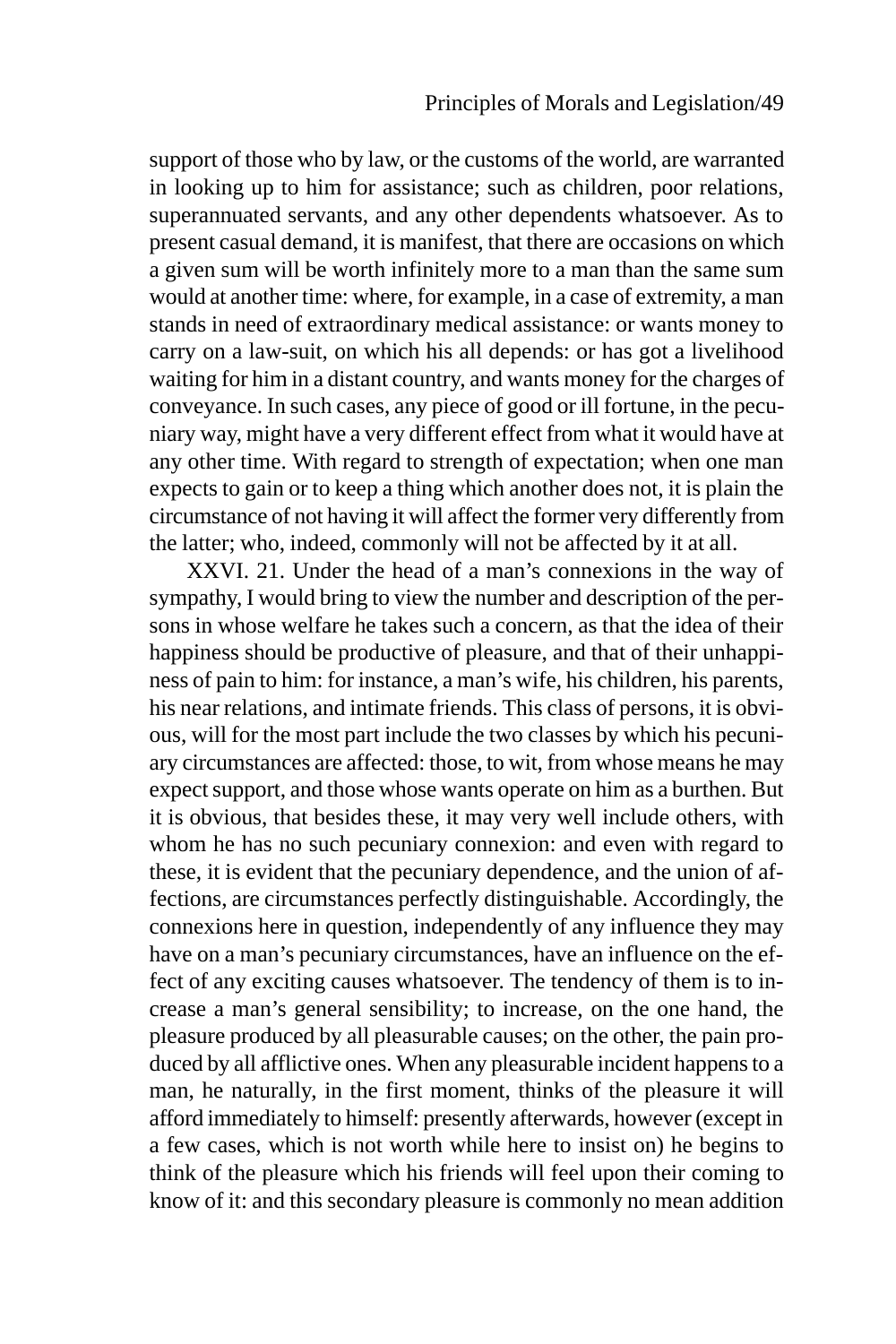support of those who by law, or the customs of the world, are warranted in looking up to him for assistance; such as children, poor relations, superannuated servants, and any other dependents whatsoever. As to present casual demand, it is manifest, that there are occasions on which a given sum will be worth infinitely more to a man than the same sum would at another time: where, for example, in a case of extremity, a man stands in need of extraordinary medical assistance: or wants money to carry on a law-suit, on which his all depends: or has got a livelihood waiting for him in a distant country, and wants money for the charges of conveyance. In such cases, any piece of good or ill fortune, in the pecuniary way, might have a very different effect from what it would have at any other time. With regard to strength of expectation; when one man expects to gain or to keep a thing which another does not, it is plain the circumstance of not having it will affect the former very differently from the latter; who, indeed, commonly will not be affected by it at all.

XXVI. 21. Under the head of a man's connexions in the way of sympathy, I would bring to view the number and description of the persons in whose welfare he takes such a concern, as that the idea of their happiness should be productive of pleasure, and that of their unhappiness of pain to him: for instance, a man's wife, his children, his parents, his near relations, and intimate friends. This class of persons, it is obvious, will for the most part include the two classes by which his pecuniary circumstances are affected: those, to wit, from whose means he may expect support, and those whose wants operate on him as a burthen. But it is obvious, that besides these, it may very well include others, with whom he has no such pecuniary connexion: and even with regard to these, it is evident that the pecuniary dependence, and the union of affections, are circumstances perfectly distinguishable. Accordingly, the connexions here in question, independently of any influence they may have on a man's pecuniary circumstances, have an influence on the effect of any exciting causes whatsoever. The tendency of them is to increase a man's general sensibility; to increase, on the one hand, the pleasure produced by all pleasurable causes; on the other, the pain produced by all afflictive ones. When any pleasurable incident happens to a man, he naturally, in the first moment, thinks of the pleasure it will afford immediately to himself: presently afterwards, however (except in a few cases, which is not worth while here to insist on) he begins to think of the pleasure which his friends will feel upon their coming to know of it: and this secondary pleasure is commonly no mean addition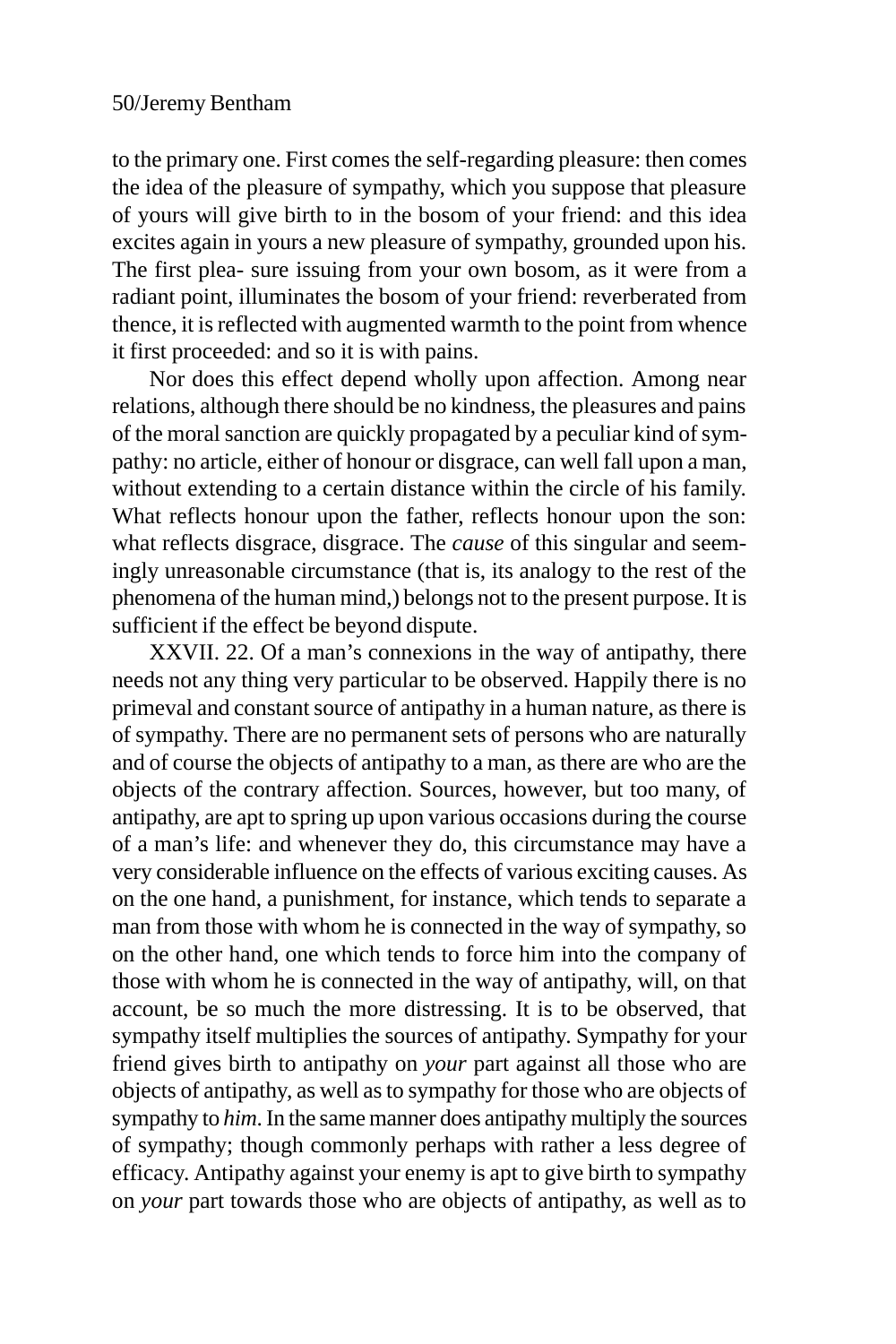to the primary one. First comes the self-regarding pleasure: then comes the idea of the pleasure of sympathy, which you suppose that pleasure of yours will give birth to in the bosom of your friend: and this idea excites again in yours a new pleasure of sympathy, grounded upon his. The first plea- sure issuing from your own bosom, as it were from a radiant point, illuminates the bosom of your friend: reverberated from thence, it is reflected with augmented warmth to the point from whence it first proceeded: and so it is with pains.

Nor does this effect depend wholly upon affection. Among near relations, although there should be no kindness, the pleasures and pains of the moral sanction are quickly propagated by a peculiar kind of sympathy: no article, either of honour or disgrace, can well fall upon a man, without extending to a certain distance within the circle of his family. What reflects honour upon the father, reflects honour upon the son: what reflects disgrace, disgrace. The *cause* of this singular and seemingly unreasonable circumstance (that is, its analogy to the rest of the phenomena of the human mind,) belongs not to the present purpose. It is sufficient if the effect be beyond dispute.

XXVII. 22. Of a man's connexions in the way of antipathy, there needs not any thing very particular to be observed. Happily there is no primeval and constant source of antipathy in a human nature, as there is of sympathy. There are no permanent sets of persons who are naturally and of course the objects of antipathy to a man, as there are who are the objects of the contrary affection. Sources, however, but too many, of antipathy, are apt to spring up upon various occasions during the course of a man's life: and whenever they do, this circumstance may have a very considerable influence on the effects of various exciting causes. As on the one hand, a punishment, for instance, which tends to separate a man from those with whom he is connected in the way of sympathy, so on the other hand, one which tends to force him into the company of those with whom he is connected in the way of antipathy, will, on that account, be so much the more distressing. It is to be observed, that sympathy itself multiplies the sources of antipathy. Sympathy for your friend gives birth to antipathy on *your* part against all those who are objects of antipathy, as well as to sympathy for those who are objects of sympathy to *him*. In the same manner does antipathy multiply the sources of sympathy; though commonly perhaps with rather a less degree of efficacy. Antipathy against your enemy is apt to give birth to sympathy on *your* part towards those who are objects of antipathy, as well as to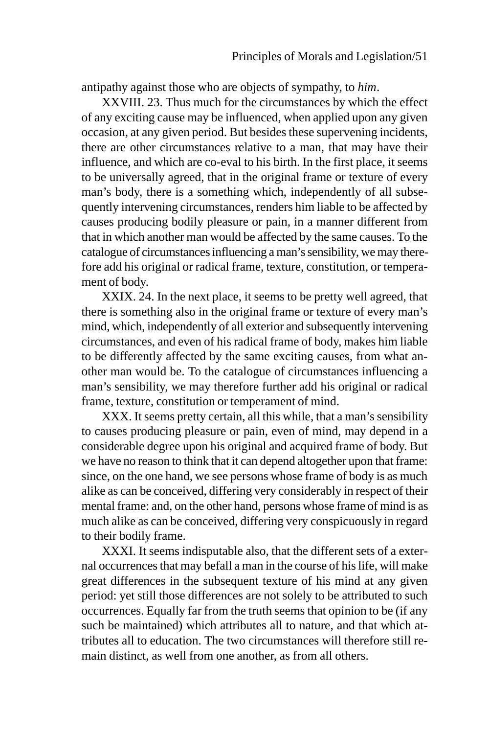antipathy against those who are objects of sympathy, to *him*.

XXVIII. 23. Thus much for the circumstances by which the effect of any exciting cause may be influenced, when applied upon any given occasion, at any given period. But besides these supervening incidents, there are other circumstances relative to a man, that may have their influence, and which are co-eval to his birth. In the first place, it seems to be universally agreed, that in the original frame or texture of every man's body, there is a something which, independently of all subsequently intervening circumstances, renders him liable to be affected by causes producing bodily pleasure or pain, in a manner different from that in which another man would be affected by the same causes. To the catalogue of circumstances influencing a man's sensibility, we may therefore add his original or radical frame, texture, constitution, or temperament of body.

XXIX. 24. In the next place, it seems to be pretty well agreed, that there is something also in the original frame or texture of every man's mind, which, independently of all exterior and subsequently intervening circumstances, and even of his radical frame of body, makes him liable to be differently affected by the same exciting causes, from what another man would be. To the catalogue of circumstances influencing a man's sensibility, we may therefore further add his original or radical frame, texture, constitution or temperament of mind.

XXX. It seems pretty certain, all this while, that a man's sensibility to causes producing pleasure or pain, even of mind, may depend in a considerable degree upon his original and acquired frame of body. But we have no reason to think that it can depend altogether upon that frame: since, on the one hand, we see persons whose frame of body is as much alike as can be conceived, differing very considerably in respect of their mental frame: and, on the other hand, persons whose frame of mind is as much alike as can be conceived, differing very conspicuously in regard to their bodily frame.

XXXI. It seems indisputable also, that the different sets of a external occurrences that may befall a man in the course of his life, will make great differences in the subsequent texture of his mind at any given period: yet still those differences are not solely to be attributed to such occurrences. Equally far from the truth seems that opinion to be (if any such be maintained) which attributes all to nature, and that which attributes all to education. The two circumstances will therefore still remain distinct, as well from one another, as from all others.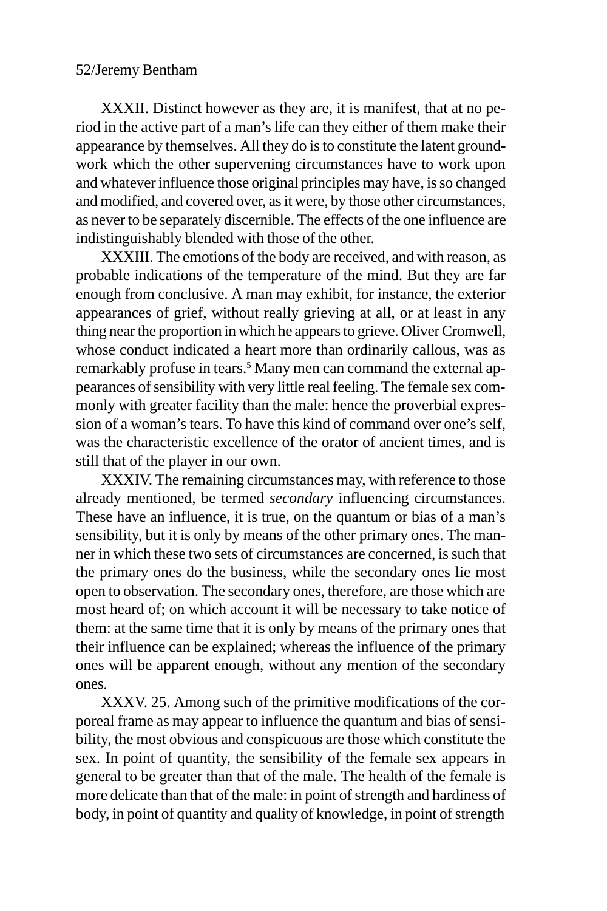XXXII. Distinct however as they are, it is manifest, that at no period in the active part of a man's life can they either of them make their appearance by themselves. All they do is to constitute the latent groundwork which the other supervening circumstances have to work upon and whatever influence those original principles may have, is so changed and modified, and covered over, as it were, by those other circumstances, as never to be separately discernible. The effects of the one influence are indistinguishably blended with those of the other.

XXXIII. The emotions of the body are received, and with reason, as probable indications of the temperature of the mind. But they are far enough from conclusive. A man may exhibit, for instance, the exterior appearances of grief, without really grieving at all, or at least in any thing near the proportion in which he appears to grieve. Oliver Cromwell, whose conduct indicated a heart more than ordinarily callous, was as remarkably profuse in tears.[5] Many men can command the external appearances of sensibility with very little real feeling. The female sex commonly with greater facility than the male: hence the proverbial expression of a woman's tears. To have this kind of command over one's self, was the characteristic excellence of the orator of ancient times, and is still that of the player in our own.

XXXIV. The remaining circumstances may, with reference to those already mentioned, be termed *secondary* influencing circumstances. These have an influence, it is true, on the quantum or bias of a man's sensibility, but it is only by means of the other primary ones. The manner in which these two sets of circumstances are concerned, is such that the primary ones do the business, while the secondary ones lie most open to observation. The secondary ones, therefore, are those which are most heard of; on which account it will be necessary to take notice of them: at the same time that it is only by means of the primary ones that their influence can be explained; whereas the influence of the primary ones will be apparent enough, without any mention of the secondary ones.

XXXV. 25. Among such of the primitive modifications of the corporeal frame as may appear to influence the quantum and bias of sensibility, the most obvious and conspicuous are those which constitute the sex. In point of quantity, the sensibility of the female sex appears in general to be greater than that of the male. The health of the female is more delicate than that of the male: in point of strength and hardiness of body, in point of quantity and quality of knowledge, in point of strength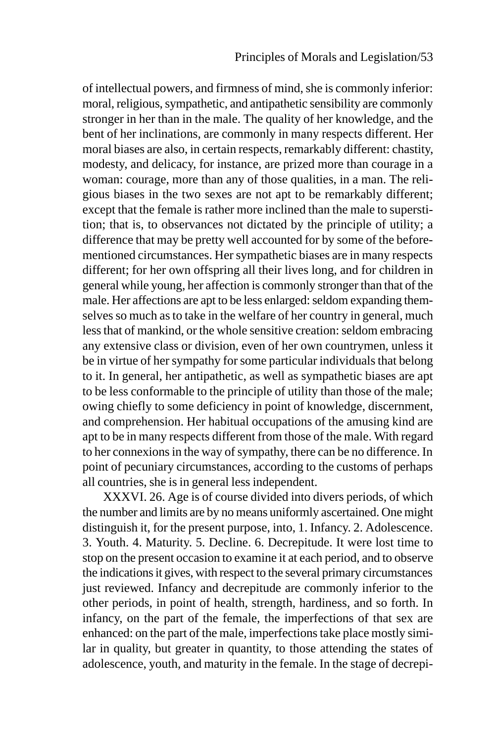of intellectual powers, and firmness of mind, she is commonly inferior: moral, religious, sympathetic, and antipathetic sensibility are commonly stronger in her than in the male. The quality of her knowledge, and the bent of her inclinations, are commonly in many respects different. Her moral biases are also, in certain respects, remarkably different: chastity, modesty, and delicacy, for instance, are prized more than courage in a woman: courage, more than any of those qualities, in a man. The religious biases in the two sexes are not apt to be remarkably different; except that the female is rather more inclined than the male to superstition; that is, to observances not dictated by the principle of utility; a difference that may be pretty well accounted for by some of the before-mentioned circumstances. Her sympathetic biases are in many respects different; for her own offspring all their lives long, and for children in general while young, her affection is commonly stronger than that of the male. Her affections are apt to be less enlarged: seldom expanding themselves so much as to take in the welfare of her country in general, much less that of mankind, or the whole sensitive creation: seldom embracing any extensive class or division, even of her own countrymen, unless it be in virtue of her sympathy for some particular individuals that belong to it. In general, her antipathetic, as well as sympathetic biases are apt to be less conformable to the principle of utility than those of the male; owing chiefly to some deficiency in point of knowledge, discernment, and comprehension. Her habitual occupations of the amusing kind are apt to be in many respects different from those of the male. With regard to her connexions in the way of sympathy, there can be no difference. In point of pecuniary circumstances, according to the customs of perhaps all countries, she is in general less independent.

XXXVI. 26. Age is of course divided into divers periods, of which the number and limits are by no means uniformly ascertained. One might distinguish it, for the present purpose, into, 1. Infancy. 2. Adolescence. 3. Youth. 4. Maturity. 5. Decline. 6. Decrepitude. It were lost time to stop on the present occasion to examine it at each period, and to observe the indications it gives, with respect to the several primary circumstances just reviewed. Infancy and decrepitude are commonly inferior to the other periods, in point of health, strength, hardiness, and so forth. In infancy, on the part of the female, the imperfections of that sex are enhanced: on the part of the male, imperfections take place mostly similar in quality, but greater in quantity, to those attending the states of adolescence, youth, and maturity in the female. In the stage of decrepi-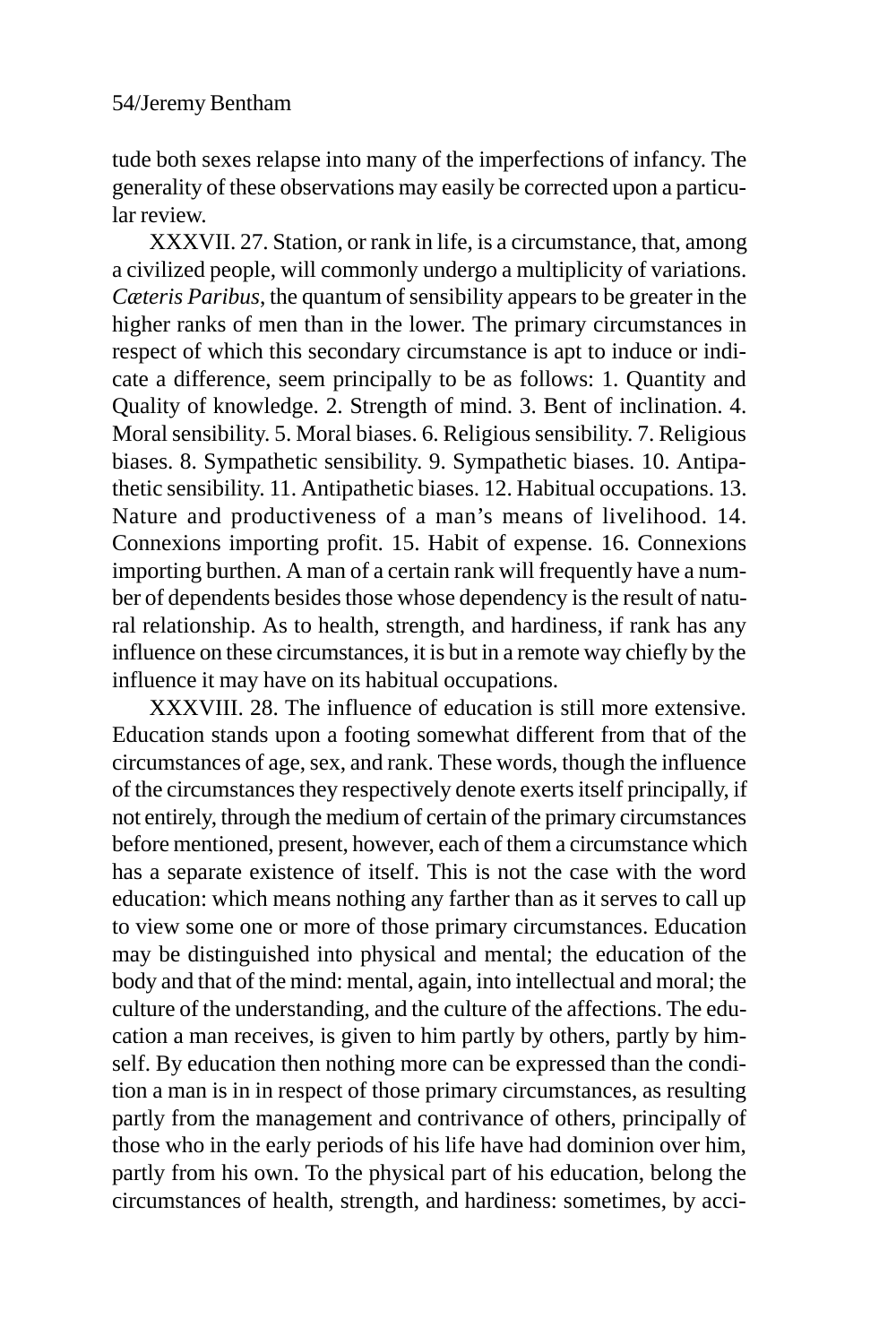tude both sexes relapse into many of the imperfections of infancy. The generality of these observations may easily be corrected upon a particular review.

XXXVII. 27. Station, or rank in life, is a circumstance, that, among a civilized people, will commonly undergo a multiplicity of variations. *Cæteris Paribus*, the quantum of sensibility appears to be greater in the higher ranks of men than in the lower. The primary circumstances in respect of which this secondary circumstance is apt to induce or indicate a difference, seem principally to be as follows: 1. Quantity and Quality of knowledge. 2. Strength of mind. 3. Bent of inclination. 4. Moral sensibility. 5. Moral biases. 6. Religious sensibility. 7. Religious biases. 8. Sympathetic sensibility. 9. Sympathetic biases. 10. Antipathetic sensibility. 11. Antipathetic biases. 12. Habitual occupations. 13. Nature and productiveness of a man's means of livelihood. 14. Connexions importing profit. 15. Habit of expense. 16. Connexions importing burthen. A man of a certain rank will frequently have a number of dependents besides those whose dependency is the result of natural relationship. As to health, strength, and hardiness, if rank has any influence on these circumstances, it is but in a remote way chiefly by the influence it may have on its habitual occupations.

XXXVIII. 28. The influence of education is still more extensive. Education stands upon a footing somewhat different from that of the circumstances of age, sex, and rank. These words, though the influence of the circumstances they respectively denote exerts itself principally, if not entirely, through the medium of certain of the primary circumstances before mentioned, present, however, each of them a circumstance which has a separate existence of itself. This is not the case with the word education: which means nothing any farther than as it serves to call up to view some one or more of those primary circumstances. Education may be distinguished into physical and mental; the education of the body and that of the mind: mental, again, into intellectual and moral; the culture of the understanding, and the culture of the affections. The education a man receives, is given to him partly by others, partly by himself. By education then nothing more can be expressed than the condition a man is in in respect of those primary circumstances, as resulting partly from the management and contrivance of others, principally of those who in the early periods of his life have had dominion over him, partly from his own. To the physical part of his education, belong the circumstances of health, strength, and hardiness: sometimes, by acci-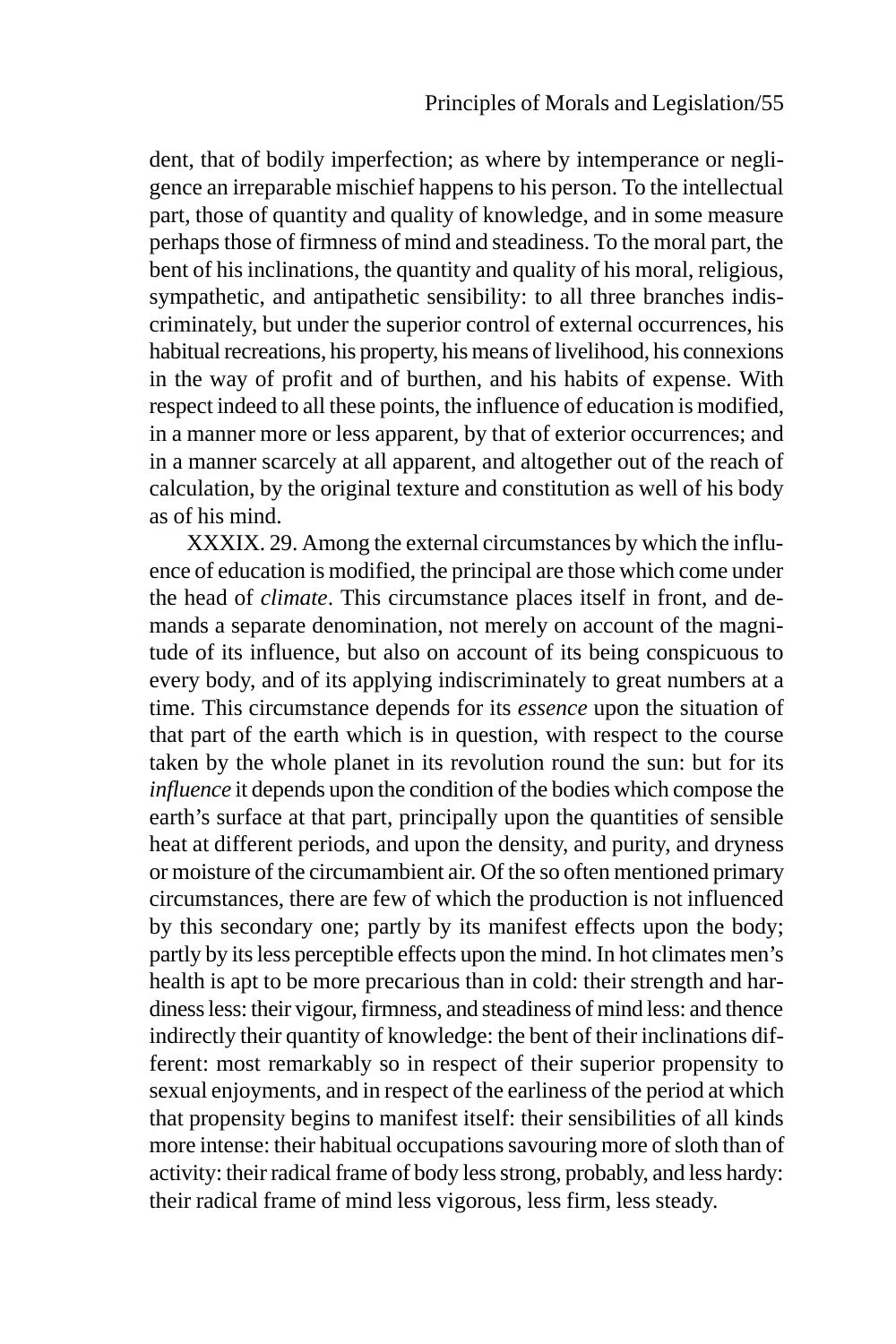dent, that of bodily imperfection; as where by intemperance or negligence an irreparable mischief happens to his person. To the intellectual part, those of quantity and quality of knowledge, and in some measure perhaps those of firmness of mind and steadiness. To the moral part, the bent of his inclinations, the quantity and quality of his moral, religious, sympathetic, and antipathetic sensibility: to all three branches indiscriminately, but under the superior control of external occurrences, his habitual recreations, his property, his means of livelihood, his connexions in the way of profit and of burthen, and his habits of expense. With respect indeed to all these points, the influence of education is modified, in a manner more or less apparent, by that of exterior occurrences; and in a manner scarcely at all apparent, and altogether out of the reach of calculation, by the original texture and constitution as well of his body as of his mind.

XXXIX. 29. Among the external circumstances by which the influence of education is modified, the principal are those which come under the head of *climate*. This circumstance places itself in front, and demands a separate denomination, not merely on account of the magnitude of its influence, but also on account of its being conspicuous to every body, and of its applying indiscriminately to great numbers at a time. This circumstance depends for its *essence* upon the situation of that part of the earth which is in question, with respect to the course taken by the whole planet in its revolution round the sun: but for its *influence* it depends upon the condition of the bodies which compose the earth's surface at that part, principally upon the quantities of sensible heat at different periods, and upon the density, and purity, and dryness or moisture of the circumambient air. Of the so often mentioned primary circumstances, there are few of which the production is not influenced by this secondary one; partly by its manifest effects upon the body; partly by its less perceptible effects upon the mind. In hot climates men's health is apt to be more precarious than in cold: their strength and hardiness less: their vigour, firmness, and steadiness of mind less: and thence indirectly their quantity of knowledge: the bent of their inclinations different: most remarkably so in respect of their superior propensity to sexual enjoyments, and in respect of the earliness of the period at which that propensity begins to manifest itself: their sensibilities of all kinds more intense: their habitual occupations savouring more of sloth than of activity: their radical frame of body less strong, probably, and less hardy: their radical frame of mind less vigorous, less firm, less steady.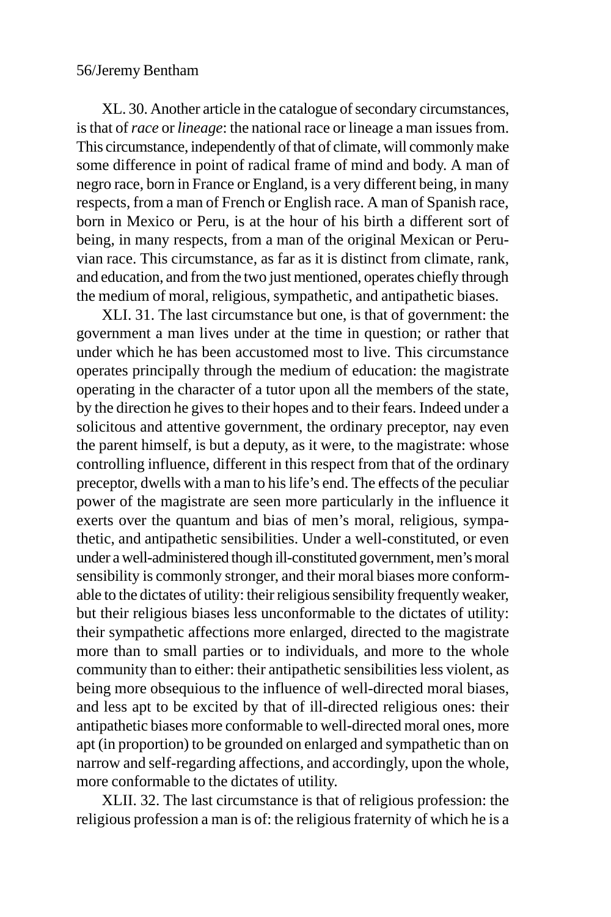XL. 30. Another article in the catalogue of secondary circumstances, is that of *race* or *lineage*: the national race or lineage a man issues from. This circumstance, independently of that of climate, will commonly make some difference in point of radical frame of mind and body. A man of negro race, born in France or England, is a very different being, in many respects, from a man of French or English race. A man of Spanish race, born in Mexico or Peru, is at the hour of his birth a different sort of being, in many respects, from a man of the original Mexican or Peruvian race. This circumstance, as far as it is distinct from climate, rank, and education, and from the two just mentioned, operates chiefly through the medium of moral, religious, sympathetic, and antipathetic biases.

XLI. 31. The last circumstance but one, is that of government: the government a man lives under at the time in question; or rather that under which he has been accustomed most to live. This circumstance operates principally through the medium of education: the magistrate operating in the character of a tutor upon all the members of the state, by the direction he gives to their hopes and to their fears. Indeed under a solicitous and attentive government, the ordinary preceptor, nay even the parent himself, is but a deputy, as it were, to the magistrate: whose controlling influence, different in this respect from that of the ordinary preceptor, dwells with a man to his life's end. The effects of the peculiar power of the magistrate are seen more particularly in the influence it exerts over the quantum and bias of men's moral, religious, sympathetic, and antipathetic sensibilities. Under a well-constituted, or even under a well-administered though ill-constituted government, men's moral sensibility is commonly stronger, and their moral biases more conformable to the dictates of utility: their religious sensibility frequently weaker, but their religious biases less unconformable to the dictates of utility: their sympathetic affections more enlarged, directed to the magistrate more than to small parties or to individuals, and more to the whole community than to either: their antipathetic sensibilities less violent, as being more obsequious to the influence of well-directed moral biases, and less apt to be excited by that of ill-directed religious ones: their antipathetic biases more conformable to well-directed moral ones, more apt (in proportion) to be grounded on enlarged and sympathetic than on narrow and self-regarding affections, and accordingly, upon the whole, more conformable to the dictates of utility.

XLII. 32. The last circumstance is that of religious profession: the religious profession a man is of: the religious fraternity of which he is a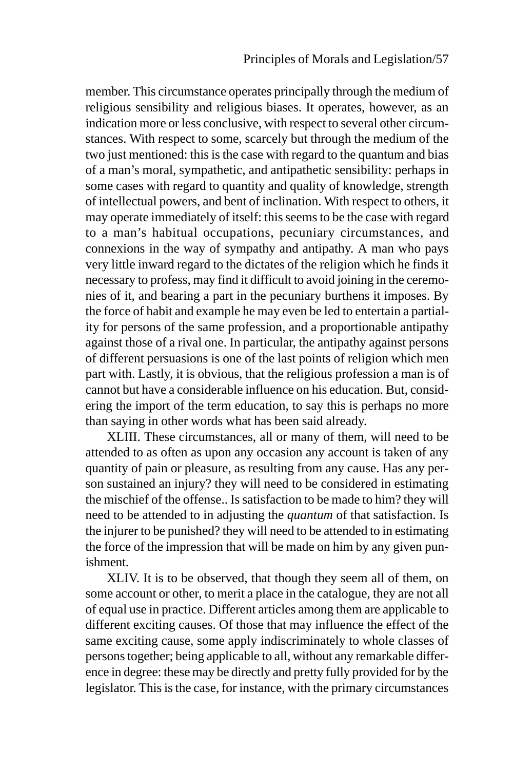member. This circumstance operates principally through the medium of religious sensibility and religious biases. It operates, however, as an indication more or less conclusive, with respect to several other circumstances. With respect to some, scarcely but through the medium of the two just mentioned: this is the case with regard to the quantum and bias of a man's moral, sympathetic, and antipathetic sensibility: perhaps in some cases with regard to quantity and quality of knowledge, strength of intellectual powers, and bent of inclination. With respect to others, it may operate immediately of itself: this seems to be the case with regard to a man's habitual occupations, pecuniary circumstances, and connexions in the way of sympathy and antipathy. A man who pays very little inward regard to the dictates of the religion which he finds it necessary to profess, may find it difficult to avoid joining in the ceremonies of it, and bearing a part in the pecuniary burthens it imposes. By the force of habit and example he may even be led to entertain a partiality for persons of the same profession, and a proportionable antipathy against those of a rival one. In particular, the antipathy against persons of different persuasions is one of the last points of religion which men part with. Lastly, it is obvious, that the religious profession a man is of cannot but have a considerable influence on his education. But, considering the import of the term education, to say this is perhaps no more than saying in other words what has been said already.

XLIII. These circumstances, all or many of them, will need to be attended to as often as upon any occasion any account is taken of any quantity of pain or pleasure, as resulting from any cause. Has any person sustained an injury? they will need to be considered in estimating the mischief of the offense.. Is satisfaction to be made to him? they will need to be attended to in adjusting the *quantum* of that satisfaction. Is the injurer to be punished? they will need to be attended to in estimating the force of the impression that will be made on him by any given punishment.

XLIV. It is to be observed, that though they seem all of them, on some account or other, to merit a place in the catalogue, they are not all of equal use in practice. Different articles among them are applicable to different exciting causes. Of those that may influence the effect of the same exciting cause, some apply indiscriminately to whole classes of persons together; being applicable to all, without any remarkable difference in degree: these may be directly and pretty fully provided for by the legislator. This is the case, for instance, with the primary circumstances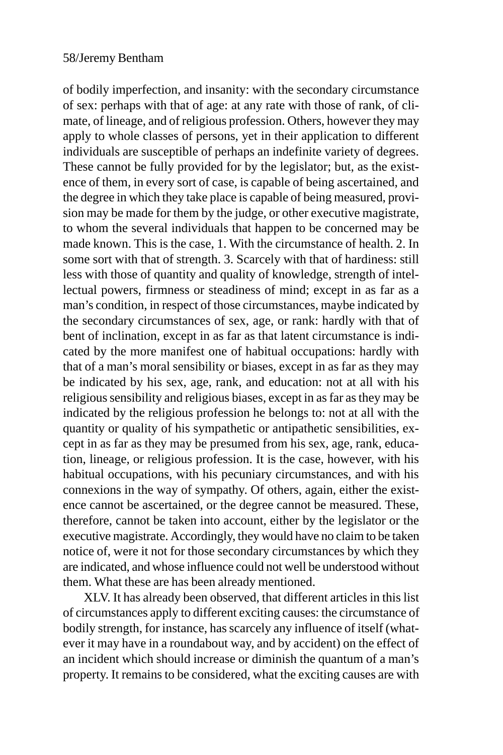of bodily imperfection, and insanity: with the secondary circumstance of sex: perhaps with that of age: at any rate with those of rank, of climate, of lineage, and of religious profession. Others, however they may apply to whole classes of persons, yet in their application to different individuals are susceptible of perhaps an indefinite variety of degrees. These cannot be fully provided for by the legislator; but, as the existence of them, in every sort of case, is capable of being ascertained, and the degree in which they take place is capable of being measured, provision may be made for them by the judge, or other executive magistrate, to whom the several individuals that happen to be concerned may be made known. This is the case, 1. With the circumstance of health. 2. In some sort with that of strength. 3. Scarcely with that of hardiness: still less with those of quantity and quality of knowledge, strength of intellectual powers, firmness or steadiness of mind; except in as far as a man's condition, in respect of those circumstances, maybe indicated by the secondary circumstances of sex, age, or rank: hardly with that of bent of inclination, except in as far as that latent circumstance is indicated by the more manifest one of habitual occupations: hardly with that of a man's moral sensibility or biases, except in as far as they may be indicated by his sex, age, rank, and education: not at all with his religious sensibility and religious biases, except in as far as they may be indicated by the religious profession he belongs to: not at all with the quantity or quality of his sympathetic or antipathetic sensibilities, except in as far as they may be presumed from his sex, age, rank, education, lineage, or religious profession. It is the case, however, with his habitual occupations, with his pecuniary circumstances, and with his connexions in the way of sympathy. Of others, again, either the existence cannot be ascertained, or the degree cannot be measured. These, therefore, cannot be taken into account, either by the legislator or the executive magistrate. Accordingly, they would have no claim to be taken notice of, were it not for those secondary circumstances by which they are indicated, and whose influence could not well be understood without them. What these are has been already mentioned.

XLV. It has already been observed, that different articles in this list of circumstances apply to different exciting causes: the circumstance of bodily strength, for instance, has scarcely any influence of itself (whatever it may have in a roundabout way, and by accident) on the effect of an incident which should increase or diminish the quantum of a man's property. It remains to be considered, what the exciting causes are with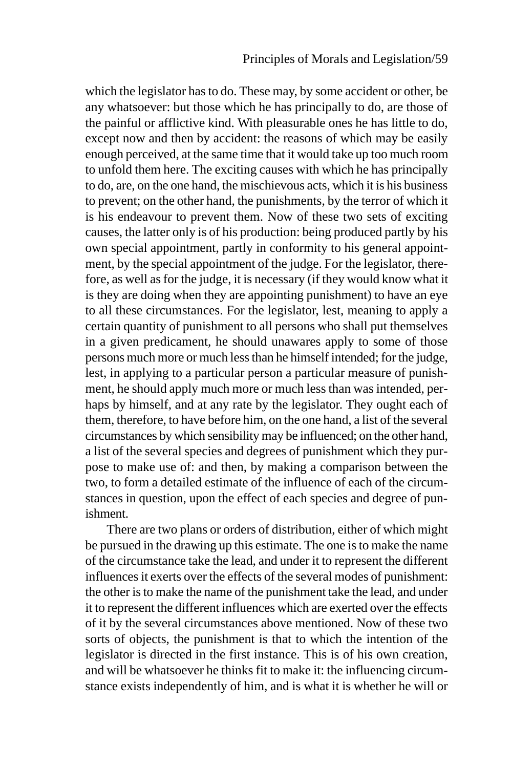which the legislator has to do. These may, by some accident or other, be any whatsoever: but those which he has principally to do, are those of the painful or afflictive kind. With pleasurable ones he has little to do, except now and then by accident: the reasons of which may be easily enough perceived, at the same time that it would take up too much room to unfold them here. The exciting causes with which he has principally to do, are, on the one hand, the mischievous acts, which it is his business to prevent; on the other hand, the punishments, by the terror of which it is his endeavour to prevent them. Now of these two sets of exciting causes, the latter only is of his production: being produced partly by his own special appointment, partly in conformity to his general appointment, by the special appointment of the judge. For the legislator, therefore, as well as for the judge, it is necessary (if they would know what it is they are doing when they are appointing punishment) to have an eye to all these circumstances. For the legislator, lest, meaning to apply a certain quantity of punishment to all persons who shall put themselves in a given predicament, he should unawares apply to some of those persons much more or much less than he himself intended; for the judge, lest, in applying to a particular person a particular measure of punishment, he should apply much more or much less than was intended, perhaps by himself, and at any rate by the legislator. They ought each of them, therefore, to have before him, on the one hand, a list of the several circumstances by which sensibility may be influenced; on the other hand, a list of the several species and degrees of punishment which they purpose to make use of: and then, by making a comparison between the two, to form a detailed estimate of the influence of each of the circumstances in question, upon the effect of each species and degree of punishment.

There are two plans or orders of distribution, either of which might be pursued in the drawing up this estimate. The one is to make the name of the circumstance take the lead, and under it to represent the different influences it exerts over the effects of the several modes of punishment: the other is to make the name of the punishment take the lead, and under it to represent the different influences which are exerted over the effects of it by the several circumstances above mentioned. Now of these two sorts of objects, the punishment is that to which the intention of the legislator is directed in the first instance. This is of his own creation, and will be whatsoever he thinks fit to make it: the influencing circumstance exists independently of him, and is what it is whether he will or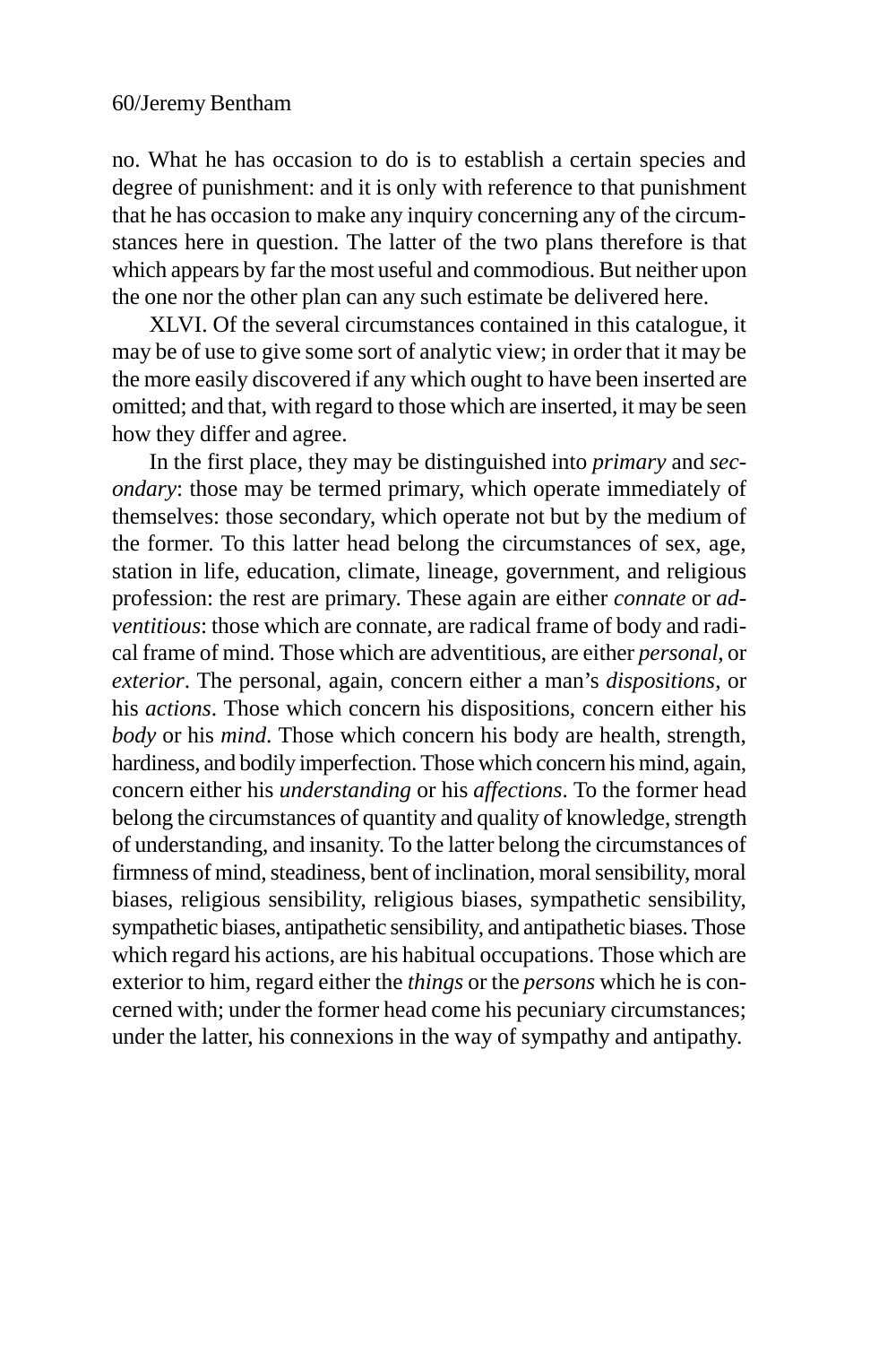no. What he has occasion to do is to establish a certain species and degree of punishment: and it is only with reference to that punishment that he has occasion to make any inquiry concerning any of the circumstances here in question. The latter of the two plans therefore is that which appears by far the most useful and commodious. But neither upon the one nor the other plan can any such estimate be delivered here.

XLVI. Of the several circumstances contained in this catalogue, it may be of use to give some sort of analytic view; in order that it may be the more easily discovered if any which ought to have been inserted are omitted; and that, with regard to those which are inserted, it may be seen how they differ and agree.

In the first place, they may be distinguished into *primary* and *secondary*: those may be termed primary, which operate immediately of themselves: those secondary, which operate not but by the medium of the former. To this latter head belong the circumstances of sex, age, station in life, education, climate, lineage, government, and religious profession: the rest are primary. These again are either *connate* or *adventitious*: those which are connate, are radical frame of body and radical frame of mind. Those which are adventitious, are either *personal*, or *exterior*. The personal, again, concern either a man's *dispositions*, or his *actions*. Those which concern his dispositions, concern either his *body* or his *mind*. Those which concern his body are health, strength, hardiness, and bodily imperfection. Those which concern his mind, again, concern either his *understanding* or his *affections*. To the former head belong the circumstances of quantity and quality of knowledge, strength of understanding, and insanity. To the latter belong the circumstances of firmness of mind, steadiness, bent of inclination, moral sensibility, moral biases, religious sensibility, religious biases, sympathetic sensibility, sympathetic biases, antipathetic sensibility, and antipathetic biases. Those which regard his actions, are his habitual occupations. Those which are exterior to him, regard either the *things* or the *persons* which he is concerned with; under the former head come his pecuniary circumstances; under the latter, his connexions in the way of sympathy and antipathy.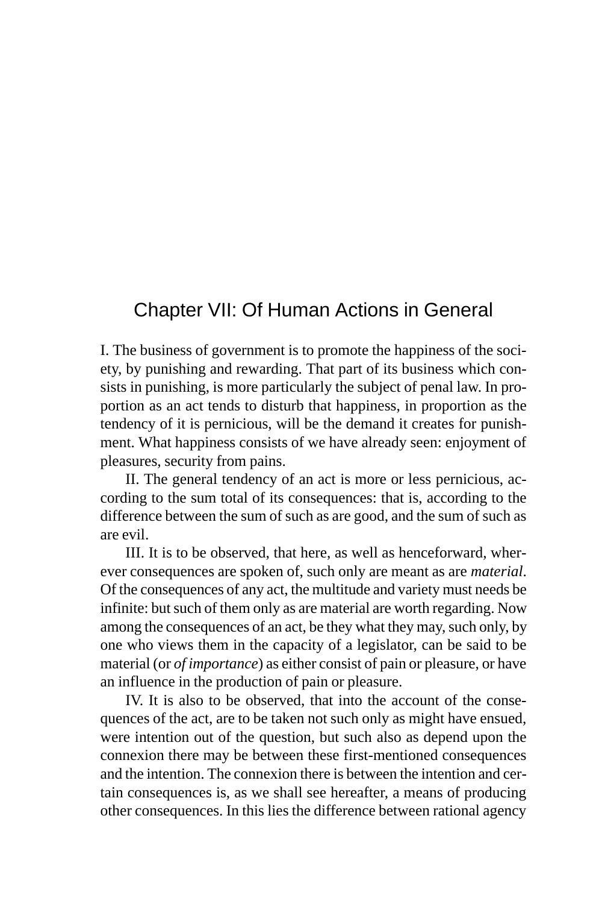# Chapter VII: Of Human Actions in General

I. The business of government is to promote the happiness of the society, by punishing and rewarding. That part of its business which consists in punishing, is more particularly the subject of penal law. In proportion as an act tends to disturb that happiness, in proportion as the tendency of it is pernicious, will be the demand it creates for punishment. What happiness consists of we have already seen: enjoyment of pleasures, security from pains.

II. The general tendency of an act is more or less pernicious, according to the sum total of its consequences: that is, according to the difference between the sum of such as are good, and the sum of such as are evil.

III. It is to be observed, that here, as well as henceforward, wherever consequences are spoken of, such only are meant as are *material*. Of the consequences of any act, the multitude and variety must needs be infinite: but such of them only as are material are worth regarding. Now among the consequences of an act, be they what they may, such only, by one who views them in the capacity of a legislator, can be said to be material (or *of importance*) as either consist of pain or pleasure, or have an influence in the production of pain or pleasure.

IV. It is also to be observed, that into the account of the consequences of the act, are to be taken not such only as might have ensued, were intention out of the question, but such also as depend upon the connexion there may be between these first-mentioned consequences and the intention. The connexion there is between the intention and certain consequences is, as we shall see hereafter, a means of producing other consequences. In this lies the difference between rational agency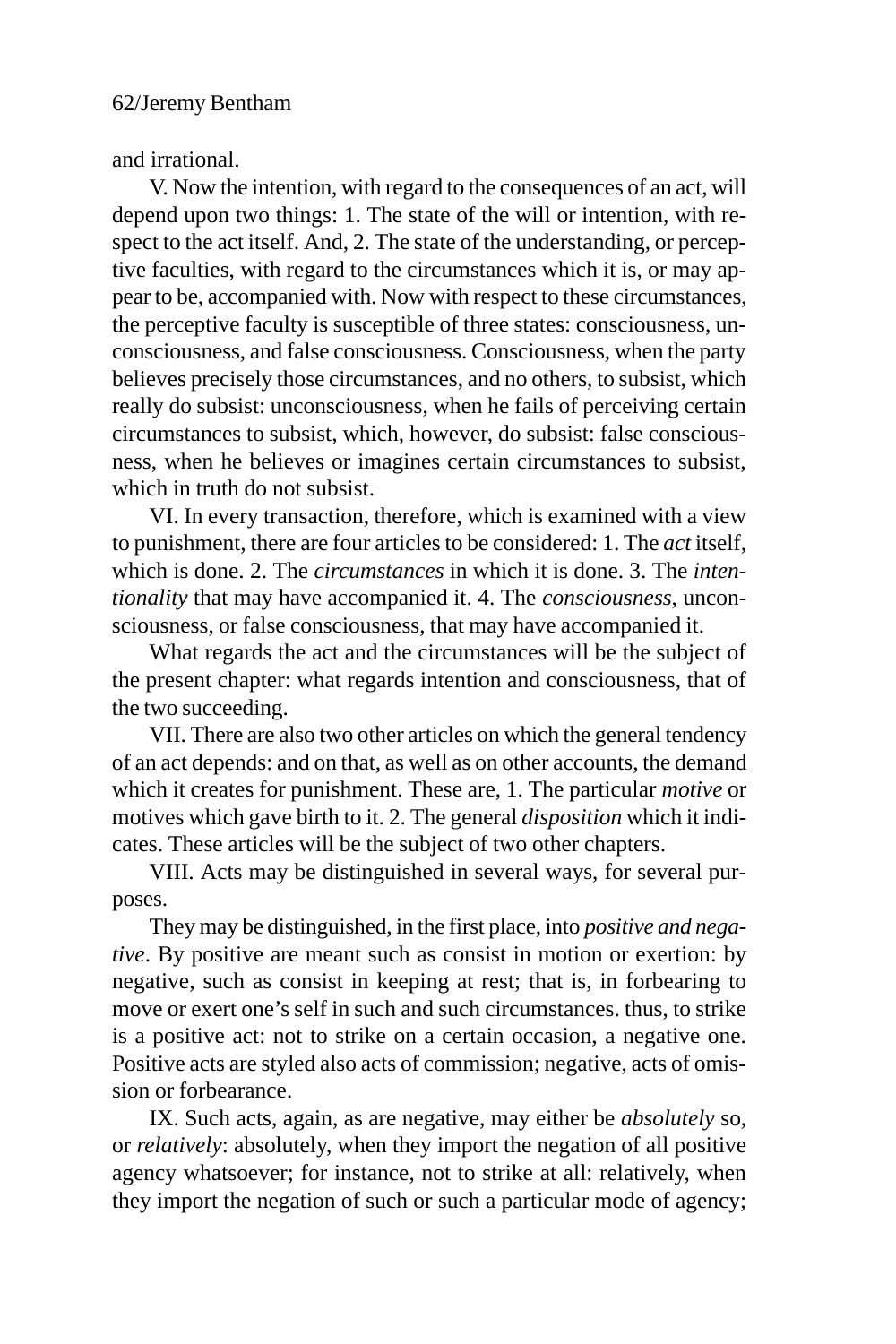and irrational.

V. Now the intention, with regard to the consequences of an act, will depend upon two things: 1. The state of the will or intention, with respect to the act itself. And, 2. The state of the understanding, or perceptive faculties, with regard to the circumstances which it is, or may appear to be, accompanied with. Now with respect to these circumstances, the perceptive faculty is susceptible of three states: consciousness, unconsciousness, and false consciousness. Consciousness, when the party believes precisely those circumstances, and no others, to subsist, which really do subsist: unconsciousness, when he fails of perceiving certain circumstances to subsist, which, however, do subsist: false consciousness, when he believes or imagines certain circumstances to subsist, which in truth do not subsist.

VI. In every transaction, therefore, which is examined with a view to punishment, there are four articles to be considered: 1. The *act* itself, which is done. 2. The *circumstances* in which it is done. 3. The *intentionality* that may have accompanied it. 4. The *consciousness*, unconsciousness, or false consciousness, that may have accompanied it.

What regards the act and the circumstances will be the subject of the present chapter: what regards intention and consciousness, that of the two succeeding.

VII. There are also two other articles on which the general tendency of an act depends: and on that, as well as on other accounts, the demand which it creates for punishment. These are, 1. The particular *motive* or motives which gave birth to it. 2. The general *disposition* which it indicates. These articles will be the subject of two other chapters.

VIII. Acts may be distinguished in several ways, for several purposes.

They may be distinguished, in the first place, into *positive and negative*. By positive are meant such as consist in motion or exertion: by negative, such as consist in keeping at rest; that is, in forbearing to move or exert one's self in such and such circumstances. thus, to strike is a positive act: not to strike on a certain occasion, a negative one. Positive acts are styled also acts of commission; negative, acts of omission or forbearance.

IX. Such acts, again, as are negative, may either be *absolutely* so, or *relatively*: absolutely, when they import the negation of all positive agency whatsoever; for instance, not to strike at all: relatively, when they import the negation of such or such a particular mode of agency;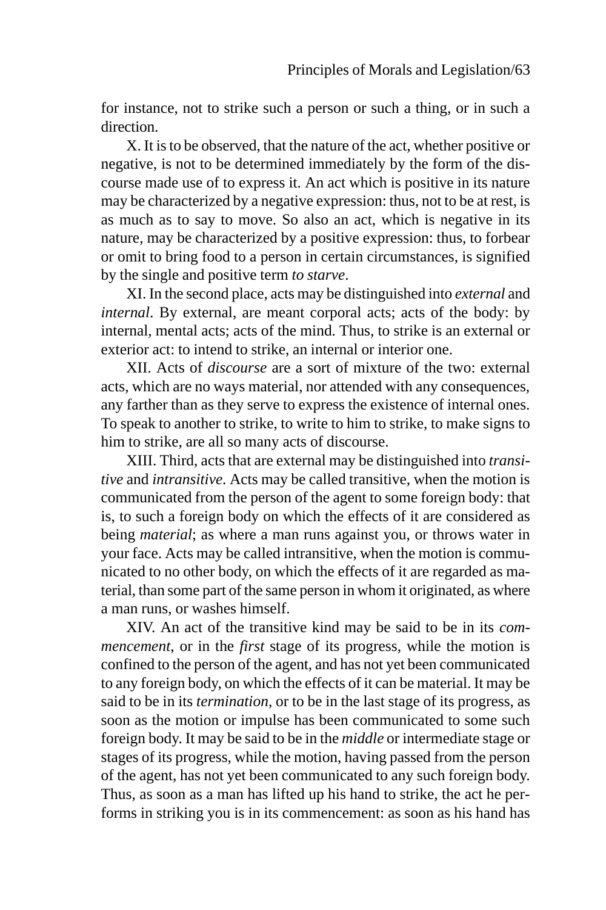for instance, not to strike such a person or such a thing, or in such a direction.

X. It is to be observed, that the nature of the act, whether positive or negative, is not to be determined immediately by the form of the discourse made use of to express it. An act which is positive in its nature may be characterized by a negative expression: thus, not to be at rest, is as much as to say to move. So also an act, which is negative in its nature, may be characterized by a positive expression: thus, to forbear or omit to bring food to a person in certain circumstances, is signified by the single and positive term *to starve*.

XI. In the second place, acts may be distinguished into *external* and *internal*. By external, are meant corporal acts; acts of the body: by internal, mental acts; acts of the mind. Thus, to strike is an external or exterior act: to intend to strike, an internal or interior one.

XII. Acts of *discourse* are a sort of mixture of the two: external acts, which are no ways material, nor attended with any consequences, any farther than as they serve to express the existence of internal ones. To speak to another to strike, to write to him to strike, to make signs to him to strike, are all so many acts of discourse.

XIII. Third, acts that are external may be distinguished into *transitive* and *intransitive*. Acts may be called transitive, when the motion is communicated from the person of the agent to some foreign body: that is, to such a foreign body on which the effects of it are considered as being *material*; as where a man runs against you, or throws water in your face. Acts may be called intransitive, when the motion is communicated to no other body, on which the effects of it are regarded as material, than some part of the same person in whom it originated, as where a man runs, or washes himself.

XIV. An act of the transitive kind may be said to be in its *commencement*, or in the *first* stage of its progress, while the motion is confined to the person of the agent, and has not yet been communicated to any foreign body, on which the effects of it can be material. It may be said to be in its *termination*, or to be in the last stage of its progress, as soon as the motion or impulse has been communicated to some such foreign body. It may be said to be in the *middle* or intermediate stage or stages of its progress, while the motion, having passed from the person of the agent, has not yet been communicated to any such foreign body. Thus, as soon as a man has lifted up his hand to strike, the act he performs in striking you is in its commencement: as soon as his hand has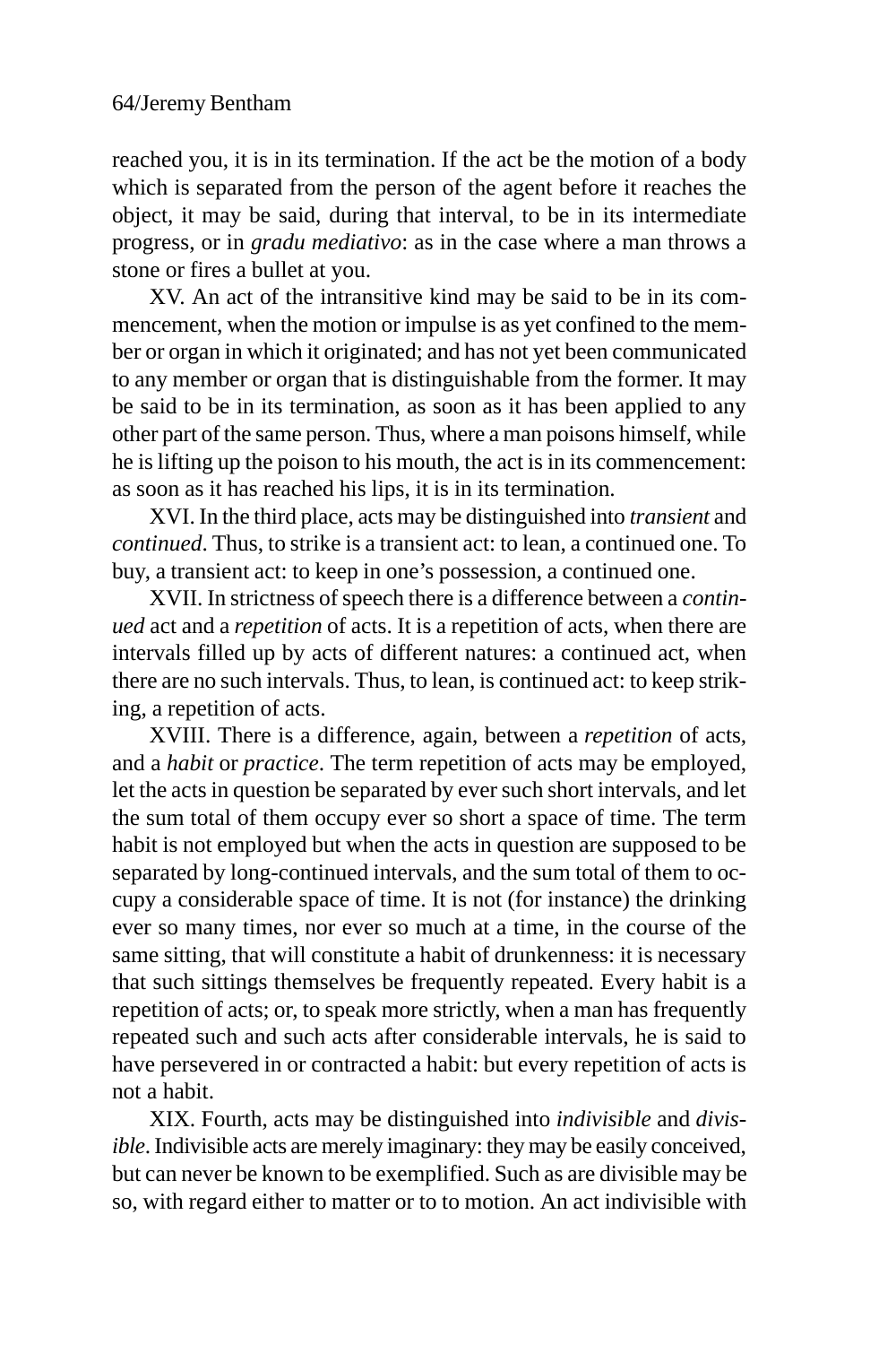reached you, it is in its termination. If the act be the motion of a body which is separated from the person of the agent before it reaches the object, it may be said, during that interval, to be in its intermediate progress, or in *gradu mediativo*: as in the case where a man throws a stone or fires a bullet at you.

XV. An act of the intransitive kind may be said to be in its commencement, when the motion or impulse is as yet confined to the member or organ in which it originated; and has not yet been communicated to any member or organ that is distinguishable from the former. It may be said to be in its termination, as soon as it has been applied to any other part of the same person. Thus, where a man poisons himself, while he is lifting up the poison to his mouth, the act is in its commencement: as soon as it has reached his lips, it is in its termination.

XVI. In the third place, acts may be distinguished into *transient* and *continued*. Thus, to strike is a transient act: to lean, a continued one. To buy, a transient act: to keep in one's possession, a continued one.

XVII. In strictness of speech there is a difference between a *continued* act and a *repetition* of acts. It is a repetition of acts, when there are intervals filled up by acts of different natures: a continued act, when there are no such intervals. Thus, to lean, is continued act: to keep striking, a repetition of acts.

XVIII. There is a difference, again, between a *repetition* of acts, and a *habit* or *practice*. The term repetition of acts may be employed, let the acts in question be separated by ever such short intervals, and let the sum total of them occupy ever so short a space of time. The term habit is not employed but when the acts in question are supposed to be separated by long-continued intervals, and the sum total of them to occupy a considerable space of time. It is not (for instance) the drinking ever so many times, nor ever so much at a time, in the course of the same sitting, that will constitute a habit of drunkenness: it is necessary that such sittings themselves be frequently repeated. Every habit is a repetition of acts; or, to speak more strictly, when a man has frequently repeated such and such acts after considerable intervals, he is said to have persevered in or contracted a habit: but every repetition of acts is not a habit.

XIX. Fourth, acts may be distinguished into *indivisible* and *divisible*. Indivisible acts are merely imaginary: they may be easily conceived, but can never be known to be exemplified. Such as are divisible may be so, with regard either to matter or to to motion. An act indivisible with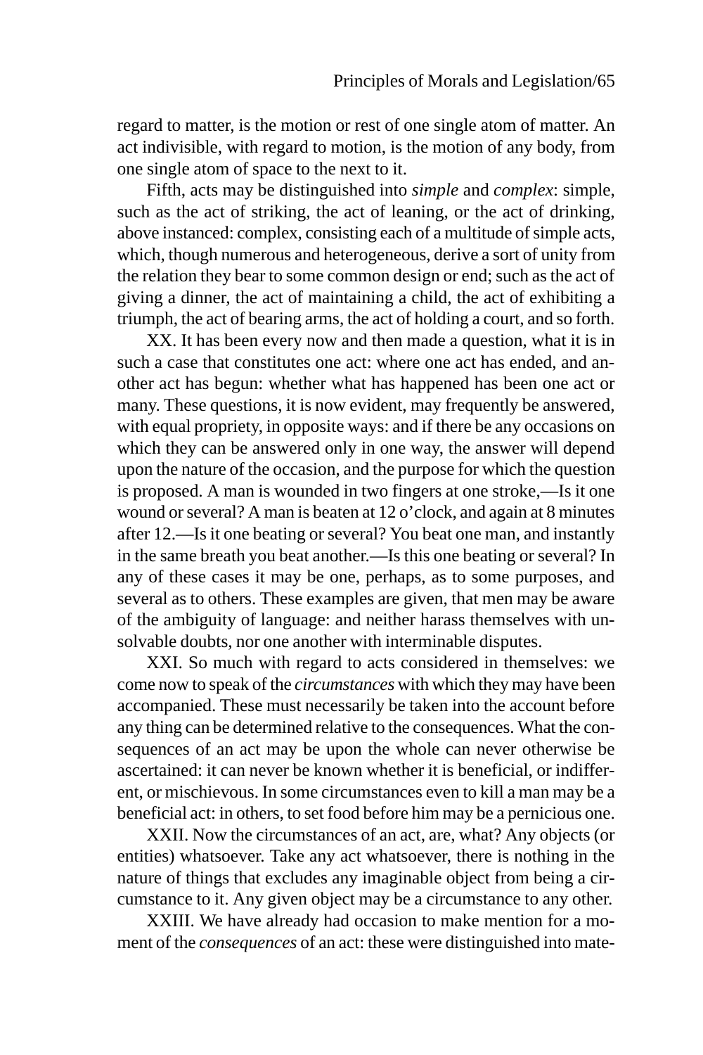regard to matter, is the motion or rest of one single atom of matter. An act indivisible, with regard to motion, is the motion of any body, from one single atom of space to the next to it.

Fifth, acts may be distinguished into *simple* and *complex*: simple, such as the act of striking, the act of leaning, or the act of drinking, above instanced: complex, consisting each of a multitude of simple acts, which, though numerous and heterogeneous, derive a sort of unity from the relation they bear to some common design or end; such as the act of giving a dinner, the act of maintaining a child, the act of exhibiting a triumph, the act of bearing arms, the act of holding a court, and so forth.

XX. It has been every now and then made a question, what it is in such a case that constitutes one act: where one act has ended, and another act has begun: whether what has happened has been one act or many. These questions, it is now evident, may frequently be answered, with equal propriety, in opposite ways: and if there be any occasions on which they can be answered only in one way, the answer will depend upon the nature of the occasion, and the purpose for which the question is proposed. A man is wounded in two fingers at one stroke,—Is it one wound or several? A man is beaten at 12 o'clock, and again at 8 minutes after 12.—Is it one beating or several? You beat one man, and instantly in the same breath you beat another.—Is this one beating or several? In any of these cases it may be one, perhaps, as to some purposes, and several as to others. These examples are given, that men may be aware of the ambiguity of language: and neither harass themselves with unsolvable doubts, nor one another with interminable disputes.

XXI. So much with regard to acts considered in themselves: we come now to speak of the *circumstances* with which they may have been accompanied. These must necessarily be taken into the account before any thing can be determined relative to the consequences. What the consequences of an act may be upon the whole can never otherwise be ascertained: it can never be known whether it is beneficial, or indifferent, or mischievous. In some circumstances even to kill a man may be a beneficial act: in others, to set food before him may be a pernicious one.

XXII. Now the circumstances of an act, are, what? Any objects (or entities) whatsoever. Take any act whatsoever, there is nothing in the nature of things that excludes any imaginable object from being a circumstance to it. Any given object may be a circumstance to any other.

XXIII. We have already had occasion to make mention for a moment of the *consequences* of an act: these were distinguished into mate-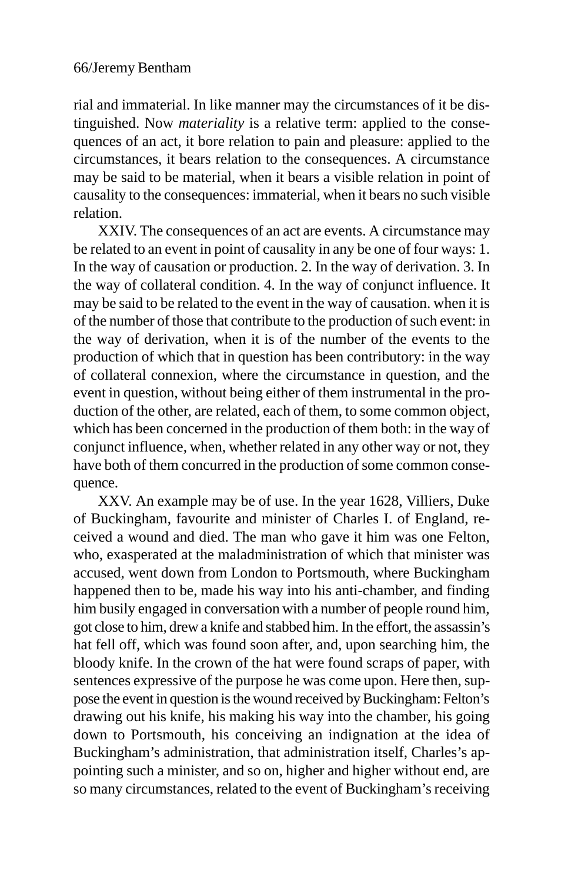rial and immaterial. In like manner may the circumstances of it be distinguished. Now *materiality* is a relative term: applied to the consequences of an act, it bore relation to pain and pleasure: applied to the circumstances, it bears relation to the consequences. A circumstance may be said to be material, when it bears a visible relation in point of causality to the consequences: immaterial, when it bears no such visible relation.

XXIV. The consequences of an act are events. A circumstance may be related to an event in point of causality in any be one of four ways: 1. In the way of causation or production. 2. In the way of derivation. 3. In the way of collateral condition. 4. In the way of conjunct influence. It may be said to be related to the event in the way of causation. when it is of the number of those that contribute to the production of such event: in the way of derivation, when it is of the number of the events to the production of which that in question has been contributory: in the way of collateral connexion, where the circumstance in question, and the event in question, without being either of them instrumental in the production of the other, are related, each of them, to some common object, which has been concerned in the production of them both: in the way of conjunct influence, when, whether related in any other way or not, they have both of them concurred in the production of some common consequence.

XXV. An example may be of use. In the year 1628, Villiers, Duke of Buckingham, favourite and minister of Charles I. of England, received a wound and died. The man who gave it him was one Felton, who, exasperated at the maladministration of which that minister was accused, went down from London to Portsmouth, where Buckingham happened then to be, made his way into his anti-chamber, and finding him busily engaged in conversation with a number of people round him, got close to him, drew a knife and stabbed him. In the effort, the assassin's hat fell off, which was found soon after, and, upon searching him, the bloody knife. In the crown of the hat were found scraps of paper, with sentences expressive of the purpose he was come upon. Here then, suppose the event in question is the wound received by Buckingham: Felton's drawing out his knife, his making his way into the chamber, his going down to Portsmouth, his conceiving an indignation at the idea of Buckingham's administration, that administration itself, Charles's appointing such a minister, and so on, higher and higher without end, are so many circumstances, related to the event of Buckingham's receiving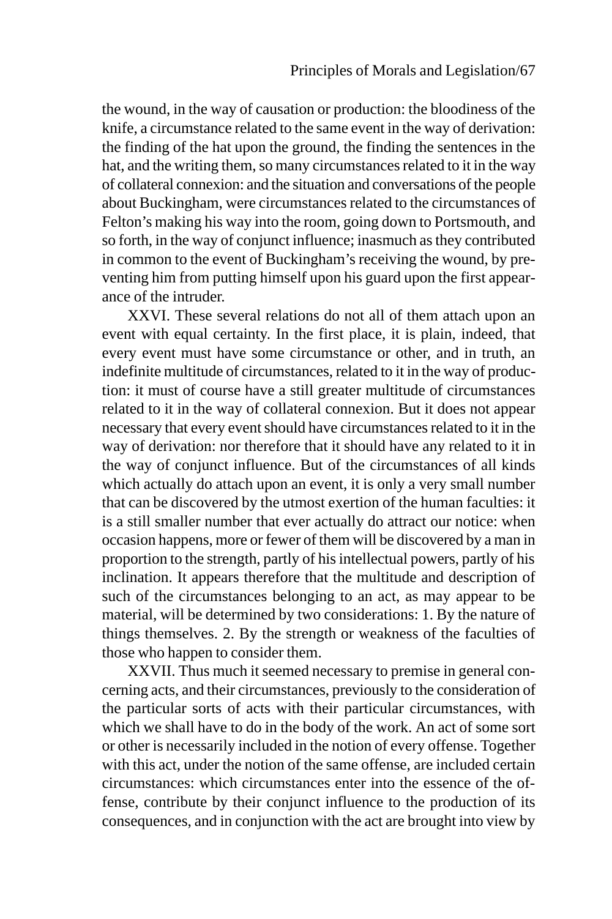the wound, in the way of causation or production: the bloodiness of the knife, a circumstance related to the same event in the way of derivation: the finding of the hat upon the ground, the finding the sentences in the hat, and the writing them, so many circumstances related to it in the way of collateral connexion: and the situation and conversations of the people about Buckingham, were circumstances related to the circumstances of Felton's making his way into the room, going down to Portsmouth, and so forth, in the way of conjunct influence; inasmuch as they contributed in common to the event of Buckingham's receiving the wound, by preventing him from putting himself upon his guard upon the first appearance of the intruder.

XXVI. These several relations do not all of them attach upon an event with equal certainty. In the first place, it is plain, indeed, that every event must have some circumstance or other, and in truth, an indefinite multitude of circumstances, related to it in the way of production: it must of course have a still greater multitude of circumstances related to it in the way of collateral connexion. But it does not appear necessary that every event should have circumstances related to it in the way of derivation: nor therefore that it should have any related to it in the way of conjunct influence. But of the circumstances of all kinds which actually do attach upon an event, it is only a very small number that can be discovered by the utmost exertion of the human faculties: it is a still smaller number that ever actually do attract our notice: when occasion happens, more or fewer of them will be discovered by a man in proportion to the strength, partly of his intellectual powers, partly of his inclination. It appears therefore that the multitude and description of such of the circumstances belonging to an act, as may appear to be material, will be determined by two considerations: 1. By the nature of things themselves. 2. By the strength or weakness of the faculties of those who happen to consider them.

XXVII. Thus much it seemed necessary to premise in general concerning acts, and their circumstances, previously to the consideration of the particular sorts of acts with their particular circumstances, with which we shall have to do in the body of the work. An act of some sort or other is necessarily included in the notion of every offense. Together with this act, under the notion of the same offense, are included certain circumstances: which circumstances enter into the essence of the offense, contribute by their conjunct influence to the production of its consequences, and in conjunction with the act are brought into view by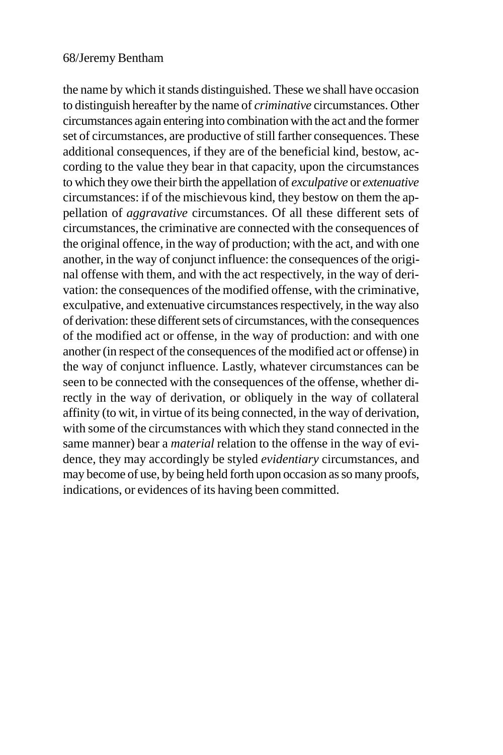the name by which it stands distinguished. These we shall have occasion to distinguish hereafter by the name of *criminative* circumstances. Other circumstances again entering into combination with the act and the former set of circumstances, are productive of still farther consequences. These additional consequences, if they are of the beneficial kind, bestow, according to the value they bear in that capacity, upon the circumstances to which they owe their birth the appellation of *exculpative* or *extenuative* circumstances: if of the mischievous kind, they bestow on them the appellation of *aggravative* circumstances. Of all these different sets of circumstances, the criminative are connected with the consequences of the original offence, in the way of production; with the act, and with one another, in the way of conjunct influence: the consequences of the original offense with them, and with the act respectively, in the way of derivation: the consequences of the modified offense, with the criminative, exculpative, and extenuative circumstances respectively, in the way also of derivation: these different sets of circumstances, with the consequences of the modified act or offense, in the way of production: and with one another (in respect of the consequences of the modified act or offense) in the way of conjunct influence. Lastly, whatever circumstances can be seen to be connected with the consequences of the offense, whether directly in the way of derivation, or obliquely in the way of collateral affinity (to wit, in virtue of its being connected, in the way of derivation, with some of the circumstances with which they stand connected in the same manner) bear a *material* relation to the offense in the way of evidence, they may accordingly be styled *evidentiary* circumstances, and may become of use, by being held forth upon occasion as so many proofs, indications, or evidences of its having been committed.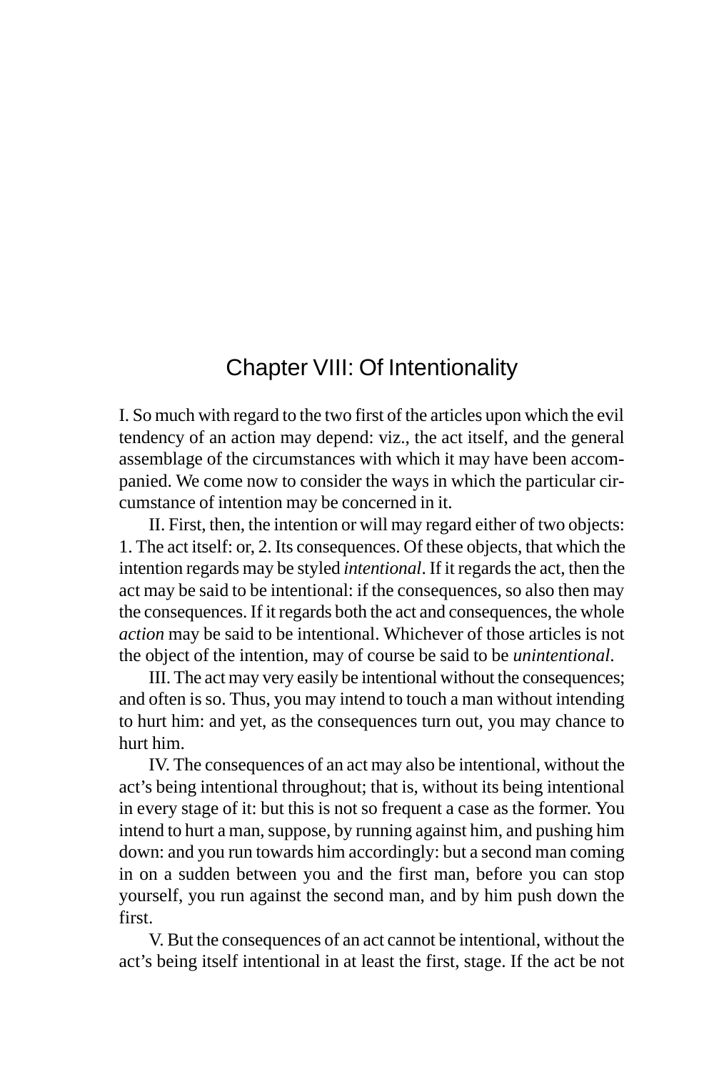# Chapter VIII: Of Intentionality

I. So much with regard to the two first of the articles upon which the evil tendency of an action may depend: viz., the act itself, and the general assemblage of the circumstances with which it may have been accompanied. We come now to consider the ways in which the particular circumstance of intention may be concerned in it.

II. First, then, the intention or will may regard either of two objects: 1. The act itself: or, 2. Its consequences. Of these objects, that which the intention regards may be styled *intentional*. If it regards the act, then the act may be said to be intentional: if the consequences, so also then may the consequences. If it regards both the act and consequences, the whole *action* may be said to be intentional. Whichever of those articles is not the object of the intention, may of course be said to be *unintentional*.

III. The act may very easily be intentional without the consequences; and often is so. Thus, you may intend to touch a man without intending to hurt him: and yet, as the consequences turn out, you may chance to hurt him.

IV. The consequences of an act may also be intentional, without the act's being intentional throughout; that is, without its being intentional in every stage of it: but this is not so frequent a case as the former. You intend to hurt a man, suppose, by running against him, and pushing him down: and you run towards him accordingly: but a second man coming in on a sudden between you and the first man, before you can stop yourself, you run against the second man, and by him push down the first.

V. But the consequences of an act cannot be intentional, without the act's being itself intentional in at least the first, stage. If the act be not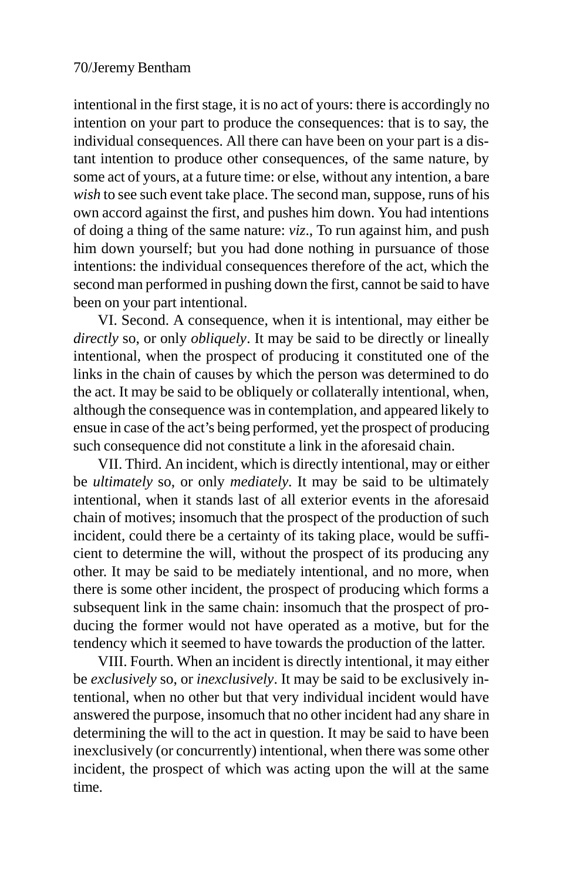intentional in the first stage, it is no act of yours: there is accordingly no intention on your part to produce the consequences: that is to say, the individual consequences. All there can have been on your part is a distant intention to produce other consequences, of the same nature, by some act of yours, at a future time: or else, without any intention, a bare *wish* to see such event take place. The second man, suppose, runs of his own accord against the first, and pushes him down. You had intentions of doing a thing of the same nature: *viz*., To run against him, and push him down yourself; but you had done nothing in pursuance of those intentions: the individual consequences therefore of the act, which the second man performed in pushing down the first, cannot be said to have been on your part intentional.

VI. Second. A consequence, when it is intentional, may either be *directly* so, or only *obliquely*. It may be said to be directly or lineally intentional, when the prospect of producing it constituted one of the links in the chain of causes by which the person was determined to do the act. It may be said to be obliquely or collaterally intentional, when, although the consequence was in contemplation, and appeared likely to ensue in case of the act's being performed, yet the prospect of producing such consequence did not constitute a link in the aforesaid chain.

VII. Third. An incident, which is directly intentional, may or either be *ultimately* so, or only *mediately*. It may be said to be ultimately intentional, when it stands last of all exterior events in the aforesaid chain of motives; insomuch that the prospect of the production of such incident, could there be a certainty of its taking place, would be sufficient to determine the will, without the prospect of its producing any other. It may be said to be mediately intentional, and no more, when there is some other incident, the prospect of producing which forms a subsequent link in the same chain: insomuch that the prospect of producing the former would not have operated as a motive, but for the tendency which it seemed to have towards the production of the latter.

VIII. Fourth. When an incident is directly intentional, it may either be *exclusively* so, or *inexclusively*. It may be said to be exclusively intentional, when no other but that very individual incident would have answered the purpose, insomuch that no other incident had any share in determining the will to the act in question. It may be said to have been inexclusively (or concurrently) intentional, when there was some other incident, the prospect of which was acting upon the will at the same time.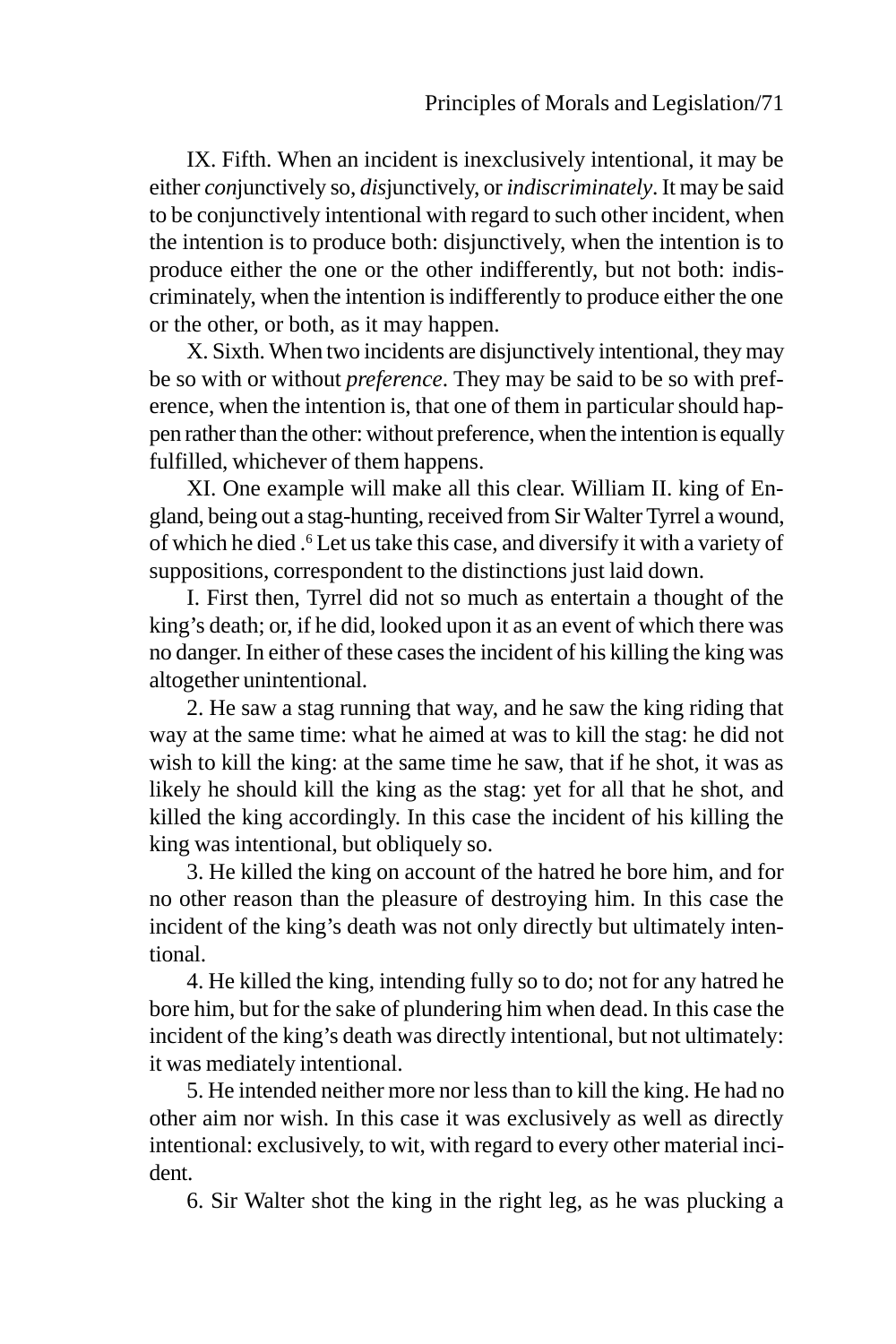IX. Fifth. When an incident is inexclusively intentional, it may be either *con*junctively so, *dis*junctively, or *indiscriminately*. It may be said to be conjunctively intentional with regard to such other incident, when the intention is to produce both: disjunctively, when the intention is to produce either the one or the other indifferently, but not both: indiscriminately, when the intention is indifferently to produce either the one or the other, or both, as it may happen.

X. Sixth. When two incidents are disjunctively intentional, they may be so with or without *preference*. They may be said to be so with preference, when the intention is, that one of them in particular should happen rather than the other: without preference, when the intention is equally fulfilled, whichever of them happens.

XI. One example will make all this clear. William II. king of England, being out a stag-hunting, received from Sir Walter Tyrrel a wound, of which he died .[6] Let us take this case, and diversify it with a variety of suppositions, correspondent to the distinctions just laid down.

I. First then, Tyrrel did not so much as entertain a thought of the king's death; or, if he did, looked upon it as an event of which there was no danger. In either of these cases the incident of his killing the king was altogether unintentional.

2. He saw a stag running that way, and he saw the king riding that way at the same time: what he aimed at was to kill the stag: he did not wish to kill the king: at the same time he saw, that if he shot, it was as likely he should kill the king as the stag: yet for all that he shot, and killed the king accordingly. In this case the incident of his killing the king was intentional, but obliquely so.

3. He killed the king on account of the hatred he bore him, and for no other reason than the pleasure of destroying him. In this case the incident of the king's death was not only directly but ultimately intentional.

4. He killed the king, intending fully so to do; not for any hatred he bore him, but for the sake of plundering him when dead. In this case the incident of the king's death was directly intentional, but not ultimately: it was mediately intentional.

5. He intended neither more nor less than to kill the king. He had no other aim nor wish. In this case it was exclusively as well as directly intentional: exclusively, to wit, with regard to every other material incident.

6. Sir Walter shot the king in the right leg, as he was plucking a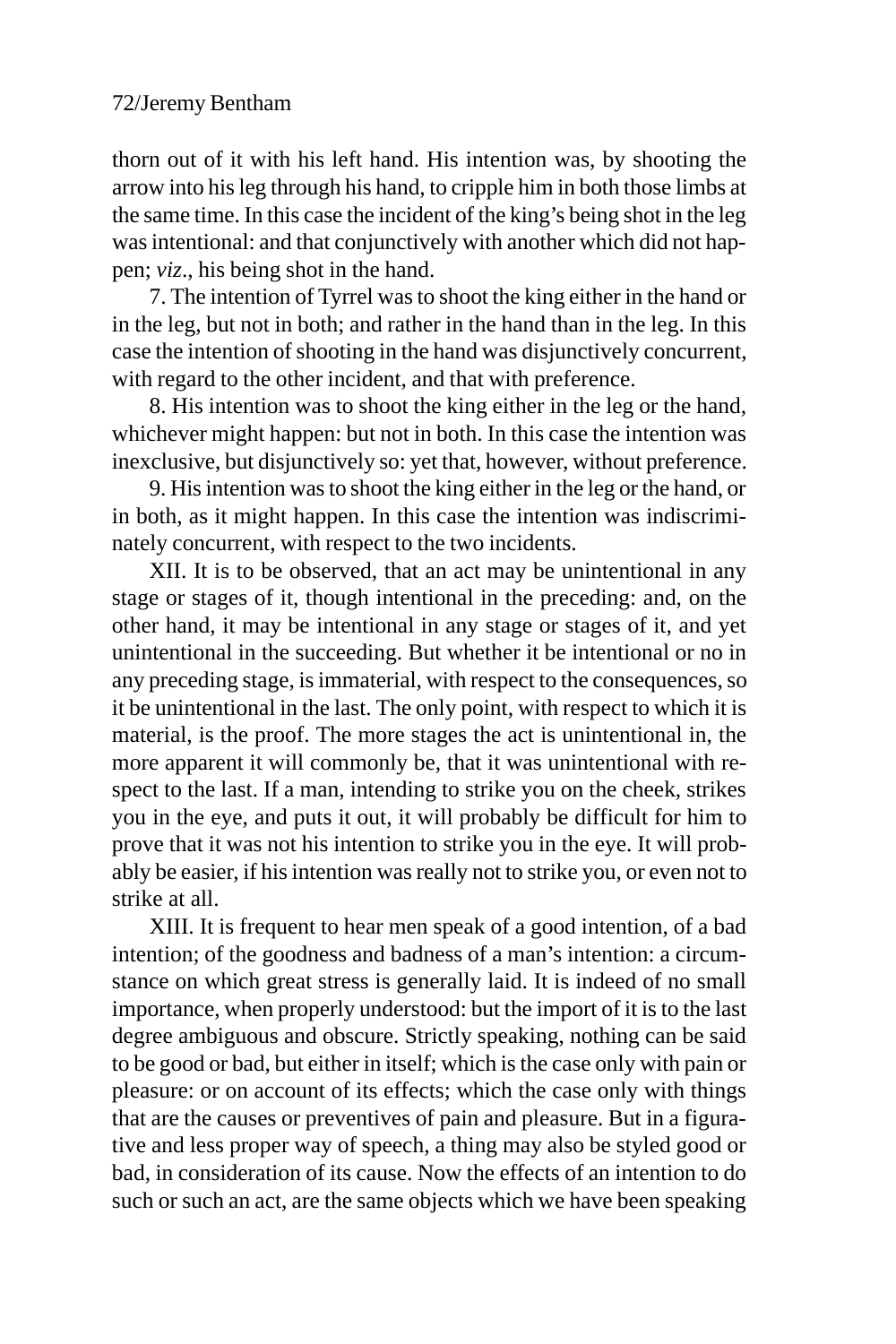thorn out of it with his left hand. His intention was, by shooting the arrow into his leg through his hand, to cripple him in both those limbs at the same time. In this case the incident of the king's being shot in the leg was intentional: and that conjunctively with another which did not happen; *viz*., his being shot in the hand.

7. The intention of Tyrrel was to shoot the king either in the hand or in the leg, but not in both; and rather in the hand than in the leg. In this case the intention of shooting in the hand was disjunctively concurrent, with regard to the other incident, and that with preference.

8. His intention was to shoot the king either in the leg or the hand, whichever might happen: but not in both. In this case the intention was inexclusive, but disjunctively so: yet that, however, without preference.

9. His intention was to shoot the king either in the leg or the hand, or in both, as it might happen. In this case the intention was indiscriminately concurrent, with respect to the two incidents.

XII. It is to be observed, that an act may be unintentional in any stage or stages of it, though intentional in the preceding: and, on the other hand, it may be intentional in any stage or stages of it, and yet unintentional in the succeeding. But whether it be intentional or no in any preceding stage, is immaterial, with respect to the consequences, so it be unintentional in the last. The only point, with respect to which it is material, is the proof. The more stages the act is unintentional in, the more apparent it will commonly be, that it was unintentional with respect to the last. If a man, intending to strike you on the cheek, strikes you in the eye, and puts it out, it will probably be difficult for him to prove that it was not his intention to strike you in the eye. It will probably be easier, if his intention was really not to strike you, or even not to strike at all.

XIII. It is frequent to hear men speak of a good intention, of a bad intention; of the goodness and badness of a man's intention: a circumstance on which great stress is generally laid. It is indeed of no small importance, when properly understood: but the import of it is to the last degree ambiguous and obscure. Strictly speaking, nothing can be said to be good or bad, but either in itself; which is the case only with pain or pleasure: or on account of its effects; which the case only with things that are the causes or preventives of pain and pleasure. But in a figurative and less proper way of speech, a thing may also be styled good or bad, in consideration of its cause. Now the effects of an intention to do such or such an act, are the same objects which we have been speaking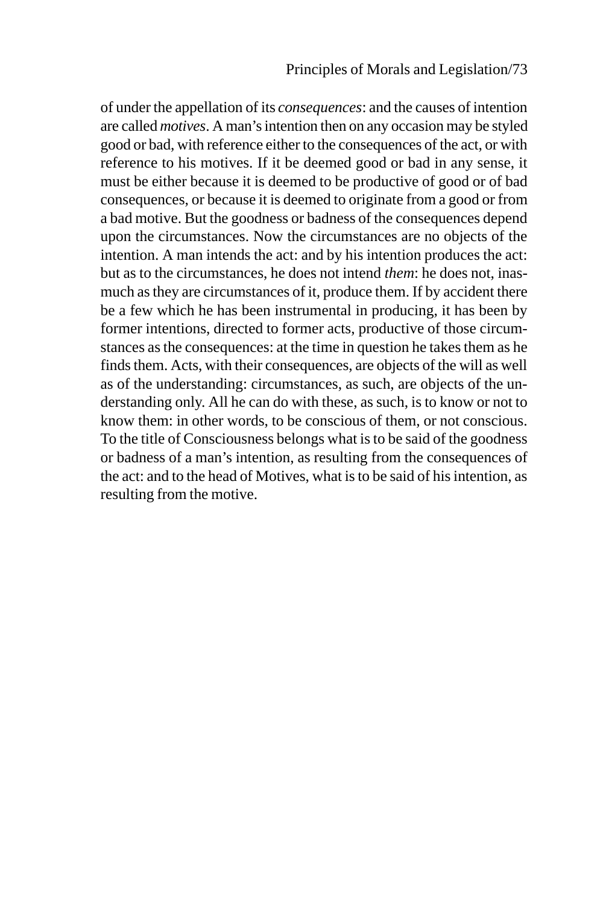of under the appellation of its *consequences*: and the causes of intention are called *motives*. A man's intention then on any occasion may be styled good or bad, with reference either to the consequences of the act, or with reference to his motives. If it be deemed good or bad in any sense, it must be either because it is deemed to be productive of good or of bad consequences, or because it is deemed to originate from a good or from a bad motive. But the goodness or badness of the consequences depend upon the circumstances. Now the circumstances are no objects of the intention. A man intends the act: and by his intention produces the act: but as to the circumstances, he does not intend *them*: he does not, inasmuch as they are circumstances of it, produce them. If by accident there be a few which he has been instrumental in producing, it has been by former intentions, directed to former acts, productive of those circumstances as the consequences: at the time in question he takes them as he finds them. Acts, with their consequences, are objects of the will as well as of the understanding: circumstances, as such, are objects of the understanding only. All he can do with these, as such, is to know or not to know them: in other words, to be conscious of them, or not conscious. To the title of Consciousness belongs what is to be said of the goodness or badness of a man's intention, as resulting from the consequences of the act: and to the head of Motives, what is to be said of his intention, as resulting from the motive.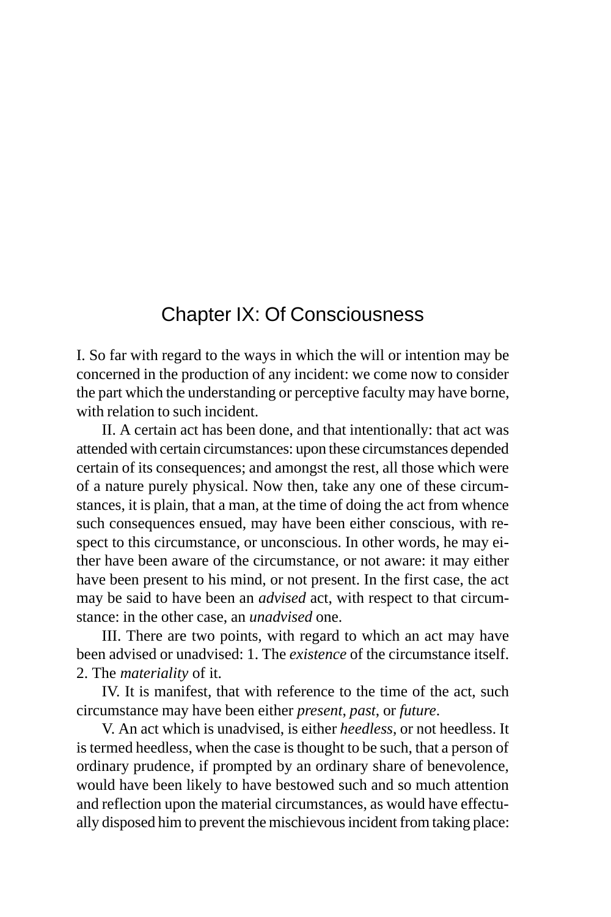# Chapter IX: Of Consciousness

I. So far with regard to the ways in which the will or intention may be concerned in the production of any incident: we come now to consider the part which the understanding or perceptive faculty may have borne, with relation to such incident.

II. A certain act has been done, and that intentionally: that act was attended with certain circumstances: upon these circumstances depended certain of its consequences; and amongst the rest, all those which were of a nature purely physical. Now then, take any one of these circumstances, it is plain, that a man, at the time of doing the act from whence such consequences ensued, may have been either conscious, with respect to this circumstance, or unconscious. In other words, he may either have been aware of the circumstance, or not aware: it may either have been present to his mind, or not present. In the first case, the act may be said to have been an *advised* act, with respect to that circumstance: in the other case, an *unadvised* one.

III. There are two points, with regard to which an act may have been advised or unadvised: 1. The *existence* of the circumstance itself. 2. The *materiality* of it.

IV. It is manifest, that with reference to the time of the act, such circumstance may have been either *present*, *past*, or *future*.

V. An act which is unadvised, is either *heedless*, or not heedless. It is termed heedless, when the case is thought to be such, that a person of ordinary prudence, if prompted by an ordinary share of benevolence, would have been likely to have bestowed such and so much attention and reflection upon the material circumstances, as would have effectually disposed him to prevent the mischievous incident from taking place: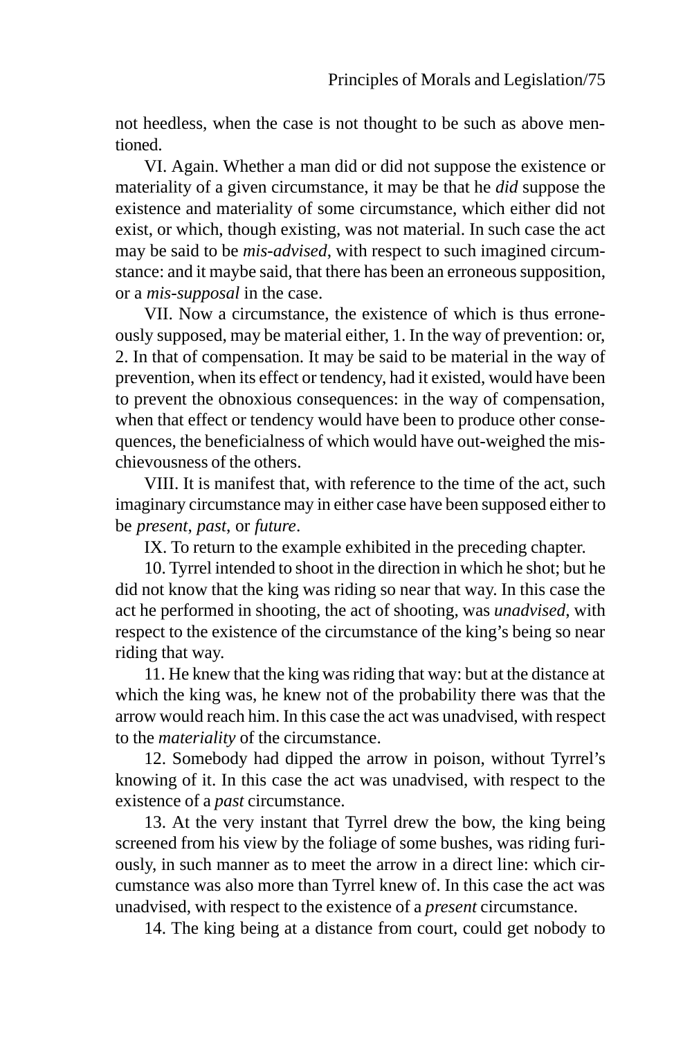not heedless, when the case is not thought to be such as above mentioned.

VI. Again. Whether a man did or did not suppose the existence or materiality of a given circumstance, it may be that he *did* suppose the existence and materiality of some circumstance, which either did not exist, or which, though existing, was not material. In such case the act may be said to be *mis-advised*, with respect to such imagined circumstance: and it maybe said, that there has been an erroneous supposition, or a *mis-supposal* in the case.

VII. Now a circumstance, the existence of which is thus erroneously supposed, may be material either, 1. In the way of prevention: or, 2. In that of compensation. It may be said to be material in the way of prevention, when its effect or tendency, had it existed, would have been to prevent the obnoxious consequences: in the way of compensation, when that effect or tendency would have been to produce other consequences, the beneficialness of which would have out-weighed the mischievousness of the others.

VIII. It is manifest that, with reference to the time of the act, such imaginary circumstance may in either case have been supposed either to be *present*, *past*, or *future*.

IX. To return to the example exhibited in the preceding chapter.

10. Tyrrel intended to shoot in the direction in which he shot; but he did not know that the king was riding so near that way. In this case the act he performed in shooting, the act of shooting, was *unadvised*, with respect to the existence of the circumstance of the king's being so near riding that way.

11. He knew that the king was riding that way: but at the distance at which the king was, he knew not of the probability there was that the arrow would reach him. In this case the act was unadvised, with respect to the *materiality* of the circumstance.

12. Somebody had dipped the arrow in poison, without Tyrrel's knowing of it. In this case the act was unadvised, with respect to the existence of a *past* circumstance.

13. At the very instant that Tyrrel drew the bow, the king being screened from his view by the foliage of some bushes, was riding furiously, in such manner as to meet the arrow in a direct line: which circumstance was also more than Tyrrel knew of. In this case the act was unadvised, with respect to the existence of a *present* circumstance.

14. The king being at a distance from court, could get nobody to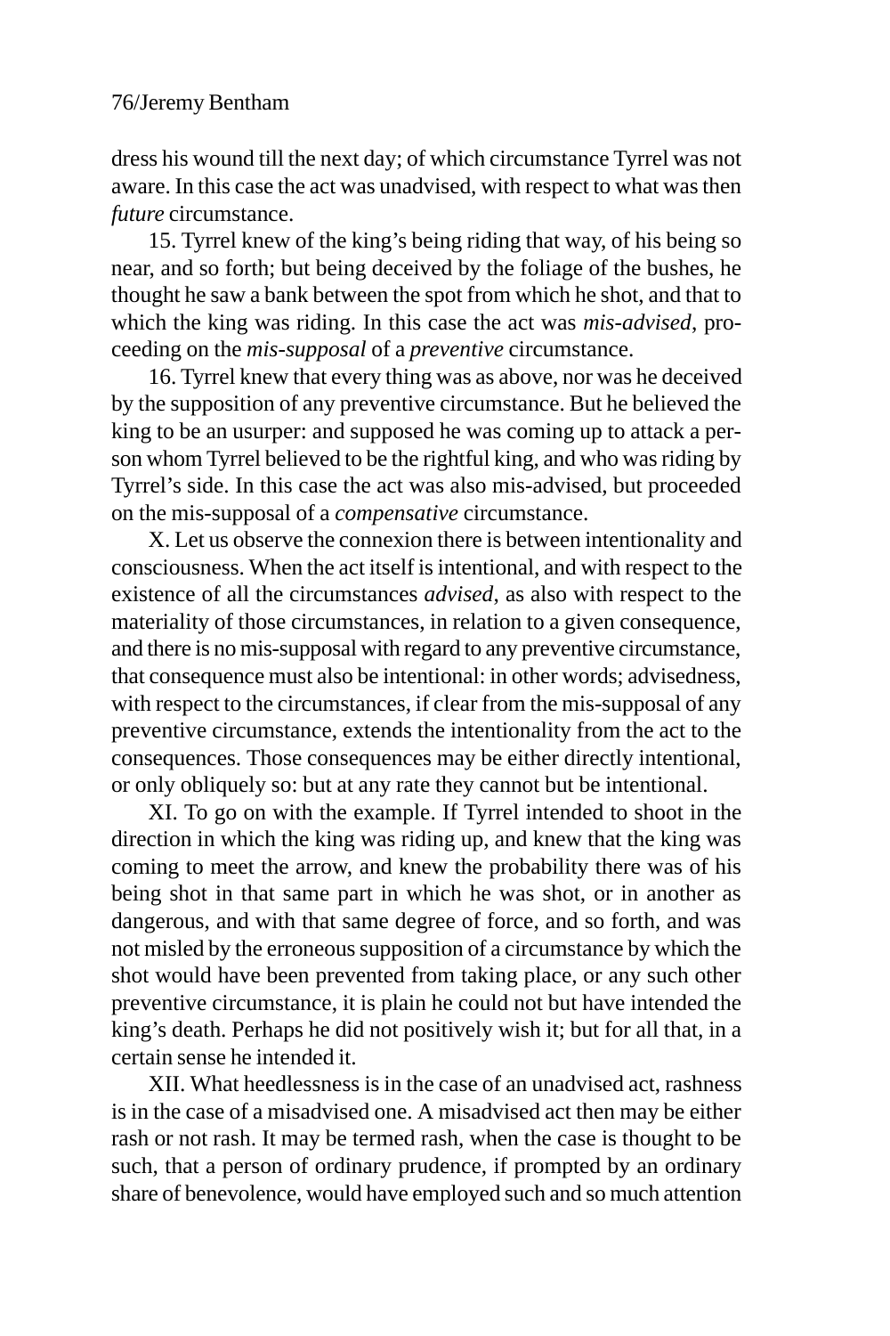dress his wound till the next day; of which circumstance Tyrrel was not aware. In this case the act was unadvised, with respect to what was then *future* circumstance.

15. Tyrrel knew of the king's being riding that way, of his being so near, and so forth; but being deceived by the foliage of the bushes, he thought he saw a bank between the spot from which he shot, and that to which the king was riding. In this case the act was *mis-advised*, proceeding on the *mis-supposal* of a *preventive* circumstance.

16. Tyrrel knew that every thing was as above, nor was he deceived by the supposition of any preventive circumstance. But he believed the king to be an usurper: and supposed he was coming up to attack a person whom Tyrrel believed to be the rightful king, and who was riding by Tyrrel's side. In this case the act was also mis-advised, but proceeded on the mis-supposal of a *compensative* circumstance.

X. Let us observe the connexion there is between intentionality and consciousness. When the act itself is intentional, and with respect to the existence of all the circumstances *advised*, as also with respect to the materiality of those circumstances, in relation to a given consequence, and there is no mis-supposal with regard to any preventive circumstance, that consequence must also be intentional: in other words; advisedness, with respect to the circumstances, if clear from the mis-supposal of any preventive circumstance, extends the intentionality from the act to the consequences. Those consequences may be either directly intentional, or only obliquely so: but at any rate they cannot but be intentional.

XI. To go on with the example. If Tyrrel intended to shoot in the direction in which the king was riding up, and knew that the king was coming to meet the arrow, and knew the probability there was of his being shot in that same part in which he was shot, or in another as dangerous, and with that same degree of force, and so forth, and was not misled by the erroneous supposition of a circumstance by which the shot would have been prevented from taking place, or any such other preventive circumstance, it is plain he could not but have intended the king's death. Perhaps he did not positively wish it; but for all that, in a certain sense he intended it.

XII. What heedlessness is in the case of an unadvised act, rashness is in the case of a misadvised one. A misadvised act then may be either rash or not rash. It may be termed rash, when the case is thought to be such, that a person of ordinary prudence, if prompted by an ordinary share of benevolence, would have employed such and so much attention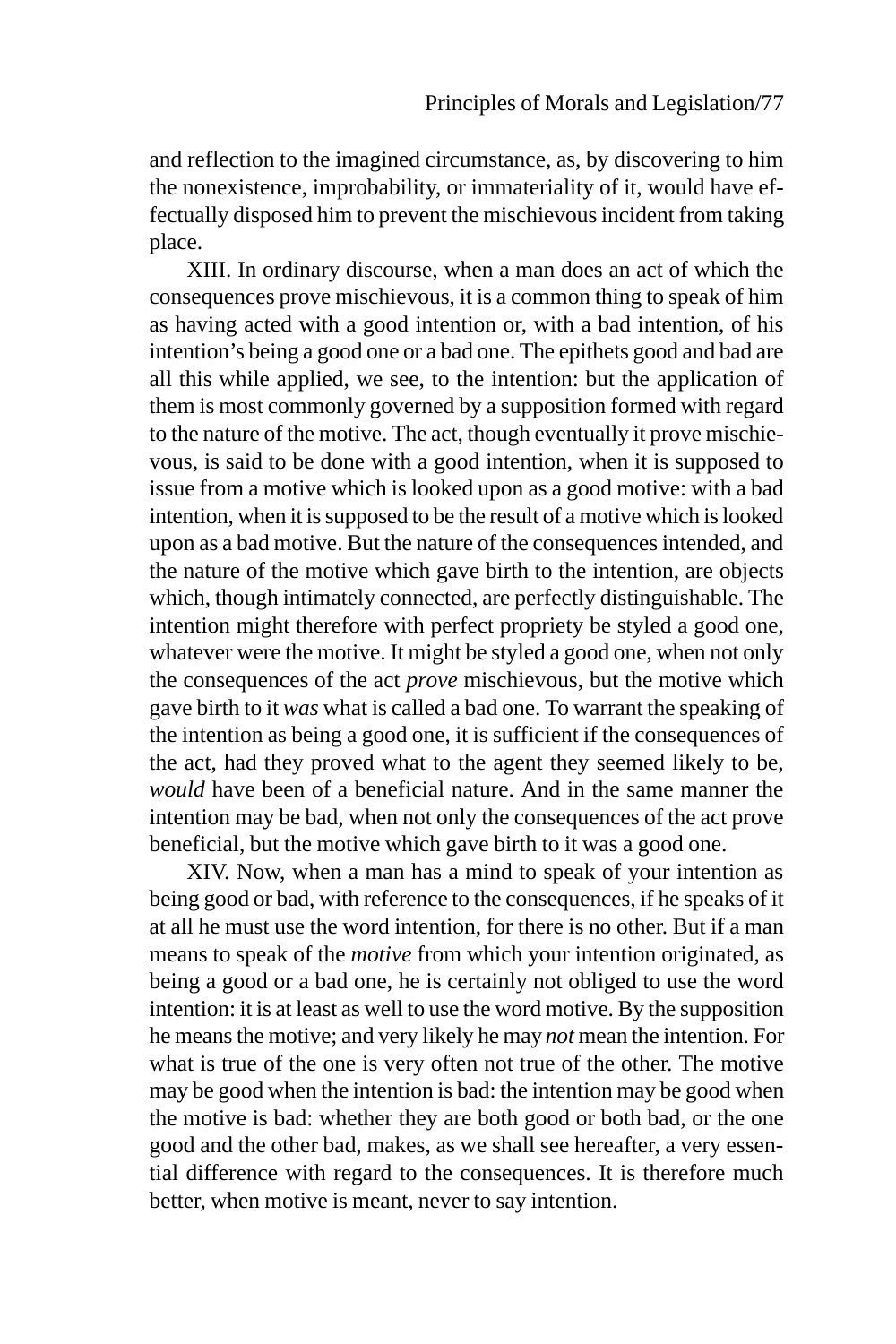and reflection to the imagined circumstance, as, by discovering to him the nonexistence, improbability, or immateriality of it, would have effectually disposed him to prevent the mischievous incident from taking place.

XIII. In ordinary discourse, when a man does an act of which the consequences prove mischievous, it is a common thing to speak of him as having acted with a good intention or, with a bad intention, of his intention's being a good one or a bad one. The epithets good and bad are all this while applied, we see, to the intention: but the application of them is most commonly governed by a supposition formed with regard to the nature of the motive. The act, though eventually it prove mischievous, is said to be done with a good intention, when it is supposed to issue from a motive which is looked upon as a good motive: with a bad intention, when it is supposed to be the result of a motive which is looked upon as a bad motive. But the nature of the consequences intended, and the nature of the motive which gave birth to the intention, are objects which, though intimately connected, are perfectly distinguishable. The intention might therefore with perfect propriety be styled a good one, whatever were the motive. It might be styled a good one, when not only the consequences of the act *prove* mischievous, but the motive which gave birth to it *was* what is called a bad one. To warrant the speaking of the intention as being a good one, it is sufficient if the consequences of the act, had they proved what to the agent they seemed likely to be, *would* have been of a beneficial nature. And in the same manner the intention may be bad, when not only the consequences of the act prove beneficial, but the motive which gave birth to it was a good one.

XIV. Now, when a man has a mind to speak of your intention as being good or bad, with reference to the consequences, if he speaks of it at all he must use the word intention, for there is no other. But if a man means to speak of the *motive* from which your intention originated, as being a good or a bad one, he is certainly not obliged to use the word intention: it is at least as well to use the word motive. By the supposition he means the motive; and very likely he may *not* mean the intention. For what is true of the one is very often not true of the other. The motive may be good when the intention is bad: the intention may be good when the motive is bad: whether they are both good or both bad, or the one good and the other bad, makes, as we shall see hereafter, a very essential difference with regard to the consequences. It is therefore much better, when motive is meant, never to say intention.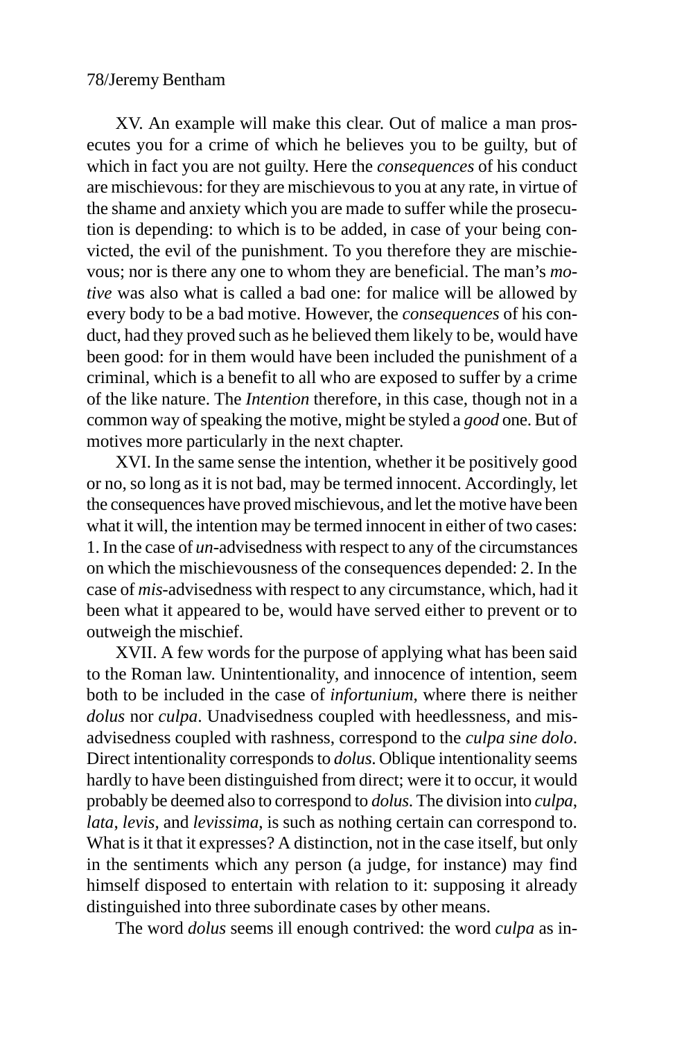XV. An example will make this clear. Out of malice a man prosecutes you for a crime of which he believes you to be guilty, but of which in fact you are not guilty. Here the *consequences* of his conduct are mischievous: for they are mischievous to you at any rate, in virtue of the shame and anxiety which you are made to suffer while the prosecution is depending: to which is to be added, in case of your being convicted, the evil of the punishment. To you therefore they are mischievous; nor is there any one to whom they are beneficial. The man's *motive* was also what is called a bad one: for malice will be allowed by every body to be a bad motive. However, the *consequences* of his conduct, had they proved such as he believed them likely to be, would have been good: for in them would have been included the punishment of a criminal, which is a benefit to all who are exposed to suffer by a crime of the like nature. The *Intention* therefore, in this case, though not in a common way of speaking the motive, might be styled a *good* one. But of motives more particularly in the next chapter.

XVI. In the same sense the intention, whether it be positively good or no, so long as it is not bad, may be termed innocent. Accordingly, let the consequences have proved mischievous, and let the motive have been what it will, the intention may be termed innocent in either of two cases: 1. In the case of *un*-advisedness with respect to any of the circumstances on which the mischievousness of the consequences depended: 2. In the case of *mis*-advisedness with respect to any circumstance, which, had it been what it appeared to be, would have served either to prevent or to outweigh the mischief.

XVII. A few words for the purpose of applying what has been said to the Roman law. Unintentionality, and innocence of intention, seem both to be included in the case of *infortunium*, where there is neither *dolus* nor *culpa*. Unadvisedness coupled with heedlessness, and mis-advisedness coupled with rashness, correspond to the *culpa sine dolo*. Direct intentionality corresponds to *dolus*. Oblique intentionality seems hardly to have been distinguished from direct; were it to occur, it would probably be deemed also to correspond to *dolus*. The division into *culpa*, *lata*, *levis*, and *levissima*, is such as nothing certain can correspond to. What is it that it expresses? A distinction, not in the case itself, but only in the sentiments which any person (a judge, for instance) may find himself disposed to entertain with relation to it: supposing it already distinguished into three subordinate cases by other means.

The word *dolus* seems ill enough contrived: the word *culpa* as in-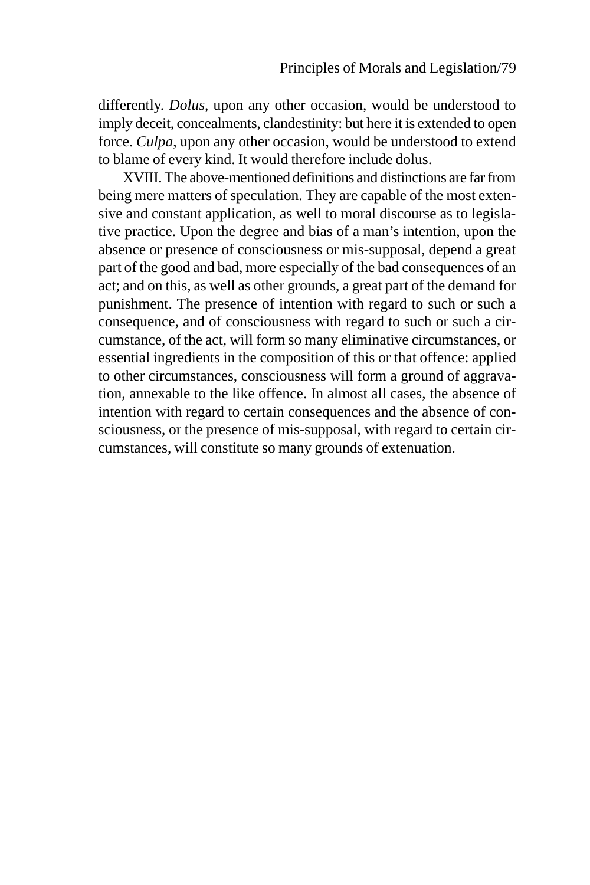differently. *Dolus*, upon any other occasion, would be understood to imply deceit, concealments, clandestinity: but here it is extended to open force. *Culpa*, upon any other occasion, would be understood to extend to blame of every kind. It would therefore include dolus.

XVIII. The above-mentioned definitions and distinctions are far from being mere matters of speculation. They are capable of the most extensive and constant application, as well to moral discourse as to legislative practice. Upon the degree and bias of a man's intention, upon the absence or presence of consciousness or mis-supposal, depend a great part of the good and bad, more especially of the bad consequences of an act; and on this, as well as other grounds, a great part of the demand for punishment. The presence of intention with regard to such or such a consequence, and of consciousness with regard to such or such a circumstance, of the act, will form so many eliminative circumstances, or essential ingredients in the composition of this or that offence: applied to other circumstances, consciousness will form a ground of aggravation, annexable to the like offence. In almost all cases, the absence of intention with regard to certain consequences and the absence of consciousness, or the presence of mis-supposal, with regard to certain circumstances, will constitute so many grounds of extenuation.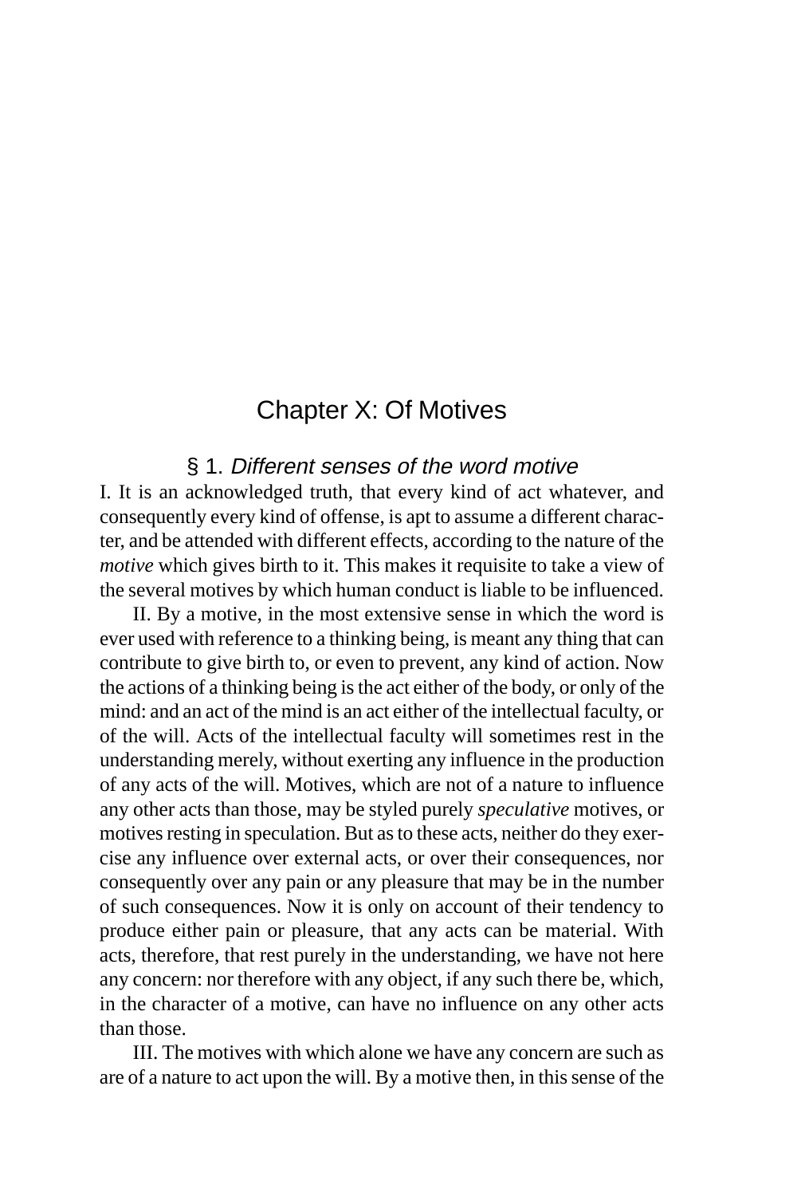# Chapter X: Of Motives

## § 1. *Different senses of the word motive*

I. It is an acknowledged truth, that every kind of act whatever, and consequently every kind of offense, is apt to assume a different character, and be attended with different effects, according to the nature of the *motive* which gives birth to it. This makes it requisite to take a view of the several motives by which human conduct is liable to be influenced.

II. By a motive, in the most extensive sense in which the word is ever used with reference to a thinking being, is meant any thing that can contribute to give birth to, or even to prevent, any kind of action. Now the actions of a thinking being is the act either of the body, or only of the mind: and an act of the mind is an act either of the intellectual faculty, or of the will. Acts of the intellectual faculty will sometimes rest in the understanding merely, without exerting any influence in the production of any acts of the will. Motives, which are not of a nature to influence any other acts than those, may be styled purely *speculative* motives, or motives resting in speculation. But as to these acts, neither do they exercise any influence over external acts, or over their consequences, nor consequently over any pain or any pleasure that may be in the number of such consequences. Now it is only on account of their tendency to produce either pain or pleasure, that any acts can be material. With acts, therefore, that rest purely in the understanding, we have not here any concern: nor therefore with any object, if any such there be, which, in the character of a motive, can have no influence on any other acts than those.

III. The motives with which alone we have any concern are such as are of a nature to act upon the will. By a motive then, in this sense of the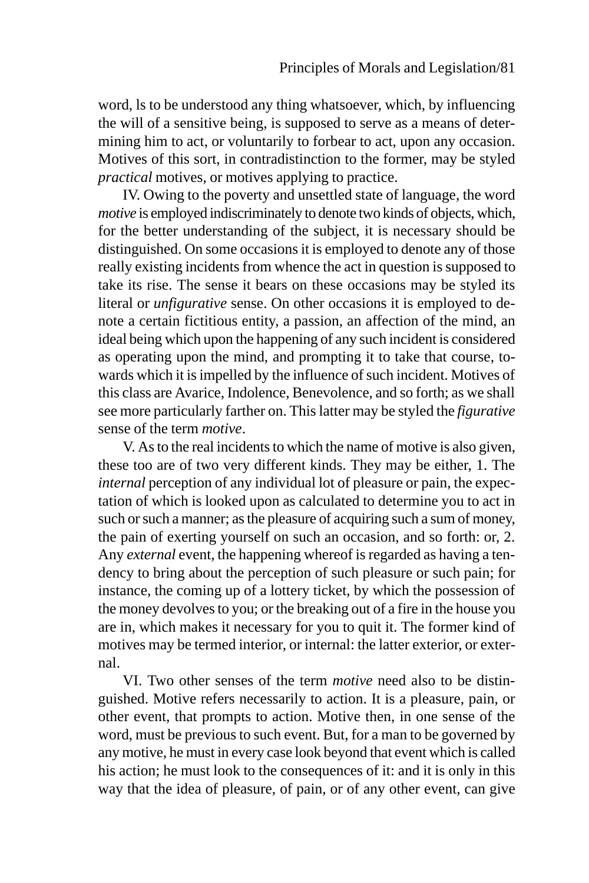word, ls to be understood any thing whatsoever, which, by influencing the will of a sensitive being, is supposed to serve as a means of determining him to act, or voluntarily to forbear to act, upon any occasion. Motives of this sort, in contradistinction to the former, may be styled *practical* motives, or motives applying to practice.

IV. Owing to the poverty and unsettled state of language, the word *motive* is employed indiscriminately to denote two kinds of objects, which, for the better understanding of the subject, it is necessary should be distinguished. On some occasions it is employed to denote any of those really existing incidents from whence the act in question is supposed to take its rise. The sense it bears on these occasions may be styled its literal or *unfigurative* sense. On other occasions it is employed to denote a certain fictitious entity, a passion, an affection of the mind, an ideal being which upon the happening of any such incident is considered as operating upon the mind, and prompting it to take that course, towards which it is impelled by the influence of such incident. Motives of this class are Avarice, Indolence, Benevolence, and so forth; as we shall see more particularly farther on. This latter may be styled the *figurative* sense of the term *motive*.

V. As to the real incidents to which the name of motive is also given, these too are of two very different kinds. They may be either, 1. The *internal* perception of any individual lot of pleasure or pain, the expectation of which is looked upon as calculated to determine you to act in such or such a manner; as the pleasure of acquiring such a sum of money, the pain of exerting yourself on such an occasion, and so forth: or, 2. Any *external* event, the happening whereof is regarded as having a tendency to bring about the perception of such pleasure or such pain; for instance, the coming up of a lottery ticket, by which the possession of the money devolves to you; or the breaking out of a fire in the house you are in, which makes it necessary for you to quit it. The former kind of motives may be termed interior, or internal: the latter exterior, or external.

VI. Two other senses of the term *motive* need also to be distinguished. Motive refers necessarily to action. It is a pleasure, pain, or other event, that prompts to action. Motive then, in one sense of the word, must be previous to such event. But, for a man to be governed by any motive, he must in every case look beyond that event which is called his action; he must look to the consequences of it: and it is only in this way that the idea of pleasure, of pain, or of any other event, can give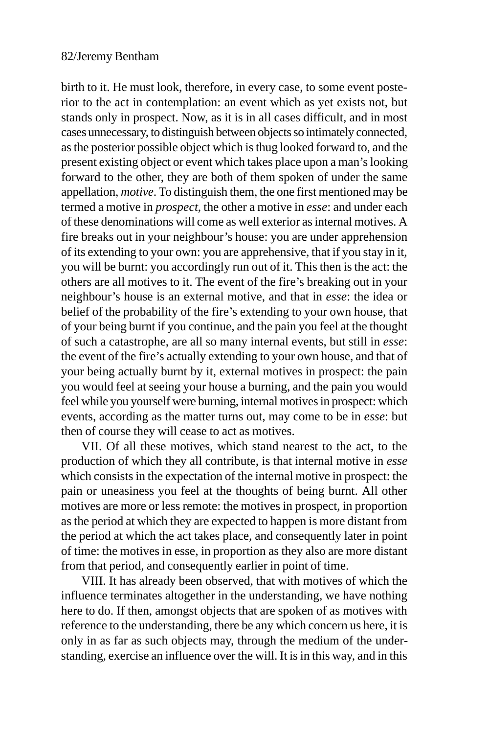birth to it. He must look, therefore, in every case, to some event posterior to the act in contemplation: an event which as yet exists not, but stands only in prospect. Now, as it is in all cases difficult, and in most cases unnecessary, to distinguish between objects so intimately connected, as the posterior possible object which is thug looked forward to, and the present existing object or event which takes place upon a man's looking forward to the other, they are both of them spoken of under the same appellation, *motive*. To distinguish them, the one first mentioned may be termed a motive in *prospect*, the other a motive in *esse*: and under each of these denominations will come as well exterior as internal motives. A fire breaks out in your neighbour's house: you are under apprehension of its extending to your own: you are apprehensive, that if you stay in it, you will be burnt: you accordingly run out of it. This then is the act: the others are all motives to it. The event of the fire's breaking out in your neighbour's house is an external motive, and that in *esse*: the idea or belief of the probability of the fire's extending to your own house, that of your being burnt if you continue, and the pain you feel at the thought of such a catastrophe, are all so many internal events, but still in *esse*: the event of the fire's actually extending to your own house, and that of your being actually burnt by it, external motives in prospect: the pain you would feel at seeing your house a burning, and the pain you would feel while you yourself were burning, internal motives in prospect: which events, according as the matter turns out, may come to be in *esse*: but then of course they will cease to act as motives.

VII. Of all these motives, which stand nearest to the act, to the production of which they all contribute, is that internal motive in *esse* which consists in the expectation of the internal motive in prospect: the pain or uneasiness you feel at the thoughts of being burnt. All other motives are more or less remote: the motives in prospect, in proportion as the period at which they are expected to happen is more distant from the period at which the act takes place, and consequently later in point of time: the motives in esse, in proportion as they also are more distant from that period, and consequently earlier in point of time.

VIII. It has already been observed, that with motives of which the influence terminates altogether in the understanding, we have nothing here to do. If then, amongst objects that are spoken of as motives with reference to the understanding, there be any which concern us here, it is only in as far as such objects may, through the medium of the understanding, exercise an influence over the will. It is in this way, and in this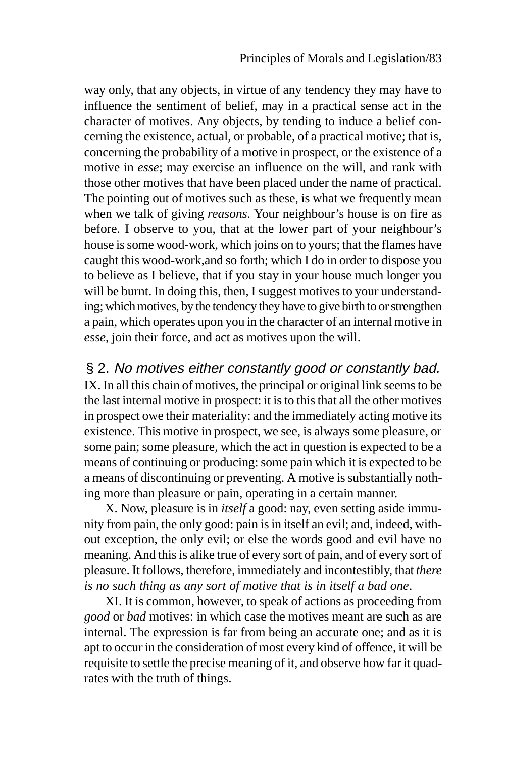way only, that any objects, in virtue of any tendency they may have to influence the sentiment of belief, may in a practical sense act in the character of motives. Any objects, by tending to induce a belief concerning the existence, actual, or probable, of a practical motive; that is, concerning the probability of a motive in prospect, or the existence of a motive in *esse*; may exercise an influence on the will, and rank with those other motives that have been placed under the name of practical. The pointing out of motives such as these, is what we frequently mean when we talk of giving *reasons*. Your neighbour's house is on fire as before. I observe to you, that at the lower part of your neighbour's house is some wood-work, which joins on to yours; that the flames have caught this wood-work,and so forth; which I do in order to dispose you to believe as I believe, that if you stay in your house much longer you will be burnt. In doing this, then, I suggest motives to your understanding; which motives, by the tendency they have to give birth to or strengthen a pain, which operates upon you in the character of an internal motive in *esse*, join their force, and act as motives upon the will.

## § 2. *No motives either constantly good or constantly bad.*

IX. In all this chain of motives, the principal or original link seems to be the last internal motive in prospect: it is to this that all the other motives in prospect owe their materiality: and the immediately acting motive its existence. This motive in prospect, we see, is always some pleasure, or some pain; some pleasure, which the act in question is expected to be a means of continuing or producing: some pain which it is expected to be a means of discontinuing or preventing. A motive is substantially nothing more than pleasure or pain, operating in a certain manner.

X. Now, pleasure is in *itself* a good: nay, even setting aside immunity from pain, the only good: pain is in itself an evil; and, indeed, without exception, the only evil; or else the words good and evil have no meaning. And this is alike true of every sort of pain, and of every sort of pleasure. It follows, therefore, immediately and incontestibly, that *there is no such thing as any sort of motive that is in itself a bad one*.

XI. It is common, however, to speak of actions as proceeding from *good* or *bad* motives: in which case the motives meant are such as are internal. The expression is far from being an accurate one; and as it is apt to occur in the consideration of most every kind of offence, it will be requisite to settle the precise meaning of it, and observe how far it quadrates with the truth of things.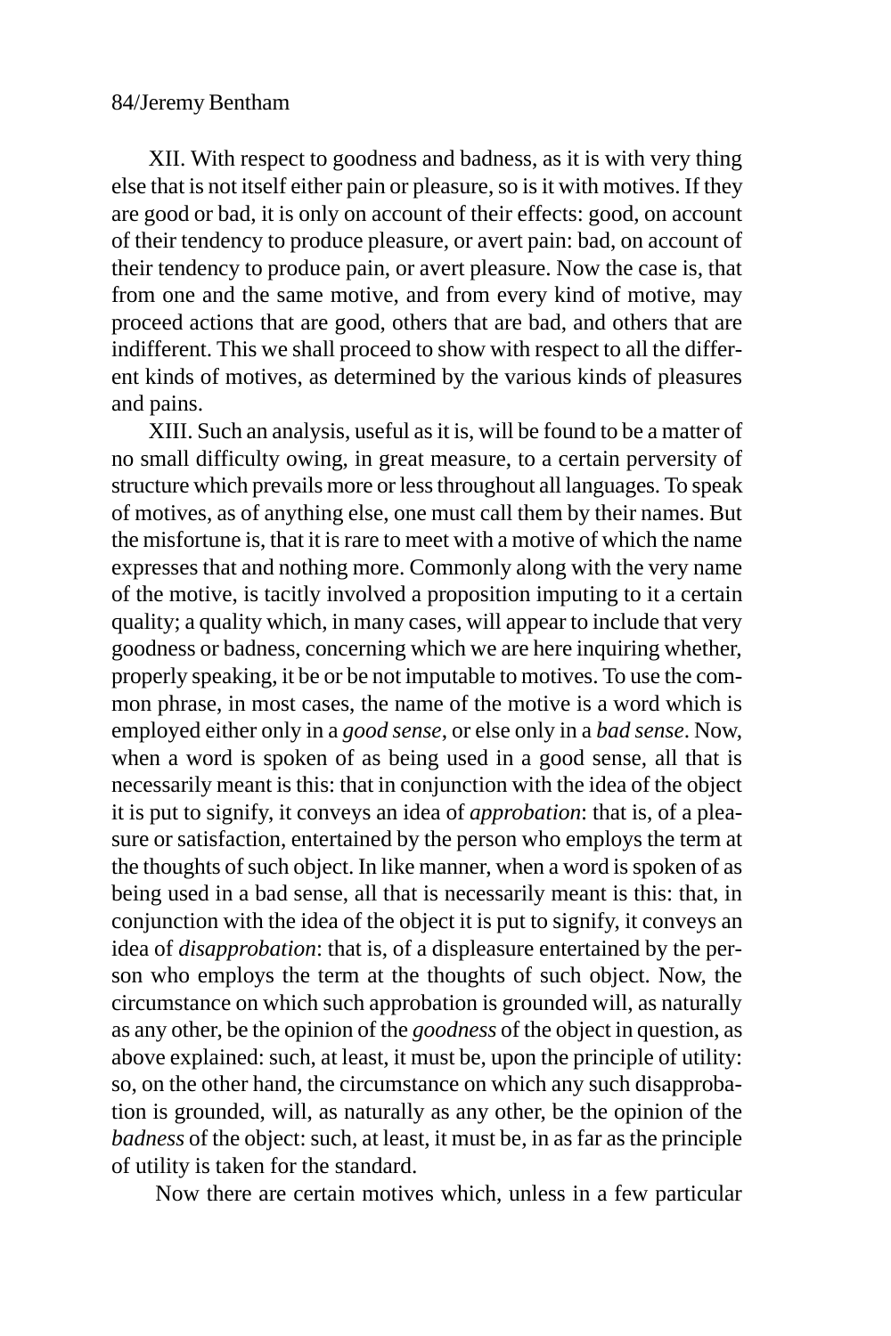XII. With respect to goodness and badness, as it is with very thing else that is not itself either pain or pleasure, so is it with motives. If they are good or bad, it is only on account of their effects: good, on account of their tendency to produce pleasure, or avert pain: bad, on account of their tendency to produce pain, or avert pleasure. Now the case is, that from one and the same motive, and from every kind of motive, may proceed actions that are good, others that are bad, and others that are indifferent. This we shall proceed to show with respect to all the different kinds of motives, as determined by the various kinds of pleasures and pains.

XIII. Such an analysis, useful as it is, will be found to be a matter of no small difficulty owing, in great measure, to a certain perversity of structure which prevails more or less throughout all languages. To speak of motives, as of anything else, one must call them by their names. But the misfortune is, that it is rare to meet with a motive of which the name expresses that and nothing more. Commonly along with the very name of the motive, is tacitly involved a proposition imputing to it a certain quality; a quality which, in many cases, will appear to include that very goodness or badness, concerning which we are here inquiring whether, properly speaking, it be or be not imputable to motives. To use the common phrase, in most cases, the name of the motive is a word which is employed either only in a *good sense*, or else only in a *bad sense*. Now, when a word is spoken of as being used in a good sense, all that is necessarily meant is this: that in conjunction with the idea of the object it is put to signify, it conveys an idea of *approbation*: that is, of a pleasure or satisfaction, entertained by the person who employs the term at the thoughts of such object. In like manner, when a word is spoken of as being used in a bad sense, all that is necessarily meant is this: that, in conjunction with the idea of the object it is put to signify, it conveys an idea of *disapprobation*: that is, of a displeasure entertained by the person who employs the term at the thoughts of such object. Now, the circumstance on which such approbation is grounded will, as naturally as any other, be the opinion of the *goodness* of the object in question, as above explained: such, at least, it must be, upon the principle of utility: so, on the other hand, the circumstance on which any such disapprobation is grounded, will, as naturally as any other, be the opinion of the *badness* of the object: such, at least, it must be, in as far as the principle of utility is taken for the standard.

Now there are certain motives which, unless in a few particular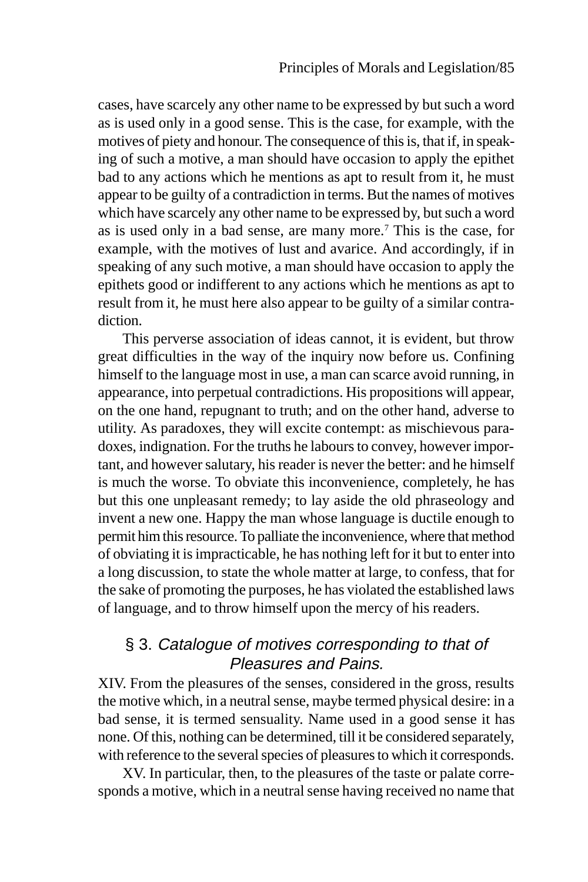cases, have scarcely any other name to be expressed by but such a word as is used only in a good sense. This is the case, for example, with the motives of piety and honour. The consequence of this is, that if, in speaking of such a motive, a man should have occasion to apply the epithet bad to any actions which he mentions as apt to result from it, he must appear to be guilty of a contradiction in terms. But the names of motives which have scarcely any other name to be expressed by, but such a word as is used only in a bad sense, are many more.[7] This is the case, for example, with the motives of lust and avarice. And accordingly, if in speaking of any such motive, a man should have occasion to apply the epithets good or indifferent to any actions which he mentions as apt to result from it, he must here also appear to be guilty of a similar contradiction.

This perverse association of ideas cannot, it is evident, but throw great difficulties in the way of the inquiry now before us. Confining himself to the language most in use, a man can scarce avoid running, in appearance, into perpetual contradictions. His propositions will appear, on the one hand, repugnant to truth; and on the other hand, adverse to utility. As paradoxes, they will excite contempt: as mischievous paradoxes, indignation. For the truths he labours to convey, however important, and however salutary, his reader is never the better: and he himself is much the worse. To obviate this inconvenience, completely, he has but this one unpleasant remedy; to lay aside the old phraseology and invent a new one. Happy the man whose language is ductile enough to permit him this resource. To palliate the inconvenience, where that method of obviating it is impracticable, he has nothing left for it but to enter into a long discussion, to state the whole matter at large, to confess, that for the sake of promoting the purposes, he has violated the established laws of language, and to throw himself upon the mercy of his readers.

## § 3. *Catalogue of motives corresponding to that of Pleasures and Pains.*

XIV. From the pleasures of the senses, considered in the gross, results the motive which, in a neutral sense, maybe termed physical desire: in a bad sense, it is termed sensuality. Name used in a good sense it has none. Of this, nothing can be determined, till it be considered separately, with reference to the several species of pleasures to which it corresponds.

XV. In particular, then, to the pleasures of the taste or palate corresponds a motive, which in a neutral sense having received no name that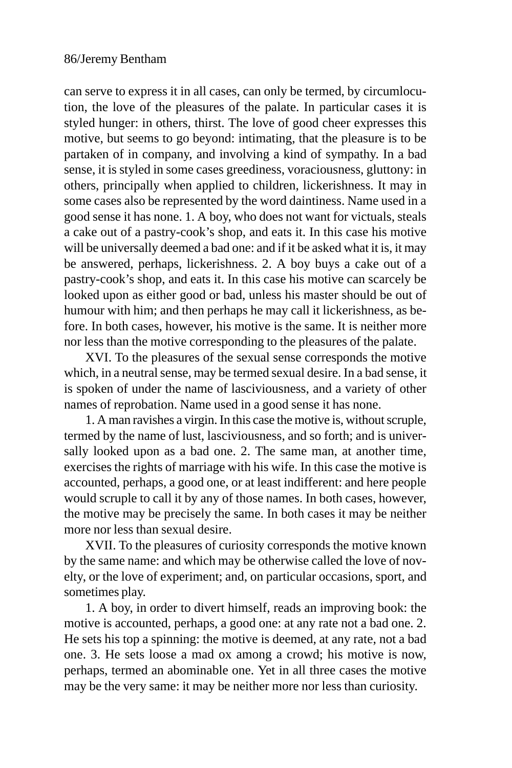can serve to express it in all cases, can only be termed, by circumlocution, the love of the pleasures of the palate. In particular cases it is styled hunger: in others, thirst. The love of good cheer expresses this motive, but seems to go beyond: intimating, that the pleasure is to be partaken of in company, and involving a kind of sympathy. In a bad sense, it is styled in some cases greediness, voraciousness, gluttony: in others, principally when applied to children, lickerishness. It may in some cases also be represented by the word daintiness. Name used in a good sense it has none. 1. A boy, who does not want for victuals, steals a cake out of a pastry-cook's shop, and eats it. In this case his motive will be universally deemed a bad one: and if it be asked what it is, it may be answered, perhaps, lickerishness. 2. A boy buys a cake out of a pastry-cook's shop, and eats it. In this case his motive can scarcely be looked upon as either good or bad, unless his master should be out of humour with him; and then perhaps he may call it lickerishness, as before. In both cases, however, his motive is the same. It is neither more nor less than the motive corresponding to the pleasures of the palate.

XVI. To the pleasures of the sexual sense corresponds the motive which, in a neutral sense, may be termed sexual desire. In a bad sense, it is spoken of under the name of lasciviousness, and a variety of other names of reprobation. Name used in a good sense it has none.

1. A man ravishes a virgin. In this case the motive is, without scruple, termed by the name of lust, lasciviousness, and so forth; and is universally looked upon as a bad one. 2. The same man, at another time, exercises the rights of marriage with his wife. In this case the motive is accounted, perhaps, a good one, or at least indifferent: and here people would scruple to call it by any of those names. In both cases, however, the motive may be precisely the same. In both cases it may be neither more nor less than sexual desire.

XVII. To the pleasures of curiosity corresponds the motive known by the same name: and which may be otherwise called the love of novelty, or the love of experiment; and, on particular occasions, sport, and sometimes play.

1. A boy, in order to divert himself, reads an improving book: the motive is accounted, perhaps, a good one: at any rate not a bad one. 2. He sets his top a spinning: the motive is deemed, at any rate, not a bad one. 3. He sets loose a mad ox among a crowd; his motive is now, perhaps, termed an abominable one. Yet in all three cases the motive may be the very same: it may be neither more nor less than curiosity.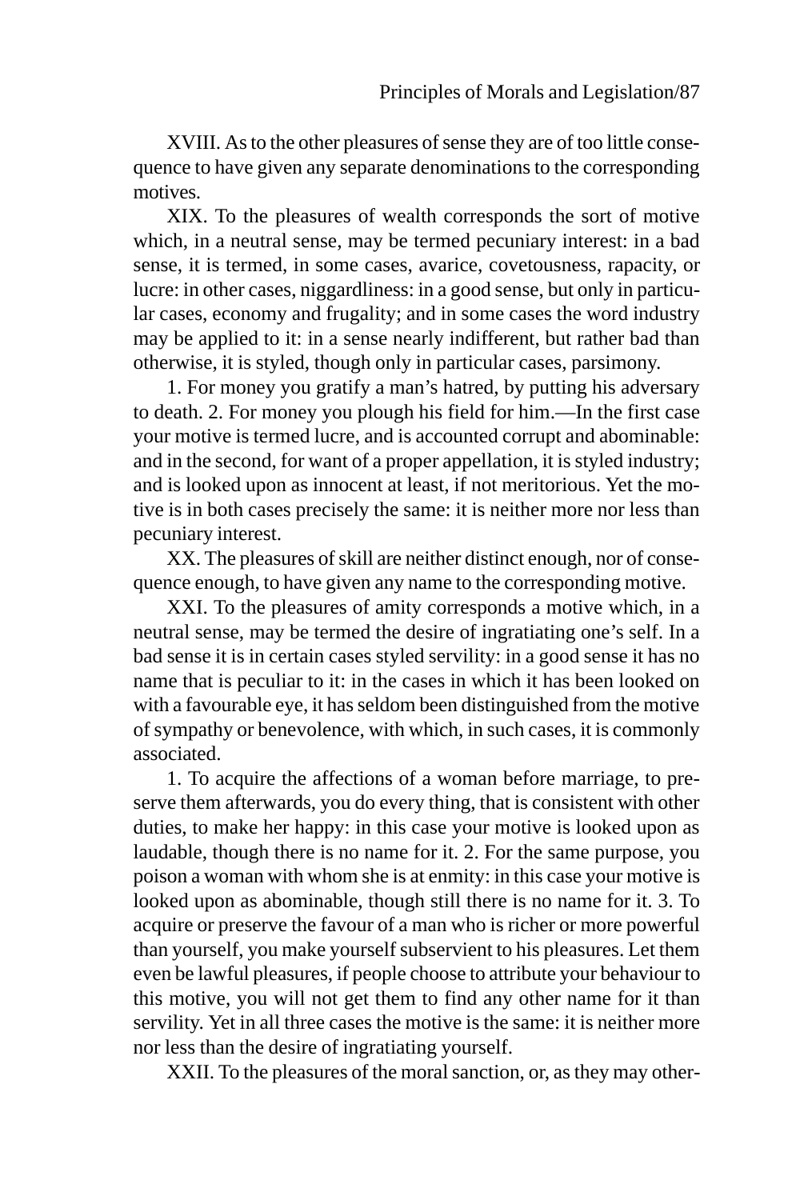XVIII. As to the other pleasures of sense they are of too little consequence to have given any separate denominations to the corresponding motives.

XIX. To the pleasures of wealth corresponds the sort of motive which, in a neutral sense, may be termed pecuniary interest: in a bad sense, it is termed, in some cases, avarice, covetousness, rapacity, or lucre: in other cases, niggardliness: in a good sense, but only in particular cases, economy and frugality; and in some cases the word industry may be applied to it: in a sense nearly indifferent, but rather bad than otherwise, it is styled, though only in particular cases, parsimony.

1. For money you gratify a man's hatred, by putting his adversary to death. 2. For money you plough his field for him.—In the first case your motive is termed lucre, and is accounted corrupt and abominable: and in the second, for want of a proper appellation, it is styled industry; and is looked upon as innocent at least, if not meritorious. Yet the motive is in both cases precisely the same: it is neither more nor less than pecuniary interest.

XX. The pleasures of skill are neither distinct enough, nor of consequence enough, to have given any name to the corresponding motive.

XXI. To the pleasures of amity corresponds a motive which, in a neutral sense, may be termed the desire of ingratiating one's self. In a bad sense it is in certain cases styled servility: in a good sense it has no name that is peculiar to it: in the cases in which it has been looked on with a favourable eye, it has seldom been distinguished from the motive of sympathy or benevolence, with which, in such cases, it is commonly associated.

1. To acquire the affections of a woman before marriage, to preserve them afterwards, you do every thing, that is consistent with other duties, to make her happy: in this case your motive is looked upon as laudable, though there is no name for it. 2. For the same purpose, you poison a woman with whom she is at enmity: in this case your motive is looked upon as abominable, though still there is no name for it. 3. To acquire or preserve the favour of a man who is richer or more powerful than yourself, you make yourself subservient to his pleasures. Let them even be lawful pleasures, if people choose to attribute your behaviour to this motive, you will not get them to find any other name for it than servility. Yet in all three cases the motive is the same: it is neither more nor less than the desire of ingratiating yourself.

XXII. To the pleasures of the moral sanction, or, as they may other-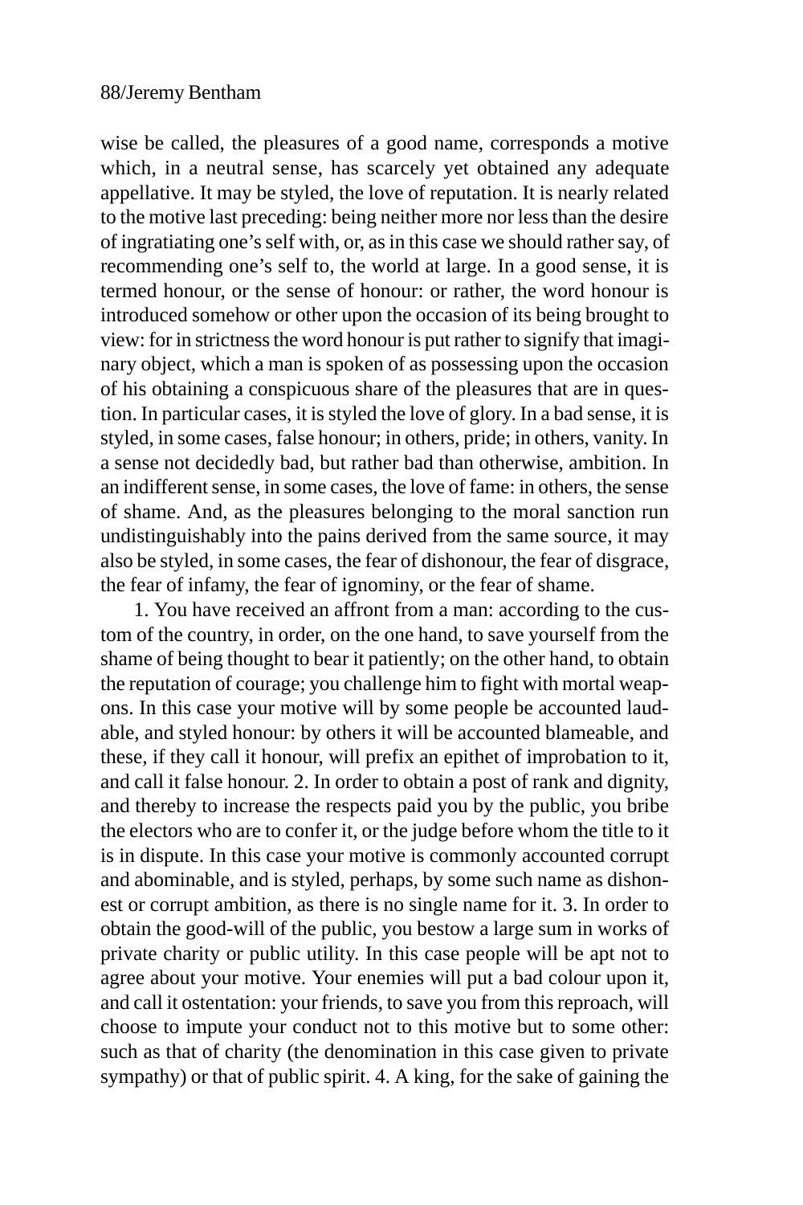wise be called, the pleasures of a good name, corresponds a motive which, in a neutral sense, has scarcely yet obtained any adequate appellative. It may be styled, the love of reputation. It is nearly related to the motive last preceding: being neither more nor less than the desire of ingratiating one's self with, or, as in this case we should rather say, of recommending one's self to, the world at large. In a good sense, it is termed honour, or the sense of honour: or rather, the word honour is introduced somehow or other upon the occasion of its being brought to view: for in strictness the word honour is put rather to signify that imaginary object, which a man is spoken of as possessing upon the occasion of his obtaining a conspicuous share of the pleasures that are in question. In particular cases, it is styled the love of glory. In a bad sense, it is styled, in some cases, false honour; in others, pride; in others, vanity. In a sense not decidedly bad, but rather bad than otherwise, ambition. In an indifferent sense, in some cases, the love of fame: in others, the sense of shame. And, as the pleasures belonging to the moral sanction run undistinguishably into the pains derived from the same source, it may also be styled, in some cases, the fear of dishonour, the fear of disgrace, the fear of infamy, the fear of ignominy, or the fear of shame.

1. You have received an affront from a man: according to the custom of the country, in order, on the one hand, to save yourself from the shame of being thought to bear it patiently; on the other hand, to obtain the reputation of courage; you challenge him to fight with mortal weapons. In this case your motive will by some people be accounted laudable, and styled honour: by others it will be accounted blameable, and these, if they call it honour, will prefix an epithet of improbation to it, and call it false honour. 2. In order to obtain a post of rank and dignity, and thereby to increase the respects paid you by the public, you bribe the electors who are to confer it, or the judge before whom the title to it is in dispute. In this case your motive is commonly accounted corrupt and abominable, and is styled, perhaps, by some such name as dishonest or corrupt ambition, as there is no single name for it. 3. In order to obtain the good-will of the public, you bestow a large sum in works of private charity or public utility. In this case people will be apt not to agree about your motive. Your enemies will put a bad colour upon it, and call it ostentation: your friends, to save you from this reproach, will choose to impute your conduct not to this motive but to some other: such as that of charity (the denomination in this case given to private sympathy) or that of public spirit. 4. A king, for the sake of gaining the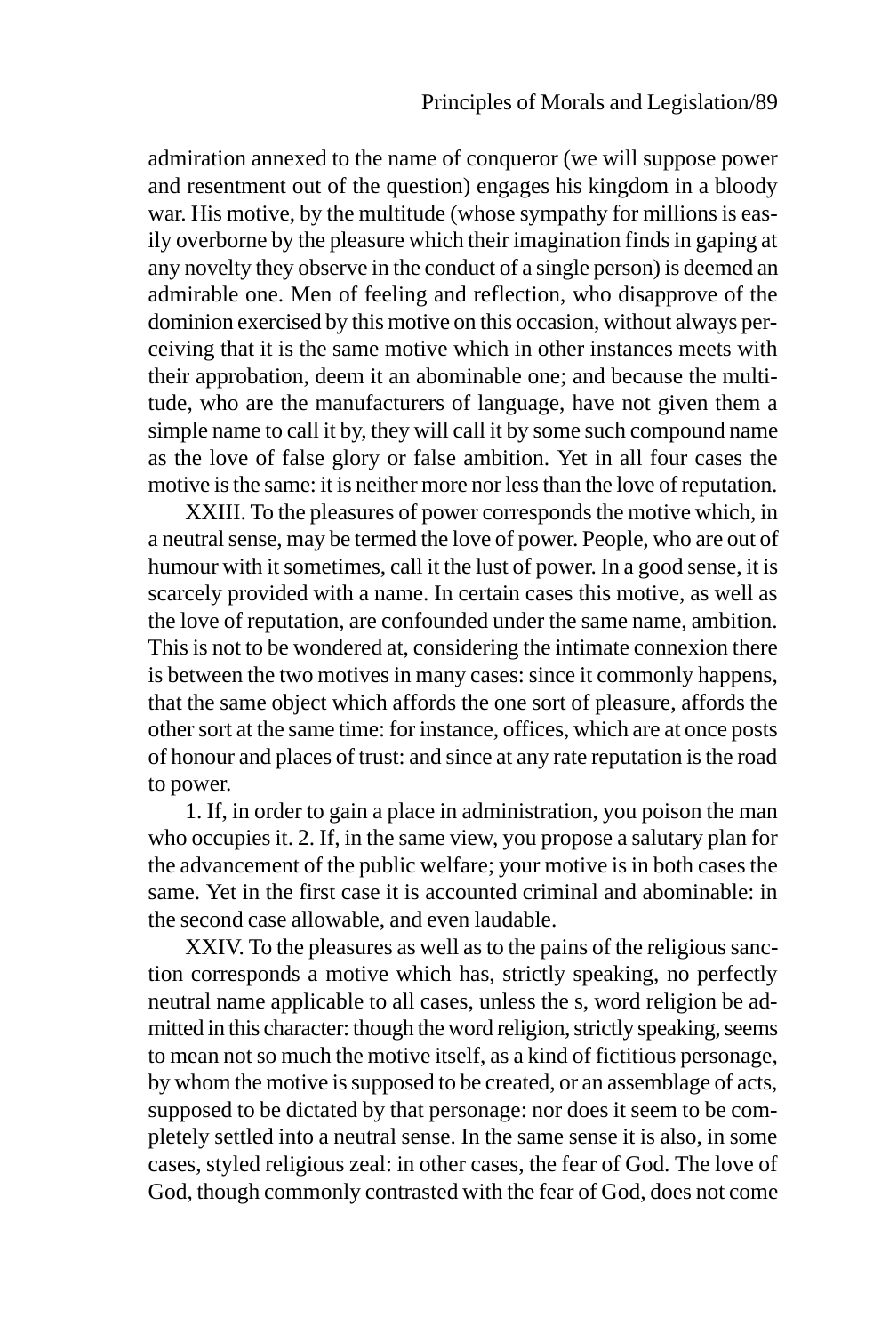admiration annexed to the name of conqueror (we will suppose power and resentment out of the question) engages his kingdom in a bloody war. His motive, by the multitude (whose sympathy for millions is easily overborne by the pleasure which their imagination finds in gaping at any novelty they observe in the conduct of a single person) is deemed an admirable one. Men of feeling and reflection, who disapprove of the dominion exercised by this motive on this occasion, without always perceiving that it is the same motive which in other instances meets with their approbation, deem it an abominable one; and because the multitude, who are the manufacturers of language, have not given them a simple name to call it by, they will call it by some such compound name as the love of false glory or false ambition. Yet in all four cases the motive is the same: it is neither more nor less than the love of reputation.

XXIII. To the pleasures of power corresponds the motive which, in a neutral sense, may be termed the love of power. People, who are out of humour with it sometimes, call it the lust of power. In a good sense, it is scarcely provided with a name. In certain cases this motive, as well as the love of reputation, are confounded under the same name, ambition. This is not to be wondered at, considering the intimate connexion there is between the two motives in many cases: since it commonly happens, that the same object which affords the one sort of pleasure, affords the other sort at the same time: for instance, offices, which are at once posts of honour and places of trust: and since at any rate reputation is the road to power.

1. If, in order to gain a place in administration, you poison the man who occupies it. 2. If, in the same view, you propose a salutary plan for the advancement of the public welfare; your motive is in both cases the same. Yet in the first case it is accounted criminal and abominable: in the second case allowable, and even laudable.

XXIV. To the pleasures as well as to the pains of the religious sanction corresponds a motive which has, strictly speaking, no perfectly neutral name applicable to all cases, unless the s, word religion be admitted in this character: though the word religion, strictly speaking, seems to mean not so much the motive itself, as a kind of fictitious personage, by whom the motive is supposed to be created, or an assemblage of acts, supposed to be dictated by that personage: nor does it seem to be completely settled into a neutral sense. In the same sense it is also, in some cases, styled religious zeal: in other cases, the fear of God. The love of God, though commonly contrasted with the fear of God, does not come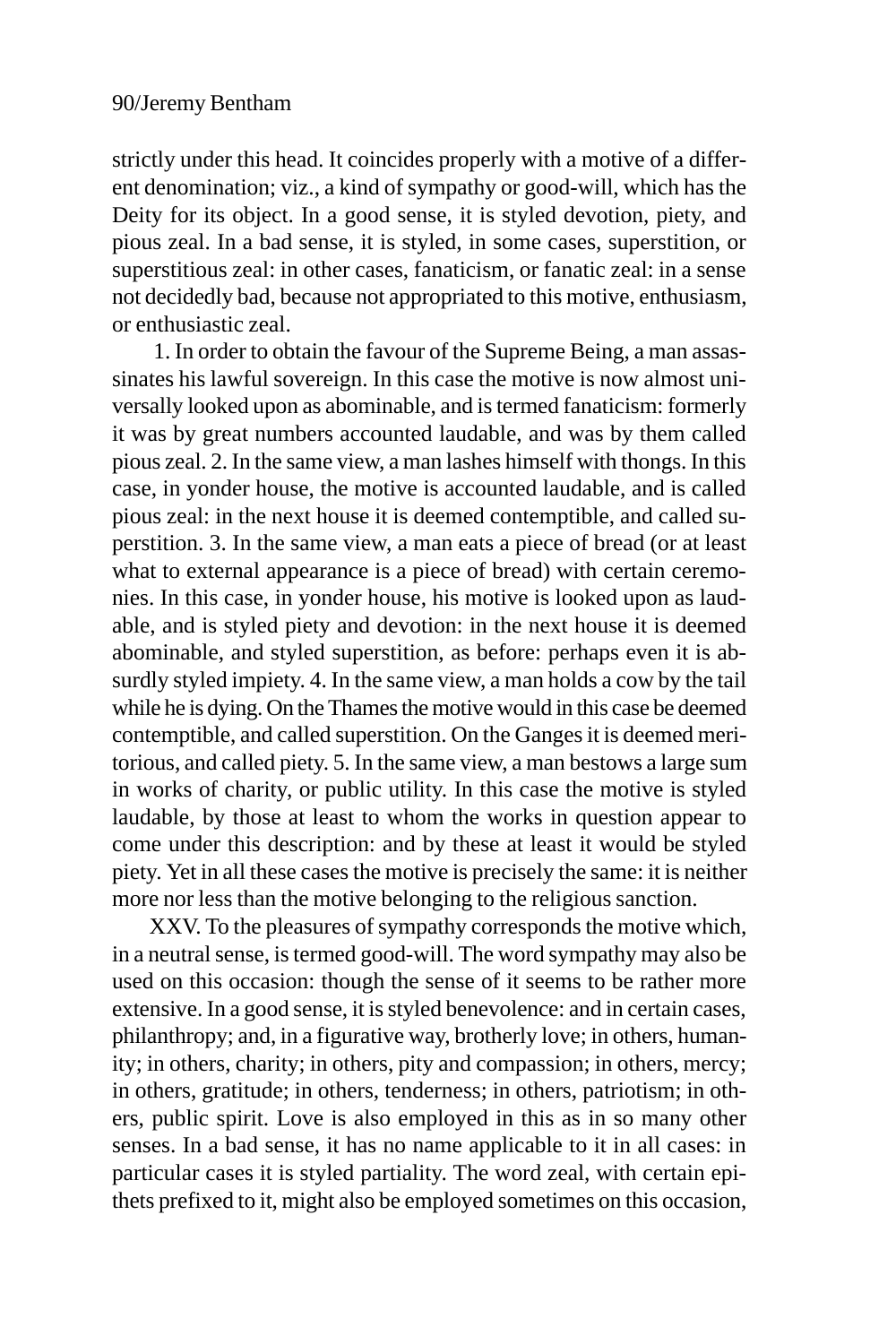strictly under this head. It coincides properly with a motive of a different denomination; viz., a kind of sympathy or good-will, which has the Deity for its object. In a good sense, it is styled devotion, piety, and pious zeal. In a bad sense, it is styled, in some cases, superstition, or superstitious zeal: in other cases, fanaticism, or fanatic zeal: in a sense not decidedly bad, because not appropriated to this motive, enthusiasm, or enthusiastic zeal.

1. In order to obtain the favour of the Supreme Being, a man assassinates his lawful sovereign. In this case the motive is now almost universally looked upon as abominable, and is termed fanaticism: formerly it was by great numbers accounted laudable, and was by them called pious zeal. 2. In the same view, a man lashes himself with thongs. In this case, in yonder house, the motive is accounted laudable, and is called pious zeal: in the next house it is deemed contemptible, and called superstition. 3. In the same view, a man eats a piece of bread (or at least what to external appearance is a piece of bread) with certain ceremonies. In this case, in yonder house, his motive is looked upon as laudable, and is styled piety and devotion: in the next house it is deemed abominable, and styled superstition, as before: perhaps even it is absurdly styled impiety. 4. In the same view, a man holds a cow by the tail while he is dying. On the Thames the motive would in this case be deemed contemptible, and called superstition. On the Ganges it is deemed meritorious, and called piety. 5. In the same view, a man bestows a large sum in works of charity, or public utility. In this case the motive is styled laudable, by those at least to whom the works in question appear to come under this description: and by these at least it would be styled piety. Yet in all these cases the motive is precisely the same: it is neither more nor less than the motive belonging to the religious sanction.

XXV. To the pleasures of sympathy corresponds the motive which, in a neutral sense, is termed good-will. The word sympathy may also be used on this occasion: though the sense of it seems to be rather more extensive. In a good sense, it is styled benevolence: and in certain cases, philanthropy; and, in a figurative way, brotherly love; in others, humanity; in others, charity; in others, pity and compassion; in others, mercy; in others, gratitude; in others, tenderness; in others, patriotism; in others, public spirit. Love is also employed in this as in so many other senses. In a bad sense, it has no name applicable to it in all cases: in particular cases it is styled partiality. The word zeal, with certain epithets prefixed to it, might also be employed sometimes on this occasion,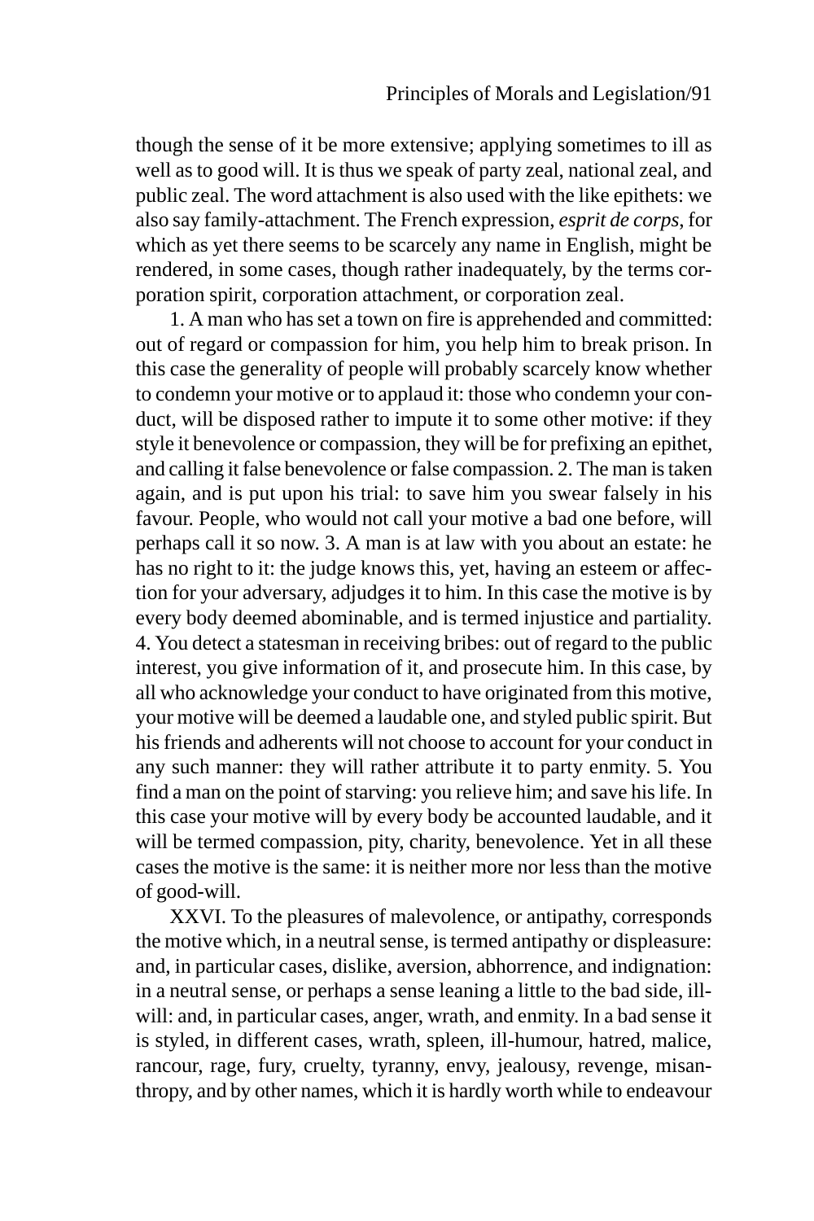though the sense of it be more extensive; applying sometimes to ill as well as to good will. It is thus we speak of party zeal, national zeal, and public zeal. The word attachment is also used with the like epithets: we also say family-attachment. The French expression, *esprit de corps*, for which as yet there seems to be scarcely any name in English, might be rendered, in some cases, though rather inadequately, by the terms corporation spirit, corporation attachment, or corporation zeal.

1. A man who has set a town on fire is apprehended and committed: out of regard or compassion for him, you help him to break prison. In this case the generality of people will probably scarcely know whether to condemn your motive or to applaud it: those who condemn your conduct, will be disposed rather to impute it to some other motive: if they style it benevolence or compassion, they will be for prefixing an epithet, and calling it false benevolence or false compassion. 2. The man is taken again, and is put upon his trial: to save him you swear falsely in his favour. People, who would not call your motive a bad one before, will perhaps call it so now. 3. A man is at law with you about an estate: he has no right to it: the judge knows this, yet, having an esteem or affection for your adversary, adjudges it to him. In this case the motive is by every body deemed abominable, and is termed injustice and partiality. 4. You detect a statesman in receiving bribes: out of regard to the public interest, you give information of it, and prosecute him. In this case, by all who acknowledge your conduct to have originated from this motive, your motive will be deemed a laudable one, and styled public spirit. But his friends and adherents will not choose to account for your conduct in any such manner: they will rather attribute it to party enmity. 5. You find a man on the point of starving: you relieve him; and save his life. In this case your motive will by every body be accounted laudable, and it will be termed compassion, pity, charity, benevolence. Yet in all these cases the motive is the same: it is neither more nor less than the motive of good-will.

XXVI. To the pleasures of malevolence, or antipathy, corresponds the motive which, in a neutral sense, is termed antipathy or displeasure: and, in particular cases, dislike, aversion, abhorrence, and indignation: in a neutral sense, or perhaps a sense leaning a little to the bad side, ill-will: and, in particular cases, anger, wrath, and enmity. In a bad sense it is styled, in different cases, wrath, spleen, ill-humour, hatred, malice, rancour, rage, fury, cruelty, tyranny, envy, jealousy, revenge, misanthropy, and by other names, which it is hardly worth while to endeavour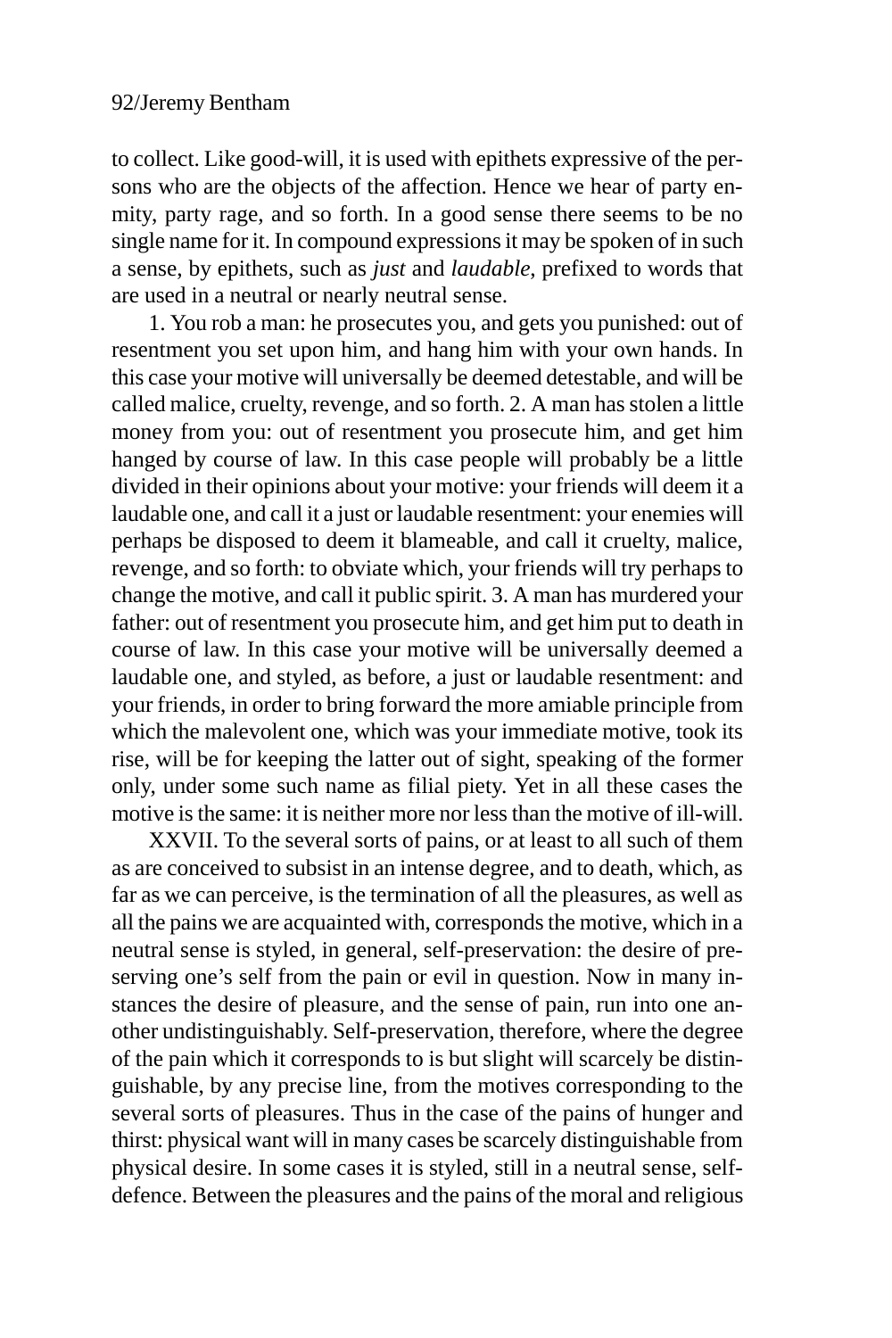to collect. Like good-will, it is used with epithets expressive of the persons who are the objects of the affection. Hence we hear of party enmity, party rage, and so forth. In a good sense there seems to be no single name for it. In compound expressions it may be spoken of in such a sense, by epithets, such as *just* and *laudable*, prefixed to words that are used in a neutral or nearly neutral sense.

1. You rob a man: he prosecutes you, and gets you punished: out of resentment you set upon him, and hang him with your own hands. In this case your motive will universally be deemed detestable, and will be called malice, cruelty, revenge, and so forth. 2. A man has stolen a little money from you: out of resentment you prosecute him, and get him hanged by course of law. In this case people will probably be a little divided in their opinions about your motive: your friends will deem it a laudable one, and call it a just or laudable resentment: your enemies will perhaps be disposed to deem it blameable, and call it cruelty, malice, revenge, and so forth: to obviate which, your friends will try perhaps to change the motive, and call it public spirit. 3. A man has murdered your father: out of resentment you prosecute him, and get him put to death in course of law. In this case your motive will be universally deemed a laudable one, and styled, as before, a just or laudable resentment: and your friends, in order to bring forward the more amiable principle from which the malevolent one, which was your immediate motive, took its rise, will be for keeping the latter out of sight, speaking of the former only, under some such name as filial piety. Yet in all these cases the motive is the same: it is neither more nor less than the motive of ill-will.

XXVII. To the several sorts of pains, or at least to all such of them as are conceived to subsist in an intense degree, and to death, which, as far as we can perceive, is the termination of all the pleasures, as well as all the pains we are acquainted with, corresponds the motive, which in a neutral sense is styled, in general, self-preservation: the desire of preserving one's self from the pain or evil in question. Now in many instances the desire of pleasure, and the sense of pain, run into one another undistinguishably. Self-preservation, therefore, where the degree of the pain which it corresponds to is but slight will scarcely be distinguishable, by any precise line, from the motives corresponding to the several sorts of pleasures. Thus in the case of the pains of hunger and thirst: physical want will in many cases be scarcely distinguishable from physical desire. In some cases it is styled, still in a neutral sense, self-defence. Between the pleasures and the pains of the moral and religious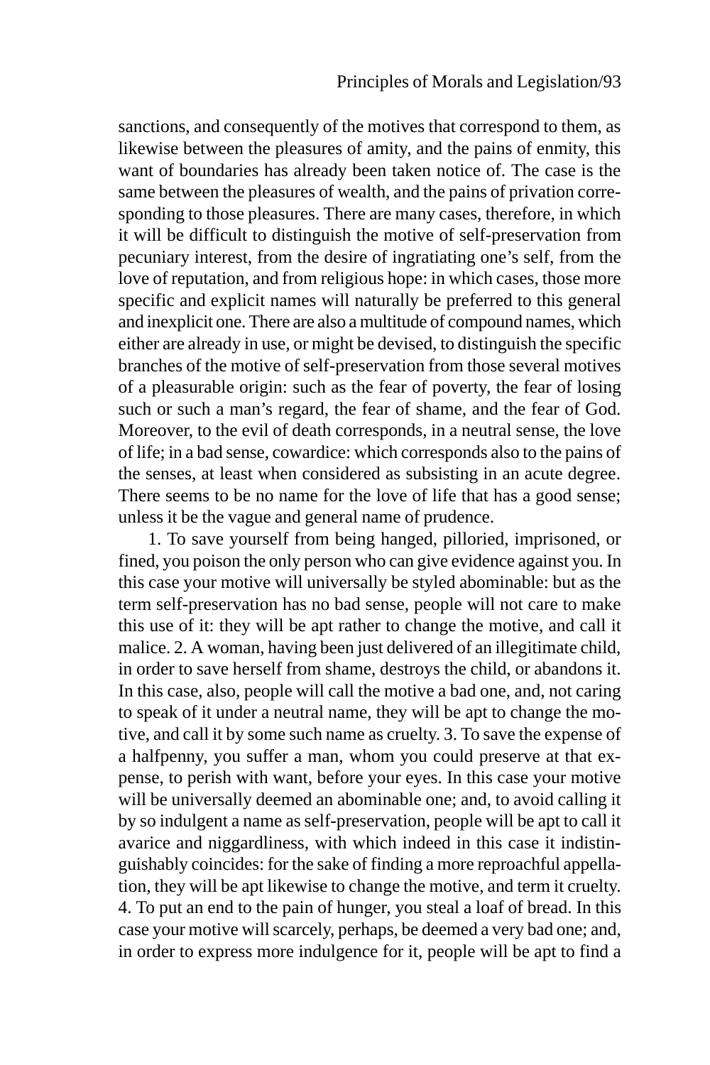sanctions, and consequently of the motives that correspond to them, as likewise between the pleasures of amity, and the pains of enmity, this want of boundaries has already been taken notice of. The case is the same between the pleasures of wealth, and the pains of privation corresponding to those pleasures. There are many cases, therefore, in which it will be difficult to distinguish the motive of self-preservation from pecuniary interest, from the desire of ingratiating one's self, from the love of reputation, and from religious hope: in which cases, those more specific and explicit names will naturally be preferred to this general and inexplicit one. There are also a multitude of compound names, which either are already in use, or might be devised, to distinguish the specific branches of the motive of self-preservation from those several motives of a pleasurable origin: such as the fear of poverty, the fear of losing such or such a man's regard, the fear of shame, and the fear of God. Moreover, to the evil of death corresponds, in a neutral sense, the love of life; in a bad sense, cowardice: which corresponds also to the pains of the senses, at least when considered as subsisting in an acute degree. There seems to be no name for the love of life that has a good sense; unless it be the vague and general name of prudence.

1. To save yourself from being hanged, pilloried, imprisoned, or fined, you poison the only person who can give evidence against you. In this case your motive will universally be styled abominable: but as the term self-preservation has no bad sense, people will not care to make this use of it: they will be apt rather to change the motive, and call it malice. 2. A woman, having been just delivered of an illegitimate child, in order to save herself from shame, destroys the child, or abandons it. In this case, also, people will call the motive a bad one, and, not caring to speak of it under a neutral name, they will be apt to change the motive, and call it by some such name as cruelty. 3. To save the expense of a halfpenny, you suffer a man, whom you could preserve at that expense, to perish with want, before your eyes. In this case your motive will be universally deemed an abominable one; and, to avoid calling it by so indulgent a name as self-preservation, people will be apt to call it avarice and niggardliness, with which indeed in this case it indistinguishably coincides: for the sake of finding a more reproachful appellation, they will be apt likewise to change the motive, and term it cruelty. 4. To put an end to the pain of hunger, you steal a loaf of bread. In this case your motive will scarcely, perhaps, be deemed a very bad one; and, in order to express more indulgence for it, people will be apt to find a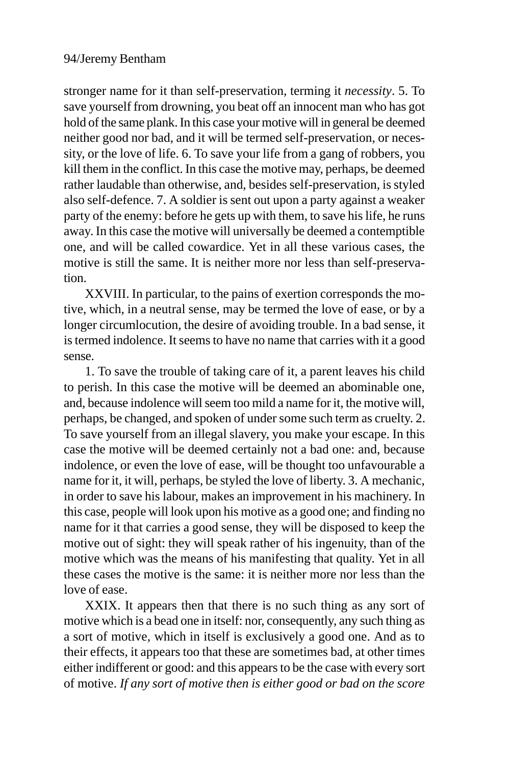stronger name for it than self-preservation, terming it *necessity*. 5. To save yourself from drowning, you beat off an innocent man who has got hold of the same plank. In this case your motive will in general be deemed neither good nor bad, and it will be termed self-preservation, or necessity, or the love of life. 6. To save your life from a gang of robbers, you kill them in the conflict. In this case the motive may, perhaps, be deemed rather laudable than otherwise, and, besides self-preservation, is styled also self-defence. 7. A soldier is sent out upon a party against a weaker party of the enemy: before he gets up with them, to save his life, he runs away. In this case the motive will universally be deemed a contemptible one, and will be called cowardice. Yet in all these various cases, the motive is still the same. It is neither more nor less than self-preservation.

XXVIII. In particular, to the pains of exertion corresponds the motive, which, in a neutral sense, may be termed the love of ease, or by a longer circumlocution, the desire of avoiding trouble. In a bad sense, it is termed indolence. It seems to have no name that carries with it a good sense.

1. To save the trouble of taking care of it, a parent leaves his child to perish. In this case the motive will be deemed an abominable one, and, because indolence will seem too mild a name for it, the motive will, perhaps, be changed, and spoken of under some such term as cruelty. 2. To save yourself from an illegal slavery, you make your escape. In this case the motive will be deemed certainly not a bad one: and, because indolence, or even the love of ease, will be thought too unfavourable a name for it, it will, perhaps, be styled the love of liberty. 3. A mechanic, in order to save his labour, makes an improvement in his machinery. In this case, people will look upon his motive as a good one; and finding no name for it that carries a good sense, they will be disposed to keep the motive out of sight: they will speak rather of his ingenuity, than of the motive which was the means of his manifesting that quality. Yet in all these cases the motive is the same: it is neither more nor less than the love of ease.

XXIX. It appears then that there is no such thing as any sort of motive which is a bead one in itself: nor, consequently, any such thing as a sort of motive, which in itself is exclusively a good one. And as to their effects, it appears too that these are sometimes bad, at other times either indifferent or good: and this appears to be the case with every sort of motive. *If any sort of motive then is either good or bad on the score*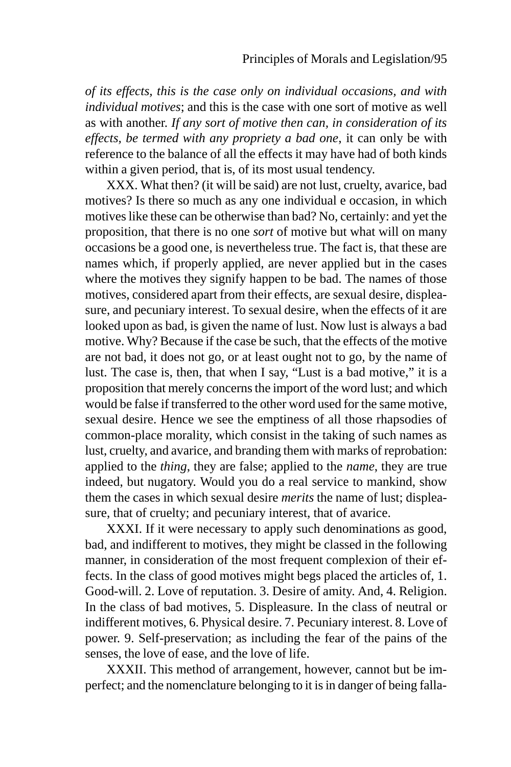*of its effects, this is the case only on individual occasions, and with individual motives*; and this is the case with one sort of motive as well as with another. *If any sort of motive then can, in consideration of its effects, be termed with any propriety a bad one*, it can only be with reference to the balance of all the effects it may have had of both kinds within a given period, that is, of its most usual tendency.

XXX. What then? (it will be said) are not lust, cruelty, avarice, bad motives? Is there so much as any one individual e occasion, in which motives like these can be otherwise than bad? No, certainly: and yet the proposition, that there is no one *sort* of motive but what will on many occasions be a good one, is nevertheless true. The fact is, that these are names which, if properly applied, are never applied but in the cases where the motives they signify happen to be bad. The names of those motives, considered apart from their effects, are sexual desire, displeasure, and pecuniary interest. To sexual desire, when the effects of it are looked upon as bad, is given the name of lust. Now lust is always a bad motive. Why? Because if the case be such, that the effects of the motive are not bad, it does not go, or at least ought not to go, by the name of lust. The case is, then, that when I say, "Lust is a bad motive," it is a proposition that merely concerns the import of the word lust; and which would be false if transferred to the other word used for the same motive, sexual desire. Hence we see the emptiness of all those rhapsodies of common-place morality, which consist in the taking of such names as lust, cruelty, and avarice, and branding them with marks of reprobation: applied to the *thing*, they are false; applied to the *name*, they are true indeed, but nugatory. Would you do a real service to mankind, show them the cases in which sexual desire *merits* the name of lust; displeasure, that of cruelty; and pecuniary interest, that of avarice.

XXXI. If it were necessary to apply such denominations as good, bad, and indifferent to motives, they might be classed in the following manner, in consideration of the most frequent complexion of their effects. In the class of good motives might begs placed the articles of, 1. Good-will. 2. Love of reputation. 3. Desire of amity. And, 4. Religion. In the class of bad motives, 5. Displeasure. In the class of neutral or indifferent motives, 6. Physical desire. 7. Pecuniary interest. 8. Love of power. 9. Self-preservation; as including the fear of the pains of the senses, the love of ease, and the love of life.

XXXII. This method of arrangement, however, cannot but be imperfect; and the nomenclature belonging to it is in danger of being falla-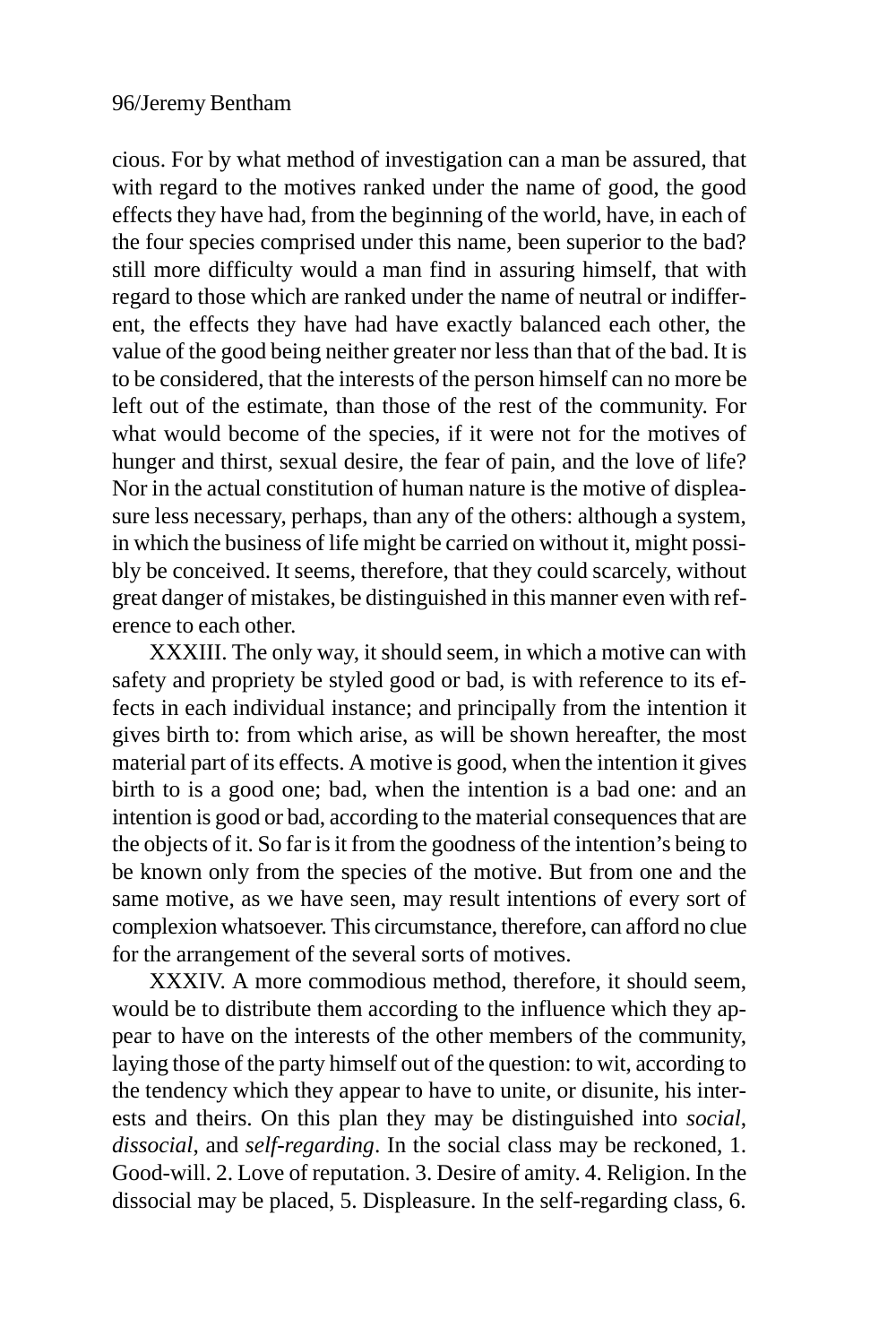cious. For by what method of investigation can a man be assured, that with regard to the motives ranked under the name of good, the good effects they have had, from the beginning of the world, have, in each of the four species comprised under this name, been superior to the bad? still more difficulty would a man find in assuring himself, that with regard to those which are ranked under the name of neutral or indifferent, the effects they have had have exactly balanced each other, the value of the good being neither greater nor less than that of the bad. It is to be considered, that the interests of the person himself can no more be left out of the estimate, than those of the rest of the community. For what would become of the species, if it were not for the motives of hunger and thirst, sexual desire, the fear of pain, and the love of life? Nor in the actual constitution of human nature is the motive of displeasure less necessary, perhaps, than any of the others: although a system, in which the business of life might be carried on without it, might possibly be conceived. It seems, therefore, that they could scarcely, without great danger of mistakes, be distinguished in this manner even with reference to each other.

XXXIII. The only way, it should seem, in which a motive can with safety and propriety be styled good or bad, is with reference to its effects in each individual instance; and principally from the intention it gives birth to: from which arise, as will be shown hereafter, the most material part of its effects. A motive is good, when the intention it gives birth to is a good one; bad, when the intention is a bad one: and an intention is good or bad, according to the material consequences that are the objects of it. So far is it from the goodness of the intention's being to be known only from the species of the motive. But from one and the same motive, as we have seen, may result intentions of every sort of complexion whatsoever. This circumstance, therefore, can afford no clue for the arrangement of the several sorts of motives.

XXXIV. A more commodious method, therefore, it should seem, would be to distribute them according to the influence which they appear to have on the interests of the other members of the community, laying those of the party himself out of the question: to wit, according to the tendency which they appear to have to unite, or disunite, his interests and theirs. On this plan they may be distinguished into *social*, *dissocial*, and *self-regarding*. In the social class may be reckoned, 1. Good-will. 2. Love of reputation. 3. Desire of amity. 4. Religion. In the dissocial may be placed, 5. Displeasure. In the self-regarding class, 6.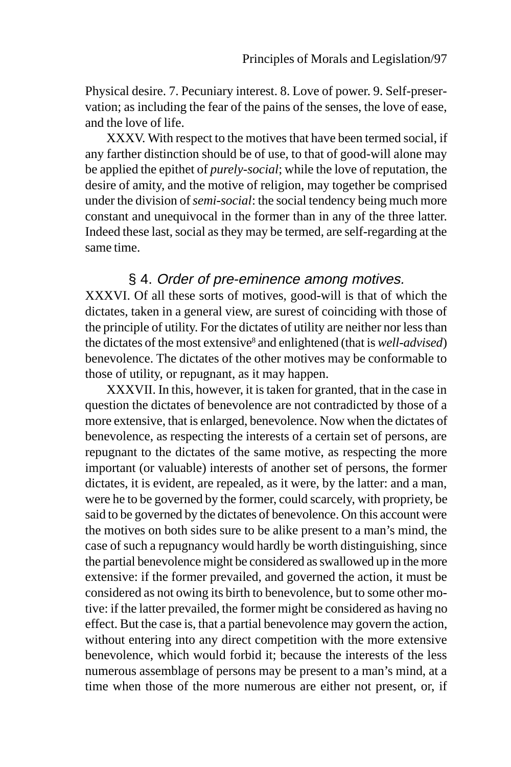Physical desire. 7. Pecuniary interest. 8. Love of power. 9. Self-preservation; as including the fear of the pains of the senses, the love of ease, and the love of life.

XXXV. With respect to the motives that have been termed social, if any farther distinction should be of use, to that of good-will alone may be applied the epithet of *purely-social*; while the love of reputation, the desire of amity, and the motive of religion, may together be comprised under the division of *semi-social*: the social tendency being much more constant and unequivocal in the former than in any of the three latter. Indeed these last, social as they may be termed, are self-regarding at the same time.

### § 4. *Order of pre-eminence among motives.*

XXXVI. Of all these sorts of motives, good-will is that of which the dictates, taken in a general view, are surest of coinciding with those of the principle of utility. For the dictates of utility are neither nor less than the dictates of the most extensive[8] and enlightened (that is *well-advised*) benevolence. The dictates of the other motives may be conformable to those of utility, or repugnant, as it may happen.

XXXVII. In this, however, it is taken for granted, that in the case in question the dictates of benevolence are not contradicted by those of a more extensive, that is enlarged, benevolence. Now when the dictates of benevolence, as respecting the interests of a certain set of persons, are repugnant to the dictates of the same motive, as respecting the more important (or valuable) interests of another set of persons, the former dictates, it is evident, are repealed, as it were, by the latter: and a man, were he to be governed by the former, could scarcely, with propriety, be said to be governed by the dictates of benevolence. On this account were the motives on both sides sure to be alike present to a man's mind, the case of such a repugnancy would hardly be worth distinguishing, since the partial benevolence might be considered as swallowed up in the more extensive: if the former prevailed, and governed the action, it must be considered as not owing its birth to benevolence, but to some other motive: if the latter prevailed, the former might be considered as having no effect. But the case is, that a partial benevolence may govern the action, without entering into any direct competition with the more extensive benevolence, which would forbid it; because the interests of the less numerous assemblage of persons may be present to a man's mind, at a time when those of the more numerous are either not present, or, if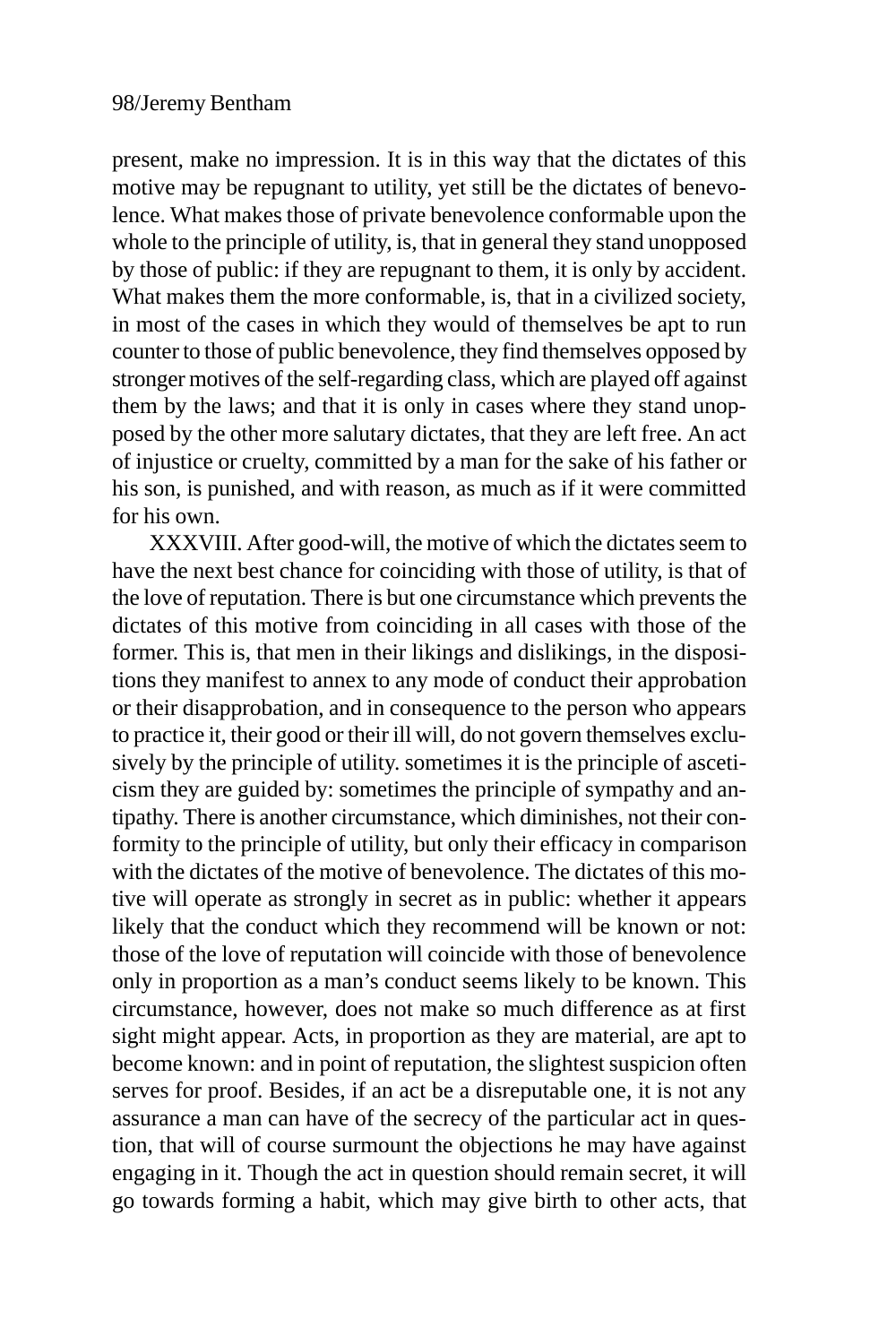present, make no impression. It is in this way that the dictates of this motive may be repugnant to utility, yet still be the dictates of benevolence. What makes those of private benevolence conformable upon the whole to the principle of utility, is, that in general they stand unopposed by those of public: if they are repugnant to them, it is only by accident. What makes them the more conformable, is, that in a civilized society, in most of the cases in which they would of themselves be apt to run counter to those of public benevolence, they find themselves opposed by stronger motives of the self-regarding class, which are played off against them by the laws; and that it is only in cases where they stand unopposed by the other more salutary dictates, that they are left free. An act of injustice or cruelty, committed by a man for the sake of his father or his son, is punished, and with reason, as much as if it were committed for his own.

XXXVIII. After good-will, the motive of which the dictates seem to have the next best chance for coinciding with those of utility, is that of the love of reputation. There is but one circumstance which prevents the dictates of this motive from coinciding in all cases with those of the former. This is, that men in their likings and dislikings, in the dispositions they manifest to annex to any mode of conduct their approbation or their disapprobation, and in consequence to the person who appears to practice it, their good or their ill will, do not govern themselves exclusively by the principle of utility. sometimes it is the principle of asceticism they are guided by: sometimes the principle of sympathy and antipathy. There is another circumstance, which diminishes, not their conformity to the principle of utility, but only their efficacy in comparison with the dictates of the motive of benevolence. The dictates of this motive will operate as strongly in secret as in public: whether it appears likely that the conduct which they recommend will be known or not: those of the love of reputation will coincide with those of benevolence only in proportion as a man's conduct seems likely to be known. This circumstance, however, does not make so much difference as at first sight might appear. Acts, in proportion as they are material, are apt to become known: and in point of reputation, the slightest suspicion often serves for proof. Besides, if an act be a disreputable one, it is not any assurance a man can have of the secrecy of the particular act in question, that will of course surmount the objections he may have against engaging in it. Though the act in question should remain secret, it will go towards forming a habit, which may give birth to other acts, that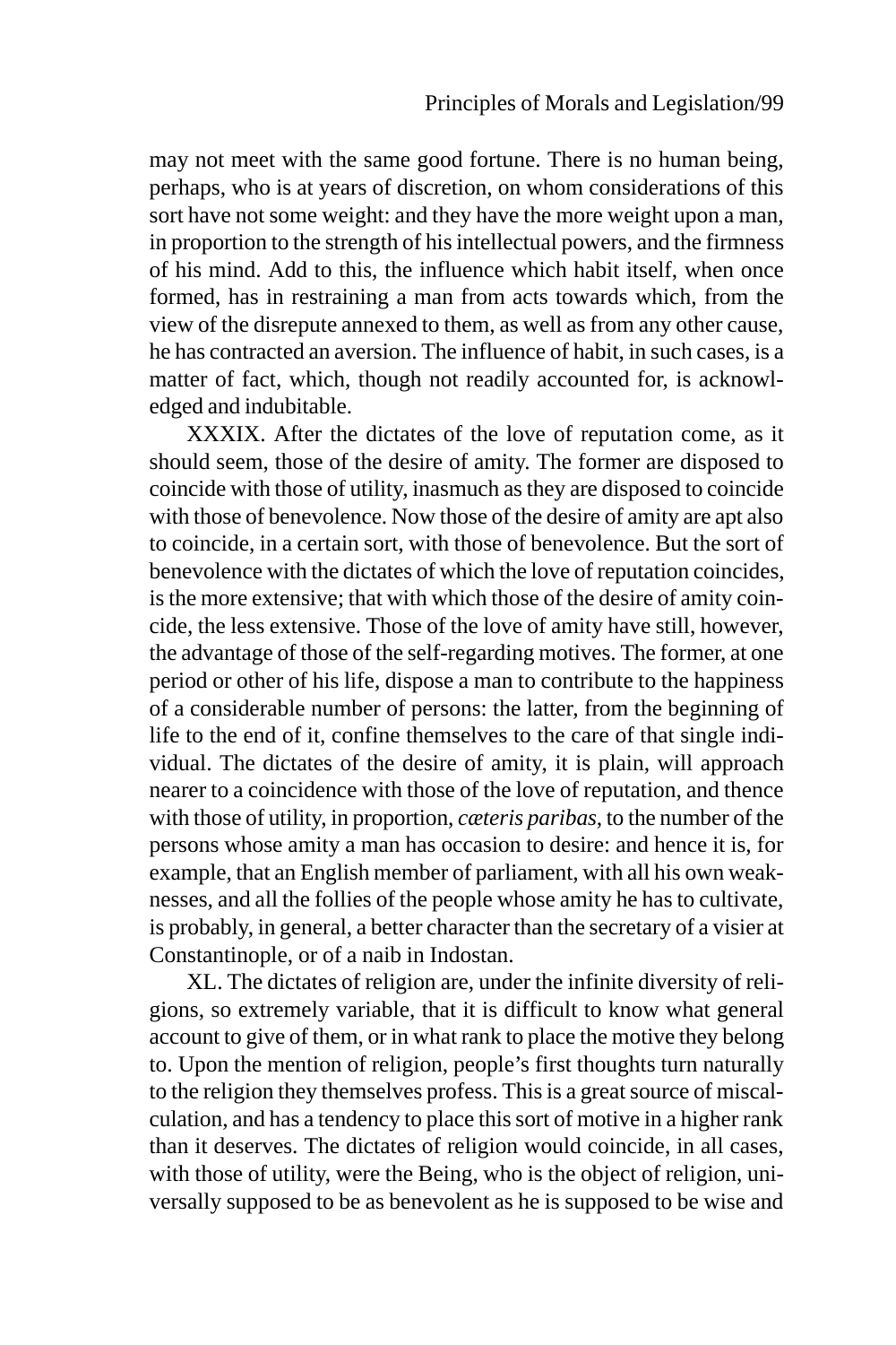may not meet with the same good fortune. There is no human being, perhaps, who is at years of discretion, on whom considerations of this sort have not some weight: and they have the more weight upon a man, in proportion to the strength of his intellectual powers, and the firmness of his mind. Add to this, the influence which habit itself, when once formed, has in restraining a man from acts towards which, from the view of the disrepute annexed to them, as well as from any other cause, he has contracted an aversion. The influence of habit, in such cases, is a matter of fact, which, though not readily accounted for, is acknowledged and indubitable.

XXXIX. After the dictates of the love of reputation come, as it should seem, those of the desire of amity. The former are disposed to coincide with those of utility, inasmuch as they are disposed to coincide with those of benevolence. Now those of the desire of amity are apt also to coincide, in a certain sort, with those of benevolence. But the sort of benevolence with the dictates of which the love of reputation coincides, is the more extensive; that with which those of the desire of amity coincide, the less extensive. Those of the love of amity have still, however, the advantage of those of the self-regarding motives. The former, at one period or other of his life, dispose a man to contribute to the happiness of a considerable number of persons: the latter, from the beginning of life to the end of it, confine themselves to the care of that single individual. The dictates of the desire of amity, it is plain, will approach nearer to a coincidence with those of the love of reputation, and thence with those of utility, in proportion, *cæteris paribas*, to the number of the persons whose amity a man has occasion to desire: and hence it is, for example, that an English member of parliament, with all his own weaknesses, and all the follies of the people whose amity he has to cultivate, is probably, in general, a better character than the secretary of a visier at Constantinople, or of a naib in Indostan.

XL. The dictates of religion are, under the infinite diversity of religions, so extremely variable, that it is difficult to know what general account to give of them, or in what rank to place the motive they belong to. Upon the mention of religion, people's first thoughts turn naturally to the religion they themselves profess. This is a great source of miscalculation, and has a tendency to place this sort of motive in a higher rank than it deserves. The dictates of religion would coincide, in all cases, with those of utility, were the Being, who is the object of religion, universally supposed to be as benevolent as he is supposed to be wise and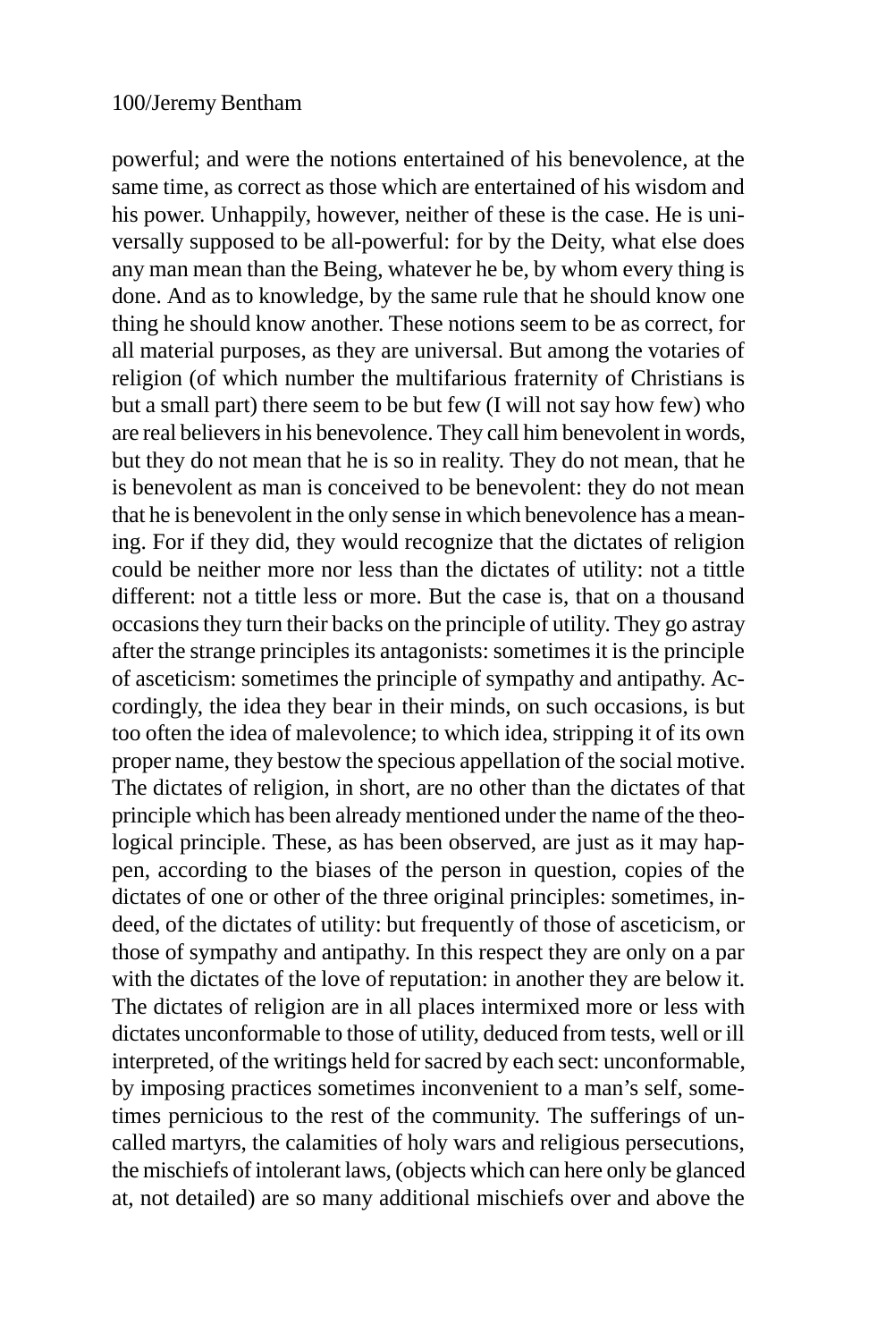powerful; and were the notions entertained of his benevolence, at the same time, as correct as those which are entertained of his wisdom and his power. Unhappily, however, neither of these is the case. He is universally supposed to be all-powerful: for by the Deity, what else does any man mean than the Being, whatever he be, by whom every thing is done. And as to knowledge, by the same rule that he should know one thing he should know another. These notions seem to be as correct, for all material purposes, as they are universal. But among the votaries of religion (of which number the multifarious fraternity of Christians is but a small part) there seem to be but few (I will not say how few) who are real believers in his benevolence. They call him benevolent in words, but they do not mean that he is so in reality. They do not mean, that he is benevolent as man is conceived to be benevolent: they do not mean that he is benevolent in the only sense in which benevolence has a meaning. For if they did, they would recognize that the dictates of religion could be neither more nor less than the dictates of utility: not a tittle different: not a tittle less or more. But the case is, that on a thousand occasions they turn their backs on the principle of utility. They go astray after the strange principles its antagonists: sometimes it is the principle of asceticism: sometimes the principle of sympathy and antipathy. Accordingly, the idea they bear in their minds, on such occasions, is but too often the idea of malevolence; to which idea, stripping it of its own proper name, they bestow the specious appellation of the social motive. The dictates of religion, in short, are no other than the dictates of that principle which has been already mentioned under the name of the theological principle. These, as has been observed, are just as it may happen, according to the biases of the person in question, copies of the dictates of one or other of the three original principles: sometimes, indeed, of the dictates of utility: but frequently of those of asceticism, or those of sympathy and antipathy. In this respect they are only on a par with the dictates of the love of reputation: in another they are below it. The dictates of religion are in all places intermixed more or less with dictates unconformable to those of utility, deduced from tests, well or ill interpreted, of the writings held for sacred by each sect: unconformable, by imposing practices sometimes inconvenient to a man's self, sometimes pernicious to the rest of the community. The sufferings of uncalled martyrs, the calamities of holy wars and religious persecutions, the mischiefs of intolerant laws, (objects which can here only be glanced at, not detailed) are so many additional mischiefs over and above the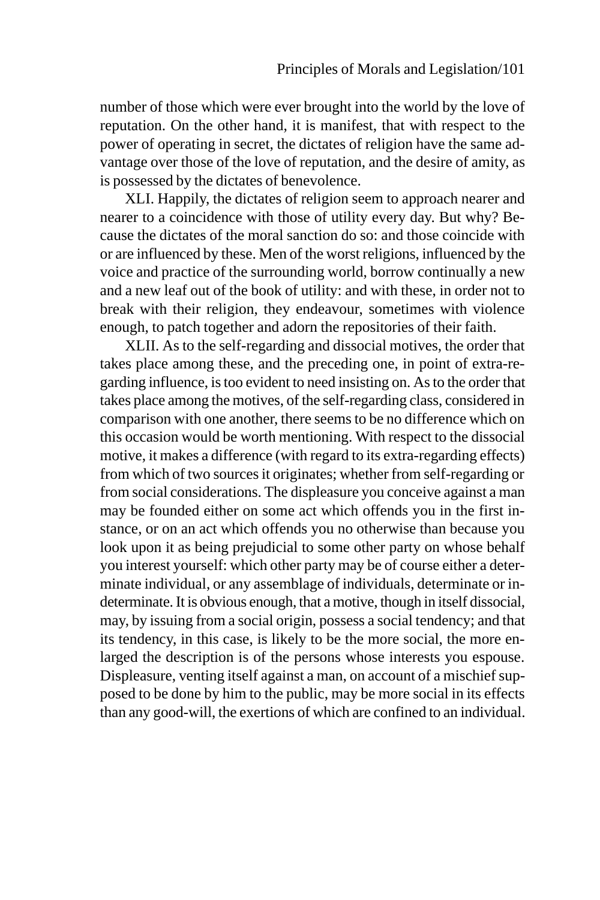number of those which were ever brought into the world by the love of reputation. On the other hand, it is manifest, that with respect to the power of operating in secret, the dictates of religion have the same advantage over those of the love of reputation, and the desire of amity, as is possessed by the dictates of benevolence.

XLI. Happily, the dictates of religion seem to approach nearer and nearer to a coincidence with those of utility every day. But why? Because the dictates of the moral sanction do so: and those coincide with or are influenced by these. Men of the worst religions, influenced by the voice and practice of the surrounding world, borrow continually a new and a new leaf out of the book of utility: and with these, in order not to break with their religion, they endeavour, sometimes with violence enough, to patch together and adorn the repositories of their faith.

XLII. As to the self-regarding and dissocial motives, the order that takes place among these, and the preceding one, in point of extra-regarding influence, is too evident to need insisting on. As to the order that takes place among the motives, of the self-regarding class, considered in comparison with one another, there seems to be no difference which on this occasion would be worth mentioning. With respect to the dissocial motive, it makes a difference (with regard to its extra-regarding effects) from which of two sources it originates; whether from self-regarding or from social considerations. The displeasure you conceive against a man may be founded either on some act which offends you in the first instance, or on an act which offends you no otherwise than because you look upon it as being prejudicial to some other party on whose behalf you interest yourself: which other party may be of course either a determinate individual, or any assemblage of individuals, determinate or indeterminate. It is obvious enough, that a motive, though in itself dissocial, may, by issuing from a social origin, possess a social tendency; and that its tendency, in this case, is likely to be the more social, the more enlarged the description is of the persons whose interests you espouse. Displeasure, venting itself against a man, on account of a mischief supposed to be done by him to the public, may be more social in its effects than any good-will, the exertions of which are confined to an individual.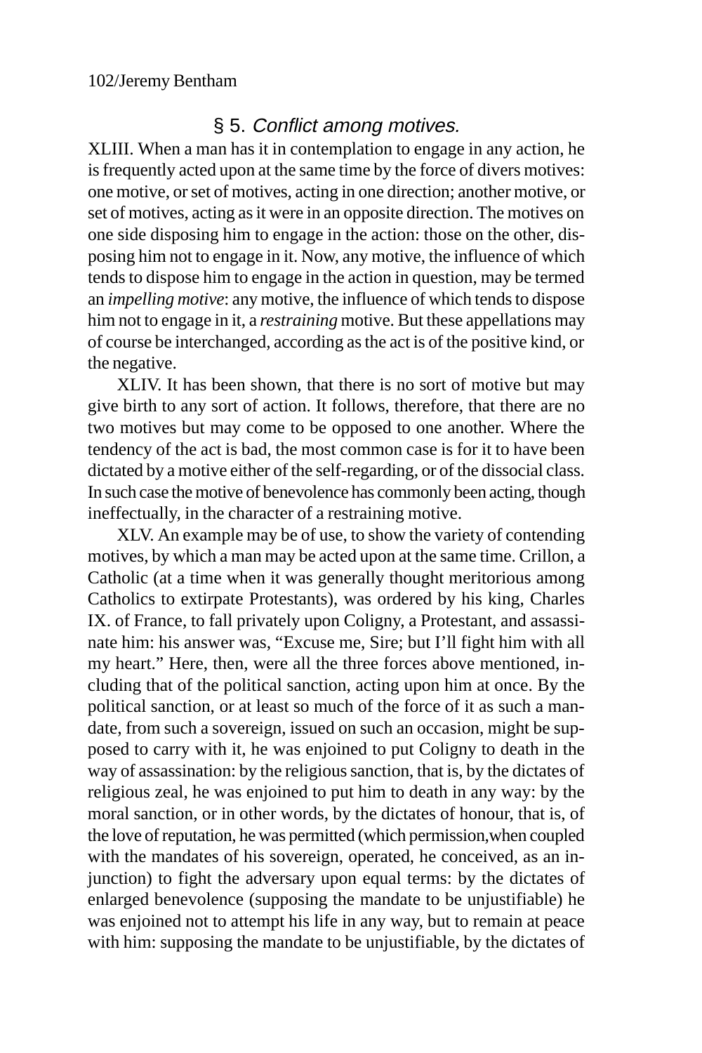## § 5. *Conflict among motives.*

XLIII. When a man has it in contemplation to engage in any action, he is frequently acted upon at the same time by the force of divers motives: one motive, or set of motives, acting in one direction; another motive, or set of motives, acting as it were in an opposite direction. The motives on one side disposing him to engage in the action: those on the other, disposing him not to engage in it. Now, any motive, the influence of which tends to dispose him to engage in the action in question, may be termed an *impelling motive*: any motive, the influence of which tends to dispose him not to engage in it, a *restraining* motive. But these appellations may of course be interchanged, according as the act is of the positive kind, or the negative.

XLIV. It has been shown, that there is no sort of motive but may give birth to any sort of action. It follows, therefore, that there are no two motives but may come to be opposed to one another. Where the tendency of the act is bad, the most common case is for it to have been dictated by a motive either of the self-regarding, or of the dissocial class. In such case the motive of benevolence has commonly been acting, though ineffectually, in the character of a restraining motive.

XLV. An example may be of use, to show the variety of contending motives, by which a man may be acted upon at the same time. Crillon, a Catholic (at a time when it was generally thought meritorious among Catholics to extirpate Protestants), was ordered by his king, Charles IX. of France, to fall privately upon Coligny, a Protestant, and assassinate him: his answer was, "Excuse me, Sire; but I'll fight him with all my heart." Here, then, were all the three forces above mentioned, including that of the political sanction, acting upon him at once. By the political sanction, or at least so much of the force of it as such a mandate, from such a sovereign, issued on such an occasion, might be supposed to carry with it, he was enjoined to put Coligny to death in the way of assassination: by the religious sanction, that is, by the dictates of religious zeal, he was enjoined to put him to death in any way: by the moral sanction, or in other words, by the dictates of honour, that is, of the love of reputation, he was permitted (which permission, when coupled with the mandates of his sovereign, operated, he conceived, as an injunction) to fight the adversary upon equal terms: by the dictates of enlarged benevolence (supposing the mandate to be unjustifiable) he was enjoined not to attempt his life in any way, but to remain at peace with him: supposing the mandate to be unjustifiable, by the dictates of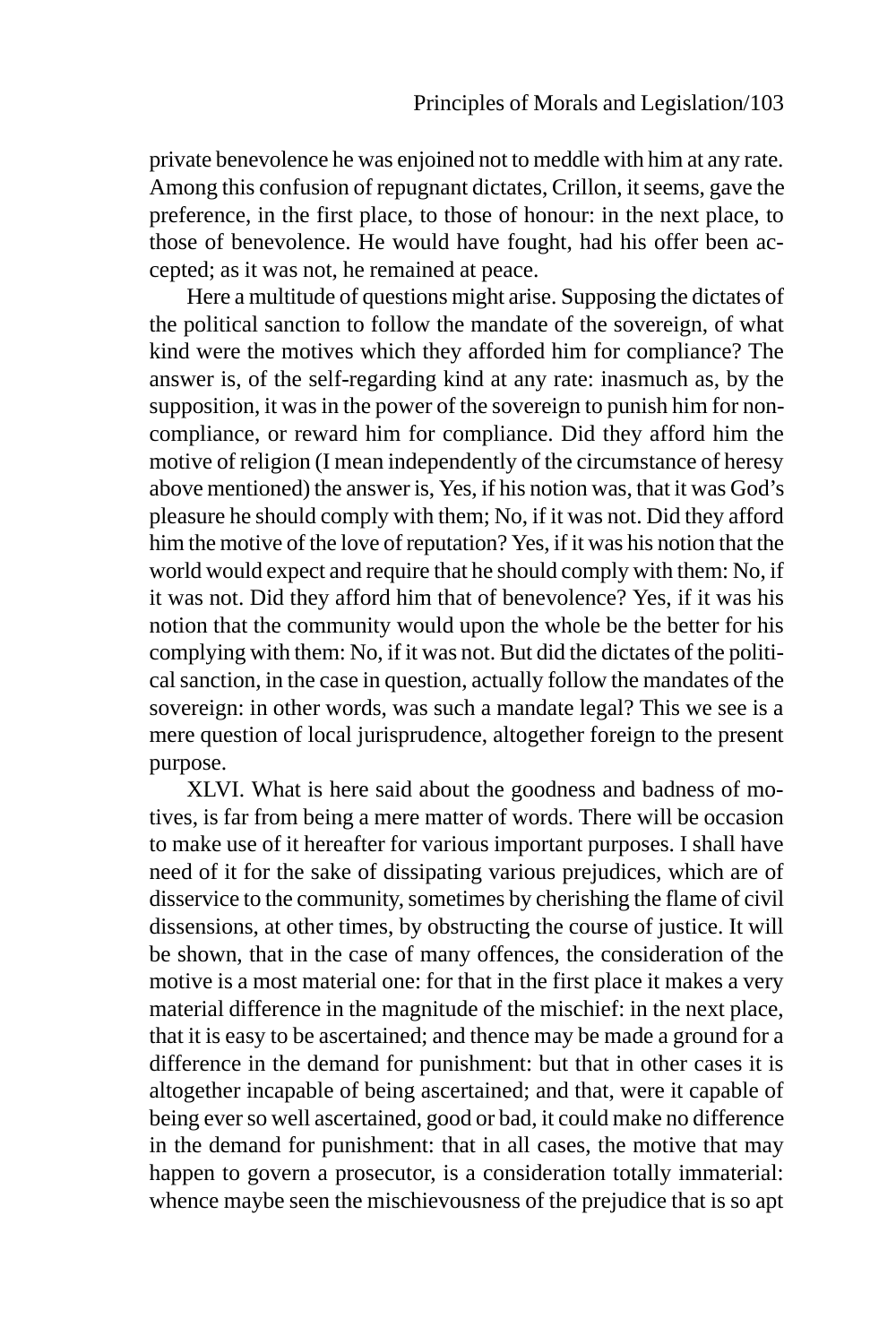private benevolence he was enjoined not to meddle with him at any rate. Among this confusion of repugnant dictates, Crillon, it seems, gave the preference, in the first place, to those of honour: in the next place, to those of benevolence. He would have fought, had his offer been accepted; as it was not, he remained at peace.

Here a multitude of questions might arise. Supposing the dictates of the political sanction to follow the mandate of the sovereign, of what kind were the motives which they afforded him for compliance? The answer is, of the self-regarding kind at any rate: inasmuch as, by the supposition, it was in the power of the sovereign to punish him for non-compliance, or reward him for compliance. Did they afford him the motive of religion (I mean independently of the circumstance of heresy above mentioned) the answer is, Yes, if his notion was, that it was God's pleasure he should comply with them; No, if it was not. Did they afford him the motive of the love of reputation? Yes, if it was his notion that the world would expect and require that he should comply with them: No, if it was not. Did they afford him that of benevolence? Yes, if it was his notion that the community would upon the whole be the better for his complying with them: No, if it was not. But did the dictates of the political sanction, in the case in question, actually follow the mandates of the sovereign: in other words, was such a mandate legal? This we see is a mere question of local jurisprudence, altogether foreign to the present purpose.

XLVI. What is here said about the goodness and badness of motives, is far from being a mere matter of words. There will be occasion to make use of it hereafter for various important purposes. I shall have need of it for the sake of dissipating various prejudices, which are of disservice to the community, sometimes by cherishing the flame of civil dissensions, at other times, by obstructing the course of justice. It will be shown, that in the case of many offences, the consideration of the motive is a most material one: for that in the first place it makes a very material difference in the magnitude of the mischief: in the next place, that it is easy to be ascertained; and thence may be made a ground for a difference in the demand for punishment: but that in other cases it is altogether incapable of being ascertained; and that, were it capable of being ever so well ascertained, good or bad, it could make no difference in the demand for punishment: that in all cases, the motive that may happen to govern a prosecutor, is a consideration totally immaterial: whence maybe seen the mischievousness of the prejudice that is so apt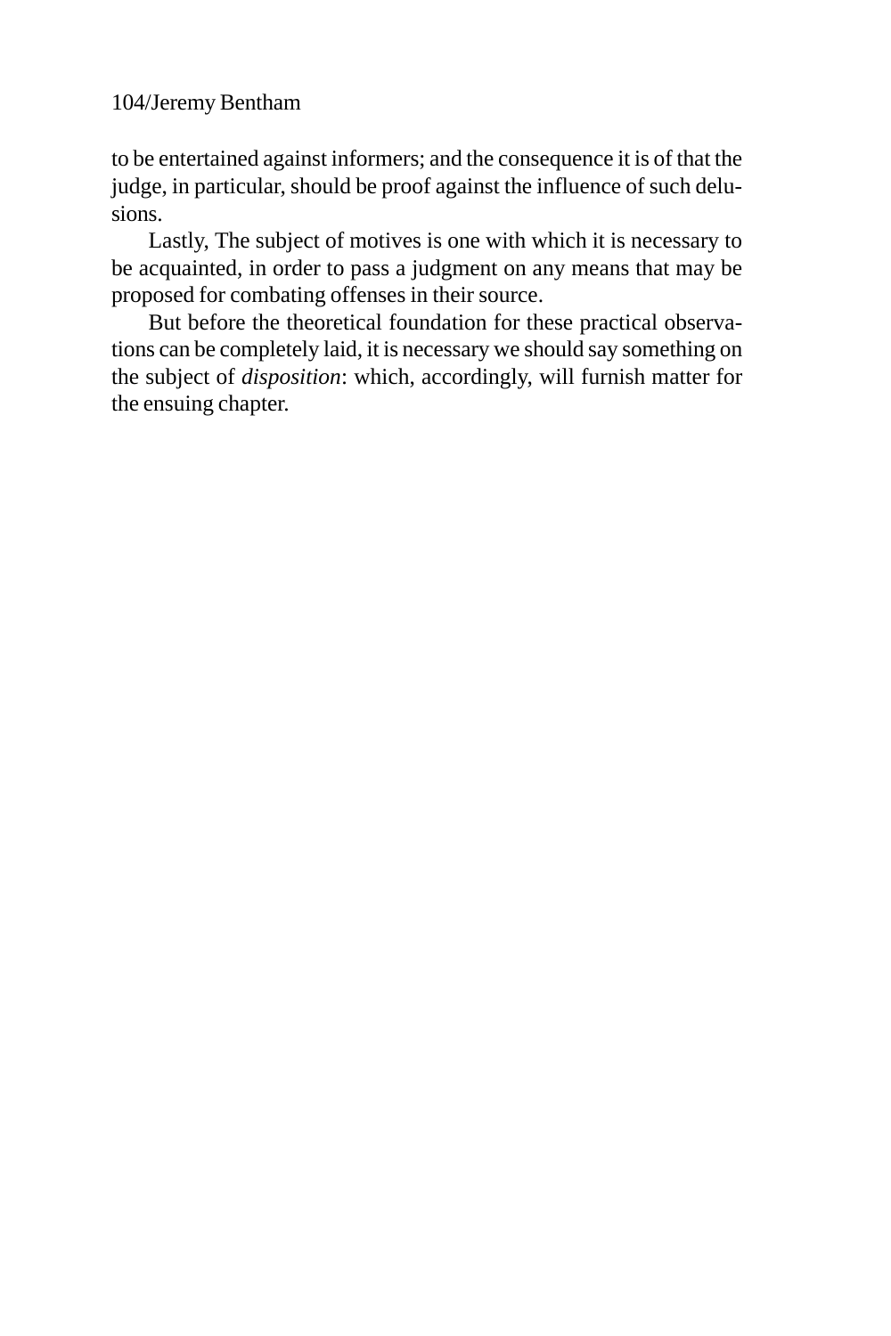to be entertained against informers; and the consequence it is of that the judge, in particular, should be proof against the influence of such delusions.

Lastly, The subject of motives is one with which it is necessary to be acquainted, in order to pass a judgment on any means that may be proposed for combating offenses in their source.

But before the theoretical foundation for these practical observations can be completely laid, it is necessary we should say something on the subject of *disposition*: which, accordingly, will furnish matter for the ensuing chapter.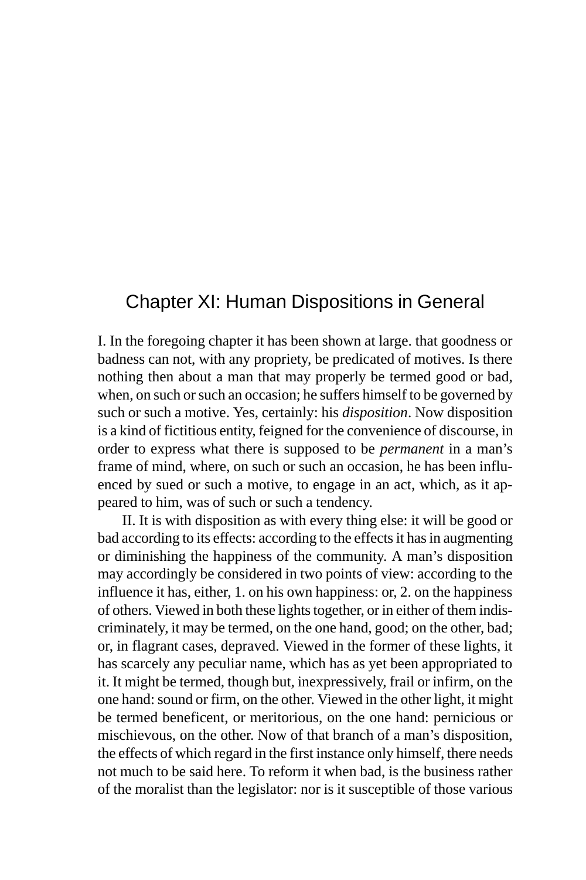# Chapter XI: Human Dispositions in General

I. In the foregoing chapter it has been shown at large. that goodness or badness can not, with any propriety, be predicated of motives. Is there nothing then about a man that may properly be termed good or bad, when, on such or such an occasion; he suffers himself to be governed by such or such a motive. Yes, certainly: his *disposition*. Now disposition is a kind of fictitious entity, feigned for the convenience of discourse, in order to express what there is supposed to be *permanent* in a man's frame of mind, where, on such or such an occasion, he has been influenced by sued or such a motive, to engage in an act, which, as it appeared to him, was of such or such a tendency.

II. It is with disposition as with every thing else: it will be good or bad according to its effects: according to the effects it has in augmenting or diminishing the happiness of the community. A man's disposition may accordingly be considered in two points of view: according to the influence it has, either, 1. on his own happiness: or, 2. on the happiness of others. Viewed in both these lights together, or in either of them indiscriminately, it may be termed, on the one hand, good; on the other, bad; or, in flagrant cases, depraved. Viewed in the former of these lights, it has scarcely any peculiar name, which has as yet been appropriated to it. It might be termed, though but, inexpressively, frail or infirm, on the one hand: sound or firm, on the other. Viewed in the other light, it might be termed beneficent, or meritorious, on the one hand: pernicious or mischievous, on the other. Now of that branch of a man's disposition, the effects of which regard in the first instance only himself, there needs not much to be said here. To reform it when bad, is the business rather of the moralist than the legislator: nor is it susceptible of those various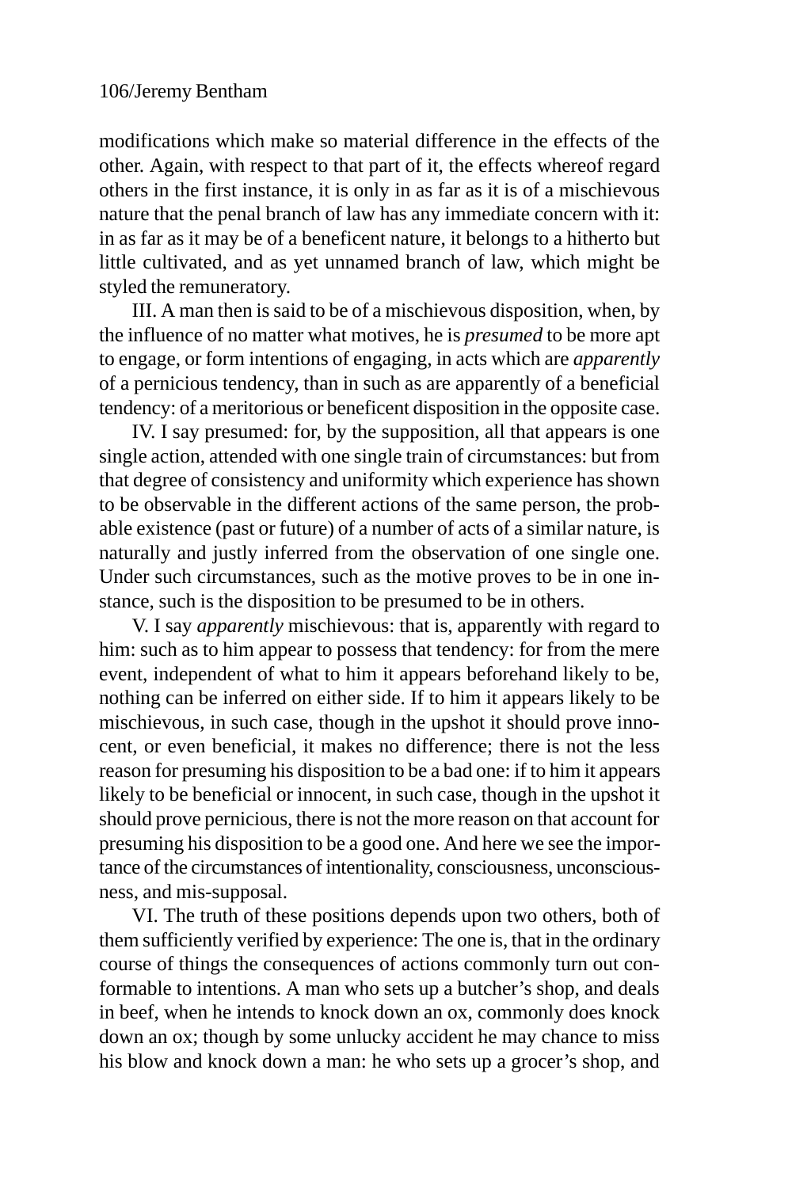modifications which make so material difference in the effects of the other. Again, with respect to that part of it, the effects whereof regard others in the first instance, it is only in as far as it is of a mischievous nature that the penal branch of law has any immediate concern with it: in as far as it may be of a beneficent nature, it belongs to a hitherto but little cultivated, and as yet unnamed branch of law, which might be styled the remuneratory.

III. A man then is said to be of a mischievous disposition, when, by the influence of no matter what motives, he is *presumed* to be more apt to engage, or form intentions of engaging, in acts which are *apparently* of a pernicious tendency, than in such as are apparently of a beneficial tendency: of a meritorious or beneficent disposition in the opposite case.

IV. I say presumed: for, by the supposition, all that appears is one single action, attended with one single train of circumstances: but from that degree of consistency and uniformity which experience has shown to be observable in the different actions of the same person, the probable existence (past or future) of a number of acts of a similar nature, is naturally and justly inferred from the observation of one single one. Under such circumstances, such as the motive proves to be in one instance, such is the disposition to be presumed to be in others.

V. I say *apparently* mischievous: that is, apparently with regard to him: such as to him appear to possess that tendency: for from the mere event, independent of what to him it appears beforehand likely to be, nothing can be inferred on either side. If to him it appears likely to be mischievous, in such case, though in the upshot it should prove innocent, or even beneficial, it makes no difference; there is not the less reason for presuming his disposition to be a bad one: if to him it appears likely to be beneficial or innocent, in such case, though in the upshot it should prove pernicious, there is not the more reason on that account for presuming his disposition to be a good one. And here we see the importance of the circumstances of intentionality, consciousness, unconsciousness, and mis-supposal.

VI. The truth of these positions depends upon two others, both of them sufficiently verified by experience: The one is, that in the ordinary course of things the consequences of actions commonly turn out conformable to intentions. A man who sets up a butcher's shop, and deals in beef, when he intends to knock down an ox, commonly does knock down an ox; though by some unlucky accident he may chance to miss his blow and knock down a man: he who sets up a grocer's shop, and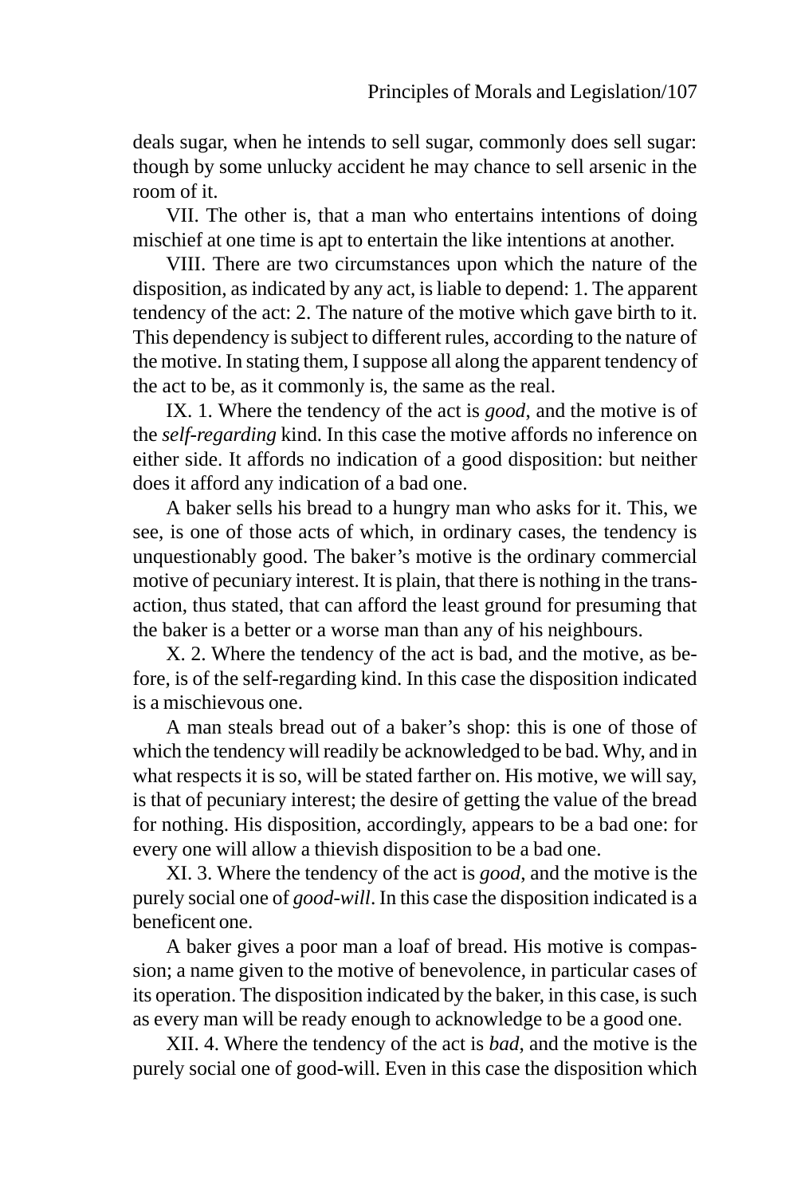deals sugar, when he intends to sell sugar, commonly does sell sugar: though by some unlucky accident he may chance to sell arsenic in the room of it.

VII. The other is, that a man who entertains intentions of doing mischief at one time is apt to entertain the like intentions at another.

VIII. There are two circumstances upon which the nature of the disposition, as indicated by any act, is liable to depend: 1. The apparent tendency of the act: 2. The nature of the motive which gave birth to it. This dependency is subject to different rules, according to the nature of the motive. In stating them, I suppose all along the apparent tendency of the act to be, as it commonly is, the same as the real.

IX. 1. Where the tendency of the act is *good*, and the motive is of the *self-regarding* kind. In this case the motive affords no inference on either side. It affords no indication of a good disposition: but neither does it afford any indication of a bad one.

A baker sells his bread to a hungry man who asks for it. This, we see, is one of those acts of which, in ordinary cases, the tendency is unquestionably good. The baker's motive is the ordinary commercial motive of pecuniary interest. It is plain, that there is nothing in the transaction, thus stated, that can afford the least ground for presuming that the baker is a better or a worse man than any of his neighbours.

X. 2. Where the tendency of the act is bad, and the motive, as before, is of the self-regarding kind. In this case the disposition indicated is a mischievous one.

A man steals bread out of a baker's shop: this is one of those of which the tendency will readily be acknowledged to be bad. Why, and in what respects it is so, will be stated farther on. His motive, we will say, is that of pecuniary interest; the desire of getting the value of the bread for nothing. His disposition, accordingly, appears to be a bad one: for every one will allow a thievish disposition to be a bad one.

XI. 3. Where the tendency of the act is *good*, and the motive is the purely social one of *good-will*. In this case the disposition indicated is a beneficent one.

A baker gives a poor man a loaf of bread. His motive is compassion; a name given to the motive of benevolence, in particular cases of its operation. The disposition indicated by the baker, in this case, is such as every man will be ready enough to acknowledge to be a good one.

XII. 4. Where the tendency of the act is *bad*, and the motive is the purely social one of good-will. Even in this case the disposition which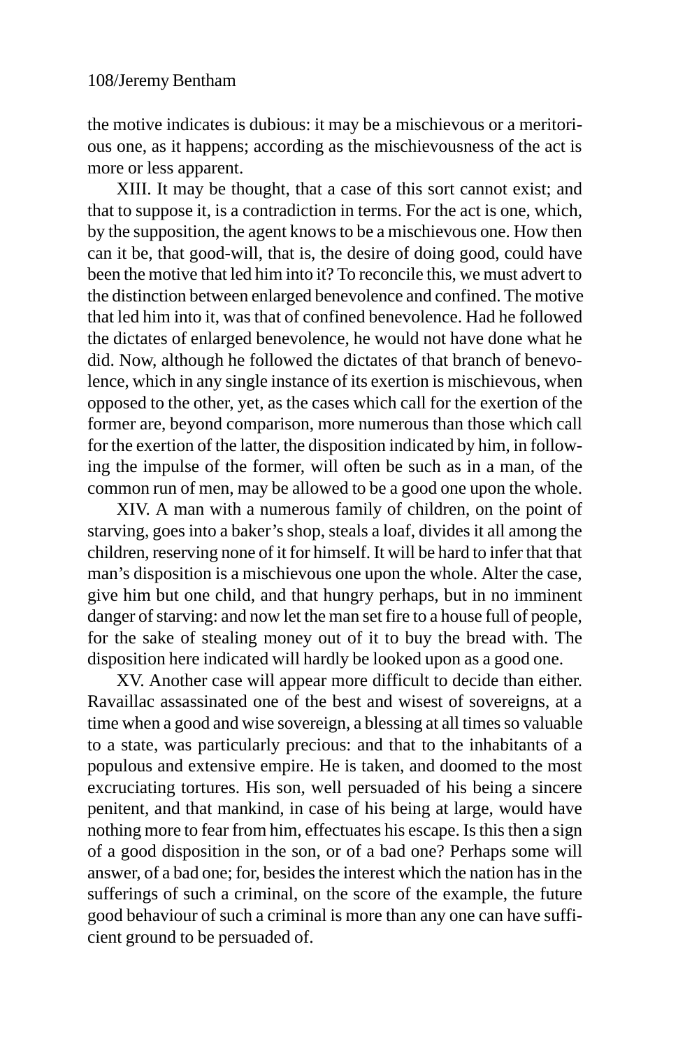the motive indicates is dubious: it may be a mischievous or a meritorious one, as it happens; according as the mischievousness of the act is more or less apparent.

XIII. It may be thought, that a case of this sort cannot exist; and that to suppose it, is a contradiction in terms. For the act is one, which, by the supposition, the agent knows to be a mischievous one. How then can it be, that good-will, that is, the desire of doing good, could have been the motive that led him into it? To reconcile this, we must advert to the distinction between enlarged benevolence and confined. The motive that led him into it, was that of confined benevolence. Had he followed the dictates of enlarged benevolence, he would not have done what he did. Now, although he followed the dictates of that branch of benevolence, which in any single instance of its exertion is mischievous, when opposed to the other, yet, as the cases which call for the exertion of the former are, beyond comparison, more numerous than those which call for the exertion of the latter, the disposition indicated by him, in following the impulse of the former, will often be such as in a man, of the common run of men, may be allowed to be a good one upon the whole.

XIV. A man with a numerous family of children, on the point of starving, goes into a baker's shop, steals a loaf, divides it all among the children, reserving none of it for himself. It will be hard to infer that that man's disposition is a mischievous one upon the whole. Alter the case, give him but one child, and that hungry perhaps, but in no imminent danger of starving: and now let the man set fire to a house full of people, for the sake of stealing money out of it to buy the bread with. The disposition here indicated will hardly be looked upon as a good one.

XV. Another case will appear more difficult to decide than either. Ravaillac assassinated one of the best and wisest of sovereigns, at a time when a good and wise sovereign, a blessing at all times so valuable to a state, was particularly precious: and that to the inhabitants of a populous and extensive empire. He is taken, and doomed to the most excruciating tortures. His son, well persuaded of his being a sincere penitent, and that mankind, in case of his being at large, would have nothing more to fear from him, effectuates his escape. Is this then a sign of a good disposition in the son, or of a bad one? Perhaps some will answer, of a bad one; for, besides the interest which the nation has in the sufferings of such a criminal, on the score of the example, the future good behaviour of such a criminal is more than any one can have sufficient ground to be persuaded of.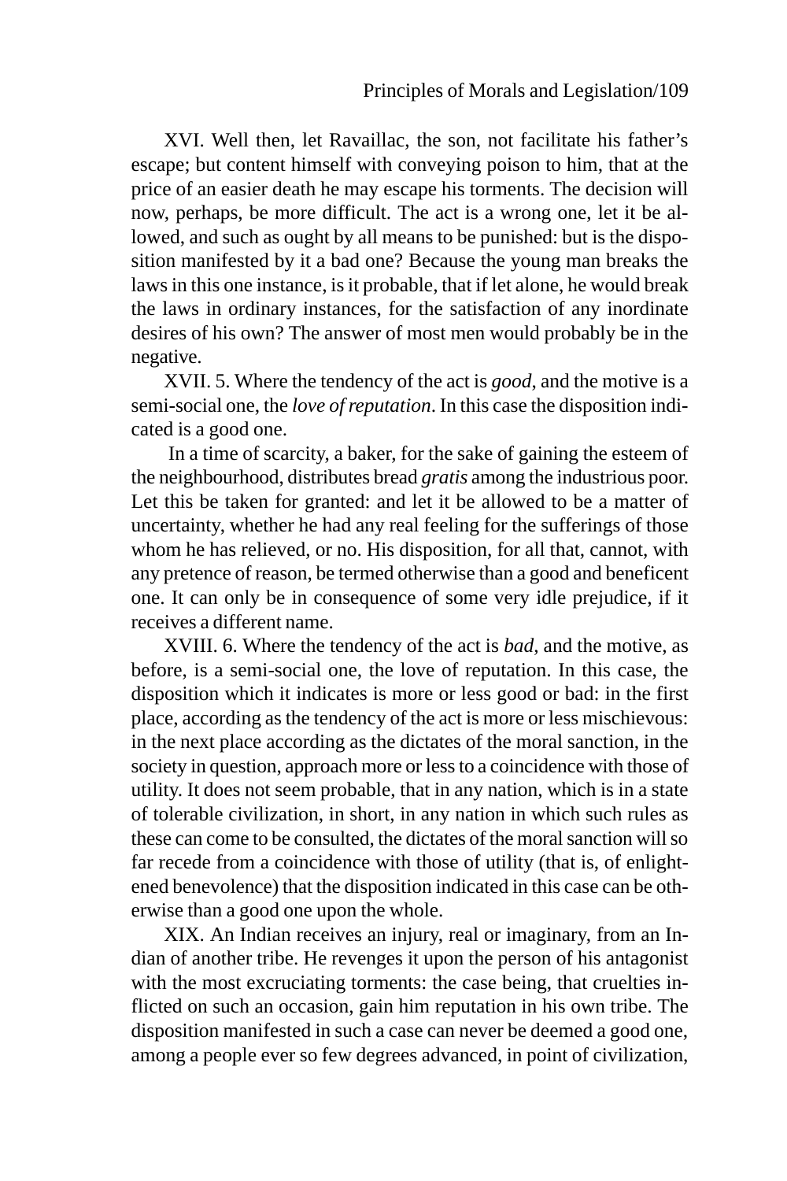XVI. Well then, let Ravaillac, the son, not facilitate his father's escape; but content himself with conveying poison to him, that at the price of an easier death he may escape his torments. The decision will now, perhaps, be more difficult. The act is a wrong one, let it be allowed, and such as ought by all means to be punished: but is the disposition manifested by it a bad one? Because the young man breaks the laws in this one instance, is it probable, that if let alone, he would break the laws in ordinary instances, for the satisfaction of any inordinate desires of his own? The answer of most men would probably be in the negative.

XVII. 5. Where the tendency of the act is *good*, and the motive is a semi-social one, the *love of reputation*. In this case the disposition indicated is a good one.

In a time of scarcity, a baker, for the sake of gaining the esteem of the neighbourhood, distributes bread *gratis* among the industrious poor. Let this be taken for granted: and let it be allowed to be a matter of uncertainty, whether he had any real feeling for the sufferings of those whom he has relieved, or no. His disposition, for all that, cannot, with any pretence of reason, be termed otherwise than a good and beneficent one. It can only be in consequence of some very idle prejudice, if it receives a different name.

XVIII. 6. Where the tendency of the act is *bad*, and the motive, as before, is a semi-social one, the love of reputation. In this case, the disposition which it indicates is more or less good or bad: in the first place, according as the tendency of the act is more or less mischievous: in the next place according as the dictates of the moral sanction, in the society in question, approach more or less to a coincidence with those of utility. It does not seem probable, that in any nation, which is in a state of tolerable civilization, in short, in any nation in which such rules as these can come to be consulted, the dictates of the moral sanction will so far recede from a coincidence with those of utility (that is, of enlightened benevolence) that the disposition indicated in this case can be otherwise than a good one upon the whole.

XIX. An Indian receives an injury, real or imaginary, from an Indian of another tribe. He revenges it upon the person of his antagonist with the most excruciating torments: the case being, that cruelties inflicted on such an occasion, gain him reputation in his own tribe. The disposition manifested in such a case can never be deemed a good one, among a people ever so few degrees advanced, in point of civilization,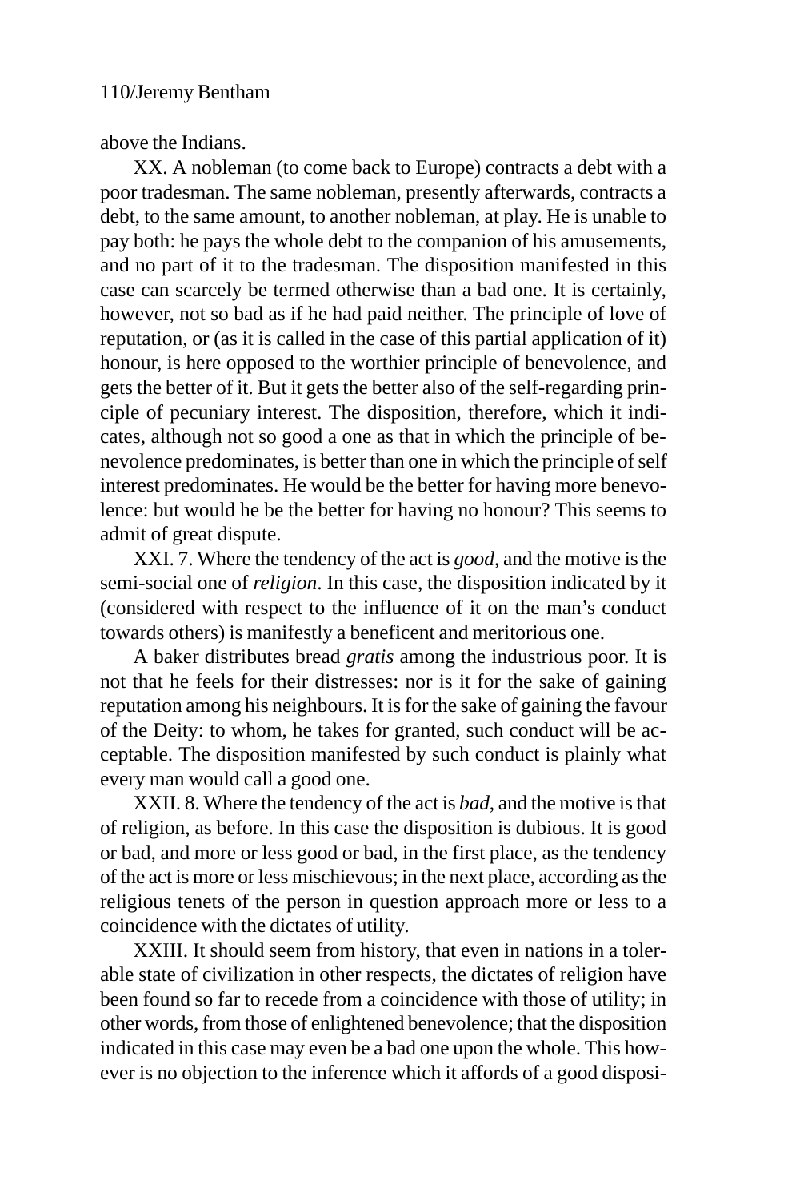above the Indians.

XX. A nobleman (to come back to Europe) contracts a debt with a poor tradesman. The same nobleman, presently afterwards, contracts a debt, to the same amount, to another nobleman, at play. He is unable to pay both: he pays the whole debt to the companion of his amusements, and no part of it to the tradesman. The disposition manifested in this case can scarcely be termed otherwise than a bad one. It is certainly, however, not so bad as if he had paid neither. The principle of love of reputation, or (as it is called in the case of this partial application of it) honour, is here opposed to the worthier principle of benevolence, and gets the better of it. But it gets the better also of the self-regarding principle of pecuniary interest. The disposition, therefore, which it indicates, although not so good a one as that in which the principle of benevolence predominates, is better than one in which the principle of self interest predominates. He would be the better for having more benevolence: but would he be the better for having no honour? This seems to admit of great dispute.

XXI. 7. Where the tendency of the act is *good*, and the motive is the semi-social one of *religion*. In this case, the disposition indicated by it (considered with respect to the influence of it on the man's conduct towards others) is manifestly a beneficent and meritorious one.

A baker distributes bread *gratis* among the industrious poor. It is not that he feels for their distresses: nor is it for the sake of gaining reputation among his neighbours. It is for the sake of gaining the favour of the Deity: to whom, he takes for granted, such conduct will be acceptable. The disposition manifested by such conduct is plainly what every man would call a good one.

XXII. 8. Where the tendency of the act is *bad*, and the motive is that of religion, as before. In this case the disposition is dubious. It is good or bad, and more or less good or bad, in the first place, as the tendency of the act is more or less mischievous; in the next place, according as the religious tenets of the person in question approach more or less to a coincidence with the dictates of utility.

XXIII. It should seem from history, that even in nations in a tolerable state of civilization in other respects, the dictates of religion have been found so far to recede from a coincidence with those of utility; in other words, from those of enlightened benevolence; that the disposition indicated in this case may even be a bad one upon the whole. This however is no objection to the inference which it affords of a good disposi-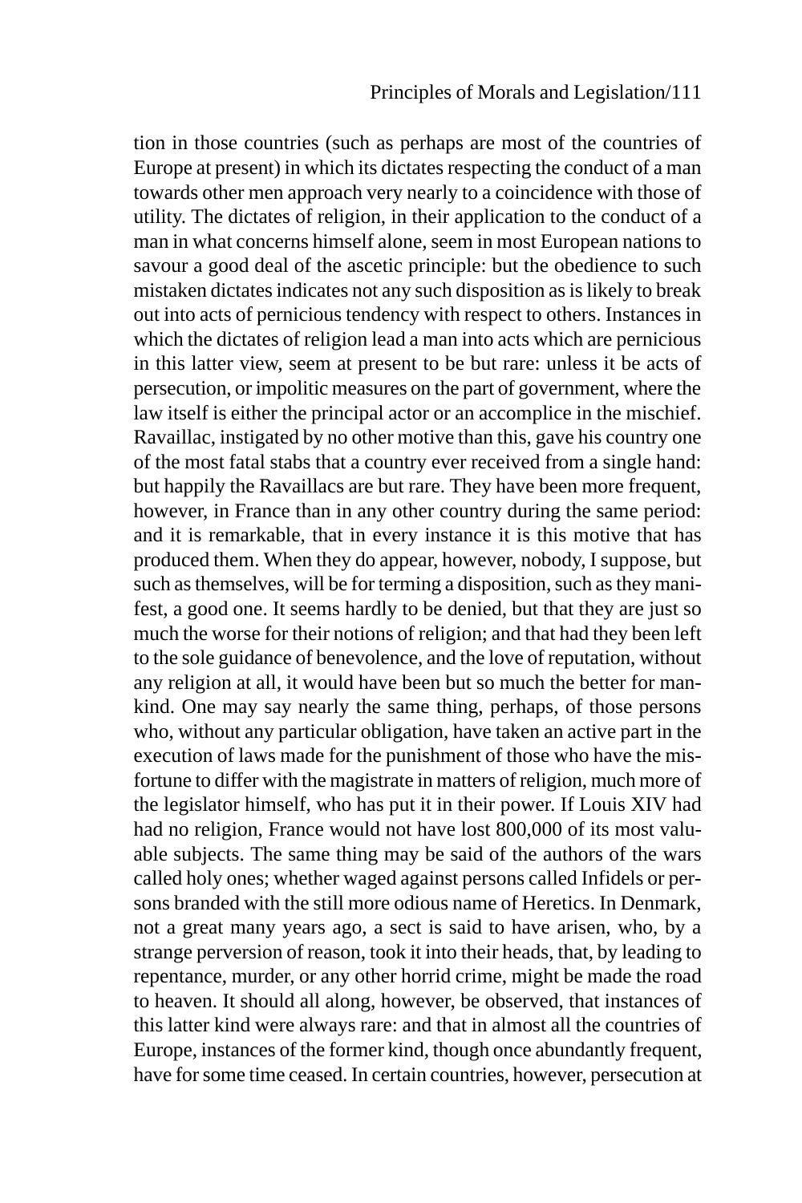tion in those countries (such as perhaps are most of the countries of Europe at present) in which its dictates respecting the conduct of a man towards other men approach very nearly to a coincidence with those of utility. The dictates of religion, in their application to the conduct of a man in what concerns himself alone, seem in most European nations to savour a good deal of the ascetic principle: but the obedience to such mistaken dictates indicates not any such disposition as is likely to break out into acts of pernicious tendency with respect to others. Instances in which the dictates of religion lead a man into acts which are pernicious in this latter view, seem at present to be but rare: unless it be acts of persecution, or impolitic measures on the part of government, where the law itself is either the principal actor or an accomplice in the mischief. Ravaillac, instigated by no other motive than this, gave his country one of the most fatal stabs that a country ever received from a single hand: but happily the Ravaillacs are but rare. They have been more frequent, however, in France than in any other country during the same period: and it is remarkable, that in every instance it is this motive that has produced them. When they do appear, however, nobody, I suppose, but such as themselves, will be for terming a disposition, such as they manifest, a good one. It seems hardly to be denied, but that they are just so much the worse for their notions of religion; and that had they been left to the sole guidance of benevolence, and the love of reputation, without any religion at all, it would have been but so much the better for mankind. One may say nearly the same thing, perhaps, of those persons who, without any particular obligation, have taken an active part in the execution of laws made for the punishment of those who have the misfortune to differ with the magistrate in matters of religion, much more of the legislator himself, who has put it in their power. If Louis XIV had had no religion, France would not have lost 800,000 of its most valuable subjects. The same thing may be said of the authors of the wars called holy ones; whether waged against persons called Infidels or persons branded with the still more odious name of Heretics. In Denmark, not a great many years ago, a sect is said to have arisen, who, by a strange perversion of reason, took it into their heads, that, by leading to repentance, murder, or any other horrid crime, might be made the road to heaven. It should all along, however, be observed, that instances of this latter kind were always rare: and that in almost all the countries of Europe, instances of the former kind, though once abundantly frequent, have for some time ceased. In certain countries, however, persecution at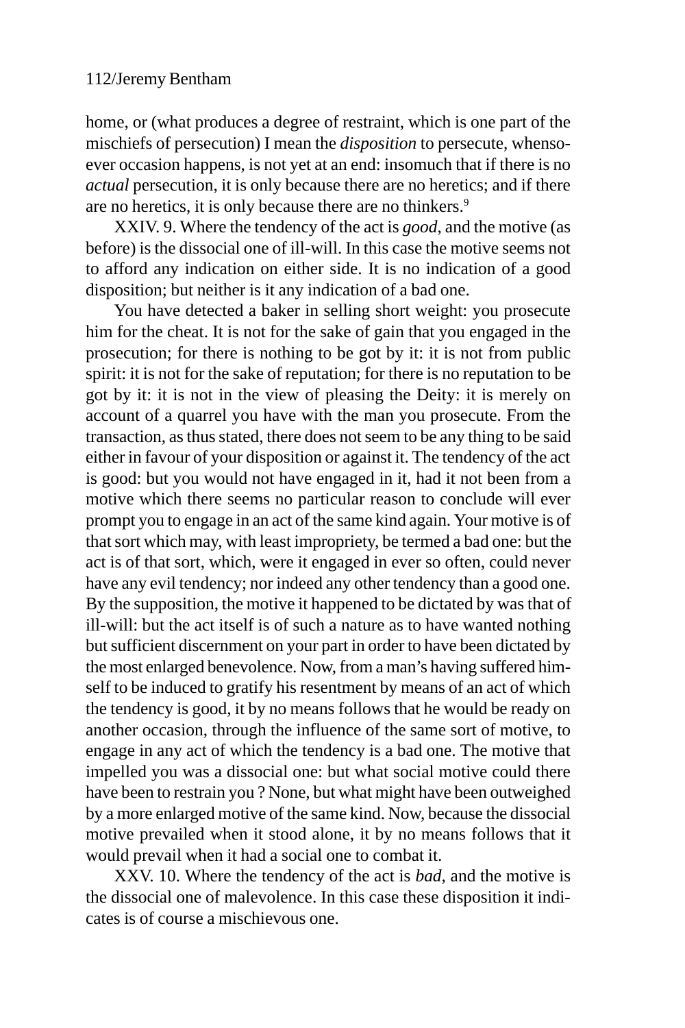home, or (what produces a degree of restraint, which is one part of the mischiefs of persecution) I mean the *disposition* to persecute, whensoever occasion happens, is not yet at an end: insomuch that if there is no *actual* persecution, it is only because there are no heretics; and if there are no heretics, it is only because there are no thinkers.[9]

XXIV. 9. Where the tendency of the act is *good*, and the motive (as before) is the dissocial one of ill-will. In this case the motive seems not to afford any indication on either side. It is no indication of a good disposition; but neither is it any indication of a bad one.

You have detected a baker in selling short weight: you prosecute him for the cheat. It is not for the sake of gain that you engaged in the prosecution; for there is nothing to be got by it: it is not from public spirit: it is not for the sake of reputation; for there is no reputation to be got by it: it is not in the view of pleasing the Deity: it is merely on account of a quarrel you have with the man you prosecute. From the transaction, as thus stated, there does not seem to be any thing to be said either in favour of your disposition or against it. The tendency of the act is good: but you would not have engaged in it, had it not been from a motive which there seems no particular reason to conclude will ever prompt you to engage in an act of the same kind again. Your motive is of that sort which may, with least impropriety, be termed a bad one: but the act is of that sort, which, were it engaged in ever so often, could never have any evil tendency; nor indeed any other tendency than a good one. By the supposition, the motive it happened to be dictated by was that of ill-will: but the act itself is of such a nature as to have wanted nothing but sufficient discernment on your part in order to have been dictated by the most enlarged benevolence. Now, from a man's having suffered himself to be induced to gratify his resentment by means of an act of which the tendency is good, it by no means follows that he would be ready on another occasion, through the influence of the same sort of motive, to engage in any act of which the tendency is a bad one. The motive that impelled you was a dissocial one: but what social motive could there have been to restrain you ? None, but what might have been outweighed by a more enlarged motive of the same kind. Now, because the dissocial motive prevailed when it stood alone, it by no means follows that it would prevail when it had a social one to combat it.

XXV. 10. Where the tendency of the act is *bad*, and the motive is the dissocial one of malevolence. In this case these disposition it indicates is of course a mischievous one.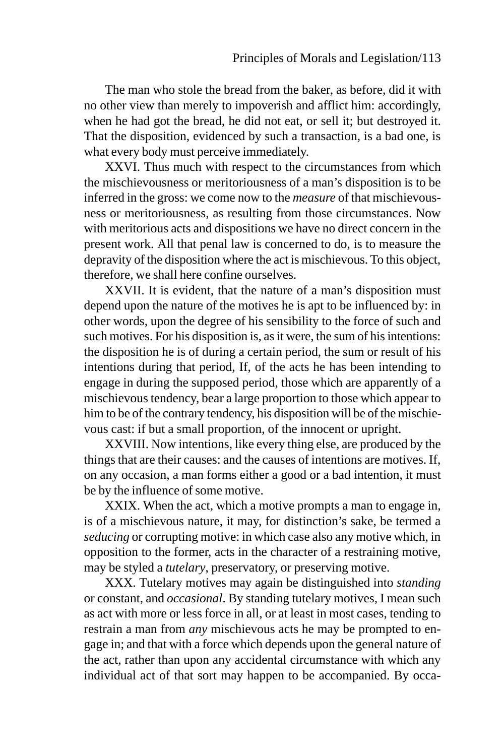The man who stole the bread from the baker, as before, did it with no other view than merely to impoverish and afflict him: accordingly, when he had got the bread, he did not eat, or sell it; but destroyed it. That the disposition, evidenced by such a transaction, is a bad one, is what every body must perceive immediately.

XXVI. Thus much with respect to the circumstances from which the mischievousness or meritoriousness of a man's disposition is to be inferred in the gross: we come now to the *measure* of that mischievousness or meritoriousness, as resulting from those circumstances. Now with meritorious acts and dispositions we have no direct concern in the present work. All that penal law is concerned to do, is to measure the depravity of the disposition where the act is mischievous. To this object, therefore, we shall here confine ourselves.

XXVII. It is evident, that the nature of a man's disposition must depend upon the nature of the motives he is apt to be influenced by: in other words, upon the degree of his sensibility to the force of such and such motives. For his disposition is, as it were, the sum of his intentions: the disposition he is of during a certain period, the sum or result of his intentions during that period, If, of the acts he has been intending to engage in during the supposed period, those which are apparently of a mischievous tendency, bear a large proportion to those which appear to him to be of the contrary tendency, his disposition will be of the mischievous cast: if but a small proportion, of the innocent or upright.

XXVIII. Now intentions, like every thing else, are produced by the things that are their causes: and the causes of intentions are motives. If, on any occasion, a man forms either a good or a bad intention, it must be by the influence of some motive.

XXIX. When the act, which a motive prompts a man to engage in, is of a mischievous nature, it may, for distinction's sake, be termed a *seducing* or corrupting motive: in which case also any motive which, in opposition to the former, acts in the character of a restraining motive, may be styled a *tutelary*, preservatory, or preserving motive.

XXX. Tutelary motives may again be distinguished into *standing* or constant, and *occasional*. By standing tutelary motives, I mean such as act with more or less force in all, or at least in most cases, tending to restrain a man from *any* mischievous acts he may be prompted to engage in; and that with a force which depends upon the general nature of the act, rather than upon any accidental circumstance with which any individual act of that sort may happen to be accompanied. By occa-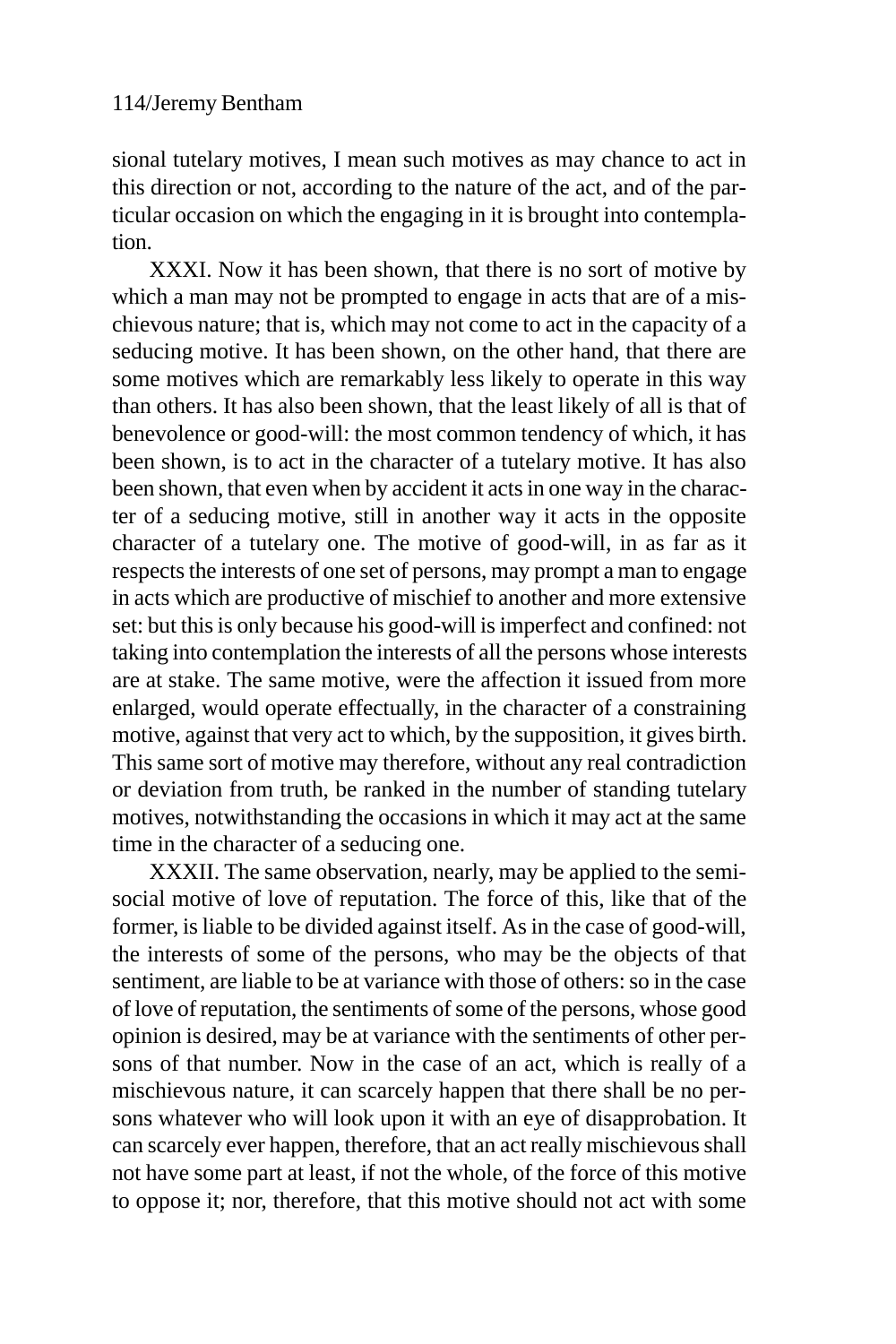sional tutelary motives, I mean such motives as may chance to act in this direction or not, according to the nature of the act, and of the particular occasion on which the engaging in it is brought into contemplation.

XXXI. Now it has been shown, that there is no sort of motive by which a man may not be prompted to engage in acts that are of a mischievous nature; that is, which may not come to act in the capacity of a seducing motive. It has been shown, on the other hand, that there are some motives which are remarkably less likely to operate in this way than others. It has also been shown, that the least likely of all is that of benevolence or good-will: the most common tendency of which, it has been shown, is to act in the character of a tutelary motive. It has also been shown, that even when by accident it acts in one way in the character of a seducing motive, still in another way it acts in the opposite character of a tutelary one. The motive of good-will, in as far as it respects the interests of one set of persons, may prompt a man to engage in acts which are productive of mischief to another and more extensive set: but this is only because his good-will is imperfect and confined: not taking into contemplation the interests of all the persons whose interests are at stake. The same motive, were the affection it issued from more enlarged, would operate effectually, in the character of a constraining motive, against that very act to which, by the supposition, it gives birth. This same sort of motive may therefore, without any real contradiction or deviation from truth, be ranked in the number of standing tutelary motives, notwithstanding the occasions in which it may act at the same time in the character of a seducing one.

XXXII. The same observation, nearly, may be applied to the semi-social motive of love of reputation. The force of this, like that of the former, is liable to be divided against itself. As in the case of good-will, the interests of some of the persons, who may be the objects of that sentiment, are liable to be at variance with those of others: so in the case of love of reputation, the sentiments of some of the persons, whose good opinion is desired, may be at variance with the sentiments of other persons of that number. Now in the case of an act, which is really of a mischievous nature, it can scarcely happen that there shall be no persons whatever who will look upon it with an eye of disapprobation. It can scarcely ever happen, therefore, that an act really mischievous shall not have some part at least, if not the whole, of the force of this motive to oppose it; nor, therefore, that this motive should not act with some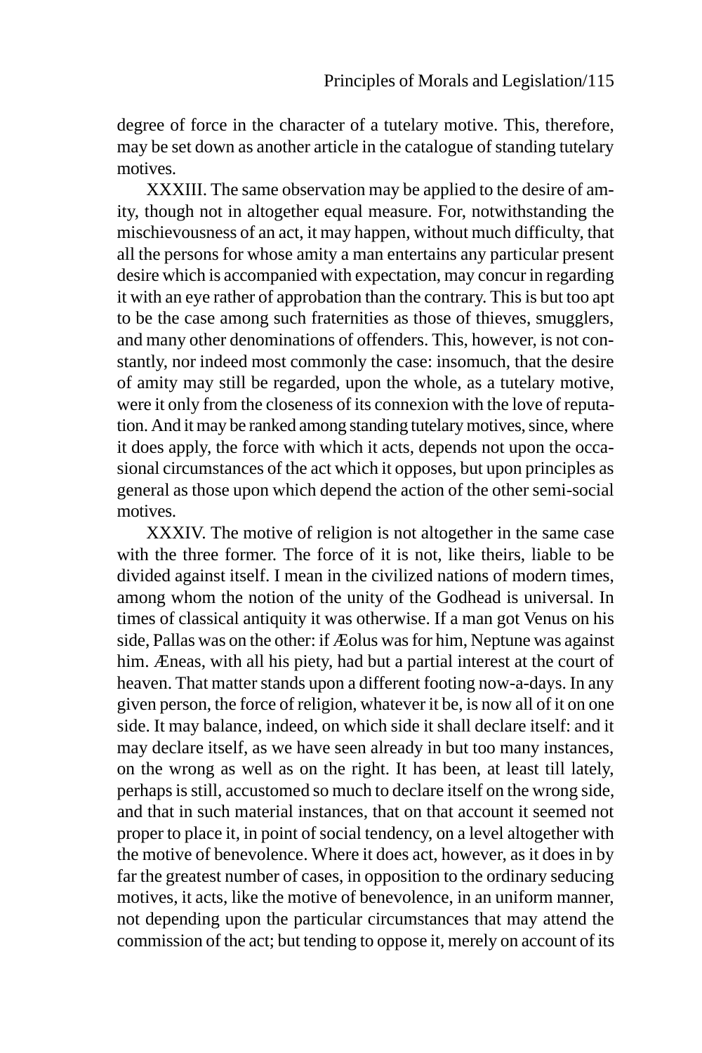degree of force in the character of a tutelary motive. This, therefore, may be set down as another article in the catalogue of standing tutelary motives.

XXXIII. The same observation may be applied to the desire of amity, though not in altogether equal measure. For, notwithstanding the mischievousness of an act, it may happen, without much difficulty, that all the persons for whose amity a man entertains any particular present desire which is accompanied with expectation, may concur in regarding it with an eye rather of approbation than the contrary. This is but too apt to be the case among such fraternities as those of thieves, smugglers, and many other denominations of offenders. This, however, is not constantly, nor indeed most commonly the case: insomuch, that the desire of amity may still be regarded, upon the whole, as a tutelary motive, were it only from the closeness of its connexion with the love of reputation. And it may be ranked among standing tutelary motives, since, where it does apply, the force with which it acts, depends not upon the occasional circumstances of the act which it opposes, but upon principles as general as those upon which depend the action of the other semi-social motives.

XXXIV. The motive of religion is not altogether in the same case with the three former. The force of it is not, like theirs, liable to be divided against itself. I mean in the civilized nations of modern times, among whom the notion of the unity of the Godhead is universal. In times of classical antiquity it was otherwise. If a man got Venus on his side, Pallas was on the other: if Æolus was for him, Neptune was against him. Æneas, with all his piety, had but a partial interest at the court of heaven. That matter stands upon a different footing now-a-days. In any given person, the force of religion, whatever it be, is now all of it on one side. It may balance, indeed, on which side it shall declare itself: and it may declare itself, as we have seen already in but too many instances, on the wrong as well as on the right. It has been, at least till lately, perhaps is still, accustomed so much to declare itself on the wrong side, and that in such material instances, that on that account it seemed not proper to place it, in point of social tendency, on a level altogether with the motive of benevolence. Where it does act, however, as it does in by far the greatest number of cases, in opposition to the ordinary seducing motives, it acts, like the motive of benevolence, in an uniform manner, not depending upon the particular circumstances that may attend the commission of the act; but tending to oppose it, merely on account of its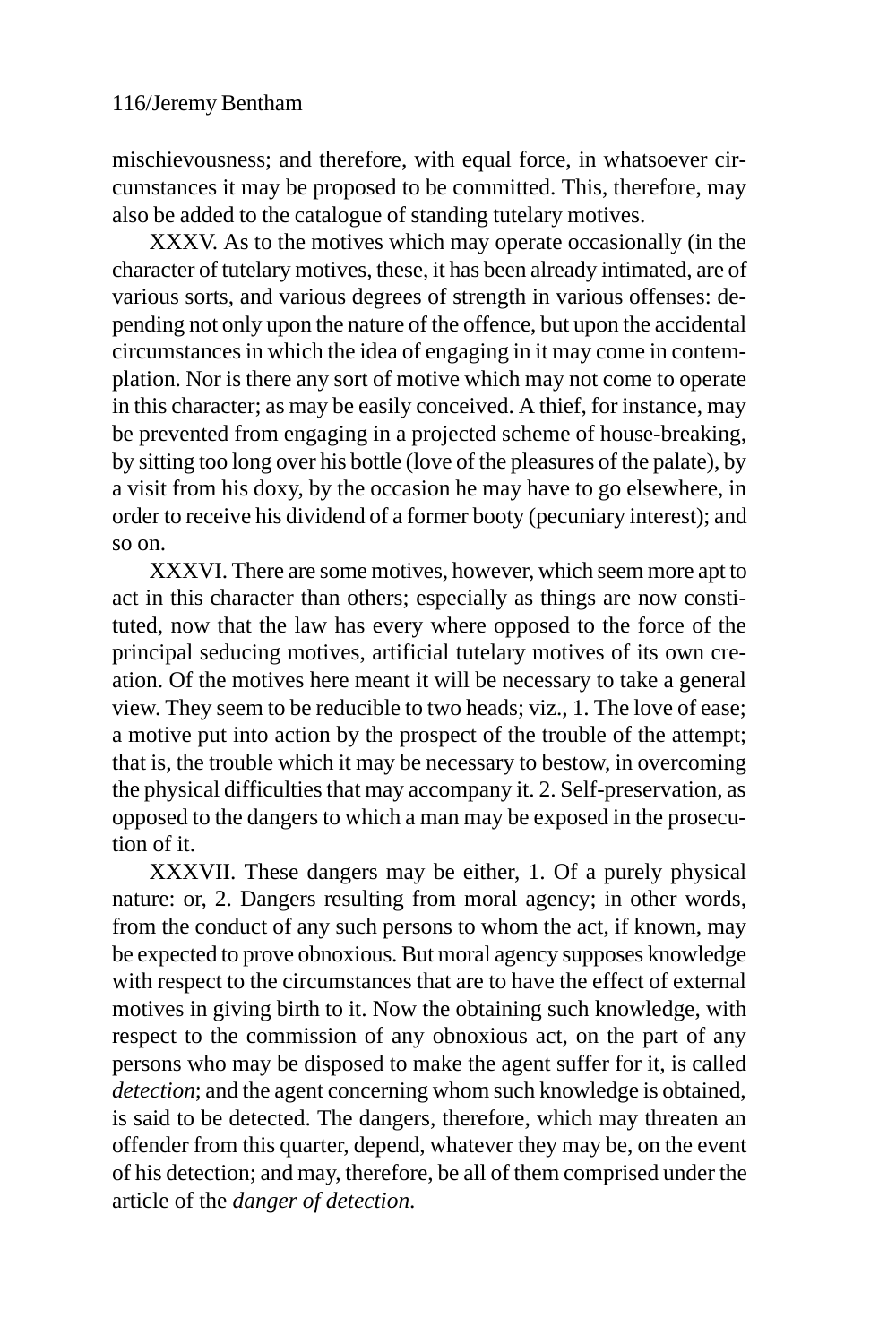mischievousness; and therefore, with equal force, in whatsoever circumstances it may be proposed to be committed. This, therefore, may also be added to the catalogue of standing tutelary motives.

XXXV. As to the motives which may operate occasionally (in the character of tutelary motives, these, it has been already intimated, are of various sorts, and various degrees of strength in various offenses: depending not only upon the nature of the offence, but upon the accidental circumstances in which the idea of engaging in it may come in contemplation. Nor is there any sort of motive which may not come to operate in this character; as may be easily conceived. A thief, for instance, may be prevented from engaging in a projected scheme of house-breaking, by sitting too long over his bottle (love of the pleasures of the palate), by a visit from his doxy, by the occasion he may have to go elsewhere, in order to receive his dividend of a former booty (pecuniary interest); and so on.

XXXVI. There are some motives, however, which seem more apt to act in this character than others; especially as things are now constituted, now that the law has every where opposed to the force of the principal seducing motives, artificial tutelary motives of its own creation. Of the motives here meant it will be necessary to take a general view. They seem to be reducible to two heads; viz., 1. The love of ease; a motive put into action by the prospect of the trouble of the attempt; that is, the trouble which it may be necessary to bestow, in overcoming the physical difficulties that may accompany it. 2. Self-preservation, as opposed to the dangers to which a man may be exposed in the prosecution of it.

XXXVII. These dangers may be either, 1. Of a purely physical nature: or, 2. Dangers resulting from moral agency; in other words, from the conduct of any such persons to whom the act, if known, may be expected to prove obnoxious. But moral agency supposes knowledge with respect to the circumstances that are to have the effect of external motives in giving birth to it. Now the obtaining such knowledge, with respect to the commission of any obnoxious act, on the part of any persons who may be disposed to make the agent suffer for it, is called *detection*; and the agent concerning whom such knowledge is obtained, is said to be detected. The dangers, therefore, which may threaten an offender from this quarter, depend, whatever they may be, on the event of his detection; and may, therefore, be all of them comprised under the article of the *danger of detection*.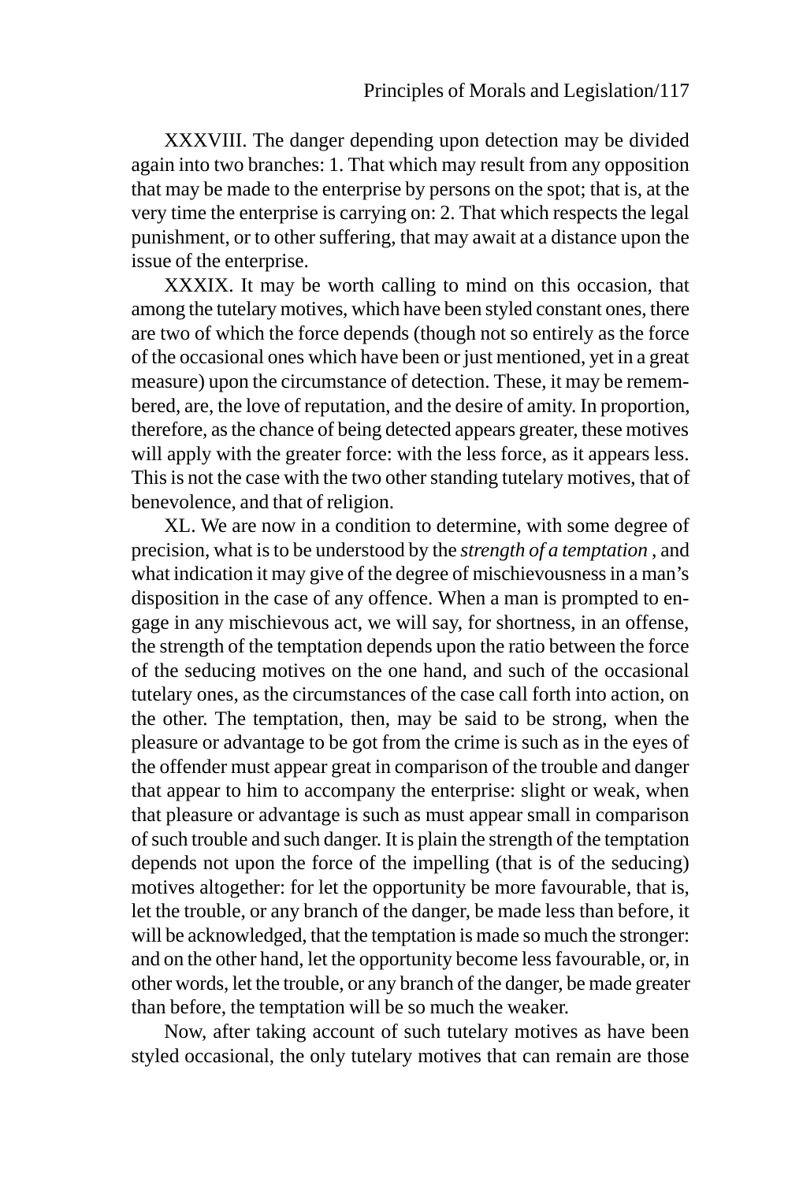XXXVIII. The danger depending upon detection may be divided again into two branches: 1. That which may result from any opposition that may be made to the enterprise by persons on the spot; that is, at the very time the enterprise is carrying on: 2. That which respects the legal punishment, or to other suffering, that may await at a distance upon the issue of the enterprise.

XXXIX. It may be worth calling to mind on this occasion, that among the tutelary motives, which have been styled constant ones, there are two of which the force depends (though not so entirely as the force of the occasional ones which have been or just mentioned, yet in a great measure) upon the circumstance of detection. These, it may be remembered, are, the love of reputation, and the desire of amity. In proportion, therefore, as the chance of being detected appears greater, these motives will apply with the greater force: with the less force, as it appears less. This is not the case with the two other standing tutelary motives, that of benevolence, and that of religion.

XL. We are now in a condition to determine, with some degree of precision, what is to be understood by the *strength of a temptation* , and what indication it may give of the degree of mischievousness in a man's disposition in the case of any offence. When a man is prompted to engage in any mischievous act, we will say, for shortness, in an offense, the strength of the temptation depends upon the ratio between the force of the seducing motives on the one hand, and such of the occasional tutelary ones, as the circumstances of the case call forth into action, on the other. The temptation, then, may be said to be strong, when the pleasure or advantage to be got from the crime is such as in the eyes of the offender must appear great in comparison of the trouble and danger that appear to him to accompany the enterprise: slight or weak, when that pleasure or advantage is such as must appear small in comparison of such trouble and such danger. It is plain the strength of the temptation depends not upon the force of the impelling (that is of the seducing) motives altogether: for let the opportunity be more favourable, that is, let the trouble, or any branch of the danger, be made less than before, it will be acknowledged, that the temptation is made so much the stronger: and on the other hand, let the opportunity become less favourable, or, in other words, let the trouble, or any branch of the danger, be made greater than before, the temptation will be so much the weaker.

Now, after taking account of such tutelary motives as have been styled occasional, the only tutelary motives that can remain are those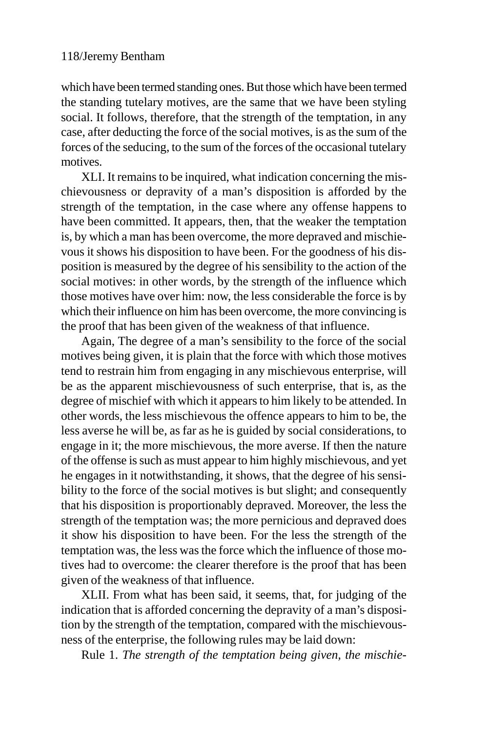which have been termed standing ones. But those which have been termed the standing tutelary motives, are the same that we have been styling social. It follows, therefore, that the strength of the temptation, in any case, after deducting the force of the social motives, is as the sum of the forces of the seducing, to the sum of the forces of the occasional tutelary motives.

XLI. It remains to be inquired, what indication concerning the mischievousness or depravity of a man's disposition is afforded by the strength of the temptation, in the case where any offense happens to have been committed. It appears, then, that the weaker the temptation is, by which a man has been overcome, the more depraved and mischievous it shows his disposition to have been. For the goodness of his disposition is measured by the degree of his sensibility to the action of the social motives: in other words, by the strength of the influence which those motives have over him: now, the less considerable the force is by which their influence on him has been overcome, the more convincing is the proof that has been given of the weakness of that influence.

Again, The degree of a man's sensibility to the force of the social motives being given, it is plain that the force with which those motives tend to restrain him from engaging in any mischievous enterprise, will be as the apparent mischievousness of such enterprise, that is, as the degree of mischief with which it appears to him likely to be attended. In other words, the less mischievous the offence appears to him to be, the less averse he will be, as far as he is guided by social considerations, to engage in it; the more mischievous, the more averse. If then the nature of the offense is such as must appear to him highly mischievous, and yet he engages in it notwithstanding, it shows, that the degree of his sensibility to the force of the social motives is but slight; and consequently that his disposition is proportionably depraved. Moreover, the less the strength of the temptation was; the more pernicious and depraved does it show his disposition to have been. For the less the strength of the temptation was, the less was the force which the influence of those motives had to overcome: the clearer therefore is the proof that has been given of the weakness of that influence.

XLII. From what has been said, it seems, that, for judging of the indication that is afforded concerning the depravity of a man's disposition by the strength of the temptation, compared with the mischievousness of the enterprise, the following rules may be laid down:

Rule 1. *The strength of the temptation being given, the mischie-*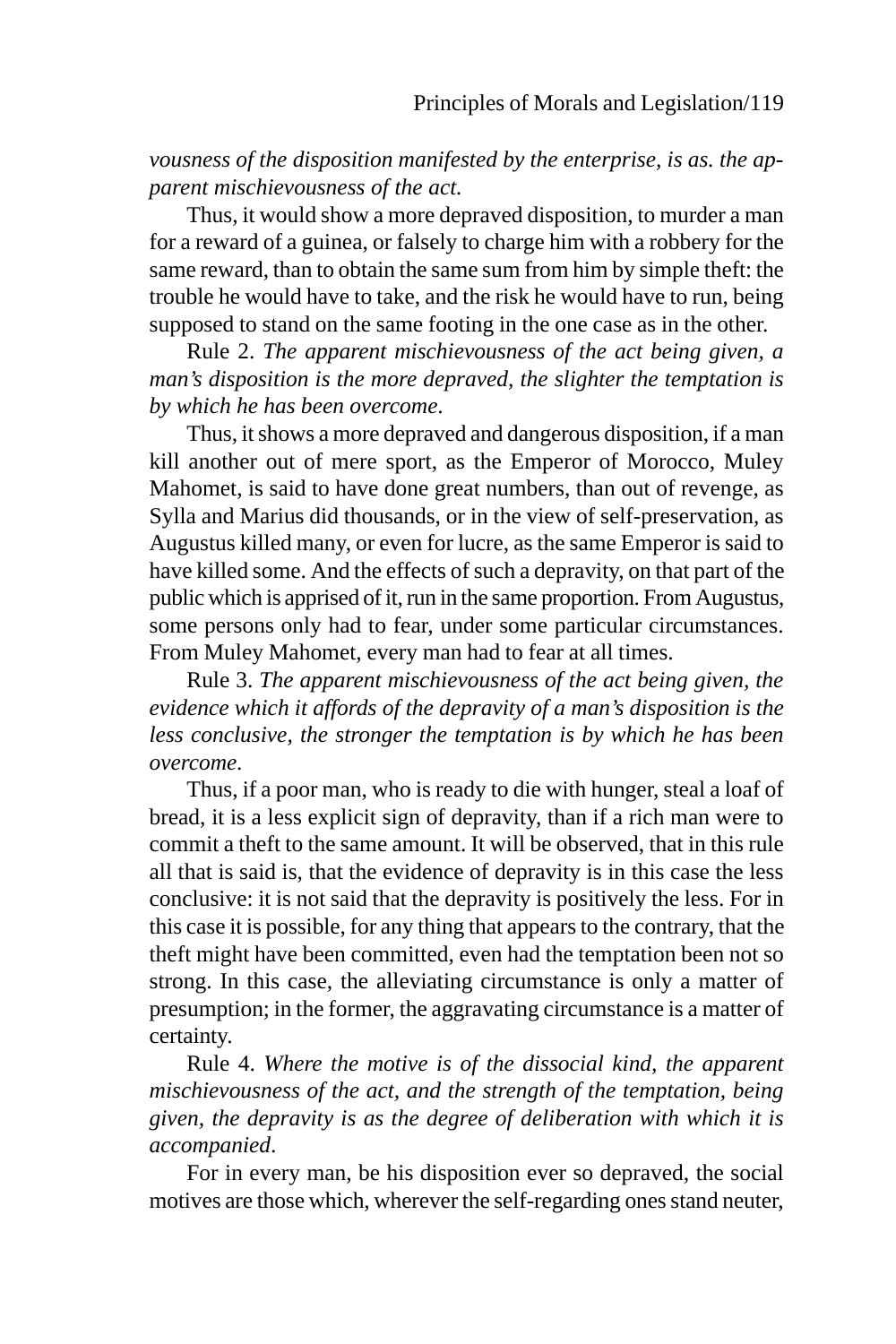*vousness of the disposition manifested by the enterprise, is as. the apparent mischievousness of the act.*

Thus, it would show a more depraved disposition, to murder a man for a reward of a guinea, or falsely to charge him with a robbery for the same reward, than to obtain the same sum from him by simple theft: the trouble he would have to take, and the risk he would have to run, being supposed to stand on the same footing in the one case as in the other.

Rule 2. *The apparent mischievousness of the act being given, a man's disposition is the more depraved, the slighter the temptation is by which he has been overcome.*

Thus, it shows a more depraved and dangerous disposition, if a man kill another out of mere sport, as the Emperor of Morocco, Muley Mahomet, is said to have done great numbers, than out of revenge, as Sylla and Marius did thousands, or in the view of self-preservation, as Augustus killed many, or even for lucre, as the same Emperor is said to have killed some. And the effects of such a depravity, on that part of the public which is apprised of it, run in the same proportion. From Augustus, some persons only had to fear, under some particular circumstances. From Muley Mahomet, every man had to fear at all times.

Rule 3. *The apparent mischievousness of the act being given, the evidence which it affords of the depravity of a man's disposition is the less conclusive, the stronger the temptation is by which he has been overcome.*

Thus, if a poor man, who is ready to die with hunger, steal a loaf of bread, it is a less explicit sign of depravity, than if a rich man were to commit a theft to the same amount. It will be observed, that in this rule all that is said is, that the evidence of depravity is in this case the less conclusive: it is not said that the depravity is positively the less. For in this case it is possible, for any thing that appears to the contrary, that the theft might have been committed, even had the temptation been not so strong. In this case, the alleviating circumstance is only a matter of presumption; in the former, the aggravating circumstance is a matter of certainty.

Rule 4. *Where the motive is of the dissocial kind, the apparent mischievousness of the act, and the strength of the temptation, being given, the depravity is as the degree of deliberation with which it is accompanied.*

For in every man, be his disposition ever so depraved, the social motives are those which, wherever the self-regarding ones stand neuter,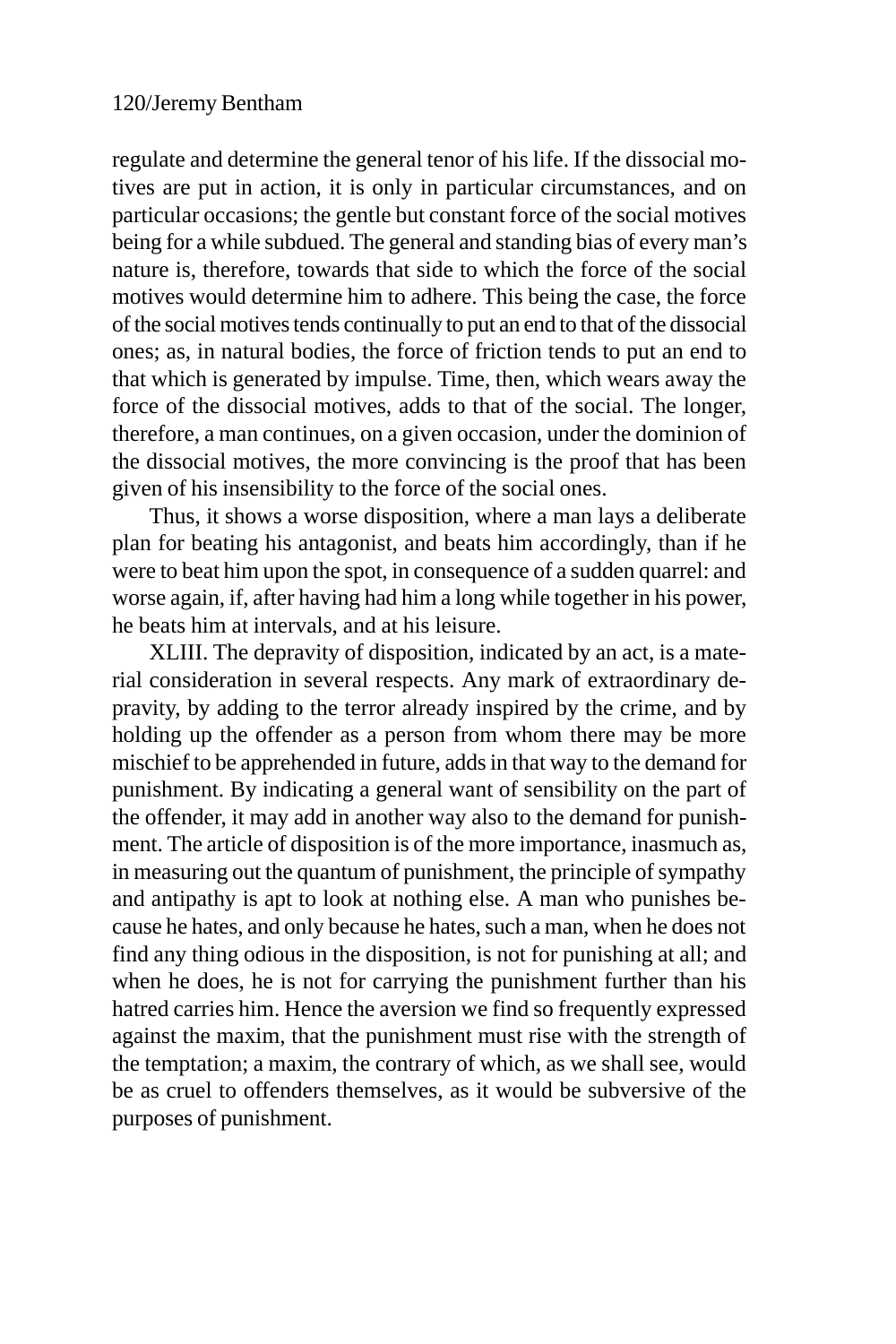regulate and determine the general tenor of his life. If the dissocial motives are put in action, it is only in particular circumstances, and on particular occasions; the gentle but constant force of the social motives being for a while subdued. The general and standing bias of every man's nature is, therefore, towards that side to which the force of the social motives would determine him to adhere. This being the case, the force of the social motives tends continually to put an end to that of the dissocial ones; as, in natural bodies, the force of friction tends to put an end to that which is generated by impulse. Time, then, which wears away the force of the dissocial motives, adds to that of the social. The longer, therefore, a man continues, on a given occasion, under the dominion of the dissocial motives, the more convincing is the proof that has been given of his insensibility to the force of the social ones.

Thus, it shows a worse disposition, where a man lays a deliberate plan for beating his antagonist, and beats him accordingly, than if he were to beat him upon the spot, in consequence of a sudden quarrel: and worse again, if, after having had him a long while together in his power, he beats him at intervals, and at his leisure.

XLIII. The depravity of disposition, indicated by an act, is a material consideration in several respects. Any mark of extraordinary depravity, by adding to the terror already inspired by the crime, and by holding up the offender as a person from whom there may be more mischief to be apprehended in future, adds in that way to the demand for punishment. By indicating a general want of sensibility on the part of the offender, it may add in another way also to the demand for punishment. The article of disposition is of the more importance, inasmuch as, in measuring out the quantum of punishment, the principle of sympathy and antipathy is apt to look at nothing else. A man who punishes because he hates, and only because he hates, such a man, when he does not find any thing odious in the disposition, is not for punishing at all; and when he does, he is not for carrying the punishment further than his hatred carries him. Hence the aversion we find so frequently expressed against the maxim, that the punishment must rise with the strength of the temptation; a maxim, the contrary of which, as we shall see, would be as cruel to offenders themselves, as it would be subversive of the purposes of punishment.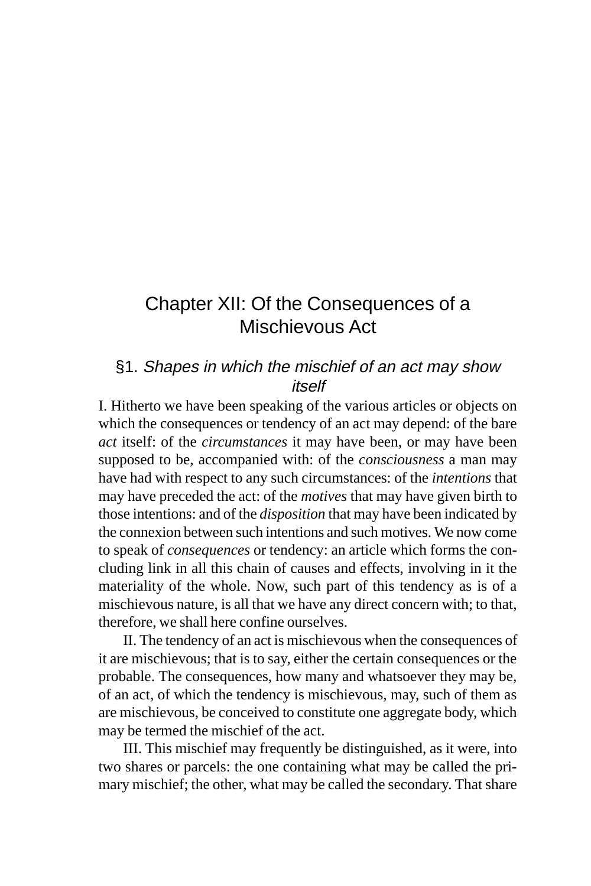# Chapter XII: Of the Consequences of a Mischievous Act

## §1. *Shapes in which the mischief of an act may show itself*

I. Hitherto we have been speaking of the various articles or objects on which the consequences or tendency of an act may depend: of the bare *act* itself: of the *circumstances* it may have been, or may have been supposed to be, accompanied with: of the *consciousness* a man may have had with respect to any such circumstances: of the *intentions* that may have preceded the act: of the *motives* that may have given birth to those intentions: and of the *disposition* that may have been indicated by the connexion between such intentions and such motives. We now come to speak of *consequences* or tendency: an article which forms the concluding link in all this chain of causes and effects, involving in it the materiality of the whole. Now, such part of this tendency as is of a mischievous nature, is all that we have any direct concern with; to that, therefore, we shall here confine ourselves.

II. The tendency of an act is mischievous when the consequences of it are mischievous; that is to say, either the certain consequences or the probable. The consequences, how many and whatsoever they may be, of an act, of which the tendency is mischievous, may, such of them as are mischievous, be conceived to constitute one aggregate body, which may be termed the mischief of the act.

III. This mischief may frequently be distinguished, as it were, into two shares or parcels: the one containing what may be called the primary mischief; the other, what may be called the secondary. That share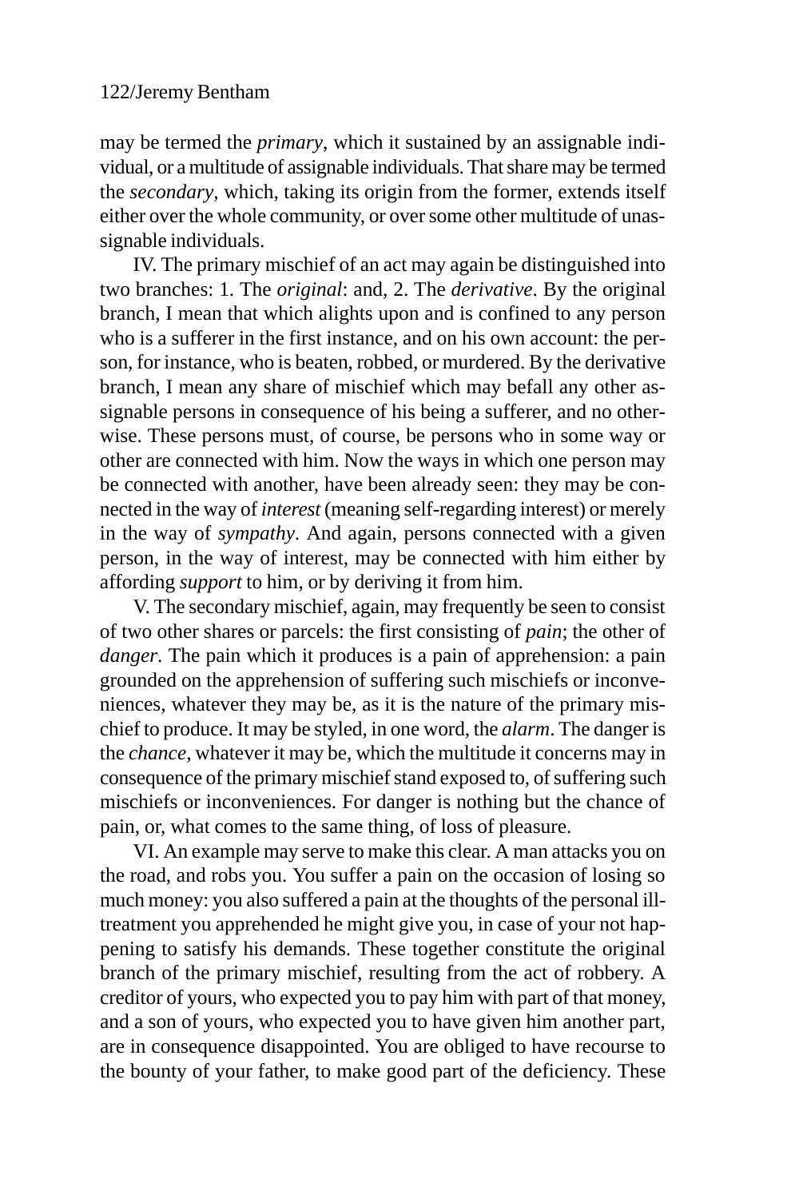may be termed the *primary*, which it sustained by an assignable individual, or a multitude of assignable individuals. That share may be termed the *secondary*, which, taking its origin from the former, extends itself either over the whole community, or over some other multitude of unassignable individuals.

IV. The primary mischief of an act may again be distinguished into two branches: 1. The *original*: and, 2. The *derivative*. By the original branch, I mean that which alights upon and is confined to any person who is a sufferer in the first instance, and on his own account: the person, for instance, who is beaten, robbed, or murdered. By the derivative branch, I mean any share of mischief which may befall any other assignable persons in consequence of his being a sufferer, and no otherwise. These persons must, of course, be persons who in some way or other are connected with him. Now the ways in which one person may be connected with another, have been already seen: they may be connected in the way of *interest* (meaning self-regarding interest) or merely in the way of *sympathy*. And again, persons connected with a given person, in the way of interest, may be connected with him either by affording *support* to him, or by deriving it from him.

V. The secondary mischief, again, may frequently be seen to consist of two other shares or parcels: the first consisting of *pain*; the other of *danger*. The pain which it produces is a pain of apprehension: a pain grounded on the apprehension of suffering such mischiefs or inconveniences, whatever they may be, as it is the nature of the primary mischief to produce. It may be styled, in one word, the *alarm*. The danger is the *chance*, whatever it may be, which the multitude it concerns may in consequence of the primary mischief stand exposed to, of suffering such mischiefs or inconveniences. For danger is nothing but the chance of pain, or, what comes to the same thing, of loss of pleasure.

VI. An example may serve to make this clear. A man attacks you on the road, and robs you. You suffer a pain on the occasion of losing so much money: you also suffered a pain at the thoughts of the personal ill-treatment you apprehended he might give you, in case of your not happening to satisfy his demands. These together constitute the original branch of the primary mischief, resulting from the act of robbery. A creditor of yours, who expected you to pay him with part of that money, and a son of yours, who expected you to have given him another part, are in consequence disappointed. You are obliged to have recourse to the bounty of your father, to make good part of the deficiency. These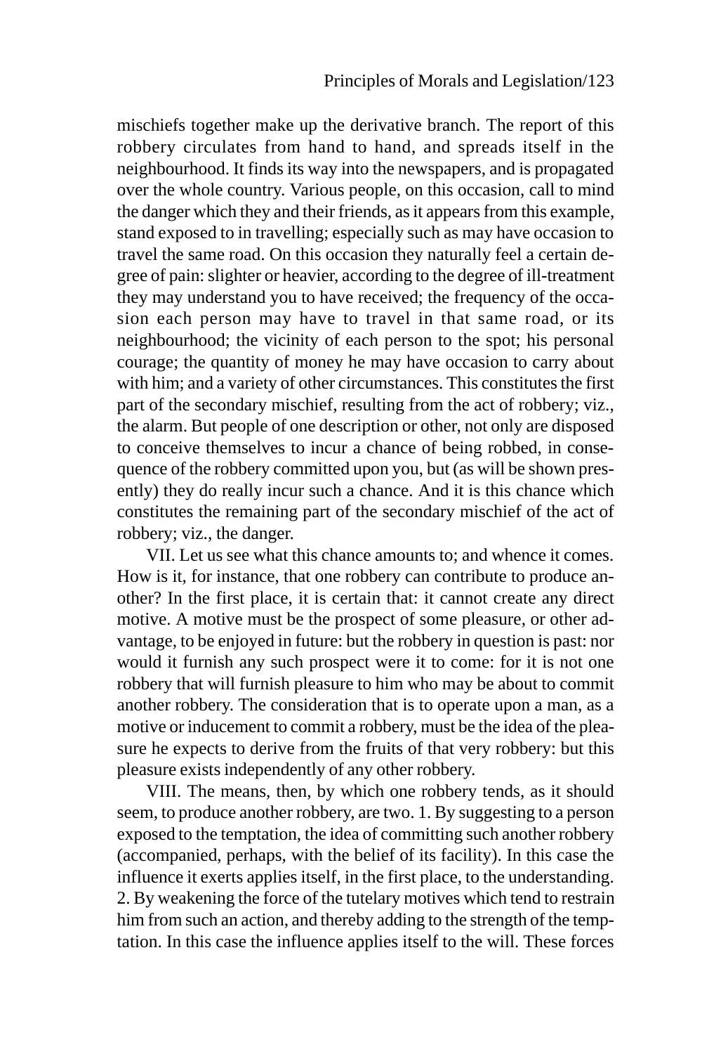mischiefs together make up the derivative branch. The report of this robbery circulates from hand to hand, and spreads itself in the neighbourhood. It finds its way into the newspapers, and is propagated over the whole country. Various people, on this occasion, call to mind the danger which they and their friends, as it appears from this example, stand exposed to in travelling; especially such as may have occasion to travel the same road. On this occasion they naturally feel a certain degree of pain: slighter or heavier, according to the degree of ill-treatment they may understand you to have received; the frequency of the occasion each person may have to travel in that same road, or its neighbourhood; the vicinity of each person to the spot; his personal courage; the quantity of money he may have occasion to carry about with him; and a variety of other circumstances. This constitutes the first part of the secondary mischief, resulting from the act of robbery; viz., the alarm. But people of one description or other, not only are disposed to conceive themselves to incur a chance of being robbed, in consequence of the robbery committed upon you, but (as will be shown presently) they do really incur such a chance. And it is this chance which constitutes the remaining part of the secondary mischief of the act of robbery; viz., the danger.

VII. Let us see what this chance amounts to; and whence it comes. How is it, for instance, that one robbery can contribute to produce another? In the first place, it is certain that: it cannot create any direct motive. A motive must be the prospect of some pleasure, or other advantage, to be enjoyed in future: but the robbery in question is past: nor would it furnish any such prospect were it to come: for it is not one robbery that will furnish pleasure to him who may be about to commit another robbery. The consideration that is to operate upon a man, as a motive or inducement to commit a robbery, must be the idea of the pleasure he expects to derive from the fruits of that very robbery: but this pleasure exists independently of any other robbery.

VIII. The means, then, by which one robbery tends, as it should seem, to produce another robbery, are two. 1. By suggesting to a person exposed to the temptation, the idea of committing such another robbery (accompanied, perhaps, with the belief of its facility). In this case the influence it exerts applies itself, in the first place, to the understanding. 2. By weakening the force of the tutelary motives which tend to restrain him from such an action, and thereby adding to the strength of the temptation. In this case the influence applies itself to the will. These forces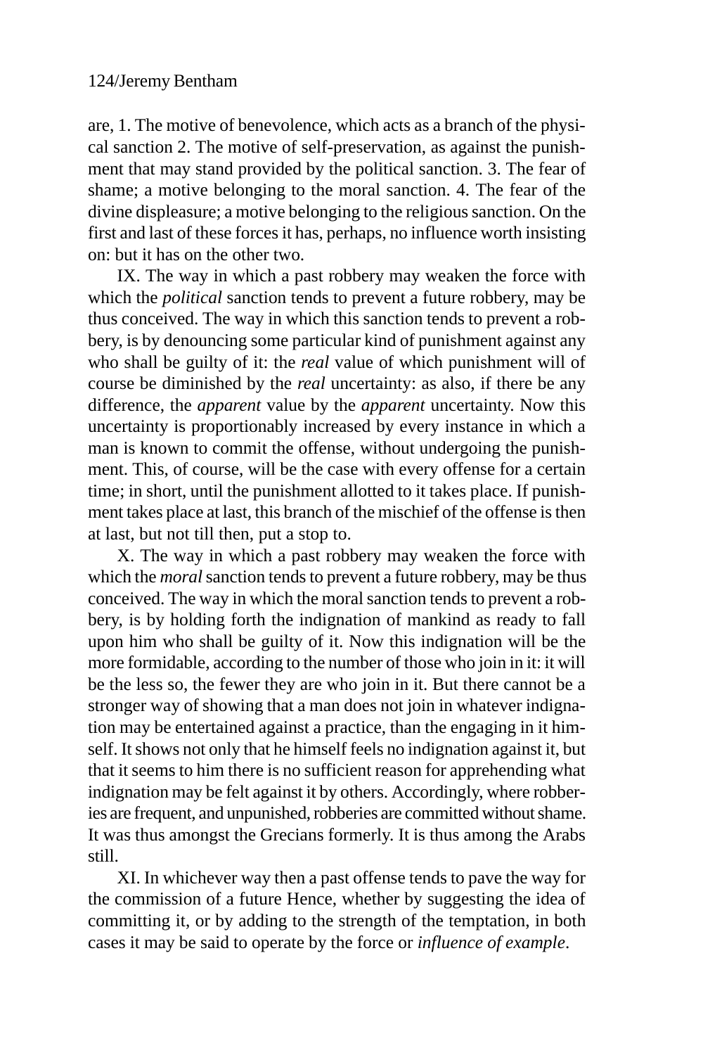are, 1. The motive of benevolence, which acts as a branch of the physical sanction 2. The motive of self-preservation, as against the punishment that may stand provided by the political sanction. 3. The fear of shame; a motive belonging to the moral sanction. 4. The fear of the divine displeasure; a motive belonging to the religious sanction. On the first and last of these forces it has, perhaps, no influence worth insisting on: but it has on the other two.

IX. The way in which a past robbery may weaken the force with which the *political* sanction tends to prevent a future robbery, may be thus conceived. The way in which this sanction tends to prevent a robbery, is by denouncing some particular kind of punishment against any who shall be guilty of it: the *real* value of which punishment will of course be diminished by the *real* uncertainty: as also, if there be any difference, the *apparent* value by the *apparent* uncertainty. Now this uncertainty is proportionably increased by every instance in which a man is known to commit the offense, without undergoing the punishment. This, of course, will be the case with every offense for a certain time; in short, until the punishment allotted to it takes place. If punishment takes place at last, this branch of the mischief of the offense is then at last, but not till then, put a stop to.

X. The way in which a past robbery may weaken the force with which the *moral* sanction tends to prevent a future robbery, may be thus conceived. The way in which the moral sanction tends to prevent a robbery, is by holding forth the indignation of mankind as ready to fall upon him who shall be guilty of it. Now this indignation will be the more formidable, according to the number of those who join in it: it will be the less so, the fewer they are who join in it. But there cannot be a stronger way of showing that a man does not join in whatever indignation may be entertained against a practice, than the engaging in it himself. It shows not only that he himself feels no indignation against it, but that it seems to him there is no sufficient reason for apprehending what indignation may be felt against it by others. Accordingly, where robberies are frequent, and unpunished, robberies are committed without shame. It was thus amongst the Grecians formerly. It is thus among the Arabs still.

XI. In whichever way then a past offense tends to pave the way for the commission of a future Hence, whether by suggesting the idea of committing it, or by adding to the strength of the temptation, in both cases it may be said to operate by the force or *influence of example*.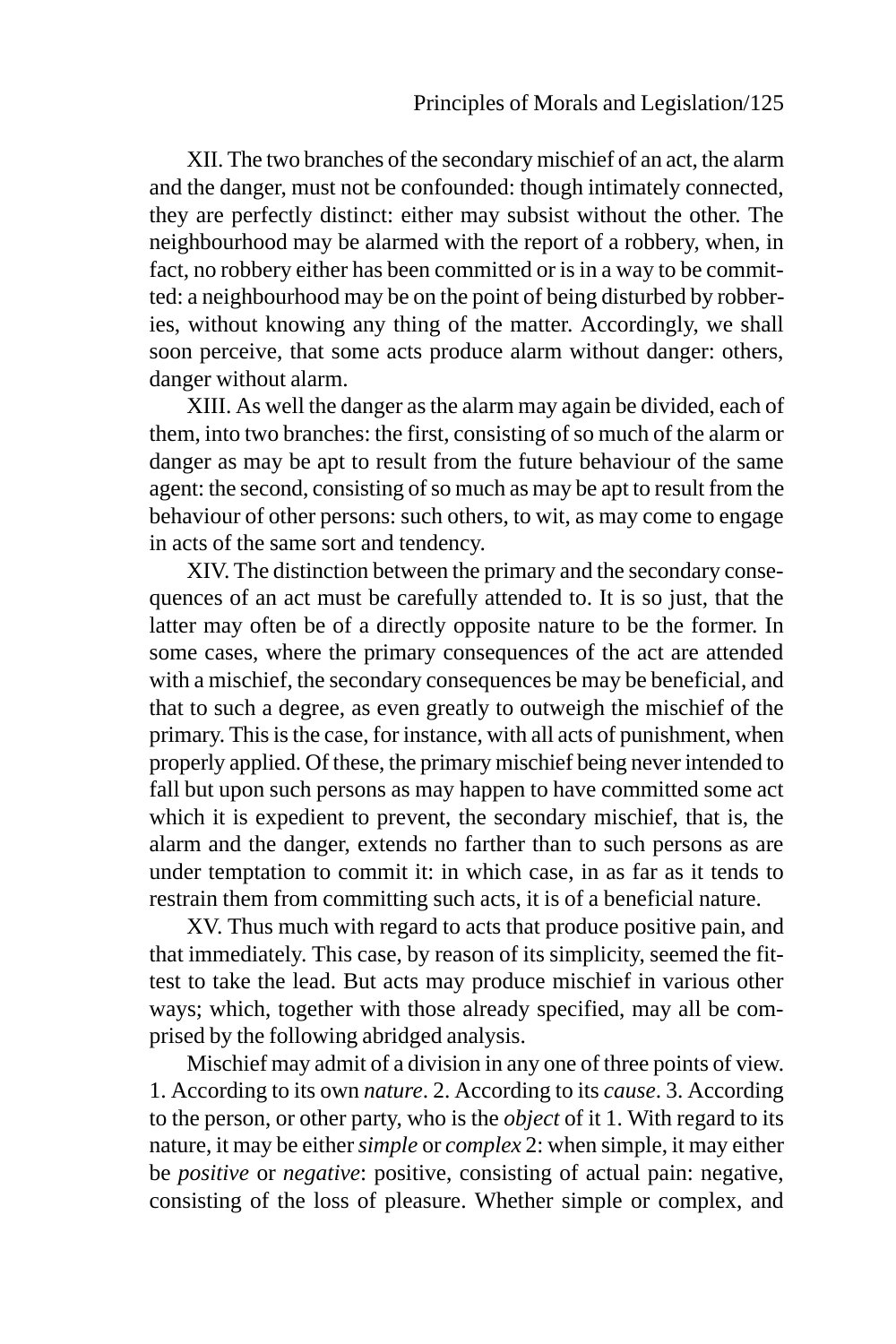XII. The two branches of the secondary mischief of an act, the alarm and the danger, must not be confounded: though intimately connected, they are perfectly distinct: either may subsist without the other. The neighbourhood may be alarmed with the report of a robbery, when, in fact, no robbery either has been committed or is in a way to be committed: a neighbourhood may be on the point of being disturbed by robberies, without knowing any thing of the matter. Accordingly, we shall soon perceive, that some acts produce alarm without danger: others, danger without alarm.

XIII. As well the danger as the alarm may again be divided, each of them, into two branches: the first, consisting of so much of the alarm or danger as may be apt to result from the future behaviour of the same agent: the second, consisting of so much as may be apt to result from the behaviour of other persons: such others, to wit, as may come to engage in acts of the same sort and tendency.

XIV. The distinction between the primary and the secondary consequences of an act must be carefully attended to. It is so just, that the latter may often be of a directly opposite nature to be the former. In some cases, where the primary consequences of the act are attended with a mischief, the secondary consequences be may be beneficial, and that to such a degree, as even greatly to outweigh the mischief of the primary. This is the case, for instance, with all acts of punishment, when properly applied. Of these, the primary mischief being never intended to fall but upon such persons as may happen to have committed some act which it is expedient to prevent, the secondary mischief, that is, the alarm and the danger, extends no farther than to such persons as are under temptation to commit it: in which case, in as far as it tends to restrain them from committing such acts, it is of a beneficial nature.

XV. Thus much with regard to acts that produce positive pain, and that immediately. This case, by reason of its simplicity, seemed the fittest to take the lead. But acts may produce mischief in various other ways; which, together with those already specified, may all be comprised by the following abridged analysis.

Mischief may admit of a division in any one of three points of view. 1. According to its own *nature*. 2. According to its *cause*. 3. According to the person, or other party, who is the *object* of it 1. With regard to its nature, it may be either *simple* or *complex* 2: when simple, it may either be *positive* or *negative*: positive, consisting of actual pain: negative, consisting of the loss of pleasure. Whether simple or complex, and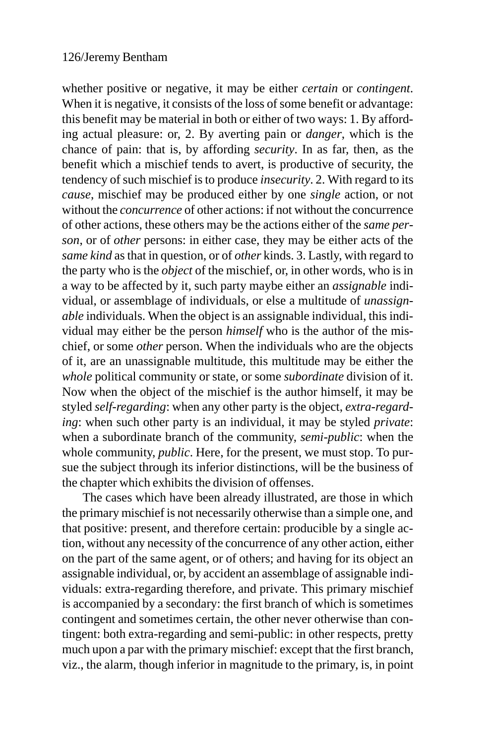whether positive or negative, it may be either *certain* or *contingent*. When it is negative, it consists of the loss of some benefit or advantage: this benefit may be material in both or either of two ways: 1. By affording actual pleasure: or, 2. By averting pain or *danger*, which is the chance of pain: that is, by affording *security*. In as far, then, as the benefit which a mischief tends to avert, is productive of security, the tendency of such mischief is to produce *insecurity*. 2. With regard to its *cause*, mischief may be produced either by one *single* action, or not without the *concurrence* of other actions: if not without the concurrence of other actions, these others may be the actions either of the *same person*, or of *other* persons: in either case, they may be either acts of the *same kind* as that in question, or of *other* kinds. 3. Lastly, with regard to the party who is the *object* of the mischief, or, in other words, who is in a way to be affected by it, such party maybe either an *assignable* individual, or assemblage of individuals, or else a multitude of *unassignable* individuals. When the object is an assignable individual, this individual may either be the person *himself* who is the author of the mischief, or some *other* person. When the individuals who are the objects of it, are an unassignable multitude, this multitude may be either the *whole* political community or state, or some *subordinate* division of it. Now when the object of the mischief is the author himself, it may be styled *self-regarding*: when any other party is the object, *extra-regarding*: when such other party is an individual, it may be styled *private*: when a subordinate branch of the community, *semi-public*: when the whole community, *public*. Here, for the present, we must stop. To pursue the subject through its inferior distinctions, will be the business of the chapter which exhibits the division of offenses.

The cases which have been already illustrated, are those in which the primary mischief is not necessarily otherwise than a simple one, and that positive: present, and therefore certain: producible by a single action, without any necessity of the concurrence of any other action, either on the part of the same agent, or of others; and having for its object an assignable individual, or, by accident an assemblage of assignable individuals: extra-regarding therefore, and private. This primary mischief is accompanied by a secondary: the first branch of which is sometimes contingent and sometimes certain, the other never otherwise than contingent: both extra-regarding and semi-public: in other respects, pretty much upon a par with the primary mischief: except that the first branch, viz., the alarm, though inferior in magnitude to the primary, is, in point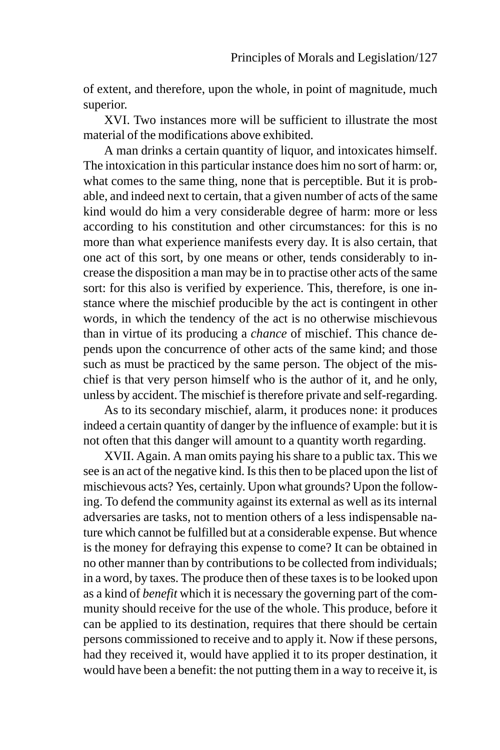of extent, and therefore, upon the whole, in point of magnitude, much superior.

XVI. Two instances more will be sufficient to illustrate the most material of the modifications above exhibited.

A man drinks a certain quantity of liquor, and intoxicates himself. The intoxication in this particular instance does him no sort of harm: or, what comes to the same thing, none that is perceptible. But it is probable, and indeed next to certain, that a given number of acts of the same kind would do him a very considerable degree of harm: more or less according to his constitution and other circumstances: for this is no more than what experience manifests every day. It is also certain, that one act of this sort, by one means or other, tends considerably to increase the disposition a man may be in to practise other acts of the same sort: for this also is verified by experience. This, therefore, is one instance where the mischief producible by the act is contingent in other words, in which the tendency of the act is no otherwise mischievous than in virtue of its producing a *chance* of mischief. This chance depends upon the concurrence of other acts of the same kind; and those such as must be practiced by the same person. The object of the mischief is that very person himself who is the author of it, and he only, unless by accident. The mischief is therefore private and self-regarding.

As to its secondary mischief, alarm, it produces none: it produces indeed a certain quantity of danger by the influence of example: but it is not often that this danger will amount to a quantity worth regarding.

XVII. Again. A man omits paying his share to a public tax. This we see is an act of the negative kind. Is this then to be placed upon the list of mischievous acts? Yes, certainly. Upon what grounds? Upon the following. To defend the community against its external as well as its internal adversaries are tasks, not to mention others of a less indispensable nature which cannot be fulfilled but at a considerable expense. But whence is the money for defraying this expense to come? It can be obtained in no other manner than by contributions to be collected from individuals; in a word, by taxes. The produce then of these taxes is to be looked upon as a kind of *benefit* which it is necessary the governing part of the community should receive for the use of the whole. This produce, before it can be applied to its destination, requires that there should be certain persons commissioned to receive and to apply it. Now if these persons, had they received it, would have applied it to its proper destination, it would have been a benefit: the not putting them in a way to receive it, is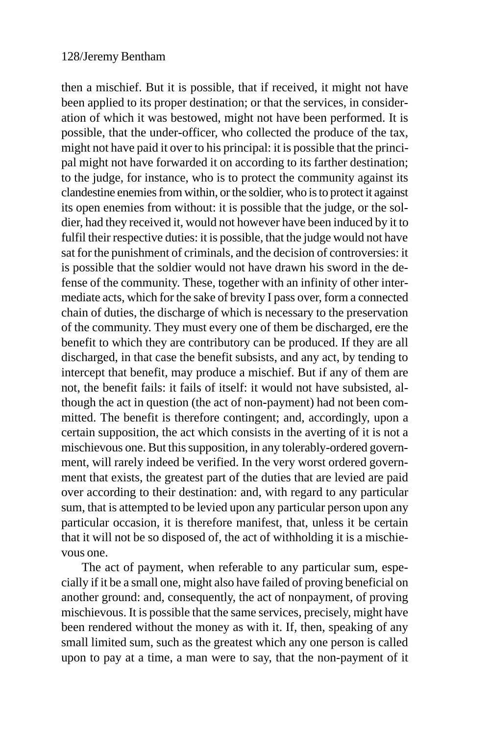then a mischief. But it is possible, that if received, it might not have been applied to its proper destination; or that the services, in consideration of which it was bestowed, might not have been performed. It is possible, that the under-officer, who collected the produce of the tax, might not have paid it over to his principal: it is possible that the principal might not have forwarded it on according to its farther destination; to the judge, for instance, who is to protect the community against its clandestine enemies from within, or the soldier, who is to protect it against its open enemies from without: it is possible that the judge, or the soldier, had they received it, would not however have been induced by it to fulfil their respective duties: it is possible, that the judge would not have sat for the punishment of criminals, and the decision of controversies: it is possible that the soldier would not have drawn his sword in the defense of the community. These, together with an infinity of other intermediate acts, which for the sake of brevity I pass over, form a connected chain of duties, the discharge of which is necessary to the preservation of the community. They must every one of them be discharged, ere the benefit to which they are contributory can be produced. If they are all discharged, in that case the benefit subsists, and any act, by tending to intercept that benefit, may produce a mischief. But if any of them are not, the benefit fails: it fails of itself: it would not have subsisted, although the act in question (the act of non-payment) had not been committed. The benefit is therefore contingent; and, accordingly, upon a certain supposition, the act which consists in the averting of it is not a mischievous one. But this supposition, in any tolerably-ordered government, will rarely indeed be verified. In the very worst ordered government that exists, the greatest part of the duties that are levied are paid over according to their destination: and, with regard to any particular sum, that is attempted to be levied upon any particular person upon any particular occasion, it is therefore manifest, that, unless it be certain that it will not be so disposed of, the act of withholding it is a mischievous one.

The act of payment, when referable to any particular sum, especially if it be a small one, might also have failed of proving beneficial on another ground: and, consequently, the act of nonpayment, of proving mischievous. It is possible that the same services, precisely, might have been rendered without the money as with it. If, then, speaking of any small limited sum, such as the greatest which any one person is called upon to pay at a time, a man were to say, that the non-payment of it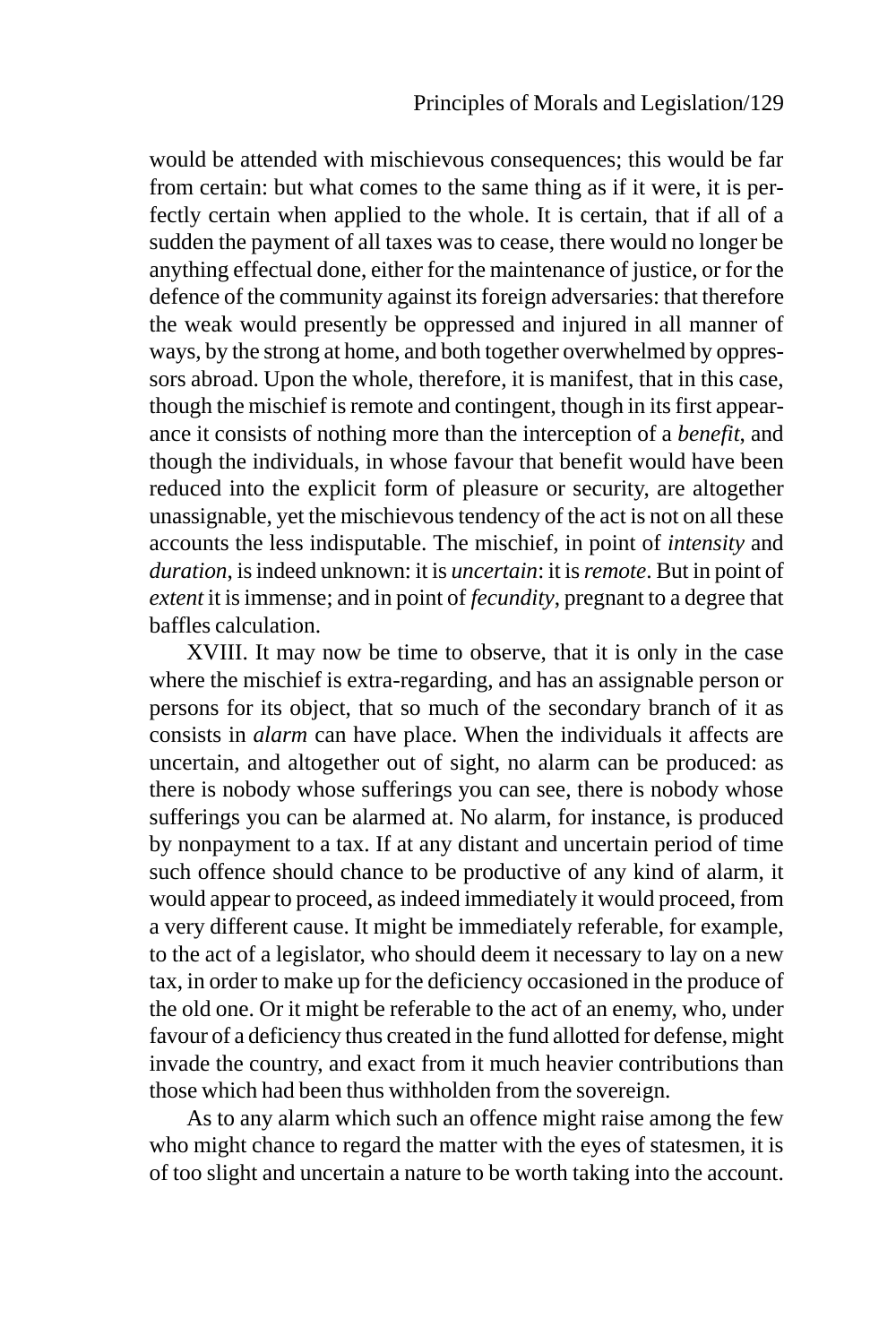would be attended with mischievous consequences; this would be far from certain: but what comes to the same thing as if it were, it is perfectly certain when applied to the whole. It is certain, that if all of a sudden the payment of all taxes was to cease, there would no longer be anything effectual done, either for the maintenance of justice, or for the defence of the community against its foreign adversaries: that therefore the weak would presently be oppressed and injured in all manner of ways, by the strong at home, and both together overwhelmed by oppressors abroad. Upon the whole, therefore, it is manifest, that in this case, though the mischief is remote and contingent, though in its first appearance it consists of nothing more than the interception of a *benefit*, and though the individuals, in whose favour that benefit would have been reduced into the explicit form of pleasure or security, are altogether unassignable, yet the mischievous tendency of the act is not on all these accounts the less indisputable. The mischief, in point of *intensity* and *duration*, is indeed unknown: it is *uncertain*: it is *remote*. But in point of *extent* it is immense; and in point of *fecundity*, pregnant to a degree that baffles calculation.

XVIII. It may now be time to observe, that it is only in the case where the mischief is extra-regarding, and has an assignable person or persons for its object, that so much of the secondary branch of it as consists in *alarm* can have place. When the individuals it affects are uncertain, and altogether out of sight, no alarm can be produced: as there is nobody whose sufferings you can see, there is nobody whose sufferings you can be alarmed at. No alarm, for instance, is produced by nonpayment to a tax. If at any distant and uncertain period of time such offence should chance to be productive of any kind of alarm, it would appear to proceed, as indeed immediately it would proceed, from a very different cause. It might be immediately referable, for example, to the act of a legislator, who should deem it necessary to lay on a new tax, in order to make up for the deficiency occasioned in the produce of the old one. Or it might be referable to the act of an enemy, who, under favour of a deficiency thus created in the fund allotted for defense, might invade the country, and exact from it much heavier contributions than those which had been thus withholden from the sovereign.

As to any alarm which such an offence might raise among the few who might chance to regard the matter with the eyes of statesmen, it is of too slight and uncertain a nature to be worth taking into the account.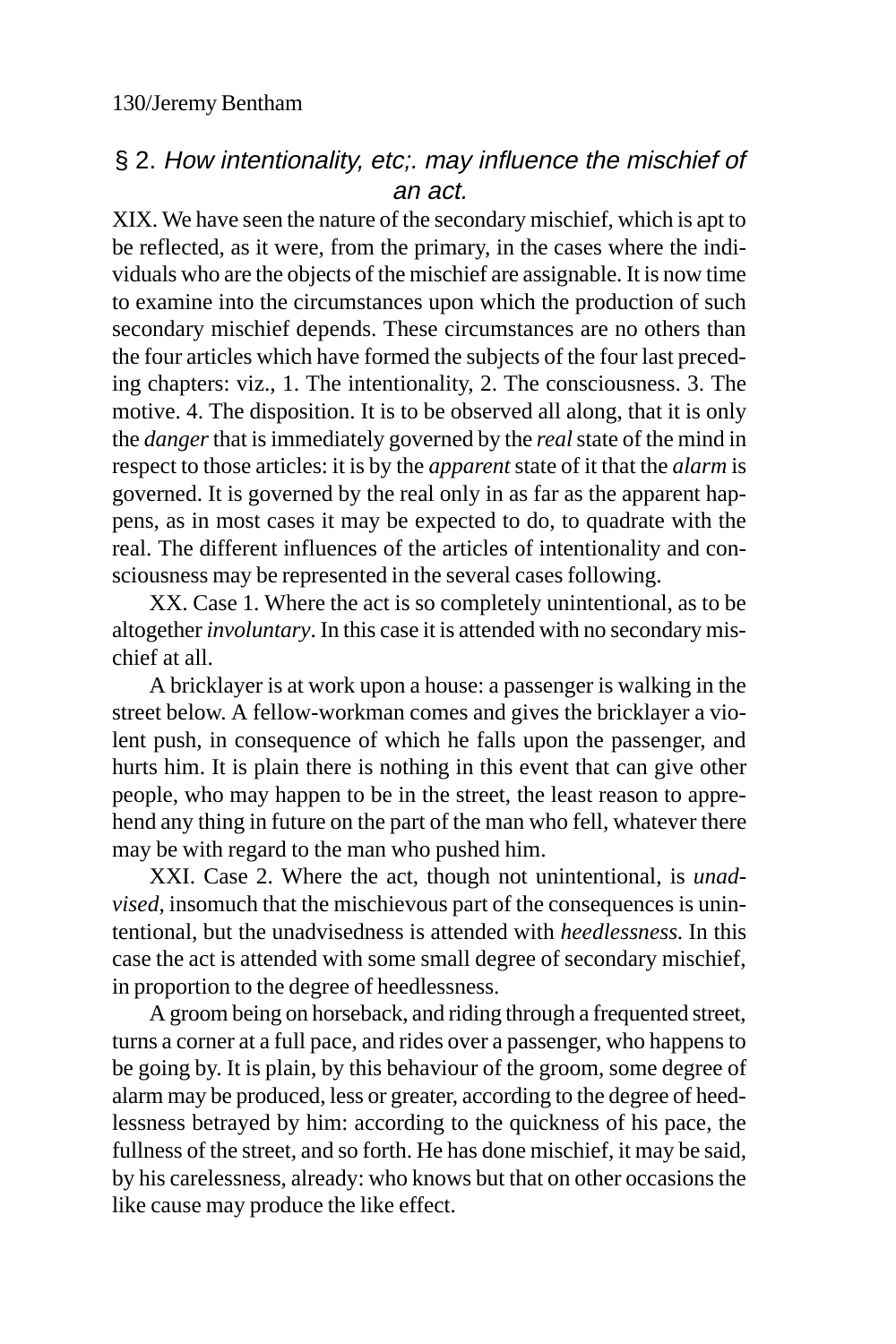## § 2. *How intentionality, etc;. may influence the mischief of an act.*

XIX. We have seen the nature of the secondary mischief, which is apt to be reflected, as it were, from the primary, in the cases where the individuals who are the objects of the mischief are assignable. It is now time to examine into the circumstances upon which the production of such secondary mischief depends. These circumstances are no others than the four articles which have formed the subjects of the four last preceding chapters: viz., 1. The intentionality, 2. The consciousness. 3. The motive. 4. The disposition. It is to be observed all along, that it is only the *danger* that is immediately governed by the *real* state of the mind in respect to those articles: it is by the *apparent* state of it that the *alarm* is governed. It is governed by the real only in as far as the apparent happens, as in most cases it may be expected to do, to quadrate with the real. The different influences of the articles of intentionality and consciousness may be represented in the several cases following.

XX. Case 1. Where the act is so completely unintentional, as to be altogether *involuntary*. In this case it is attended with no secondary mischief at all.

A bricklayer is at work upon a house: a passenger is walking in the street below. A fellow-workman comes and gives the bricklayer a violent push, in consequence of which he falls upon the passenger, and hurts him. It is plain there is nothing in this event that can give other people, who may happen to be in the street, the least reason to apprehend any thing in future on the part of the man who fell, whatever there may be with regard to the man who pushed him.

XXI. Case 2. Where the act, though not unintentional, is *unadvised*, insomuch that the mischievous part of the consequences is unintentional, but the unadvisedness is attended with *heedlessness*. In this case the act is attended with some small degree of secondary mischief, in proportion to the degree of heedlessness.

A groom being on horseback, and riding through a frequented street, turns a corner at a full pace, and rides over a passenger, who happens to be going by. It is plain, by this behaviour of the groom, some degree of alarm may be produced, less or greater, according to the degree of heedlessness betrayed by him: according to the quickness of his pace, the fullness of the street, and so forth. He has done mischief, it may be said, by his carelessness, already: who knows but that on other occasions the like cause may produce the like effect.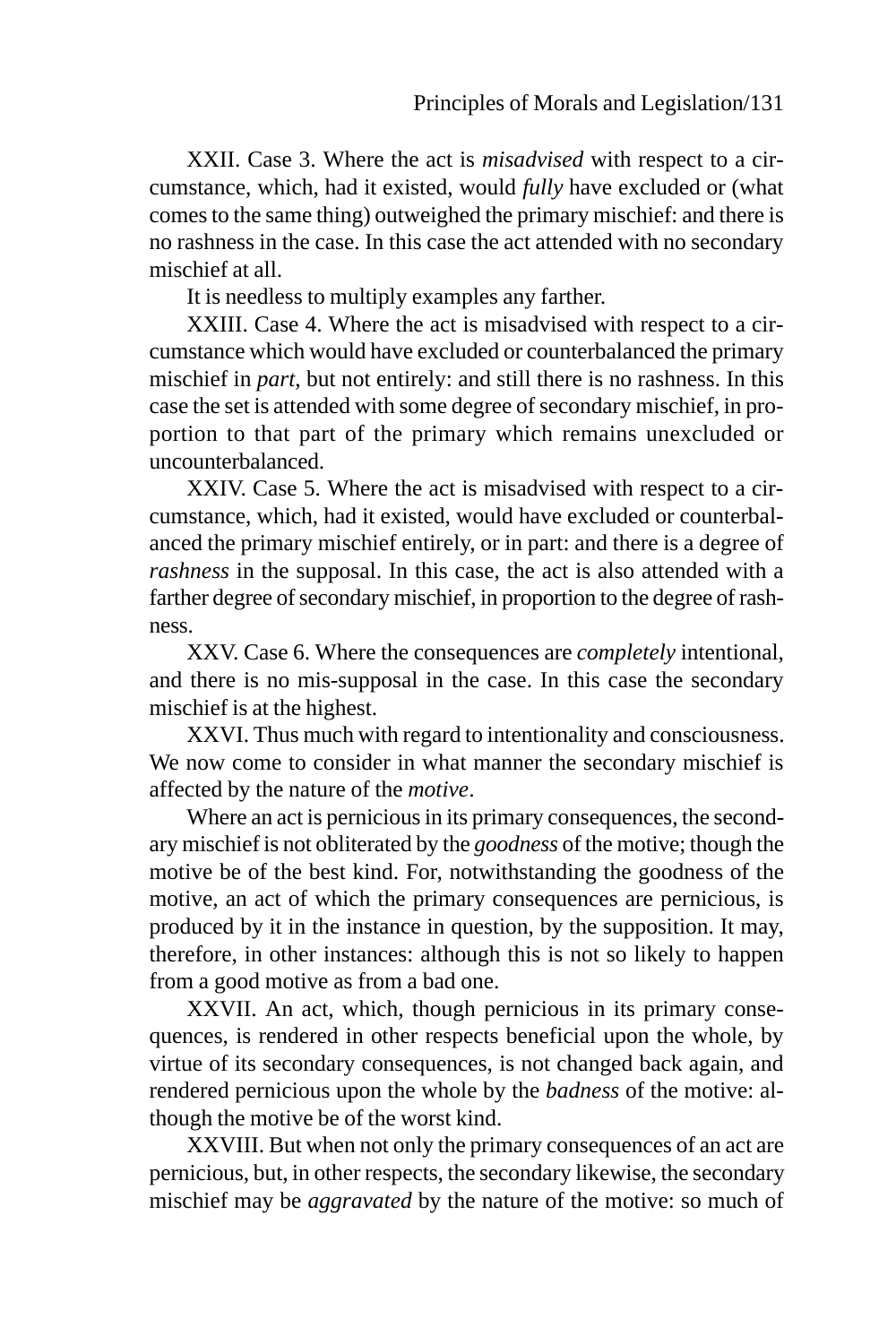XXII. Case 3. Where the act is *misadvised* with respect to a circumstance, which, had it existed, would *fully* have excluded or (what comes to the same thing) outweighed the primary mischief: and there is no rashness in the case. In this case the act attended with no secondary mischief at all.

It is needless to multiply examples any farther.

XXIII. Case 4. Where the act is misadvised with respect to a circumstance which would have excluded or counterbalanced the primary mischief in *part*, but not entirely: and still there is no rashness. In this case the set is attended with some degree of secondary mischief, in proportion to that part of the primary which remains unexcluded or uncounterbalanced.

XXIV. Case 5. Where the act is misadvised with respect to a circumstance, which, had it existed, would have excluded or counterbalanced the primary mischief entirely, or in part: and there is a degree of *rashness* in the supposal. In this case, the act is also attended with a farther degree of secondary mischief, in proportion to the degree of rashness.

XXV. Case 6. Where the consequences are *completely* intentional, and there is no mis-supposal in the case. In this case the secondary mischief is at the highest.

XXVI. Thus much with regard to intentionality and consciousness. We now come to consider in what manner the secondary mischief is affected by the nature of the *motive*.

Where an act is pernicious in its primary consequences, the secondary mischief is not obliterated by the *goodness* of the motive; though the motive be of the best kind. For, notwithstanding the goodness of the motive, an act of which the primary consequences are pernicious, is produced by it in the instance in question, by the supposition. It may, therefore, in other instances: although this is not so likely to happen from a good motive as from a bad one.

XXVII. An act, which, though pernicious in its primary consequences, is rendered in other respects beneficial upon the whole, by virtue of its secondary consequences, is not changed back again, and rendered pernicious upon the whole by the *badness* of the motive: although the motive be of the worst kind.

XXVIII. But when not only the primary consequences of an act are pernicious, but, in other respects, the secondary likewise, the secondary mischief may be *aggravated* by the nature of the motive: so much of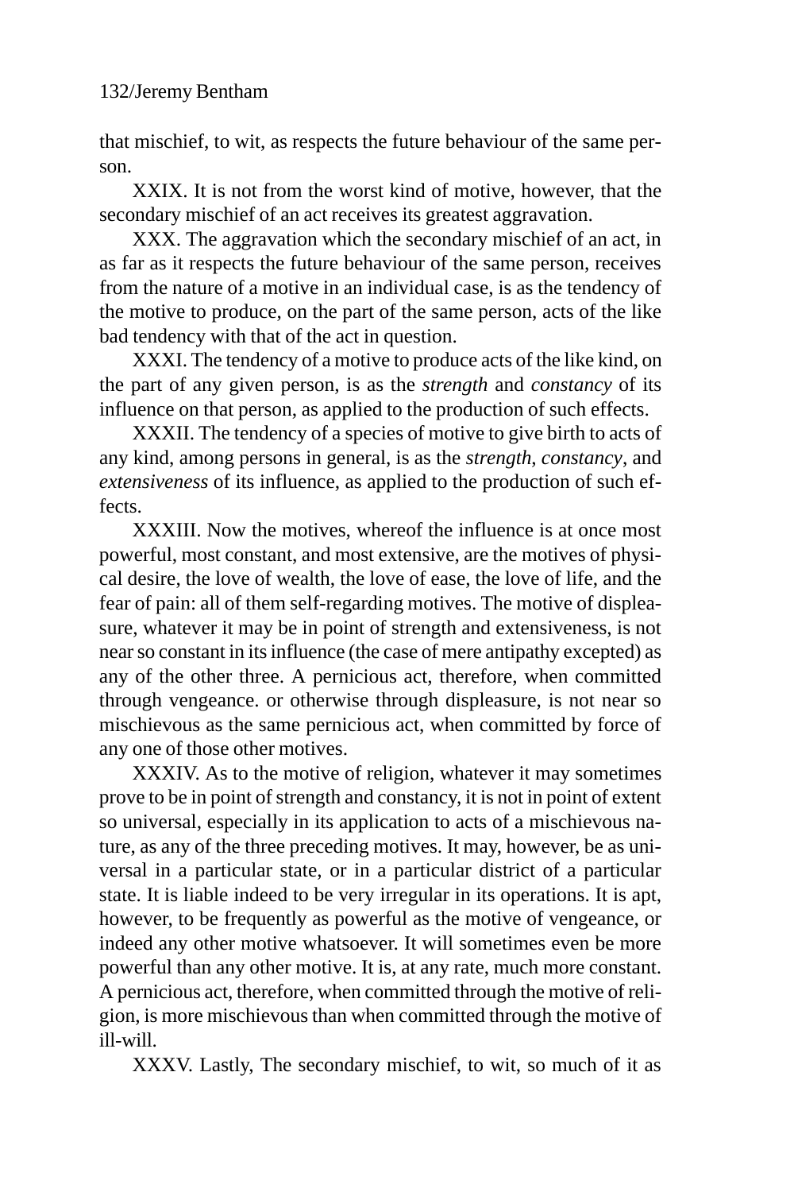that mischief, to wit, as respects the future behaviour of the same person.

XXIX. It is not from the worst kind of motive, however, that the secondary mischief of an act receives its greatest aggravation.

XXX. The aggravation which the secondary mischief of an act, in as far as it respects the future behaviour of the same person, receives from the nature of a motive in an individual case, is as the tendency of the motive to produce, on the part of the same person, acts of the like bad tendency with that of the act in question.

XXXI. The tendency of a motive to produce acts of the like kind, on the part of any given person, is as the *strength* and *constancy* of its influence on that person, as applied to the production of such effects.

XXXII. The tendency of a species of motive to give birth to acts of any kind, among persons in general, is as the *strength, constancy*, and *extensiveness* of its influence, as applied to the production of such effects.

XXXIII. Now the motives, whereof the influence is at once most powerful, most constant, and most extensive, are the motives of physical desire, the love of wealth, the love of ease, the love of life, and the fear of pain: all of them self-regarding motives. The motive of displeasure, whatever it may be in point of strength and extensiveness, is not near so constant in its influence (the case of mere antipathy excepted) as any of the other three. A pernicious act, therefore, when committed through vengeance. or otherwise through displeasure, is not near so mischievous as the same pernicious act, when committed by force of any one of those other motives.

XXXIV. As to the motive of religion, whatever it may sometimes prove to be in point of strength and constancy, it is not in point of extent so universal, especially in its application to acts of a mischievous nature, as any of the three preceding motives. It may, however, be as universal in a particular state, or in a particular district of a particular state. It is liable indeed to be very irregular in its operations. It is apt, however, to be frequently as powerful as the motive of vengeance, or indeed any other motive whatsoever. It will sometimes even be more powerful than any other motive. It is, at any rate, much more constant. A pernicious act, therefore, when committed through the motive of religion, is more mischievous than when committed through the motive of ill-will.

XXXV. Lastly, The secondary mischief, to wit, so much of it as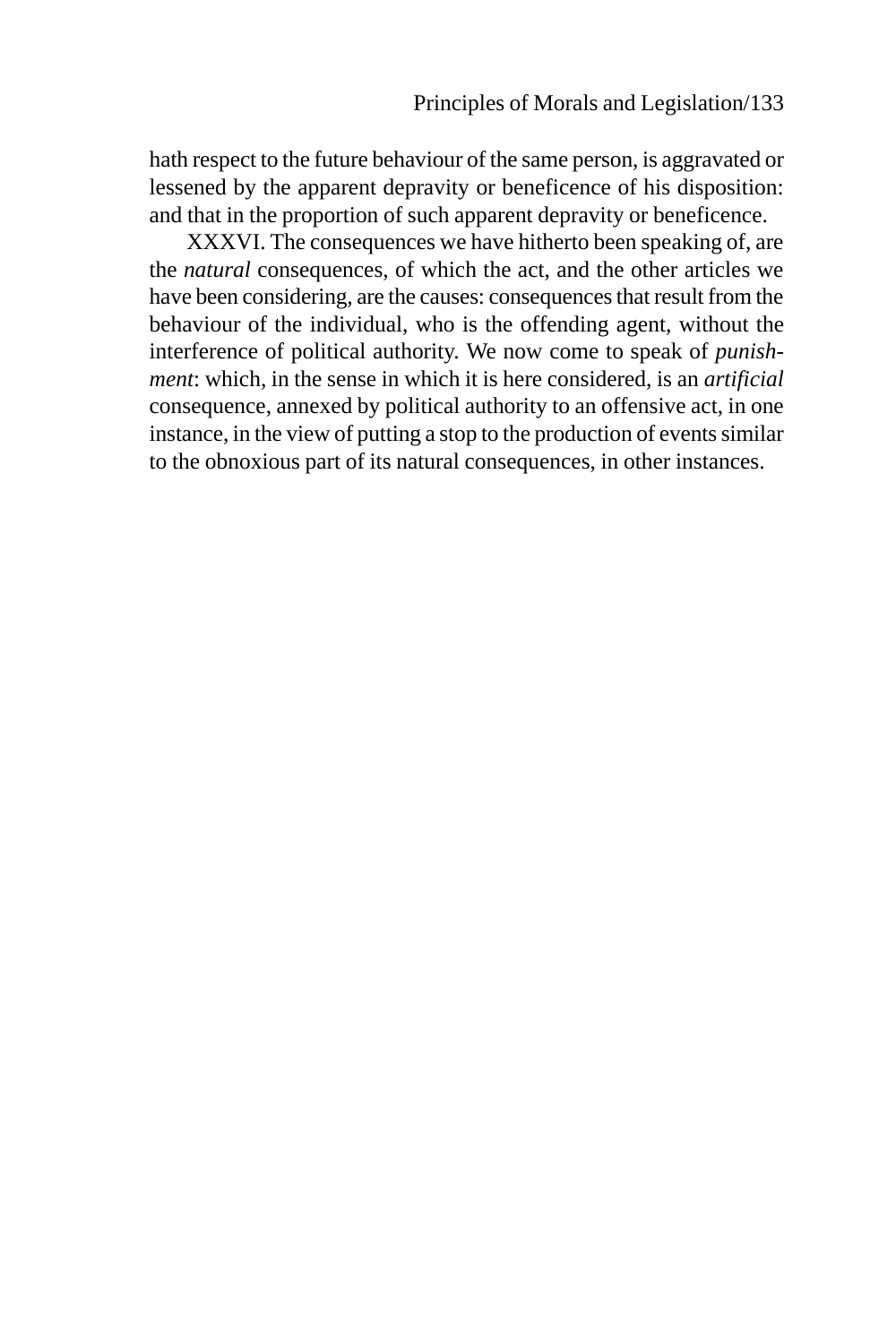hath respect to the future behaviour of the same person, is aggravated or lessened by the apparent depravity or beneficence of his disposition: and that in the proportion of such apparent depravity or beneficence.

XXXVI. The consequences we have hitherto been speaking of, are the *natural* consequences, of which the act, and the other articles we have been considering, are the causes: consequences that result from the behaviour of the individual, who is the offending agent, without the interference of political authority. We now come to speak of *punishment*: which, in the sense in which it is here considered, is an *artificial* consequence, annexed by political authority to an offensive act, in one instance, in the view of putting a stop to the production of events similar to the obnoxious part of its natural consequences, in other instances.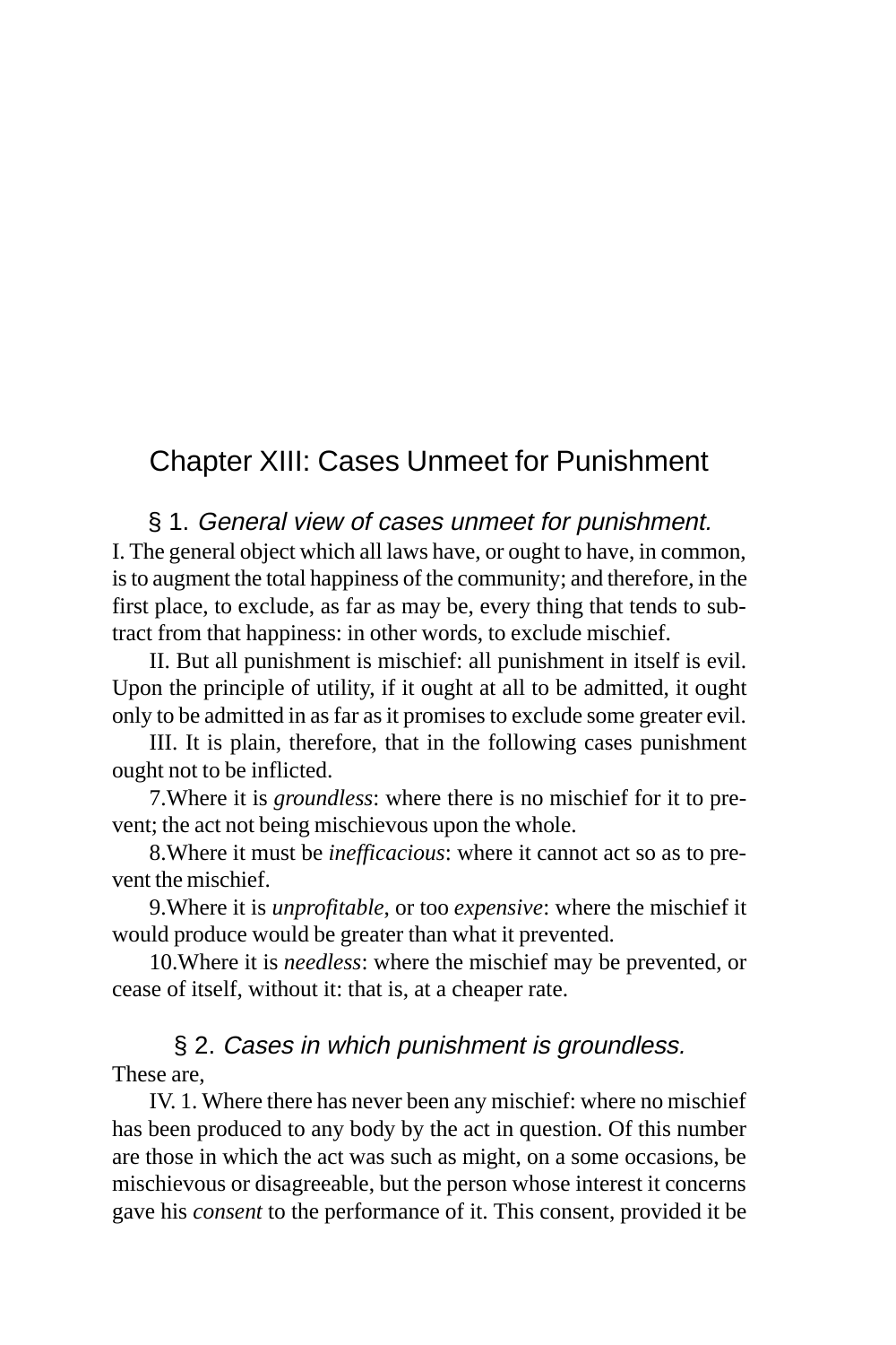# Chapter XIII: Cases Unmeet for Punishment

## § 1. *General view of cases unmeet for punishment.*

I. The general object which all laws have, or ought to have, in common, is to augment the total happiness of the community; and therefore, in the first place, to exclude, as far as may be, every thing that tends to subtract from that happiness: in other words, to exclude mischief.

II. But all punishment is mischief: all punishment in itself is evil. Upon the principle of utility, if it ought at all to be admitted, it ought only to be admitted in as far as it promises to exclude some greater evil.

III. It is plain, therefore, that in the following cases punishment ought not to be inflicted.

7.Where it is *groundless*: where there is no mischief for it to prevent; the act not being mischievous upon the whole.

8.Where it must be *inefficacious*: where it cannot act so as to prevent the mischief.

9.Where it is *unprofitable*, or too *expensive*: where the mischief it would produce would be greater than what it prevented.

10.Where it is *needless*: where the mischief may be prevented, or cease of itself, without it: that is, at a cheaper rate.

## § 2. *Cases in which punishment is groundless.*

These are,

IV. 1. Where there has never been any mischief: where no mischief has been produced to any body by the act in question. Of this number are those in which the act was such as might, on a some occasions, be mischievous or disagreeable, but the person whose interest it concerns gave his *consent* to the performance of it. This consent, provided it be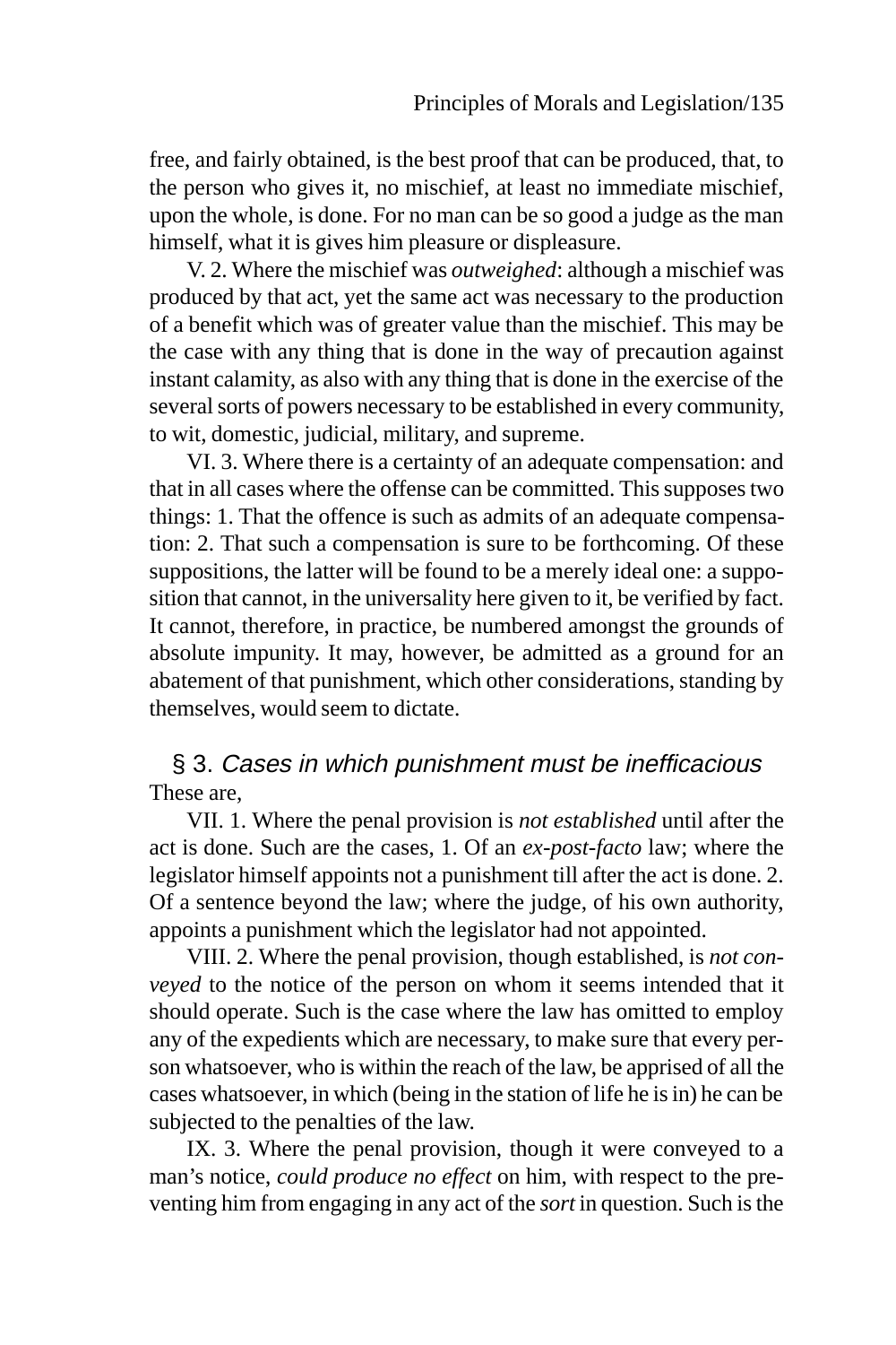free, and fairly obtained, is the best proof that can be produced, that, to the person who gives it, no mischief, at least no immediate mischief, upon the whole, is done. For no man can be so good a judge as the man himself, what it is gives him pleasure or displeasure.

V. 2. Where the mischief was *outweighed*: although a mischief was produced by that act, yet the same act was necessary to the production of a benefit which was of greater value than the mischief. This may be the case with any thing that is done in the way of precaution against instant calamity, as also with any thing that is done in the exercise of the several sorts of powers necessary to be established in every community, to wit, domestic, judicial, military, and supreme.

VI. 3. Where there is a certainty of an adequate compensation: and that in all cases where the offense can be committed. This supposes two things: 1. That the offence is such as admits of an adequate compensation: 2. That such a compensation is sure to be forthcoming. Of these suppositions, the latter will be found to be a merely ideal one: a supposition that cannot, in the universality here given to it, be verified by fact. It cannot, therefore, in practice, be numbered amongst the grounds of absolute impunity. It may, however, be admitted as a ground for an abatement of that punishment, which other considerations, standing by themselves, would seem to dictate.

## § 3. *Cases in which punishment must be inefficacious*

These are,

VII. 1. Where the penal provision is *not established* until after the act is done. Such are the cases, 1. Of an *ex-post-facto* law; where the legislator himself appoints not a punishment till after the act is done. 2. Of a sentence beyond the law; where the judge, of his own authority, appoints a punishment which the legislator had not appointed.

VIII. 2. Where the penal provision, though established, is *not conveyed* to the notice of the person on whom it seems intended that it should operate. Such is the case where the law has omitted to employ any of the expedients which are necessary, to make sure that every person whatsoever, who is within the reach of the law, be apprised of all the cases whatsoever, in which (being in the station of life he is in) he can be subjected to the penalties of the law.

IX. 3. Where the penal provision, though it were conveyed to a man's notice, *could produce no effect* on him, with respect to the preventing him from engaging in any act of the *sort* in question. Such is the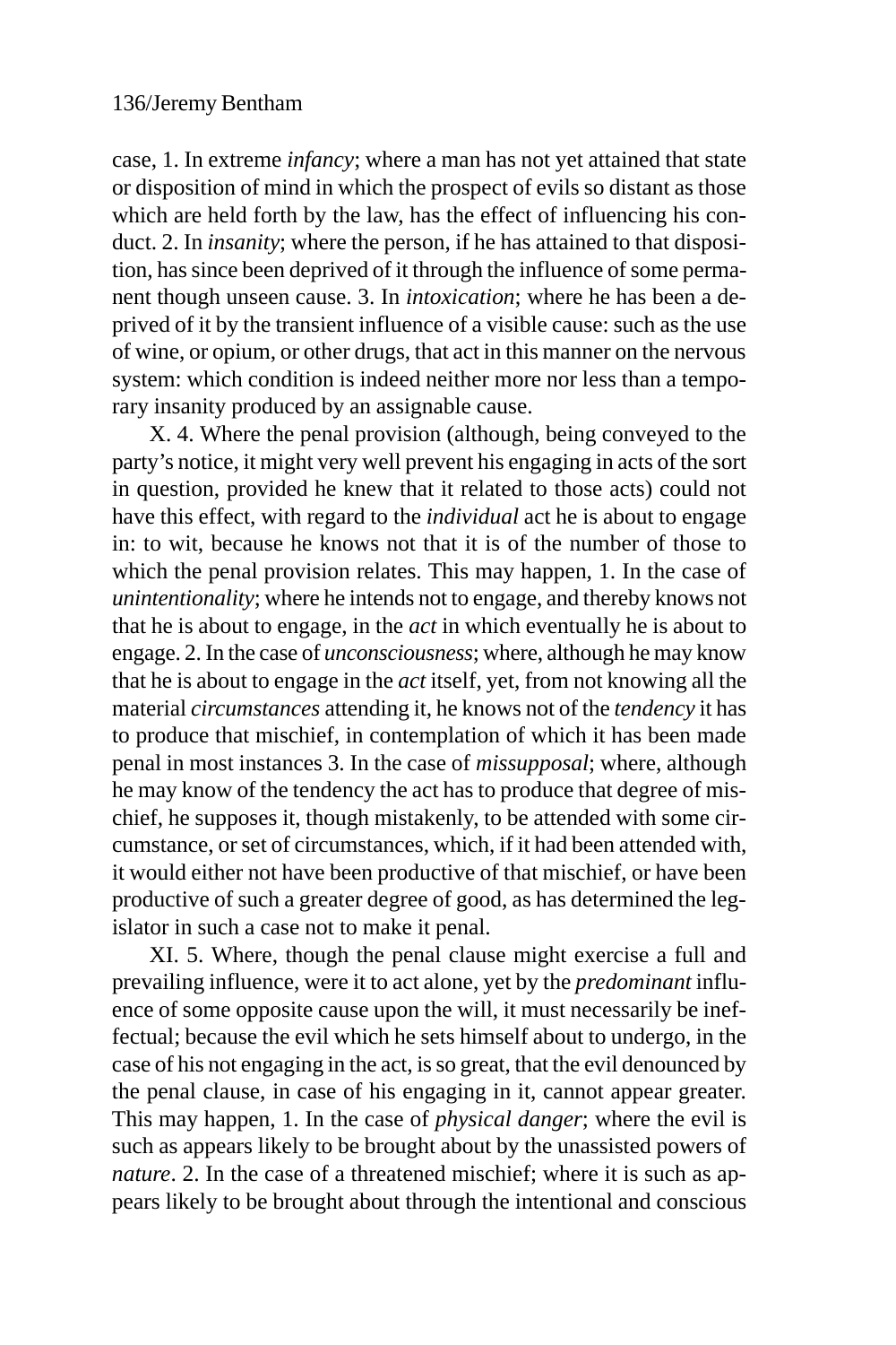case, 1. In extreme *infancy*; where a man has not yet attained that state or disposition of mind in which the prospect of evils so distant as those which are held forth by the law, has the effect of influencing his conduct. 2. In *insanity*; where the person, if he has attained to that disposition, has since been deprived of it through the influence of some permanent though unseen cause. 3. In *intoxication*; where he has been a deprived of it by the transient influence of a visible cause: such as the use of wine, or opium, or other drugs, that act in this manner on the nervous system: which condition is indeed neither more nor less than a temporary insanity produced by an assignable cause.

X. 4. Where the penal provision (although, being conveyed to the party's notice, it might very well prevent his engaging in acts of the sort in question, provided he knew that it related to those acts) could not have this effect, with regard to the *individual* act he is about to engage in: to wit, because he knows not that it is of the number of those to which the penal provision relates. This may happen, 1. In the case of *unintentionality*; where he intends not to engage, and thereby knows not that he is about to engage, in the *act* in which eventually he is about to engage. 2. In the case of *unconsciousness*; where, although he may know that he is about to engage in the *act* itself, yet, from not knowing all the material *circumstances* attending it, he knows not of the *tendency* it has to produce that mischief, in contemplation of which it has been made penal in most instances 3. In the case of *missupposal*; where, although he may know of the tendency the act has to produce that degree of mischief, he supposes it, though mistakenly, to be attended with some circumstance, or set of circumstances, which, if it had been attended with, it would either not have been productive of that mischief, or have been productive of such a greater degree of good, as has determined the legislator in such a case not to make it penal.

XI. 5. Where, though the penal clause might exercise a full and prevailing influence, were it to act alone, yet by the *predominant* influence of some opposite cause upon the will, it must necessarily be ineffectual; because the evil which he sets himself about to undergo, in the case of his not engaging in the act, is so great, that the evil denounced by the penal clause, in case of his engaging in it, cannot appear greater. This may happen, 1. In the case of *physical danger*; where the evil is such as appears likely to be brought about by the unassisted powers of *nature*. 2. In the case of a threatened mischief; where it is such as appears likely to be brought about through the intentional and conscious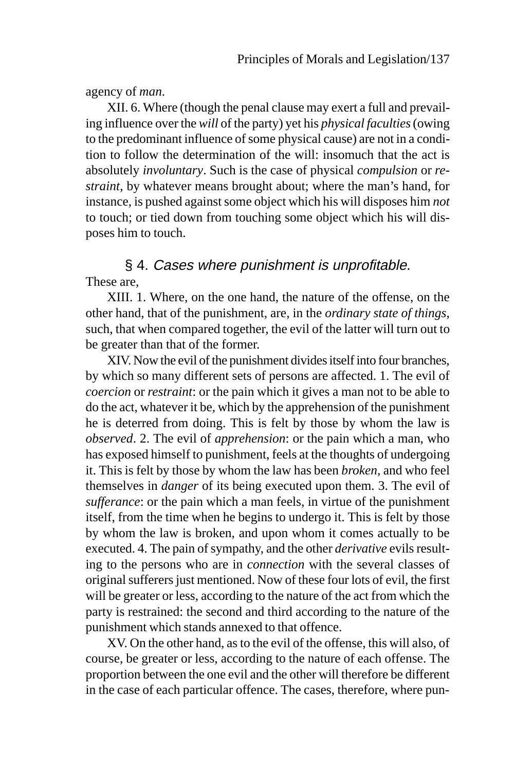agency of *man*.

XII. 6. Where (though the penal clause may exert a full and prevailing influence over the *will* of the party) yet his *physical faculties* (owing to the predominant influence of some physical cause) are not in a condition to follow the determination of the will: insomuch that the act is absolutely *involuntary*. Such is the case of physical *compulsion* or *restraint*, by whatever means brought about; where the man's hand, for instance, is pushed against some object which his will disposes him *not* to touch; or tied down from touching some object which his will disposes him to touch.

## § 4. *Cases where punishment is unprofitable.*

These are,

XIII. 1. Where, on the one hand, the nature of the offense, on the other hand, that of the punishment, are, in the *ordinary state of things*, such, that when compared together, the evil of the latter will turn out to be greater than that of the former.

XIV. Now the evil of the punishment divides itself into four branches, by which so many different sets of persons are affected. 1. The evil of *coercion* or *restraint*: or the pain which it gives a man not to be able to do the act, whatever it be, which by the apprehension of the punishment he is deterred from doing. This is felt by those by whom the law is *observed*. 2. The evil of *apprehension*: or the pain which a man, who has exposed himself to punishment, feels at the thoughts of undergoing it. This is felt by those by whom the law has been *broken*, and who feel themselves in *danger* of its being executed upon them. 3. The evil of *sufferance*: or the pain which a man feels, in virtue of the punishment itself, from the time when he begins to undergo it. This is felt by those by whom the law is broken, and upon whom it comes actually to be executed. 4. The pain of sympathy, and the other *derivative* evils resulting to the persons who are in *connection* with the several classes of original sufferers just mentioned. Now of these four lots of evil, the first will be greater or less, according to the nature of the act from which the party is restrained: the second and third according to the nature of the punishment which stands annexed to that offence.

XV. On the other hand, as to the evil of the offense, this will also, of course, be greater or less, according to the nature of each offense. The proportion between the one evil and the other will therefore be different in the case of each particular offence. The cases, therefore, where pun-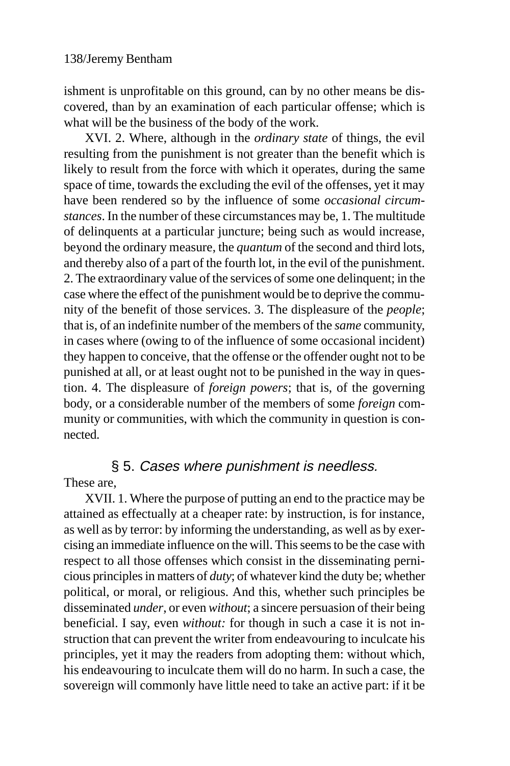ishment is unprofitable on this ground, can by no other means be discovered, than by an examination of each particular offense; which is what will be the business of the body of the work.

XVI. 2. Where, although in the *ordinary state* of things, the evil resulting from the punishment is not greater than the benefit which is likely to result from the force with which it operates, during the same space of time, towards the excluding the evil of the offenses, yet it may have been rendered so by the influence of some *occasional circumstances*. In the number of these circumstances may be, 1. The multitude of delinquents at a particular juncture; being such as would increase, beyond the ordinary measure, the *quantum* of the second and third lots, and thereby also of a part of the fourth lot, in the evil of the punishment. 2. The extraordinary value of the services of some one delinquent; in the case where the effect of the punishment would be to deprive the community of the benefit of those services. 3. The displeasure of the *people*; that is, of an indefinite number of the members of the *same* community, in cases where (owing to of the influence of some occasional incident) they happen to conceive, that the offense or the offender ought not to be punished at all, or at least ought not to be punished in the way in question. 4. The displeasure of *foreign powers*; that is, of the governing body, or a considerable number of the members of some *foreign* community or communities, with which the community in question is connected.

## § 5. *Cases where punishment is needless.*

These are,

XVII. 1. Where the purpose of putting an end to the practice may be attained as effectually at a cheaper rate: by instruction, is for instance, as well as by terror: by informing the understanding, as well as by exercising an immediate influence on the will. This seems to be the case with respect to all those offenses which consist in the disseminating pernicious principles in matters of *duty*; of whatever kind the duty be; whether political, or moral, or religious. And this, whether such principles be disseminated *under*, or even *without*; a sincere persuasion of their being beneficial. I say, even *without:* for though in such a case it is not instruction that can prevent the writer from endeavouring to inculcate his principles, yet it may the readers from adopting them: without which, his endeavouring to inculcate them will do no harm. In such a case, the sovereign will commonly have little need to take an active part: if it be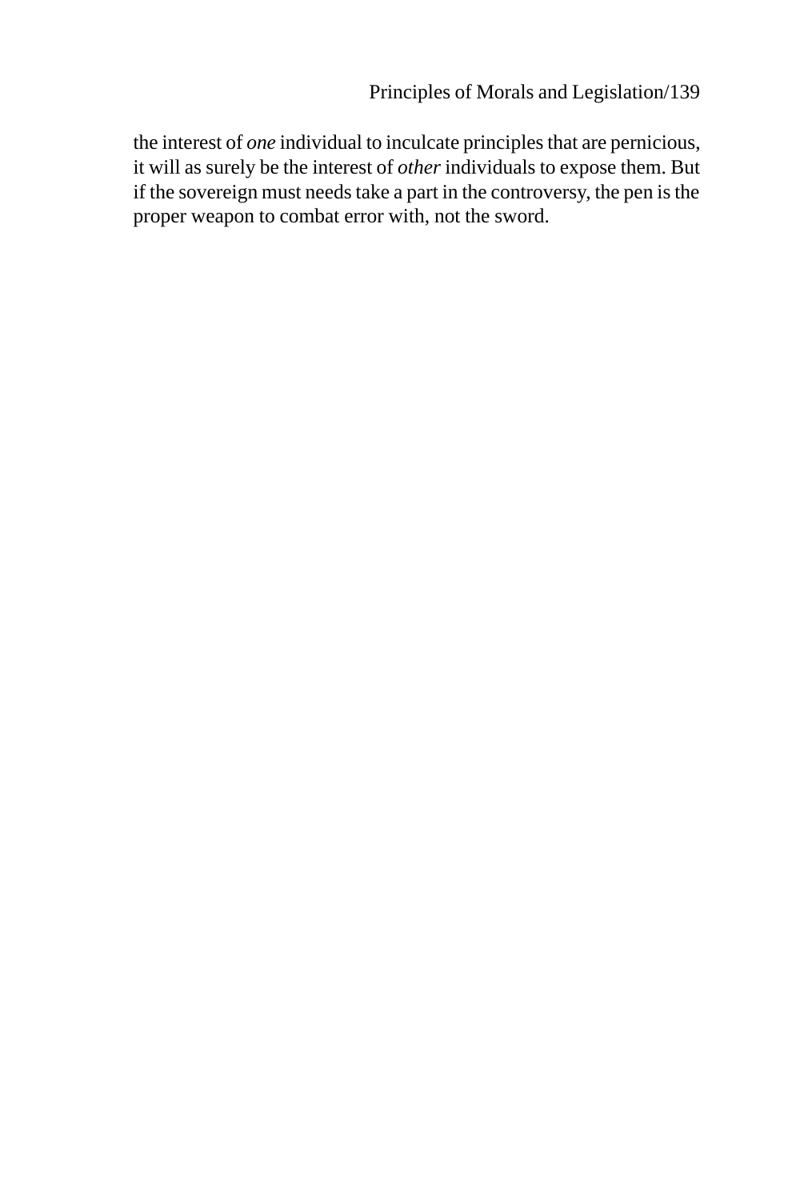the interest of *one* individual to inculcate principles that are pernicious, it will as surely be the interest of *other* individuals to expose them. But if the sovereign must needs take a part in the controversy, the pen is the proper weapon to combat error with, not the sword.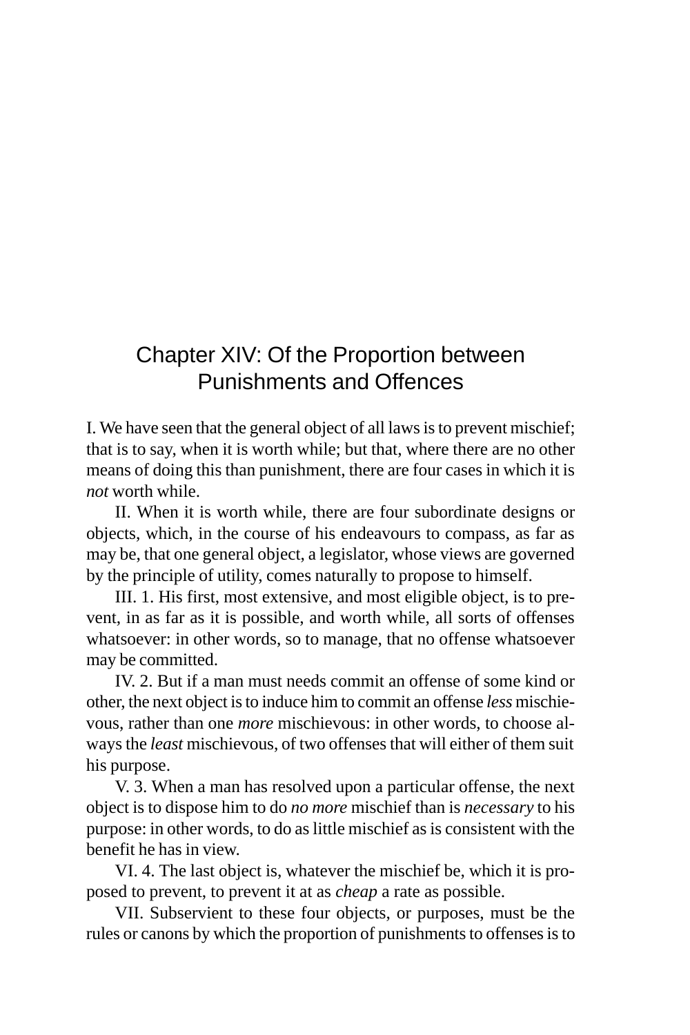# Chapter XIV: Of the Proportion between Punishments and Offences

I. We have seen that the general object of all laws is to prevent mischief; that is to say, when it is worth while; but that, where there are no other means of doing this than punishment, there are four cases in which it is *not* worth while.

II. When it is worth while, there are four subordinate designs or objects, which, in the course of his endeavours to compass, as far as may be, that one general object, a legislator, whose views are governed by the principle of utility, comes naturally to propose to himself.

III. 1. His first, most extensive, and most eligible object, is to prevent, in as far as it is possible, and worth while, all sorts of offenses whatsoever: in other words, so to manage, that no offense whatsoever may be committed.

IV. 2. But if a man must needs commit an offense of some kind or other, the next object is to induce him to commit an offense *less* mischievous, rather than one *more* mischievous: in other words, to choose always the *least* mischievous, of two offenses that will either of them suit his purpose.

V. 3. When a man has resolved upon a particular offense, the next object is to dispose him to do *no more* mischief than is *necessary* to his purpose: in other words, to do as little mischief as is consistent with the benefit he has in view.

VI. 4. The last object is, whatever the mischief be, which it is proposed to prevent, to prevent it at as *cheap* a rate as possible.

VII. Subservient to these four objects, or purposes, must be the rules or canons by which the proportion of punishments to offenses is to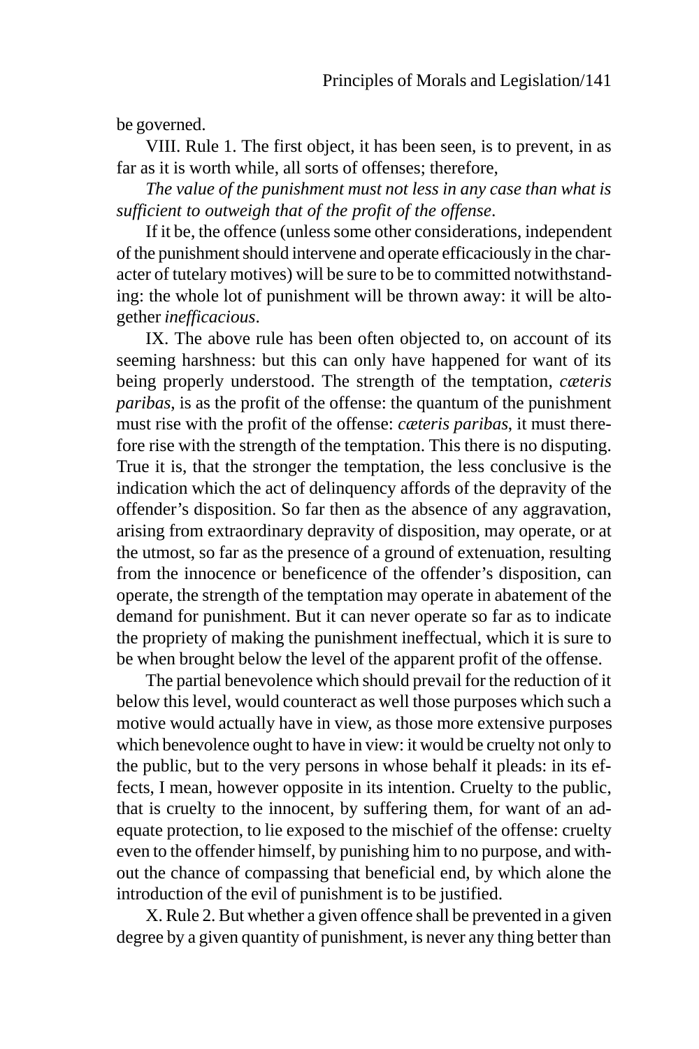be governed.

VIII. Rule 1. The first object, it has been seen, is to prevent, in as far as it is worth while, all sorts of offenses; therefore,

*The value of the punishment must not less in any case than what is sufficient to outweigh that of the profit of the offense*.

If it be, the offence (unless some other considerations, independent of the punishment should intervene and operate efficaciously in the character of tutelary motives) will be sure to be to committed notwithstanding: the whole lot of punishment will be thrown away: it will be altogether *inefficacious*.

IX. The above rule has been often objected to, on account of its seeming harshness: but this can only have happened for want of its being properly understood. The strength of the temptation, *cæteris paribas*, is as the profit of the offense: the quantum of the punishment must rise with the profit of the offense: *cæteris paribas*, it must therefore rise with the strength of the temptation. This there is no disputing. True it is, that the stronger the temptation, the less conclusive is the indication which the act of delinquency affords of the depravity of the offender's disposition. So far then as the absence of any aggravation, arising from extraordinary depravity of disposition, may operate, or at the utmost, so far as the presence of a ground of extenuation, resulting from the innocence or beneficence of the offender's disposition, can operate, the strength of the temptation may operate in abatement of the demand for punishment. But it can never operate so far as to indicate the propriety of making the punishment ineffectual, which it is sure to be when brought below the level of the apparent profit of the offense.

The partial benevolence which should prevail for the reduction of it below this level, would counteract as well those purposes which such a motive would actually have in view, as those more extensive purposes which benevolence ought to have in view: it would be cruelty not only to the public, but to the very persons in whose behalf it pleads: in its effects, I mean, however opposite in its intention. Cruelty to the public, that is cruelty to the innocent, by suffering them, for want of an adequate protection, to lie exposed to the mischief of the offense: cruelty even to the offender himself, by punishing him to no purpose, and without the chance of compassing that beneficial end, by which alone the introduction of the evil of punishment is to be justified.

X. Rule 2. But whether a given offence shall be prevented in a given degree by a given quantity of punishment, is never any thing better than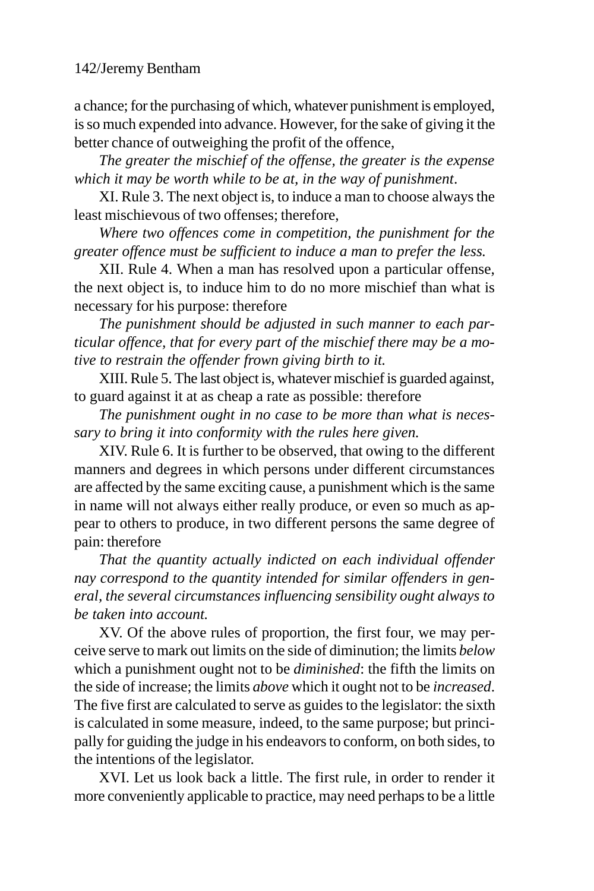a chance; for the purchasing of which, whatever punishment is employed, is so much expended into advance. However, for the sake of giving it the better chance of outweighing the profit of the offence,

*The greater the mischief of the offense, the greater is the expense which it may be worth while to be at, in the way of punishment*.

XI. Rule 3. The next object is, to induce a man to choose always the least mischievous of two offenses; therefore,

*Where two offences come in competition, the punishment for the greater offence must be sufficient to induce a man to prefer the less.*

XII. Rule 4. When a man has resolved upon a particular offense, the next object is, to induce him to do no more mischief than what is necessary for his purpose: therefore

*The punishment should be adjusted in such manner to each particular offence, that for every part of the mischief there may be a motive to restrain the offender frown giving birth to it.*

XIII. Rule 5. The last object is, whatever mischief is guarded against, to guard against it at as cheap a rate as possible: therefore

*The punishment ought in no case to be more than what is necessary to bring it into conformity with the rules here given.*

XIV. Rule 6. It is further to be observed, that owing to the different manners and degrees in which persons under different circumstances are affected by the same exciting cause, a punishment which is the same in name will not always either really produce, or even so much as appear to others to produce, in two different persons the same degree of pain: therefore

*That the quantity actually indicted on each individual offender nay correspond to the quantity intended for similar offenders in general, the several circumstances influencing sensibility ought always to be taken into account.*

XV. Of the above rules of proportion, the first four, we may perceive serve to mark out limits on the side of diminution; the limits *below* which a punishment ought not to be *diminished*: the fifth the limits on the side of increase; the limits *above* which it ought not to be *increased*. The five first are calculated to serve as guides to the legislator: the sixth is calculated in some measure, indeed, to the same purpose; but principally for guiding the judge in his endeavors to conform, on both sides, to the intentions of the legislator.

XVI. Let us look back a little. The first rule, in order to render it more conveniently applicable to practice, may need perhaps to be a little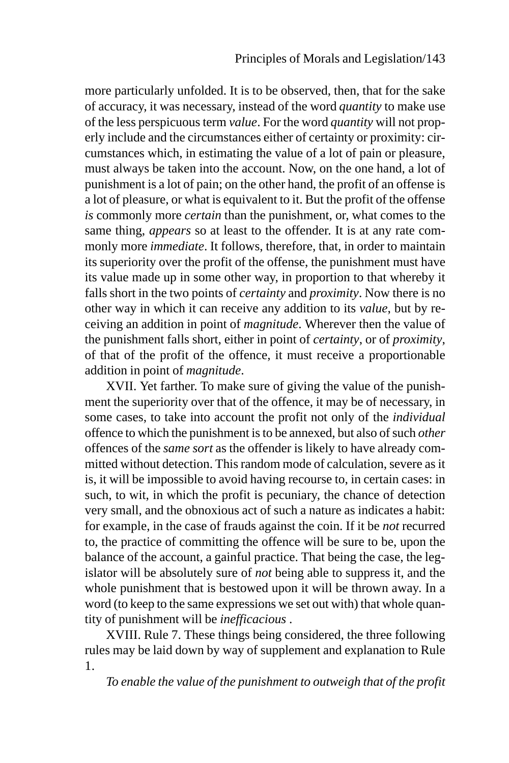more particularly unfolded. It is to be observed, then, that for the sake of accuracy, it was necessary, instead of the word *quantity* to make use of the less perspicuous term *value*. For the word *quantity* will not properly include and the circumstances either of certainty or proximity: circumstances which, in estimating the value of a lot of pain or pleasure, must always be taken into the account. Now, on the one hand, a lot of punishment is a lot of pain; on the other hand, the profit of an offense is a lot of pleasure, or what is equivalent to it. But the profit of the offense *is* commonly more *certain* than the punishment, or, what comes to the same thing, *appears* so at least to the offender. It is at any rate commonly more *immediate*. It follows, therefore, that, in order to maintain its superiority over the profit of the offense, the punishment must have its value made up in some other way, in proportion to that whereby it falls short in the two points of *certainty* and *proximity*. Now there is no other way in which it can receive any addition to its *value*, but by receiving an addition in point of *magnitude*. Wherever then the value of the punishment falls short, either in point of *certainty*, or of *proximity*, of that of the profit of the offence, it must receive a proportionable addition in point of *magnitude*.

XVII. Yet farther. To make sure of giving the value of the punishment the superiority over that of the offence, it may be of necessary, in some cases, to take into account the profit not only of the *individual* offence to which the punishment is to be annexed, but also of such *other* offences of the *same sort* as the offender is likely to have already committed without detection. This random mode of calculation, severe as it is, it will be impossible to avoid having recourse to, in certain cases: in such, to wit, in which the profit is pecuniary, the chance of detection very small, and the obnoxious act of such a nature as indicates a habit: for example, in the case of frauds against the coin. If it be *not* recurred to, the practice of committing the offence will be sure to be, upon the balance of the account, a gainful practice. That being the case, the legislator will be absolutely sure of *not* being able to suppress it, and the whole punishment that is bestowed upon it will be thrown away. In a word (to keep to the same expressions we set out with) that whole quantity of punishment will be *inefficacious* .

XVIII. Rule 7. These things being considered, the three following rules may be laid down by way of supplement and explanation to Rule 1.

*To enable the value of the punishment to outweigh that of the profit*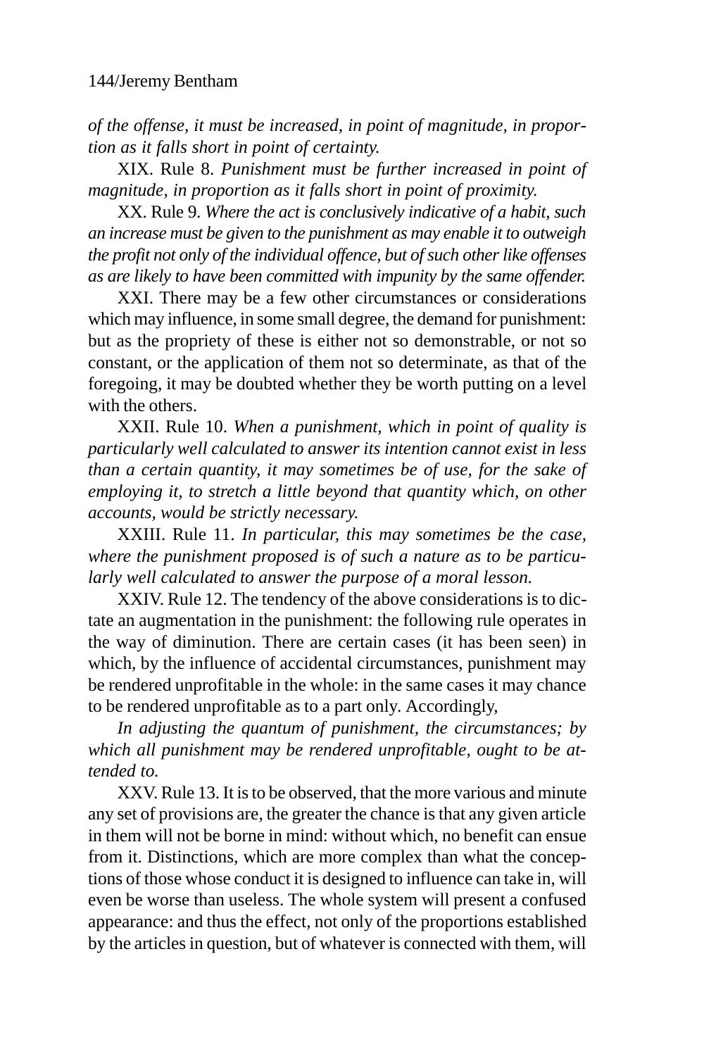*of the offense, it must be increased, in point of magnitude, in proportion as it falls short in point of certainty.*

XIX. Rule 8. *Punishment must be further increased in point of magnitude, in proportion as it falls short in point of proximity.*

XX. Rule 9. *Where the act is conclusively indicative of a habit, such an increase must be given to the punishment as may enable it to outweigh the profit not only of the individual offence, but of such other like offenses as are likely to have been committed with impunity by the same offender.*

XXI. There may be a few other circumstances or considerations which may influence, in some small degree, the demand for punishment: but as the propriety of these is either not so demonstrable, or not so constant, or the application of them not so determinate, as that of the foregoing, it may be doubted whether they be worth putting on a level with the others.

XXII. Rule 10. *When a punishment, which in point of quality is particularly well calculated to answer its intention cannot exist in less than a certain quantity, it may sometimes be of use, for the sake of employing it, to stretch a little beyond that quantity which, on other accounts, would be strictly necessary.*

XXIII. Rule 11. *In particular, this may sometimes be the case, where the punishment proposed is of such a nature as to be particularly well calculated to answer the purpose of a moral lesson.*

XXIV. Rule 12. The tendency of the above considerations is to dictate an augmentation in the punishment: the following rule operates in the way of diminution. There are certain cases (it has been seen) in which, by the influence of accidental circumstances, punishment may be rendered unprofitable in the whole: in the same cases it may chance to be rendered unprofitable as to a part only. Accordingly,

*In adjusting the quantum of punishment, the circumstances; by which all punishment may be rendered unprofitable, ought to be attended to.*

XXV. Rule 13. It is to be observed, that the more various and minute any set of provisions are, the greater the chance is that any given article in them will not be borne in mind: without which, no benefit can ensue from it. Distinctions, which are more complex than what the conceptions of those whose conduct it is designed to influence can take in, will even be worse than useless. The whole system will present a confused appearance: and thus the effect, not only of the proportions established by the articles in question, but of whatever is connected with them, will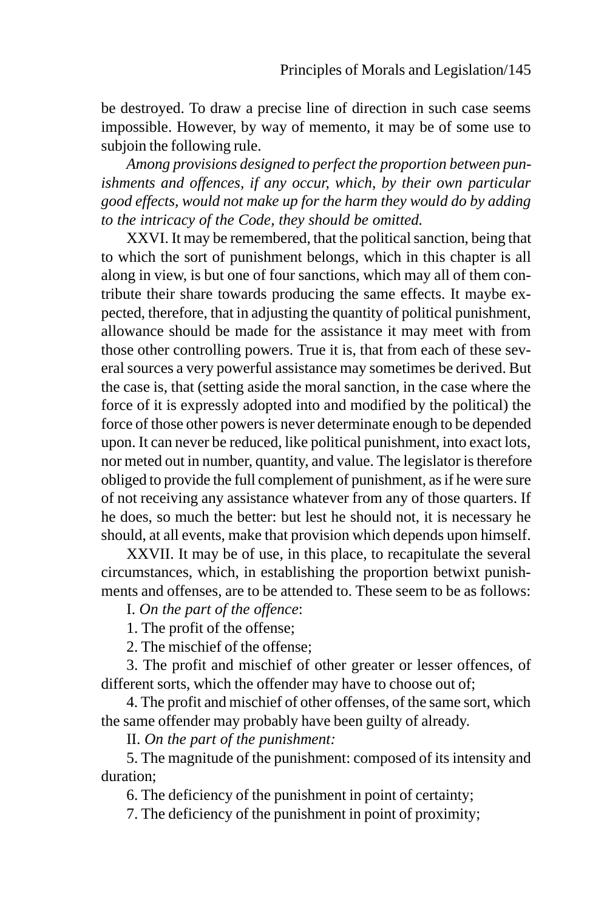be destroyed. To draw a precise line of direction in such case seems impossible. However, by way of memento, it may be of some use to subjoin the following rule.

*Among provisions designed to perfect the proportion between punishments and offences, if any occur, which, by their own particular good effects, would not make up for the harm they would do by adding to the intricacy of the Code, they should be omitted.*

XXVI. It may be remembered, that the political sanction, being that to which the sort of punishment belongs, which in this chapter is all along in view, is but one of four sanctions, which may all of them contribute their share towards producing the same effects. It maybe expected, therefore, that in adjusting the quantity of political punishment, allowance should be made for the assistance it may meet with from those other controlling powers. True it is, that from each of these several sources a very powerful assistance may sometimes be derived. But the case is, that (setting aside the moral sanction, in the case where the force of it is expressly adopted into and modified by the political) the force of those other powers is never determinate enough to be depended upon. It can never be reduced, like political punishment, into exact lots, nor meted out in number, quantity, and value. The legislator is therefore obliged to provide the full complement of punishment, as if he were sure of not receiving any assistance whatever from any of those quarters. If he does, so much the better: but lest he should not, it is necessary he should, at all events, make that provision which depends upon himself.

XXVII. It may be of use, in this place, to recapitulate the several circumstances, which, in establishing the proportion betwixt punishments and offenses, are to be attended to. These seem to be as follows:

I. *On the part of the offence*:

1. The profit of the offense;

2. The mischief of the offense;

3. The profit and mischief of other greater or lesser offences, of different sorts, which the offender may have to choose out of;

4. The profit and mischief of other offenses, of the same sort, which the same offender may probably have been guilty of already.

II. *On the part of the punishment:*

5. The magnitude of the punishment: composed of its intensity and duration;

6. The deficiency of the punishment in point of certainty;

7. The deficiency of the punishment in point of proximity;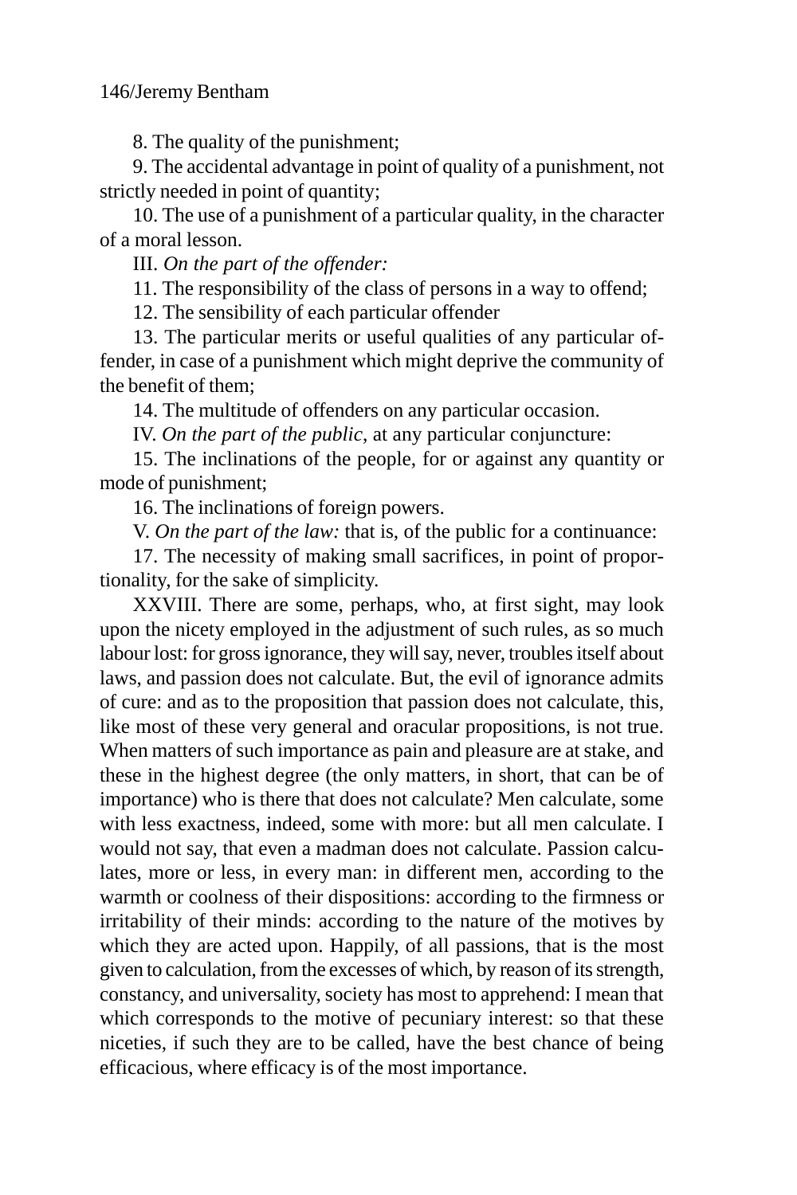8. The quality of the punishment;

9. The accidental advantage in point of quality of a punishment, not strictly needed in point of quantity;

10. The use of a punishment of a particular quality, in the character of a moral lesson.

III. *On the part of the offender:*

11. The responsibility of the class of persons in a way to offend;

12. The sensibility of each particular offender

13. The particular merits or useful qualities of any particular offender, in case of a punishment which might deprive the community of the benefit of them;

14. The multitude of offenders on any particular occasion.

IV. *On the part of the public*, at any particular conjuncture:

15. The inclinations of the people, for or against any quantity or mode of punishment;

16. The inclinations of foreign powers.

V. *On the part of the law:* that is, of the public for a continuance:

17. The necessity of making small sacrifices, in point of proportionality, for the sake of simplicity.

XXVIII. There are some, perhaps, who, at first sight, may look upon the nicety employed in the adjustment of such rules, as so much labour lost: for gross ignorance, they will say, never, troubles itself about laws, and passion does not calculate. But, the evil of ignorance admits of cure: and as to the proposition that passion does not calculate, this, like most of these very general and oracular propositions, is not true. When matters of such importance as pain and pleasure are at stake, and these in the highest degree (the only matters, in short, that can be of importance) who is there that does not calculate? Men calculate, some with less exactness, indeed, some with more: but all men calculate. I would not say, that even a madman does not calculate. Passion calculates, more or less, in every man: in different men, according to the warmth or coolness of their dispositions: according to the firmness or irritability of their minds: according to the nature of the motives by which they are acted upon. Happily, of all passions, that is the most given to calculation, from the excesses of which, by reason of its strength, constancy, and universality, society has most to apprehend: I mean that which corresponds to the motive of pecuniary interest: so that these niceties, if such they are to be called, have the best chance of being efficacious, where efficacy is of the most importance.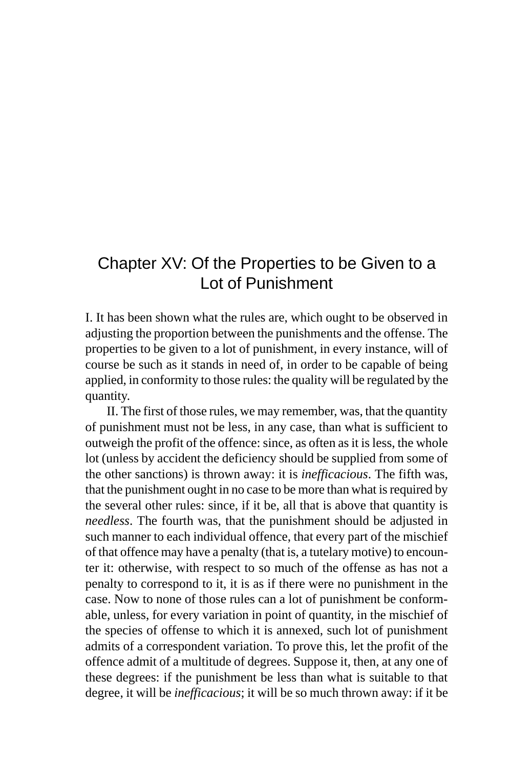# Chapter XV: Of the Properties to be Given to a Lot of Punishment

I. It has been shown what the rules are, which ought to be observed in adjusting the proportion between the punishments and the offense. The properties to be given to a lot of punishment, in every instance, will of course be such as it stands in need of, in order to be capable of being applied, in conformity to those rules: the quality will be regulated by the quantity.

II. The first of those rules, we may remember, was, that the quantity of punishment must not be less, in any case, than what is sufficient to outweigh the profit of the offence: since, as often as it is less, the whole lot (unless by accident the deficiency should be supplied from some of the other sanctions) is thrown away: it is *inefficacious*. The fifth was, that the punishment ought in no case to be more than what is required by the several other rules: since, if it be, all that is above that quantity is *needless*. The fourth was, that the punishment should be adjusted in such manner to each individual offence, that every part of the mischief of that offence may have a penalty (that is, a tutelary motive) to encounter it: otherwise, with respect to so much of the offense as has not a penalty to correspond to it, it is as if there were no punishment in the case. Now to none of those rules can a lot of punishment be conformable, unless, for every variation in point of quantity, in the mischief of the species of offense to which it is annexed, such lot of punishment admits of a correspondent variation. To prove this, let the profit of the offence admit of a multitude of degrees. Suppose it, then, at any one of these degrees: if the punishment be less than what is suitable to that degree, it will be *inefficacious*; it will be so much thrown away: if it be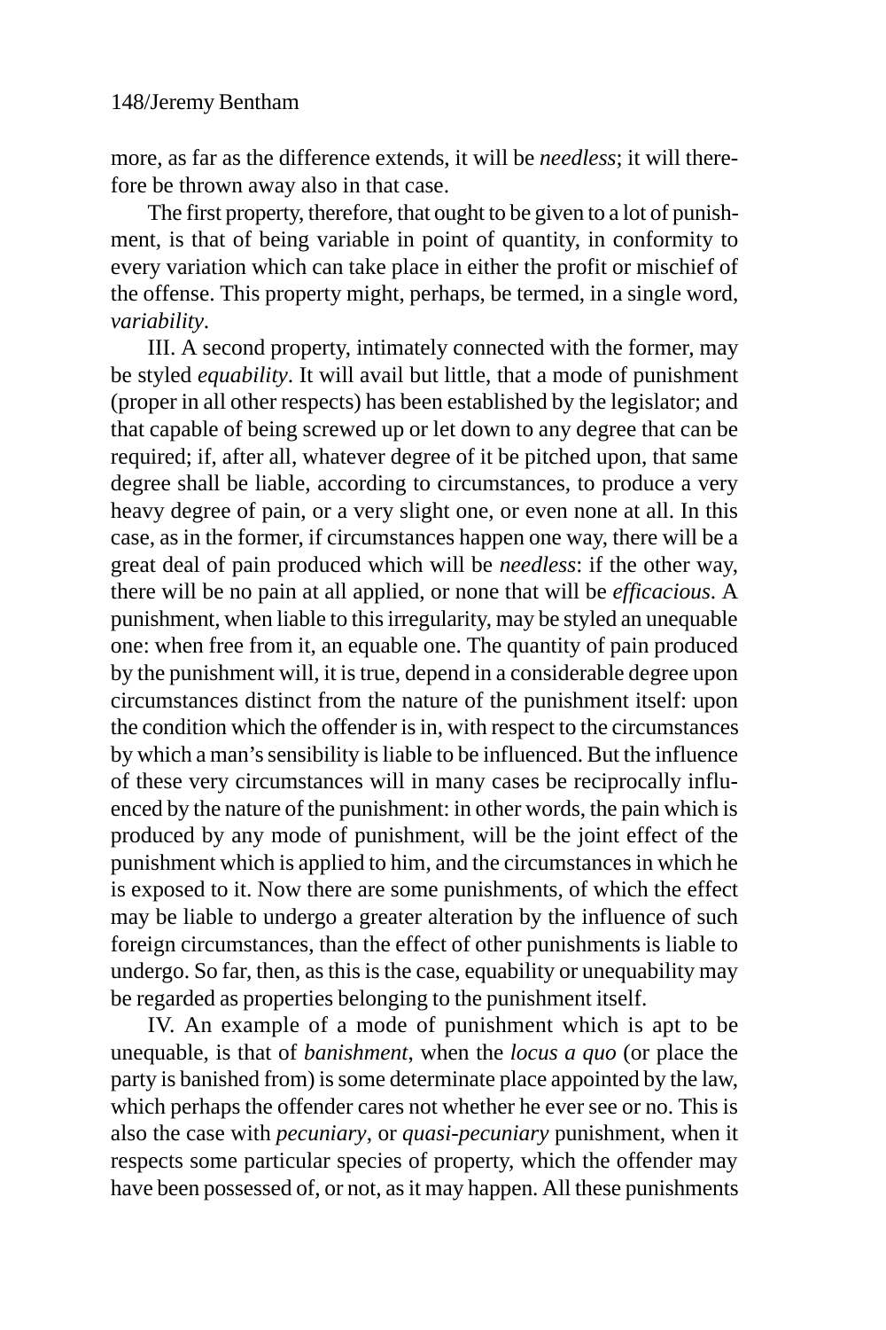more, as far as the difference extends, it will be *needless*; it will therefore be thrown away also in that case.

The first property, therefore, that ought to be given to a lot of punishment, is that of being variable in point of quantity, in conformity to every variation which can take place in either the profit or mischief of the offense. This property might, perhaps, be termed, in a single word, *variability*.

III. A second property, intimately connected with the former, may be styled *equability*. It will avail but little, that a mode of punishment (proper in all other respects) has been established by the legislator; and that capable of being screwed up or let down to any degree that can be required; if, after all, whatever degree of it be pitched upon, that same degree shall be liable, according to circumstances, to produce a very heavy degree of pain, or a very slight one, or even none at all. In this case, as in the former, if circumstances happen one way, there will be a great deal of pain produced which will be *needless*: if the other way, there will be no pain at all applied, or none that will be *efficacious*. A punishment, when liable to this irregularity, may be styled an unequable one: when free from it, an equable one. The quantity of pain produced by the punishment will, it is true, depend in a considerable degree upon circumstances distinct from the nature of the punishment itself: upon the condition which the offender is in, with respect to the circumstances by which a man's sensibility is liable to be influenced. But the influence of these very circumstances will in many cases be reciprocally influenced by the nature of the punishment: in other words, the pain which is produced by any mode of punishment, will be the joint effect of the punishment which is applied to him, and the circumstances in which he is exposed to it. Now there are some punishments, of which the effect may be liable to undergo a greater alteration by the influence of such foreign circumstances, than the effect of other punishments is liable to undergo. So far, then, as this is the case, equability or unequability may be regarded as properties belonging to the punishment itself.

IV. An example of a mode of punishment which is apt to be unequable, is that of *banishment*, when the *locus a quo* (or place the party is banished from) is some determinate place appointed by the law, which perhaps the offender cares not whether he ever see or no. This is also the case with *pecuniary*, or *quasi-pecuniary* punishment, when it respects some particular species of property, which the offender may have been possessed of, or not, as it may happen. All these punishments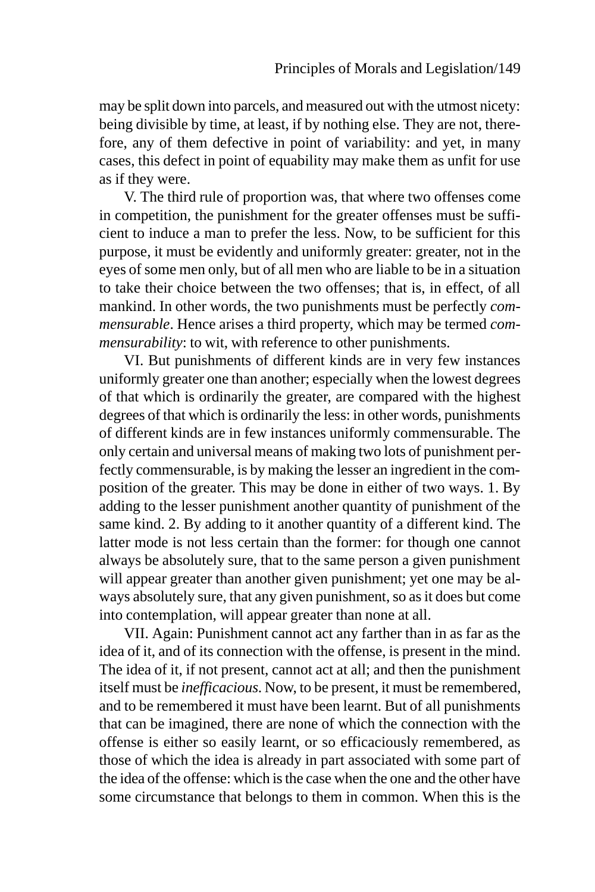may be split down into parcels, and measured out with the utmost nicety: being divisible by time, at least, if by nothing else. They are not, therefore, any of them defective in point of variability: and yet, in many cases, this defect in point of equability may make them as unfit for use as if they were.

V. The third rule of proportion was, that where two offenses come in competition, the punishment for the greater offenses must be sufficient to induce a man to prefer the less. Now, to be sufficient for this purpose, it must be evidently and uniformly greater: greater, not in the eyes of some men only, but of all men who are liable to be in a situation to take their choice between the two offenses; that is, in effect, of all mankind. In other words, the two punishments must be perfectly *commensurable*. Hence arises a third property, which may be termed *commensurability*: to wit, with reference to other punishments.

VI. But punishments of different kinds are in very few instances uniformly greater one than another; especially when the lowest degrees of that which is ordinarily the greater, are compared with the highest degrees of that which is ordinarily the less: in other words, punishments of different kinds are in few instances uniformly commensurable. The only certain and universal means of making two lots of punishment perfectly commensurable, is by making the lesser an ingredient in the composition of the greater. This may be done in either of two ways. 1. By adding to the lesser punishment another quantity of punishment of the same kind. 2. By adding to it another quantity of a different kind. The latter mode is not less certain than the former: for though one cannot always be absolutely sure, that to the same person a given punishment will appear greater than another given punishment; yet one may be always absolutely sure, that any given punishment, so as it does but come into contemplation, will appear greater than none at all.

VII. Again: Punishment cannot act any farther than in as far as the idea of it, and of its connection with the offense, is present in the mind. The idea of it, if not present, cannot act at all; and then the punishment itself must be *inefficacious*. Now, to be present, it must be remembered, and to be remembered it must have been learnt. But of all punishments that can be imagined, there are none of which the connection with the offense is either so easily learnt, or so efficaciously remembered, as those of which the idea is already in part associated with some part of the idea of the offense: which is the case when the one and the other have some circumstance that belongs to them in common. When this is the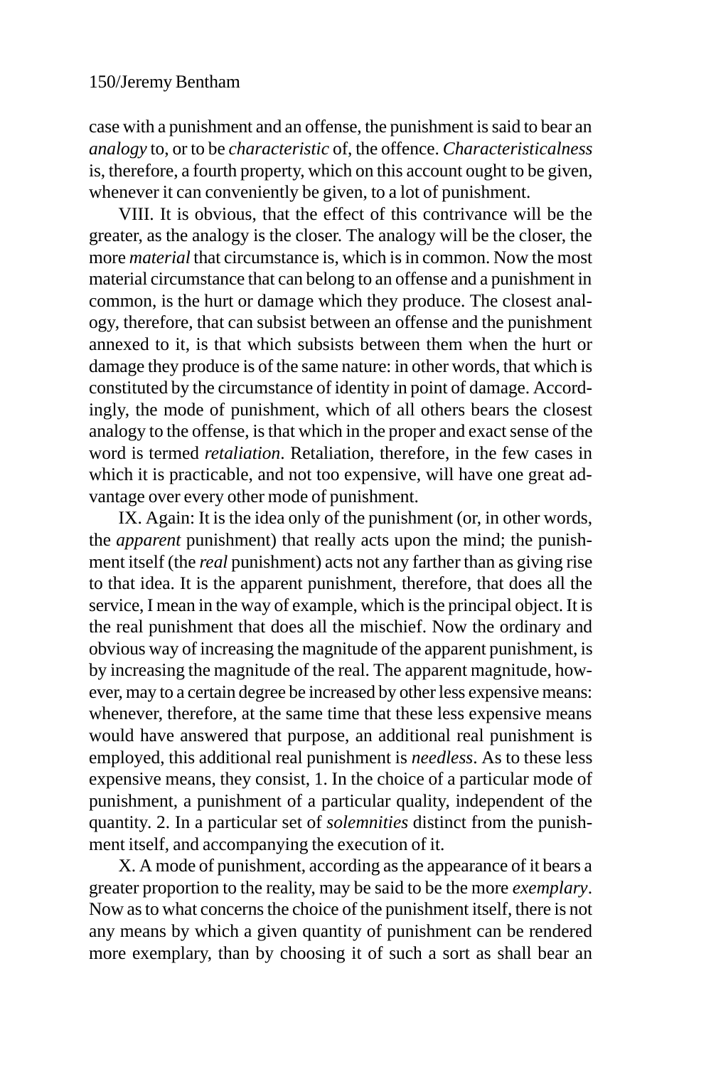case with a punishment and an offense, the punishment is said to bear an *analogy* to, or to be *characteristic* of, the offence. *Characteristicalness* is, therefore, a fourth property, which on this account ought to be given, whenever it can conveniently be given, to a lot of punishment.

VIII. It is obvious, that the effect of this contrivance will be the greater, as the analogy is the closer. The analogy will be the closer, the more *material* that circumstance is, which is in common. Now the most material circumstance that can belong to an offense and a punishment in common, is the hurt or damage which they produce. The closest analogy, therefore, that can subsist between an offense and the punishment annexed to it, is that which subsists between them when the hurt or damage they produce is of the same nature: in other words, that which is constituted by the circumstance of identity in point of damage. Accordingly, the mode of punishment, which of all others bears the closest analogy to the offense, is that which in the proper and exact sense of the word is termed *retaliation*. Retaliation, therefore, in the few cases in which it is practicable, and not too expensive, will have one great advantage over every other mode of punishment.

IX. Again: It is the idea only of the punishment (or, in other words, the *apparent* punishment) that really acts upon the mind; the punishment itself (the *real* punishment) acts not any farther than as giving rise to that idea. It is the apparent punishment, therefore, that does all the service, I mean in the way of example, which is the principal object. It is the real punishment that does all the mischief. Now the ordinary and obvious way of increasing the magnitude of the apparent punishment, is by increasing the magnitude of the real. The apparent magnitude, however, may to a certain degree be increased by other less expensive means: whenever, therefore, at the same time that these less expensive means would have answered that purpose, an additional real punishment is employed, this additional real punishment is *needless*. As to these less expensive means, they consist, 1. In the choice of a particular mode of punishment, a punishment of a particular quality, independent of the quantity. 2. In a particular set of *solemnities* distinct from the punishment itself, and accompanying the execution of it.

X. A mode of punishment, according as the appearance of it bears a greater proportion to the reality, may be said to be the more *exemplary*. Now as to what concerns the choice of the punishment itself, there is not any means by which a given quantity of punishment can be rendered more exemplary, than by choosing it of such a sort as shall bear an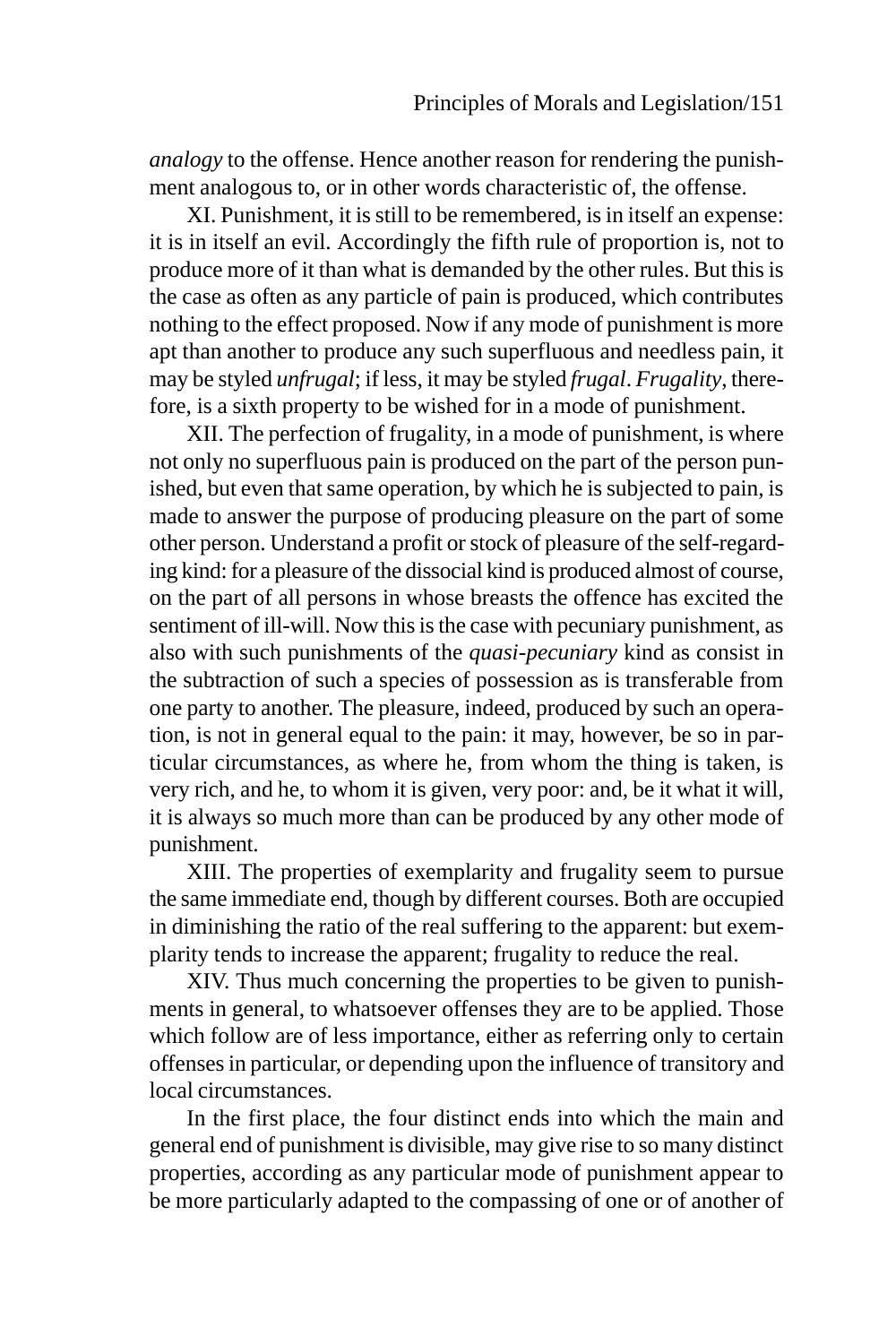*analogy* to the offense. Hence another reason for rendering the punishment analogous to, or in other words characteristic of, the offense.

XI. Punishment, it is still to be remembered, is in itself an expense: it is in itself an evil. Accordingly the fifth rule of proportion is, not to produce more of it than what is demanded by the other rules. But this is the case as often as any particle of pain is produced, which contributes nothing to the effect proposed. Now if any mode of punishment is more apt than another to produce any such superfluous and needless pain, it may be styled *unfrugal*; if less, it may be styled *frugal*. *Frugality*, therefore, is a sixth property to be wished for in a mode of punishment.

XII. The perfection of frugality, in a mode of punishment, is where not only no superfluous pain is produced on the part of the person punished, but even that same operation, by which he is subjected to pain, is made to answer the purpose of producing pleasure on the part of some other person. Understand a profit or stock of pleasure of the self-regarding kind: for a pleasure of the dissocial kind is produced almost of course, on the part of all persons in whose breasts the offence has excited the sentiment of ill-will. Now this is the case with pecuniary punishment, as also with such punishments of the *quasi-pecuniary* kind as consist in the subtraction of such a species of possession as is transferable from one party to another. The pleasure, indeed, produced by such an operation, is not in general equal to the pain: it may, however, be so in particular circumstances, as where he, from whom the thing is taken, is very rich, and he, to whom it is given, very poor: and, be it what it will, it is always so much more than can be produced by any other mode of punishment.

XIII. The properties of exemplarity and frugality seem to pursue the same immediate end, though by different courses. Both are occupied in diminishing the ratio of the real suffering to the apparent: but exemplarity tends to increase the apparent; frugality to reduce the real.

XIV. Thus much concerning the properties to be given to punishments in general, to whatsoever offenses they are to be applied. Those which follow are of less importance, either as referring only to certain offenses in particular, or depending upon the influence of transitory and local circumstances.

In the first place, the four distinct ends into which the main and general end of punishment is divisible, may give rise to so many distinct properties, according as any particular mode of punishment appear to be more particularly adapted to the compassing of one or of another of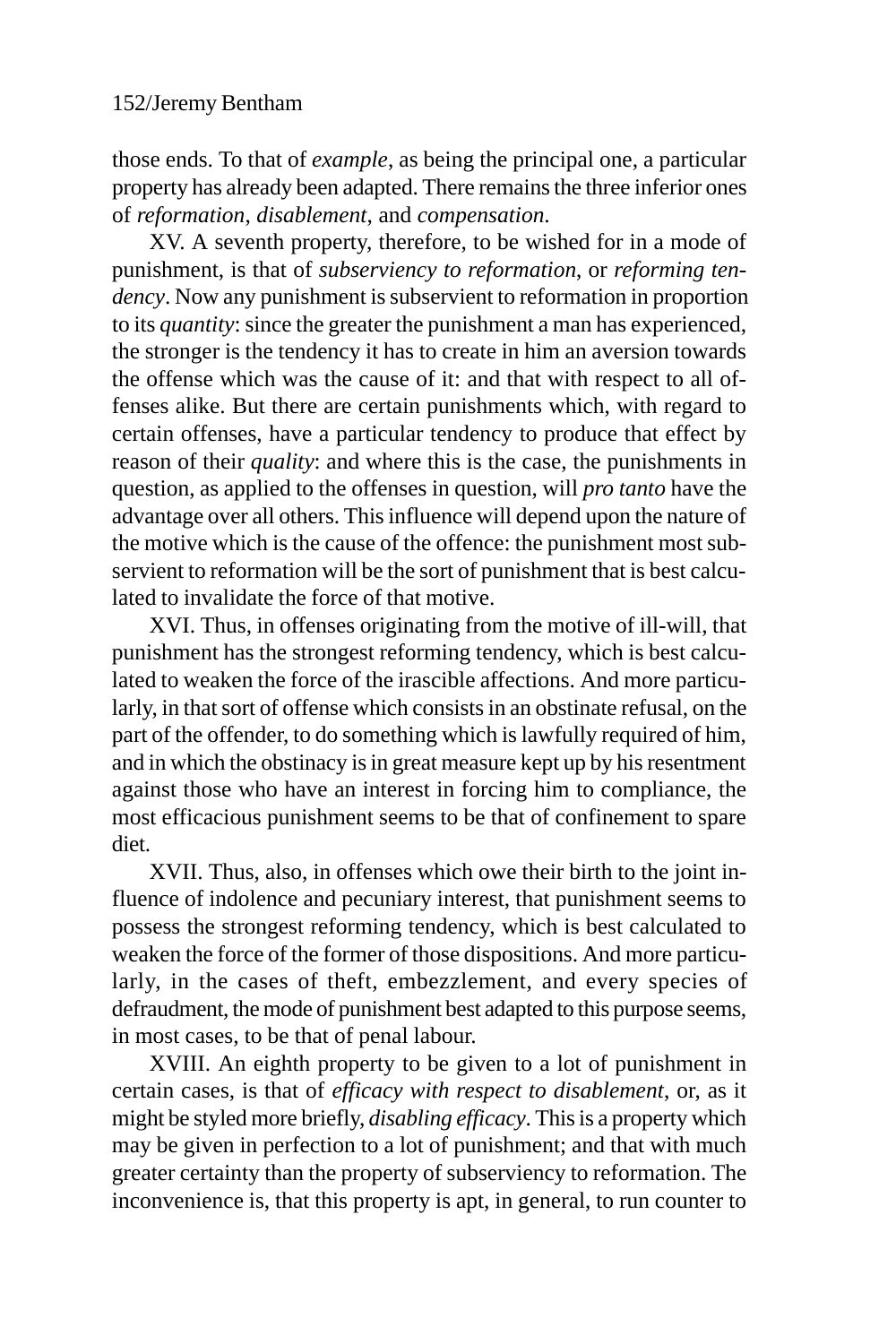those ends. To that of *example*, as being the principal one, a particular property has already been adapted. There remains the three inferior ones of *reformation*, *disablement*, and *compensation*.

XV. A seventh property, therefore, to be wished for in a mode of punishment, is that of *subserviency to reformation*, or *reforming tendency*. Now any punishment is subservient to reformation in proportion to its *quantity*: since the greater the punishment a man has experienced, the stronger is the tendency it has to create in him an aversion towards the offense which was the cause of it: and that with respect to all offenses alike. But there are certain punishments which, with regard to certain offenses, have a particular tendency to produce that effect by reason of their *quality*: and where this is the case, the punishments in question, as applied to the offenses in question, will *pro tanto* have the advantage over all others. This influence will depend upon the nature of the motive which is the cause of the offence: the punishment most subservient to reformation will be the sort of punishment that is best calculated to invalidate the force of that motive.

XVI. Thus, in offenses originating from the motive of ill-will, that punishment has the strongest reforming tendency, which is best calculated to weaken the force of the irascible affections. And more particularly, in that sort of offense which consists in an obstinate refusal, on the part of the offender, to do something which is lawfully required of him, and in which the obstinacy is in great measure kept up by his resentment against those who have an interest in forcing him to compliance, the most efficacious punishment seems to be that of confinement to spare diet.

XVII. Thus, also, in offenses which owe their birth to the joint influence of indolence and pecuniary interest, that punishment seems to possess the strongest reforming tendency, which is best calculated to weaken the force of the former of those dispositions. And more particularly, in the cases of theft, embezzlement, and every species of defraudment, the mode of punishment best adapted to this purpose seems, in most cases, to be that of penal labour.

XVIII. An eighth property to be given to a lot of punishment in certain cases, is that of *efficacy with respect to disablement*, or, as it might be styled more briefly, *disabling efficacy*. This is a property which may be given in perfection to a lot of punishment; and that with much greater certainty than the property of subserviency to reformation. The inconvenience is, that this property is apt, in general, to run counter to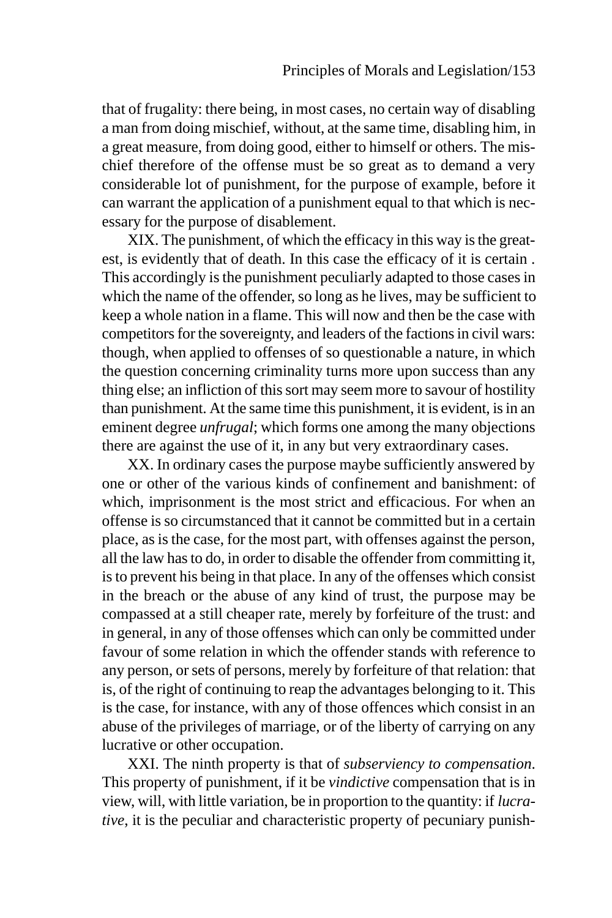that of frugality: there being, in most cases, no certain way of disabling a man from doing mischief, without, at the same time, disabling him, in a great measure, from doing good, either to himself or others. The mischief therefore of the offense must be so great as to demand a very considerable lot of punishment, for the purpose of example, before it can warrant the application of a punishment equal to that which is necessary for the purpose of disablement.

XIX. The punishment, of which the efficacy in this way is the greatest, is evidently that of death. In this case the efficacy of it is certain . This accordingly is the punishment peculiarly adapted to those cases in which the name of the offender, so long as he lives, may be sufficient to keep a whole nation in a flame. This will now and then be the case with competitors for the sovereignty, and leaders of the factions in civil wars: though, when applied to offenses of so questionable a nature, in which the question concerning criminality turns more upon success than any thing else; an infliction of this sort may seem more to savour of hostility than punishment. At the same time this punishment, it is evident, is in an eminent degree *unfrugal*; which forms one among the many objections there are against the use of it, in any but very extraordinary cases.

XX. In ordinary cases the purpose maybe sufficiently answered by one or other of the various kinds of confinement and banishment: of which, imprisonment is the most strict and efficacious. For when an offense is so circumstanced that it cannot be committed but in a certain place, as is the case, for the most part, with offenses against the person, all the law has to do, in order to disable the offender from committing it, is to prevent his being in that place. In any of the offenses which consist in the breach or the abuse of any kind of trust, the purpose may be compassed at a still cheaper rate, merely by forfeiture of the trust: and in general, in any of those offenses which can only be committed under favour of some relation in which the offender stands with reference to any person, or sets of persons, merely by forfeiture of that relation: that is, of the right of continuing to reap the advantages belonging to it. This is the case, for instance, with any of those offences which consist in an abuse of the privileges of marriage, or of the liberty of carrying on any lucrative or other occupation.

XXI. The ninth property is that of *subserviency to compensation*. This property of punishment, if it be *vindictive* compensation that is in view, will, with little variation, be in proportion to the quantity: if *lucrative*, it is the peculiar and characteristic property of pecuniary punish-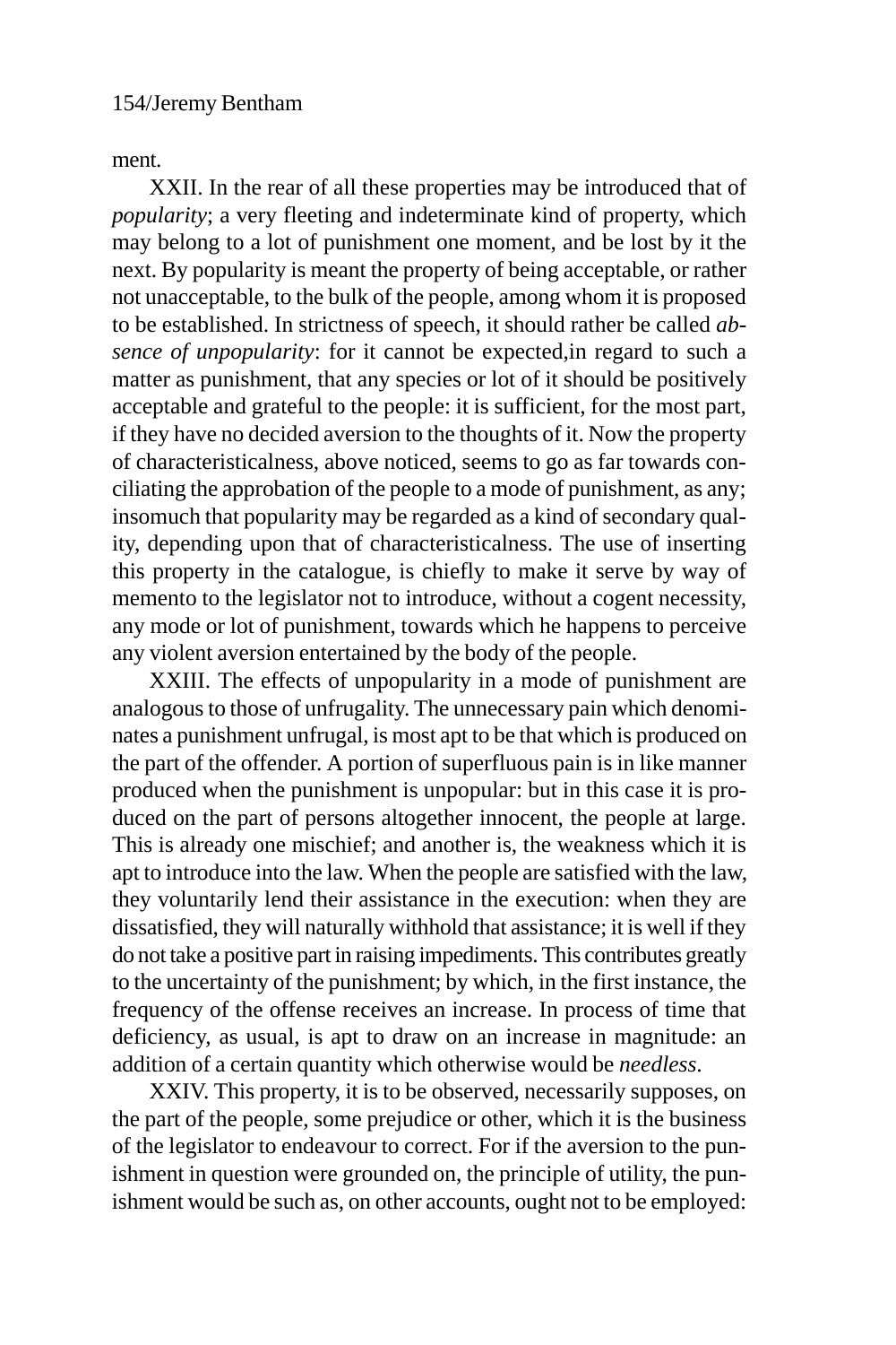ment.

XXII. In the rear of all these properties may be introduced that of *popularity*; a very fleeting and indeterminate kind of property, which may belong to a lot of punishment one moment, and be lost by it the next. By popularity is meant the property of being acceptable, or rather not unacceptable, to the bulk of the people, among whom it is proposed to be established. In strictness of speech, it should rather be called *absence of unpopularity*: for it cannot be expected,in regard to such a matter as punishment, that any species or lot of it should be positively acceptable and grateful to the people: it is sufficient, for the most part, if they have no decided aversion to the thoughts of it. Now the property of characteristicalness, above noticed, seems to go as far towards conciliating the approbation of the people to a mode of punishment, as any; insomuch that popularity may be regarded as a kind of secondary quality, depending upon that of characteristicalness. The use of inserting this property in the catalogue, is chiefly to make it serve by way of memento to the legislator not to introduce, without a cogent necessity, any mode or lot of punishment, towards which he happens to perceive any violent aversion entertained by the body of the people.

XXIII. The effects of unpopularity in a mode of punishment are analogous to those of unfrugality. The unnecessary pain which denominates a punishment unfrugal, is most apt to be that which is produced on the part of the offender. A portion of superfluous pain is in like manner produced when the punishment is unpopular: but in this case it is produced on the part of persons altogether innocent, the people at large. This is already one mischief; and another is, the weakness which it is apt to introduce into the law. When the people are satisfied with the law, they voluntarily lend their assistance in the execution: when they are dissatisfied, they will naturally withhold that assistance; it is well if they do not take a positive part in raising impediments. This contributes greatly to the uncertainty of the punishment; by which, in the first instance, the frequency of the offense receives an increase. In process of time that deficiency, as usual, is apt to draw on an increase in magnitude: an addition of a certain quantity which otherwise would be *needless*.

XXIV. This property, it is to be observed, necessarily supposes, on the part of the people, some prejudice or other, which it is the business of the legislator to endeavour to correct. For if the aversion to the punishment in question were grounded on, the principle of utility, the punishment would be such as, on other accounts, ought not to be employed: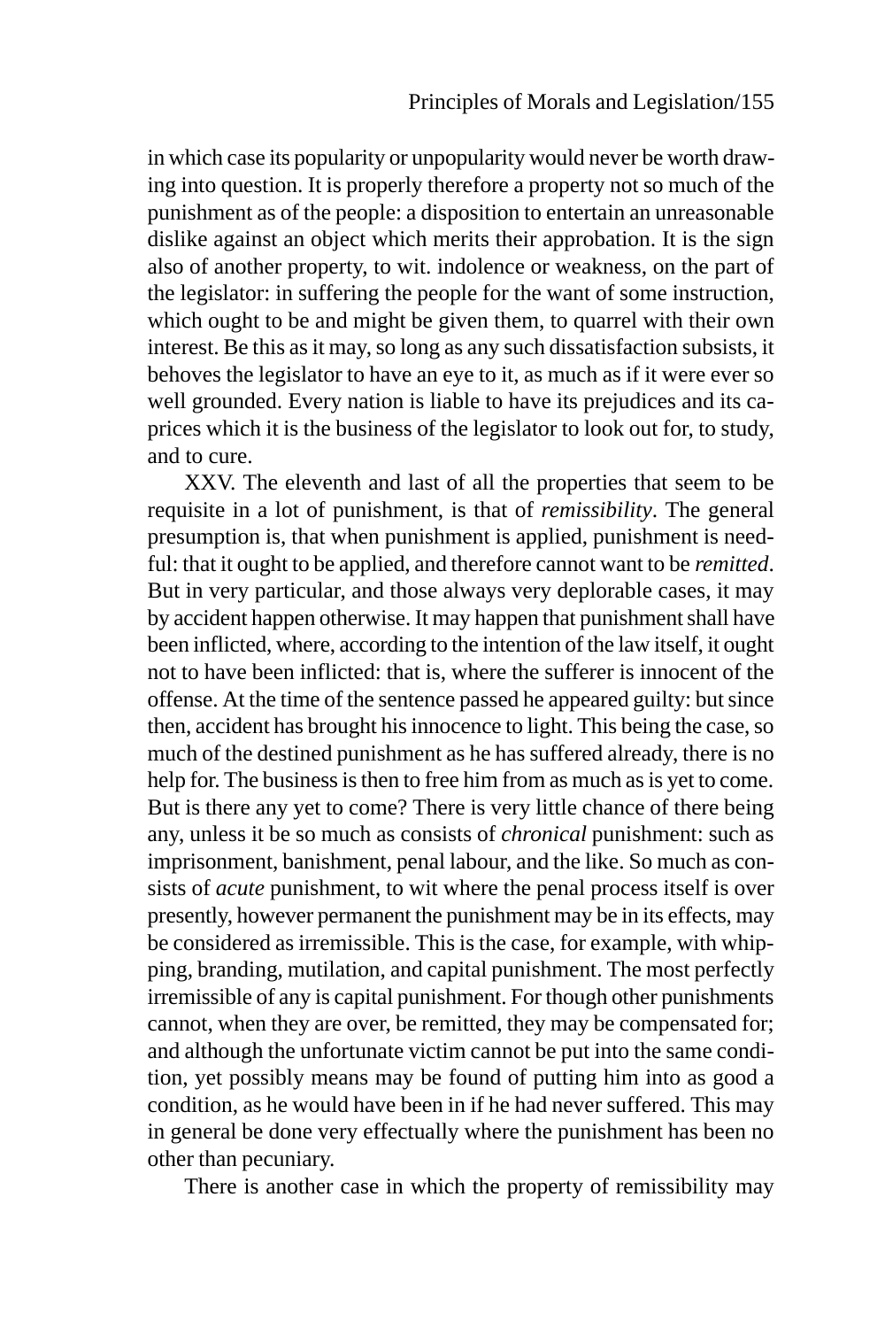in which case its popularity or unpopularity would never be worth drawing into question. It is properly therefore a property not so much of the punishment as of the people: a disposition to entertain an unreasonable dislike against an object which merits their approbation. It is the sign also of another property, to wit. indolence or weakness, on the part of the legislator: in suffering the people for the want of some instruction, which ought to be and might be given them, to quarrel with their own interest. Be this as it may, so long as any such dissatisfaction subsists, it behoves the legislator to have an eye to it, as much as if it were ever so well grounded. Every nation is liable to have its prejudices and its caprices which it is the business of the legislator to look out for, to study, and to cure.

XXV. The eleventh and last of all the properties that seem to be requisite in a lot of punishment, is that of *remissibility*. The general presumption is, that when punishment is applied, punishment is needful: that it ought to be applied, and therefore cannot want to be *remitted*. But in very particular, and those always very deplorable cases, it may by accident happen otherwise. It may happen that punishment shall have been inflicted, where, according to the intention of the law itself, it ought not to have been inflicted: that is, where the sufferer is innocent of the offense. At the time of the sentence passed he appeared guilty: but since then, accident has brought his innocence to light. This being the case, so much of the destined punishment as he has suffered already, there is no help for. The business is then to free him from as much as is yet to come. But is there any yet to come? There is very little chance of there being any, unless it be so much as consists of *chronical* punishment: such as imprisonment, banishment, penal labour, and the like. So much as consists of *acute* punishment, to wit where the penal process itself is over presently, however permanent the punishment may be in its effects, may be considered as irremissible. This is the case, for example, with whipping, branding, mutilation, and capital punishment. The most perfectly irremissible of any is capital punishment. For though other punishments cannot, when they are over, be remitted, they may be compensated for; and although the unfortunate victim cannot be put into the same condition, yet possibly means may be found of putting him into as good a condition, as he would have been in if he had never suffered. This may in general be done very effectually where the punishment has been no other than pecuniary.

There is another case in which the property of remissibility may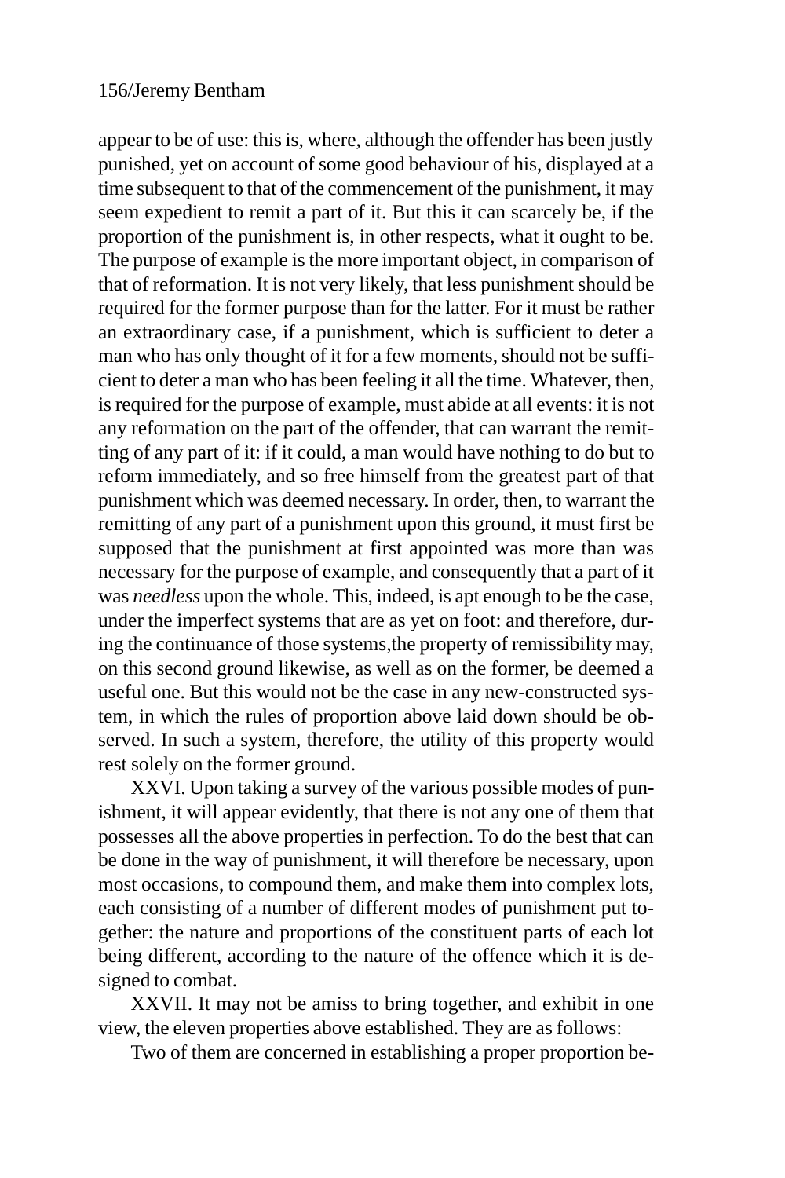appear to be of use: this is, where, although the offender has been justly punished, yet on account of some good behaviour of his, displayed at a time subsequent to that of the commencement of the punishment, it may seem expedient to remit a part of it. But this it can scarcely be, if the proportion of the punishment is, in other respects, what it ought to be. The purpose of example is the more important object, in comparison of that of reformation. It is not very likely, that less punishment should be required for the former purpose than for the latter. For it must be rather an extraordinary case, if a punishment, which is sufficient to deter a man who has only thought of it for a few moments, should not be sufficient to deter a man who has been feeling it all the time. Whatever, then, is required for the purpose of example, must abide at all events: it is not any reformation on the part of the offender, that can warrant the remitting of any part of it: if it could, a man would have nothing to do but to reform immediately, and so free himself from the greatest part of that punishment which was deemed necessary. In order, then, to warrant the remitting of any part of a punishment upon this ground, it must first be supposed that the punishment at first appointed was more than was necessary for the purpose of example, and consequently that a part of it was *needless* upon the whole. This, indeed, is apt enough to be the case, under the imperfect systems that are as yet on foot: and therefore, during the continuance of those systems,the property of remissibility may, on this second ground likewise, as well as on the former, be deemed a useful one. But this would not be the case in any new-constructed system, in which the rules of proportion above laid down should be observed. In such a system, therefore, the utility of this property would rest solely on the former ground.

XXVI. Upon taking a survey of the various possible modes of punishment, it will appear evidently, that there is not any one of them that possesses all the above properties in perfection. To do the best that can be done in the way of punishment, it will therefore be necessary, upon most occasions, to compound them, and make them into complex lots, each consisting of a number of different modes of punishment put together: the nature and proportions of the constituent parts of each lot being different, according to the nature of the offence which it is designed to combat.

XXVII. It may not be amiss to bring together, and exhibit in one view, the eleven properties above established. They are as follows:

Two of them are concerned in establishing a proper proportion be-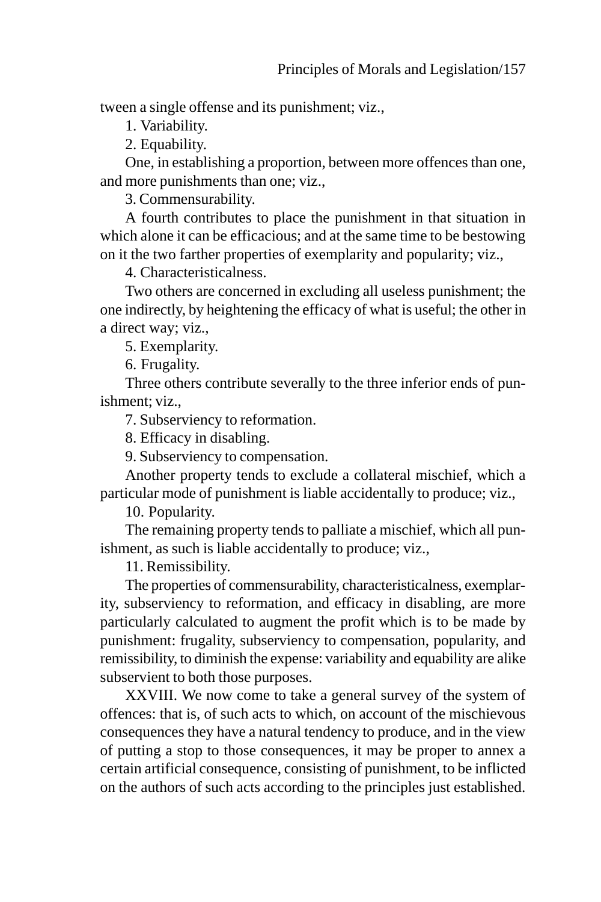tween a single offense and its punishment; viz.,

1. Variability.

2. Equability.

One, in establishing a proportion, between more offences than one, and more punishments than one; viz.,

3. Commensurability.

A fourth contributes to place the punishment in that situation in which alone it can be efficacious; and at the same time to be bestowing on it the two farther properties of exemplarity and popularity; viz.,

4. Characteristicalness.

Two others are concerned in excluding all useless punishment; the one indirectly, by heightening the efficacy of what is useful; the other in a direct way; viz.,

5. Exemplarity.

6. Frugality.

Three others contribute severally to the three inferior ends of punishment; viz.,

7. Subserviency to reformation.

8. Efficacy in disabling.

9. Subserviency to compensation.

Another property tends to exclude a collateral mischief, which a particular mode of punishment is liable accidentally to produce; viz.,

10. Popularity.

The remaining property tends to palliate a mischief, which all punishment, as such is liable accidentally to produce; viz.,

11. Remissibility.

The properties of commensurability, characteristicalness, exemplarity, subserviency to reformation, and efficacy in disabling, are more particularly calculated to augment the profit which is to be made by punishment: frugality, subserviency to compensation, popularity, and remissibility, to diminish the expense: variability and equability are alike subservient to both those purposes.

XXVIII. We now come to take a general survey of the system of offences: that is, of such acts to which, on account of the mischievous consequences they have a natural tendency to produce, and in the view of putting a stop to those consequences, it may be proper to annex a certain artificial consequence, consisting of punishment, to be inflicted on the authors of such acts according to the principles just established.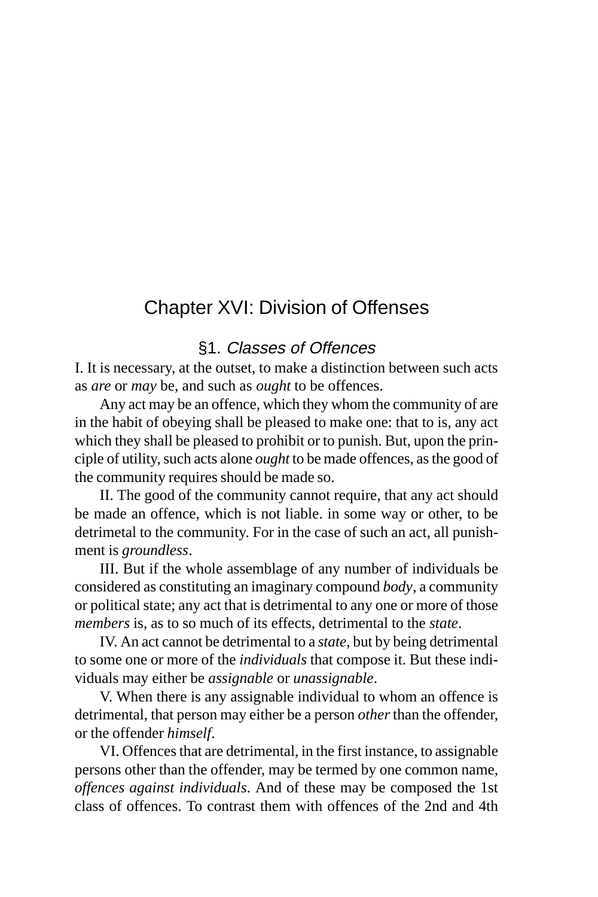# Chapter XVI: Division of Offenses

## §1. *Classes of Offences*

I. It is necessary, at the outset, to make a distinction between such acts as *are* or *may* be, and such as *ought* to be offences.

Any act may be an offence, which they whom the community of are in the habit of obeying shall be pleased to make one: that to is, any act which they shall be pleased to prohibit or to punish. But, upon the principle of utility, such acts alone *ought* to be made offences, as the good of the community requires should be made so.

II. The good of the community cannot require, that any act should be made an offence, which is not liable. in some way or other, to be detrimetal to the community. For in the case of such an act, all punishment is *groundless*.

III. But if the whole assemblage of any number of individuals be considered as constituting an imaginary compound *body*, a community or political state; any act that is detrimental to any one or more of those *members* is, as to so much of its effects, detrimental to the *state*.

IV. An act cannot be detrimental to a *state*, but by being detrimental to some one or more of the *individuals* that compose it. But these individuals may either be *assignable* or *unassignable*.

V. When there is any assignable individual to whom an offence is detrimental, that person may either be a person *other* than the offender, or the offender *himself*.

VI. Offences that are detrimental, in the first instance, to assignable persons other than the offender, may be termed by one common name, *offences against individuals*. And of these may be composed the 1st class of offences. To contrast them with offences of the 2nd and 4th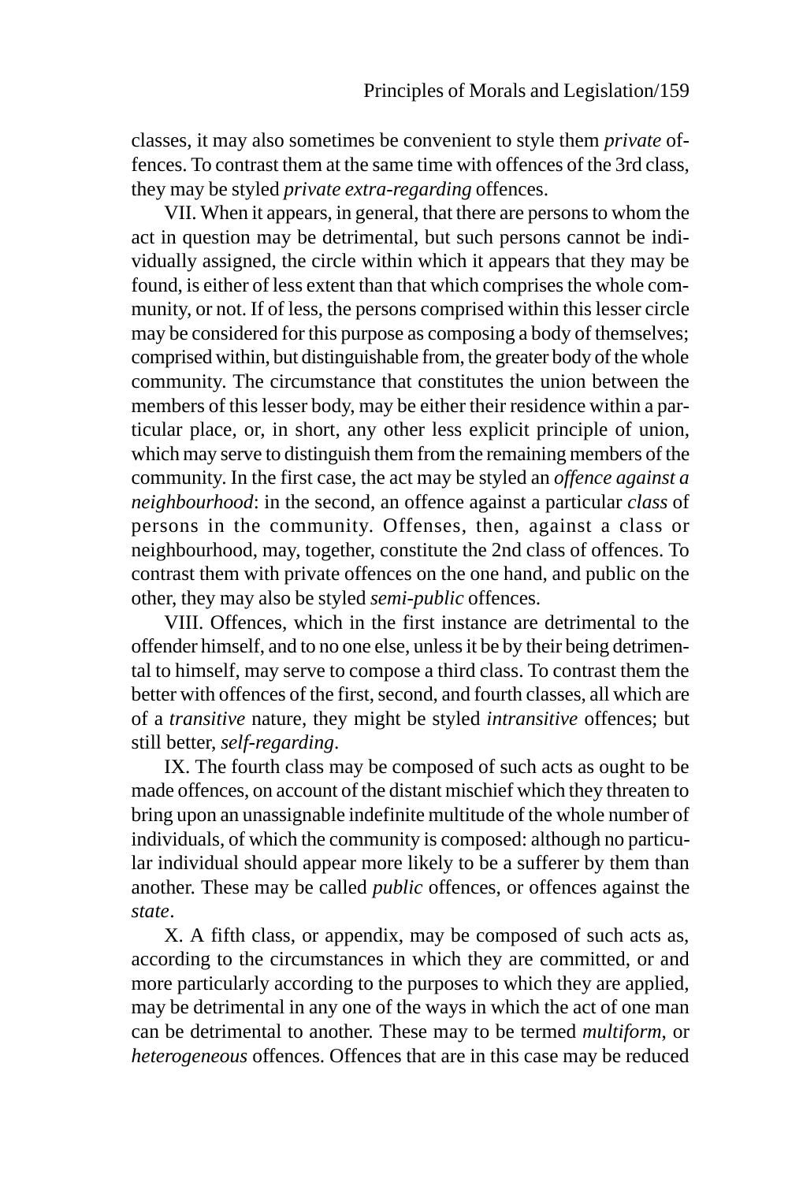classes, it may also sometimes be convenient to style them *private* offences. To contrast them at the same time with offences of the 3rd class, they may be styled *private extra-regarding* offences.

VII. When it appears, in general, that there are persons to whom the act in question may be detrimental, but such persons cannot be individually assigned, the circle within which it appears that they may be found, is either of less extent than that which comprises the whole community, or not. If of less, the persons comprised within this lesser circle may be considered for this purpose as composing a body of themselves; comprised within, but distinguishable from, the greater body of the whole community. The circumstance that constitutes the union between the members of this lesser body, may be either their residence within a particular place, or, in short, any other less explicit principle of union, which may serve to distinguish them from the remaining members of the community. In the first case, the act may be styled an *offence against a neighbourhood*: in the second, an offence against a particular *class* of persons in the community. Offenses, then, against a class or neighbourhood, may, together, constitute the 2nd class of offences. To contrast them with private offences on the one hand, and public on the other, they may also be styled *semi-public* offences.

VIII. Offences, which in the first instance are detrimental to the offender himself, and to no one else, unless it be by their being detrimental to himself, may serve to compose a third class. To contrast them the better with offences of the first, second, and fourth classes, all which are of a *transitive* nature, they might be styled *intransitive* offences; but still better, *self-regarding*.

IX. The fourth class may be composed of such acts as ought to be made offences, on account of the distant mischief which they threaten to bring upon an unassignable indefinite multitude of the whole number of individuals, of which the community is composed: although no particular individual should appear more likely to be a sufferer by them than another. These may be called *public* offences, or offences against the *state*.

X. A fifth class, or appendix, may be composed of such acts as, according to the circumstances in which they are committed, or and more particularly according to the purposes to which they are applied, may be detrimental in any one of the ways in which the act of one man can be detrimental to another. These may to be termed *multiform*, or *heterogeneous* offences. Offences that are in this case may be reduced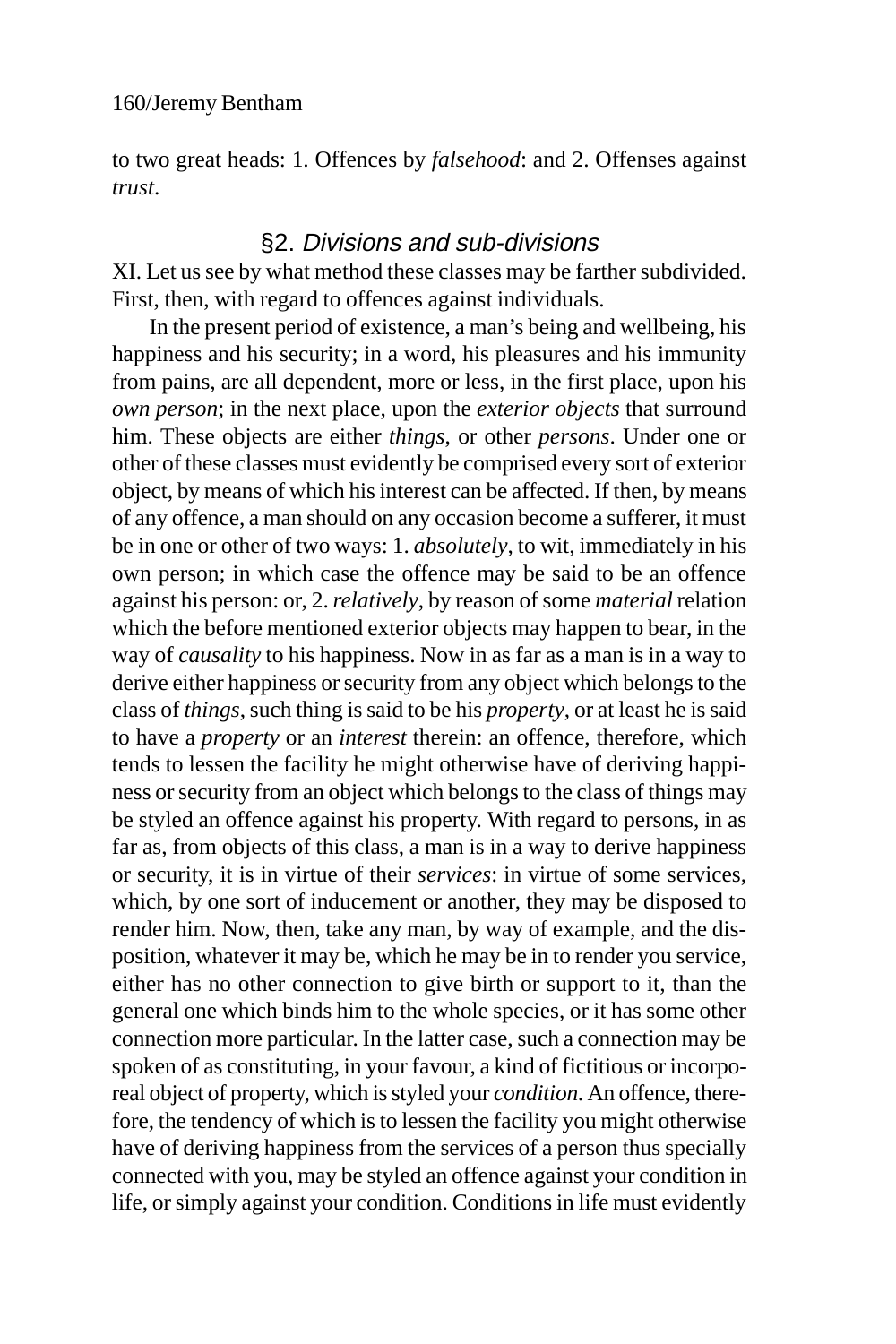to two great heads: 1. Offences by *falsehood*: and 2. Offenses against *trust*.

## §2. *Divisions and sub-divisions*

XI. Let us see by what method these classes may be farther subdivided. First, then, with regard to offences against individuals.

In the present period of existence, a man's being and wellbeing, his happiness and his security; in a word, his pleasures and his immunity from pains, are all dependent, more or less, in the first place, upon his *own person*; in the next place, upon the *exterior objects* that surround him. These objects are either *things*, or other *persons*. Under one or other of these classes must evidently be comprised every sort of exterior object, by means of which his interest can be affected. If then, by means of any offence, a man should on any occasion become a sufferer, it must be in one or other of two ways: 1. *absolutely*, to wit, immediately in his own person; in which case the offence may be said to be an offence against his person: or, 2. *relatively*, by reason of some *material* relation which the before mentioned exterior objects may happen to bear, in the way of *causality* to his happiness. Now in as far as a man is in a way to derive either happiness or security from any object which belongs to the class of *things*, such thing is said to be his *property*, or at least he is said to have a *property* or an *interest* therein: an offence, therefore, which tends to lessen the facility he might otherwise have of deriving happiness or security from an object which belongs to the class of things may be styled an offence against his property. With regard to persons, in as far as, from objects of this class, a man is in a way to derive happiness or security, it is in virtue of their *services*: in virtue of some services, which, by one sort of inducement or another, they may be disposed to render him. Now, then, take any man, by way of example, and the disposition, whatever it may be, which he may be in to render you service, either has no other connection to give birth or support to it, than the general one which binds him to the whole species, or it has some other connection more particular. In the latter case, such a connection may be spoken of as constituting, in your favour, a kind of fictitious or incorporeal object of property, which is styled your *condition*. An offence, therefore, the tendency of which is to lessen the facility you might otherwise have of deriving happiness from the services of a person thus specially connected with you, may be styled an offence against your condition in life, or simply against your condition. Conditions in life must evidently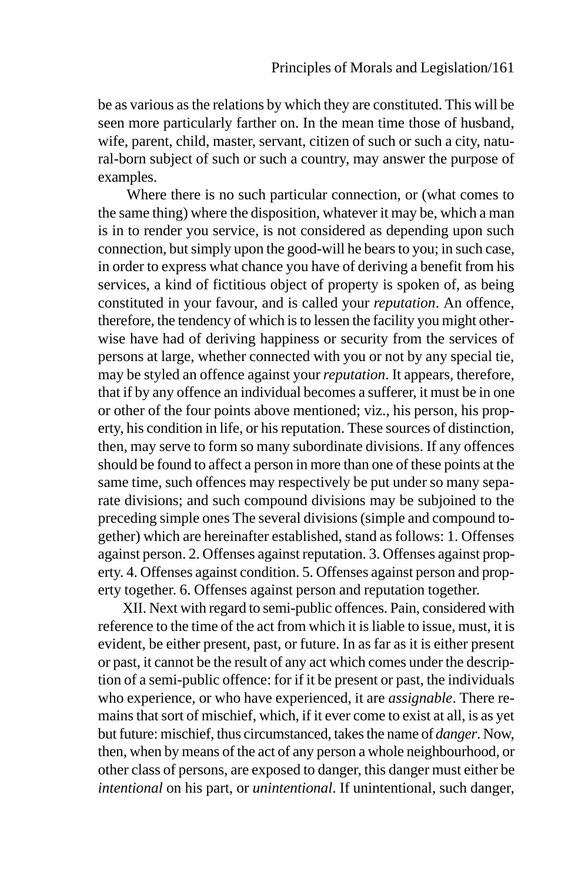be as various as the relations by which they are constituted. This will be seen more particularly farther on. In the mean time those of husband, wife, parent, child, master, servant, citizen of such or such a city, natural-born subject of such or such a country, may answer the purpose of examples.

Where there is no such particular connection, or (what comes to the same thing) where the disposition, whatever it may be, which a man is in to render you service, is not considered as depending upon such connection, but simply upon the good-will he bears to you; in such case, in order to express what chance you have of deriving a benefit from his services, a kind of fictitious object of property is spoken of, as being constituted in your favour, and is called your *reputation*. An offence, therefore, the tendency of which is to lessen the facility you might otherwise have had of deriving happiness or security from the services of persons at large, whether connected with you or not by any special tie, may be styled an offence against your *reputation*. It appears, therefore, that if by any offence an individual becomes a sufferer, it must be in one or other of the four points above mentioned; viz., his person, his property, his condition in life, or his reputation. These sources of distinction, then, may serve to form so many subordinate divisions. If any offences should be found to affect a person in more than one of these points at the same time, such offences may respectively be put under so many separate divisions; and such compound divisions may be subjoined to the preceding simple ones The several divisions (simple and compound together) which are hereinafter established, stand as follows: 1. Offenses against person. 2. Offenses against reputation. 3. Offenses against property. 4. Offenses against condition. 5. Offenses against person and property together. 6. Offenses against person and reputation together.

XII. Next with regard to semi-public offences. Pain, considered with reference to the time of the act from which it is liable to issue, must, it is evident, be either present, past, or future. In as far as it is either present or past, it cannot be the result of any act which comes under the description of a semi-public offence: for if it be present or past, the individuals who experience, or who have experienced, it are *assignable*. There remains that sort of mischief, which, if it ever come to exist at all, is as yet but future: mischief, thus circumstanced, takes the name of *danger*. Now, then, when by means of the act of any person a whole neighbourhood, or other class of persons, are exposed to danger, this danger must either be *intentional* on his part, or *unintentional*. If unintentional, such danger,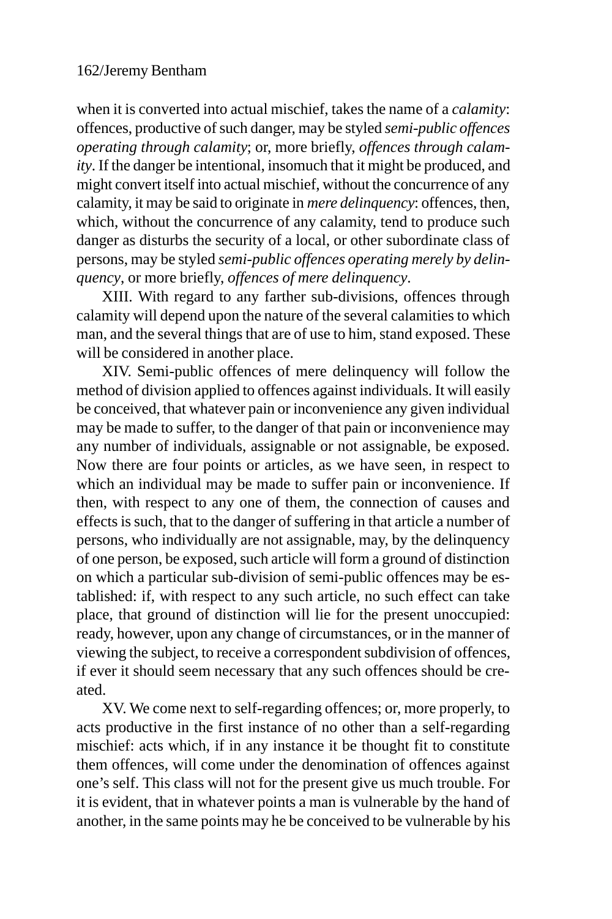when it is converted into actual mischief, takes the name of a *calamity*: offences, productive of such danger, may be styled *semi-public offences operating through calamity*; or, more briefly, *offences through calamity*. If the danger be intentional, insomuch that it might be produced, and might convert itself into actual mischief, without the concurrence of any calamity, it may be said to originate in *mere delinquency*: offences, then, which, without the concurrence of any calamity, tend to produce such danger as disturbs the security of a local, or other subordinate class of persons, may be styled *semi-public offences operating merely by delinquency*, or more briefly, *offences of mere delinquency*.

XIII. With regard to any farther sub-divisions, offences through calamity will depend upon the nature of the several calamities to which man, and the several things that are of use to him, stand exposed. These will be considered in another place.

XIV. Semi-public offences of mere delinquency will follow the method of division applied to offences against individuals. It will easily be conceived, that whatever pain or inconvenience any given individual may be made to suffer, to the danger of that pain or inconvenience may any number of individuals, assignable or not assignable, be exposed. Now there are four points or articles, as we have seen, in respect to which an individual may be made to suffer pain or inconvenience. If then, with respect to any one of them, the connection of causes and effects is such, that to the danger of suffering in that article a number of persons, who individually are not assignable, may, by the delinquency of one person, be exposed, such article will form a ground of distinction on which a particular sub-division of semi-public offences may be established: if, with respect to any such article, no such effect can take place, that ground of distinction will lie for the present unoccupied: ready, however, upon any change of circumstances, or in the manner of viewing the subject, to receive a correspondent subdivision of offences, if ever it should seem necessary that any such offences should be created.

XV. We come next to self-regarding offences; or, more properly, to acts productive in the first instance of no other than a self-regarding mischief: acts which, if in any instance it be thought fit to constitute them offences, will come under the denomination of offences against one's self. This class will not for the present give us much trouble. For it is evident, that in whatever points a man is vulnerable by the hand of another, in the same points may he be conceived to be vulnerable by his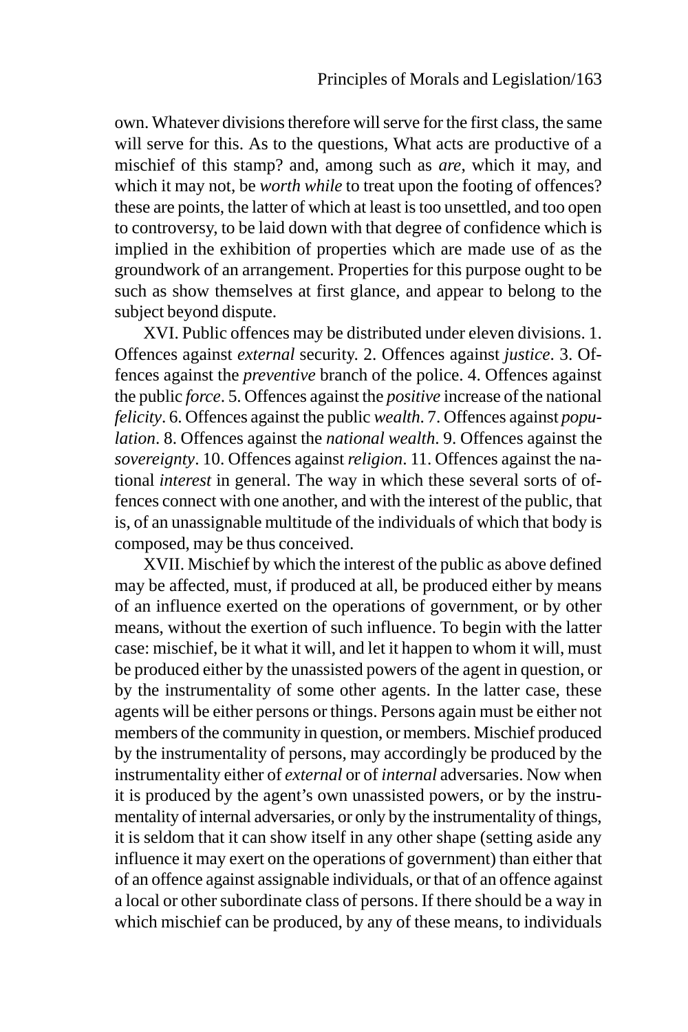own. Whatever divisions therefore will serve for the first class, the same will serve for this. As to the questions, What acts are productive of a mischief of this stamp? and, among such as *are*, which it may, and which it may not, be *worth while* to treat upon the footing of offences? these are points, the latter of which at least is too unsettled, and too open to controversy, to be laid down with that degree of confidence which is implied in the exhibition of properties which are made use of as the groundwork of an arrangement. Properties for this purpose ought to be such as show themselves at first glance, and appear to belong to the subject beyond dispute.

XVI. Public offences may be distributed under eleven divisions. 1. Offences against *external* security. 2. Offences against *justice*. 3. Offences against the *preventive* branch of the police. 4. Offences against the public *force*. 5. Offences against the *positive* increase of the national *felicity*. 6. Offences against the public *wealth*. 7. Offences against *population*. 8. Offences against the *national wealth*. 9. Offences against the *sovereignty*. 10. Offences against *religion*. 11. Offences against the national *interest* in general. The way in which these several sorts of offences connect with one another, and with the interest of the public, that is, of an unassignable multitude of the individuals of which that body is composed, may be thus conceived.

XVII. Mischief by which the interest of the public as above defined may be affected, must, if produced at all, be produced either by means of an influence exerted on the operations of government, or by other means, without the exertion of such influence. To begin with the latter case: mischief, be it what it will, and let it happen to whom it will, must be produced either by the unassisted powers of the agent in question, or by the instrumentality of some other agents. In the latter case, these agents will be either persons or things. Persons again must be either not members of the community in question, or members. Mischief produced by the instrumentality of persons, may accordingly be produced by the instrumentality either of *external* or of *internal* adversaries. Now when it is produced by the agent's own unassisted powers, or by the instrumentality of internal adversaries, or only by the instrumentality of things, it is seldom that it can show itself in any other shape (setting aside any influence it may exert on the operations of government) than either that of an offence against assignable individuals, or that of an offence against a local or other subordinate class of persons. If there should be a way in which mischief can be produced, by any of these means, to individuals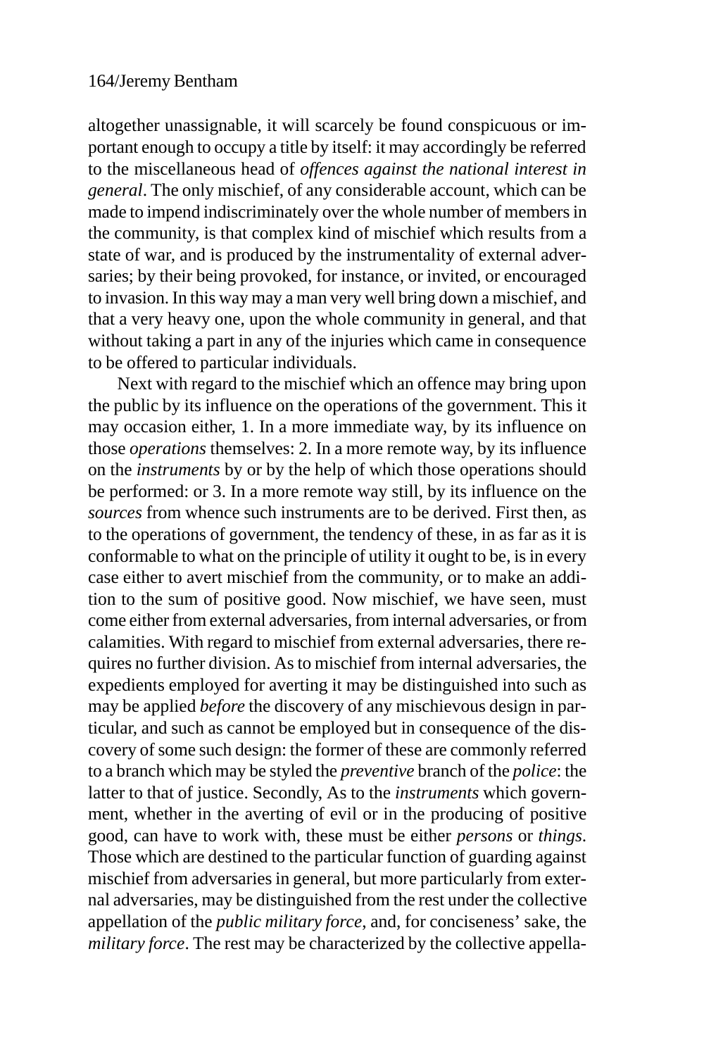altogether unassignable, it will scarcely be found conspicuous or important enough to occupy a title by itself: it may accordingly be referred to the miscellaneous head of *offences against the national interest in general*. The only mischief, of any considerable account, which can be made to impend indiscriminately over the whole number of members in the community, is that complex kind of mischief which results from a state of war, and is produced by the instrumentality of external adversaries; by their being provoked, for instance, or invited, or encouraged to invasion. In this way may a man very well bring down a mischief, and that a very heavy one, upon the whole community in general, and that without taking a part in any of the injuries which came in consequence to be offered to particular individuals.

Next with regard to the mischief which an offence may bring upon the public by its influence on the operations of the government. This it may occasion either, 1. In a more immediate way, by its influence on those *operations* themselves: 2. In a more remote way, by its influence on the *instruments* by or by the help of which those operations should be performed: or 3. In a more remote way still, by its influence on the *sources* from whence such instruments are to be derived. First then, as to the operations of government, the tendency of these, in as far as it is conformable to what on the principle of utility it ought to be, is in every case either to avert mischief from the community, or to make an addition to the sum of positive good. Now mischief, we have seen, must come either from external adversaries, from internal adversaries, or from calamities. With regard to mischief from external adversaries, there requires no further division. As to mischief from internal adversaries, the expedients employed for averting it may be distinguished into such as may be applied *before* the discovery of any mischievous design in particular, and such as cannot be employed but in consequence of the discovery of some such design: the former of these are commonly referred to a branch which may be styled the *preventive* branch of the *police*: the latter to that of justice. Secondly, As to the *instruments* which government, whether in the averting of evil or in the producing of positive good, can have to work with, these must be either *persons* or *things*. Those which are destined to the particular function of guarding against mischief from adversaries in general, but more particularly from external adversaries, may be distinguished from the rest under the collective appellation of the *public military force*, and, for conciseness' sake, the *military force*. The rest may be characterized by the collective appella-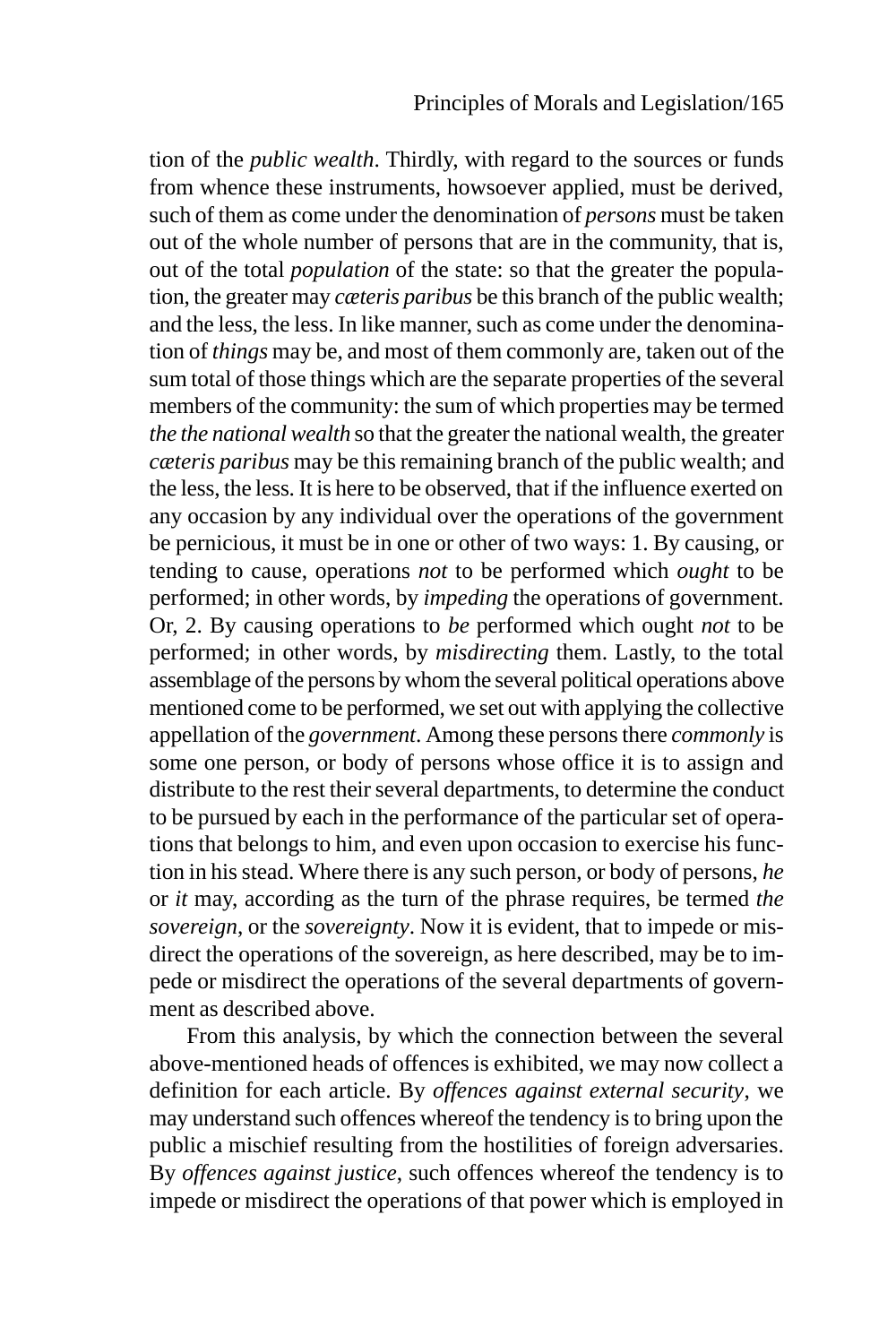tion of the *public wealth*. Thirdly, with regard to the sources or funds from whence these instruments, howsoever applied, must be derived, such of them as come under the denomination of *persons* must be taken out of the whole number of persons that are in the community, that is, out of the total *population* of the state: so that the greater the population, the greater may *cæteris paribus* be this branch of the public wealth; and the less, the less. In like manner, such as come under the denomination of *things* may be, and most of them commonly are, taken out of the sum total of those things which are the separate properties of the several members of the community: the sum of which properties may be termed *the the national wealth* so that the greater the national wealth, the greater *cæteris paribus* may be this remaining branch of the public wealth; and the less, the less. It is here to be observed, that if the influence exerted on any occasion by any individual over the operations of the government be pernicious, it must be in one or other of two ways: 1. By causing, or tending to cause, operations *not* to be performed which *ought* to be performed; in other words, by *impeding* the operations of government. Or, 2. By causing operations to *be* performed which ought *not* to be performed; in other words, by *misdirecting* them. Lastly, to the total assemblage of the persons by whom the several political operations above mentioned come to be performed, we set out with applying the collective appellation of the *government*. Among these persons there *commonly* is some one person, or body of persons whose office it is to assign and distribute to the rest their several departments, to determine the conduct to be pursued by each in the performance of the particular set of operations that belongs to him, and even upon occasion to exercise his function in his stead. Where there is any such person, or body of persons, *he* or *it* may, according as the turn of the phrase requires, be termed *the sovereign*, or the *sovereignty*. Now it is evident, that to impede or misdirect the operations of the sovereign, as here described, may be to impede or misdirect the operations of the several departments of government as described above.

From this analysis, by which the connection between the several above-mentioned heads of offences is exhibited, we may now collect a definition for each article. By *offences against external security*, we may understand such offences whereof the tendency is to bring upon the public a mischief resulting from the hostilities of foreign adversaries. By *offences against justice*, such offences whereof the tendency is to impede or misdirect the operations of that power which is employed in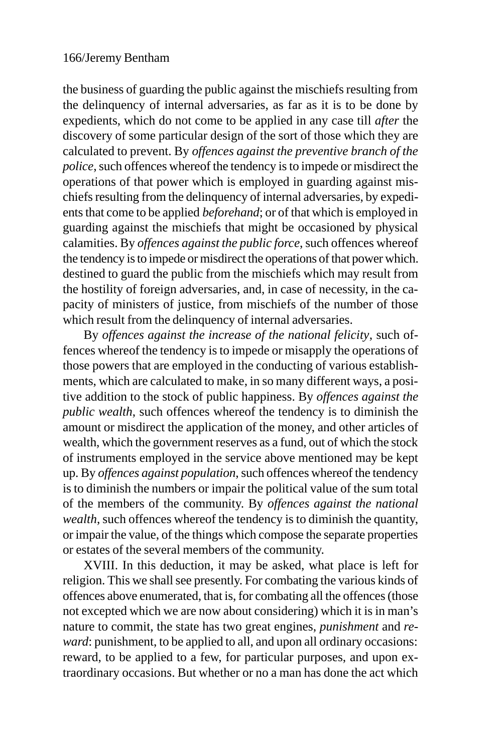the business of guarding the public against the mischiefs resulting from the delinquency of internal adversaries, as far as it is to be done by expedients, which do not come to be applied in any case till *after* the discovery of some particular design of the sort of those which they are calculated to prevent. By *offences against the preventive branch of the police*, such offences whereof the tendency is to impede or misdirect the operations of that power which is employed in guarding against mischiefs resulting from the delinquency of internal adversaries, by expedients that come to be applied *beforehand*; or of that which is employed in guarding against the mischiefs that might be occasioned by physical calamities. By *offences against the public force*, such offences whereof the tendency is to impede or misdirect the operations of that power which. destined to guard the public from the mischiefs which may result from the hostility of foreign adversaries, and, in case of necessity, in the capacity of ministers of justice, from mischiefs of the number of those which result from the delinquency of internal adversaries.

By *offences against the increase of the national felicity*, such offences whereof the tendency is to impede or misapply the operations of those powers that are employed in the conducting of various establishments, which are calculated to make, in so many different ways, a positive addition to the stock of public happiness. By *offences against the public wealth*, such offences whereof the tendency is to diminish the amount or misdirect the application of the money, and other articles of wealth, which the government reserves as a fund, out of which the stock of instruments employed in the service above mentioned may be kept up. By *offences against population*, such offences whereof the tendency is to diminish the numbers or impair the political value of the sum total of the members of the community. By *offences against the national wealth*, such offences whereof the tendency is to diminish the quantity, or impair the value, of the things which compose the separate properties or estates of the several members of the community.

XVIII. In this deduction, it may be asked, what place is left for religion. This we shall see presently. For combating the various kinds of offences above enumerated, that is, for combating all the offences (those not excepted which we are now about considering) which it is in man's nature to commit, the state has two great engines, *punishment* and *reward*: punishment, to be applied to all, and upon all ordinary occasions: reward, to be applied to a few, for particular purposes, and upon extraordinary occasions. But whether or no a man has done the act which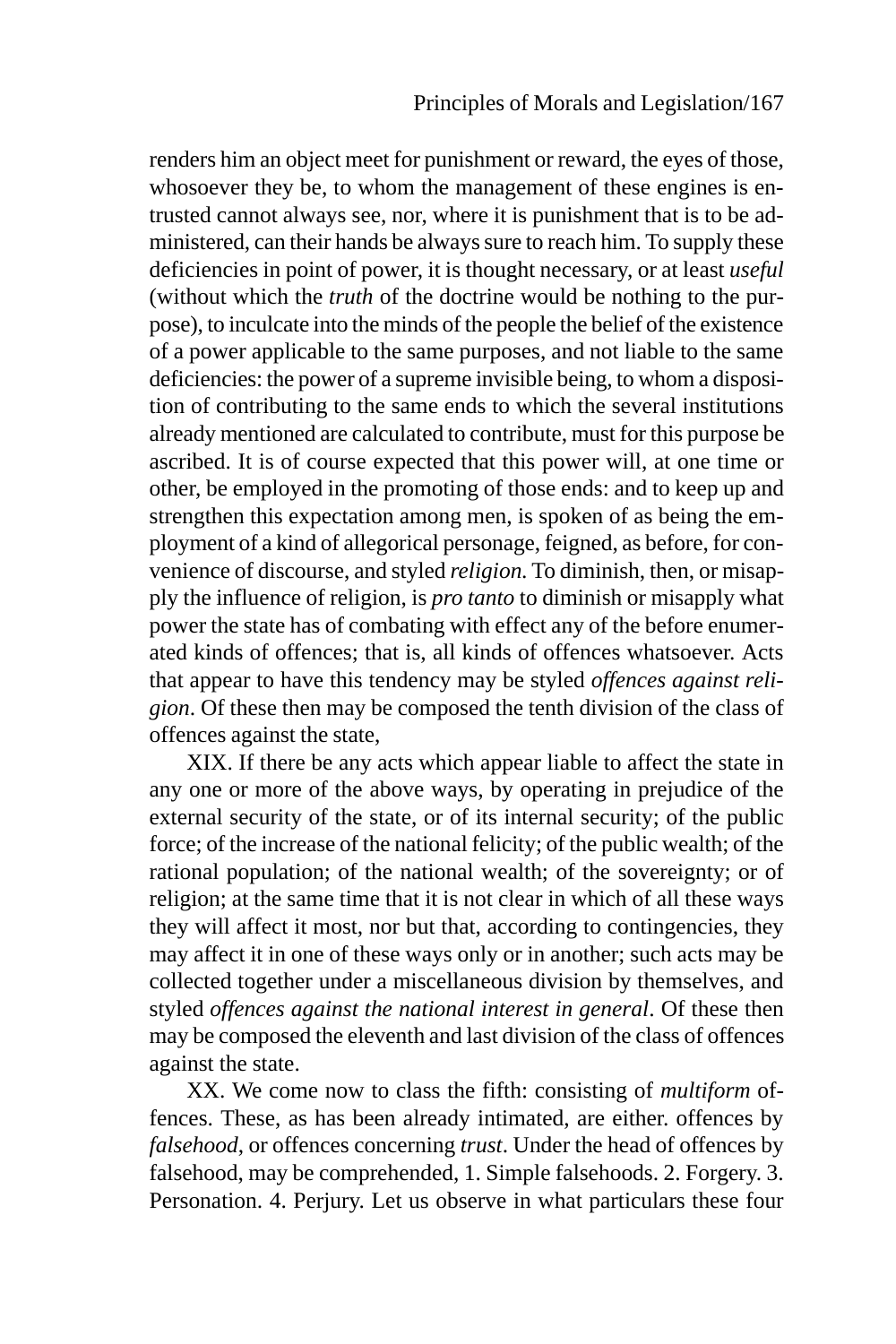renders him an object meet for punishment or reward, the eyes of those, whosoever they be, to whom the management of these engines is entrusted cannot always see, nor, where it is punishment that is to be administered, can their hands be always sure to reach him. To supply these deficiencies in point of power, it is thought necessary, or at least *useful* (without which the *truth* of the doctrine would be nothing to the purpose), to inculcate into the minds of the people the belief of the existence of a power applicable to the same purposes, and not liable to the same deficiencies: the power of a supreme invisible being, to whom a disposition of contributing to the same ends to which the several institutions already mentioned are calculated to contribute, must for this purpose be ascribed. It is of course expected that this power will, at one time or other, be employed in the promoting of those ends: and to keep up and strengthen this expectation among men, is spoken of as being the employment of a kind of allegorical personage, feigned, as before, for convenience of discourse, and styled *religion*. To diminish, then, or misapply the influence of religion, is *pro tanto* to diminish or misapply what power the state has of combating with effect any of the before enumerated kinds of offences; that is, all kinds of offences whatsoever. Acts that appear to have this tendency may be styled *offences against religion*. Of these then may be composed the tenth division of the class of offences against the state,

XIX. If there be any acts which appear liable to affect the state in any one or more of the above ways, by operating in prejudice of the external security of the state, or of its internal security; of the public force; of the increase of the national felicity; of the public wealth; of the rational population; of the national wealth; of the sovereignty; or of religion; at the same time that it is not clear in which of all these ways they will affect it most, nor but that, according to contingencies, they may affect it in one of these ways only or in another; such acts may be collected together under a miscellaneous division by themselves, and styled *offences against the national interest in general*. Of these then may be composed the eleventh and last division of the class of offences against the state.

XX. We come now to class the fifth: consisting of *multiform* offences. These, as has been already intimated, are either. offences by *falsehood*, or offences concerning *trust*. Under the head of offences by falsehood, may be comprehended, 1. Simple falsehoods. 2. Forgery. 3. Personation. 4. Perjury. Let us observe in what particulars these four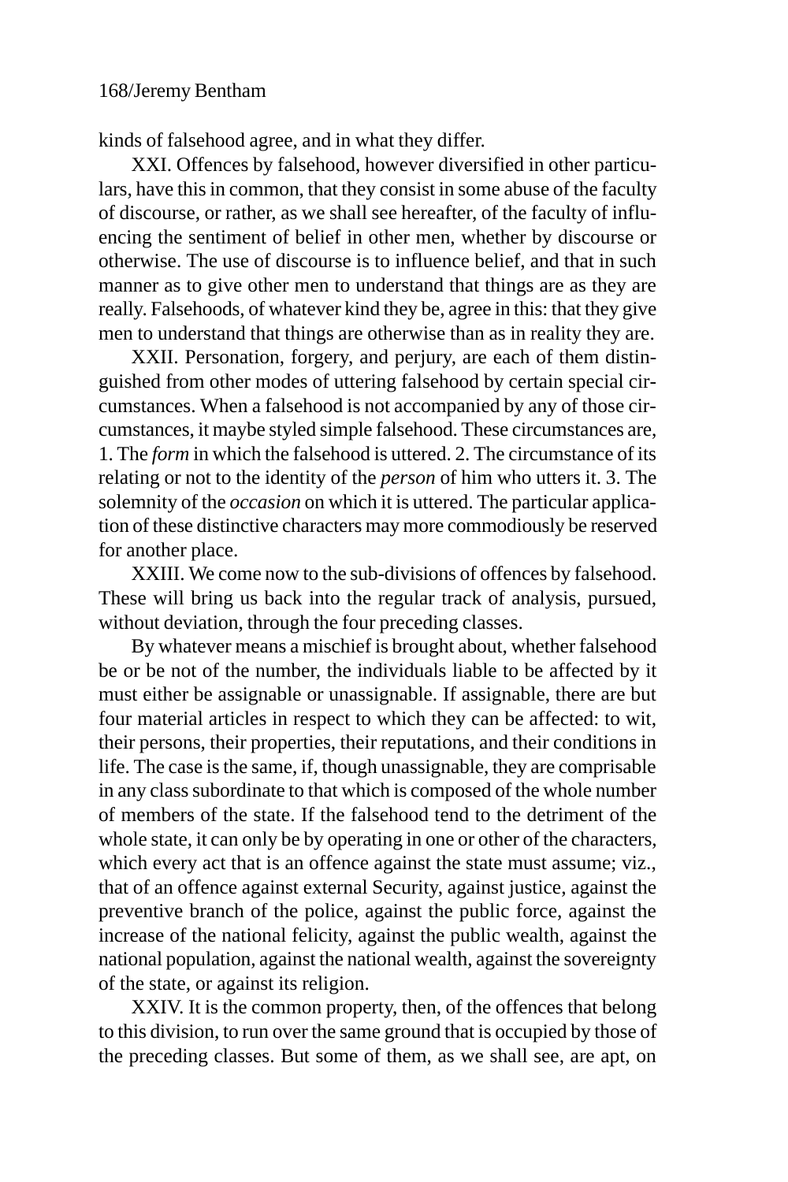kinds of falsehood agree, and in what they differ.

XXI. Offences by falsehood, however diversified in other particulars, have this in common, that they consist in some abuse of the faculty of discourse, or rather, as we shall see hereafter, of the faculty of influencing the sentiment of belief in other men, whether by discourse or otherwise. The use of discourse is to influence belief, and that in such manner as to give other men to understand that things are as they are really. Falsehoods, of whatever kind they be, agree in this: that they give men to understand that things are otherwise than as in reality they are.

XXII. Personation, forgery, and perjury, are each of them distinguished from other modes of uttering falsehood by certain special circumstances. When a falsehood is not accompanied by any of those circumstances, it maybe styled simple falsehood. These circumstances are, 1. The *form* in which the falsehood is uttered. 2. The circumstance of its relating or not to the identity of the *person* of him who utters it. 3. The solemnity of the *occasion* on which it is uttered. The particular application of these distinctive characters may more commodiously be reserved for another place.

XXIII. We come now to the sub-divisions of offences by falsehood. These will bring us back into the regular track of analysis, pursued, without deviation, through the four preceding classes.

By whatever means a mischief is brought about, whether falsehood be or be not of the number, the individuals liable to be affected by it must either be assignable or unassignable. If assignable, there are but four material articles in respect to which they can be affected: to wit, their persons, their properties, their reputations, and their conditions in life. The case is the same, if, though unassignable, they are comprisable in any class subordinate to that which is composed of the whole number of members of the state. If the falsehood tend to the detriment of the whole state, it can only be by operating in one or other of the characters, which every act that is an offence against the state must assume; viz., that of an offence against external Security, against justice, against the preventive branch of the police, against the public force, against the increase of the national felicity, against the public wealth, against the national population, against the national wealth, against the sovereignty of the state, or against its religion.

XXIV. It is the common property, then, of the offences that belong to this division, to run over the same ground that is occupied by those of the preceding classes. But some of them, as we shall see, are apt, on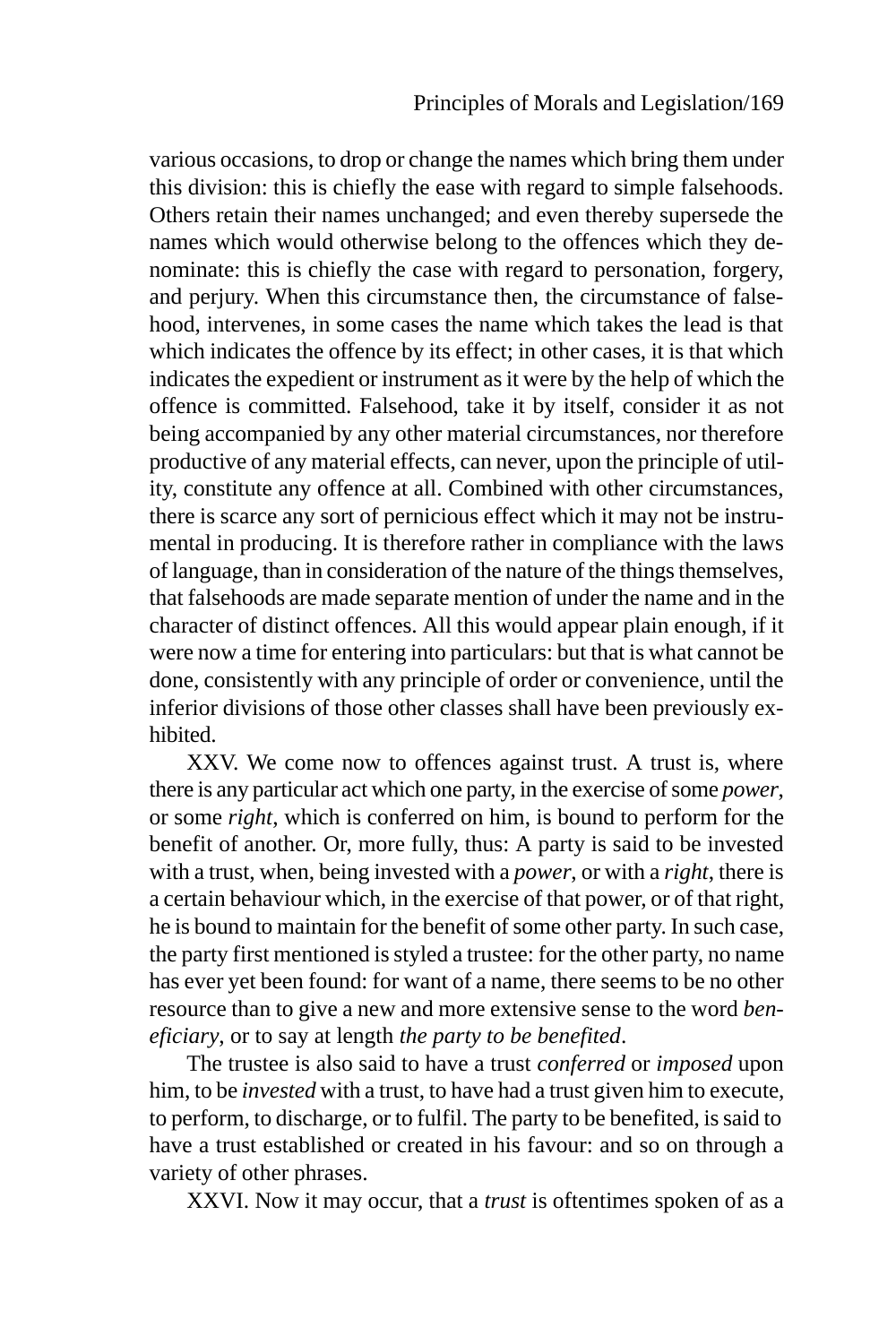various occasions, to drop or change the names which bring them under this division: this is chiefly the ease with regard to simple falsehoods. Others retain their names unchanged; and even thereby supersede the names which would otherwise belong to the offences which they denominate: this is chiefly the case with regard to personation, forgery, and perjury. When this circumstance then, the circumstance of falsehood, intervenes, in some cases the name which takes the lead is that which indicates the offence by its effect; in other cases, it is that which indicates the expedient or instrument as it were by the help of which the offence is committed. Falsehood, take it by itself, consider it as not being accompanied by any other material circumstances, nor therefore productive of any material effects, can never, upon the principle of utility, constitute any offence at all. Combined with other circumstances, there is scarce any sort of pernicious effect which it may not be instrumental in producing. It is therefore rather in compliance with the laws of language, than in consideration of the nature of the things themselves, that falsehoods are made separate mention of under the name and in the character of distinct offences. All this would appear plain enough, if it were now a time for entering into particulars: but that is what cannot be done, consistently with any principle of order or convenience, until the inferior divisions of those other classes shall have been previously exhibited.

XXV. We come now to offences against trust. A trust is, where there is any particular act which one party, in the exercise of some *power*, or some *right*, which is conferred on him, is bound to perform for the benefit of another. Or, more fully, thus: A party is said to be invested with a trust, when, being invested with a *power*, or with a *right*, there is a certain behaviour which, in the exercise of that power, or of that right, he is bound to maintain for the benefit of some other party. In such case, the party first mentioned is styled a trustee: for the other party, no name has ever yet been found: for want of a name, there seems to be no other resource than to give a new and more extensive sense to the word *beneficiary*, or to say at length *the party to be benefited*.

The trustee is also said to have a trust *conferred* or *imposed* upon him, to be *invested* with a trust, to have had a trust given him to execute, to perform, to discharge, or to fulfil. The party to be benefited, is said to have a trust established or created in his favour: and so on through a variety of other phrases.

XXVI. Now it may occur, that a *trust* is oftentimes spoken of as a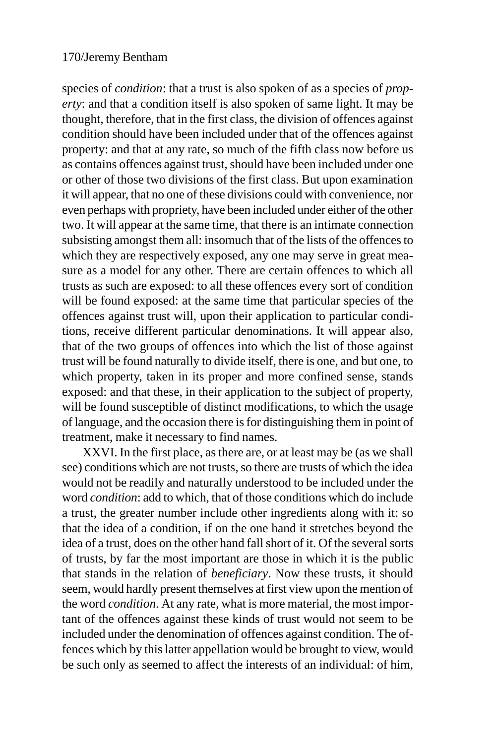species of *condition*: that a trust is also spoken of as a species of *property*: and that a condition itself is also spoken of same light. It may be thought, therefore, that in the first class, the division of offences against condition should have been included under that of the offences against property: and that at any rate, so much of the fifth class now before us as contains offences against trust, should have been included under one or other of those two divisions of the first class. But upon examination it will appear, that no one of these divisions could with convenience, nor even perhaps with propriety, have been included under either of the other two. It will appear at the same time, that there is an intimate connection subsisting amongst them all: insomuch that of the lists of the offences to which they are respectively exposed, any one may serve in great measure as a model for any other. There are certain offences to which all trusts as such are exposed: to all these offences every sort of condition will be found exposed: at the same time that particular species of the offences against trust will, upon their application to particular conditions, receive different particular denominations. It will appear also, that of the two groups of offences into which the list of those against trust will be found naturally to divide itself, there is one, and but one, to which property, taken in its proper and more confined sense, stands exposed: and that these, in their application to the subject of property, will be found susceptible of distinct modifications, to which the usage of language, and the occasion there is for distinguishing them in point of treatment, make it necessary to find names.

XXVI. In the first place, as there are, or at least may be (as we shall see) conditions which are not trusts, so there are trusts of which the idea would not be readily and naturally understood to be included under the word *condition*: add to which, that of those conditions which do include a trust, the greater number include other ingredients along with it: so that the idea of a condition, if on the one hand it stretches beyond the idea of a trust, does on the other hand fall short of it. Of the several sorts of trusts, by far the most important are those in which it is the public that stands in the relation of *beneficiary*. Now these trusts, it should seem, would hardly present themselves at first view upon the mention of the word *condition*. At any rate, what is more material, the most important of the offences against these kinds of trust would not seem to be included under the denomination of offences against condition. The offences which by this latter appellation would be brought to view, would be such only as seemed to affect the interests of an individual: of him,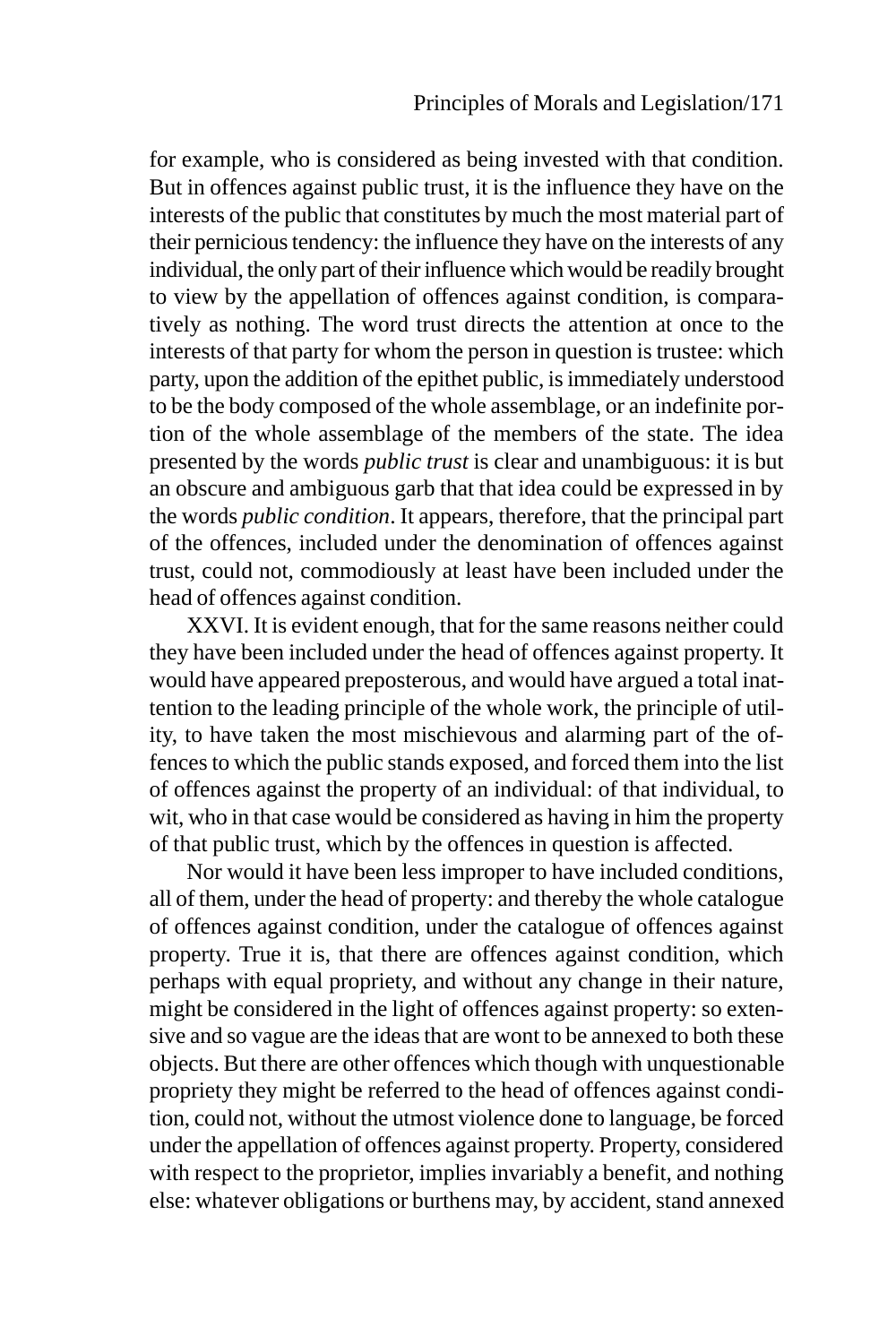for example, who is considered as being invested with that condition. But in offences against public trust, it is the influence they have on the interests of the public that constitutes by much the most material part of their pernicious tendency: the influence they have on the interests of any individual, the only part of their influence which would be readily brought to view by the appellation of offences against condition, is comparatively as nothing. The word trust directs the attention at once to the interests of that party for whom the person in question is trustee: which party, upon the addition of the epithet public, is immediately understood to be the body composed of the whole assemblage, or an indefinite portion of the whole assemblage of the members of the state. The idea presented by the words *public trust* is clear and unambiguous: it is but an obscure and ambiguous garb that that idea could be expressed in by the words *public condition*. It appears, therefore, that the principal part of the offences, included under the denomination of offences against trust, could not, commodiously at least have been included under the head of offences against condition.

XXVI. It is evident enough, that for the same reasons neither could they have been included under the head of offences against property. It would have appeared preposterous, and would have argued a total inattention to the leading principle of the whole work, the principle of utility, to have taken the most mischievous and alarming part of the offences to which the public stands exposed, and forced them into the list of offences against the property of an individual: of that individual, to wit, who in that case would be considered as having in him the property of that public trust, which by the offences in question is affected.

Nor would it have been less improper to have included conditions, all of them, under the head of property: and thereby the whole catalogue of offences against condition, under the catalogue of offences against property. True it is, that there are offences against condition, which perhaps with equal propriety, and without any change in their nature, might be considered in the light of offences against property: so extensive and so vague are the ideas that are wont to be annexed to both these objects. But there are other offences which though with unquestionable propriety they might be referred to the head of offences against condition, could not, without the utmost violence done to language, be forced under the appellation of offences against property. Property, considered with respect to the proprietor, implies invariably a benefit, and nothing else: whatever obligations or burthens may, by accident, stand annexed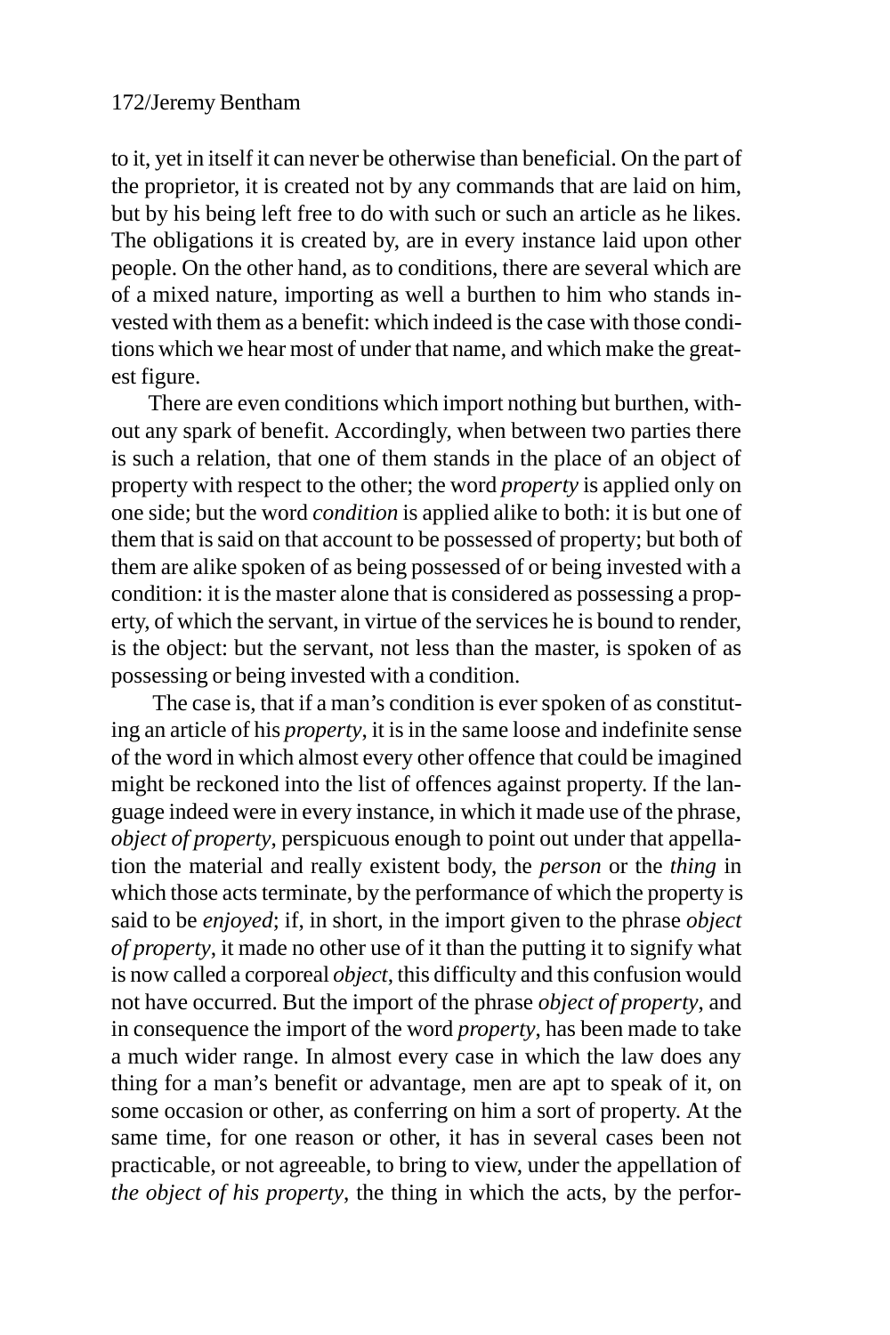to it, yet in itself it can never be otherwise than beneficial. On the part of the proprietor, it is created not by any commands that are laid on him, but by his being left free to do with such or such an article as he likes. The obligations it is created by, are in every instance laid upon other people. On the other hand, as to conditions, there are several which are of a mixed nature, importing as well a burthen to him who stands invested with them as a benefit: which indeed is the case with those conditions which we hear most of under that name, and which make the greatest figure.

There are even conditions which import nothing but burthen, without any spark of benefit. Accordingly, when between two parties there is such a relation, that one of them stands in the place of an object of property with respect to the other; the word *property* is applied only on one side; but the word *condition* is applied alike to both: it is but one of them that is said on that account to be possessed of property; but both of them are alike spoken of as being possessed of or being invested with a condition: it is the master alone that is considered as possessing a property, of which the servant, in virtue of the services he is bound to render, is the object: but the servant, not less than the master, is spoken of as possessing or being invested with a condition.

The case is, that if a man's condition is ever spoken of as constituting an article of his *property*, it is in the same loose and indefinite sense of the word in which almost every other offence that could be imagined might be reckoned into the list of offences against property. If the language indeed were in every instance, in which it made use of the phrase, *object of property*, perspicuous enough to point out under that appellation the material and really existent body, the *person* or the *thing* in which those acts terminate, by the performance of which the property is said to be *enjoyed*; if, in short, in the import given to the phrase *object of property*, it made no other use of it than the putting it to signify what is now called a corporeal *object*, this difficulty and this confusion would not have occurred. But the import of the phrase *object of property*, and in consequence the import of the word *property*, has been made to take a much wider range. In almost every case in which the law does any thing for a man's benefit or advantage, men are apt to speak of it, on some occasion or other, as conferring on him a sort of property. At the same time, for one reason or other, it has in several cases been not practicable, or not agreeable, to bring to view, under the appellation of *the object of his property*, the thing in which the acts, by the perfor-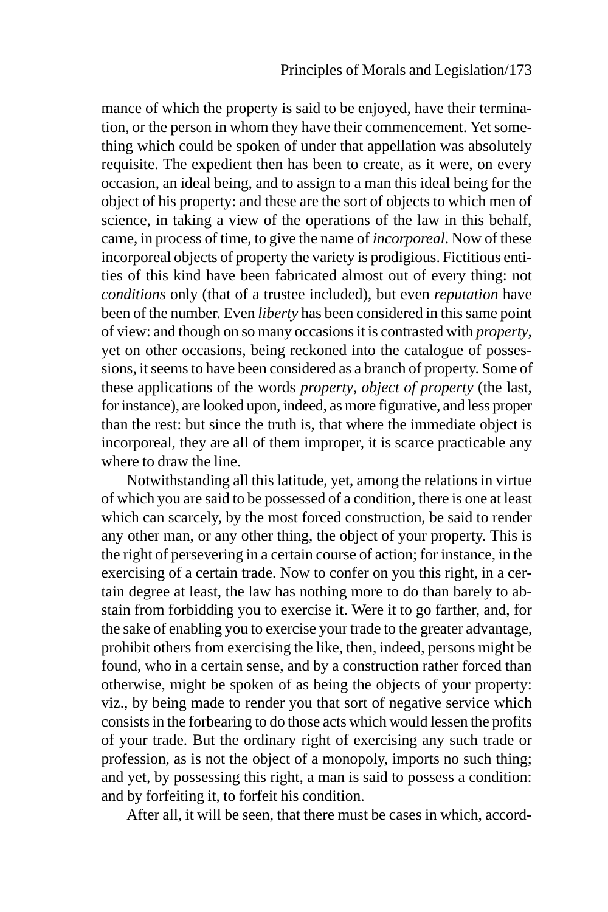mance of which the property is said to be enjoyed, have their termination, or the person in whom they have their commencement. Yet something which could be spoken of under that appellation was absolutely requisite. The expedient then has been to create, as it were, on every occasion, an ideal being, and to assign to a man this ideal being for the object of his property: and these are the sort of objects to which men of science, in taking a view of the operations of the law in this behalf, came, in process of time, to give the name of *incorporeal*. Now of these incorporeal objects of property the variety is prodigious. Fictitious entities of this kind have been fabricated almost out of every thing: not *conditions* only (that of a trustee included), but even *reputation* have been of the number. Even *liberty* has been considered in this same point of view: and though on so many occasions it is contrasted with *property*, yet on other occasions, being reckoned into the catalogue of possessions, it seems to have been considered as a branch of property. Some of these applications of the words *property*, *object of property* (the last, for instance), are looked upon, indeed, as more figurative, and less proper than the rest: but since the truth is, that where the immediate object is incorporeal, they are all of them improper, it is scarce practicable any where to draw the line.

Notwithstanding all this latitude, yet, among the relations in virtue of which you are said to be possessed of a condition, there is one at least which can scarcely, by the most forced construction, be said to render any other man, or any other thing, the object of your property. This is the right of persevering in a certain course of action; for instance, in the exercising of a certain trade. Now to confer on you this right, in a certain degree at least, the law has nothing more to do than barely to abstain from forbidding you to exercise it. Were it to go farther, and, for the sake of enabling you to exercise your trade to the greater advantage, prohibit others from exercising the like, then, indeed, persons might be found, who in a certain sense, and by a construction rather forced than otherwise, might be spoken of as being the objects of your property: viz., by being made to render you that sort of negative service which consists in the forbearing to do those acts which would lessen the profits of your trade. But the ordinary right of exercising any such trade or profession, as is not the object of a monopoly, imports no such thing; and yet, by possessing this right, a man is said to possess a condition: and by forfeiting it, to forfeit his condition.

After all, it will be seen, that there must be cases in which, accord-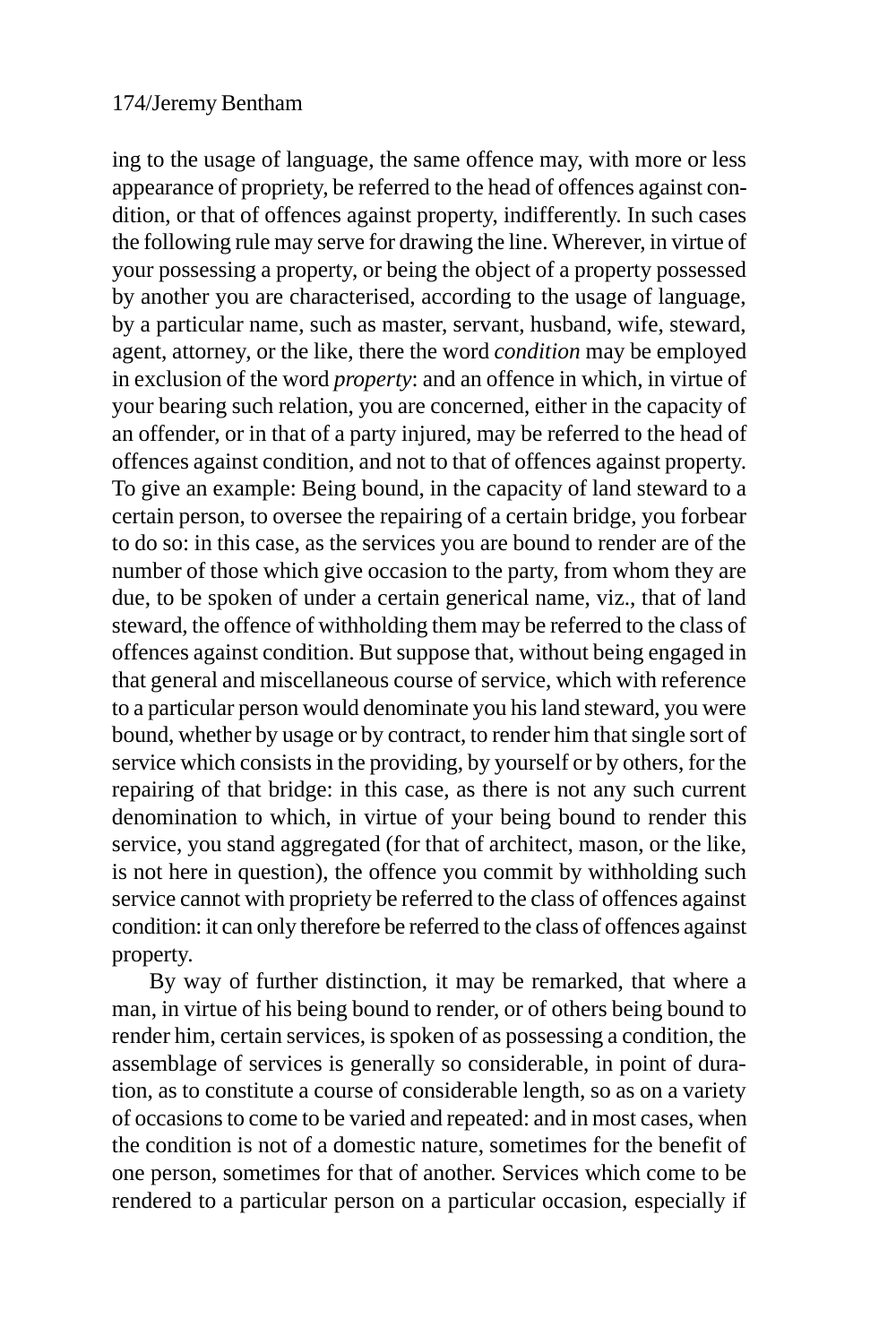ing to the usage of language, the same offence may, with more or less appearance of propriety, be referred to the head of offences against condition, or that of offences against property, indifferently. In such cases the following rule may serve for drawing the line. Wherever, in virtue of your possessing a property, or being the object of a property possessed by another you are characterised, according to the usage of language, by a particular name, such as master, servant, husband, wife, steward, agent, attorney, or the like, there the word *condition* may be employed in exclusion of the word *property*: and an offence in which, in virtue of your bearing such relation, you are concerned, either in the capacity of an offender, or in that of a party injured, may be referred to the head of offences against condition, and not to that of offences against property. To give an example: Being bound, in the capacity of land steward to a certain person, to oversee the repairing of a certain bridge, you forbear to do so: in this case, as the services you are bound to render are of the number of those which give occasion to the party, from whom they are due, to be spoken of under a certain generical name, viz., that of land steward, the offence of withholding them may be referred to the class of offences against condition. But suppose that, without being engaged in that general and miscellaneous course of service, which with reference to a particular person would denominate you his land steward, you were bound, whether by usage or by contract, to render him that single sort of service which consists in the providing, by yourself or by others, for the repairing of that bridge: in this case, as there is not any such current denomination to which, in virtue of your being bound to render this service, you stand aggregated (for that of architect, mason, or the like, is not here in question), the offence you commit by withholding such service cannot with propriety be referred to the class of offences against condition: it can only therefore be referred to the class of offences against property.

By way of further distinction, it may be remarked, that where a man, in virtue of his being bound to render, or of others being bound to render him, certain services, is spoken of as possessing a condition, the assemblage of services is generally so considerable, in point of duration, as to constitute a course of considerable length, so as on a variety of occasions to come to be varied and repeated: and in most cases, when the condition is not of a domestic nature, sometimes for the benefit of one person, sometimes for that of another. Services which come to be rendered to a particular person on a particular occasion, especially if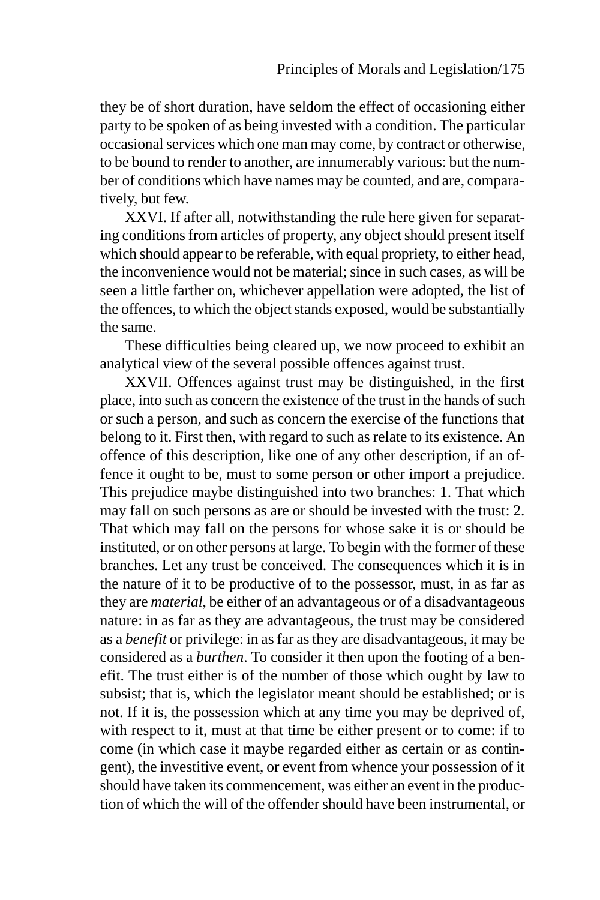they be of short duration, have seldom the effect of occasioning either party to be spoken of as being invested with a condition. The particular occasional services which one man may come, by contract or otherwise, to be bound to render to another, are innumerably various: but the number of conditions which have names may be counted, and are, comparatively, but few.

XXVI. If after all, notwithstanding the rule here given for separating conditions from articles of property, any object should present itself which should appear to be referable, with equal propriety, to either head, the inconvenience would not be material; since in such cases, as will be seen a little farther on, whichever appellation were adopted, the list of the offences, to which the object stands exposed, would be substantially the same.

These difficulties being cleared up, we now proceed to exhibit an analytical view of the several possible offences against trust.

XXVII. Offences against trust may be distinguished, in the first place, into such as concern the existence of the trust in the hands of such or such a person, and such as concern the exercise of the functions that belong to it. First then, with regard to such as relate to its existence. An offence of this description, like one of any other description, if an offence it ought to be, must to some person or other import a prejudice. This prejudice maybe distinguished into two branches: 1. That which may fall on such persons as are or should be invested with the trust: 2. That which may fall on the persons for whose sake it is or should be instituted, or on other persons at large. To begin with the former of these branches. Let any trust be conceived. The consequences which it is in the nature of it to be productive of to the possessor, must, in as far as they are *material*, be either of an advantageous or of a disadvantageous nature: in as far as they are advantageous, the trust may be considered as a *benefit* or privilege: in as far as they are disadvantageous, it may be considered as a *burthen*. To consider it then upon the footing of a benefit. The trust either is of the number of those which ought by law to subsist; that is, which the legislator meant should be established; or is not. If it is, the possession which at any time you may be deprived of, with respect to it, must at that time be either present or to come: if to come (in which case it maybe regarded either as certain or as contingent), the investitive event, or event from whence your possession of it should have taken its commencement, was either an event in the production of which the will of the offender should have been instrumental, or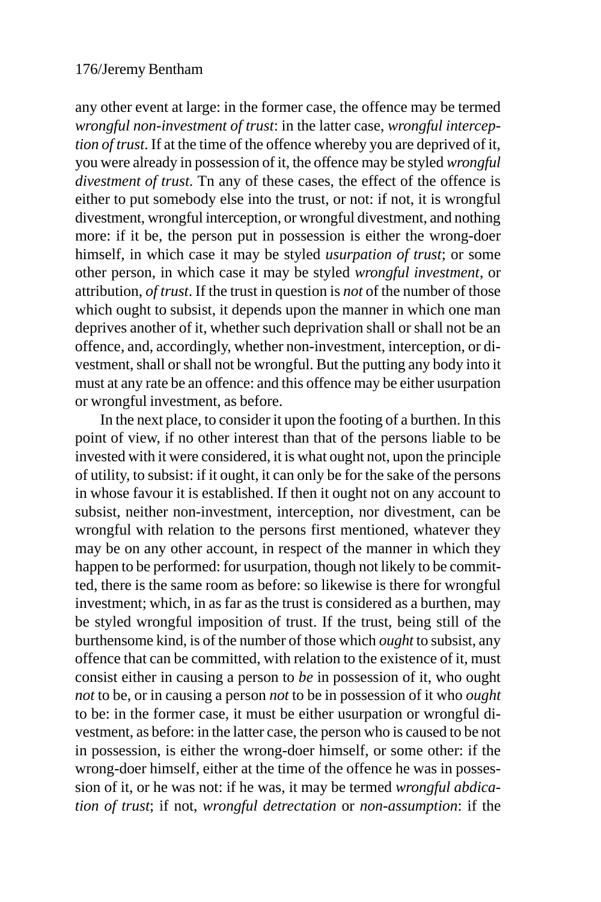any other event at large: in the former case, the offence may be termed *wrongful non-investment of trust*: in the latter case, *wrongful interception of trust*. If at the time of the offence whereby you are deprived of it, you were already in possession of it, the offence may be styled *wrongful divestment of trust*. Tn any of these cases, the effect of the offence is either to put somebody else into the trust, or not: if not, it is wrongful divestment, wrongful interception, or wrongful divestment, and nothing more: if it be, the person put in possession is either the wrong-doer himself, in which case it may be styled *usurpation of trust*; or some other person, in which case it may be styled *wrongful investment*, or attribution, *of trust*. If the trust in question is *not* of the number of those which ought to subsist, it depends upon the manner in which one man deprives another of it, whether such deprivation shall or shall not be an offence, and, accordingly, whether non-investment, interception, or divestment, shall or shall not be wrongful. But the putting any body into it must at any rate be an offence: and this offence may be either usurpation or wrongful investment, as before.

In the next place, to consider it upon the footing of a burthen. In this point of view, if no other interest than that of the persons liable to be invested with it were considered, it is what ought not, upon the principle of utility, to subsist: if it ought, it can only be for the sake of the persons in whose favour it is established. If then it ought not on any account to subsist, neither non-investment, interception, nor divestment, can be wrongful with relation to the persons first mentioned, whatever they may be on any other account, in respect of the manner in which they happen to be performed: for usurpation, though not likely to be committed, there is the same room as before: so likewise is there for wrongful investment; which, in as far as the trust is considered as a burthen, may be styled wrongful imposition of trust. If the trust, being still of the burthensome kind, is of the number of those which *ought* to subsist, any offence that can be committed, with relation to the existence of it, must consist either in causing a person to *be* in possession of it, who ought *not* to be, or in causing a person *not* to be in possession of it who *ought* to be: in the former case, it must be either usurpation or wrongful divestment, as before: in the latter case, the person who is caused to be not in possession, is either the wrong-doer himself, or some other: if the wrong-doer himself, either at the time of the offence he was in possession of it, or he was not: if he was, it may be termed *wrongful abdication of trust*; if not, *wrongful detrectation* or *non-assumption*: if the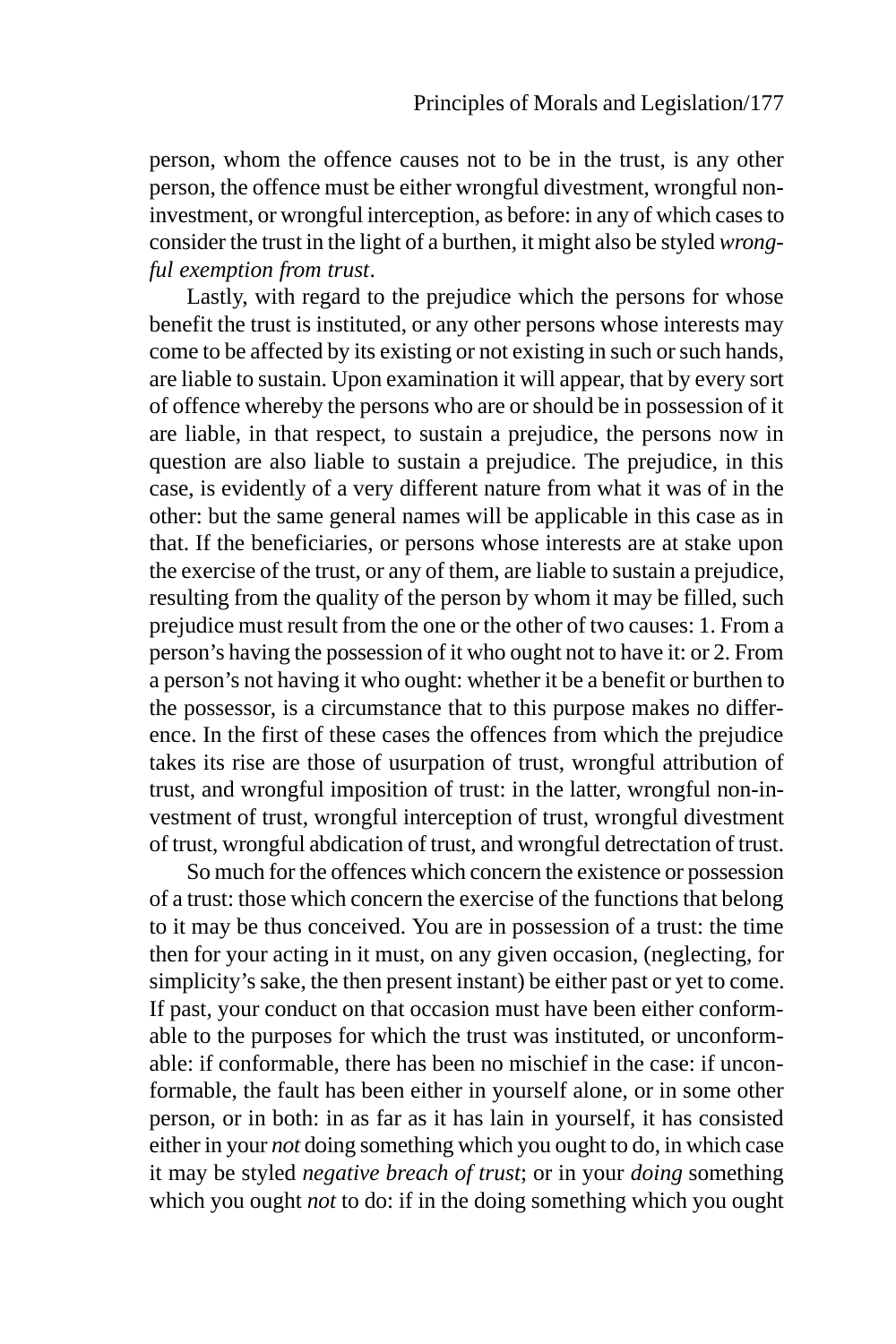person, whom the offence causes not to be in the trust, is any other person, the offence must be either wrongful divestment, wrongful non-investment, or wrongful interception, as before: in any of which cases to consider the trust in the light of a burthen, it might also be styled *wrongful exemption from trust*.

Lastly, with regard to the prejudice which the persons for whose benefit the trust is instituted, or any other persons whose interests may come to be affected by its existing or not existing in such or such hands, are liable to sustain. Upon examination it will appear, that by every sort of offence whereby the persons who are or should be in possession of it are liable, in that respect, to sustain a prejudice, the persons now in question are also liable to sustain a prejudice. The prejudice, in this case, is evidently of a very different nature from what it was of in the other: but the same general names will be applicable in this case as in that. If the beneficiaries, or persons whose interests are at stake upon the exercise of the trust, or any of them, are liable to sustain a prejudice, resulting from the quality of the person by whom it may be filled, such prejudice must result from the one or the other of two causes: 1. From a person's having the possession of it who ought not to have it: or 2. From a person's not having it who ought: whether it be a benefit or burthen to the possessor, is a circumstance that to this purpose makes no difference. In the first of these cases the offences from which the prejudice takes its rise are those of usurpation of trust, wrongful attribution of trust, and wrongful imposition of trust: in the latter, wrongful non-investment of trust, wrongful interception of trust, wrongful divestment of trust, wrongful abdication of trust, and wrongful detrectation of trust.

So much for the offences which concern the existence or possession of a trust: those which concern the exercise of the functions that belong to it may be thus conceived. You are in possession of a trust: the time then for your acting in it must, on any given occasion, (neglecting, for simplicity's sake, the then present instant) be either past or yet to come. If past, your conduct on that occasion must have been either conformable to the purposes for which the trust was instituted, or unconformable: if conformable, there has been no mischief in the case: if unconformable, the fault has been either in yourself alone, or in some other person, or in both: in as far as it has lain in yourself, it has consisted either in your *not* doing something which you ought to do, in which case it may be styled *negative breach of trust*; or in your *doing* something which you ought *not* to do: if in the doing something which you ought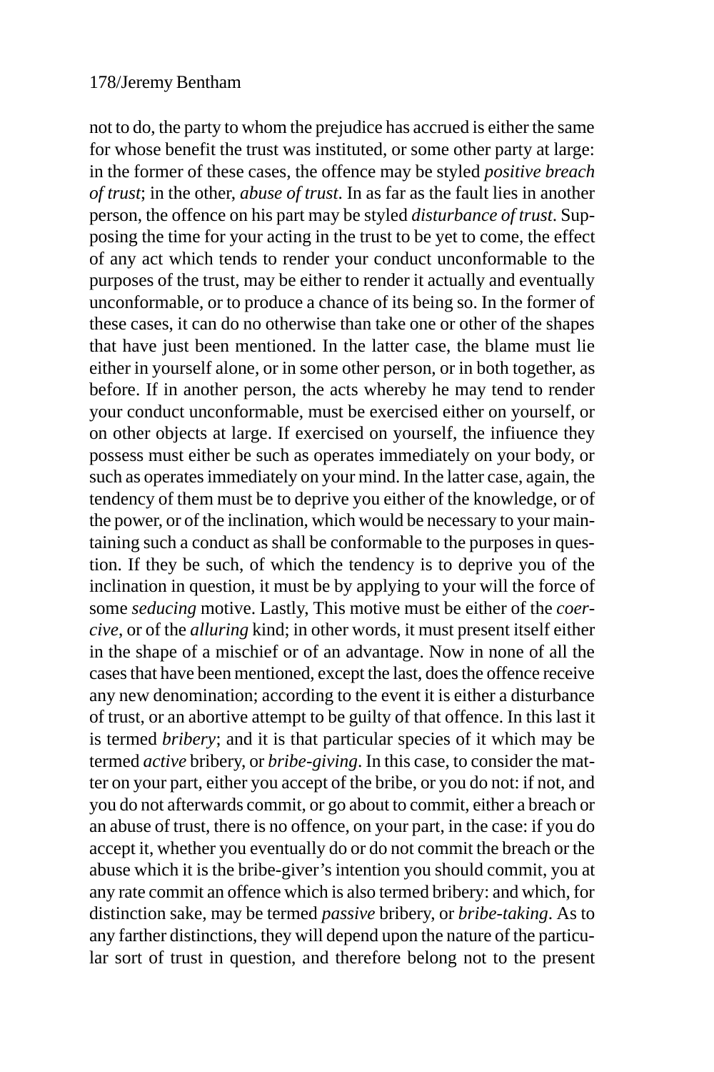not to do, the party to whom the prejudice has accrued is either the same for whose benefit the trust was instituted, or some other party at large: in the former of these cases, the offence may be styled *positive breach of trust*; in the other, *abuse of trust*. In as far as the fault lies in another person, the offence on his part may be styled *disturbance of trust*. Supposing the time for your acting in the trust to be yet to come, the effect of any act which tends to render your conduct unconformable to the purposes of the trust, may be either to render it actually and eventually unconformable, or to produce a chance of its being so. In the former of these cases, it can do no otherwise than take one or other of the shapes that have just been mentioned. In the latter case, the blame must lie either in yourself alone, or in some other person, or in both together, as before. If in another person, the acts whereby he may tend to render your conduct unconformable, must be exercised either on yourself, or on other objects at large. If exercised on yourself, the infiuence they possess must either be such as operates immediately on your body, or such as operates immediately on your mind. In the latter case, again, the tendency of them must be to deprive you either of the knowledge, or of the power, or of the inclination, which would be necessary to your maintaining such a conduct as shall be conformable to the purposes in question. If they be such, of which the tendency is to deprive you of the inclination in question, it must be by applying to your will the force of some *seducing* motive. Lastly, This motive must be either of the *coercive*, or of the *alluring* kind; in other words, it must present itself either in the shape of a mischief or of an advantage. Now in none of all the cases that have been mentioned, except the last, does the offence receive any new denomination; according to the event it is either a disturbance of trust, or an abortive attempt to be guilty of that offence. In this last it is termed *bribery*; and it is that particular species of it which may be termed *active* bribery, or *bribe-giving*. In this case, to consider the matter on your part, either you accept of the bribe, or you do not: if not, and you do not afterwards commit, or go about to commit, either a breach or an abuse of trust, there is no offence, on your part, in the case: if you do accept it, whether you eventually do or do not commit the breach or the abuse which it is the bribe-giver's intention you should commit, you at any rate commit an offence which is also termed bribery: and which, for distinction sake, may be termed *passive* bribery, or *bribe-taking*. As to any farther distinctions, they will depend upon the nature of the particular sort of trust in question, and therefore belong not to the present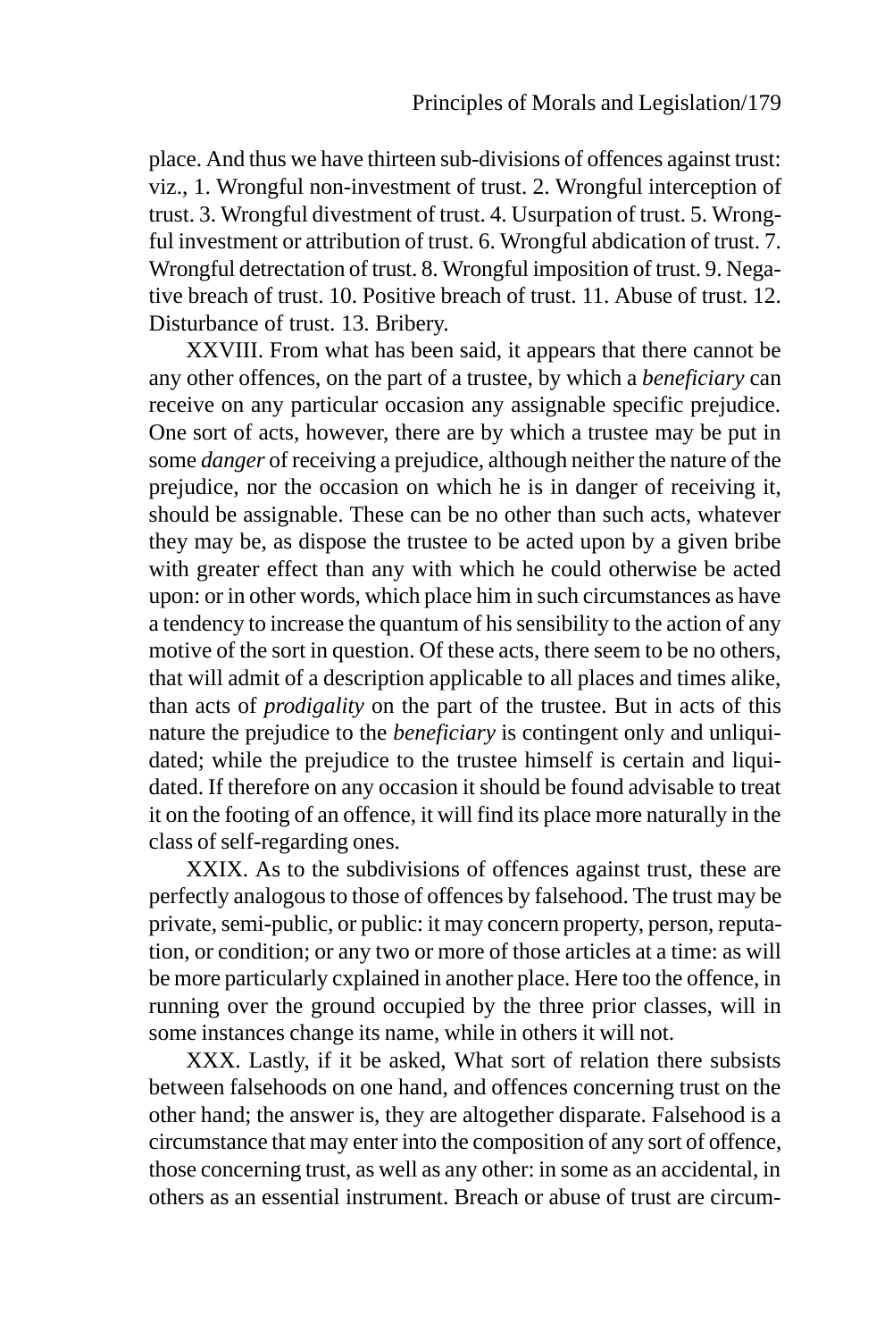place. And thus we have thirteen sub-divisions of offences against trust: viz., 1. Wrongful non-investment of trust. 2. Wrongful interception of trust. 3. Wrongful divestment of trust. 4. Usurpation of trust. 5. Wrongful investment or attribution of trust. 6. Wrongful abdication of trust. 7. Wrongful detrectation of trust. 8. Wrongful imposition of trust. 9. Negative breach of trust. 10. Positive breach of trust. 11. Abuse of trust. 12. Disturbance of trust. 13. Bribery.

XXVIII. From what has been said, it appears that there cannot be any other offences, on the part of a trustee, by which a *beneficiary* can receive on any particular occasion any assignable specific prejudice. One sort of acts, however, there are by which a trustee may be put in some *danger* of receiving a prejudice, although neither the nature of the prejudice, nor the occasion on which he is in danger of receiving it, should be assignable. These can be no other than such acts, whatever they may be, as dispose the trustee to be acted upon by a given bribe with greater effect than any with which he could otherwise be acted upon: or in other words, which place him in such circumstances as have a tendency to increase the quantum of his sensibility to the action of any motive of the sort in question. Of these acts, there seem to be no others, that will admit of a description applicable to all places and times alike, than acts of *prodigality* on the part of the trustee. But in acts of this nature the prejudice to the *beneficiary* is contingent only and unliquidated; while the prejudice to the trustee himself is certain and liquidated. If therefore on any occasion it should be found advisable to treat it on the footing of an offence, it will find its place more naturally in the class of self-regarding ones.

XXIX. As to the subdivisions of offences against trust, these are perfectly analogous to those of offences by falsehood. The trust may be private, semi-public, or public: it may concern property, person, reputation, or condition; or any two or more of those articles at a time: as will be more particularly cxplained in another place. Here too the offence, in running over the ground occupied by the three prior classes, will in some instances change its name, while in others it will not.

XXX. Lastly, if it be asked, What sort of relation there subsists between falsehoods on one hand, and offences concerning trust on the other hand; the answer is, they are altogether disparate. Falsehood is a circumstance that may enter into the composition of any sort of offence, those concerning trust, as well as any other: in some as an accidental, in others as an essential instrument. Breach or abuse of trust are circum-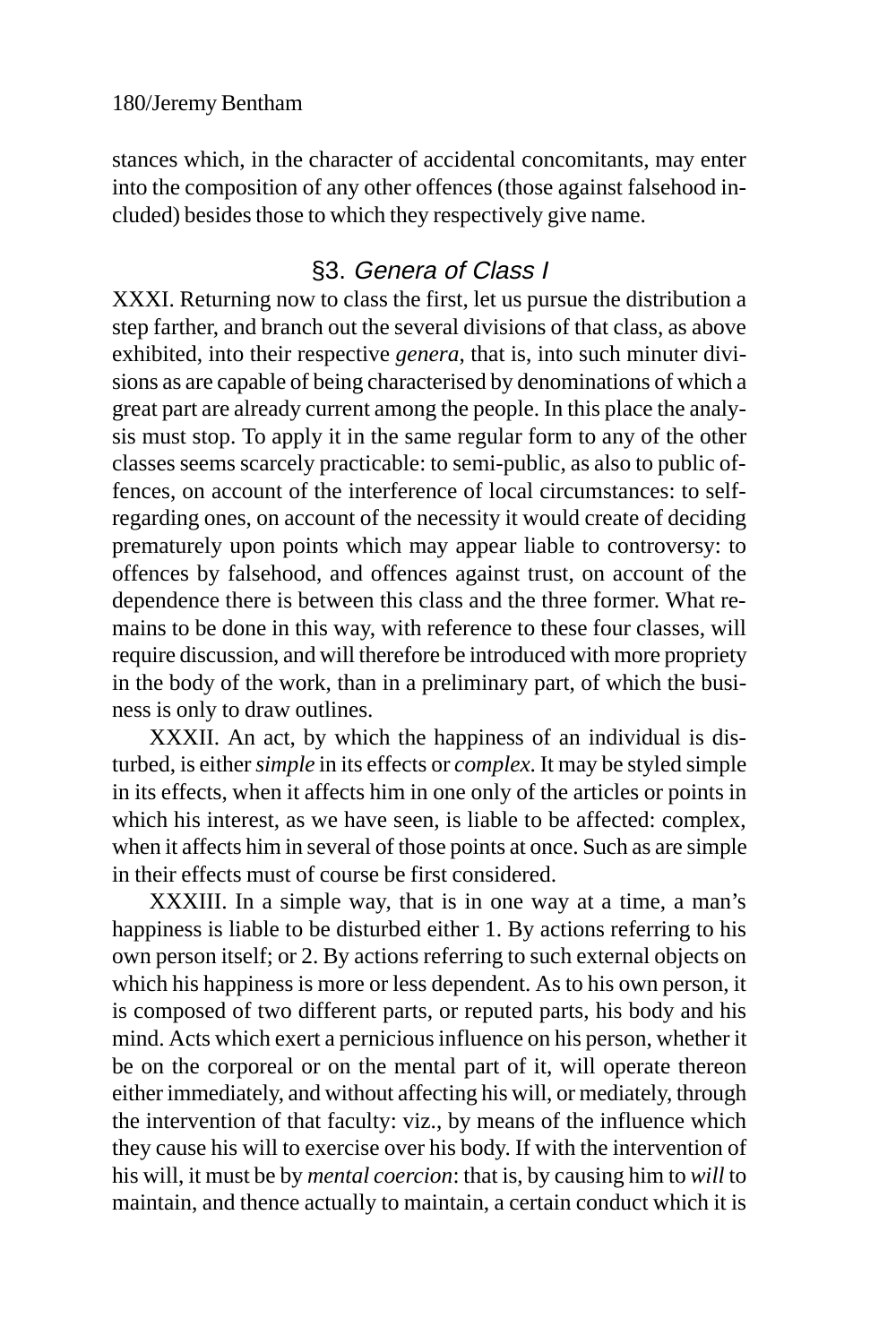stances which, in the character of accidental concomitants, may enter into the composition of any other offences (those against falsehood included) besides those to which they respectively give name.

## §3. *Genera of Class I*

XXXI. Returning now to class the first, let us pursue the distribution a step farther, and branch out the several divisions of that class, as above exhibited, into their respective *genera*, that is, into such minuter divisions as are capable of being characterised by denominations of which a great part are already current among the people. In this place the analysis must stop. To apply it in the same regular form to any of the other classes seems scarcely practicable: to semi-public, as also to public offences, on account of the interference of local circumstances: to self-regarding ones, on account of the necessity it would create of deciding prematurely upon points which may appear liable to controversy: to offences by falsehood, and offences against trust, on account of the dependence there is between this class and the three former. What remains to be done in this way, with reference to these four classes, will require discussion, and will therefore be introduced with more propriety in the body of the work, than in a preliminary part, of which the business is only to draw outlines.

XXXII. An act, by which the happiness of an individual is disturbed, is either *simple* in its effects or *complex*. It may be styled simple in its effects, when it affects him in one only of the articles or points in which his interest, as we have seen, is liable to be affected: complex, when it affects him in several of those points at once. Such as are simple in their effects must of course be first considered.

XXXIII. In a simple way, that is in one way at a time, a man's happiness is liable to be disturbed either 1. By actions referring to his own person itself; or 2. By actions referring to such external objects on which his happiness is more or less dependent. As to his own person, it is composed of two different parts, or reputed parts, his body and his mind. Acts which exert a pernicious influence on his person, whether it be on the corporeal or on the mental part of it, will operate thereon either immediately, and without affecting his will, or mediately, through the intervention of that faculty: viz., by means of the influence which they cause his will to exercise over his body. If with the intervention of his will, it must be by *mental coercion*: that is, by causing him to *will* to maintain, and thence actually to maintain, a certain conduct which it is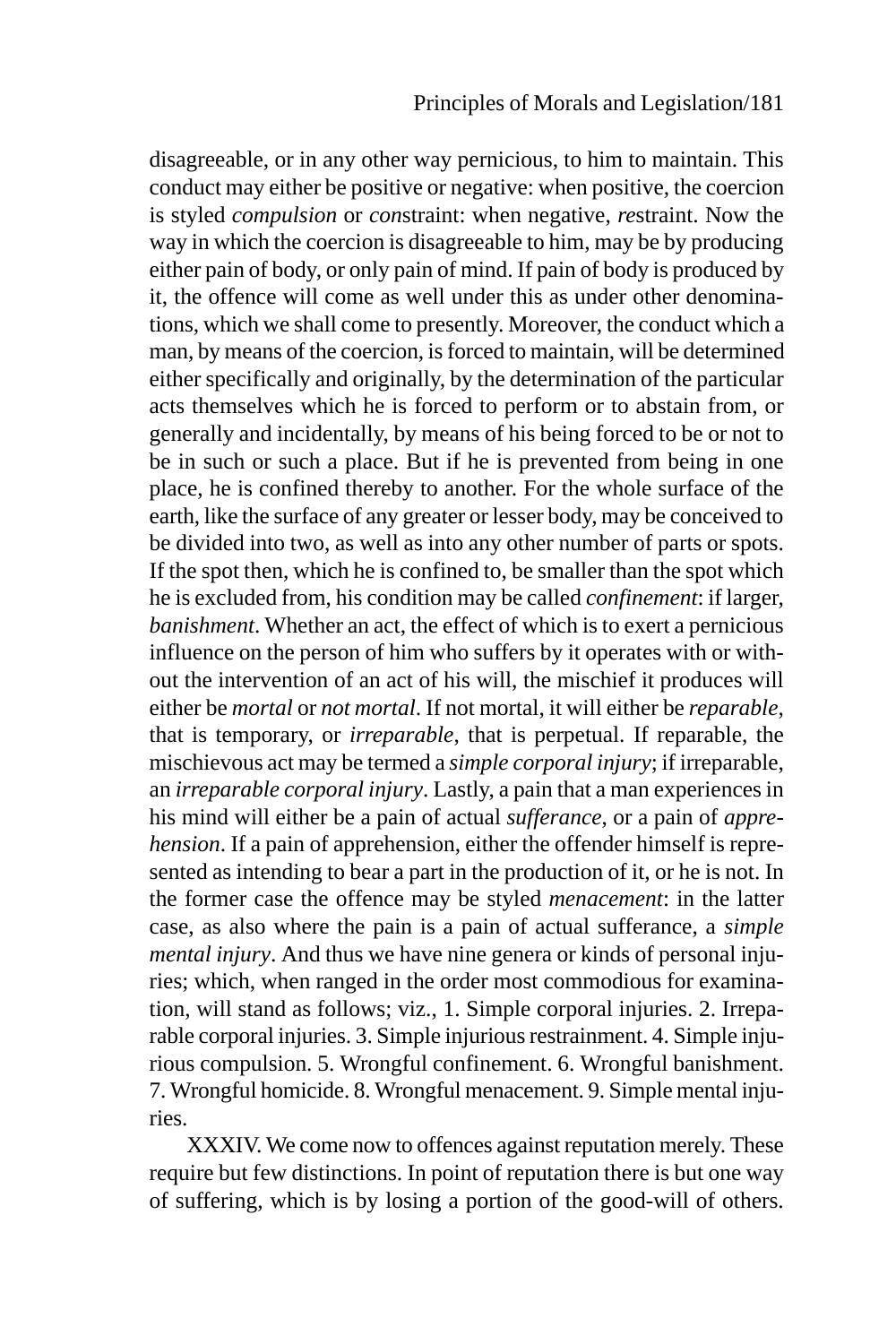disagreeable, or in any other way pernicious, to him to maintain. This conduct may either be positive or negative: when positive, the coercion is styled *compulsion* or *con*straint: when negative, *re*straint. Now the way in which the coercion is disagreeable to him, may be by producing either pain of body, or only pain of mind. If pain of body is produced by it, the offence will come as well under this as under other denominations, which we shall come to presently. Moreover, the conduct which a man, by means of the coercion, is forced to maintain, will be determined either specifically and originally, by the determination of the particular acts themselves which he is forced to perform or to abstain from, or generally and incidentally, by means of his being forced to be or not to be in such or such a place. But if he is prevented from being in one place, he is confined thereby to another. For the whole surface of the earth, like the surface of any greater or lesser body, may be conceived to be divided into two, as well as into any other number of parts or spots. If the spot then, which he is confined to, be smaller than the spot which he is excluded from, his condition may be called *confinement*: if larger, *banishment*. Whether an act, the effect of which is to exert a pernicious influence on the person of him who suffers by it operates with or without the intervention of an act of his will, the mischief it produces will either be *mortal* or *not mortal*. If not mortal, it will either be *reparable*, that is temporary, or *irreparable*, that is perpetual. If reparable, the mischievous act may be termed a *simple corporal injury*; if irreparable, an *irreparable corporal injury*. Lastly, a pain that a man experiences in his mind will either be a pain of actual *sufferance*, or a pain of *apprehension*. If a pain of apprehension, either the offender himself is represented as intending to bear a part in the production of it, or he is not. In the former case the offence may be styled *menacement*: in the latter case, as also where the pain is a pain of actual sufferance, a *simple mental injury*. And thus we have nine genera or kinds of personal injuries; which, when ranged in the order most commodious for examination, will stand as follows; viz., 1. Simple corporal injuries. 2. Irreparable corporal injuries. 3. Simple injurious restrainment. 4. Simple injurious compulsion. 5. Wrongful confinement. 6. Wrongful banishment. 7. Wrongful homicide. 8. Wrongful menacement. 9. Simple mental injuries.

XXXIV. We come now to offences against reputation merely. These require but few distinctions. In point of reputation there is but one way of suffering, which is by losing a portion of the good-will of others.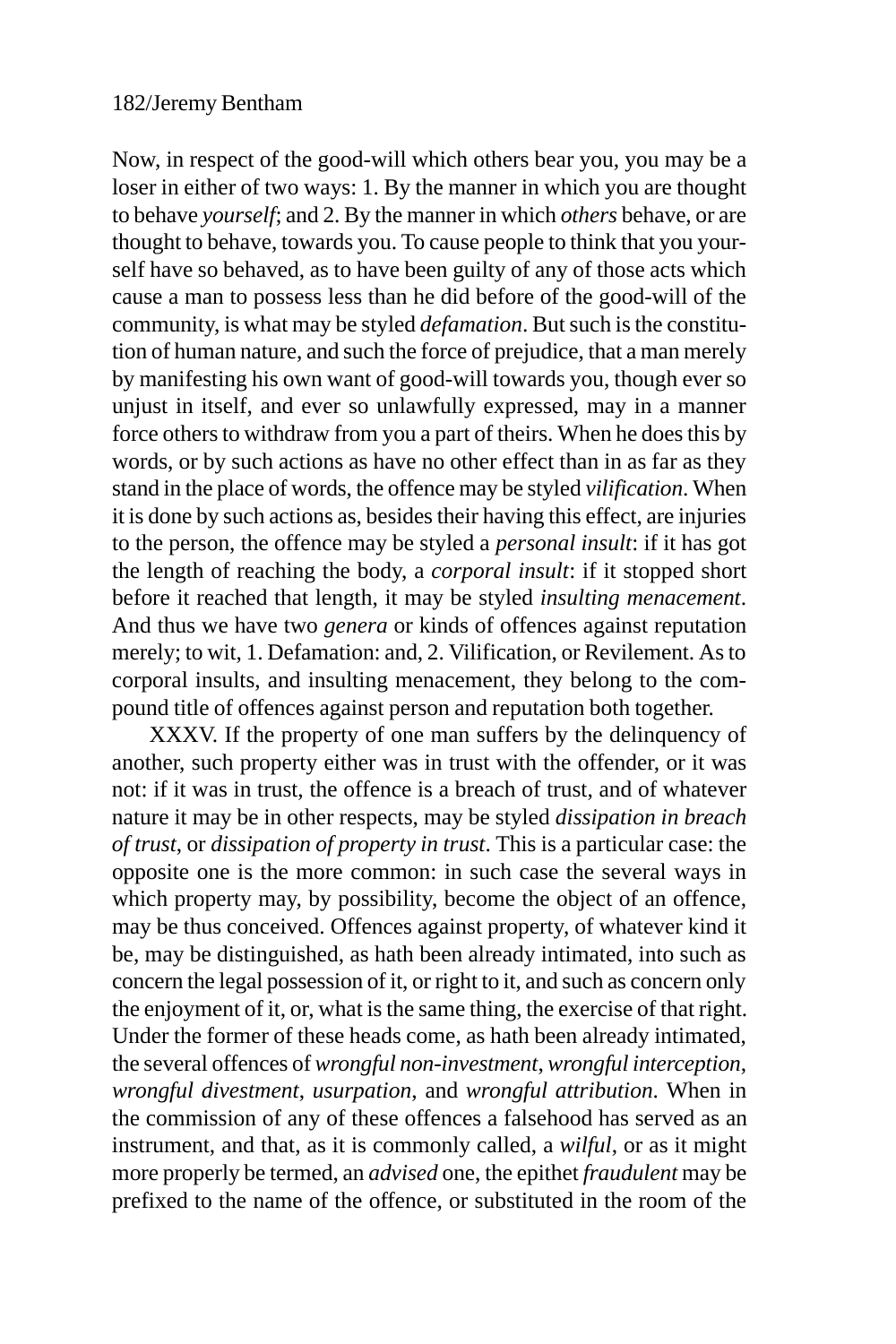Now, in respect of the good-will which others bear you, you may be a loser in either of two ways: 1. By the manner in which you are thought to behave *yourself*; and 2. By the manner in which *others* behave, or are thought to behave, towards you. To cause people to think that you yourself have so behaved, as to have been guilty of any of those acts which cause a man to possess less than he did before of the good-will of the community, is what may be styled *defamation*. But such is the constitution of human nature, and such the force of prejudice, that a man merely by manifesting his own want of good-will towards you, though ever so unjust in itself, and ever so unlawfully expressed, may in a manner force others to withdraw from you a part of theirs. When he does this by words, or by such actions as have no other effect than in as far as they stand in the place of words, the offence may be styled *vilification*. When it is done by such actions as, besides their having this effect, are injuries to the person, the offence may be styled a *personal insult*: if it has got the length of reaching the body, a *corporal insult*: if it stopped short before it reached that length, it may be styled *insulting menacement*. And thus we have two *genera* or kinds of offences against reputation merely; to wit, 1. Defamation: and, 2. Vilification, or Revilement. As to corporal insults, and insulting menacement, they belong to the compound title of offences against person and reputation both together.

XXXV. If the property of one man suffers by the delinquency of another, such property either was in trust with the offender, or it was not: if it was in trust, the offence is a breach of trust, and of whatever nature it may be in other respects, may be styled *dissipation in breach of trust*, or *dissipation of property in trust*. This is a particular case: the opposite one is the more common: in such case the several ways in which property may, by possibility, become the object of an offence, may be thus conceived. Offences against property, of whatever kind it be, may be distinguished, as hath been already intimated, into such as concern the legal possession of it, or right to it, and such as concern only the enjoyment of it, or, what is the same thing, the exercise of that right. Under the former of these heads come, as hath been already intimated, the several offences of *wrongful non-investment*, *wrongful interception*, *wrongful divestment*, *usurpation*, and *wrongful attribution*. When in the commission of any of these offences a falsehood has served as an instrument, and that, as it is commonly called, a *wilful*, or as it might more properly be termed, an *advised* one, the epithet *fraudulent* may be prefixed to the name of the offence, or substituted in the room of the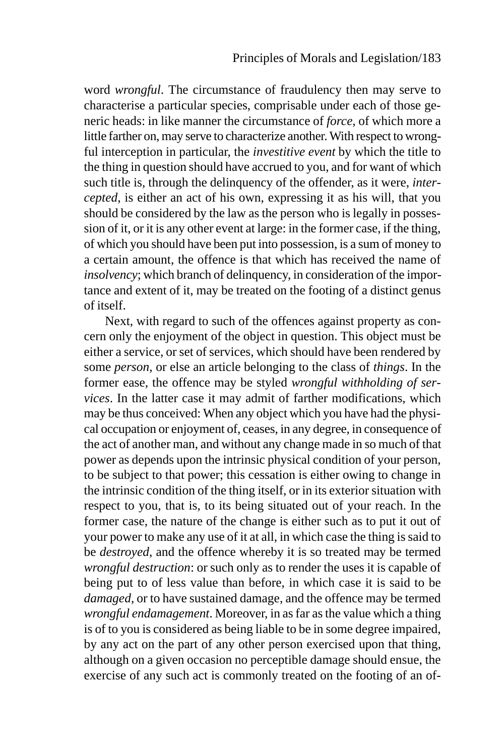word *wrongful*. The circumstance of fraudulency then may serve to characterise a particular species, comprisable under each of those generic heads: in like manner the circumstance of *force*, of which more a little farther on, may serve to characterize another. With respect to wrongful interception in particular, the *investitive event* by which the title to the thing in question should have accrued to you, and for want of which such title is, through the delinquency of the offender, as it were, *intercepted*, is either an act of his own, expressing it as his will, that you should be considered by the law as the person who is legally in possession of it, or it is any other event at large: in the former case, if the thing, of which you should have been put into possession, is a sum of money to a certain amount, the offence is that which has received the name of *insolvency*; which branch of delinquency, in consideration of the importance and extent of it, may be treated on the footing of a distinct genus of itself.

Next, with regard to such of the offences against property as concern only the enjoyment of the object in question. This object must be either a service, or set of services, which should have been rendered by some *person*, or else an article belonging to the class of *things*. In the former ease, the offence may be styled *wrongful withholding of services*. In the latter case it may admit of farther modifications, which may be thus conceived: When any object which you have had the physical occupation or enjoyment of, ceases, in any degree, in consequence of the act of another man, and without any change made in so much of that power as depends upon the intrinsic physical condition of your person, to be subject to that power; this cessation is either owing to change in the intrinsic condition of the thing itself, or in its exterior situation with respect to you, that is, to its being situated out of your reach. In the former case, the nature of the change is either such as to put it out of your power to make any use of it at all, in which case the thing is said to be *destroyed*, and the offence whereby it is so treated may be termed *wrongful destruction*: or such only as to render the uses it is capable of being put to of less value than before, in which case it is said to be *damaged*, or to have sustained damage, and the offence may be termed *wrongful endamagement*. Moreover, in as far as the value which a thing is of to you is considered as being liable to be in some degree impaired, by any act on the part of any other person exercised upon that thing, although on a given occasion no perceptible damage should ensue, the exercise of any such act is commonly treated on the footing of an of-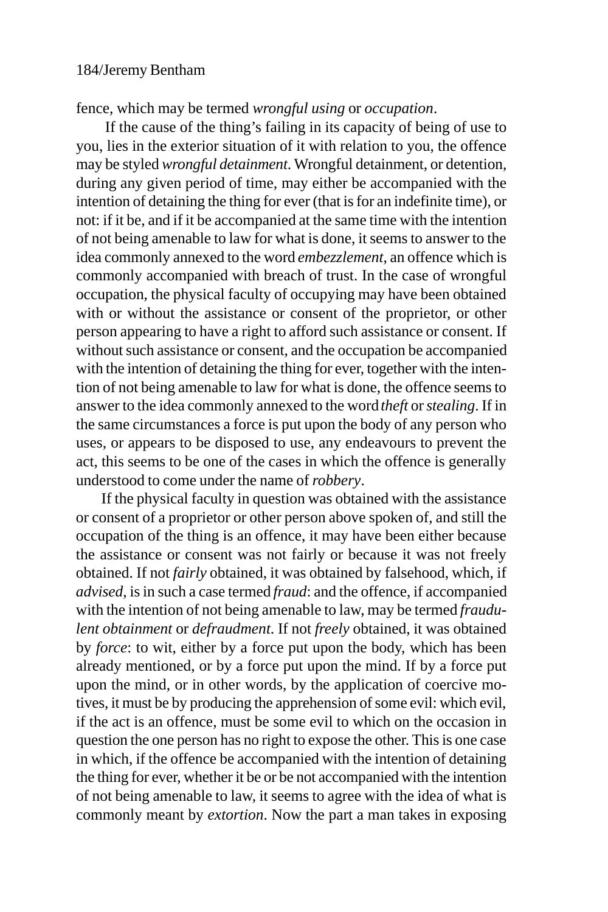fence, which may be termed *wrongful using* or *occupation*.

If the cause of the thing's failing in its capacity of being of use to you, lies in the exterior situation of it with relation to you, the offence may be styled *wrongful detainment*. Wrongful detainment, or detention, during any given period of time, may either be accompanied with the intention of detaining the thing for ever (that is for an indefinite time), or not: if it be, and if it be accompanied at the same time with the intention of not being amenable to law for what is done, it seems to answer to the idea commonly annexed to the word *embezzlement*, an offence which is commonly accompanied with breach of trust. In the case of wrongful occupation, the physical faculty of occupying may have been obtained with or without the assistance or consent of the proprietor, or other person appearing to have a right to afford such assistance or consent. If without such assistance or consent, and the occupation be accompanied with the intention of detaining the thing for ever, together with the intention of not being amenable to law for what is done, the offence seems to answer to the idea commonly annexed to the word *theft* or *stealing*. If in the same circumstances a force is put upon the body of any person who uses, or appears to be disposed to use, any endeavours to prevent the act, this seems to be one of the cases in which the offence is generally understood to come under the name of *robbery*.

If the physical faculty in question was obtained with the assistance or consent of a proprietor or other person above spoken of, and still the occupation of the thing is an offence, it may have been either because the assistance or consent was not fairly or because it was not freely obtained. If not *fairly* obtained, it was obtained by falsehood, which, if *advised*, is in such a case termed *fraud*: and the offence, if accompanied with the intention of not being amenable to law, may be termed *fraudulent obtainment* or *defraudment*. If not *freely* obtained, it was obtained by *force*: to wit, either by a force put upon the body, which has been already mentioned, or by a force put upon the mind. If by a force put upon the mind, or in other words, by the application of coercive motives, it must be by producing the apprehension of some evil: which evil, if the act is an offence, must be some evil to which on the occasion in question the one person has no right to expose the other. This is one case in which, if the offence be accompanied with the intention of detaining the thing for ever, whether it be or be not accompanied with the intention of not being amenable to law, it seems to agree with the idea of what is commonly meant by *extortion*. Now the part a man takes in exposing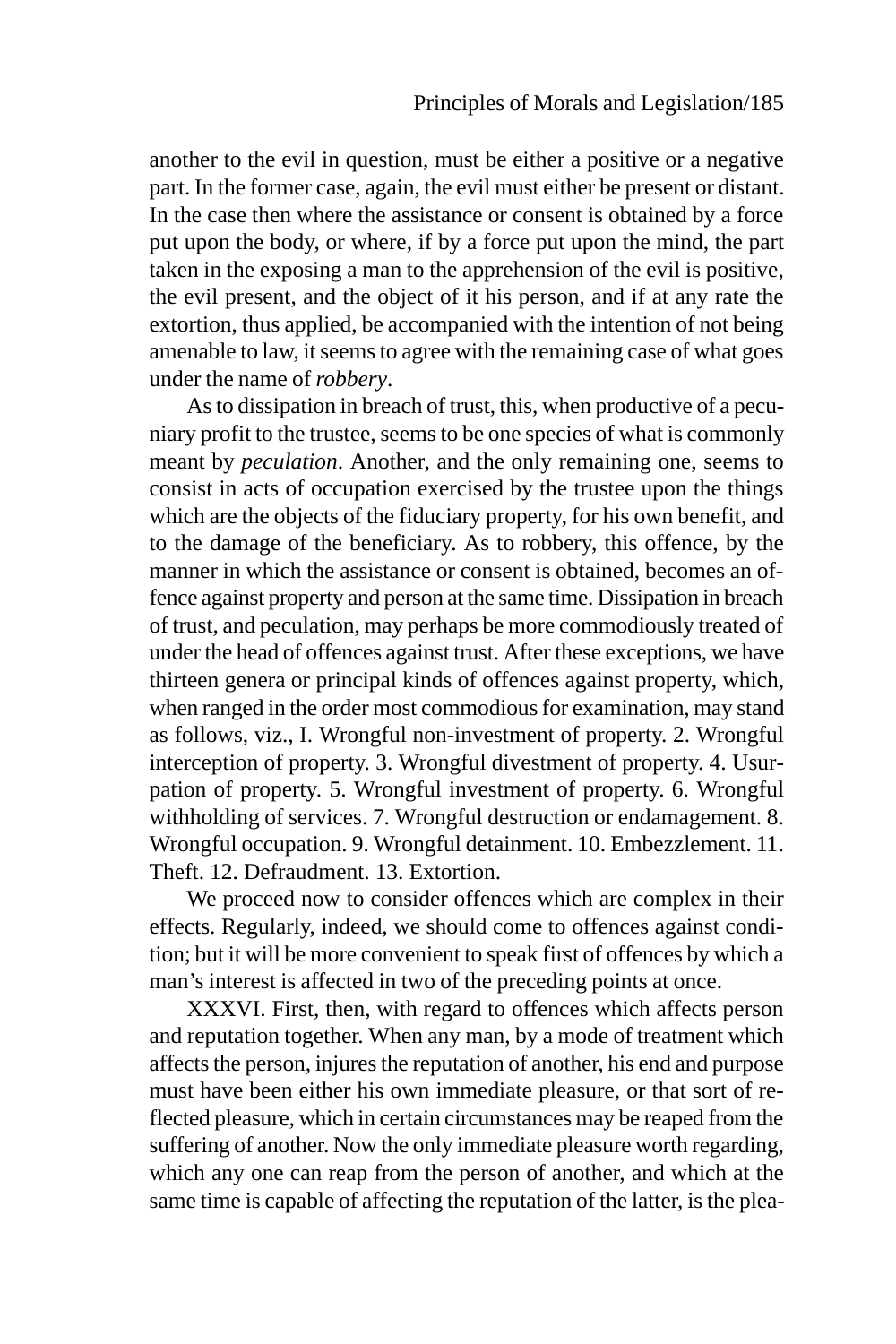another to the evil in question, must be either a positive or a negative part. In the former case, again, the evil must either be present or distant. In the case then where the assistance or consent is obtained by a force put upon the body, or where, if by a force put upon the mind, the part taken in the exposing a man to the apprehension of the evil is positive, the evil present, and the object of it his person, and if at any rate the extortion, thus applied, be accompanied with the intention of not being amenable to law, it seems to agree with the remaining case of what goes under the name of *robbery*.

As to dissipation in breach of trust, this, when productive of a pecuniary profit to the trustee, seems to be one species of what is commonly meant by *peculation*. Another, and the only remaining one, seems to consist in acts of occupation exercised by the trustee upon the things which are the objects of the fiduciary property, for his own benefit, and to the damage of the beneficiary. As to robbery, this offence, by the manner in which the assistance or consent is obtained, becomes an offence against property and person at the same time. Dissipation in breach of trust, and peculation, may perhaps be more commodiously treated of under the head of offences against trust. After these exceptions, we have thirteen genera or principal kinds of offences against property, which, when ranged in the order most commodious for examination, may stand as follows, viz., I. Wrongful non-investment of property. 2. Wrongful interception of property. 3. Wrongful divestment of property. 4. Usurpation of property. 5. Wrongful investment of property. 6. Wrongful withholding of services. 7. Wrongful destruction or endamagement. 8. Wrongful occupation. 9. Wrongful detainment. 10. Embezzlement. 11. Theft. 12. Defraudment. 13. Extortion.

We proceed now to consider offences which are complex in their effects. Regularly, indeed, we should come to offences against condition; but it will be more convenient to speak first of offences by which a man's interest is affected in two of the preceding points at once.

XXXVI. First, then, with regard to offences which affects person and reputation together. When any man, by a mode of treatment which affects the person, injures the reputation of another, his end and purpose must have been either his own immediate pleasure, or that sort of reflected pleasure, which in certain circumstances may be reaped from the suffering of another. Now the only immediate pleasure worth regarding, which any one can reap from the person of another, and which at the same time is capable of affecting the reputation of the latter, is the plea-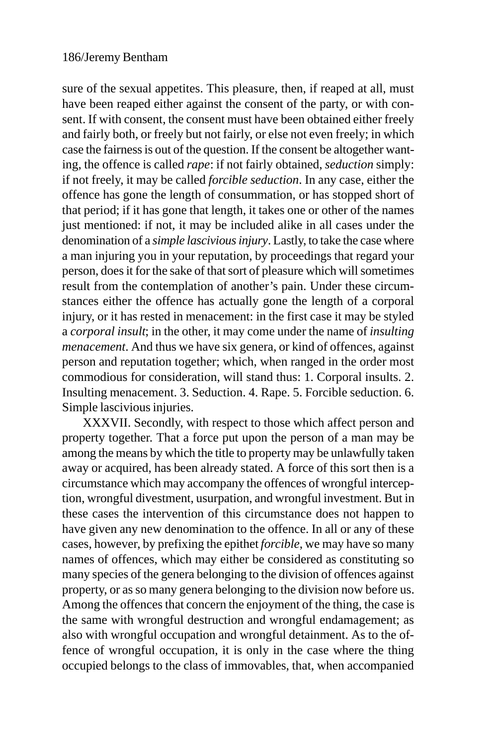sure of the sexual appetites. This pleasure, then, if reaped at all, must have been reaped either against the consent of the party, or with consent. If with consent, the consent must have been obtained either freely and fairly both, or freely but not fairly, or else not even freely; in which case the fairness is out of the question. If the consent be altogether wanting, the offence is called *rape*: if not fairly obtained, *seduction* simply: if not freely, it may be called *forcible seduction*. In any case, either the offence has gone the length of consummation, or has stopped short of that period; if it has gone that length, it takes one or other of the names just mentioned: if not, it may be included alike in all cases under the denomination of a *simple lascivious injury*. Lastly, to take the case where a man injuring you in your reputation, by proceedings that regard your person, does it for the sake of that sort of pleasure which will sometimes result from the contemplation of another's pain. Under these circumstances either the offence has actually gone the length of a corporal injury, or it has rested in menacement: in the first case it may be styled a *corporal insult*; in the other, it may come under the name of *insulting menacement*. And thus we have six genera, or kind of offences, against person and reputation together; which, when ranged in the order most commodious for consideration, will stand thus: 1. Corporal insults. 2. Insulting menacement. 3. Seduction. 4. Rape. 5. Forcible seduction. 6. Simple lascivious injuries.

XXXVII. Secondly, with respect to those which affect person and property together. That a force put upon the person of a man may be among the means by which the title to property may be unlawfully taken away or acquired, has been already stated. A force of this sort then is a circumstance which may accompany the offences of wrongful interception, wrongful divestment, usurpation, and wrongful investment. But in these cases the intervention of this circumstance does not happen to have given any new denomination to the offence. In all or any of these cases, however, by prefixing the epithet *forcible*, we may have so many names of offences, which may either be considered as constituting so many species of the genera belonging to the division of offences against property, or as so many genera belonging to the division now before us. Among the offences that concern the enjoyment of the thing, the case is the same with wrongful destruction and wrongful endamagement; as also with wrongful occupation and wrongful detainment. As to the offence of wrongful occupation, it is only in the case where the thing occupied belongs to the class of immovables, that, when accompanied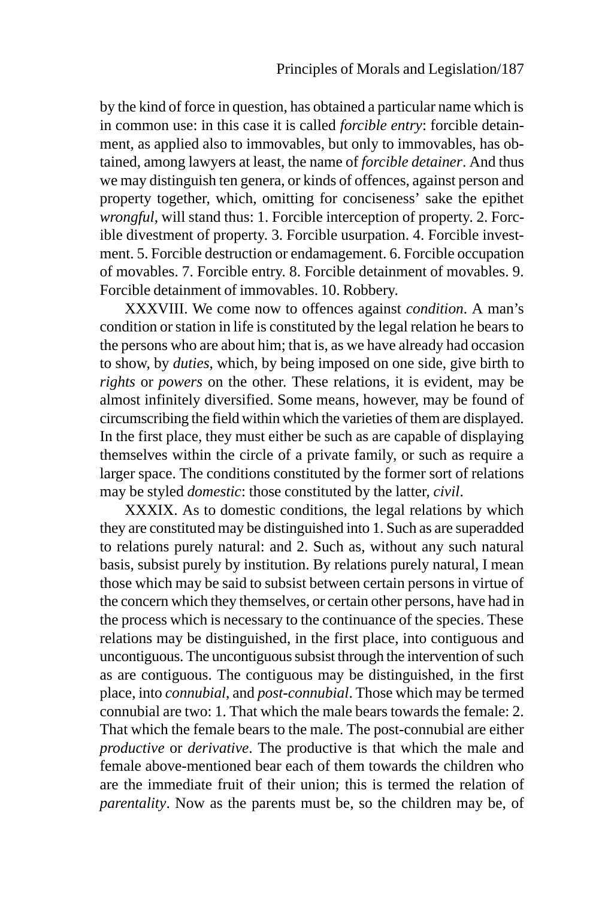by the kind of force in question, has obtained a particular name which is in common use: in this case it is called *forcible entry*: forcible detainment, as applied also to immovables, but only to immovables, has obtained, among lawyers at least, the name of *forcible detainer*. And thus we may distinguish ten genera, or kinds of offences, against person and property together, which, omitting for conciseness' sake the epithet *wrongful*, will stand thus: 1. Forcible interception of property. 2. Forcible divestment of property. 3. Forcible usurpation. 4. Forcible investment. 5. Forcible destruction or endamagement. 6. Forcible occupation of movables. 7. Forcible entry. 8. Forcible detainment of movables. 9. Forcible detainment of immovables. 10. Robbery.

XXXVIII. We come now to offences against *condition*. A man's condition or station in life is constituted by the legal relation he bears to the persons who are about him; that is, as we have already had occasion to show, by *duties*, which, by being imposed on one side, give birth to *rights* or *powers* on the other. These relations, it is evident, may be almost infinitely diversified. Some means, however, may be found of circumscribing the field within which the varieties of them are displayed. In the first place, they must either be such as are capable of displaying themselves within the circle of a private family, or such as require a larger space. The conditions constituted by the former sort of relations may be styled *domestic*: those constituted by the latter, *civil*.

XXXIX. As to domestic conditions, the legal relations by which they are constituted may be distinguished into 1. Such as are superadded to relations purely natural: and 2. Such as, without any such natural basis, subsist purely by institution. By relations purely natural, I mean those which may be said to subsist between certain persons in virtue of the concern which they themselves, or certain other persons, have had in the process which is necessary to the continuance of the species. These relations may be distinguished, in the first place, into contiguous and uncontiguous. The uncontiguous subsist through the intervention of such as are contiguous. The contiguous may be distinguished, in the first place, into *connubial*, and *post-connubial*. Those which may be termed connubial are two: 1. That which the male bears towards the female: 2. That which the female bears to the male. The post-connubial are either *productive* or *derivative*. The productive is that which the male and female above-mentioned bear each of them towards the children who are the immediate fruit of their union; this is termed the relation of *parentality*. Now as the parents must be, so the children may be, of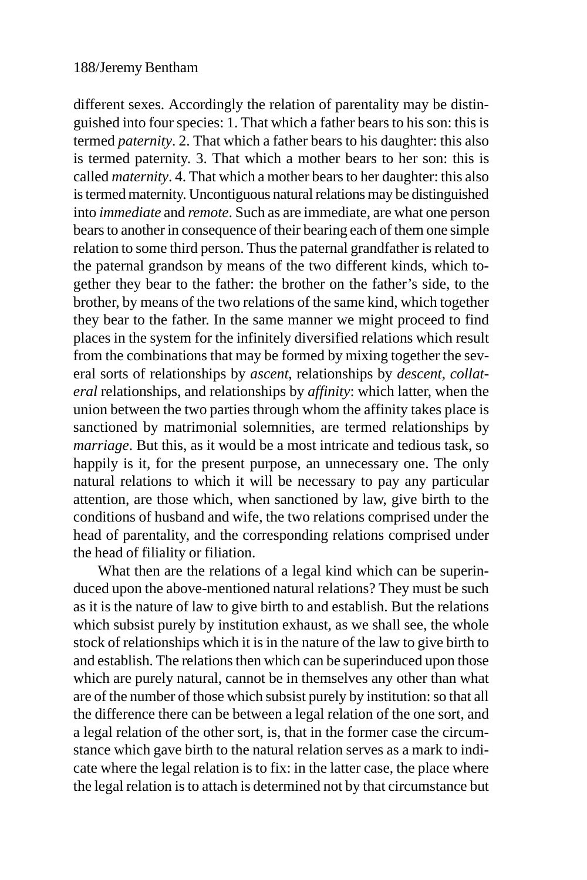different sexes. Accordingly the relation of parentality may be distinguished into four species: 1. That which a father bears to his son: this is termed *paternity*. 2. That which a father bears to his daughter: this also is termed paternity. 3. That which a mother bears to her son: this is called *maternity*. 4. That which a mother bears to her daughter: this also is termed maternity. Uncontiguous natural relations may be distinguished into *immediate* and *remote*. Such as are immediate, are what one person bears to another in consequence of their bearing each of them one simple relation to some third person. Thus the paternal grandfather is related to the paternal grandson by means of the two different kinds, which together they bear to the father: the brother on the father's side, to the brother, by means of the two relations of the same kind, which together they bear to the father. In the same manner we might proceed to find places in the system for the infinitely diversified relations which result from the combinations that may be formed by mixing together the several sorts of relationships by *ascent*, relationships by *descent*, *collateral* relationships, and relationships by *affinity*: which latter, when the union between the two parties through whom the affinity takes place is sanctioned by matrimonial solemnities, are termed relationships by *marriage*. But this, as it would be a most intricate and tedious task, so happily is it, for the present purpose, an unnecessary one. The only natural relations to which it will be necessary to pay any particular attention, are those which, when sanctioned by law, give birth to the conditions of husband and wife, the two relations comprised under the head of parentality, and the corresponding relations comprised under the head of filiality or filiation.

What then are the relations of a legal kind which can be superinduced upon the above-mentioned natural relations? They must be such as it is the nature of law to give birth to and establish. But the relations which subsist purely by institution exhaust, as we shall see, the whole stock of relationships which it is in the nature of the law to give birth to and establish. The relations then which can be superinduced upon those which are purely natural, cannot be in themselves any other than what are of the number of those which subsist purely by institution: so that all the difference there can be between a legal relation of the one sort, and a legal relation of the other sort, is, that in the former case the circumstance which gave birth to the natural relation serves as a mark to indicate where the legal relation is to fix: in the latter case, the place where the legal relation is to attach is determined not by that circumstance but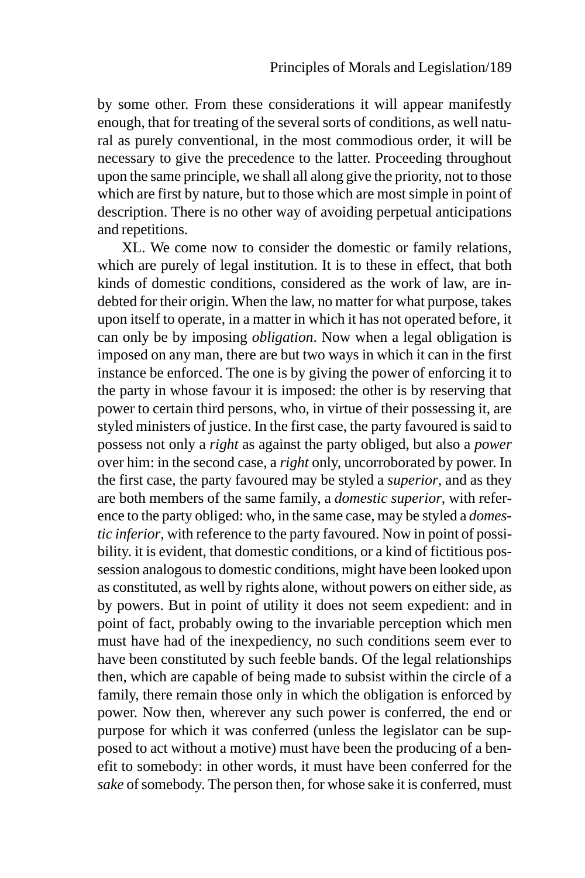by some other. From these considerations it will appear manifestly enough, that for treating of the several sorts of conditions, as well natural as purely conventional, in the most commodious order, it will be necessary to give the precedence to the latter. Proceeding throughout upon the same principle, we shall all along give the priority, not to those which are first by nature, but to those which are most simple in point of description. There is no other way of avoiding perpetual anticipations and repetitions.

XL. We come now to consider the domestic or family relations, which are purely of legal institution. It is to these in effect, that both kinds of domestic conditions, considered as the work of law, are indebted for their origin. When the law, no matter for what purpose, takes upon itself to operate, in a matter in which it has not operated before, it can only be by imposing *obligation*. Now when a legal obligation is imposed on any man, there are but two ways in which it can in the first instance be enforced. The one is by giving the power of enforcing it to the party in whose favour it is imposed: the other is by reserving that power to certain third persons, who, in virtue of their possessing it, are styled ministers of justice. In the first case, the party favoured is said to possess not only a *right* as against the party obliged, but also a *power* over him: in the second case, a *right* only, uncorroborated by power. In the first case, the party favoured may be styled a *superior*, and as they are both members of the same family, a *domestic superior*, with reference to the party obliged: who, in the same case, may be styled a *domestic inferior*, with reference to the party favoured. Now in point of possibility. it is evident, that domestic conditions, or a kind of fictitious possession analogous to domestic conditions, might have been looked upon as constituted, as well by rights alone, without powers on either side, as by powers. But in point of utility it does not seem expedient: and in point of fact, probably owing to the invariable perception which men must have had of the inexpediency, no such conditions seem ever to have been constituted by such feeble bands. Of the legal relationships then, which are capable of being made to subsist within the circle of a family, there remain those only in which the obligation is enforced by power. Now then, wherever any such power is conferred, the end or purpose for which it was conferred (unless the legislator can be supposed to act without a motive) must have been the producing of a benefit to somebody: in other words, it must have been conferred for the *sake* of somebody. The person then, for whose sake it is conferred, must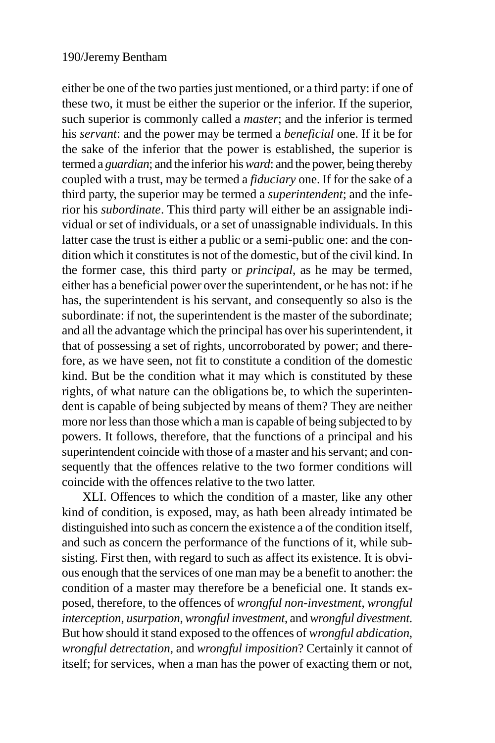either be one of the two parties just mentioned, or a third party: if one of these two, it must be either the superior or the inferior. If the superior, such superior is commonly called a *master*; and the inferior is termed his *servant*: and the power may be termed a *beneficial* one. If it be for the sake of the inferior that the power is established, the superior is termed a *guardian*; and the inferior his *ward*: and the power, being thereby coupled with a trust, may be termed a *fiduciary* one. If for the sake of a third party, the superior may be termed a *superintendent*; and the inferior his *subordinate*. This third party will either be an assignable individual or set of individuals, or a set of unassignable individuals. In this latter case the trust is either a public or a semi-public one: and the condition which it constitutes is not of the domestic, but of the civil kind. In the former case, this third party or *principal*, as he may be termed, either has a beneficial power over the superintendent, or he has not: if he has, the superintendent is his servant, and consequently so also is the subordinate: if not, the superintendent is the master of the subordinate; and all the advantage which the principal has over his superintendent, it that of possessing a set of rights, uncorroborated by power; and therefore, as we have seen, not fit to constitute a condition of the domestic kind. But be the condition what it may which is constituted by these rights, of what nature can the obligations be, to which the superintendent is capable of being subjected by means of them? They are neither more nor less than those which a man is capable of being subjected to by powers. It follows, therefore, that the functions of a principal and his superintendent coincide with those of a master and his servant; and consequently that the offences relative to the two former conditions will coincide with the offences relative to the two latter.

XLI. Offences to which the condition of a master, like any other kind of condition, is exposed, may, as hath been already intimated be distinguished into such as concern the existence a of the condition itself, and such as concern the performance of the functions of it, while subsisting. First then, with regard to such as affect its existence. It is obvious enough that the services of one man may be a benefit to another: the condition of a master may therefore be a beneficial one. It stands exposed, therefore, to the offences of *wrongful non-investment*, *wrongful interception*, *usurpation*, *wrongful investment*, and *wrongful divestment.* But how should it stand exposed to the offences of *wrongful abdication*, *wrongful detrectation*, and *wrongful imposition*? Certainly it cannot of itself; for services, when a man has the power of exacting them or not,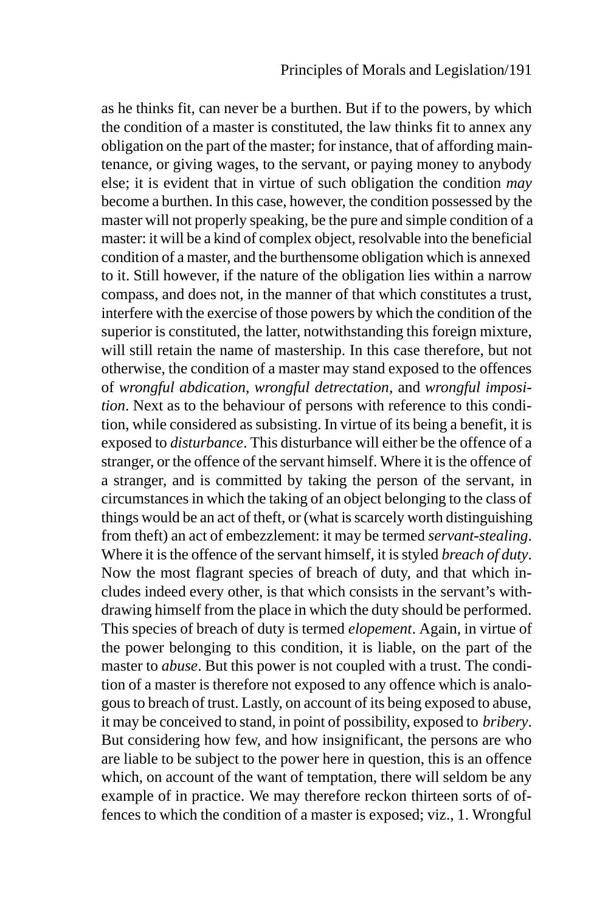as he thinks fit, can never be a burthen. But if to the powers, by which the condition of a master is constituted, the law thinks fit to annex any obligation on the part of the master; for instance, that of affording maintenance, or giving wages, to the servant, or paying money to anybody else; it is evident that in virtue of such obligation the condition *may* become a burthen. In this case, however, the condition possessed by the master will not properly speaking, be the pure and simple condition of a master: it will be a kind of complex object, resolvable into the beneficial condition of a master, and the burthensome obligation which is annexed to it. Still however, if the nature of the obligation lies within a narrow compass, and does not, in the manner of that which constitutes a trust, interfere with the exercise of those powers by which the condition of the superior is constituted, the latter, notwithstanding this foreign mixture, will still retain the name of mastership. In this case therefore, but not otherwise, the condition of a master may stand exposed to the offences of *wrongful abdication*, *wrongful detrectation*, and *wrongful imposition*. Next as to the behaviour of persons with reference to this condition, while considered as subsisting. In virtue of its being a benefit, it is exposed to *disturbance*. This disturbance will either be the offence of a stranger, or the offence of the servant himself. Where it is the offence of a stranger, and is committed by taking the person of the servant, in circumstances in which the taking of an object belonging to the class of things would be an act of theft, or (what is scarcely worth distinguishing from theft) an act of embezzlement: it may be termed *servant-stealing*. Where it is the offence of the servant himself, it is styled *breach of duty*. Now the most flagrant species of breach of duty, and that which includes indeed every other, is that which consists in the servant's withdrawing himself from the place in which the duty should be performed. This species of breach of duty is termed *elopement*. Again, in virtue of the power belonging to this condition, it is liable, on the part of the master to *abuse*. But this power is not coupled with a trust. The condition of a master is therefore not exposed to any offence which is analogous to breach of trust. Lastly, on account of its being exposed to abuse, it may be conceived to stand, in point of possibility, exposed to *bribery*. But considering how few, and how insignificant, the persons are who are liable to be subject to the power here in question, this is an offence which, on account of the want of temptation, there will seldom be any example of in practice. We may therefore reckon thirteen sorts of offences to which the condition of a master is exposed; viz., 1. Wrongful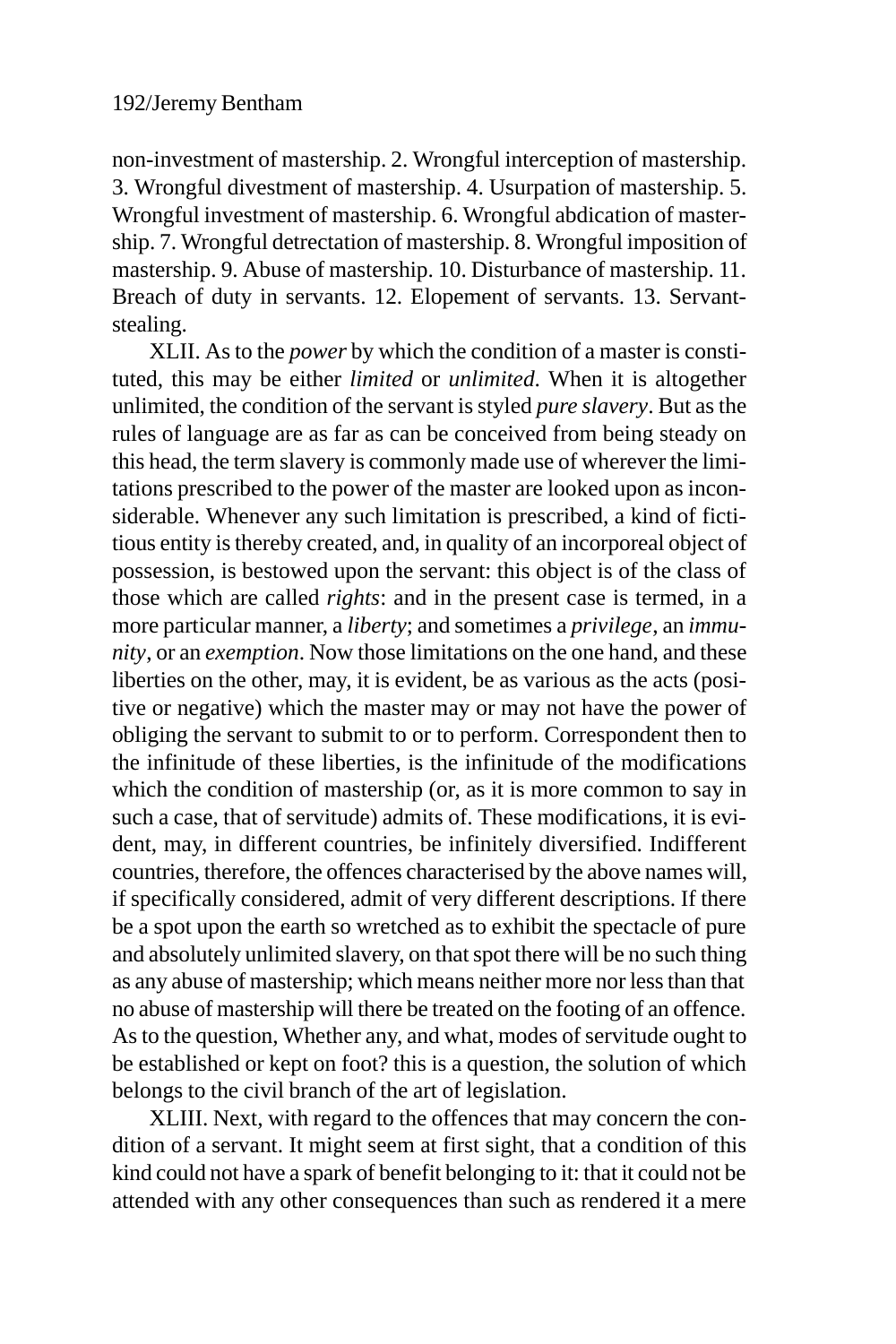non-investment of mastership. 2. Wrongful interception of mastership. 3. Wrongful divestment of mastership. 4. Usurpation of mastership. 5. Wrongful investment of mastership. 6. Wrongful abdication of mastership. 7. Wrongful detrectation of mastership. 8. Wrongful imposition of mastership. 9. Abuse of mastership. 10. Disturbance of mastership. 11. Breach of duty in servants. 12. Elopement of servants. 13. Servant-stealing.

XLII. As to the *power* by which the condition of a master is constituted, this may be either *limited* or *unlimited*. When it is altogether unlimited, the condition of the servant is styled *pure slavery*. But as the rules of language are as far as can be conceived from being steady on this head, the term slavery is commonly made use of wherever the limitations prescribed to the power of the master are looked upon as inconsiderable. Whenever any such limitation is prescribed, a kind of fictitious entity is thereby created, and, in quality of an incorporeal object of possession, is bestowed upon the servant: this object is of the class of those which are called *rights*: and in the present case is termed, in a more particular manner, a *liberty*; and sometimes a *privilege*, an *immunity*, or an *exemption*. Now those limitations on the one hand, and these liberties on the other, may, it is evident, be as various as the acts (positive or negative) which the master may or may not have the power of obliging the servant to submit to or to perform. Correspondent then to the infinitude of these liberties, is the infinitude of the modifications which the condition of mastership (or, as it is more common to say in such a case, that of servitude) admits of. These modifications, it is evident, may, in different countries, be infinitely diversified. Indifferent countries, therefore, the offences characterised by the above names will, if specifically considered, admit of very different descriptions. If there be a spot upon the earth so wretched as to exhibit the spectacle of pure and absolutely unlimited slavery, on that spot there will be no such thing as any abuse of mastership; which means neither more nor less than that no abuse of mastership will there be treated on the footing of an offence. As to the question, Whether any, and what, modes of servitude ought to be established or kept on foot? this is a question, the solution of which belongs to the civil branch of the art of legislation.

XLIII. Next, with regard to the offences that may concern the condition of a servant. It might seem at first sight, that a condition of this kind could not have a spark of benefit belonging to it: that it could not be attended with any other consequences than such as rendered it a mere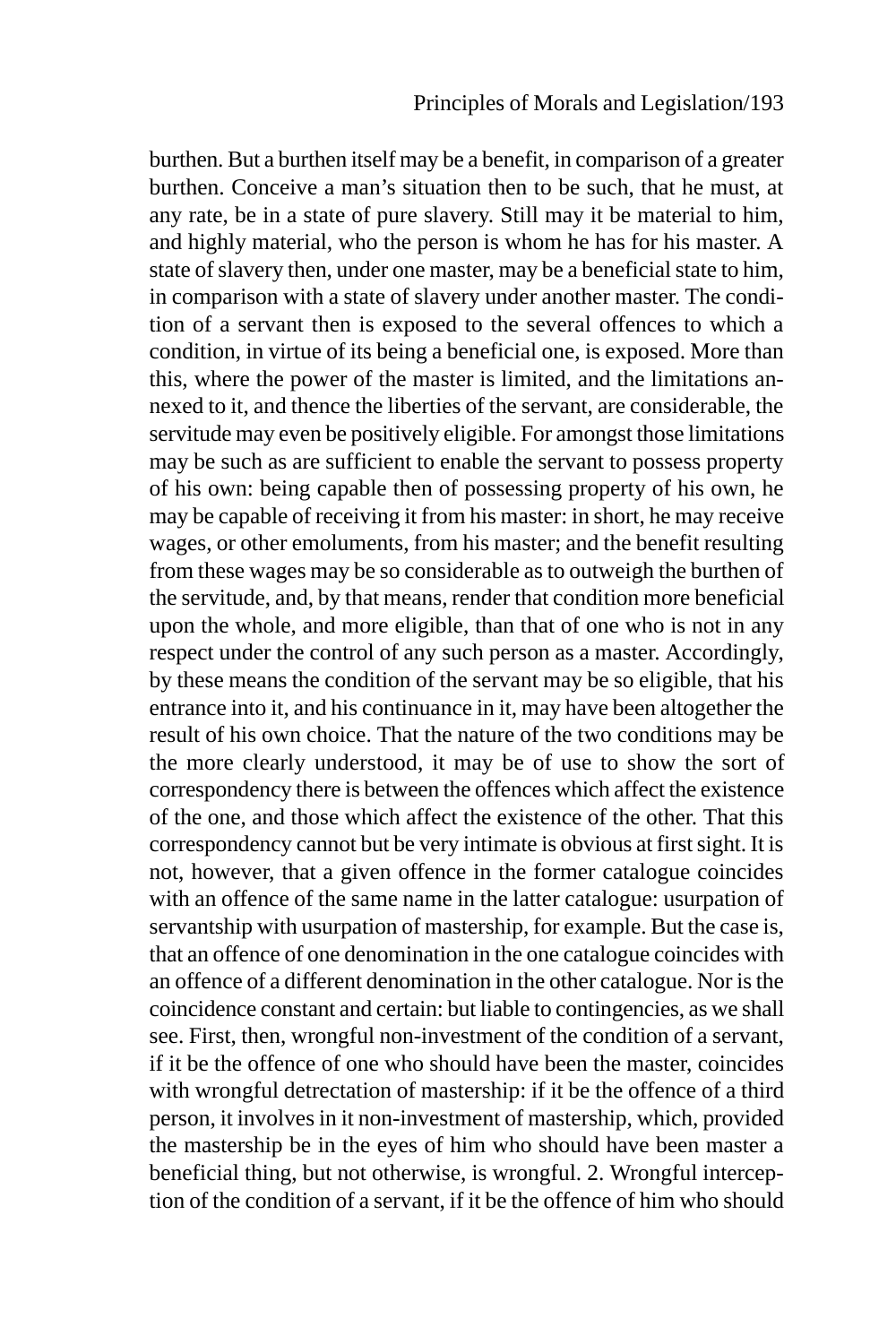burthen. But a burthen itself may be a benefit, in comparison of a greater burthen. Conceive a man's situation then to be such, that he must, at any rate, be in a state of pure slavery. Still may it be material to him, and highly material, who the person is whom he has for his master. A state of slavery then, under one master, may be a beneficial state to him, in comparison with a state of slavery under another master. The condition of a servant then is exposed to the several offences to which a condition, in virtue of its being a beneficial one, is exposed. More than this, where the power of the master is limited, and the limitations annexed to it, and thence the liberties of the servant, are considerable, the servitude may even be positively eligible. For amongst those limitations may be such as are sufficient to enable the servant to possess property of his own: being capable then of possessing property of his own, he may be capable of receiving it from his master: in short, he may receive wages, or other emoluments, from his master; and the benefit resulting from these wages may be so considerable as to outweigh the burthen of the servitude, and, by that means, render that condition more beneficial upon the whole, and more eligible, than that of one who is not in any respect under the control of any such person as a master. Accordingly, by these means the condition of the servant may be so eligible, that his entrance into it, and his continuance in it, may have been altogether the result of his own choice. That the nature of the two conditions may be the more clearly understood, it may be of use to show the sort of correspondency there is between the offences which affect the existence of the one, and those which affect the existence of the other. That this correspondency cannot but be very intimate is obvious at first sight. It is not, however, that a given offence in the former catalogue coincides with an offence of the same name in the latter catalogue: usurpation of servantship with usurpation of mastership, for example. But the case is, that an offence of one denomination in the one catalogue coincides with an offence of a different denomination in the other catalogue. Nor is the coincidence constant and certain: but liable to contingencies, as we shall see. First, then, wrongful non-investment of the condition of a servant, if it be the offence of one who should have been the master, coincides with wrongful detrectation of mastership: if it be the offence of a third person, it involves in it non-investment of mastership, which, provided the mastership be in the eyes of him who should have been master a beneficial thing, but not otherwise, is wrongful. 2. Wrongful interception of the condition of a servant, if it be the offence of him who should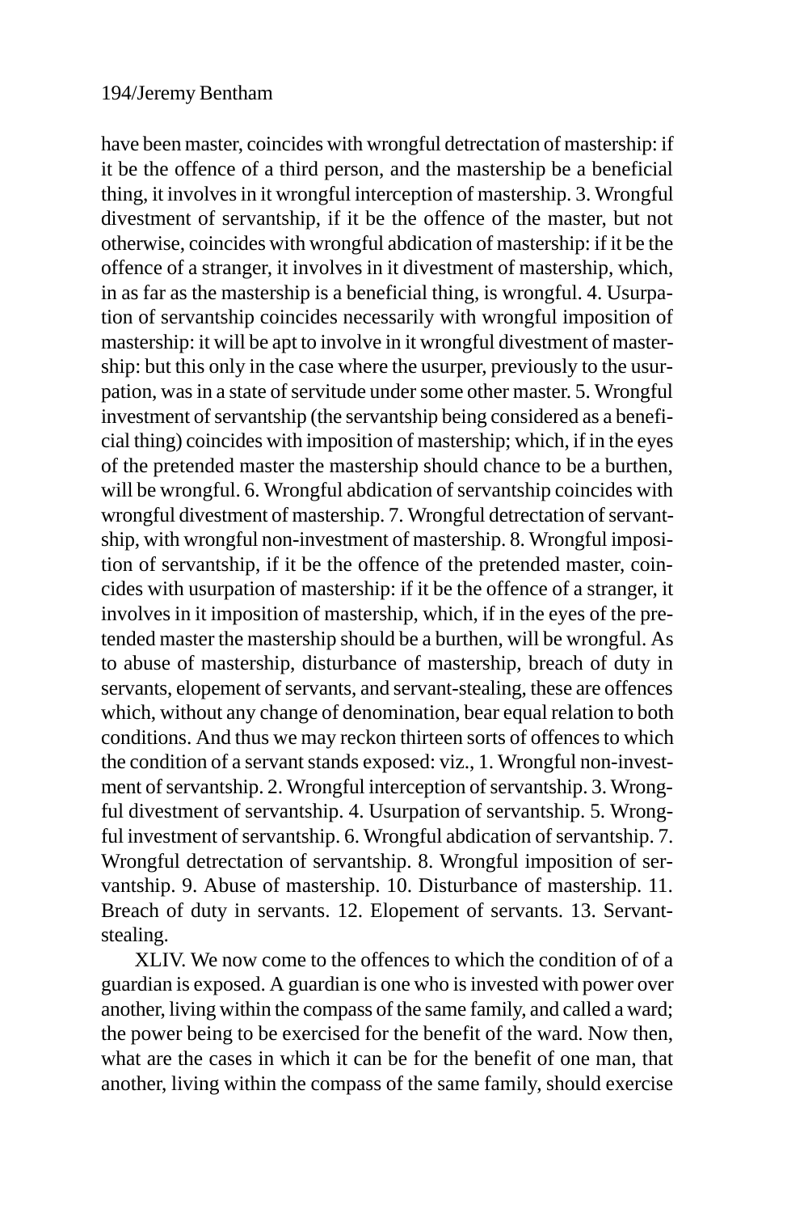have been master, coincides with wrongful detrectation of mastership: if it be the offence of a third person, and the mastership be a beneficial thing, it involves in it wrongful interception of mastership. 3. Wrongful divestment of servantship, if it be the offence of the master, but not otherwise, coincides with wrongful abdication of mastership: if it be the offence of a stranger, it involves in it divestment of mastership, which, in as far as the mastership is a beneficial thing, is wrongful. 4. Usurpation of servantship coincides necessarily with wrongful imposition of mastership: it will be apt to involve in it wrongful divestment of mastership: but this only in the case where the usurper, previously to the usurpation, was in a state of servitude under some other master. 5. Wrongful investment of servantship (the servantship being considered as a beneficial thing) coincides with imposition of mastership; which, if in the eyes of the pretended master the mastership should chance to be a burthen, will be wrongful. 6. Wrongful abdication of servantship coincides with wrongful divestment of mastership. 7. Wrongful detrectation of servantship, with wrongful non-investment of mastership. 8. Wrongful imposition of servantship, if it be the offence of the pretended master, coincides with usurpation of mastership: if it be the offence of a stranger, it involves in it imposition of mastership, which, if in the eyes of the pretended master the mastership should be a burthen, will be wrongful. As to abuse of mastership, disturbance of mastership, breach of duty in servants, elopement of servants, and servant-stealing, these are offences which, without any change of denomination, bear equal relation to both conditions. And thus we may reckon thirteen sorts of offences to which the condition of a servant stands exposed: viz., 1. Wrongful non-investment of servantship. 2. Wrongful interception of servantship. 3. Wrongful divestment of servantship. 4. Usurpation of servantship. 5. Wrongful investment of servantship. 6. Wrongful abdication of servantship. 7. Wrongful detrectation of servantship. 8. Wrongful imposition of servantship. 9. Abuse of mastership. 10. Disturbance of mastership. 11. Breach of duty in servants. 12. Elopement of servants. 13. Servant-stealing.

XLIV. We now come to the offences to which the condition of of a guardian is exposed. A guardian is one who is invested with power over another, living within the compass of the same family, and called a ward; the power being to be exercised for the benefit of the ward. Now then, what are the cases in which it can be for the benefit of one man, that another, living within the compass of the same family, should exercise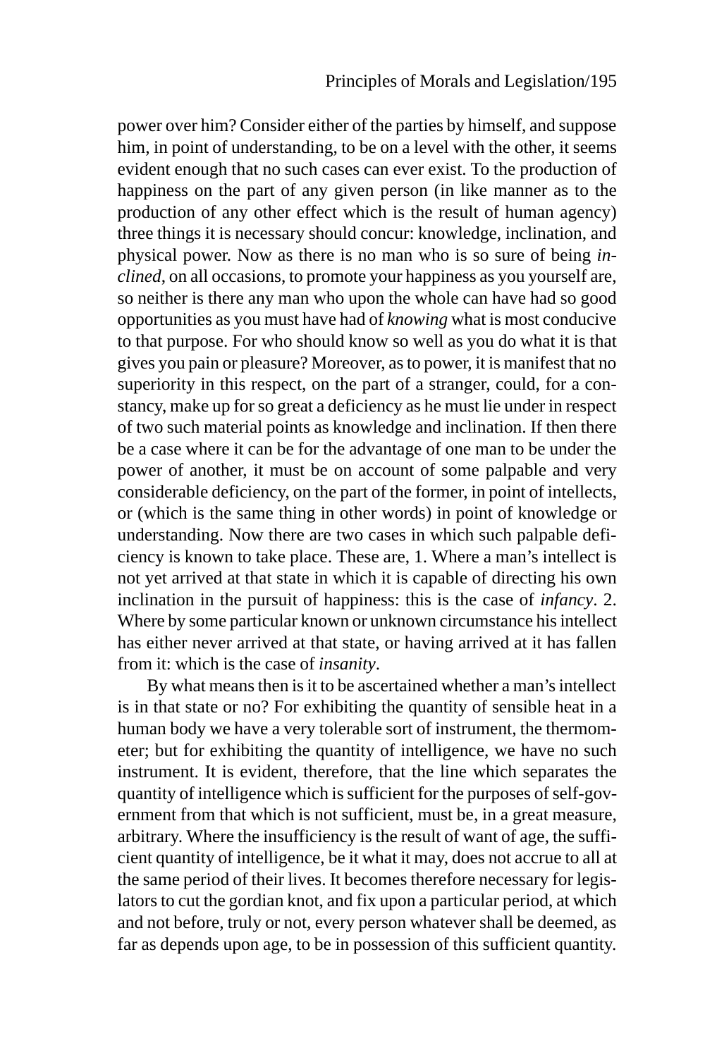power over him? Consider either of the parties by himself, and suppose him, in point of understanding, to be on a level with the other, it seems evident enough that no such cases can ever exist. To the production of happiness on the part of any given person (in like manner as to the production of any other effect which is the result of human agency) three things it is necessary should concur: knowledge, inclination, and physical power. Now as there is no man who is so sure of being *inclined*, on all occasions, to promote your happiness as you yourself are, so neither is there any man who upon the whole can have had so good opportunities as you must have had of *knowing* what is most conducive to that purpose. For who should know so well as you do what it is that gives you pain or pleasure? Moreover, as to power, it is manifest that no superiority in this respect, on the part of a stranger, could, for a constancy, make up for so great a deficiency as he must lie under in respect of two such material points as knowledge and inclination. If then there be a case where it can be for the advantage of one man to be under the power of another, it must be on account of some palpable and very considerable deficiency, on the part of the former, in point of intellects, or (which is the same thing in other words) in point of knowledge or understanding. Now there are two cases in which such palpable deficiency is known to take place. These are, 1. Where a man's intellect is not yet arrived at that state in which it is capable of directing his own inclination in the pursuit of happiness: this is the case of *infancy*. 2. Where by some particular known or unknown circumstance his intellect has either never arrived at that state, or having arrived at it has fallen from it: which is the case of *insanity*.

By what means then is it to be ascertained whether a man's intellect is in that state or no? For exhibiting the quantity of sensible heat in a human body we have a very tolerable sort of instrument, the thermometer; but for exhibiting the quantity of intelligence, we have no such instrument. It is evident, therefore, that the line which separates the quantity of intelligence which is sufficient for the purposes of self-government from that which is not sufficient, must be, in a great measure, arbitrary. Where the insufficiency is the result of want of age, the sufficient quantity of intelligence, be it what it may, does not accrue to all at the same period of their lives. It becomes therefore necessary for legislators to cut the gordian knot, and fix upon a particular period, at which and not before, truly or not, every person whatever shall be deemed, as far as depends upon age, to be in possession of this sufficient quantity.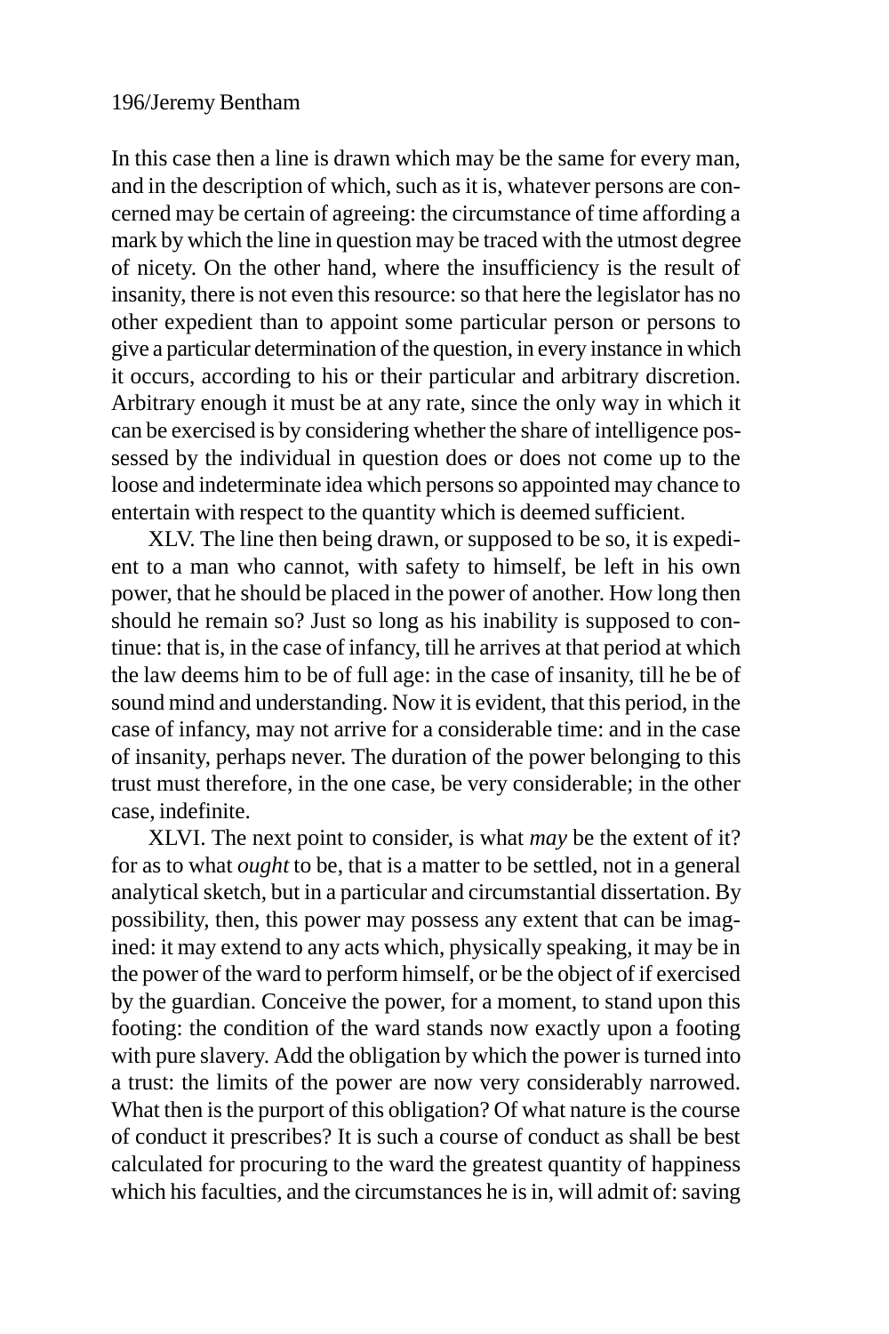In this case then a line is drawn which may be the same for every man, and in the description of which, such as it is, whatever persons are concerned may be certain of agreeing: the circumstance of time affording a mark by which the line in question may be traced with the utmost degree of nicety. On the other hand, where the insufficiency is the result of insanity, there is not even this resource: so that here the legislator has no other expedient than to appoint some particular person or persons to give a particular determination of the question, in every instance in which it occurs, according to his or their particular and arbitrary discretion. Arbitrary enough it must be at any rate, since the only way in which it can be exercised is by considering whether the share of intelligence possessed by the individual in question does or does not come up to the loose and indeterminate idea which persons so appointed may chance to entertain with respect to the quantity which is deemed sufficient.

XLV. The line then being drawn, or supposed to be so, it is expedient to a man who cannot, with safety to himself, be left in his own power, that he should be placed in the power of another. How long then should he remain so? Just so long as his inability is supposed to continue: that is, in the case of infancy, till he arrives at that period at which the law deems him to be of full age: in the case of insanity, till he be of sound mind and understanding. Now it is evident, that this period, in the case of infancy, may not arrive for a considerable time: and in the case of insanity, perhaps never. The duration of the power belonging to this trust must therefore, in the one case, be very considerable; in the other case, indefinite.

XLVI. The next point to consider, is what *may* be the extent of it? for as to what *ought* to be, that is a matter to be settled, not in a general analytical sketch, but in a particular and circumstantial dissertation. By possibility, then, this power may possess any extent that can be imagined: it may extend to any acts which, physically speaking, it may be in the power of the ward to perform himself, or be the object of if exercised by the guardian. Conceive the power, for a moment, to stand upon this footing: the condition of the ward stands now exactly upon a footing with pure slavery. Add the obligation by which the power is turned into a trust: the limits of the power are now very considerably narrowed. What then is the purport of this obligation? Of what nature is the course of conduct it prescribes? It is such a course of conduct as shall be best calculated for procuring to the ward the greatest quantity of happiness which his faculties, and the circumstances he is in, will admit of: saving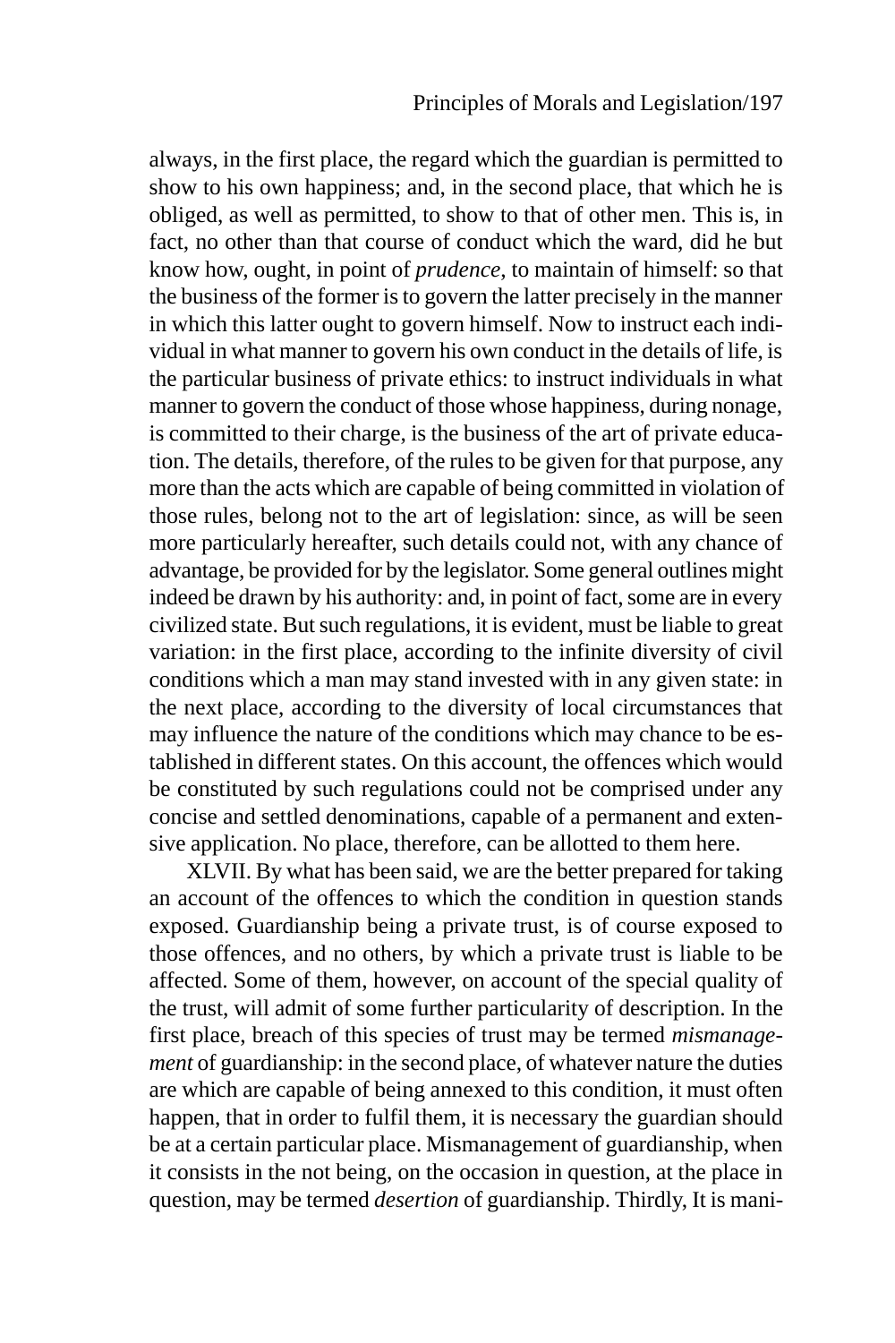always, in the first place, the regard which the guardian is permitted to show to his own happiness; and, in the second place, that which he is obliged, as well as permitted, to show to that of other men. This is, in fact, no other than that course of conduct which the ward, did he but know how, ought, in point of *prudence*, to maintain of himself: so that the business of the former is to govern the latter precisely in the manner in which this latter ought to govern himself. Now to instruct each individual in what manner to govern his own conduct in the details of life, is the particular business of private ethics: to instruct individuals in what manner to govern the conduct of those whose happiness, during nonage, is committed to their charge, is the business of the art of private education. The details, therefore, of the rules to be given for that purpose, any more than the acts which are capable of being committed in violation of those rules, belong not to the art of legislation: since, as will be seen more particularly hereafter, such details could not, with any chance of advantage, be provided for by the legislator. Some general outlines might indeed be drawn by his authority: and, in point of fact, some are in every civilized state. But such regulations, it is evident, must be liable to great variation: in the first place, according to the infinite diversity of civil conditions which a man may stand invested with in any given state: in the next place, according to the diversity of local circumstances that may influence the nature of the conditions which may chance to be established in different states. On this account, the offences which would be constituted by such regulations could not be comprised under any concise and settled denominations, capable of a permanent and extensive application. No place, therefore, can be allotted to them here.

XLVII. By what has been said, we are the better prepared for taking an account of the offences to which the condition in question stands exposed. Guardianship being a private trust, is of course exposed to those offences, and no others, by which a private trust is liable to be affected. Some of them, however, on account of the special quality of the trust, will admit of some further particularity of description. In the first place, breach of this species of trust may be termed *mismanagement* of guardianship: in the second place, of whatever nature the duties are which are capable of being annexed to this condition, it must often happen, that in order to fulfil them, it is necessary the guardian should be at a certain particular place. Mismanagement of guardianship, when it consists in the not being, on the occasion in question, at the place in question, may be termed *desertion* of guardianship. Thirdly, It is mani-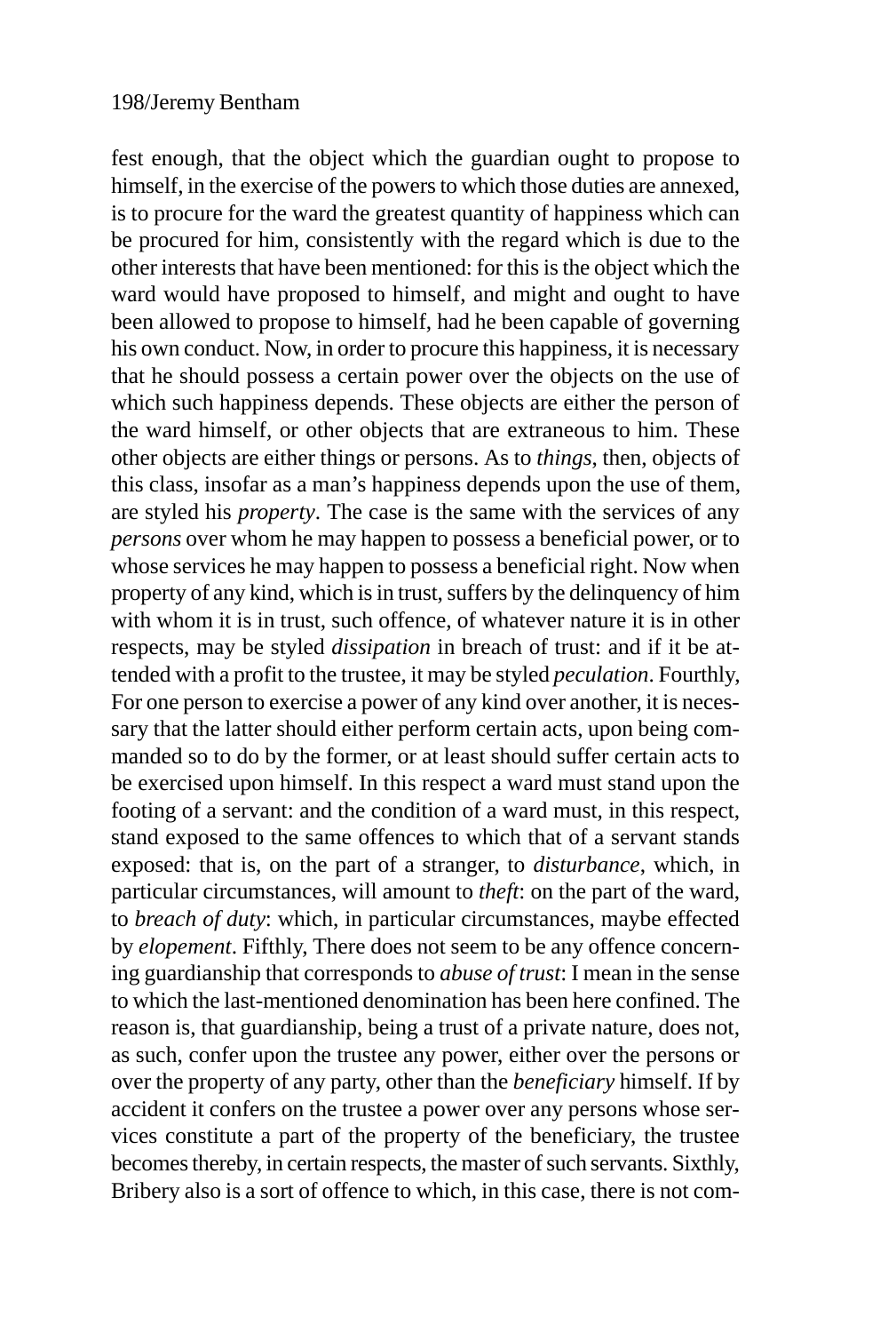fest enough, that the object which the guardian ought to propose to himself, in the exercise of the powers to which those duties are annexed, is to procure for the ward the greatest quantity of happiness which can be procured for him, consistently with the regard which is due to the other interests that have been mentioned: for this is the object which the ward would have proposed to himself, and might and ought to have been allowed to propose to himself, had he been capable of governing his own conduct. Now, in order to procure this happiness, it is necessary that he should possess a certain power over the objects on the use of which such happiness depends. These objects are either the person of the ward himself, or other objects that are extraneous to him. These other objects are either things or persons. As to *things*, then, objects of this class, insofar as a man's happiness depends upon the use of them, are styled his *property*. The case is the same with the services of any *persons* over whom he may happen to possess a beneficial power, or to whose services he may happen to possess a beneficial right. Now when property of any kind, which is in trust, suffers by the delinquency of him with whom it is in trust, such offence, of whatever nature it is in other respects, may be styled *dissipation* in breach of trust: and if it be attended with a profit to the trustee, it may be styled *peculation*. Fourthly, For one person to exercise a power of any kind over another, it is necessary that the latter should either perform certain acts, upon being commanded so to do by the former, or at least should suffer certain acts to be exercised upon himself. In this respect a ward must stand upon the footing of a servant: and the condition of a ward must, in this respect, stand exposed to the same offences to which that of a servant stands exposed: that is, on the part of a stranger, to *disturbance*, which, in particular circumstances, will amount to *theft*: on the part of the ward, to *breach of duty*: which, in particular circumstances, maybe effected by *elopement*. Fifthly, There does not seem to be any offence concerning guardianship that corresponds to *abuse of trust*: I mean in the sense to which the last-mentioned denomination has been here confined. The reason is, that guardianship, being a trust of a private nature, does not, as such, confer upon the trustee any power, either over the persons or over the property of any party, other than the *beneficiary* himself. If by accident it confers on the trustee a power over any persons whose services constitute a part of the property of the beneficiary, the trustee becomes thereby, in certain respects, the master of such servants. Sixthly, Bribery also is a sort of offence to which, in this case, there is not com-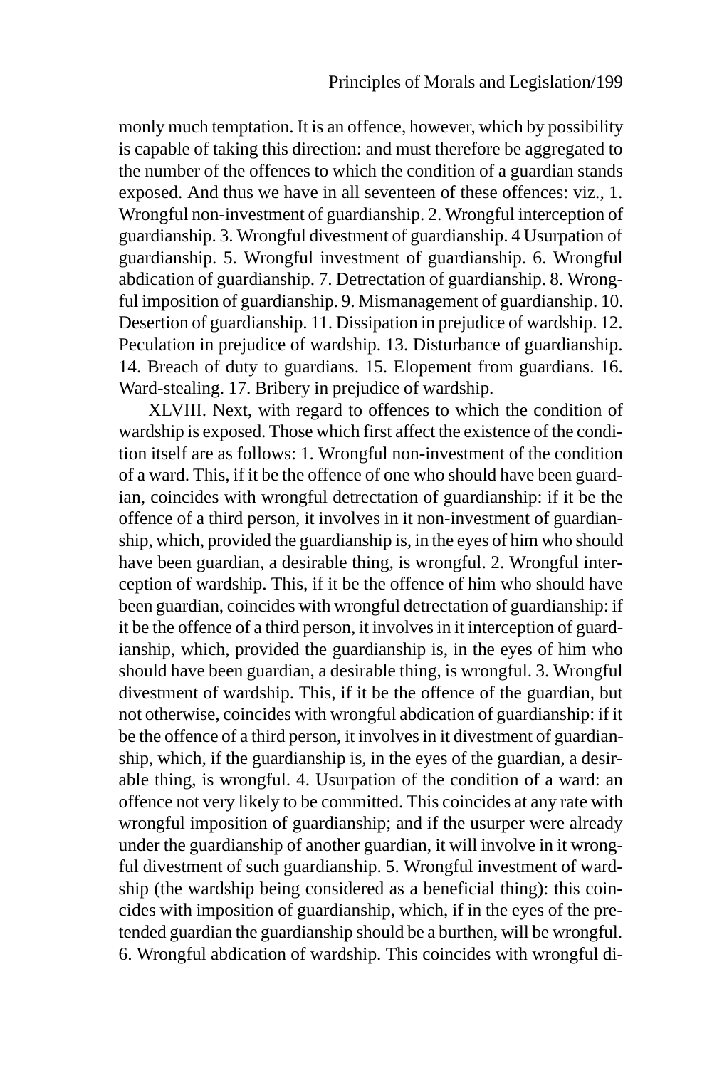monly much temptation. It is an offence, however, which by possibility is capable of taking this direction: and must therefore be aggregated to the number of the offences to which the condition of a guardian stands exposed. And thus we have in all seventeen of these offences: viz., 1. Wrongful non-investment of guardianship. 2. Wrongful interception of guardianship. 3. Wrongful divestment of guardianship. 4 Usurpation of guardianship. 5. Wrongful investment of guardianship. 6. Wrongful abdication of guardianship. 7. Detrectation of guardianship. 8. Wrongful imposition of guardianship. 9. Mismanagement of guardianship. 10. Desertion of guardianship. 11. Dissipation in prejudice of wardship. 12. Peculation in prejudice of wardship. 13. Disturbance of guardianship. 14. Breach of duty to guardians. 15. Elopement from guardians. 16. Ward-stealing. 17. Bribery in prejudice of wardship.

XLVIII. Next, with regard to offences to which the condition of wardship is exposed. Those which first affect the existence of the condition itself are as follows: 1. Wrongful non-investment of the condition of a ward. This, if it be the offence of one who should have been guardian, coincides with wrongful detrectation of guardianship: if it be the offence of a third person, it involves in it non-investment of guardianship, which, provided the guardianship is, in the eyes of him who should have been guardian, a desirable thing, is wrongful. 2. Wrongful interception of wardship. This, if it be the offence of him who should have been guardian, coincides with wrongful detrectation of guardianship: if it be the offence of a third person, it involves in it interception of guardianship, which, provided the guardianship is, in the eyes of him who should have been guardian, a desirable thing, is wrongful. 3. Wrongful divestment of wardship. This, if it be the offence of the guardian, but not otherwise, coincides with wrongful abdication of guardianship: if it be the offence of a third person, it involves in it divestment of guardianship, which, if the guardianship is, in the eyes of the guardian, a desirable thing, is wrongful. 4. Usurpation of the condition of a ward: an offence not very likely to be committed. This coincides at any rate with wrongful imposition of guardianship; and if the usurper were already under the guardianship of another guardian, it will involve in it wrongful divestment of such guardianship. 5. Wrongful investment of wardship (the wardship being considered as a beneficial thing): this coincides with imposition of guardianship, which, if in the eyes of the pretended guardian the guardianship should be a burthen, will be wrongful. 6. Wrongful abdication of wardship. This coincides with wrongful di-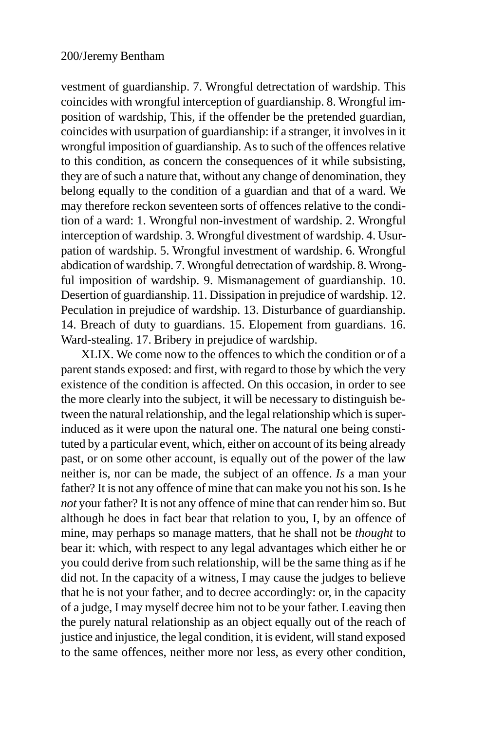vestment of guardianship. 7. Wrongful detrectation of wardship. This coincides with wrongful interception of guardianship. 8. Wrongful imposition of wardship, This, if the offender be the pretended guardian, coincides with usurpation of guardianship: if a stranger, it involves in it wrongful imposition of guardianship. As to such of the offences relative to this condition, as concern the consequences of it while subsisting, they are of such a nature that, without any change of denomination, they belong equally to the condition of a guardian and that of a ward. We may therefore reckon seventeen sorts of offences relative to the condition of a ward: 1. Wrongful non-investment of wardship. 2. Wrongful interception of wardship. 3. Wrongful divestment of wardship. 4. Usurpation of wardship. 5. Wrongful investment of wardship. 6. Wrongful abdication of wardship. 7. Wrongful detrectation of wardship. 8. Wrongful imposition of wardship. 9. Mismanagement of guardianship. 10. Desertion of guardianship. 11. Dissipation in prejudice of wardship. 12. Peculation in prejudice of wardship. 13. Disturbance of guardianship. 14. Breach of duty to guardians. 15. Elopement from guardians. 16. Ward-stealing. 17. Bribery in prejudice of wardship.

XLIX. We come now to the offences to which the condition or of a parent stands exposed: and first, with regard to those by which the very existence of the condition is affected. On this occasion, in order to see the more clearly into the subject, it will be necessary to distinguish between the natural relationship, and the legal relationship which is superinduced as it were upon the natural one. The natural one being constituted by a particular event, which, either on account of its being already past, or on some other account, is equally out of the power of the law neither is, nor can be made, the subject of an offence. *Is* a man your father? It is not any offence of mine that can make you not his son. Is he *not* your father? It is not any offence of mine that can render him so. But although he does in fact bear that relation to you, I, by an offence of mine, may perhaps so manage matters, that he shall not be *thought* to bear it: which, with respect to any legal advantages which either he or you could derive from such relationship, will be the same thing as if he did not. In the capacity of a witness, I may cause the judges to believe that he is not your father, and to decree accordingly: or, in the capacity of a judge, I may myself decree him not to be your father. Leaving then the purely natural relationship as an object equally out of the reach of justice and injustice, the legal condition, it is evident, will stand exposed to the same offences, neither more nor less, as every other condition,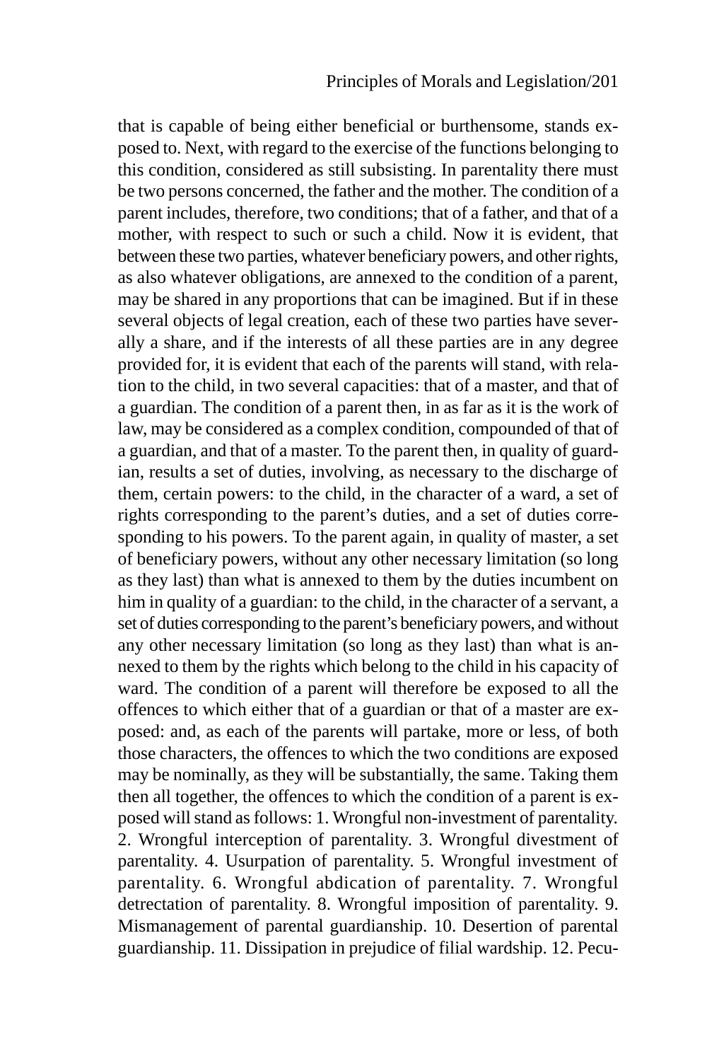that is capable of being either beneficial or burthensome, stands exposed to. Next, with regard to the exercise of the functions belonging to this condition, considered as still subsisting. In parentality there must be two persons concerned, the father and the mother. The condition of a parent includes, therefore, two conditions; that of a father, and that of a mother, with respect to such or such a child. Now it is evident, that between these two parties, whatever beneficiary powers, and other rights, as also whatever obligations, are annexed to the condition of a parent, may be shared in any proportions that can be imagined. But if in these several objects of legal creation, each of these two parties have severally a share, and if the interests of all these parties are in any degree provided for, it is evident that each of the parents will stand, with relation to the child, in two several capacities: that of a master, and that of a guardian. The condition of a parent then, in as far as it is the work of law, may be considered as a complex condition, compounded of that of a guardian, and that of a master. To the parent then, in quality of guardian, results a set of duties, involving, as necessary to the discharge of them, certain powers: to the child, in the character of a ward, a set of rights corresponding to the parent's duties, and a set of duties corresponding to his powers. To the parent again, in quality of master, a set of beneficiary powers, without any other necessary limitation (so long as they last) than what is annexed to them by the duties incumbent on him in quality of a guardian: to the child, in the character of a servant, a set of duties corresponding to the parent's beneficiary powers, and without any other necessary limitation (so long as they last) than what is annexed to them by the rights which belong to the child in his capacity of ward. The condition of a parent will therefore be exposed to all the offences to which either that of a guardian or that of a master are exposed: and, as each of the parents will partake, more or less, of both those characters, the offences to which the two conditions are exposed may be nominally, as they will be substantially, the same. Taking them then all together, the offences to which the condition of a parent is exposed will stand as follows: 1. Wrongful non-investment of parentality. 2. Wrongful interception of parentality. 3. Wrongful divestment of parentality. 4. Usurpation of parentality. 5. Wrongful investment of parentality. 6. Wrongful abdication of parentality. 7. Wrongful detrectation of parentality. 8. Wrongful imposition of parentality. 9. Mismanagement of parental guardianship. 10. Desertion of parental guardianship. 11. Dissipation in prejudice of filial wardship. 12. Pecu-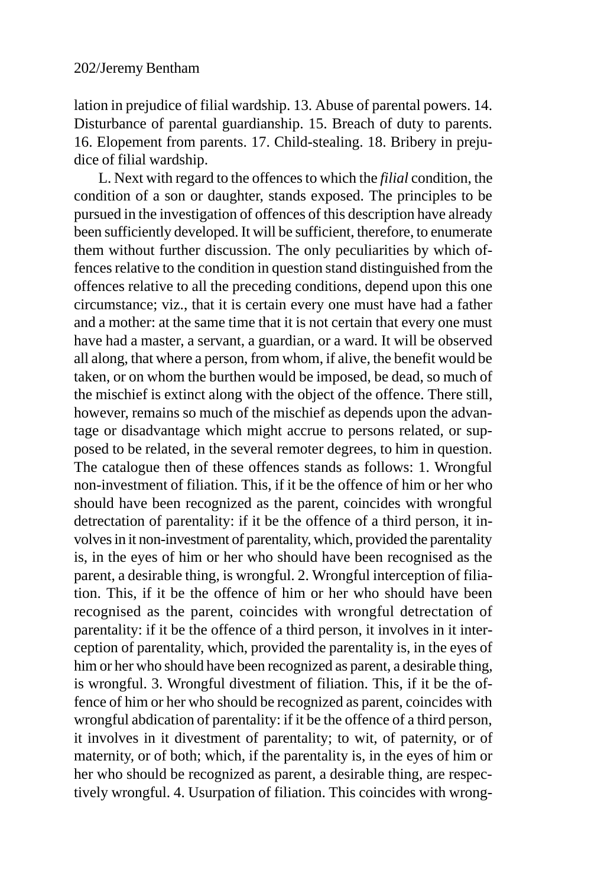lation in prejudice of filial wardship. 13. Abuse of parental powers. 14. Disturbance of parental guardianship. 15. Breach of duty to parents. 16. Elopement from parents. 17. Child-stealing. 18. Bribery in prejudice of filial wardship.

L. Next with regard to the offences to which the *filial* condition, the condition of a son or daughter, stands exposed. The principles to be pursued in the investigation of offences of this description have already been sufficiently developed. It will be sufficient, therefore, to enumerate them without further discussion. The only peculiarities by which offences relative to the condition in question stand distinguished from the offences relative to all the preceding conditions, depend upon this one circumstance; viz., that it is certain every one must have had a father and a mother: at the same time that it is not certain that every one must have had a master, a servant, a guardian, or a ward. It will be observed all along, that where a person, from whom, if alive, the benefit would be taken, or on whom the burthen would be imposed, be dead, so much of the mischief is extinct along with the object of the offence. There still, however, remains so much of the mischief as depends upon the advantage or disadvantage which might accrue to persons related, or supposed to be related, in the several remoter degrees, to him in question. The catalogue then of these offences stands as follows: 1. Wrongful non-investment of filiation. This, if it be the offence of him or her who should have been recognized as the parent, coincides with wrongful detrectation of parentality: if it be the offence of a third person, it involves in it non-investment of parentality, which, provided the parentality is, in the eyes of him or her who should have been recognised as the parent, a desirable thing, is wrongful. 2. Wrongful interception of filiation. This, if it be the offence of him or her who should have been recognised as the parent, coincides with wrongful detrectation of parentality: if it be the offence of a third person, it involves in it interception of parentality, which, provided the parentality is, in the eyes of him or her who should have been recognized as parent, a desirable thing, is wrongful. 3. Wrongful divestment of filiation. This, if it be the offence of him or her who should be recognized as parent, coincides with wrongful abdication of parentality: if it be the offence of a third person, it involves in it divestment of parentality; to wit, of paternity, or of maternity, or of both; which, if the parentality is, in the eyes of him or her who should be recognized as parent, a desirable thing, are respectively wrongful. 4. Usurpation of filiation. This coincides with wrong-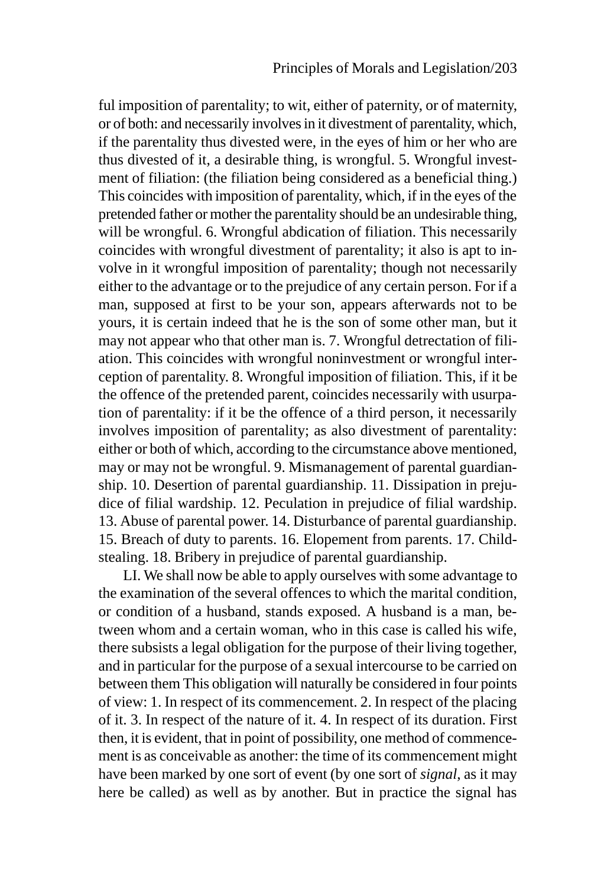ful imposition of parentality; to wit, either of paternity, or of maternity, or of both: and necessarily involves in it divestment of parentality, which, if the parentality thus divested were, in the eyes of him or her who are thus divested of it, a desirable thing, is wrongful. 5. Wrongful investment of filiation: (the filiation being considered as a beneficial thing.) This coincides with imposition of parentality, which, if in the eyes of the pretended father or mother the parentality should be an undesirable thing, will be wrongful. 6. Wrongful abdication of filiation. This necessarily coincides with wrongful divestment of parentality; it also is apt to involve in it wrongful imposition of parentality; though not necessarily either to the advantage or to the prejudice of any certain person. For if a man, supposed at first to be your son, appears afterwards not to be yours, it is certain indeed that he is the son of some other man, but it may not appear who that other man is. 7. Wrongful detrectation of filiation. This coincides with wrongful noninvestment or wrongful interception of parentality. 8. Wrongful imposition of filiation. This, if it be the offence of the pretended parent, coincides necessarily with usurpation of parentality: if it be the offence of a third person, it necessarily involves imposition of parentality; as also divestment of parentality: either or both of which, according to the circumstance above mentioned, may or may not be wrongful. 9. Mismanagement of parental guardianship. 10. Desertion of parental guardianship. 11. Dissipation in prejudice of filial wardship. 12. Peculation in prejudice of filial wardship. 13. Abuse of parental power. 14. Disturbance of parental guardianship. 15. Breach of duty to parents. 16. Elopement from parents. 17. Child-stealing. 18. Bribery in prejudice of parental guardianship.

LI. We shall now be able to apply ourselves with some advantage to the examination of the several offences to which the marital condition, or condition of a husband, stands exposed. A husband is a man, between whom and a certain woman, who in this case is called his wife, there subsists a legal obligation for the purpose of their living together, and in particular for the purpose of a sexual intercourse to be carried on between them This obligation will naturally be considered in four points of view: 1. In respect of its commencement. 2. In respect of the placing of it. 3. In respect of the nature of it. 4. In respect of its duration. First then, it is evident, that in point of possibility, one method of commencement is as conceivable as another: the time of its commencement might have been marked by one sort of event (by one sort of *signal*, as it may here be called) as well as by another. But in practice the signal has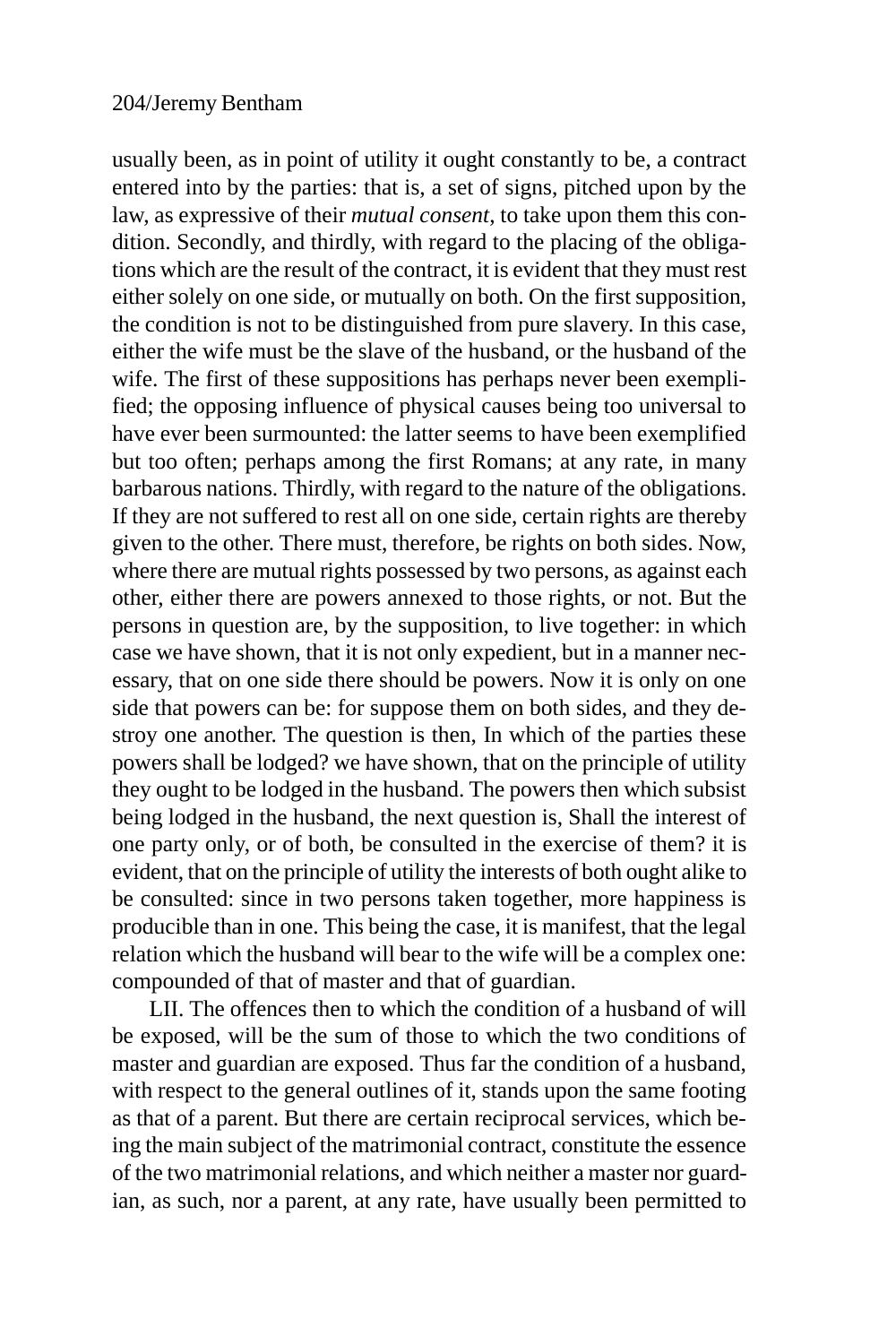usually been, as in point of utility it ought constantly to be, a contract entered into by the parties: that is, a set of signs, pitched upon by the law, as expressive of their *mutual consent*, to take upon them this condition. Secondly, and thirdly, with regard to the placing of the obligations which are the result of the contract, it is evident that they must rest either solely on one side, or mutually on both. On the first supposition, the condition is not to be distinguished from pure slavery. In this case, either the wife must be the slave of the husband, or the husband of the wife. The first of these suppositions has perhaps never been exemplified; the opposing influence of physical causes being too universal to have ever been surmounted: the latter seems to have been exemplified but too often; perhaps among the first Romans; at any rate, in many barbarous nations. Thirdly, with regard to the nature of the obligations. If they are not suffered to rest all on one side, certain rights are thereby given to the other. There must, therefore, be rights on both sides. Now, where there are mutual rights possessed by two persons, as against each other, either there are powers annexed to those rights, or not. But the persons in question are, by the supposition, to live together: in which case we have shown, that it is not only expedient, but in a manner necessary, that on one side there should be powers. Now it is only on one side that powers can be: for suppose them on both sides, and they destroy one another. The question is then, In which of the parties these powers shall be lodged? we have shown, that on the principle of utility they ought to be lodged in the husband. The powers then which subsist being lodged in the husband, the next question is, Shall the interest of one party only, or of both, be consulted in the exercise of them? it is evident, that on the principle of utility the interests of both ought alike to be consulted: since in two persons taken together, more happiness is producible than in one. This being the case, it is manifest, that the legal relation which the husband will bear to the wife will be a complex one: compounded of that of master and that of guardian.

LII. The offences then to which the condition of a husband of will be exposed, will be the sum of those to which the two conditions of master and guardian are exposed. Thus far the condition of a husband, with respect to the general outlines of it, stands upon the same footing as that of a parent. But there are certain reciprocal services, which being the main subject of the matrimonial contract, constitute the essence of the two matrimonial relations, and which neither a master nor guardian, as such, nor a parent, at any rate, have usually been permitted to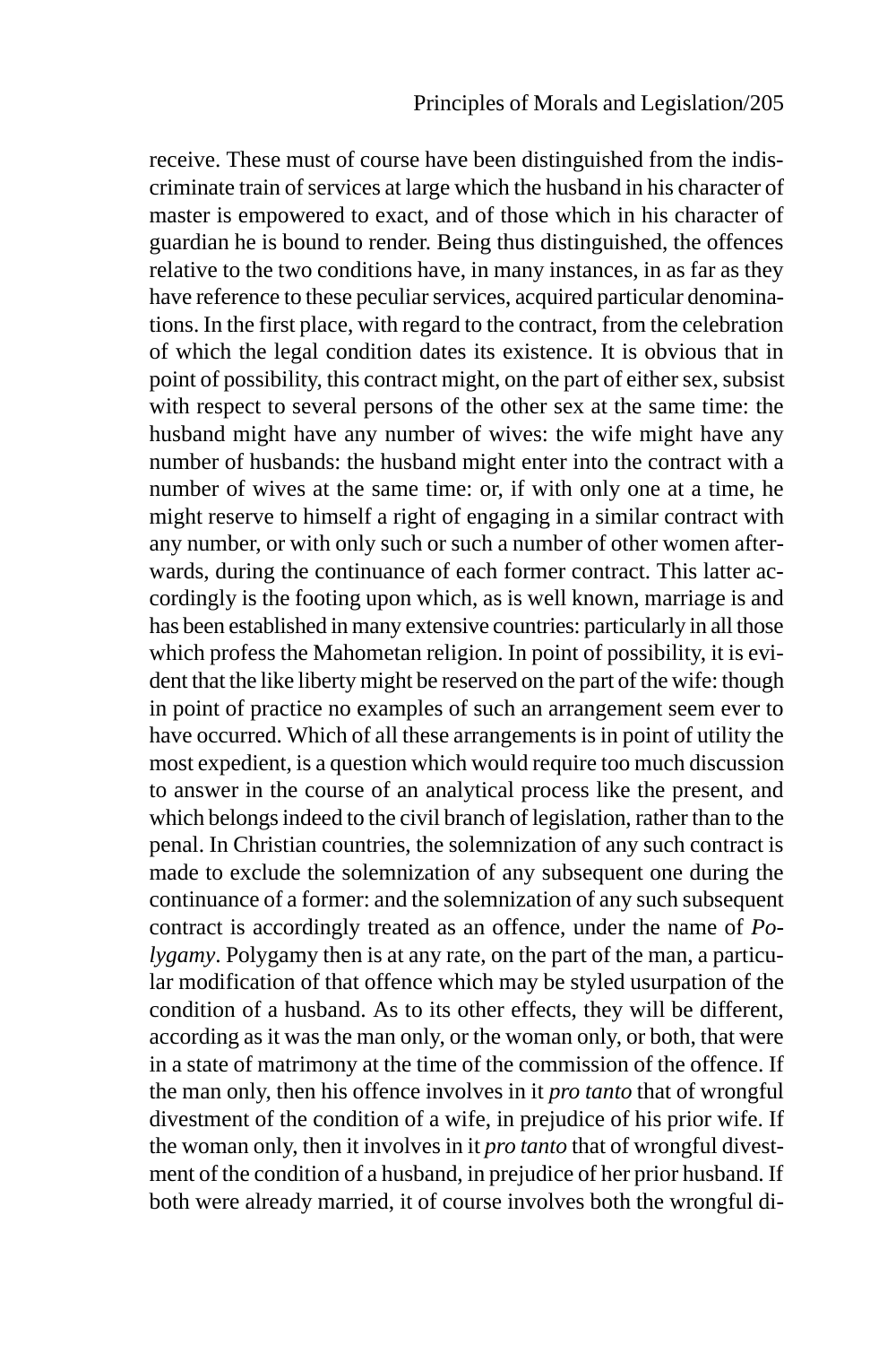receive. These must of course have been distinguished from the indiscriminate train of services at large which the husband in his character of master is empowered to exact, and of those which in his character of guardian he is bound to render. Being thus distinguished, the offences relative to the two conditions have, in many instances, in as far as they have reference to these peculiar services, acquired particular denominations. In the first place, with regard to the contract, from the celebration of which the legal condition dates its existence. It is obvious that in point of possibility, this contract might, on the part of either sex, subsist with respect to several persons of the other sex at the same time: the husband might have any number of wives: the wife might have any number of husbands: the husband might enter into the contract with a number of wives at the same time: or, if with only one at a time, he might reserve to himself a right of engaging in a similar contract with any number, or with only such or such a number of other women afterwards, during the continuance of each former contract. This latter accordingly is the footing upon which, as is well known, marriage is and has been established in many extensive countries: particularly in all those which profess the Mahometan religion. In point of possibility, it is evident that the like liberty might be reserved on the part of the wife: though in point of practice no examples of such an arrangement seem ever to have occurred. Which of all these arrangements is in point of utility the most expedient, is a question which would require too much discussion to answer in the course of an analytical process like the present, and which belongs indeed to the civil branch of legislation, rather than to the penal. In Christian countries, the solemnization of any such contract is made to exclude the solemnization of any subsequent one during the continuance of a former: and the solemnization of any such subsequent contract is accordingly treated as an offence, under the name of *Polygamy*. Polygamy then is at any rate, on the part of the man, a particular modification of that offence which may be styled usurpation of the condition of a husband. As to its other effects, they will be different, according as it was the man only, or the woman only, or both, that were in a state of matrimony at the time of the commission of the offence. If the man only, then his offence involves in it *pro tanto* that of wrongful divestment of the condition of a wife, in prejudice of his prior wife. If the woman only, then it involves in it *pro tanto* that of wrongful divestment of the condition of a husband, in prejudice of her prior husband. If both were already married, it of course involves both the wrongful di-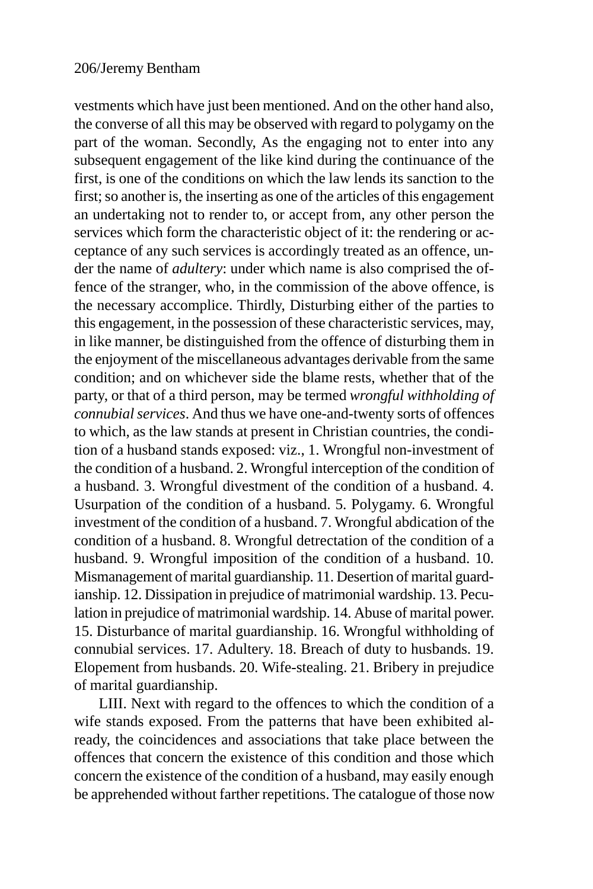vestments which have just been mentioned. And on the other hand also, the converse of all this may be observed with regard to polygamy on the part of the woman. Secondly, As the engaging not to enter into any subsequent engagement of the like kind during the continuance of the first, is one of the conditions on which the law lends its sanction to the first; so another is, the inserting as one of the articles of this engagement an undertaking not to render to, or accept from, any other person the services which form the characteristic object of it: the rendering or acceptance of any such services is accordingly treated as an offence, under the name of *adultery*: under which name is also comprised the offence of the stranger, who, in the commission of the above offence, is the necessary accomplice. Thirdly, Disturbing either of the parties to this engagement, in the possession of these characteristic services, may, in like manner, be distinguished from the offence of disturbing them in the enjoyment of the miscellaneous advantages derivable from the same condition; and on whichever side the blame rests, whether that of the party, or that of a third person, may be termed *wrongful withholding of connubial services*. And thus we have one-and-twenty sorts of offences to which, as the law stands at present in Christian countries, the condition of a husband stands exposed: viz., 1. Wrongful non-investment of the condition of a husband. 2. Wrongful interception of the condition of a husband. 3. Wrongful divestment of the condition of a husband. 4. Usurpation of the condition of a husband. 5. Polygamy. 6. Wrongful investment of the condition of a husband. 7. Wrongful abdication of the condition of a husband. 8. Wrongful detrectation of the condition of a husband. 9. Wrongful imposition of the condition of a husband. 10. Mismanagement of marital guardianship. 11. Desertion of marital guardianship. 12. Dissipation in prejudice of matrimonial wardship. 13. Peculation in prejudice of matrimonial wardship. 14. Abuse of marital power. 15. Disturbance of marital guardianship. 16. Wrongful withholding of connubial services. 17. Adultery. 18. Breach of duty to husbands. 19. Elopement from husbands. 20. Wife-stealing. 21. Bribery in prejudice of marital guardianship.

LIII. Next with regard to the offences to which the condition of a wife stands exposed. From the patterns that have been exhibited already, the coincidences and associations that take place between the offences that concern the existence of this condition and those which concern the existence of the condition of a husband, may easily enough be apprehended without farther repetitions. The catalogue of those now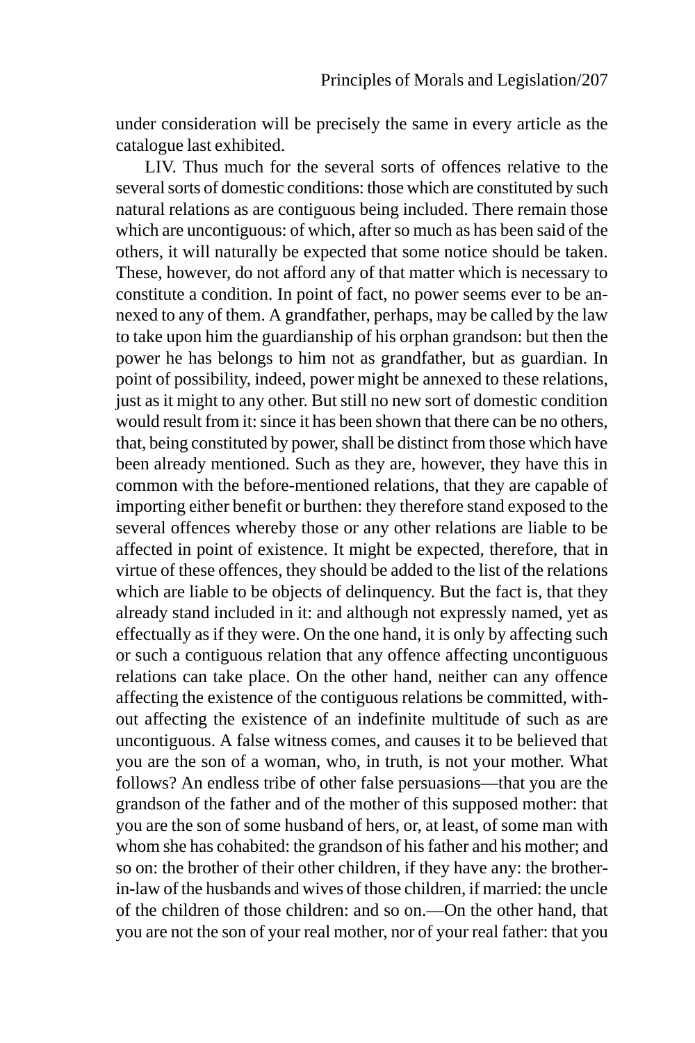under consideration will be precisely the same in every article as the catalogue last exhibited.

LIV. Thus much for the several sorts of offences relative to the several sorts of domestic conditions: those which are constituted by such natural relations as are contiguous being included. There remain those which are uncontiguous: of which, after so much as has been said of the others, it will naturally be expected that some notice should be taken. These, however, do not afford any of that matter which is necessary to constitute a condition. In point of fact, no power seems ever to be annexed to any of them. A grandfather, perhaps, may be called by the law to take upon him the guardianship of his orphan grandson: but then the power he has belongs to him not as grandfather, but as guardian. In point of possibility, indeed, power might be annexed to these relations, just as it might to any other. But still no new sort of domestic condition would result from it: since it has been shown that there can be no others, that, being constituted by power, shall be distinct from those which have been already mentioned. Such as they are, however, they have this in common with the before-mentioned relations, that they are capable of importing either benefit or burthen: they therefore stand exposed to the several offences whereby those or any other relations are liable to be affected in point of existence. It might be expected, therefore, that in virtue of these offences, they should be added to the list of the relations which are liable to be objects of delinquency. But the fact is, that they already stand included in it: and although not expressly named, yet as effectually as if they were. On the one hand, it is only by affecting such or such a contiguous relation that any offence affecting uncontiguous relations can take place. On the other hand, neither can any offence affecting the existence of the contiguous relations be committed, without affecting the existence of an indefinite multitude of such as are uncontiguous. A false witness comes, and causes it to be believed that you are the son of a woman, who, in truth, is not your mother. What follows? An endless tribe of other false persuasions—that you are the grandson of the father and of the mother of this supposed mother: that you are the son of some husband of hers, or, at least, of some man with whom she has cohabited: the grandson of his father and his mother; and so on: the brother of their other children, if they have any: the brother-in-law of the husbands and wives of those children, if married: the uncle of the children of those children: and so on.—On the other hand, that you are not the son of your real mother, nor of your real father: that you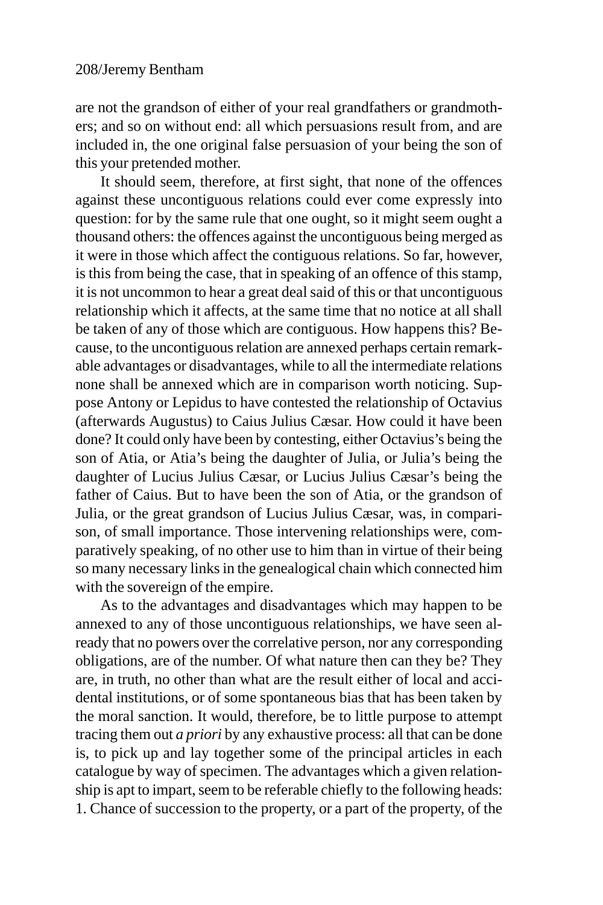are not the grandson of either of your real grandfathers or grandmothers; and so on without end: all which persuasions result from, and are included in, the one original false persuasion of your being the son of this your pretended mother.

It should seem, therefore, at first sight, that none of the offences against these uncontiguous relations could ever come expressly into question: for by the same rule that one ought, so it might seem ought a thousand others: the offences against the uncontiguous being merged as it were in those which affect the contiguous relations. So far, however, is this from being the case, that in speaking of an offence of this stamp, it is not uncommon to hear a great deal said of this or that uncontiguous relationship which it affects, at the same time that no notice at all shall be taken of any of those which are contiguous. How happens this? Because, to the uncontiguous relation are annexed perhaps certain remarkable advantages or disadvantages, while to all the intermediate relations none shall be annexed which are in comparison worth noticing. Suppose Antony or Lepidus to have contested the relationship of Octavius (afterwards Augustus) to Caius Julius Cæsar. How could it have been done? It could only have been by contesting, either Octavius's being the son of Atia, or Atia's being the daughter of Julia, or Julia's being the daughter of Lucius Julius Cæsar, or Lucius Julius Cæsar's being the father of Caius. But to have been the son of Atia, or the grandson of Julia, or the great grandson of Lucius Julius Cæsar, was, in comparison, of small importance. Those intervening relationships were, comparatively speaking, of no other use to him than in virtue of their being so many necessary links in the genealogical chain which connected him with the sovereign of the empire.

As to the advantages and disadvantages which may happen to be annexed to any of those uncontiguous relationships, we have seen already that no powers over the correlative person, nor any corresponding obligations, are of the number. Of what nature then can they be? They are, in truth, no other than what are the result either of local and accidental institutions, or of some spontaneous bias that has been taken by the moral sanction. It would, therefore, be to little purpose to attempt tracing them out *a priori* by any exhaustive process: all that can be done is, to pick up and lay together some of the principal articles in each catalogue by way of specimen. The advantages which a given relationship is apt to impart, seem to be referable chiefly to the following heads:
1. Chance of succession to the property, or a part of the property, of the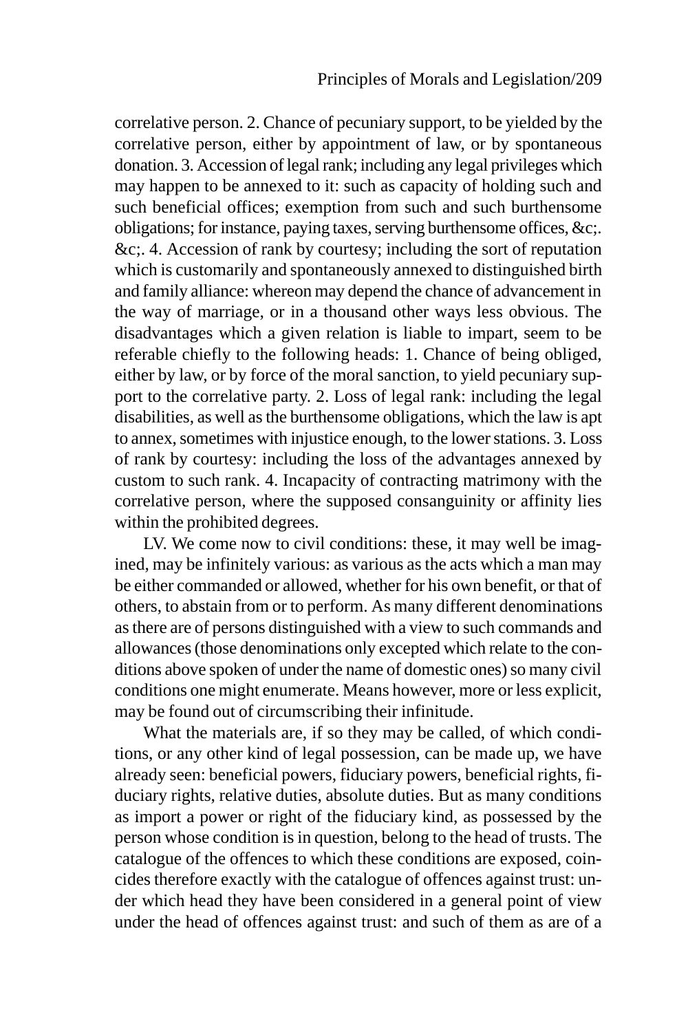correlative person. 2. Chance of pecuniary support, to be yielded by the correlative person, either by appointment of law, or by spontaneous donation. 3. Accession of legal rank; including any legal privileges which may happen to be annexed to it: such as capacity of holding such and such beneficial offices; exemption from such and such burthensome obligations; for instance, paying taxes, serving burthensome offices, &c;. &c;. 4. Accession of rank by courtesy; including the sort of reputation which is customarily and spontaneously annexed to distinguished birth and family alliance: whereon may depend the chance of advancement in the way of marriage, or in a thousand other ways less obvious. The disadvantages which a given relation is liable to impart, seem to be referable chiefly to the following heads: 1. Chance of being obliged, either by law, or by force of the moral sanction, to yield pecuniary support to the correlative party. 2. Loss of legal rank: including the legal disabilities, as well as the burthensome obligations, which the law is apt to annex, sometimes with injustice enough, to the lower stations. 3. Loss of rank by courtesy: including the loss of the advantages annexed by custom to such rank. 4. Incapacity of contracting matrimony with the correlative person, where the supposed consanguinity or affinity lies within the prohibited degrees.

LV. We come now to civil conditions: these, it may well be imagined, may be infinitely various: as various as the acts which a man may be either commanded or allowed, whether for his own benefit, or that of others, to abstain from or to perform. As many different denominations as there are of persons distinguished with a view to such commands and allowances (those denominations only excepted which relate to the conditions above spoken of under the name of domestic ones) so many civil conditions one might enumerate. Means however, more or less explicit, may be found out of circumscribing their infinitude.

What the materials are, if so they may be called, of which conditions, or any other kind of legal possession, can be made up, we have already seen: beneficial powers, fiduciary powers, beneficial rights, fiduciary rights, relative duties, absolute duties. But as many conditions as import a power or right of the fiduciary kind, as possessed by the person whose condition is in question, belong to the head of trusts. The catalogue of the offences to which these conditions are exposed, coincides therefore exactly with the catalogue of offences against trust: under which head they have been considered in a general point of view under the head of offences against trust: and such of them as are of a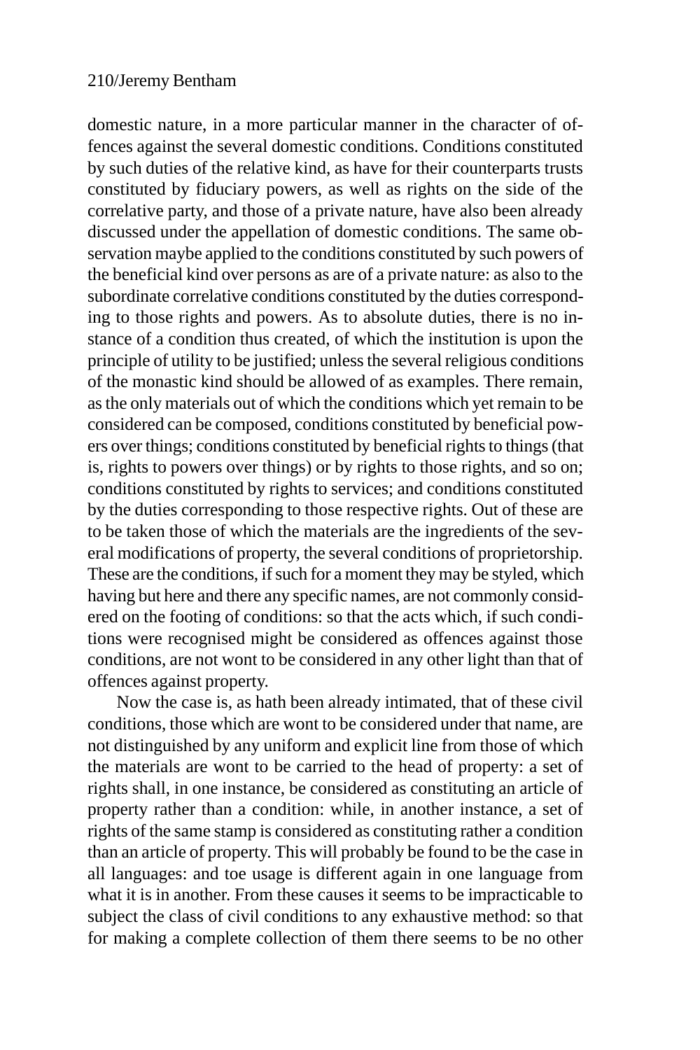domestic nature, in a more particular manner in the character of offences against the several domestic conditions. Conditions constituted by such duties of the relative kind, as have for their counterparts trusts constituted by fiduciary powers, as well as rights on the side of the correlative party, and those of a private nature, have also been already discussed under the appellation of domestic conditions. The same observation maybe applied to the conditions constituted by such powers of the beneficial kind over persons as are of a private nature: as also to the subordinate correlative conditions constituted by the duties corresponding to those rights and powers. As to absolute duties, there is no instance of a condition thus created, of which the institution is upon the principle of utility to be justified; unless the several religious conditions of the monastic kind should be allowed of as examples. There remain, as the only materials out of which the conditions which yet remain to be considered can be composed, conditions constituted by beneficial powers over things; conditions constituted by beneficial rights to things (that is, rights to powers over things) or by rights to those rights, and so on; conditions constituted by rights to services; and conditions constituted by the duties corresponding to those respective rights. Out of these are to be taken those of which the materials are the ingredients of the several modifications of property, the several conditions of proprietorship. These are the conditions, if such for a moment they may be styled, which having but here and there any specific names, are not commonly considered on the footing of conditions: so that the acts which, if such conditions were recognised might be considered as offences against those conditions, are not wont to be considered in any other light than that of offences against property.

Now the case is, as hath been already intimated, that of these civil conditions, those which are wont to be considered under that name, are not distinguished by any uniform and explicit line from those of which the materials are wont to be carried to the head of property: a set of rights shall, in one instance, be considered as constituting an article of property rather than a condition: while, in another instance, a set of rights of the same stamp is considered as constituting rather a condition than an article of property. This will probably be found to be the case in all languages: and toe usage is different again in one language from what it is in another. From these causes it seems to be impracticable to subject the class of civil conditions to any exhaustive method: so that for making a complete collection of them there seems to be no other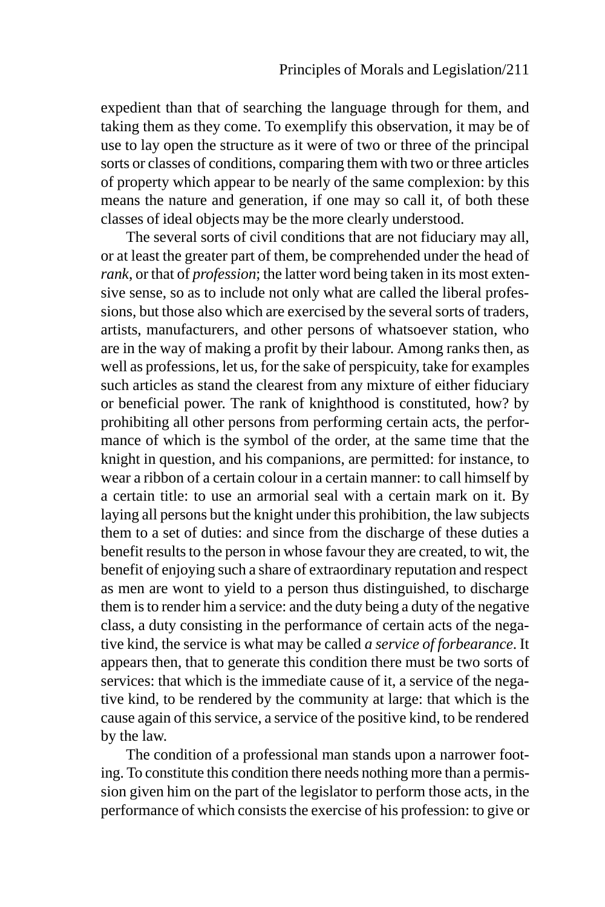expedient than that of searching the language through for them, and taking them as they come. To exemplify this observation, it may be of use to lay open the structure as it were of two or three of the principal sorts or classes of conditions, comparing them with two or three articles of property which appear to be nearly of the same complexion: by this means the nature and generation, if one may so call it, of both these classes of ideal objects may be the more clearly understood.

The several sorts of civil conditions that are not fiduciary may all, or at least the greater part of them, be comprehended under the head of *rank*, or that of *profession*; the latter word being taken in its most extensive sense, so as to include not only what are called the liberal professions, but those also which are exercised by the several sorts of traders, artists, manufacturers, and other persons of whatsoever station, who are in the way of making a profit by their labour. Among ranks then, as well as professions, let us, for the sake of perspicuity, take for examples such articles as stand the clearest from any mixture of either fiduciary or beneficial power. The rank of knighthood is constituted, how? by prohibiting all other persons from performing certain acts, the performance of which is the symbol of the order, at the same time that the knight in question, and his companions, are permitted: for instance, to wear a ribbon of a certain colour in a certain manner: to call himself by a certain title: to use an armorial seal with a certain mark on it. By laying all persons but the knight under this prohibition, the law subjects them to a set of duties: and since from the discharge of these duties a benefit results to the person in whose favour they are created, to wit, the benefit of enjoying such a share of extraordinary reputation and respect as men are wont to yield to a person thus distinguished, to discharge them is to render him a service: and the duty being a duty of the negative class, a duty consisting in the performance of certain acts of the negative kind, the service is what may be called *a service of forbearance*. It appears then, that to generate this condition there must be two sorts of services: that which is the immediate cause of it, a service of the negative kind, to be rendered by the community at large: that which is the cause again of this service, a service of the positive kind, to be rendered by the law.

The condition of a professional man stands upon a narrower footing. To constitute this condition there needs nothing more than a permission given him on the part of the legislator to perform those acts, in the performance of which consists the exercise of his profession: to give or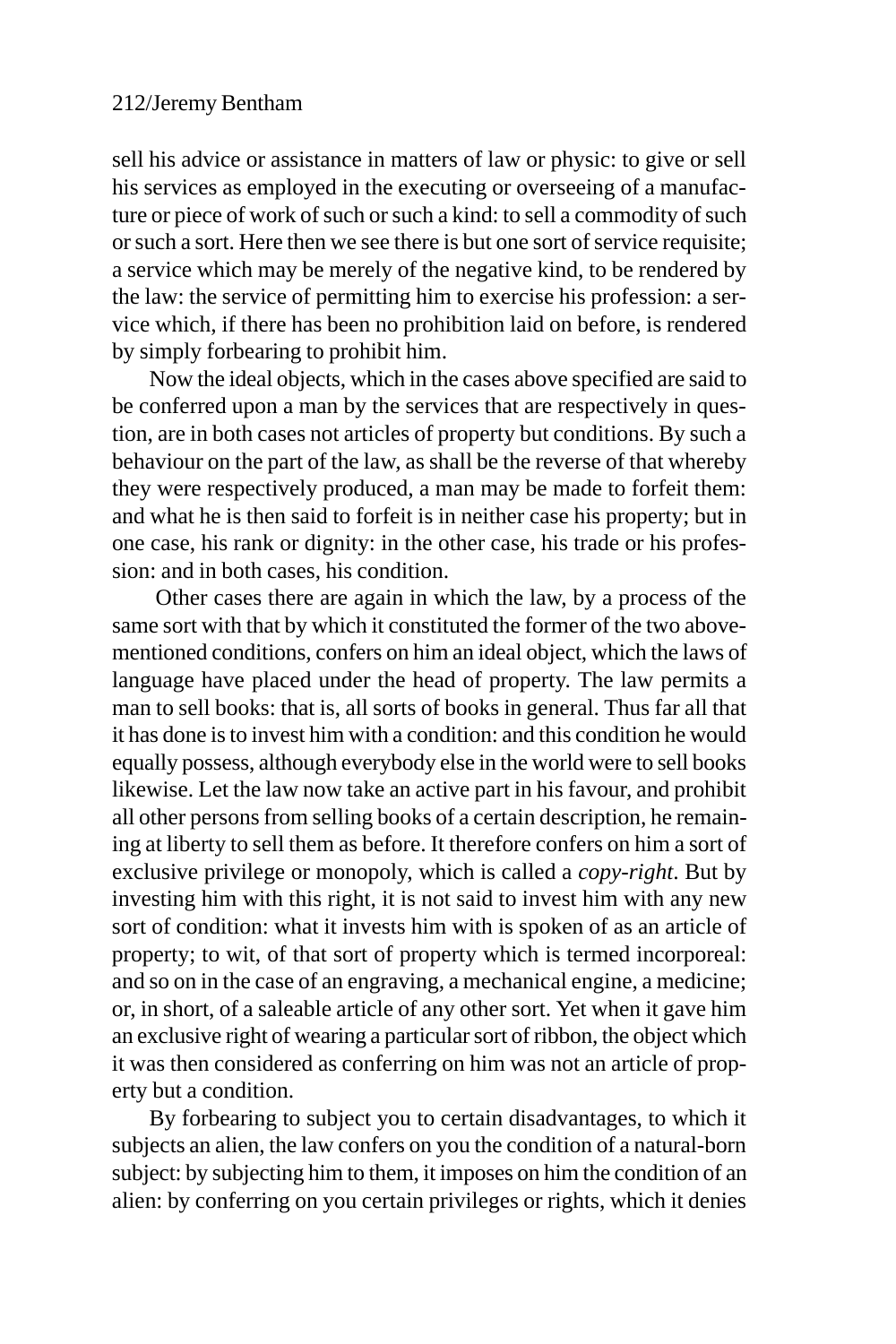sell his advice or assistance in matters of law or physic: to give or sell his services as employed in the executing or overseeing of a manufacture or piece of work of such or such a kind: to sell a commodity of such or such a sort. Here then we see there is but one sort of service requisite; a service which may be merely of the negative kind, to be rendered by the law: the service of permitting him to exercise his profession: a service which, if there has been no prohibition laid on before, is rendered by simply forbearing to prohibit him.

Now the ideal objects, which in the cases above specified are said to be conferred upon a man by the services that are respectively in question, are in both cases not articles of property but conditions. By such a behaviour on the part of the law, as shall be the reverse of that whereby they were respectively produced, a man may be made to forfeit them: and what he is then said to forfeit is in neither case his property; but in one case, his rank or dignity: in the other case, his trade or his profession: and in both cases, his condition.

Other cases there are again in which the law, by a process of the same sort with that by which it constituted the former of the two above-mentioned conditions, confers on him an ideal object, which the laws of language have placed under the head of property. The law permits a man to sell books: that is, all sorts of books in general. Thus far all that it has done is to invest him with a condition: and this condition he would equally possess, although everybody else in the world were to sell books likewise. Let the law now take an active part in his favour, and prohibit all other persons from selling books of a certain description, he remaining at liberty to sell them as before. It therefore confers on him a sort of exclusive privilege or monopoly, which is called a *copy-right*. But by investing him with this right, it is not said to invest him with any new sort of condition: what it invests him with is spoken of as an article of property; to wit, of that sort of property which is termed incorporeal: and so on in the case of an engraving, a mechanical engine, a medicine; or, in short, of a saleable article of any other sort. Yet when it gave him an exclusive right of wearing a particular sort of ribbon, the object which it was then considered as conferring on him was not an article of property but a condition.

By forbearing to subject you to certain disadvantages, to which it subjects an alien, the law confers on you the condition of a natural-born subject: by subjecting him to them, it imposes on him the condition of an alien: by conferring on you certain privileges or rights, which it denies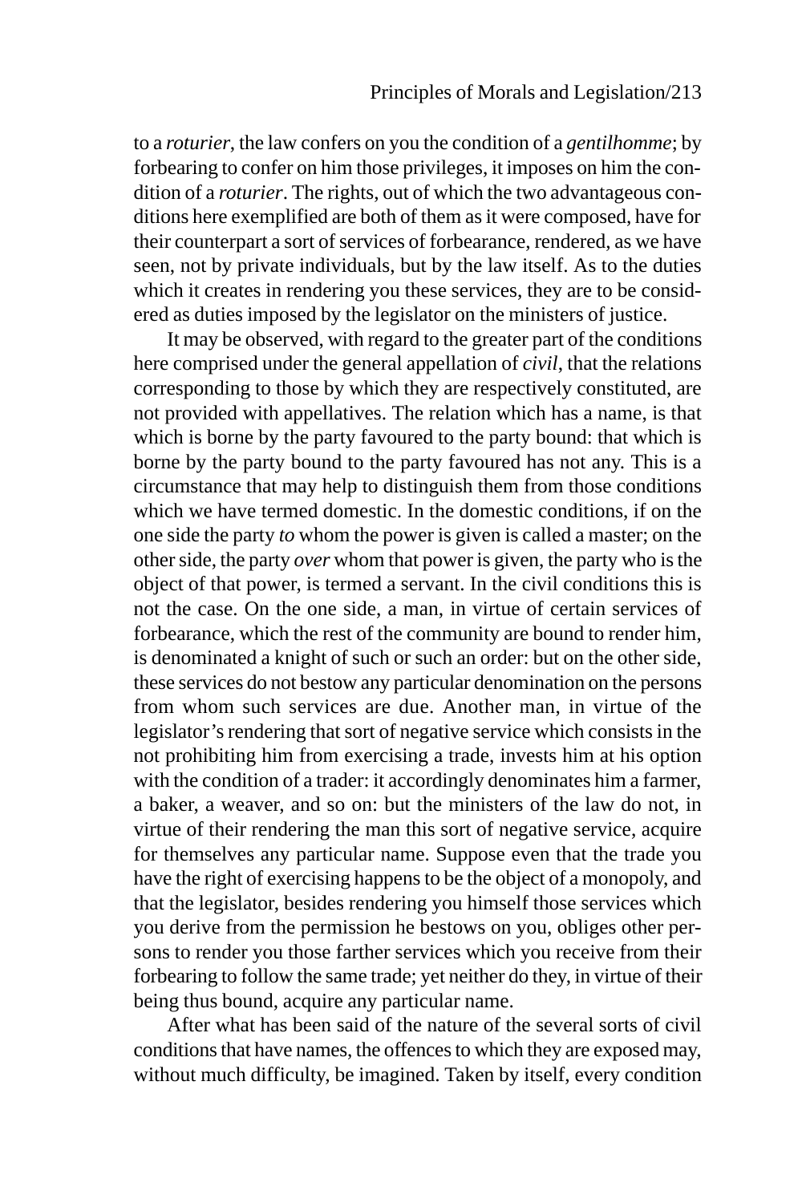to a *roturier*, the law confers on you the condition of a *gentilhomme*; by forbearing to confer on him those privileges, it imposes on him the condition of a *roturier*. The rights, out of which the two advantageous conditions here exemplified are both of them as it were composed, have for their counterpart a sort of services of forbearance, rendered, as we have seen, not by private individuals, but by the law itself. As to the duties which it creates in rendering you these services, they are to be considered as duties imposed by the legislator on the ministers of justice.

It may be observed, with regard to the greater part of the conditions here comprised under the general appellation of *civil*, that the relations corresponding to those by which they are respectively constituted, are not provided with appellatives. The relation which has a name, is that which is borne by the party favoured to the party bound: that which is borne by the party bound to the party favoured has not any. This is a circumstance that may help to distinguish them from those conditions which we have termed domestic. In the domestic conditions, if on the one side the party *to* whom the power is given is called a master; on the other side, the party *over* whom that power is given, the party who is the object of that power, is termed a servant. In the civil conditions this is not the case. On the one side, a man, in virtue of certain services of forbearance, which the rest of the community are bound to render him, is denominated a knight of such or such an order: but on the other side, these services do not bestow any particular denomination on the persons from whom such services are due. Another man, in virtue of the legislator's rendering that sort of negative service which consists in the not prohibiting him from exercising a trade, invests him at his option with the condition of a trader: it accordingly denominates him a farmer, a baker, a weaver, and so on: but the ministers of the law do not, in virtue of their rendering the man this sort of negative service, acquire for themselves any particular name. Suppose even that the trade you have the right of exercising happens to be the object of a monopoly, and that the legislator, besides rendering you himself those services which you derive from the permission he bestows on you, obliges other persons to render you those farther services which you receive from their forbearing to follow the same trade; yet neither do they, in virtue of their being thus bound, acquire any particular name.

After what has been said of the nature of the several sorts of civil conditions that have names, the offences to which they are exposed may, without much difficulty, be imagined. Taken by itself, every condition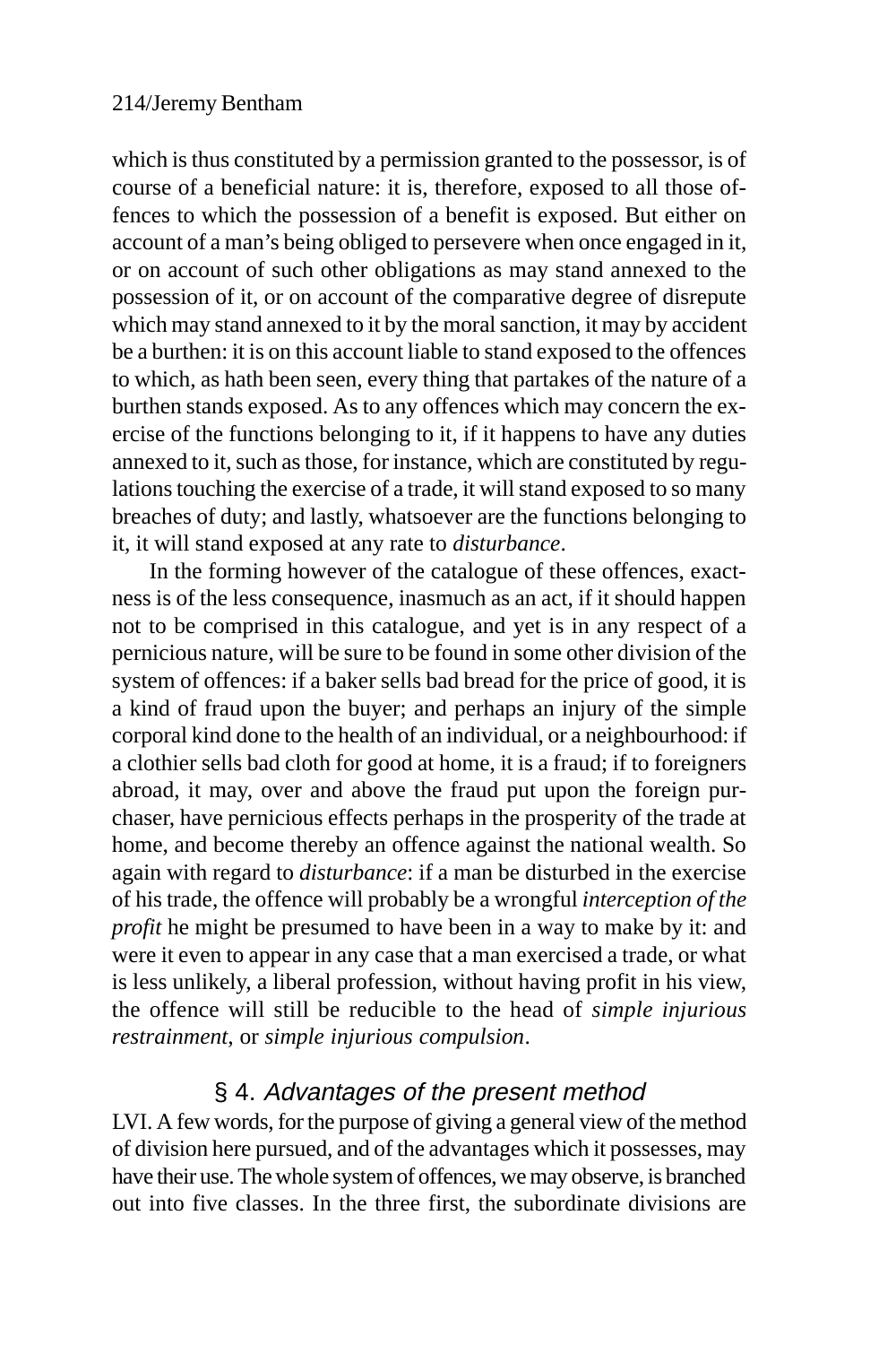which is thus constituted by a permission granted to the possessor, is of course of a beneficial nature: it is, therefore, exposed to all those offences to which the possession of a benefit is exposed. But either on account of a man's being obliged to persevere when once engaged in it, or on account of such other obligations as may stand annexed to the possession of it, or on account of the comparative degree of disrepute which may stand annexed to it by the moral sanction, it may by accident be a burthen: it is on this account liable to stand exposed to the offences to which, as hath been seen, every thing that partakes of the nature of a burthen stands exposed. As to any offences which may concern the exercise of the functions belonging to it, if it happens to have any duties annexed to it, such as those, for instance, which are constituted by regulations touching the exercise of a trade, it will stand exposed to so many breaches of duty; and lastly, whatsoever are the functions belonging to it, it will stand exposed at any rate to *disturbance*.

In the forming however of the catalogue of these offences, exactness is of the less consequence, inasmuch as an act, if it should happen not to be comprised in this catalogue, and yet is in any respect of a pernicious nature, will be sure to be found in some other division of the system of offences: if a baker sells bad bread for the price of good, it is a kind of fraud upon the buyer; and perhaps an injury of the simple corporal kind done to the health of an individual, or a neighbourhood: if a clothier sells bad cloth for good at home, it is a fraud; if to foreigners abroad, it may, over and above the fraud put upon the foreign purchaser, have pernicious effects perhaps in the prosperity of the trade at home, and become thereby an offence against the national wealth. So again with regard to *disturbance*: if a man be disturbed in the exercise of his trade, the offence will probably be a wrongful *interception of the profit* he might be presumed to have been in a way to make by it: and were it even to appear in any case that a man exercised a trade, or what is less unlikely, a liberal profession, without having profit in his view, the offence will still be reducible to the head of *simple injurious restrainment*, or *simple injurious compulsion*.

## § 4. *Advantages of the present method*

LVI. A few words, for the purpose of giving a general view of the method of division here pursued, and of the advantages which it possesses, may have their use. The whole system of offences, we may observe, is branched out into five classes. In the three first, the subordinate divisions are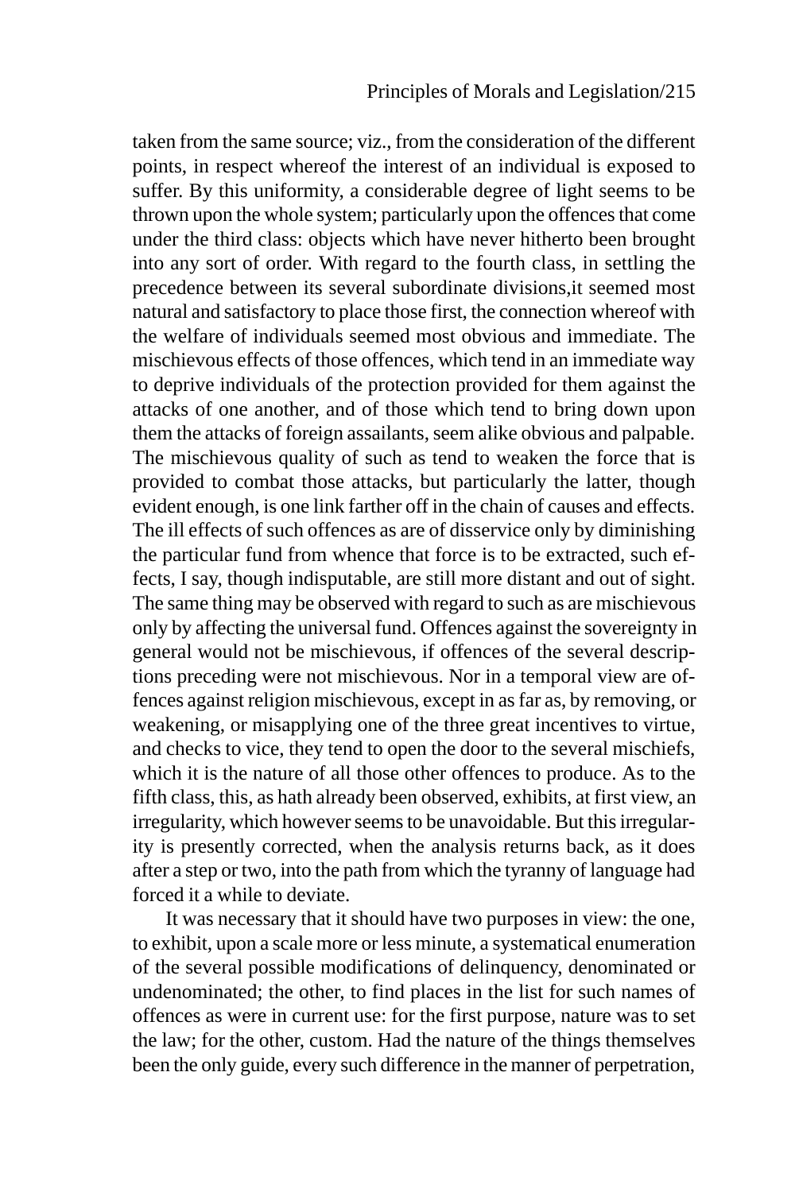taken from the same source; viz., from the consideration of the different points, in respect whereof the interest of an individual is exposed to suffer. By this uniformity, a considerable degree of light seems to be thrown upon the whole system; particularly upon the offences that come under the third class: objects which have never hitherto been brought into any sort of order. With regard to the fourth class, in settling the precedence between its several subordinate divisions,it seemed most natural and satisfactory to place those first, the connection whereof with the welfare of individuals seemed most obvious and immediate. The mischievous effects of those offences, which tend in an immediate way to deprive individuals of the protection provided for them against the attacks of one another, and of those which tend to bring down upon them the attacks of foreign assailants, seem alike obvious and palpable. The mischievous quality of such as tend to weaken the force that is provided to combat those attacks, but particularly the latter, though evident enough, is one link farther off in the chain of causes and effects. The ill effects of such offences as are of disservice only by diminishing the particular fund from whence that force is to be extracted, such effects, I say, though indisputable, are still more distant and out of sight. The same thing may be observed with regard to such as are mischievous only by affecting the universal fund. Offences against the sovereignty in general would not be mischievous, if offences of the several descriptions preceding were not mischievous. Nor in a temporal view are offences against religion mischievous, except in as far as, by removing, or weakening, or misapplying one of the three great incentives to virtue, and checks to vice, they tend to open the door to the several mischiefs, which it is the nature of all those other offences to produce. As to the fifth class, this, as hath already been observed, exhibits, at first view, an irregularity, which however seems to be unavoidable. But this irregularity is presently corrected, when the analysis returns back, as it does after a step or two, into the path from which the tyranny of language had forced it a while to deviate.

It was necessary that it should have two purposes in view: the one, to exhibit, upon a scale more or less minute, a systematical enumeration of the several possible modifications of delinquency, denominated or undenominated; the other, to find places in the list for such names of offences as were in current use: for the first purpose, nature was to set the law; for the other, custom. Had the nature of the things themselves been the only guide, every such difference in the manner of perpetration,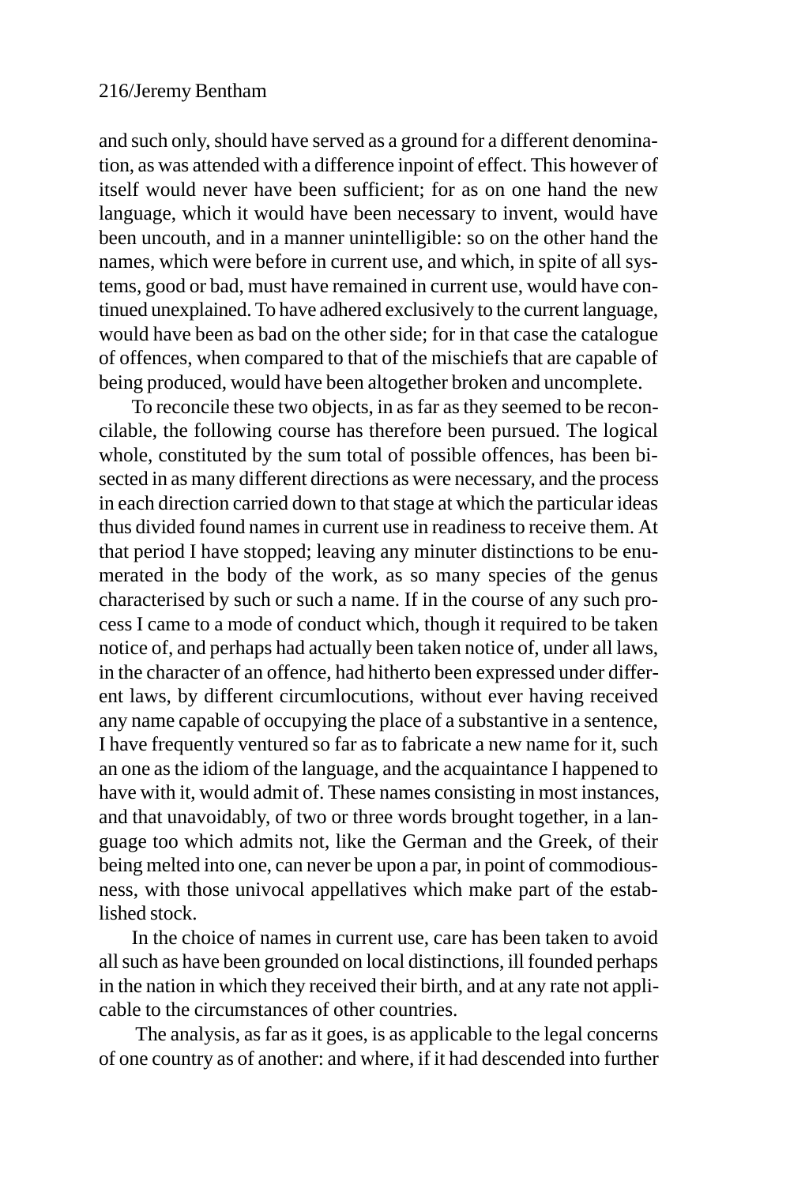and such only, should have served as a ground for a different denomination, as was attended with a difference inpoint of effect. This however of itself would never have been sufficient; for as on one hand the new language, which it would have been necessary to invent, would have been uncouth, and in a manner unintelligible: so on the other hand the names, which were before in current use, and which, in spite of all systems, good or bad, must have remained in current use, would have continued unexplained. To have adhered exclusively to the current language, would have been as bad on the other side; for in that case the catalogue of offences, when compared to that of the mischiefs that are capable of being produced, would have been altogether broken and uncomplete.

To reconcile these two objects, in as far as they seemed to be reconcilable, the following course has therefore been pursued. The logical whole, constituted by the sum total of possible offences, has been bisected in as many different directions as were necessary, and the process in each direction carried down to that stage at which the particular ideas thus divided found names in current use in readiness to receive them. At that period I have stopped; leaving any minuter distinctions to be enumerated in the body of the work, as so many species of the genus characterised by such or such a name. If in the course of any such process I came to a mode of conduct which, though it required to be taken notice of, and perhaps had actually been taken notice of, under all laws, in the character of an offence, had hitherto been expressed under different laws, by different circumlocutions, without ever having received any name capable of occupying the place of a substantive in a sentence, I have frequently ventured so far as to fabricate a new name for it, such an one as the idiom of the language, and the acquaintance I happened to have with it, would admit of. These names consisting in most instances, and that unavoidably, of two or three words brought together, in a language too which admits not, like the German and the Greek, of their being melted into one, can never be upon a par, in point of commodiousness, with those univocal appellatives which make part of the established stock.

In the choice of names in current use, care has been taken to avoid all such as have been grounded on local distinctions, ill founded perhaps in the nation in which they received their birth, and at any rate not applicable to the circumstances of other countries.

The analysis, as far as it goes, is as applicable to the legal concerns of one country as of another: and where, if it had descended into further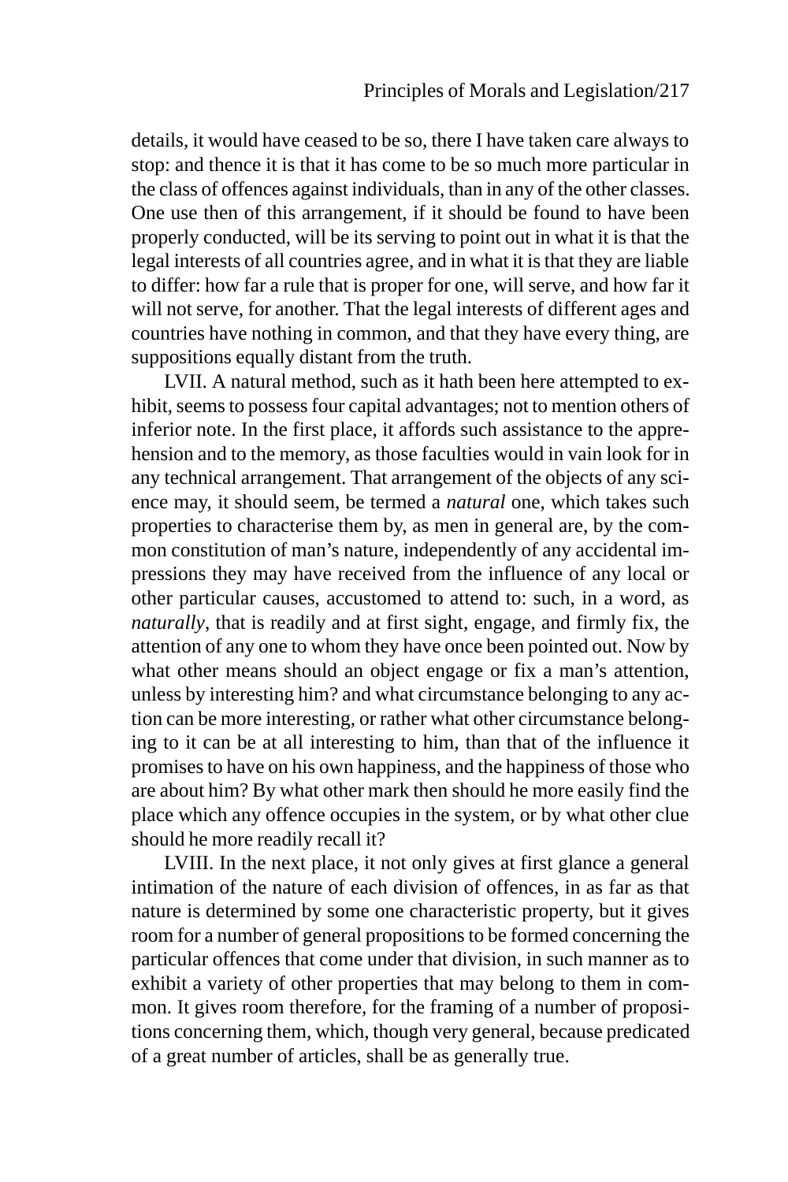details, it would have ceased to be so, there I have taken care always to stop: and thence it is that it has come to be so much more particular in the class of offences against individuals, than in any of the other classes. One use then of this arrangement, if it should be found to have been properly conducted, will be its serving to point out in what it is that the legal interests of all countries agree, and in what it is that they are liable to differ: how far a rule that is proper for one, will serve, and how far it will not serve, for another. That the legal interests of different ages and countries have nothing in common, and that they have every thing, are suppositions equally distant from the truth.

LVII. A natural method, such as it hath been here attempted to exhibit, seems to possess four capital advantages; not to mention others of inferior note. In the first place, it affords such assistance to the apprehension and to the memory, as those faculties would in vain look for in any technical arrangement. That arrangement of the objects of any science may, it should seem, be termed a *natural* one, which takes such properties to characterise them by, as men in general are, by the common constitution of man's nature, independently of any accidental impressions they may have received from the influence of any local or other particular causes, accustomed to attend to: such, in a word, as *naturally*, that is readily and at first sight, engage, and firmly fix, the attention of any one to whom they have once been pointed out. Now by what other means should an object engage or fix a man's attention, unless by interesting him? and what circumstance belonging to any action can be more interesting, or rather what other circumstance belonging to it can be at all interesting to him, than that of the influence it promises to have on his own happiness, and the happiness of those who are about him? By what other mark then should he more easily find the place which any offence occupies in the system, or by what other clue should he more readily recall it?

LVIII. In the next place, it not only gives at first glance a general intimation of the nature of each division of offences, in as far as that nature is determined by some one characteristic property, but it gives room for a number of general propositions to be formed concerning the particular offences that come under that division, in such manner as to exhibit a variety of other properties that may belong to them in common. It gives room therefore, for the framing of a number of propositions concerning them, which, though very general, because predicated of a great number of articles, shall be as generally true.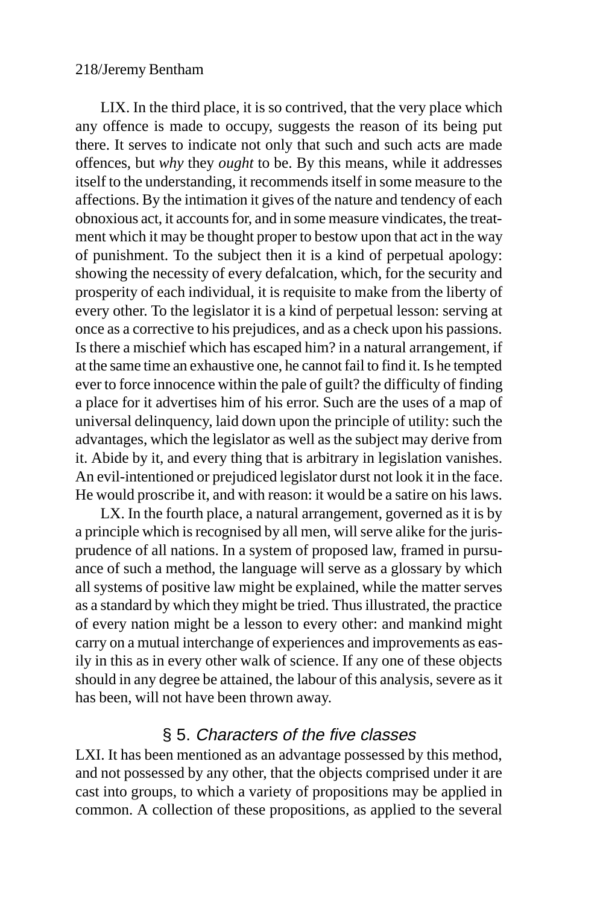LIX. In the third place, it is so contrived, that the very place which any offence is made to occupy, suggests the reason of its being put there. It serves to indicate not only that such and such acts are made offences, but *why* they *ought* to be. By this means, while it addresses itself to the understanding, it recommends itself in some measure to the affections. By the intimation it gives of the nature and tendency of each obnoxious act, it accounts for, and in some measure vindicates, the treatment which it may be thought proper to bestow upon that act in the way of punishment. To the subject then it is a kind of perpetual apology: showing the necessity of every defalcation, which, for the security and prosperity of each individual, it is requisite to make from the liberty of every other. To the legislator it is a kind of perpetual lesson: serving at once as a corrective to his prejudices, and as a check upon his passions. Is there a mischief which has escaped him? in a natural arrangement, if at the same time an exhaustive one, he cannot fail to find it. Is he tempted ever to force innocence within the pale of guilt? the difficulty of finding a place for it advertises him of his error. Such are the uses of a map of universal delinquency, laid down upon the principle of utility: such the advantages, which the legislator as well as the subject may derive from it. Abide by it, and every thing that is arbitrary in legislation vanishes. An evil-intentioned or prejudiced legislator durst not look it in the face. He would proscribe it, and with reason: it would be a satire on his laws.

LX. In the fourth place, a natural arrangement, governed as it is by a principle which is recognised by all men, will serve alike for the jurisprudence of all nations. In a system of proposed law, framed in pursuance of such a method, the language will serve as a glossary by which all systems of positive law might be explained, while the matter serves as a standard by which they might be tried. Thus illustrated, the practice of every nation might be a lesson to every other: and mankind might carry on a mutual interchange of experiences and improvements as easily in this as in every other walk of science. If any one of these objects should in any degree be attained, the labour of this analysis, severe as it has been, will not have been thrown away.

## § 5. *Characters of the five classes*

LXI. It has been mentioned as an advantage possessed by this method, and not possessed by any other, that the objects comprised under it are cast into groups, to which a variety of propositions may be applied in common. A collection of these propositions, as applied to the several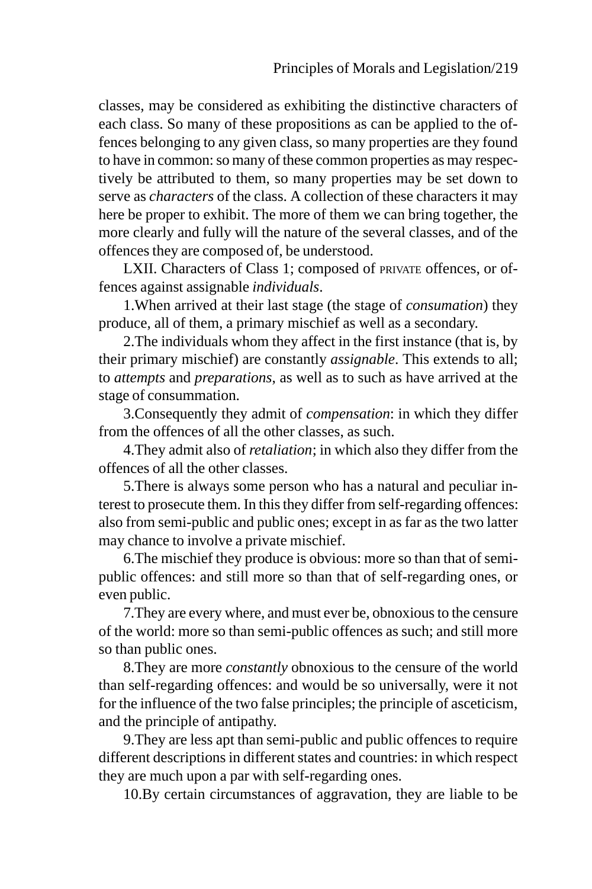classes, may be considered as exhibiting the distinctive characters of each class. So many of these propositions as can be applied to the offences belonging to any given class, so many properties are they found to have in common: so many of these common properties as may respectively be attributed to them, so many properties may be set down to serve as *characters* of the class. A collection of these characters it may here be proper to exhibit. The more of them we can bring together, the more clearly and fully will the nature of the several classes, and of the offences they are composed of, be understood.

LXII. Characters of Class 1; composed of PRIVATE offences, or offences against assignable *individuals*.

1.When arrived at their last stage (the stage of *consumation*) they produce, all of them, a primary mischief as well as a secondary.

2.The individuals whom they affect in the first instance (that is, by their primary mischief) are constantly *assignable*. This extends to all; to *attempts* and *preparations*, as well as to such as have arrived at the stage of consummation.

3.Consequently they admit of *compensation*: in which they differ from the offences of all the other classes, as such.

4.They admit also of *retaliation*; in which also they differ from the offences of all the other classes.

5.There is always some person who has a natural and peculiar interest to prosecute them. In this they differ from self-regarding offences: also from semi-public and public ones; except in as far as the two latter may chance to involve a private mischief.

6.The mischief they produce is obvious: more so than that of semi-public offences: and still more so than that of self-regarding ones, or even public.

7.They are every where, and must ever be, obnoxious to the censure of the world: more so than semi-public offences as such; and still more so than public ones.

8.They are more *constantly* obnoxious to the censure of the world than self-regarding offences: and would be so universally, were it not for the influence of the two false principles; the principle of asceticism, and the principle of antipathy.

9.They are less apt than semi-public and public offences to require different descriptions in different states and countries: in which respect they are much upon a par with self-regarding ones.

10.By certain circumstances of aggravation, they are liable to be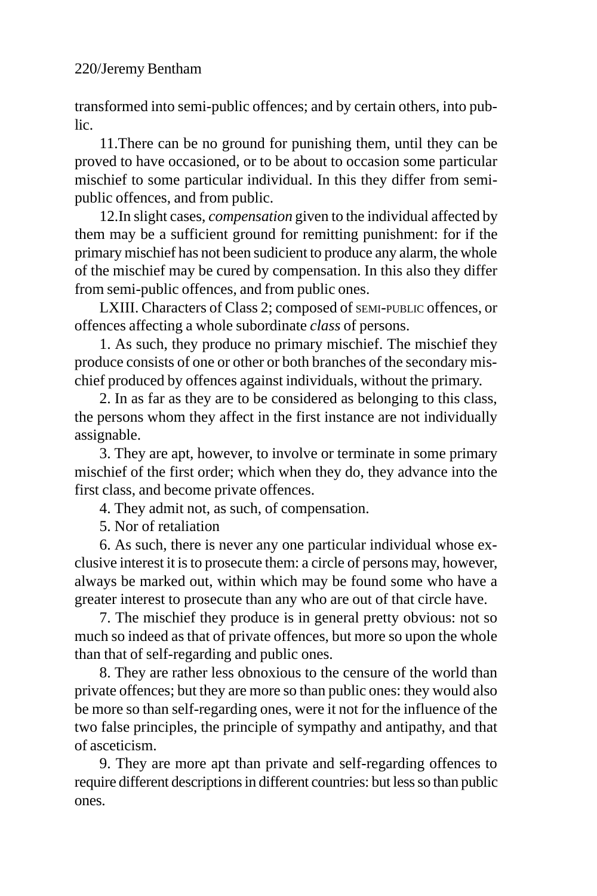transformed into semi-public offences; and by certain others, into public.

11.There can be no ground for punishing them, until they can be proved to have occasioned, or to be about to occasion some particular mischief to some particular individual. In this they differ from semi-public offences, and from public.

12.In slight cases, *compensation* given to the individual affected by them may be a sufficient ground for remitting punishment: for if the primary mischief has not been sudicient to produce any alarm, the whole of the mischief may be cured by compensation. In this also they differ from semi-public offences, and from public ones.

LXIII. Characters of Class 2; composed of SEMI-PUBLIC offences, or offences affecting a whole subordinate *class* of persons.

1. As such, they produce no primary mischief. The mischief they produce consists of one or other or both branches of the secondary mischief produced by offences against individuals, without the primary.

2. In as far as they are to be considered as belonging to this class, the persons whom they affect in the first instance are not individually assignable.

3. They are apt, however, to involve or terminate in some primary mischief of the first order; which when they do, they advance into the first class, and become private offences.

4. They admit not, as such, of compensation.

5. Nor of retaliation

6. As such, there is never any one particular individual whose exclusive interest it is to prosecute them: a circle of persons may, however, always be marked out, within which may be found some who have a greater interest to prosecute than any who are out of that circle have.

7. The mischief they produce is in general pretty obvious: not so much so indeed as that of private offences, but more so upon the whole than that of self-regarding and public ones.

8. They are rather less obnoxious to the censure of the world than private offences; but they are more so than public ones: they would also be more so than self-regarding ones, were it not for the influence of the two false principles, the principle of sympathy and antipathy, and that of asceticism.

9. They are more apt than private and self-regarding offences to require different descriptions in different countries: but less so than public ones.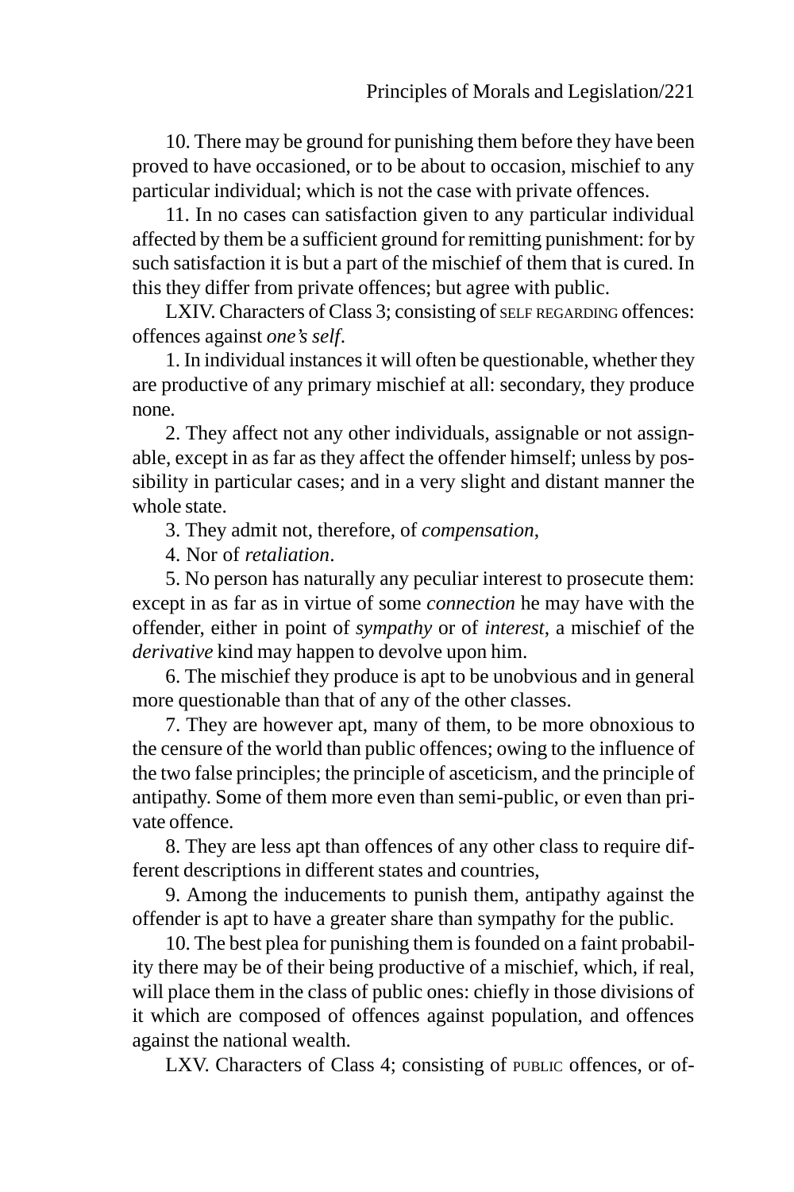10. There may be ground for punishing them before they have been proved to have occasioned, or to be about to occasion, mischief to any particular individual; which is not the case with private offences.

11. In no cases can satisfaction given to any particular individual affected by them be a sufficient ground for remitting punishment: for by such satisfaction it is but a part of the mischief of them that is cured. In this they differ from private offences; but agree with public.

LXIV. Characters of Class 3; consisting of SELF REGARDING offences: offences against *one's self*.

1. In individual instances it will often be questionable, whether they are productive of any primary mischief at all: secondary, they produce none.

2. They affect not any other individuals, assignable or not assignable, except in as far as they affect the offender himself; unless by possibility in particular cases; and in a very slight and distant manner the whole state.

3. They admit not, therefore, of *compensation*,

4. Nor of *retaliation*.

5. No person has naturally any peculiar interest to prosecute them: except in as far as in virtue of some *connection* he may have with the offender, either in point of *sympathy* or of *interest*, a mischief of the *derivative* kind may happen to devolve upon him.

6. The mischief they produce is apt to be unobvious and in general more questionable than that of any of the other classes.

7. They are however apt, many of them, to be more obnoxious to the censure of the world than public offences; owing to the influence of the two false principles; the principle of asceticism, and the principle of antipathy. Some of them more even than semi-public, or even than private offence.

8. They are less apt than offences of any other class to require different descriptions in different states and countries,

9. Among the inducements to punish them, antipathy against the offender is apt to have a greater share than sympathy for the public.

10. The best plea for punishing them is founded on a faint probability there may be of their being productive of a mischief, which, if real, will place them in the class of public ones: chiefly in those divisions of it which are composed of offences against population, and offences against the national wealth.

LXV. Characters of Class 4; consisting of PUBLIC offences, or of-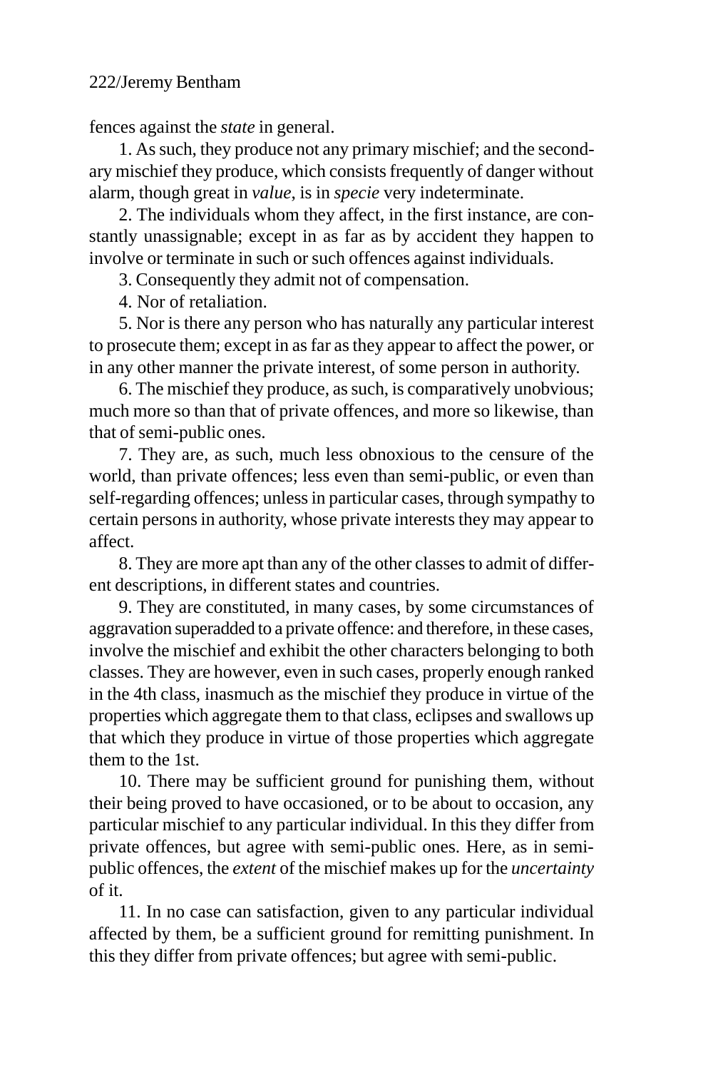fences against the *state* in general.

1. As such, they produce not any primary mischief; and the secondary mischief they produce, which consists frequently of danger without alarm, though great in *value*, is in *specie* very indeterminate.

2. The individuals whom they affect, in the first instance, are constantly unassignable; except in as far as by accident they happen to involve or terminate in such or such offences against individuals.

3. Consequently they admit not of compensation.

4. Nor of retaliation.

5. Nor is there any person who has naturally any particular interest to prosecute them; except in as far as they appear to affect the power, or in any other manner the private interest, of some person in authority.

6. The mischief they produce, as such, is comparatively unobvious; much more so than that of private offences, and more so likewise, than that of semi-public ones.

7. They are, as such, much less obnoxious to the censure of the world, than private offences; less even than semi-public, or even than self-regarding offences; unless in particular cases, through sympathy to certain persons in authority, whose private interests they may appear to affect.

8. They are more apt than any of the other classes to admit of different descriptions, in different states and countries.

9. They are constituted, in many cases, by some circumstances of aggravation superadded to a private offence: and therefore, in these cases, involve the mischief and exhibit the other characters belonging to both classes. They are however, even in such cases, properly enough ranked in the 4th class, inasmuch as the mischief they produce in virtue of the properties which aggregate them to that class, eclipses and swallows up that which they produce in virtue of those properties which aggregate them to the 1st.

10. There may be sufficient ground for punishing them, without their being proved to have occasioned, or to be about to occasion, any particular mischief to any particular individual. In this they differ from private offences, but agree with semi-public ones. Here, as in semi-public offences, the *extent* of the mischief makes up for the *uncertainty* of it.

11. In no case can satisfaction, given to any particular individual affected by them, be a sufficient ground for remitting punishment. In this they differ from private offences; but agree with semi-public.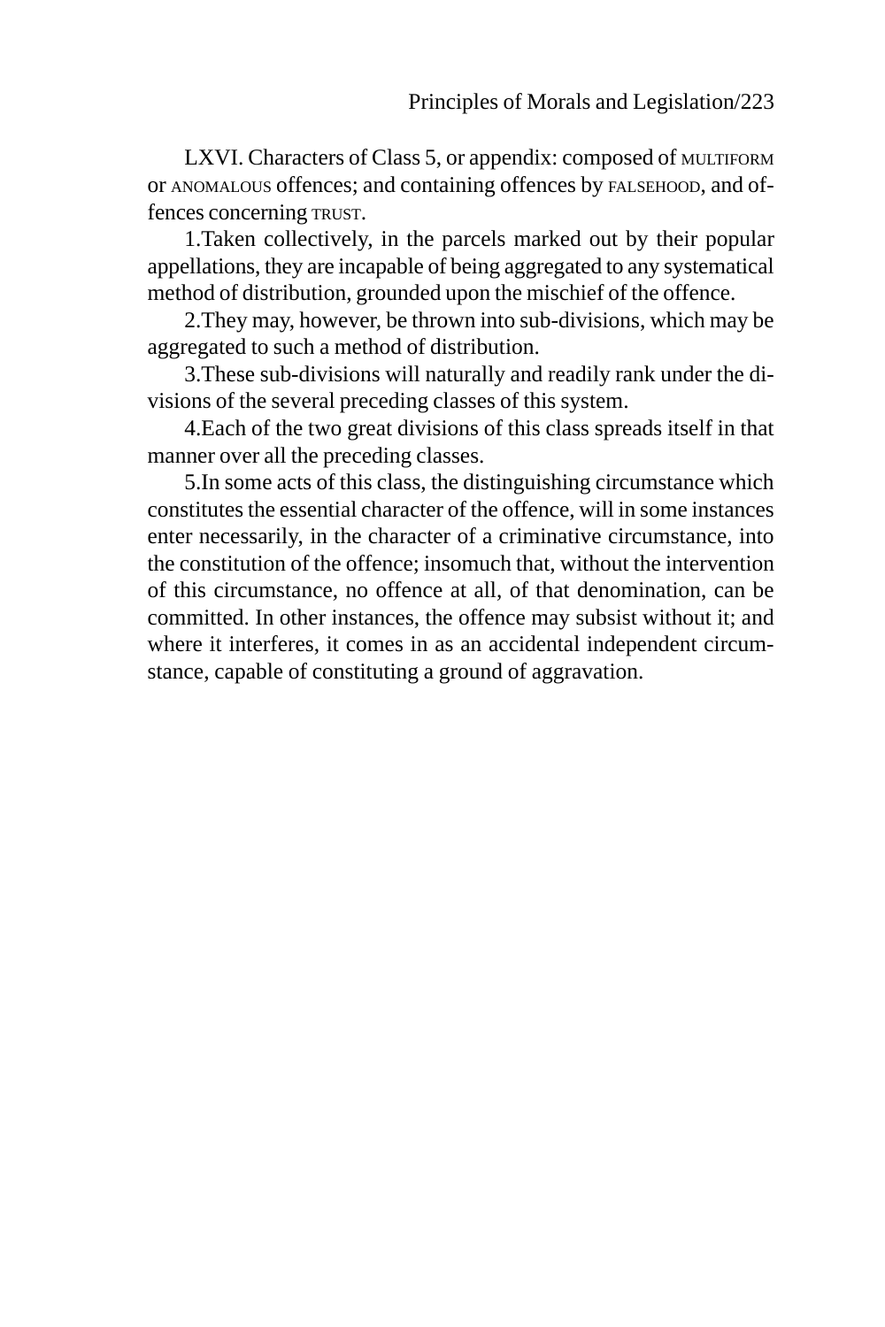LXVI. Characters of Class 5, or appendix: composed of MULTIFORM or ANOMALOUS offences; and containing offences by FALSEHOOD, and offences concerning TRUST.

1.Taken collectively, in the parcels marked out by their popular appellations, they are incapable of being aggregated to any systematical method of distribution, grounded upon the mischief of the offence.

2.They may, however, be thrown into sub-divisions, which may be aggregated to such a method of distribution.

3.These sub-divisions will naturally and readily rank under the divisions of the several preceding classes of this system.

4.Each of the two great divisions of this class spreads itself in that manner over all the preceding classes.

5.In some acts of this class, the distinguishing circumstance which constitutes the essential character of the offence, will in some instances enter necessarily, in the character of a criminative circumstance, into the constitution of the offence; insomuch that, without the intervention of this circumstance, no offence at all, of that denomination, can be committed. In other instances, the offence may subsist without it; and where it interferes, it comes in as an accidental independent circumstance, capable of constituting a ground of aggravation.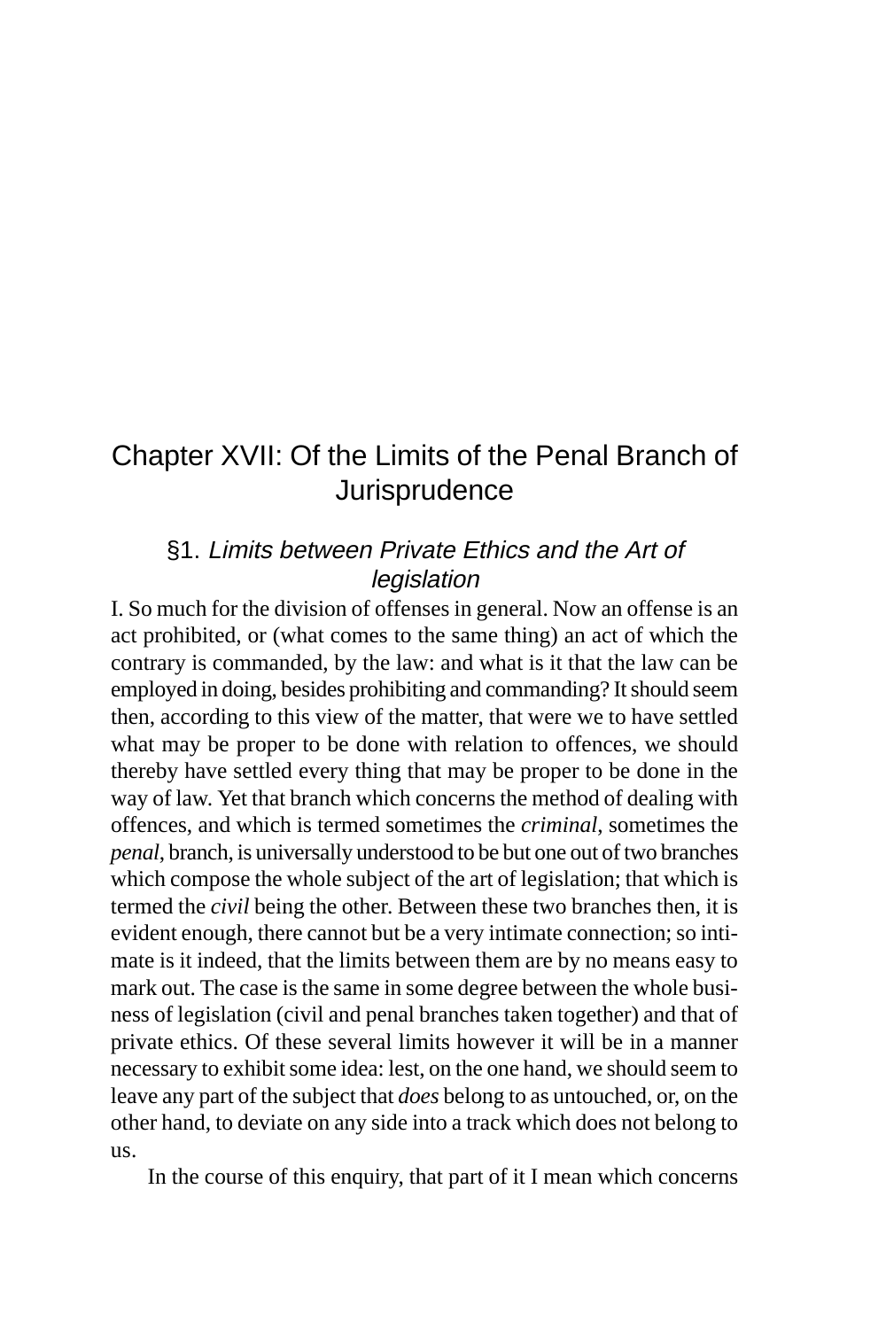# Chapter XVII: Of the Limits of the Penal Branch of Jurisprudence

## §1. *Limits between Private Ethics and the Art of legislation*

I. So much for the division of offenses in general. Now an offense is an act prohibited, or (what comes to the same thing) an act of which the contrary is commanded, by the law: and what is it that the law can be employed in doing, besides prohibiting and commanding? It should seem then, according to this view of the matter, that were we to have settled what may be proper to be done with relation to offences, we should thereby have settled every thing that may be proper to be done in the way of law. Yet that branch which concerns the method of dealing with offences, and which is termed sometimes the *criminal*, sometimes the *penal*, branch, is universally understood to be but one out of two branches which compose the whole subject of the art of legislation; that which is termed the *civil* being the other. Between these two branches then, it is evident enough, there cannot but be a very intimate connection; so intimate is it indeed, that the limits between them are by no means easy to mark out. The case is the same in some degree between the whole business of legislation (civil and penal branches taken together) and that of private ethics. Of these several limits however it will be in a manner necessary to exhibit some idea: lest, on the one hand, we should seem to leave any part of the subject that *does* belong to as untouched, or, on the other hand, to deviate on any side into a track which does not belong to us.

In the course of this enquiry, that part of it I mean which concerns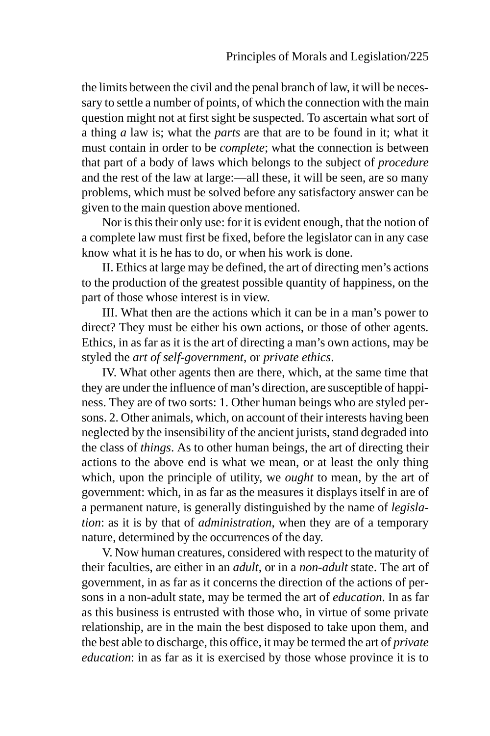the limits between the civil and the penal branch of law, it will be necessary to settle a number of points, of which the connection with the main question might not at first sight be suspected. To ascertain what sort of a thing *a* law is; what the *parts* are that are to be found in it; what it must contain in order to be *complete*; what the connection is between that part of a body of laws which belongs to the subject of *procedure* and the rest of the law at large:—all these, it will be seen, are so many problems, which must be solved before any satisfactory answer can be given to the main question above mentioned.

Nor is this their only use: for it is evident enough, that the notion of a complete law must first be fixed, before the legislator can in any case know what it is he has to do, or when his work is done.

II. Ethics at large may be defined, the art of directing men's actions to the production of the greatest possible quantity of happiness, on the part of those whose interest is in view.

III. What then are the actions which it can be in a man's power to direct? They must be either his own actions, or those of other agents. Ethics, in as far as it is the art of directing a man's own actions, may be styled the *art of self-government*, or *private ethics*.

IV. What other agents then are there, which, at the same time that they are under the influence of man's direction, are susceptible of happiness. They are of two sorts: 1. Other human beings who are styled persons. 2. Other animals, which, on account of their interests having been neglected by the insensibility of the ancient jurists, stand degraded into the class of *things*. As to other human beings, the art of directing their actions to the above end is what we mean, or at least the only thing which, upon the principle of utility, we *ought* to mean, by the art of government: which, in as far as the measures it displays itself in are of a permanent nature, is generally distinguished by the name of *legislation*: as it is by that of *administration*, when they are of a temporary nature, determined by the occurrences of the day.

V. Now human creatures, considered with respect to the maturity of their faculties, are either in an *adult*, or in a *non-adult* state. The art of government, in as far as it concerns the direction of the actions of persons in a non-adult state, may be termed the art of *education*. In as far as this business is entrusted with those who, in virtue of some private relationship, are in the main the best disposed to take upon them, and the best able to discharge, this office, it may be termed the art of *private education*: in as far as it is exercised by those whose province it is to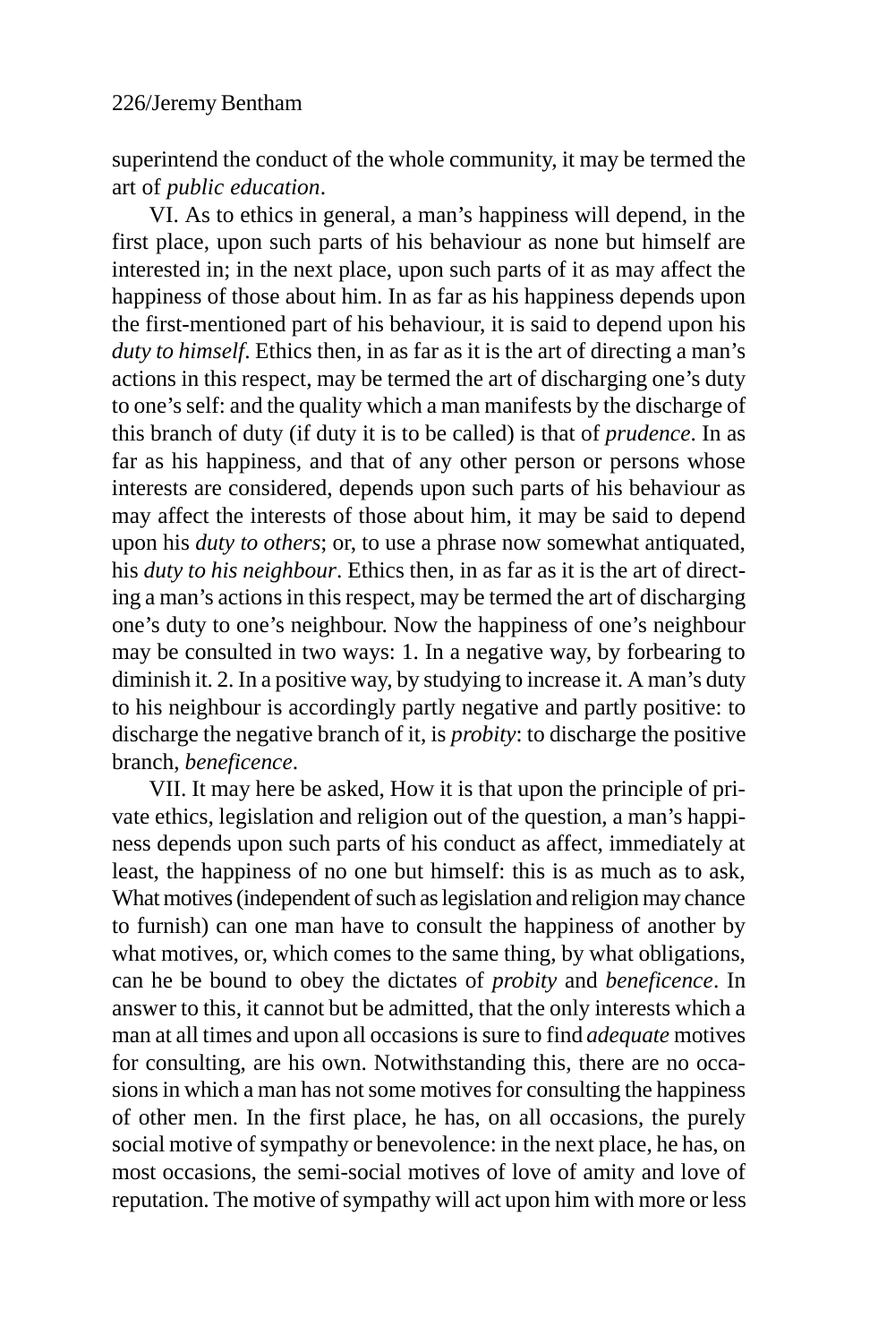superintend the conduct of the whole community, it may be termed the art of *public education*.

VI. As to ethics in general, a man's happiness will depend, in the first place, upon such parts of his behaviour as none but himself are interested in; in the next place, upon such parts of it as may affect the happiness of those about him. In as far as his happiness depends upon the first-mentioned part of his behaviour, it is said to depend upon his *duty to himself*. Ethics then, in as far as it is the art of directing a man's actions in this respect, may be termed the art of discharging one's duty to one's self: and the quality which a man manifests by the discharge of this branch of duty (if duty it is to be called) is that of *prudence*. In as far as his happiness, and that of any other person or persons whose interests are considered, depends upon such parts of his behaviour as may affect the interests of those about him, it may be said to depend upon his *duty to others*; or, to use a phrase now somewhat antiquated, his *duty to his neighbour*. Ethics then, in as far as it is the art of directing a man's actions in this respect, may be termed the art of discharging one's duty to one's neighbour. Now the happiness of one's neighbour may be consulted in two ways: 1. In a negative way, by forbearing to diminish it. 2. In a positive way, by studying to increase it. A man's duty to his neighbour is accordingly partly negative and partly positive: to discharge the negative branch of it, is *probity*: to discharge the positive branch, *beneficence*.

VII. It may here be asked, How it is that upon the principle of private ethics, legislation and religion out of the question, a man's happiness depends upon such parts of his conduct as affect, immediately at least, the happiness of no one but himself: this is as much as to ask, What motives (independent of such as legislation and religion may chance to furnish) can one man have to consult the happiness of another by what motives, or, which comes to the same thing, by what obligations, can he be bound to obey the dictates of *probity* and *beneficence*. In answer to this, it cannot but be admitted, that the only interests which a man at all times and upon all occasions is sure to find *adequate* motives for consulting, are his own. Notwithstanding this, there are no occasions in which a man has not some motives for consulting the happiness of other men. In the first place, he has, on all occasions, the purely social motive of sympathy or benevolence: in the next place, he has, on most occasions, the semi-social motives of love of amity and love of reputation. The motive of sympathy will act upon him with more or less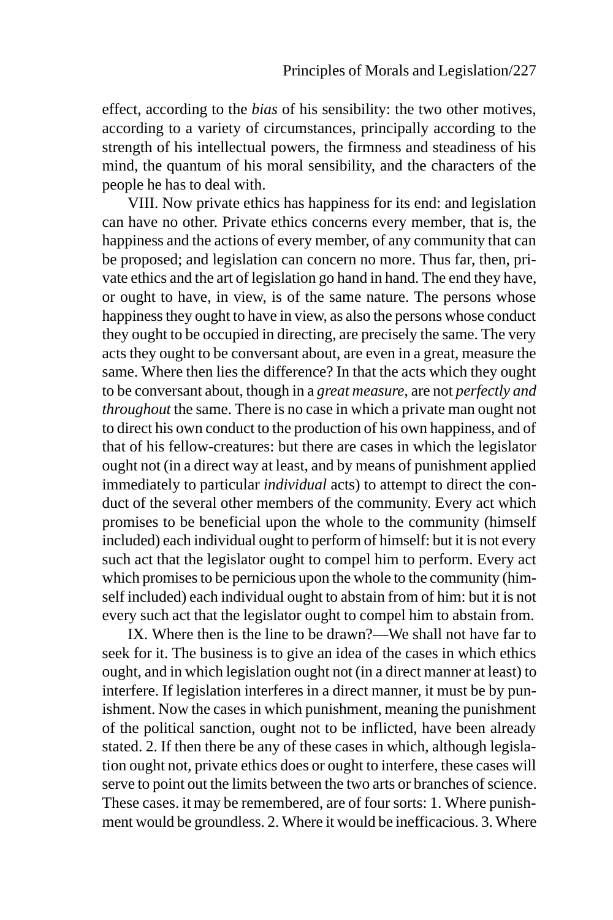effect, according to the *bias* of his sensibility: the two other motives, according to a variety of circumstances, principally according to the strength of his intellectual powers, the firmness and steadiness of his mind, the quantum of his moral sensibility, and the characters of the people he has to deal with.

VIII. Now private ethics has happiness for its end: and legislation can have no other. Private ethics concerns every member, that is, the happiness and the actions of every member, of any community that can be proposed; and legislation can concern no more. Thus far, then, private ethics and the art of legislation go hand in hand. The end they have, or ought to have, in view, is of the same nature. The persons whose happiness they ought to have in view, as also the persons whose conduct they ought to be occupied in directing, are precisely the same. The very acts they ought to be conversant about, are even in a great, measure the same. Where then lies the difference? In that the acts which they ought to be conversant about, though in a *great measure*, are not *perfectly and throughout* the same. There is no case in which a private man ought not to direct his own conduct to the production of his own happiness, and of that of his fellow-creatures: but there are cases in which the legislator ought not (in a direct way at least, and by means of punishment applied immediately to particular *individual* acts) to attempt to direct the conduct of the several other members of the community. Every act which promises to be beneficial upon the whole to the community (himself included) each individual ought to perform of himself: but it is not every such act that the legislator ought to compel him to perform. Every act which promises to be pernicious upon the whole to the community (himself included) each individual ought to abstain from of him: but it is not every such act that the legislator ought to compel him to abstain from.

IX. Where then is the line to be drawn?—We shall not have far to seek for it. The business is to give an idea of the cases in which ethics ought, and in which legislation ought not (in a direct manner at least) to interfere. If legislation interferes in a direct manner, it must be by punishment. Now the cases in which punishment, meaning the punishment of the political sanction, ought not to be inflicted, have been already stated. 2. If then there be any of these cases in which, although legislation ought not, private ethics does or ought to interfere, these cases will serve to point out the limits between the two arts or branches of science. These cases. it may be remembered, are of four sorts: 1. Where punishment would be groundless. 2. Where it would be inefficacious. 3. Where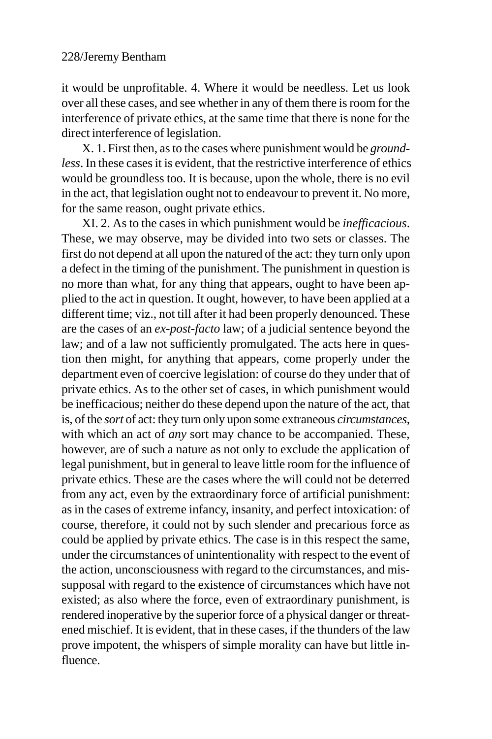it would be unprofitable. 4. Where it would be needless. Let us look over all these cases, and see whether in any of them there is room for the interference of private ethics, at the same time that there is none for the direct interference of legislation.

X. 1. First then, as to the cases where punishment would be *groundless*. In these cases it is evident, that the restrictive interference of ethics would be groundless too. It is because, upon the whole, there is no evil in the act, that legislation ought not to endeavour to prevent it. No more, for the same reason, ought private ethics.

XI. 2. As to the cases in which punishment would be *inefficacious*. These, we may observe, may be divided into two sets or classes. The first do not depend at all upon the natured of the act: they turn only upon a defect in the timing of the punishment. The punishment in question is no more than what, for any thing that appears, ought to have been applied to the act in question. It ought, however, to have been applied at a different time; viz., not till after it had been properly denounced. These are the cases of an *ex-post-facto* law; of a judicial sentence beyond the law; and of a law not sufficiently promulgated. The acts here in question then might, for anything that appears, come properly under the department even of coercive legislation: of course do they under that of private ethics. As to the other set of cases, in which punishment would be inefficacious; neither do these depend upon the nature of the act, that is, of the *sort* of act: they turn only upon some extraneous *circumstances*, with which an act of *any* sort may chance to be accompanied. These, however, are of such a nature as not only to exclude the application of legal punishment, but in general to leave little room for the influence of private ethics. These are the cases where the will could not be deterred from any act, even by the extraordinary force of artificial punishment: as in the cases of extreme infancy, insanity, and perfect intoxication: of course, therefore, it could not by such slender and precarious force as could be applied by private ethics. The case is in this respect the same, under the circumstances of unintentionality with respect to the event of the action, unconsciousness with regard to the circumstances, and missupposal with regard to the existence of circumstances which have not existed; as also where the force, even of extraordinary punishment, is rendered inoperative by the superior force of a physical danger or threatened mischief. It is evident, that in these cases, if the thunders of the law prove impotent, the whispers of simple morality can have but little influence.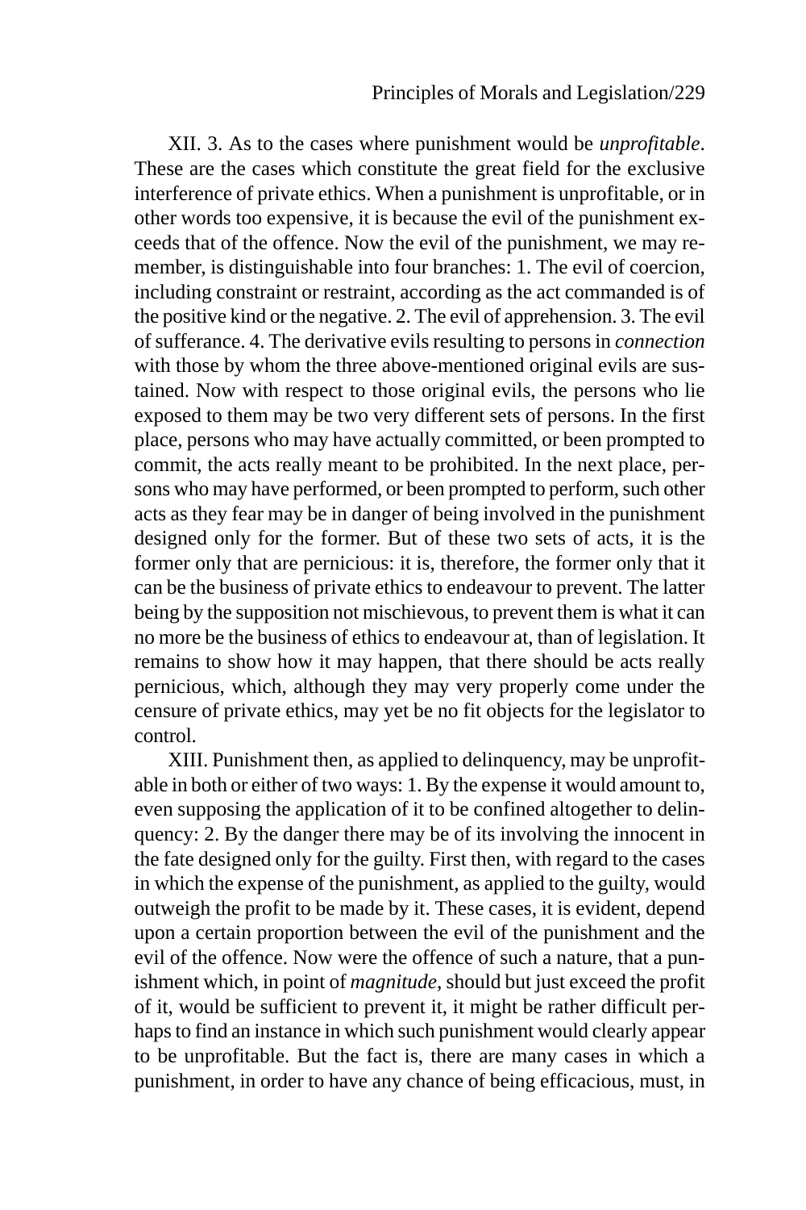XII. 3. As to the cases where punishment would be *unprofitable*. These are the cases which constitute the great field for the exclusive interference of private ethics. When a punishment is unprofitable, or in other words too expensive, it is because the evil of the punishment exceeds that of the offence. Now the evil of the punishment, we may remember, is distinguishable into four branches: 1. The evil of coercion, including constraint or restraint, according as the act commanded is of the positive kind or the negative. 2. The evil of apprehension. 3. The evil of sufferance. 4. The derivative evils resulting to persons in *connection* with those by whom the three above-mentioned original evils are sustained. Now with respect to those original evils, the persons who lie exposed to them may be two very different sets of persons. In the first place, persons who may have actually committed, or been prompted to commit, the acts really meant to be prohibited. In the next place, persons who may have performed, or been prompted to perform, such other acts as they fear may be in danger of being involved in the punishment designed only for the former. But of these two sets of acts, it is the former only that are pernicious: it is, therefore, the former only that it can be the business of private ethics to endeavour to prevent. The latter being by the supposition not mischievous, to prevent them is what it can no more be the business of ethics to endeavour at, than of legislation. It remains to show how it may happen, that there should be acts really pernicious, which, although they may very properly come under the censure of private ethics, may yet be no fit objects for the legislator to control.

XIII. Punishment then, as applied to delinquency, may be unprofitable in both or either of two ways: 1. By the expense it would amount to, even supposing the application of it to be confined altogether to delinquency: 2. By the danger there may be of its involving the innocent in the fate designed only for the guilty. First then, with regard to the cases in which the expense of the punishment, as applied to the guilty, would outweigh the profit to be made by it. These cases, it is evident, depend upon a certain proportion between the evil of the punishment and the evil of the offence. Now were the offence of such a nature, that a punishment which, in point of *magnitude*, should but just exceed the profit of it, would be sufficient to prevent it, it might be rather difficult perhaps to find an instance in which such punishment would clearly appear to be unprofitable. But the fact is, there are many cases in which a punishment, in order to have any chance of being efficacious, must, in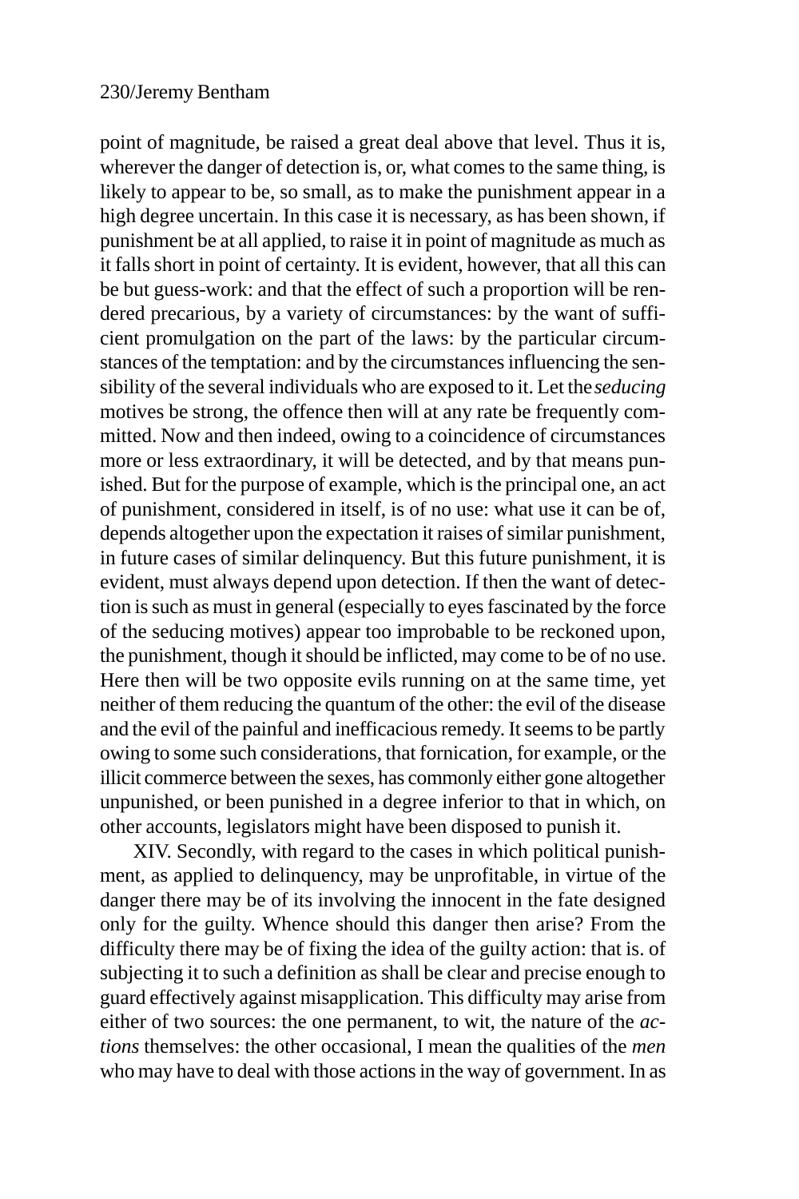point of magnitude, be raised a great deal above that level. Thus it is, wherever the danger of detection is, or, what comes to the same thing, is likely to appear to be, so small, as to make the punishment appear in a high degree uncertain. In this case it is necessary, as has been shown, if punishment be at all applied, to raise it in point of magnitude as much as it falls short in point of certainty. It is evident, however, that all this can be but guess-work: and that the effect of such a proportion will be rendered precarious, by a variety of circumstances: by the want of sufficient promulgation on the part of the laws: by the particular circumstances of the temptation: and by the circumstances influencing the sensibility of the several individuals who are exposed to it. Let the *seducing* motives be strong, the offence then will at any rate be frequently committed. Now and then indeed, owing to a coincidence of circumstances more or less extraordinary, it will be detected, and by that means punished. But for the purpose of example, which is the principal one, an act of punishment, considered in itself, is of no use: what use it can be of, depends altogether upon the expectation it raises of similar punishment, in future cases of similar delinquency. But this future punishment, it is evident, must always depend upon detection. If then the want of detection is such as must in general (especially to eyes fascinated by the force of the seducing motives) appear too improbable to be reckoned upon, the punishment, though it should be inflicted, may come to be of no use. Here then will be two opposite evils running on at the same time, yet neither of them reducing the quantum of the other: the evil of the disease and the evil of the painful and inefficacious remedy. It seems to be partly owing to some such considerations, that fornication, for example, or the illicit commerce between the sexes, has commonly either gone altogether unpunished, or been punished in a degree inferior to that in which, on other accounts, legislators might have been disposed to punish it.

XIV. Secondly, with regard to the cases in which political punishment, as applied to delinquency, may be unprofitable, in virtue of the danger there may be of its involving the innocent in the fate designed only for the guilty. Whence should this danger then arise? From the difficulty there may be of fixing the idea of the guilty action: that is. of subjecting it to such a definition as shall be clear and precise enough to guard effectively against misapplication. This difficulty may arise from either of two sources: the one permanent, to wit, the nature of the *actions* themselves: the other occasional, I mean the qualities of the *men* who may have to deal with those actions in the way of government. In as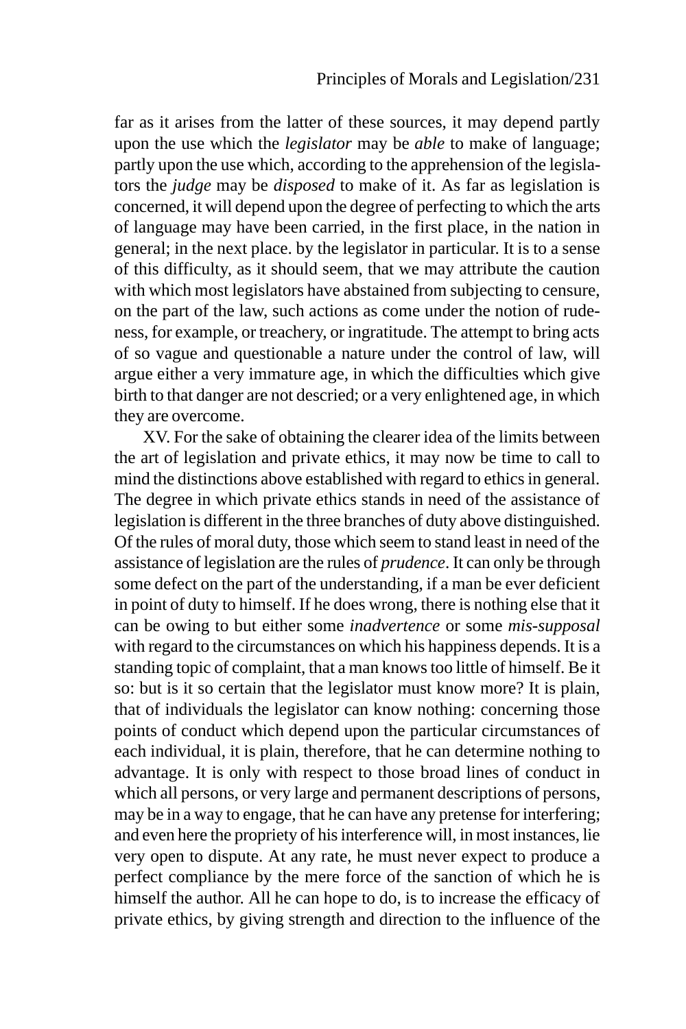far as it arises from the latter of these sources, it may depend partly upon the use which the *legislator* may be *able* to make of language; partly upon the use which, according to the apprehension of the legislators the *judge* may be *disposed* to make of it. As far as legislation is concerned, it will depend upon the degree of perfecting to which the arts of language may have been carried, in the first place, in the nation in general; in the next place. by the legislator in particular. It is to a sense of this difficulty, as it should seem, that we may attribute the caution with which most legislators have abstained from subjecting to censure, on the part of the law, such actions as come under the notion of rudeness, for example, or treachery, or ingratitude. The attempt to bring acts of so vague and questionable a nature under the control of law, will argue either a very immature age, in which the difficulties which give birth to that danger are not descried; or a very enlightened age, in which they are overcome.

XV. For the sake of obtaining the clearer idea of the limits between the art of legislation and private ethics, it may now be time to call to mind the distinctions above established with regard to ethics in general. The degree in which private ethics stands in need of the assistance of legislation is different in the three branches of duty above distinguished. Of the rules of moral duty, those which seem to stand least in need of the assistance of legislation are the rules of *prudence*. It can only be through some defect on the part of the understanding, if a man be ever deficient in point of duty to himself. If he does wrong, there is nothing else that it can be owing to but either some *inadvertence* or some *mis-supposal* with regard to the circumstances on which his happiness depends. It is a standing topic of complaint, that a man knows too little of himself. Be it so: but is it so certain that the legislator must know more? It is plain, that of individuals the legislator can know nothing: concerning those points of conduct which depend upon the particular circumstances of each individual, it is plain, therefore, that he can determine nothing to advantage. It is only with respect to those broad lines of conduct in which all persons, or very large and permanent descriptions of persons, may be in a way to engage, that he can have any pretense for interfering; and even here the propriety of his interference will, in most instances, lie very open to dispute. At any rate, he must never expect to produce a perfect compliance by the mere force of the sanction of which he is himself the author. All he can hope to do, is to increase the efficacy of private ethics, by giving strength and direction to the influence of the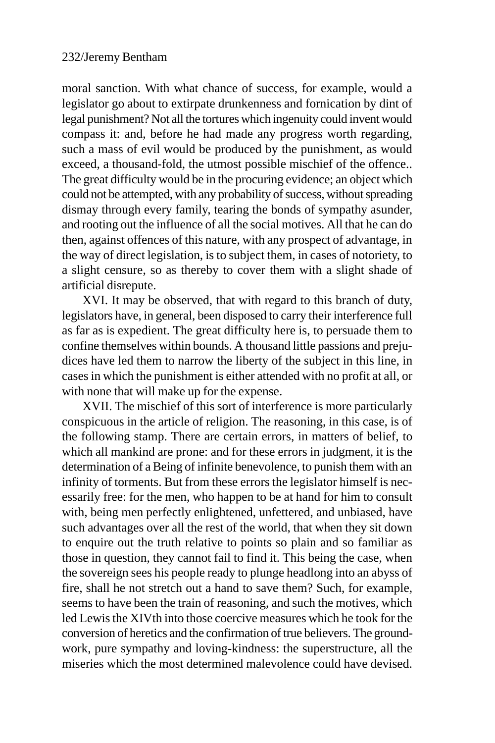moral sanction. With what chance of success, for example, would a legislator go about to extirpate drunkenness and fornication by dint of legal punishment? Not all the tortures which ingenuity could invent would compass it: and, before he had made any progress worth regarding, such a mass of evil would be produced by the punishment, as would exceed, a thousand-fold, the utmost possible mischief of the offence.. The great difficulty would be in the procuring evidence; an object which could not be attempted, with any probability of success, without spreading dismay through every family, tearing the bonds of sympathy asunder, and rooting out the influence of all the social motives. All that he can do then, against offences of this nature, with any prospect of advantage, in the way of direct legislation, is to subject them, in cases of notoriety, to a slight censure, so as thereby to cover them with a slight shade of artificial disrepute.

XVI. It may be observed, that with regard to this branch of duty, legislators have, in general, been disposed to carry their interference full as far as is expedient. The great difficulty here is, to persuade them to confine themselves within bounds. A thousand little passions and prejudices have led them to narrow the liberty of the subject in this line, in cases in which the punishment is either attended with no profit at all, or with none that will make up for the expense.

XVII. The mischief of this sort of interference is more particularly conspicuous in the article of religion. The reasoning, in this case, is of the following stamp. There are certain errors, in matters of belief, to which all mankind are prone: and for these errors in judgment, it is the determination of a Being of infinite benevolence, to punish them with an infinity of torments. But from these errors the legislator himself is necessarily free: for the men, who happen to be at hand for him to consult with, being men perfectly enlightened, unfettered, and unbiased, have such advantages over all the rest of the world, that when they sit down to enquire out the truth relative to points so plain and so familiar as those in question, they cannot fail to find it. This being the case, when the sovereign sees his people ready to plunge headlong into an abyss of fire, shall he not stretch out a hand to save them? Such, for example, seems to have been the train of reasoning, and such the motives, which led Lewis the XIVth into those coercive measures which he took for the conversion of heretics and the confirmation of true believers. The groundwork, pure sympathy and loving-kindness: the superstructure, all the miseries which the most determined malevolence could have devised.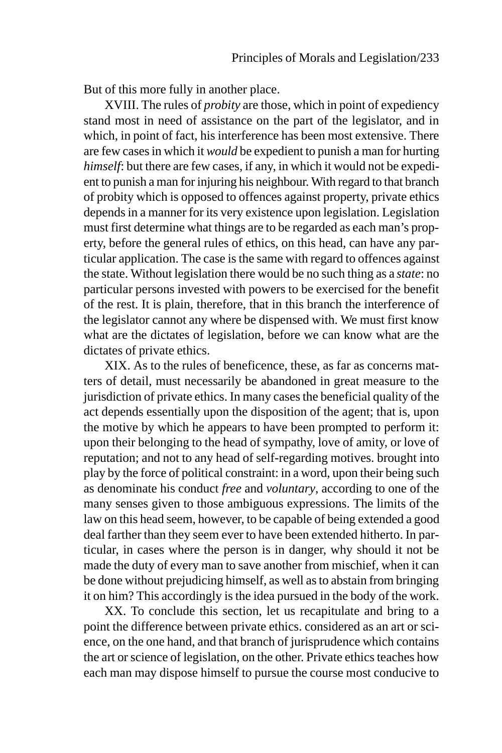But of this more fully in another place.

XVIII. The rules of *probity* are those, which in point of expediency stand most in need of assistance on the part of the legislator, and in which, in point of fact, his interference has been most extensive. There are few cases in which it *would* be expedient to punish a man for hurting *himself*: but there are few cases, if any, in which it would not be expedient to punish a man for injuring his neighbour. With regard to that branch of probity which is opposed to offences against property, private ethics depends in a manner for its very existence upon legislation. Legislation must first determine what things are to be regarded as each man's property, before the general rules of ethics, on this head, can have any particular application. The case is the same with regard to offences against the state. Without legislation there would be no such thing as a *state*: no particular persons invested with powers to be exercised for the benefit of the rest. It is plain, therefore, that in this branch the interference of the legislator cannot any where be dispensed with. We must first know what are the dictates of legislation, before we can know what are the dictates of private ethics.

XIX. As to the rules of beneficence, these, as far as concerns matters of detail, must necessarily be abandoned in great measure to the jurisdiction of private ethics. In many cases the beneficial quality of the act depends essentially upon the disposition of the agent; that is, upon the motive by which he appears to have been prompted to perform it: upon their belonging to the head of sympathy, love of amity, or love of reputation; and not to any head of self-regarding motives. brought into play by the force of political constraint: in a word, upon their being such as denominate his conduct *free* and *voluntary*, according to one of the many senses given to those ambiguous expressions. The limits of the law on this head seem, however, to be capable of being extended a good deal farther than they seem ever to have been extended hitherto. In particular, in cases where the person is in danger, why should it not be made the duty of every man to save another from mischief, when it can be done without prejudicing himself, as well as to abstain from bringing it on him? This accordingly is the idea pursued in the body of the work.

XX. To conclude this section, let us recapitulate and bring to a point the difference between private ethics. considered as an art or science, on the one hand, and that branch of jurisprudence which contains the art or science of legislation, on the other. Private ethics teaches how each man may dispose himself to pursue the course most conducive to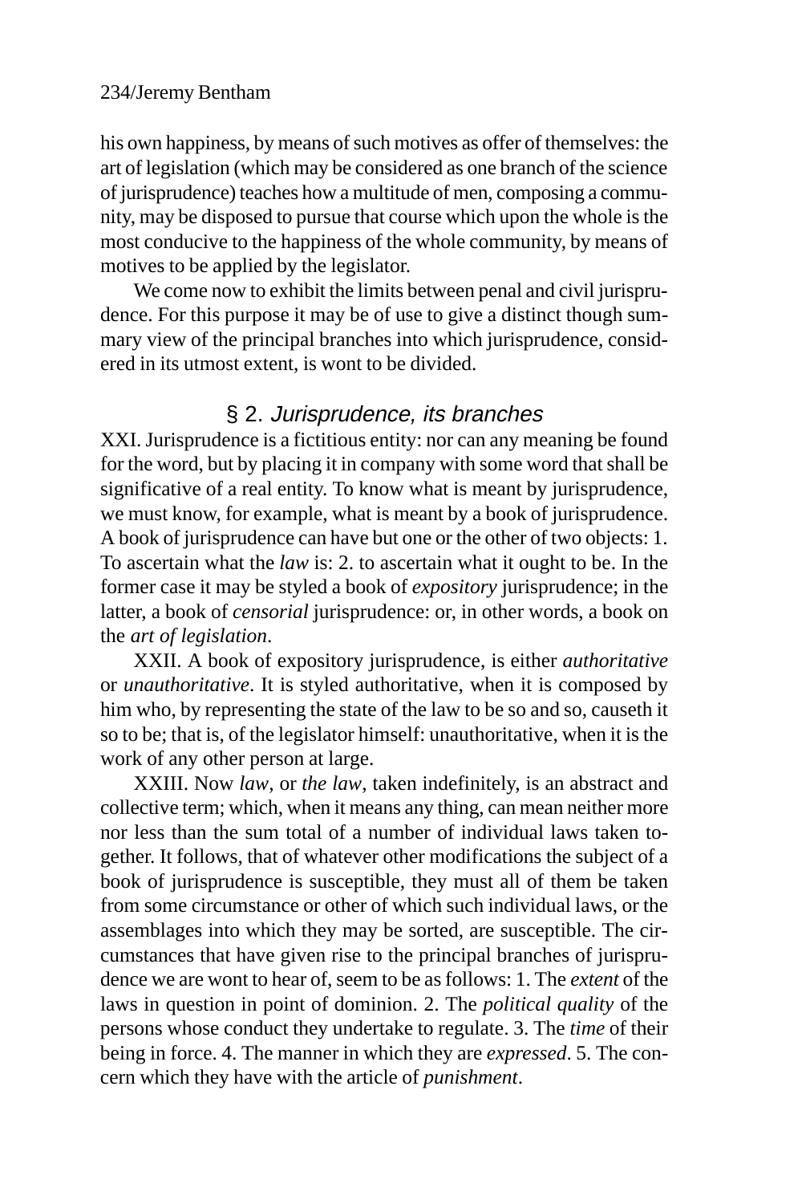his own happiness, by means of such motives as offer of themselves: the art of legislation (which may be considered as one branch of the science of jurisprudence) teaches how a multitude of men, composing a community, may be disposed to pursue that course which upon the whole is the most conducive to the happiness of the whole community, by means of motives to be applied by the legislator.

We come now to exhibit the limits between penal and civil jurisprudence. For this purpose it may be of use to give a distinct though summary view of the principal branches into which jurisprudence, considered in its utmost extent, is wont to be divided.

## § 2. *Jurisprudence, its branches*

XXI. Jurisprudence is a fictitious entity: nor can any meaning be found for the word, but by placing it in company with some word that shall be significative of a real entity. To know what is meant by jurisprudence, we must know, for example, what is meant by a book of jurisprudence. A book of jurisprudence can have but one or the other of two objects: 1. To ascertain what the *law* is: 2. to ascertain what it ought to be. In the former case it may be styled a book of *expository* jurisprudence; in the latter, a book of *censorial* jurisprudence: or, in other words, a book on the *art of legislation*.

XXII. A book of expository jurisprudence, is either *authoritative* or *unauthoritative*. It is styled authoritative, when it is composed by him who, by representing the state of the law to be so and so, causeth it so to be; that is, of the legislator himself: unauthoritative, when it is the work of any other person at large.

XXIII. Now *law*, or *the law*, taken indefinitely, is an abstract and collective term; which, when it means any thing, can mean neither more nor less than the sum total of a number of individual laws taken together. It follows, that of whatever other modifications the subject of a book of jurisprudence is susceptible, they must all of them be taken from some circumstance or other of which such individual laws, or the assemblages into which they may be sorted, are susceptible. The circumstances that have given rise to the principal branches of jurisprudence we are wont to hear of, seem to be as follows: 1. The *extent* of the laws in question in point of dominion. 2. The *political quality* of the persons whose conduct they undertake to regulate. 3. The *time* of their being in force. 4. The manner in which they are *expressed*. 5. The concern which they have with the article of *punishment*.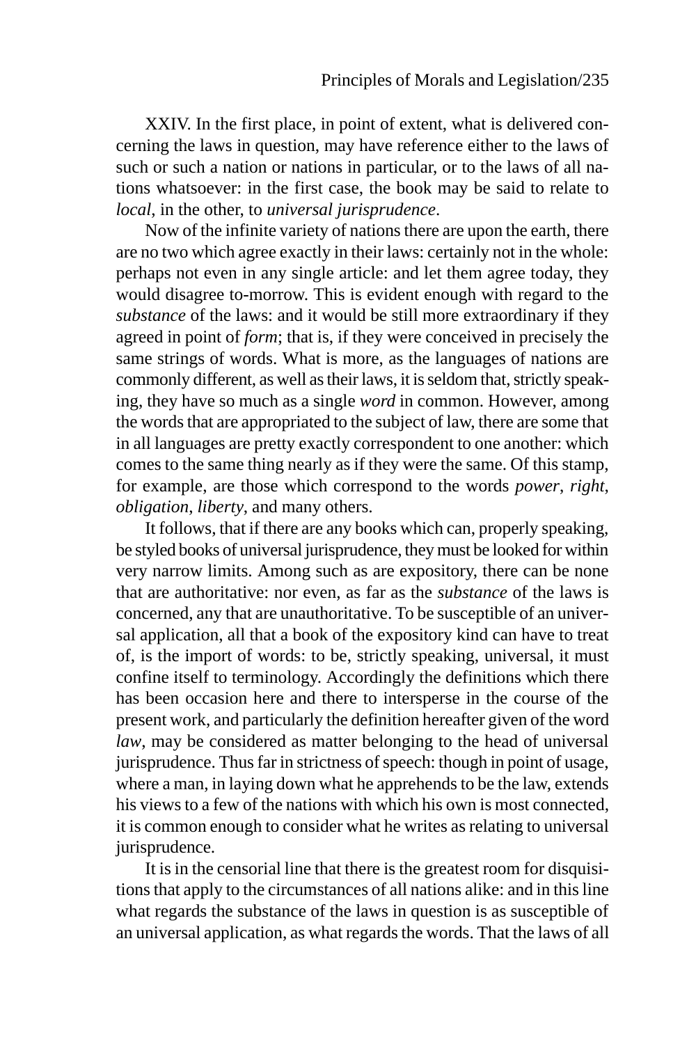XXIV. In the first place, in point of extent, what is delivered concerning the laws in question, may have reference either to the laws of such or such a nation or nations in particular, or to the laws of all nations whatsoever: in the first case, the book may be said to relate to *local*, in the other, to *universal jurisprudence*.

Now of the infinite variety of nations there are upon the earth, there are no two which agree exactly in their laws: certainly not in the whole: perhaps not even in any single article: and let them agree today, they would disagree to-morrow. This is evident enough with regard to the *substance* of the laws: and it would be still more extraordinary if they agreed in point of *form*; that is, if they were conceived in precisely the same strings of words. What is more, as the languages of nations are commonly different, as well as their laws, it is seldom that, strictly speaking, they have so much as a single *word* in common. However, among the words that are appropriated to the subject of law, there are some that in all languages are pretty exactly correspondent to one another: which comes to the same thing nearly as if they were the same. Of this stamp, for example, are those which correspond to the words *power*, *right*, *obligation*, *liberty*, and many others.

It follows, that if there are any books which can, properly speaking, be styled books of universal jurisprudence, they must be looked for within very narrow limits. Among such as are expository, there can be none that are authoritative: nor even, as far as the *substance* of the laws is concerned, any that are unauthoritative. To be susceptible of an universal application, all that a book of the expository kind can have to treat of, is the import of words: to be, strictly speaking, universal, it must confine itself to terminology. Accordingly the definitions which there has been occasion here and there to intersperse in the course of the present work, and particularly the definition hereafter given of the word *law*, may be considered as matter belonging to the head of universal jurisprudence. Thus far in strictness of speech: though in point of usage, where a man, in laying down what he apprehends to be the law, extends his views to a few of the nations with which his own is most connected, it is common enough to consider what he writes as relating to universal jurisprudence.

It is in the censorial line that there is the greatest room for disquisitions that apply to the circumstances of all nations alike: and in this line what regards the substance of the laws in question is as susceptible of an universal application, as what regards the words. That the laws of all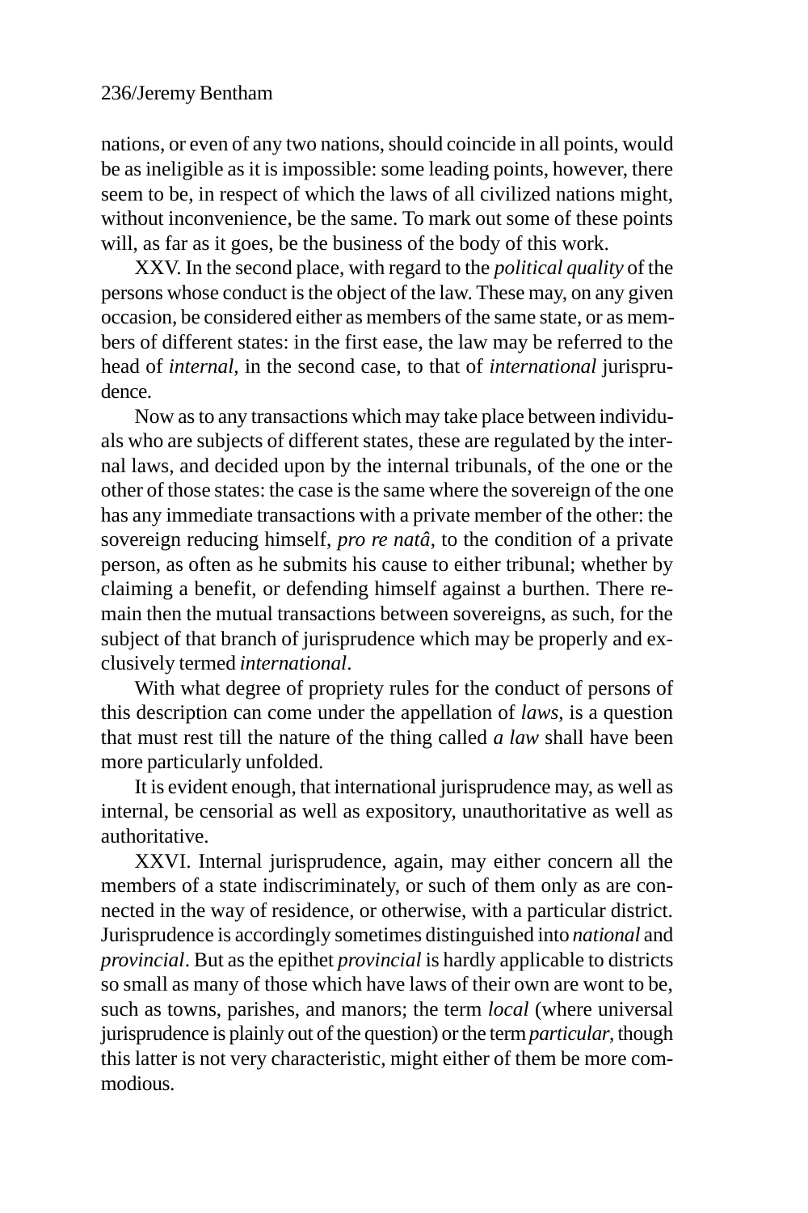nations, or even of any two nations, should coincide in all points, would be as ineligible as it is impossible: some leading points, however, there seem to be, in respect of which the laws of all civilized nations might, without inconvenience, be the same. To mark out some of these points will, as far as it goes, be the business of the body of this work.

XXV. In the second place, with regard to the *political quality* of the persons whose conduct is the object of the law. These may, on any given occasion, be considered either as members of the same state, or as members of different states: in the first ease, the law may be referred to the head of *internal*, in the second case, to that of *international* jurisprudence.

Now as to any transactions which may take place between individuals who are subjects of different states, these are regulated by the internal laws, and decided upon by the internal tribunals, of the one or the other of those states: the case is the same where the sovereign of the one has any immediate transactions with a private member of the other: the sovereign reducing himself, *pro re natâ*, to the condition of a private person, as often as he submits his cause to either tribunal; whether by claiming a benefit, or defending himself against a burthen. There remain then the mutual transactions between sovereigns, as such, for the subject of that branch of jurisprudence which may be properly and exclusively termed *international*.

With what degree of propriety rules for the conduct of persons of this description can come under the appellation of *laws*, is a question that must rest till the nature of the thing called *a law* shall have been more particularly unfolded.

It is evident enough, that international jurisprudence may, as well as internal, be censorial as well as expository, unauthoritative as well as authoritative.

XXVI. Internal jurisprudence, again, may either concern all the members of a state indiscriminately, or such of them only as are connected in the way of residence, or otherwise, with a particular district. Jurisprudence is accordingly sometimes distinguished into *national* and *provincial*. But as the epithet *provincial* is hardly applicable to districts so small as many of those which have laws of their own are wont to be, such as towns, parishes, and manors; the term *local* (where universal jurisprudence is plainly out of the question) or the term *particular*, though this latter is not very characteristic, might either of them be more commodious.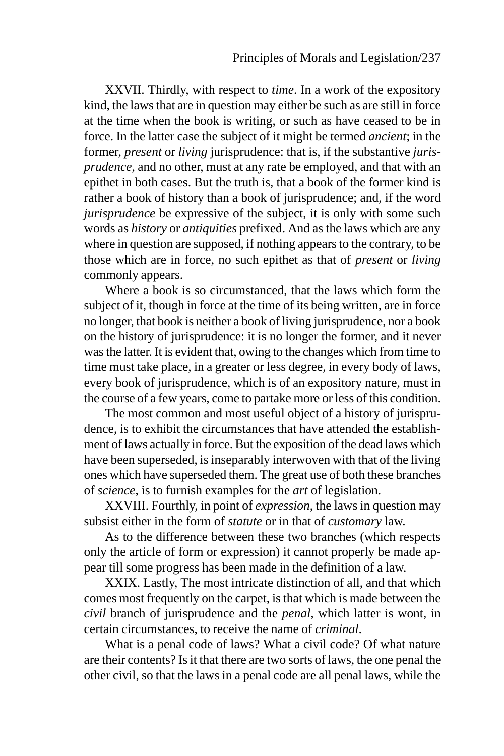XXVII. Thirdly, with respect to *time*. In a work of the expository kind, the laws that are in question may either be such as are still in force at the time when the book is writing, or such as have ceased to be in force. In the latter case the subject of it might be termed *ancient*; in the former, *present* or *living* jurisprudence: that is, if the substantive *jurisprudence*, and no other, must at any rate be employed, and that with an epithet in both cases. But the truth is, that a book of the former kind is rather a book of history than a book of jurisprudence; and, if the word *jurisprudence* be expressive of the subject, it is only with some such words as *history* or *antiquities* prefixed. And as the laws which are any where in question are supposed, if nothing appears to the contrary, to be those which are in force, no such epithet as that of *present* or *living* commonly appears.

Where a book is so circumstanced, that the laws which form the subject of it, though in force at the time of its being written, are in force no longer, that book is neither a book of living jurisprudence, nor a book on the history of jurisprudence: it is no longer the former, and it never was the latter. It is evident that, owing to the changes which from time to time must take place, in a greater or less degree, in every body of laws, every book of jurisprudence, which is of an expository nature, must in the course of a few years, come to partake more or less of this condition.

The most common and most useful object of a history of jurisprudence, is to exhibit the circumstances that have attended the establishment of laws actually in force. But the exposition of the dead laws which have been superseded, is inseparably interwoven with that of the living ones which have superseded them. The great use of both these branches of *science*, is to furnish examples for the *art* of legislation.

XXVIII. Fourthly, in point of *expression*, the laws in question may subsist either in the form of *statute* or in that of *customary* law.

As to the difference between these two branches (which respects only the article of form or expression) it cannot properly be made appear till some progress has been made in the definition of a law.

XXIX. Lastly, The most intricate distinction of all, and that which comes most frequently on the carpet, is that which is made between the *civil* branch of jurisprudence and the *penal*, which latter is wont, in certain circumstances, to receive the name of *criminal*.

What is a penal code of laws? What a civil code? Of what nature are their contents? Is it that there are two sorts of laws, the one penal the other civil, so that the laws in a penal code are all penal laws, while the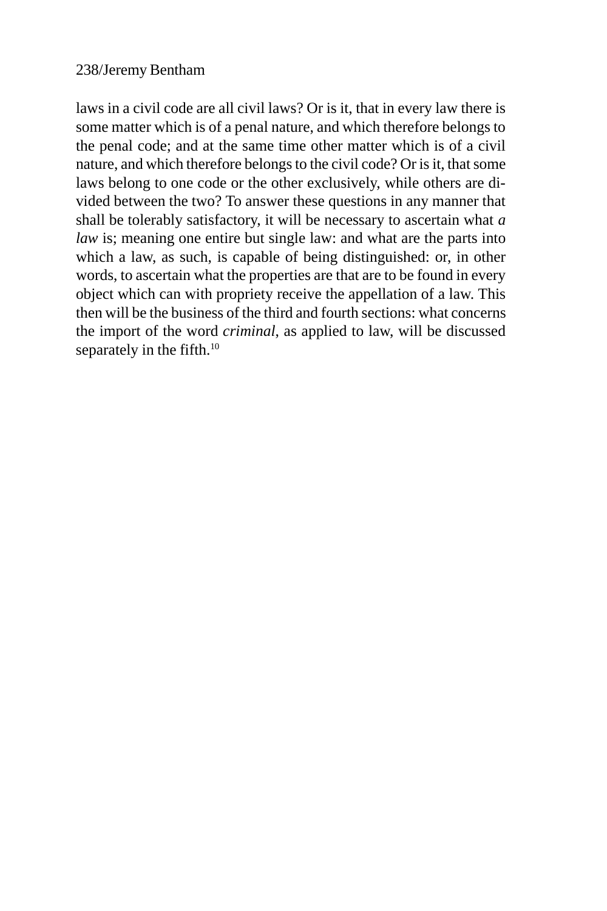laws in a civil code are all civil laws? Or is it, that in every law there is some matter which is of a penal nature, and which therefore belongs to the penal code; and at the same time other matter which is of a civil nature, and which therefore belongs to the civil code? Or is it, that some laws belong to one code or the other exclusively, while others are divided between the two? To answer these questions in any manner that shall be tolerably satisfactory, it will be necessary to ascertain what *a law* is; meaning one entire but single law: and what are the parts into which a law, as such, is capable of being distinguished: or, in other words, to ascertain what the properties are that are to be found in every object which can with propriety receive the appellation of a law. This then will be the business of the third and fourth sections: what concerns the import of the word *criminal*, as applied to law, will be discussed separately in the fifth.[10]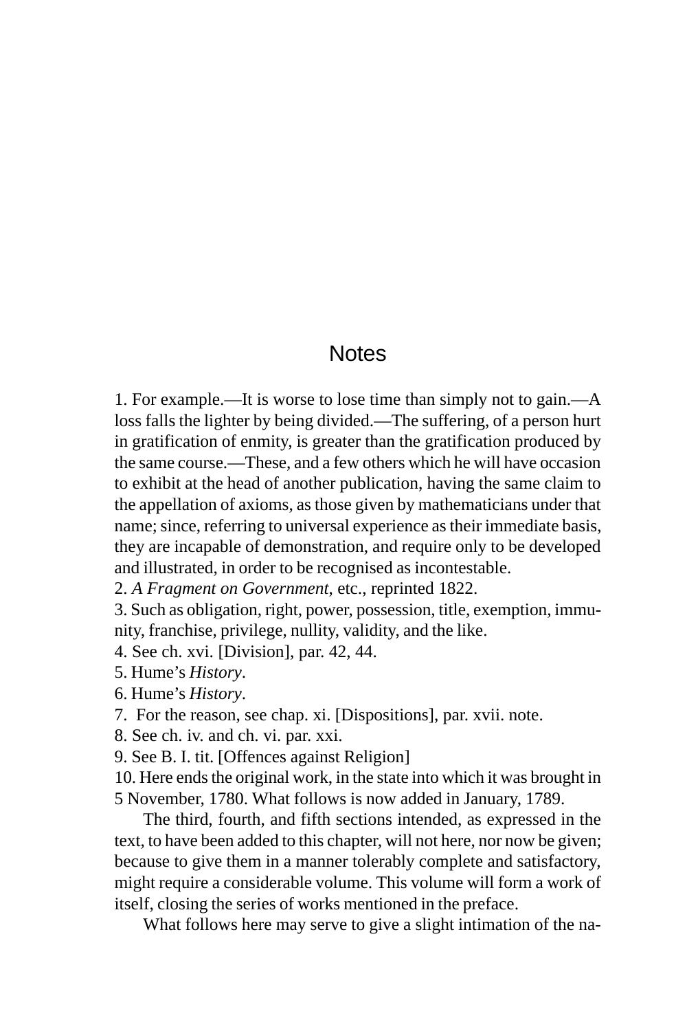# Notes

1. For example.—It is worse to lose time than simply not to gain.—A loss falls the lighter by being divided.—The suffering, of a person hurt in gratification of enmity, is greater than the gratification produced by the same course.—These, and a few others which he will have occasion to exhibit at the head of another publication, having the same claim to the appellation of axioms, as those given by mathematicians under that name; since, referring to universal experience as their immediate basis, they are incapable of demonstration, and require only to be developed and illustrated, in order to be recognised as incontestable.

2. *A Fragment on Government*, etc., reprinted 1822.

3. Such as obligation, right, power, possession, title, exemption, immunity, franchise, privilege, nullity, validity, and the like.

4. See ch. xvi. [Division], par. 42, 44.

5. Hume's *History*.

6. Hume's *History*.

7. For the reason, see chap. xi. [Dispositions], par. xvii. note.

8. See ch. iv. and ch. vi. par. xxi.

9. See B. I. tit. [Offences against Religion]

10. Here ends the original work, in the state into which it was brought in 5 November, 1780. What follows is now added in January, 1789.

The third, fourth, and fifth sections intended, as expressed in the text, to have been added to this chapter, will not here, nor now be given; because to give them in a manner tolerably complete and satisfactory, might require a considerable volume. This volume will form a work of itself, closing the series of works mentioned in the preface.

What follows here may serve to give a slight intimation of the na-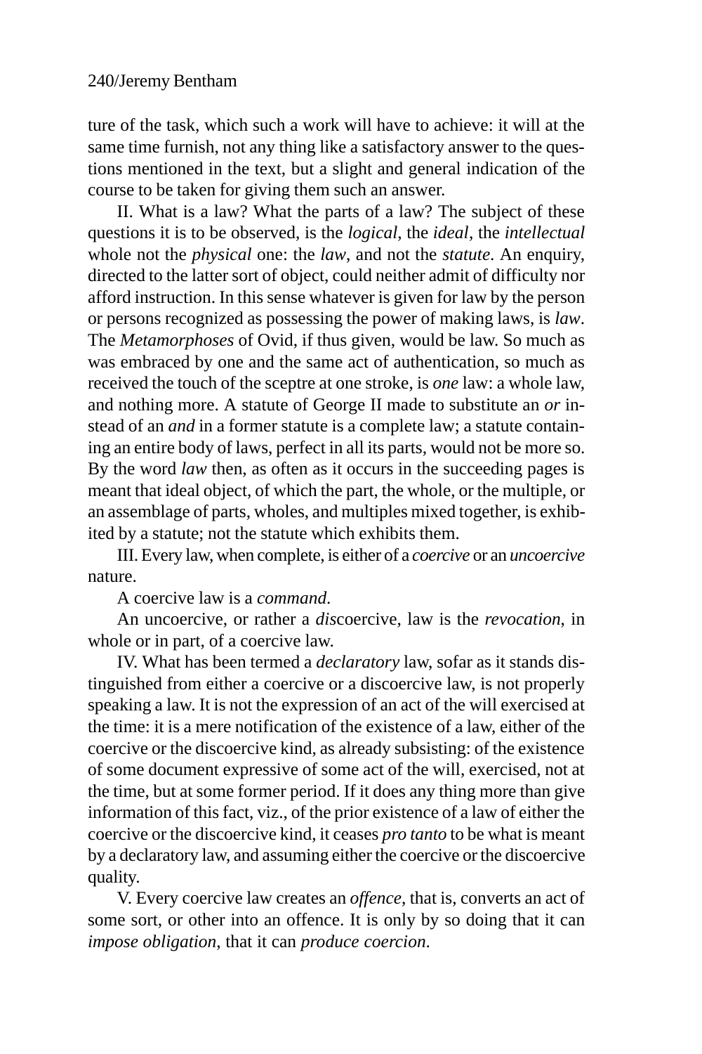ture of the task, which such a work will have to achieve: it will at the same time furnish, not any thing like a satisfactory answer to the questions mentioned in the text, but a slight and general indication of the course to be taken for giving them such an answer.

II. What is a law? What the parts of a law? The subject of these questions it is to be observed, is the *logical*, the *ideal*, the *intellectual* whole not the *physical* one: the *law*, and not the *statute*. An enquiry, directed to the latter sort of object, could neither admit of difficulty nor afford instruction. In this sense whatever is given for law by the person or persons recognized as possessing the power of making laws, is *law*. The *Metamorphoses* of Ovid, if thus given, would be law. So much as was embraced by one and the same act of authentication, so much as received the touch of the sceptre at one stroke, is *one* law: a whole law, and nothing more. A statute of George II made to substitute an *or* instead of an *and* in a former statute is a complete law; a statute containing an entire body of laws, perfect in all its parts, would not be more so. By the word *law* then, as often as it occurs in the succeeding pages is meant that ideal object, of which the part, the whole, or the multiple, or an assemblage of parts, wholes, and multiples mixed together, is exhibited by a statute; not the statute which exhibits them.

III. Every law, when complete, is either of a *coercive* or an *uncoercive* nature.

A coercive law is a *command*.

An uncoercive, or rather a *dis*coercive, law is the *revocation*, in whole or in part, of a coercive law.

IV. What has been termed a *declaratory* law, sofar as it stands distinguished from either a coercive or a discoercive law, is not properly speaking a law. It is not the expression of an act of the will exercised at the time: it is a mere notification of the existence of a law, either of the coercive or the discoercive kind, as already subsisting: of the existence of some document expressive of some act of the will, exercised, not at the time, but at some former period. If it does any thing more than give information of this fact, viz., of the prior existence of a law of either the coercive or the discoercive kind, it ceases *pro tanto* to be what is meant by a declaratory law, and assuming either the coercive or the discoercive quality.

V. Every coercive law creates an *offence*, that is, converts an act of some sort, or other into an offence. It is only by so doing that it can *impose obligation*, that it can *produce coercion*.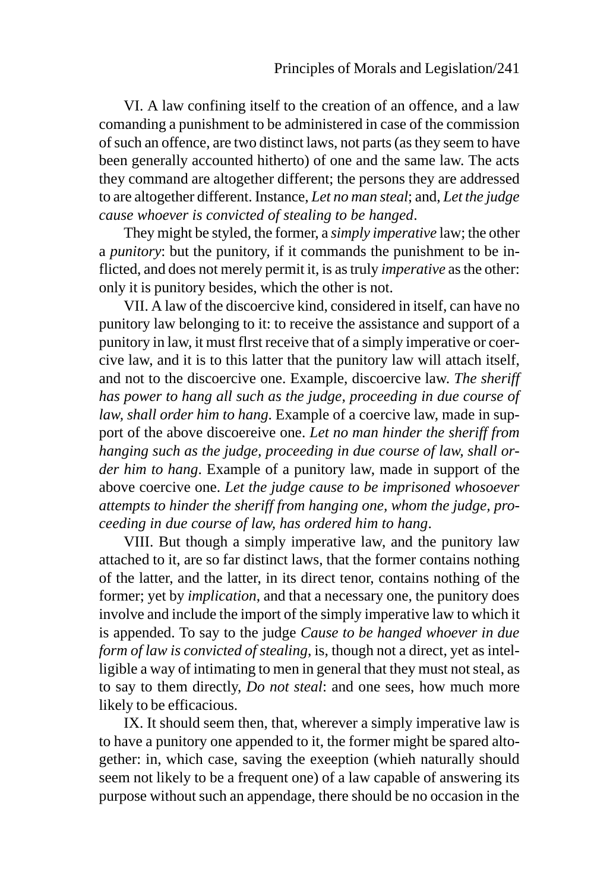VI. A law confining itself to the creation of an offence, and a law comanding a punishment to be administered in case of the commission of such an offence, are two distinct laws, not parts (as they seem to have been generally accounted hitherto) of one and the same law. The acts they command are altogether different; the persons they are addressed to are altogether different. Instance, *Let no man steal*; and, *Let the judge cause whoever is convicted of stealing to be hanged*.

They might be styled, the former, a *simply imperative* law; the other a *punitory*: but the punitory, if it commands the punishment to be inflicted, and does not merely permit it, is as truly *imperative* as the other: only it is punitory besides, which the other is not.

VII. A law of the discoercive kind, considered in itself, can have no punitory law belonging to it: to receive the assistance and support of a punitory in law, it must flrst receive that of a simply imperative or coercive law, and it is to this latter that the punitory law will attach itself, and not to the discoercive one. Example, discoercive law. *The sheriff has power to hang all such as the judge, proceeding in due course of law, shall order him to hang*. Example of a coercive law, made in support of the above discoereive one. *Let no man hinder the sheriff from hanging such as the judge, proceeding in due course of law, shall order him to hang*. Example of a punitory law, made in support of the above coercive one. *Let the judge cause to be imprisoned whosoever attempts to hinder the sheriff from hanging one, whom the judge, proceeding in due course of law, has ordered him to hang*.

VIII. But though a simply imperative law, and the punitory law attached to it, are so far distinct laws, that the former contains nothing of the latter, and the latter, in its direct tenor, contains nothing of the former; yet by *implication*, and that a necessary one, the punitory does involve and include the import of the simply imperative law to which it is appended. To say to the judge *Cause to be hanged whoever in due form of law is convicted of stealing*, is, though not a direct, yet as intelligible a way of intimating to men in general that they must not steal, as to say to them directly, *Do not steal*: and one sees, how much more likely to be efficacious.

IX. It should seem then, that, wherever a simply imperative law is to have a punitory one appended to it, the former might be spared altogether: in, which case, saving the exeeption (whieh naturally should seem not likely to be a frequent one) of a law capable of answering its purpose without such an appendage, there should be no occasion in the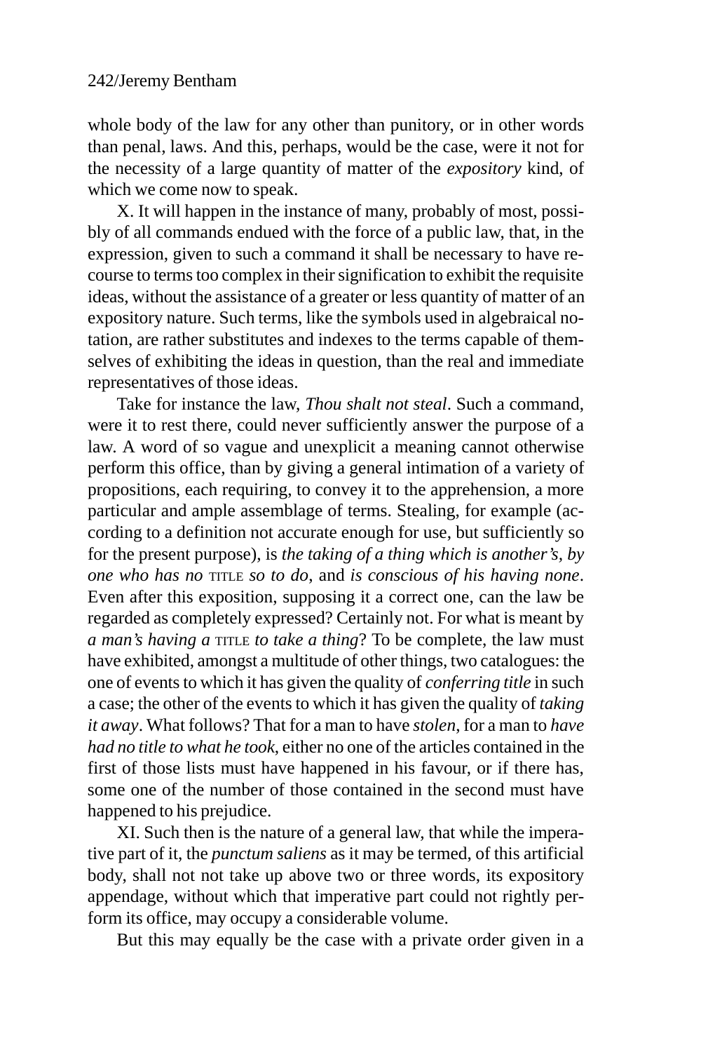whole body of the law for any other than punitory, or in other words than penal, laws. And this, perhaps, would be the case, were it not for the necessity of a large quantity of matter of the *expository* kind, of which we come now to speak.

X. It will happen in the instance of many, probably of most, possibly of all commands endued with the force of a public law, that, in the expression, given to such a command it shall be necessary to have recourse to terms too complex in their signification to exhibit the requisite ideas, without the assistance of a greater or less quantity of matter of an expository nature. Such terms, like the symbols used in algebraical notation, are rather substitutes and indexes to the terms capable of themselves of exhibiting the ideas in question, than the real and immediate representatives of those ideas.

Take for instance the law, *Thou shalt not steal*. Such a command, were it to rest there, could never sufficiently answer the purpose of a law. A word of so vague and unexplicit a meaning cannot otherwise perform this office, than by giving a general intimation of a variety of propositions, each requiring, to convey it to the apprehension, a more particular and ample assemblage of terms. Stealing, for example (according to a definition not accurate enough for use, but sufficiently so for the present purpose), is *the taking of a thing which is another's, by one who has no* TITLE *so to do*, and *is conscious of his having none*. Even after this exposition, supposing it a correct one, can the law be regarded as completely expressed? Certainly not. For what is meant by *a man's having a* TITLE *to take a thing*? To be complete, the law must have exhibited, amongst a multitude of other things, two catalogues: the one of events to which it has given the quality of *conferring title* in such a case; the other of the events to which it has given the quality of *taking it away*. What follows? That for a man to have *stolen*, for a man to *have had no title to what he took*, either no one of the articles contained in the first of those lists must have happened in his favour, or if there has, some one of the number of those contained in the second must have happened to his prejudice.

XI. Such then is the nature of a general law, that while the imperative part of it, the *punctum saliens* as it may be termed, of this artificial body, shall not not take up above two or three words, its expository appendage, without which that imperative part could not rightly perform its office, may occupy a considerable volume.

But this may equally be the case with a private order given in a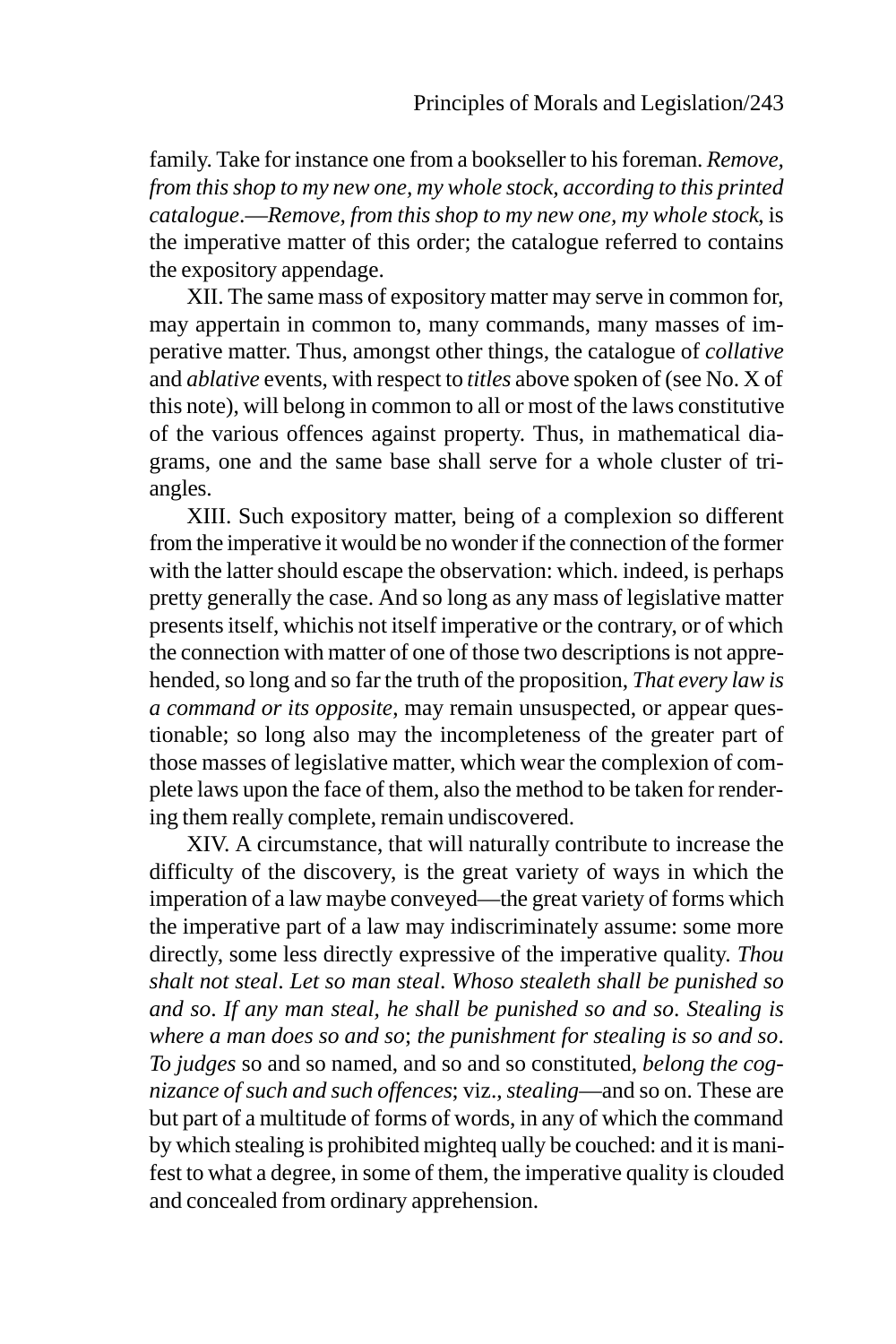family. Take for instance one from a bookseller to his foreman. *Remove, from this shop to my new one, my whole stock, according to this printed catalogue*.—*Remove, from this shop to my new one, my whole stock*, is the imperative matter of this order; the catalogue referred to contains the expository appendage.

XII. The same mass of expository matter may serve in common for, may appertain in common to, many commands, many masses of imperative matter. Thus, amongst other things, the catalogue of *collative* and *ablative* events, with respect to *titles* above spoken of (see No. X of this note), will belong in common to all or most of the laws constitutive of the various offences against property. Thus, in mathematical diagrams, one and the same base shall serve for a whole cluster of triangles.

XIII. Such expository matter, being of a complexion so different from the imperative it would be no wonder if the connection of the former with the latter should escape the observation: which. indeed, is perhaps pretty generally the case. And so long as any mass of legislative matter presents itself, whichis not itself imperative or the contrary, or of which the connection with matter of one of those two descriptions is not apprehended, so long and so far the truth of the proposition, *That every law is a command or its opposite*, may remain unsuspected, or appear questionable; so long also may the incompleteness of the greater part of those masses of legislative matter, which wear the complexion of complete laws upon the face of them, also the method to be taken for rendering them really complete, remain undiscovered.

XIV. A circumstance, that will naturally contribute to increase the difficulty of the discovery, is the great variety of ways in which the imperation of a law maybe conveyed—the great variety of forms which the imperative part of a law may indiscriminately assume: some more directly, some less directly expressive of the imperative quality. *Thou shalt not steal*. *Let so man steal*. *Whoso stealeth shall be punished so and so*. *If any man steal, he shall be punished so and so*. *Stealing is where a man does so and so*; *the punishment for stealing is so and so*. *To judges* so and so named, and so and so constituted, *belong the cognizance of such and such offences*; viz., *stealing*—and so on. These are but part of a multitude of forms of words, in any of which the command by which stealing is prohibited mighteq ually be couched: and it is manifest to what a degree, in some of them, the imperative quality is clouded and concealed from ordinary apprehension.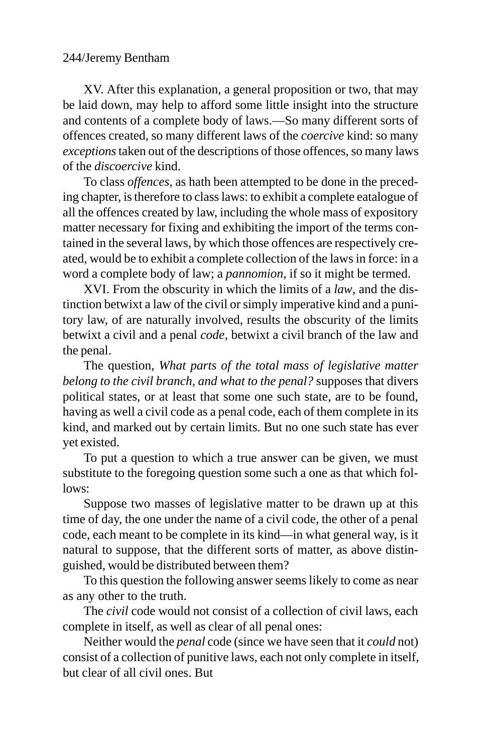XV. After this explanation, a general proposition or two, that may be laid down, may help to afford some little insight into the structure and contents of a complete body of laws.—So many different sorts of offences created, so many different laws of the *coercive* kind: so many *exceptions* taken out of the descriptions of those offences, so many laws of the *discoercive* kind.

To class *offences*, as hath been attempted to be done in the preceding chapter, is therefore to class laws: to exhibit a complete eatalogue of all the offences created by law, including the whole mass of expository matter necessary for fixing and exhibiting the import of the terms contained in the several laws, by which those offences are respectively created, would be to exhibit a complete collection of the laws in force: in a word a complete body of law; a *pannomion*, if so it might be termed.

XVI. From the obscurity in which the limits of a *law*, and the distinction betwixt a law of the civil or simply imperative kind and a punitory law, of are naturally involved, results the obscurity of the limits betwixt a civil and a penal *code*, betwixt a civil branch of the law and the penal.

The question, *What parts of the total mass of legislative matter belong to the civil branch, and what to the penal?* supposes that divers political states, or at least that some one such state, are to be found, having as well a civil code as a penal code, each of them complete in its kind, and marked out by certain limits. But no one such state has ever yet existed.

To put a question to which a true answer can be given, we must substitute to the foregoing question some such a one as that which follows:

Suppose two masses of legislative matter to be drawn up at this time of day, the one under the name of a civil code, the other of a penal code, each meant to be complete in its kind—in what general way, is it natural to suppose, that the different sorts of matter, as above distinguished, would be distributed between them?

To this question the following answer seems likely to come as near as any other to the truth.

The *civil* code would not consist of a collection of civil laws, each complete in itself, as well as clear of all penal ones:

Neither would the *penal* code (since we have seen that it *could* not) consist of a collection of punitive laws, each not only complete in itself, but clear of all civil ones. But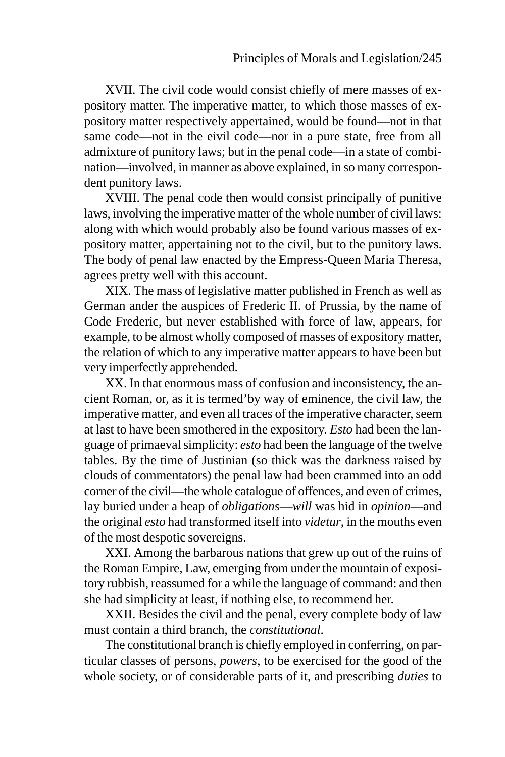XVII. The civil code would consist chiefly of mere masses of expository matter. The imperative matter, to which those masses of expository matter respectively appertained, would be found—not in that same code—not in the eivil code—nor in a pure state, free from all admixture of punitory laws; but in the penal code—in a state of combination—involved, in manner as above explained, in so many correspondent punitory laws.

XVIII. The penal code then would consist principally of punitive laws, involving the imperative matter of the whole number of civil laws: along with which would probably also be found various masses of expository matter, appertaining not to the civil, but to the punitory laws. The body of penal law enacted by the Empress-Queen Maria Theresa, agrees pretty well with this account.

XIX. The mass of legislative matter published in French as well as German ander the auspices of Frederic II. of Prussia, by the name of Code Frederic, but never established with force of law, appears, for example, to be almost wholly composed of masses of expository matter, the relation of which to any imperative matter appears to have been but very imperfectly apprehended.

XX. In that enormous mass of confusion and inconsistency, the ancient Roman, or, as it is termed'by way of eminence, the civil law, the imperative matter, and even all traces of the imperative character, seem at last to have been smothered in the expository. *Esto* had been the language of primaeval simplicity: *esto* had been the language of the twelve tables. By the time of Justinian (so thick was the darkness raised by clouds of commentators) the penal law had been crammed into an odd corner of the civil—the whole catalogue of offences, and even of crimes, lay buried under a heap of *obligations*—*will* was hid in *opinion*—and the original *esto* had transformed itself into *videtur*, in the mouths even of the most despotic sovereigns.

XXI. Among the barbarous nations that grew up out of the ruins of the Roman Empire, Law, emerging from under the mountain of expository rubbish, reassumed for a while the language of command: and then she had simplicity at least, if nothing else, to recommend her.

XXII. Besides the civil and the penal, every complete body of law must contain a third branch, the *constitutional*.

The constitutional branch is chiefly employed in conferring, on particular classes of persons, *powers*, to be exercised for the good of the whole society, or of considerable parts of it, and prescribing *duties* to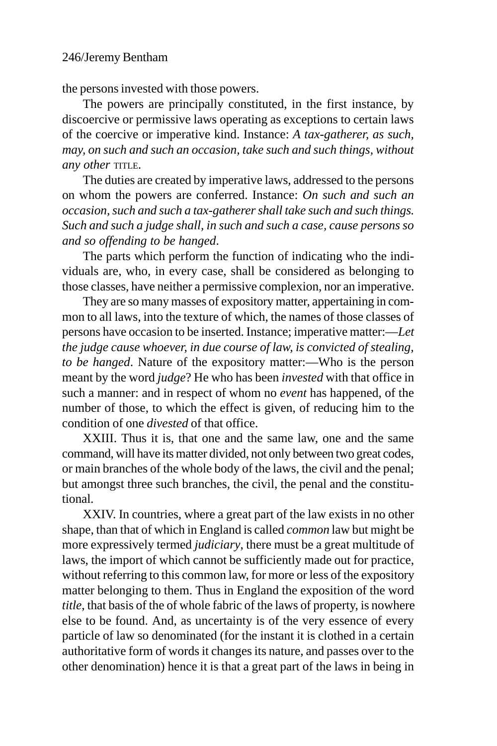the persons invested with those powers.

The powers are principally constituted, in the first instance, by discoercive or permissive laws operating as exceptions to certain laws of the coercive or imperative kind. Instance: *A tax-gatherer, as such, may, on such and such an occasion, take such and such things, without any other* TITLE.

The duties are created by imperative laws, addressed to the persons on whom the powers are conferred. Instance: *On such and such an occasion, such and such a tax-gatherer shall take such and such things. Such and such a judge shall, in such and such a case, cause persons so and so offending to be hanged*.

The parts which perform the function of indicating who the individuals are, who, in every case, shall be considered as belonging to those classes, have neither a permissive complexion, nor an imperative.

They are so many masses of expository matter, appertaining in common to all laws, into the texture of which, the names of those classes of persons have occasion to be inserted. Instance; imperative matter:—*Let the judge cause whoever, in due course of law, is convicted of stealing, to be hanged*. Nature of the expository matter:—Who is the person meant by the word *judge*? He who has been *invested* with that office in such a manner: and in respect of whom no *event* has happened, of the number of those, to which the effect is given, of reducing him to the condition of one *divested* of that office.

XXIII. Thus it is, that one and the same law, one and the same command, will have its matter divided, not only between two great codes, or main branches of the whole body of the laws, the civil and the penal; but amongst three such branches, the civil, the penal and the constitutional.

XXIV. In countries, where a great part of the law exists in no other shape, than that of which in England is called *common* law but might be more expressively termed *judiciary*, there must be a great multitude of laws, the import of which cannot be sufficiently made out for practice, without referring to this common law, for more or less of the expository matter belonging to them. Thus in England the exposition of the word *title*, that basis of the of whole fabric of the laws of property, is nowhere else to be found. And, as uncertainty is of the very essence of every particle of law so denominated (for the instant it is clothed in a certain authoritative form of words it changes its nature, and passes over to the other denomination) hence it is that a great part of the laws in being in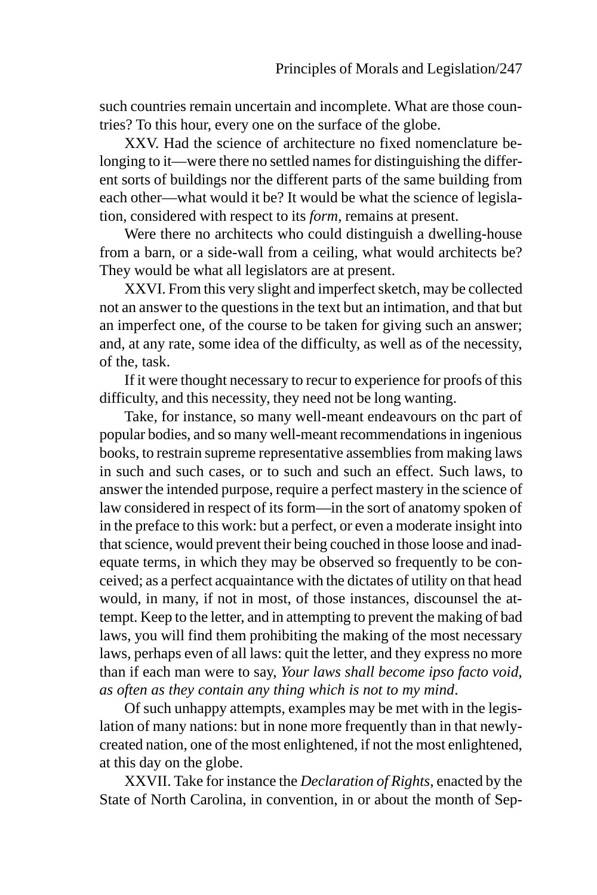such countries remain uncertain and incomplete. What are those countries? To this hour, every one on the surface of the globe.

XXV. Had the science of architecture no fixed nomenclature belonging to it—were there no settled names for distinguishing the different sorts of buildings nor the different parts of the same building from each other—what would it be? It would be what the science of legislation, considered with respect to its *form*, remains at present.

Were there no architects who could distinguish a dwelling-house from a barn, or a side-wall from a ceiling, what would architects be? They would be what all legislators are at present.

XXVI. From this very slight and imperfect sketch, may be collected not an answer to the questions in the text but an intimation, and that but an imperfect one, of the course to be taken for giving such an answer; and, at any rate, some idea of the difficulty, as well as of the necessity, of the, task.

If it were thought necessary to recur to experience for proofs of this difficulty, and this necessity, they need not be long wanting.

Take, for instance, so many well-meant endeavours on thc part of popular bodies, and so many well-meant recommendations in ingenious books, to restrain supreme representative assemblies from making laws in such and such cases, or to such and such an effect. Such laws, to answer the intended purpose, require a perfect mastery in the science of law considered in respect of its form—in the sort of anatomy spoken of in the preface to this work: but a perfect, or even a moderate insight into that science, would prevent their being couched in those loose and inadequate terms, in which they may be observed so frequently to be conceived; as a perfect acquaintance with the dictates of utility on that head would, in many, if not in most, of those instances, discounsel the attempt. Keep to the letter, and in attempting to prevent the making of bad laws, you will find them prohibiting the making of the most necessary laws, perhaps even of all laws: quit the letter, and they express no more than if each man were to say, *Your laws shall become ipso facto void, as often as they contain any thing which is not to my mind*.

Of such unhappy attempts, examples may be met with in the legislation of many nations: but in none more frequently than in that newly-created nation, one of the most enlightened, if not the most enlightened, at this day on the globe.

XXVII. Take for instance the *Declaration of Rights*, enacted by the State of North Carolina, in convention, in or about the month of Sep-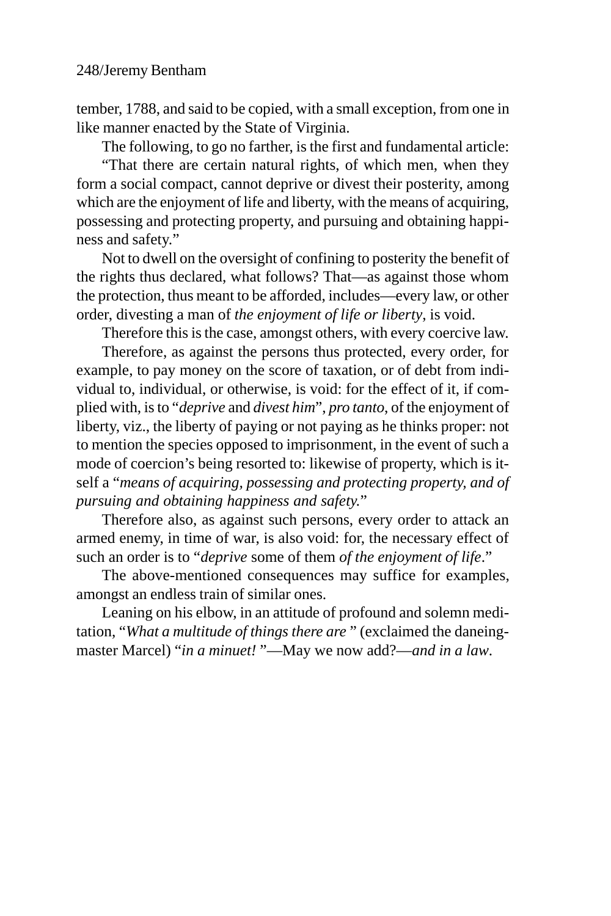tember, 1788, and said to be copied, with a small exception, from one in like manner enacted by the State of Virginia.

The following, to go no farther, is the first and fundamental article:

"That there are certain natural rights, of which men, when they form a social compact, cannot deprive or divest their posterity, among which are the enjoyment of life and liberty, with the means of acquiring, possessing and protecting property, and pursuing and obtaining happiness and safety."

Not to dwell on the oversight of confining to posterity the benefit of the rights thus declared, what follows? That—as against those whom the protection, thus meant to be afforded, includes—every law, or other order, divesting a man of *the enjoyment of life or liberty*, is void.

Therefore this is the case, amongst others, with every coercive law.

Therefore, as against the persons thus protected, every order, for example, to pay money on the score of taxation, or of debt from individual to, individual, or otherwise, is void: for the effect of it, if complied with, is to "*deprive* and *divest him*", *pro tanto*, of the enjoyment of liberty, viz., the liberty of paying or not paying as he thinks proper: not to mention the species opposed to imprisonment, in the event of such a mode of coercion's being resorted to: likewise of property, which is itself a "*means of acquiring, possessing and protecting property, and of pursuing and obtaining happiness and safety.*"

Therefore also, as against such persons, every order to attack an armed enemy, in time of war, is also void: for, the necessary effect of such an order is to "*deprive* some of them *of the enjoyment of life*."

The above-mentioned consequences may suffice for examples, amongst an endless train of similar ones.

Leaning on his elbow, in an attitude of profound and solemn meditation, "*What a multitude of things there are* " (exclaimed the daneing-master Marcel) "*in a minuet!* "—May we now add?—*and in a law*.